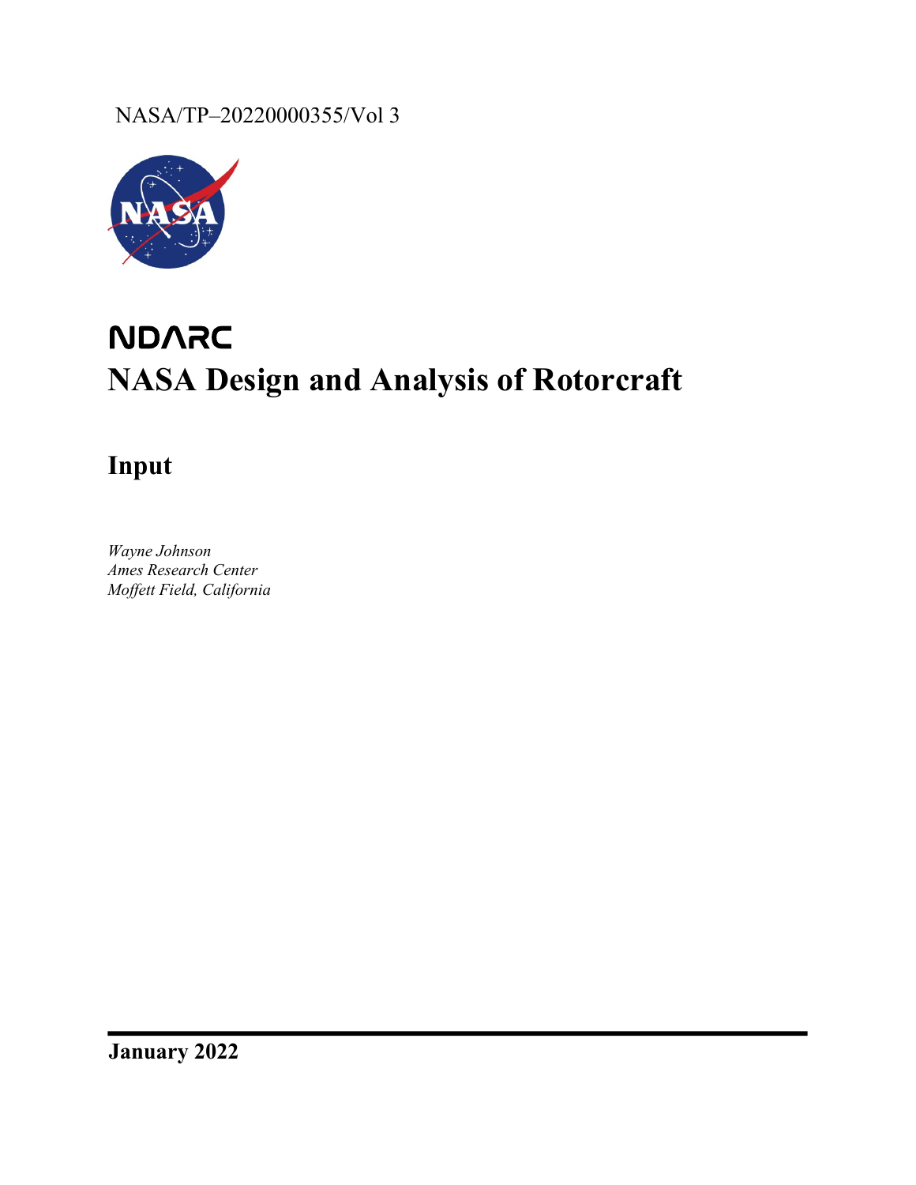NASA/TP–20220000355/Vol 3

# NDARC
# NASA Design and Analysis of Rotorcraft

## Input

*Wayne Johnson*
*Ames Research Center*
*Moffett Field, California*

**January 2022**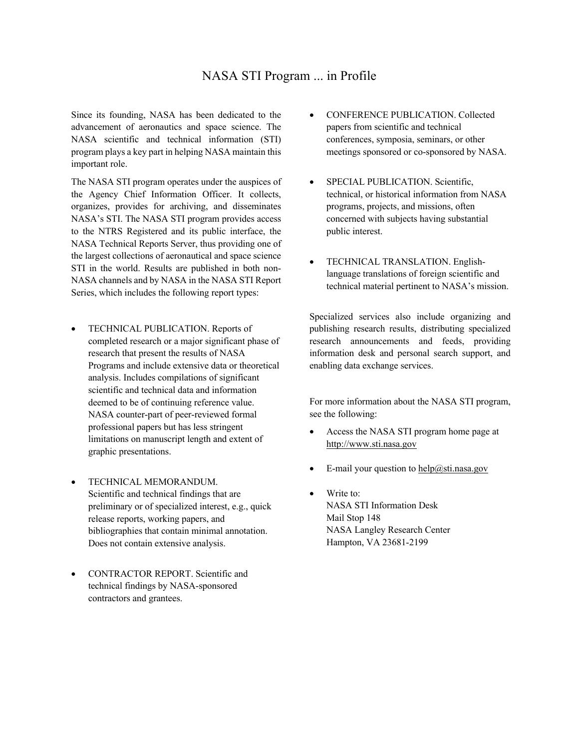# NASA STI Program ... in Profile

Since its founding, NASA has been dedicated to the advancement of aeronautics and space science. The NASA scientific and technical information (STI) program plays a key part in helping NASA maintain this important role.

The NASA STI program operates under the auspices of the Agency Chief Information Officer. It collects, organizes, provides for archiving, and disseminates NASA's STI. The NASA STI program provides access to the NTRS Registered and its public interface, the NASA Technical Reports Server, thus providing one of the largest collections of aeronautical and space science STI in the world. Results are published in both non-NASA channels and by NASA in the NASA STI Report Series, which includes the following report types:

- TECHNICAL PUBLICATION. Reports of completed research or a major significant phase of research that present the results of NASA Programs and include extensive data or theoretical analysis. Includes compilations of significant scientific and technical data and information deemed to be of continuing reference value. NASA counter-part of peer-reviewed formal professional papers but has less stringent limitations on manuscript length and extent of graphic presentations.
- TECHNICAL MEMORANDUM. Scientific and technical findings that are preliminary or of specialized interest, e.g., quick release reports, working papers, and bibliographies that contain minimal annotation. Does not contain extensive analysis.
- CONTRACTOR REPORT. Scientific and technical findings by NASA-sponsored contractors and grantees.
- CONFERENCE PUBLICATION. Collected papers from scientific and technical conferences, symposia, seminars, or other meetings sponsored or co-sponsored by NASA.
- SPECIAL PUBLICATION. Scientific, technical, or historical information from NASA programs, projects, and missions, often concerned with subjects having substantial public interest.
- TECHNICAL TRANSLATION. English-language translations of foreign scientific and technical material pertinent to NASA's mission.

Specialized services also include organizing and publishing research results, distributing specialized research announcements and feeds, providing information desk and personal search support, and enabling data exchange services.

For more information about the NASA STI program, see the following:

- Access the NASA STI program home page at http://www.sti.nasa.gov
- E-mail your question to help@sti.nasa.gov
- Write to:
  NASA STI Information Desk
  Mail Stop 148
  NASA Langley Research Center
  Hampton, VA 23681-2199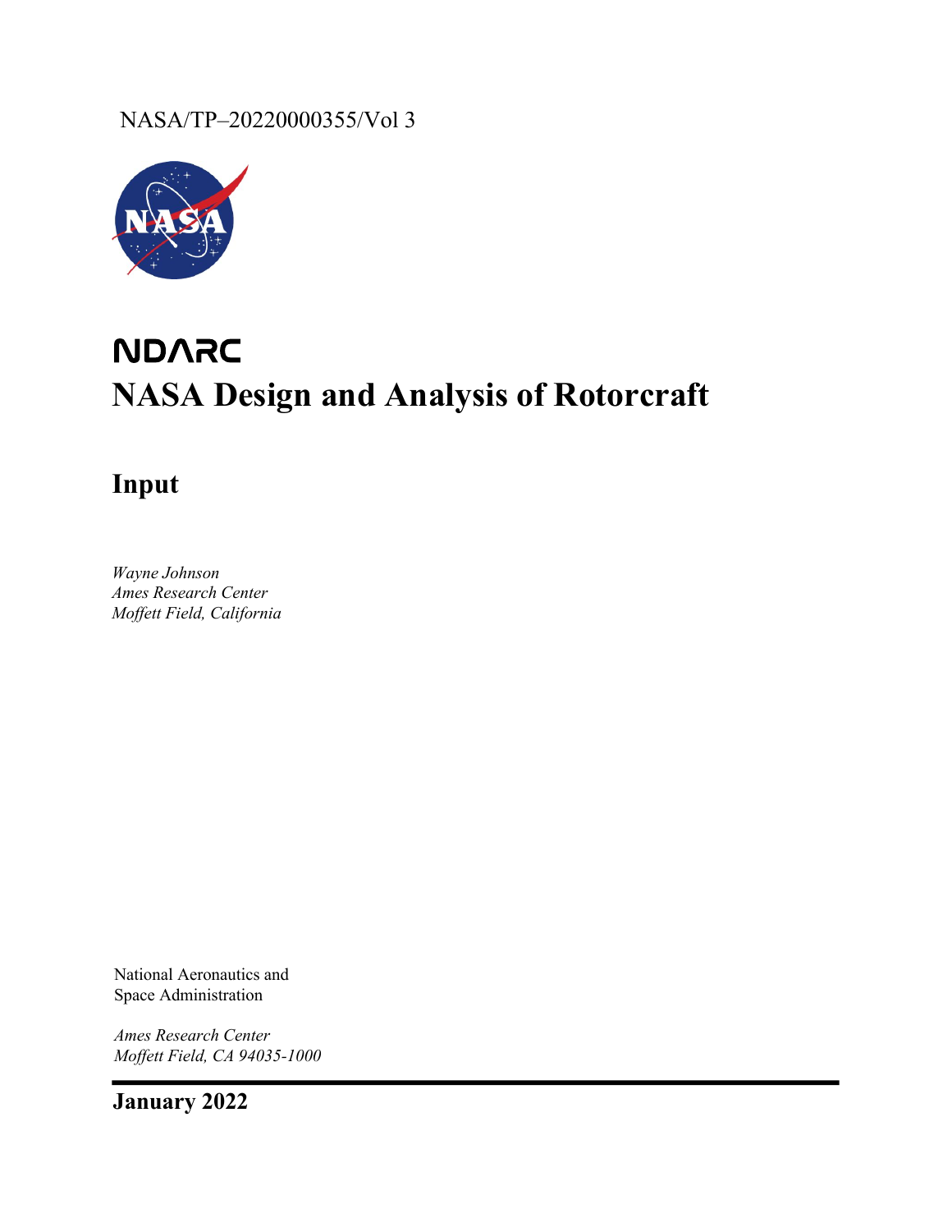NASA/TP–20220000355/Vol 3

# NDARC
# NASA Design and Analysis of Rotorcraft

## Input

*Wayne Johnson*
*Ames Research Center*
*Moffett Field, California*

National Aeronautics and
Space Administration

*Ames Research Center*
*Moffett Field, CA 94035-1000*

**January 2022**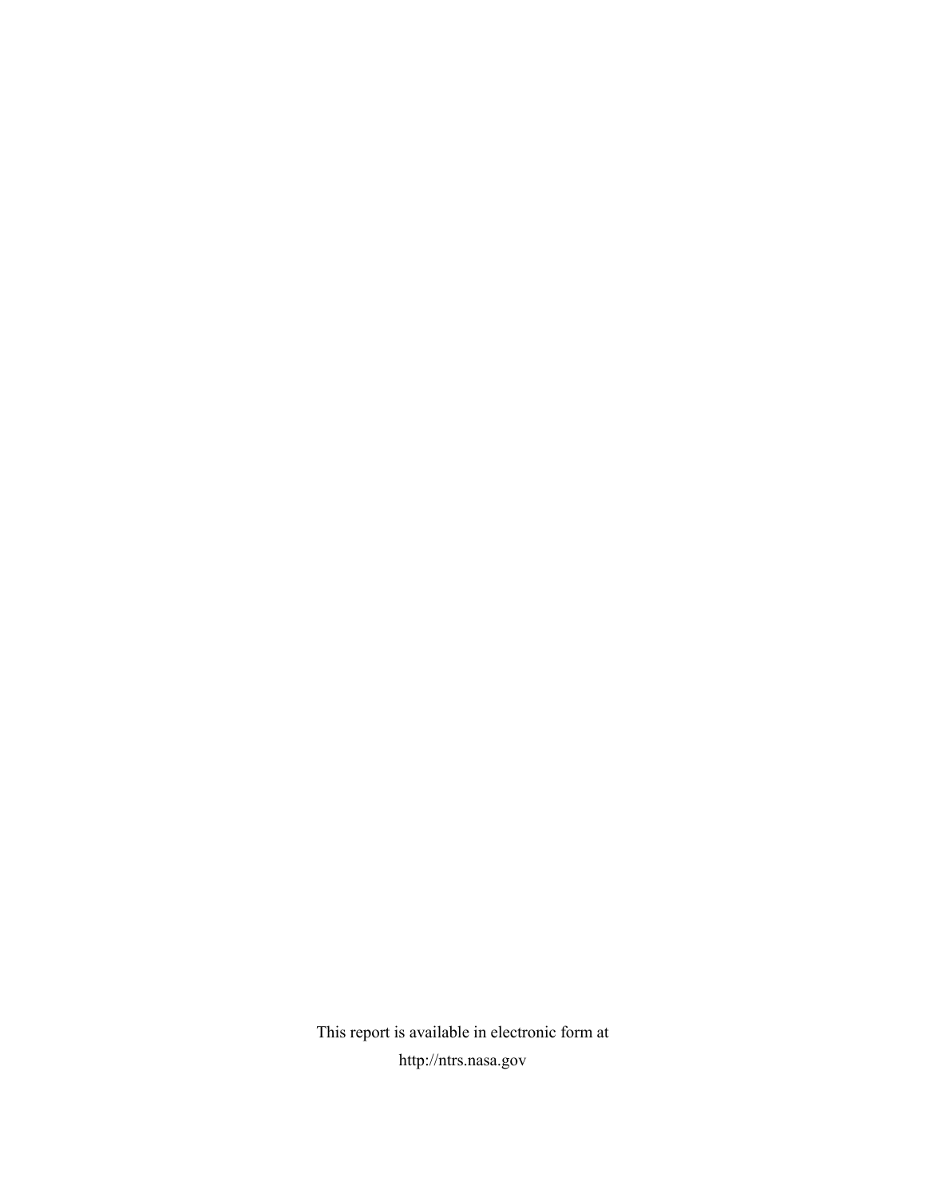This report is available in electronic form at

http://ntrs.nasa.gov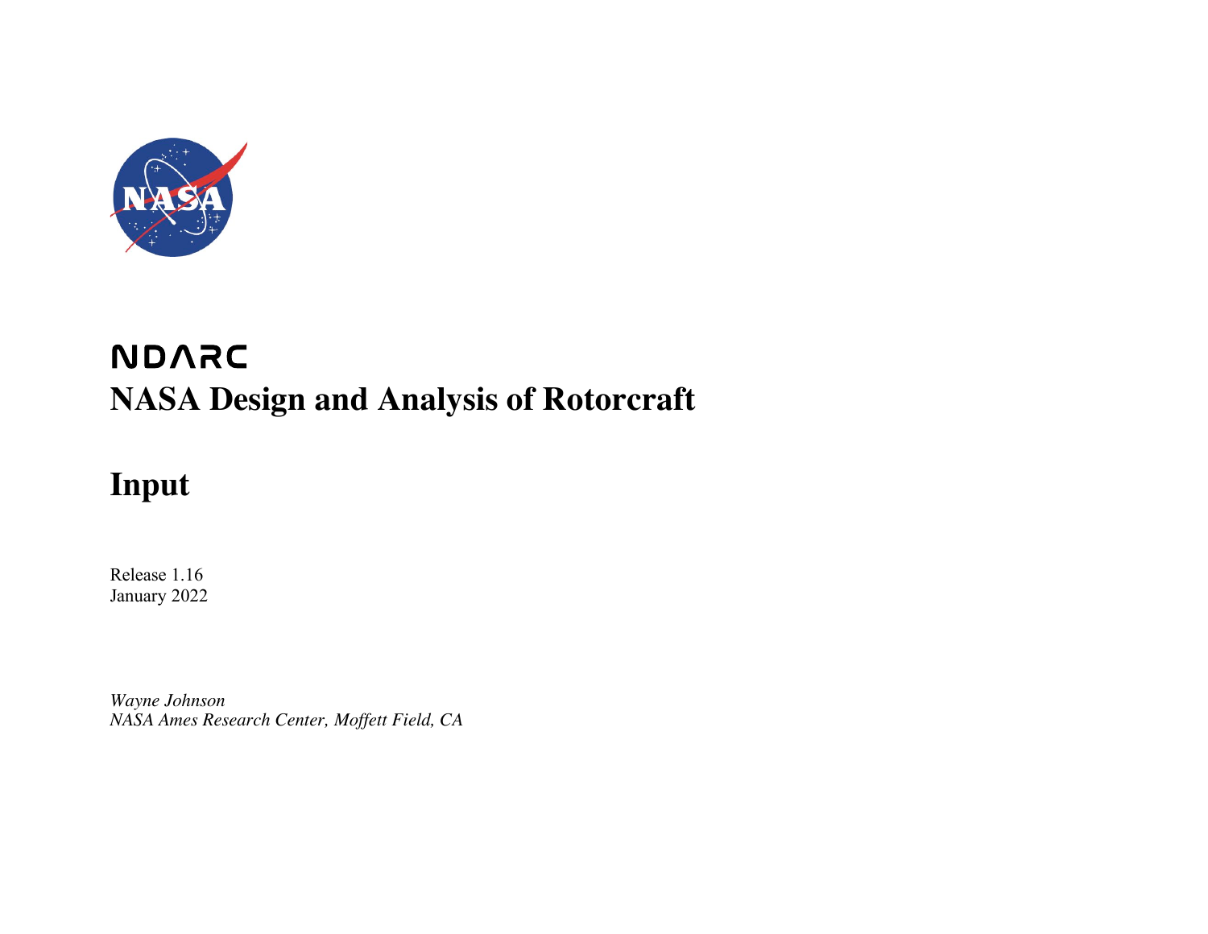# NDARC

# NASA Design and Analysis of Rotorcraft

## Input

Release 1.16
January 2022

*Wayne Johnson*
*NASA Ames Research Center, Moffett Field, CA*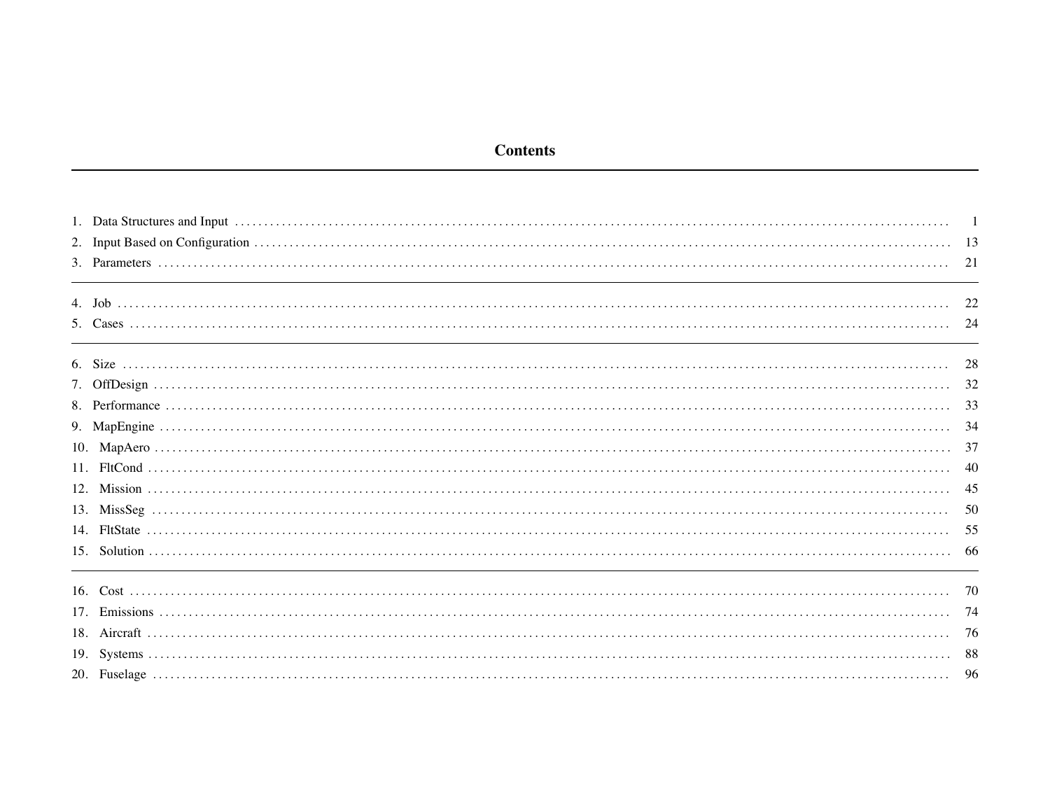# Contents

1. Data Structures and Input ........ 1
2. Input Based on Configuration ........ 13
3. Parameters ........ 21

---

4. Job ........ 22
5. Cases ........ 24

---

6. Size ........ 28
7. OffDesign ........ 32
8. Performance ........ 33
9. MapEngine ........ 34
10. MapAero ........ 37
11. FltCond ........ 40
12. Mission ........ 45
13. MissSeg ........ 50
14. FltState ........ 55
15. Solution ........ 66

---

16. Cost ........ 70
17. Emissions ........ 74
18. Aircraft ........ 76
19. Systems ........ 88
20. Fuselage ........ 96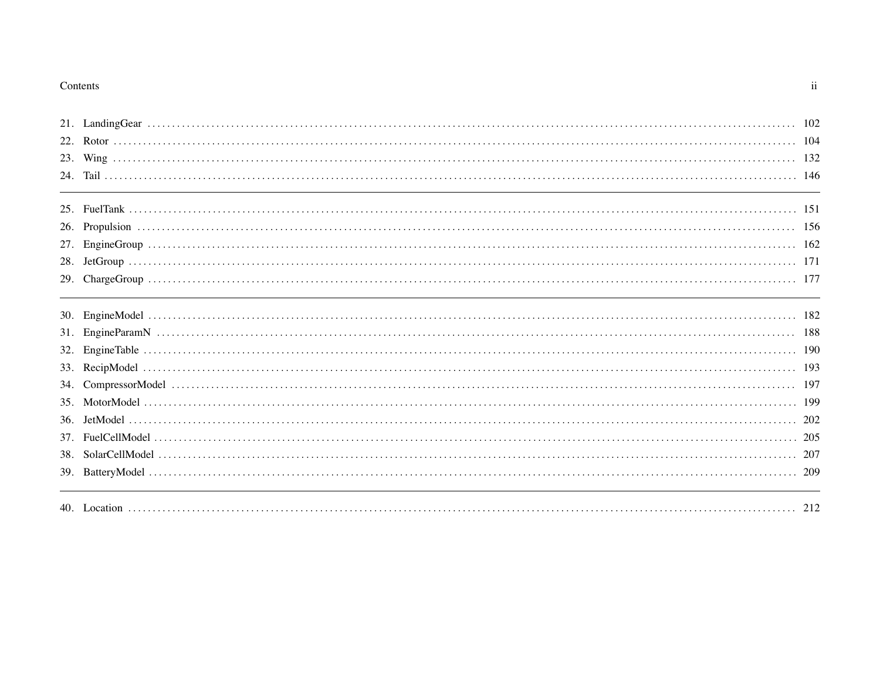21. LandingGear ........ 102
22. Rotor ........ 104
23. Wing ........ 132
24. Tail ........ 146

---

25. FuelTank ........ 151
26. Propulsion ........ 156
27. EngineGroup ........ 162
28. JetGroup ........ 171
29. ChargeGroup ........ 177

---

30. EngineModel ........ 182
31. EngineParamN ........ 188
32. EngineTable ........ 190
33. RecipModel ........ 193
34. CompressorModel ........ 197
35. MotorModel ........ 199
36. JetModel ........ 202
37. FuelCellModel ........ 205
38. SolarCellModel ........ 207
39. BatteryModel ........ 209

---

40. Location ........ 212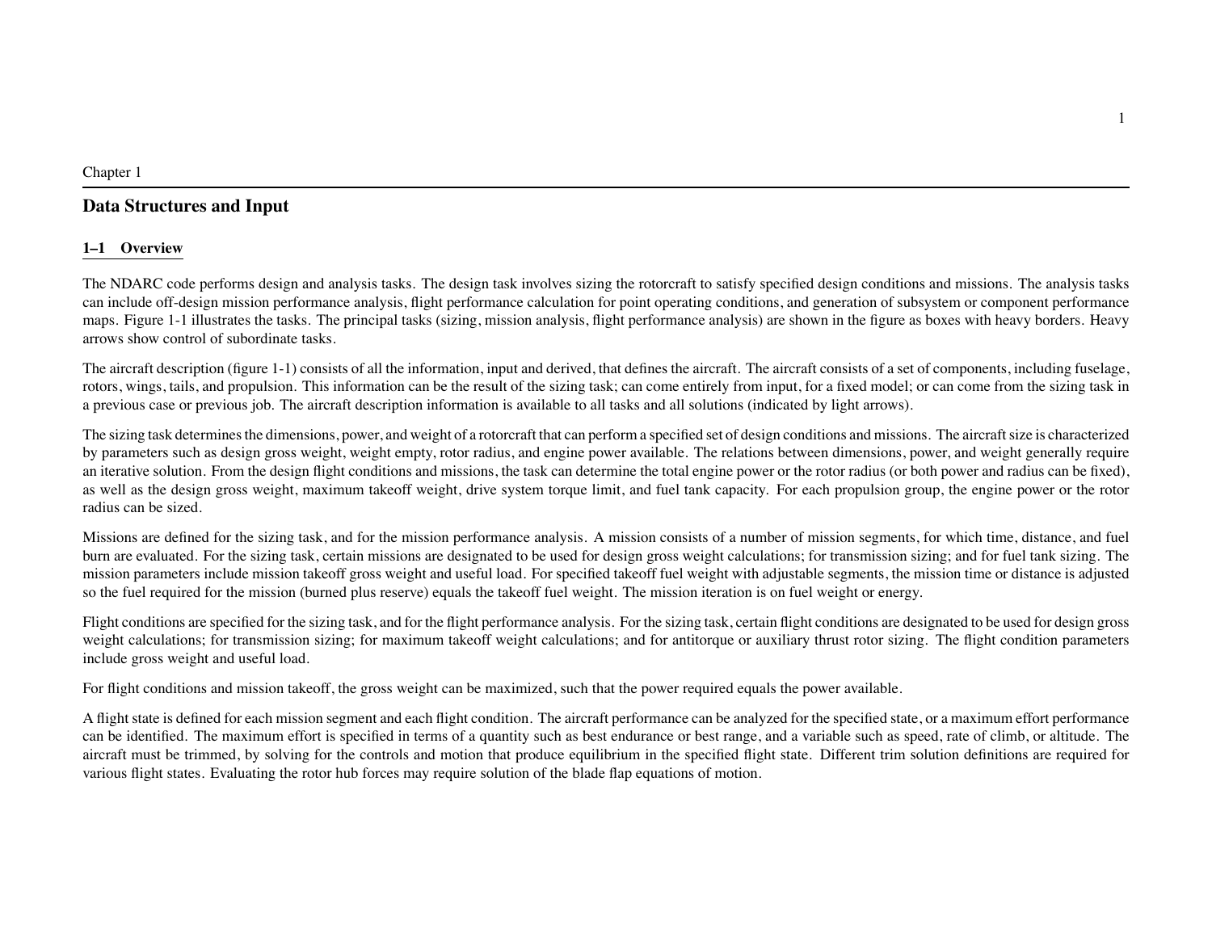Chapter 1

# Data Structures and Input

## 1–1 Overview

The NDARC code performs design and analysis tasks. The design task involves sizing the rotorcraft to satisfy specified design conditions and missions. The analysis tasks can include off-design mission performance analysis, flight performance calculation for point operating conditions, and generation of subsystem or component performance maps. Figure 1-1 illustrates the tasks. The principal tasks (sizing, mission analysis, flight performance analysis) are shown in the figure as boxes with heavy borders. Heavy arrows show control of subordinate tasks.

The aircraft description (figure 1-1) consists of all the information, input and derived, that defines the aircraft. The aircraft consists of a set of components, including fuselage, rotors, wings, tails, and propulsion. This information can be the result of the sizing task; can come entirely from input, for a fixed model; or can come from the sizing task in a previous case or previous job. The aircraft description information is available to all tasks and all solutions (indicated by light arrows).

The sizing task determines the dimensions, power, and weight of a rotorcraft that can perform a specified set of design conditions and missions. The aircraft size is characterized by parameters such as design gross weight, weight empty, rotor radius, and engine power available. The relations between dimensions, power, and weight generally require an iterative solution. From the design flight conditions and missions, the task can determine the total engine power or the rotor radius (or both power and radius can be fixed), as well as the design gross weight, maximum takeoff weight, drive system torque limit, and fuel tank capacity. For each propulsion group, the engine power or the rotor radius can be sized.

Missions are defined for the sizing task, and for the mission performance analysis. A mission consists of a number of mission segments, for which time, distance, and fuel burn are evaluated. For the sizing task, certain missions are designated to be used for design gross weight calculations; for transmission sizing; and for fuel tank sizing. The mission parameters include mission takeoff gross weight and useful load. For specified takeoff fuel weight with adjustable segments, the mission time or distance is adjusted so the fuel required for the mission (burned plus reserve) equals the takeoff fuel weight. The mission iteration is on fuel weight or energy.

Flight conditions are specified for the sizing task, and for the flight performance analysis. For the sizing task, certain flight conditions are designated to be used for design gross weight calculations; for transmission sizing; for maximum takeoff weight calculations; and for antitorque or auxiliary thrust rotor sizing. The flight condition parameters include gross weight and useful load.

For flight conditions and mission takeoff, the gross weight can be maximized, such that the power required equals the power available.

A flight state is defined for each mission segment and each flight condition. The aircraft performance can be analyzed for the specified state, or a maximum effort performance can be identified. The maximum effort is specified in terms of a quantity such as best endurance or best range, and a variable such as speed, rate of climb, or altitude. The aircraft must be trimmed, by solving for the controls and motion that produce equilibrium in the specified flight state. Different trim solution definitions are required for various flight states. Evaluating the rotor hub forces may require solution of the blade flap equations of motion.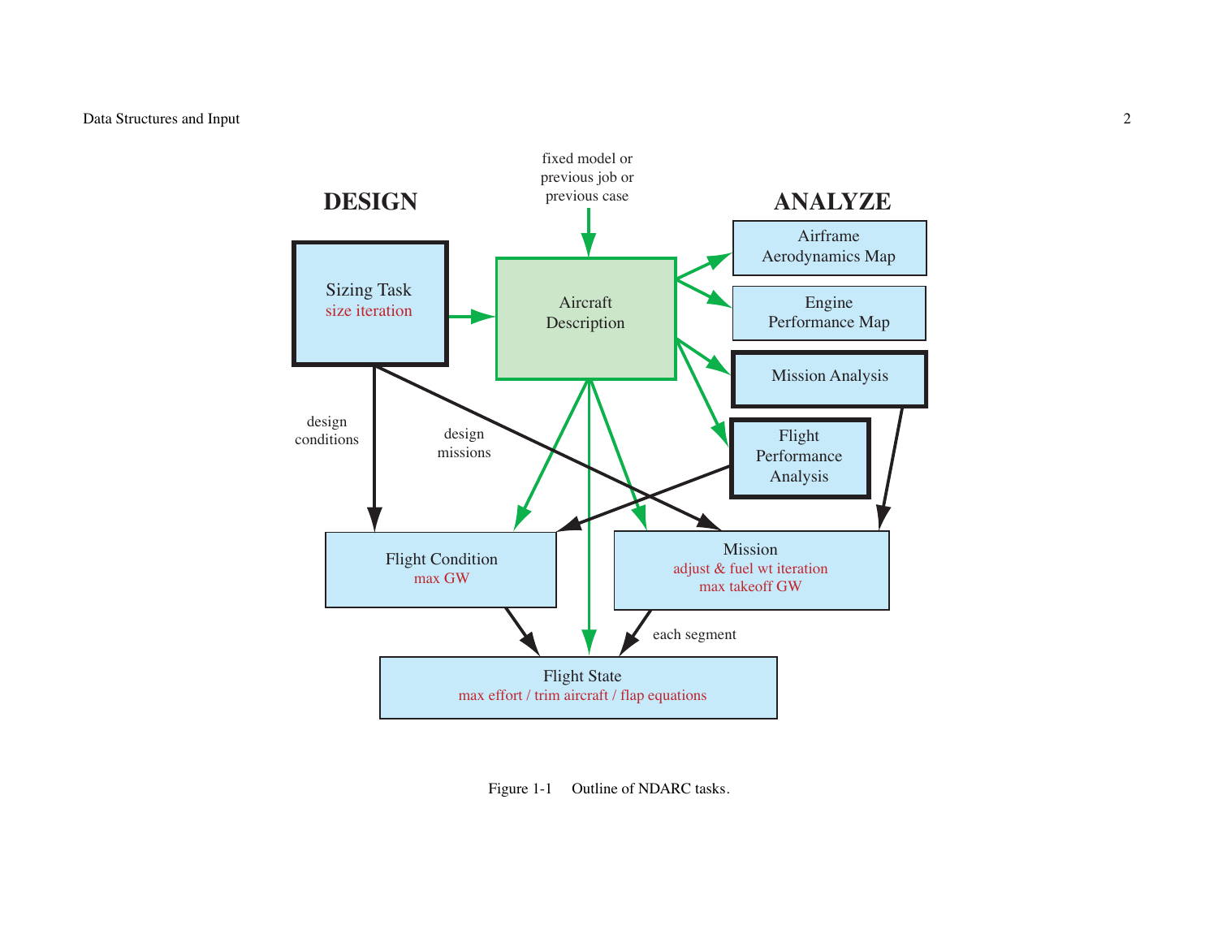Figure 1-1 Outline of NDARC tasks.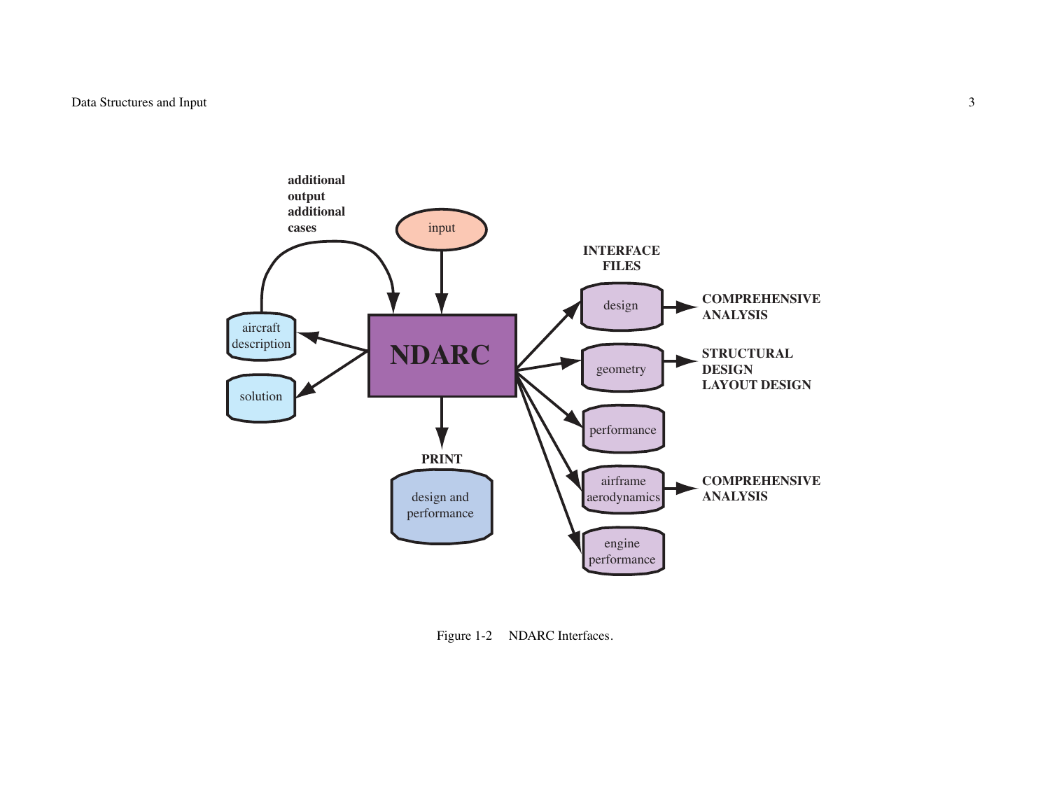Figure 1-2 NDARC Interfaces.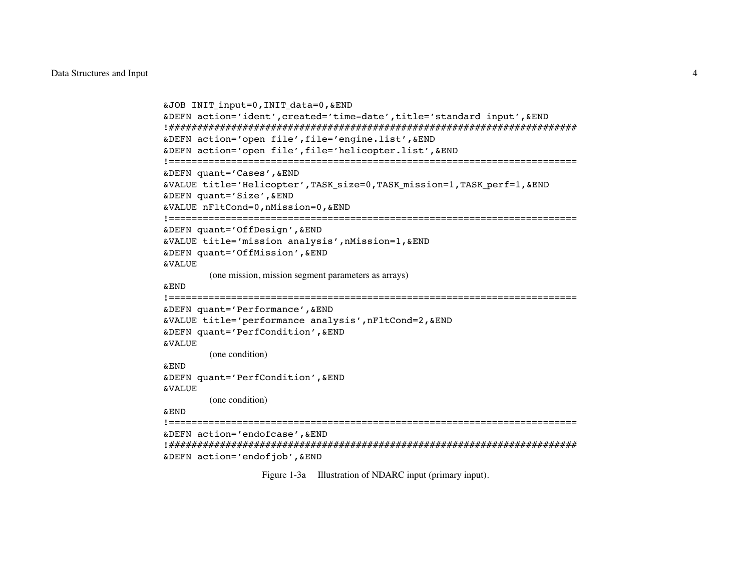```
&JOB INIT_input=0,INIT_data=0,&END
&DEFN action='ident',created='time-date',title='standard input',&END
!##########################################################################
&DEFN action='open file',file='engine.list',&END
&DEFN action='open file',file='helicopter.list',&END
!==========================================================================
&DEFN quant='Cases',&END
&VALUE title='Helicopter',TASK_size=0,TASK_mission=1,TASK_perf=1,&END
&DEFN quant='Size',&END
&VALUE nFltCond=0,nMission=0,&END
!==========================================================================
&DEFN quant='OffDesign',&END
&VALUE title='mission analysis',nMission=1,&END
&DEFN quant='OffMission',&END
&VALUE
        (one mission, mission segment parameters as arrays)
&END
!==========================================================================
&DEFN quant='Performance',&END
&VALUE title='performance analysis',nFltCond=2,&END
&DEFN quant='PerfCondition',&END
&VALUE
        (one condition)
&END
&DEFN quant='PerfCondition',&END
&VALUE
        (one condition)
&END
!==========================================================================
&DEFN action='endofcase',&END
!##########################################################################
&DEFN action='endofjob',&END
```

Figure 1-3a Illustration of NDARC input (primary input).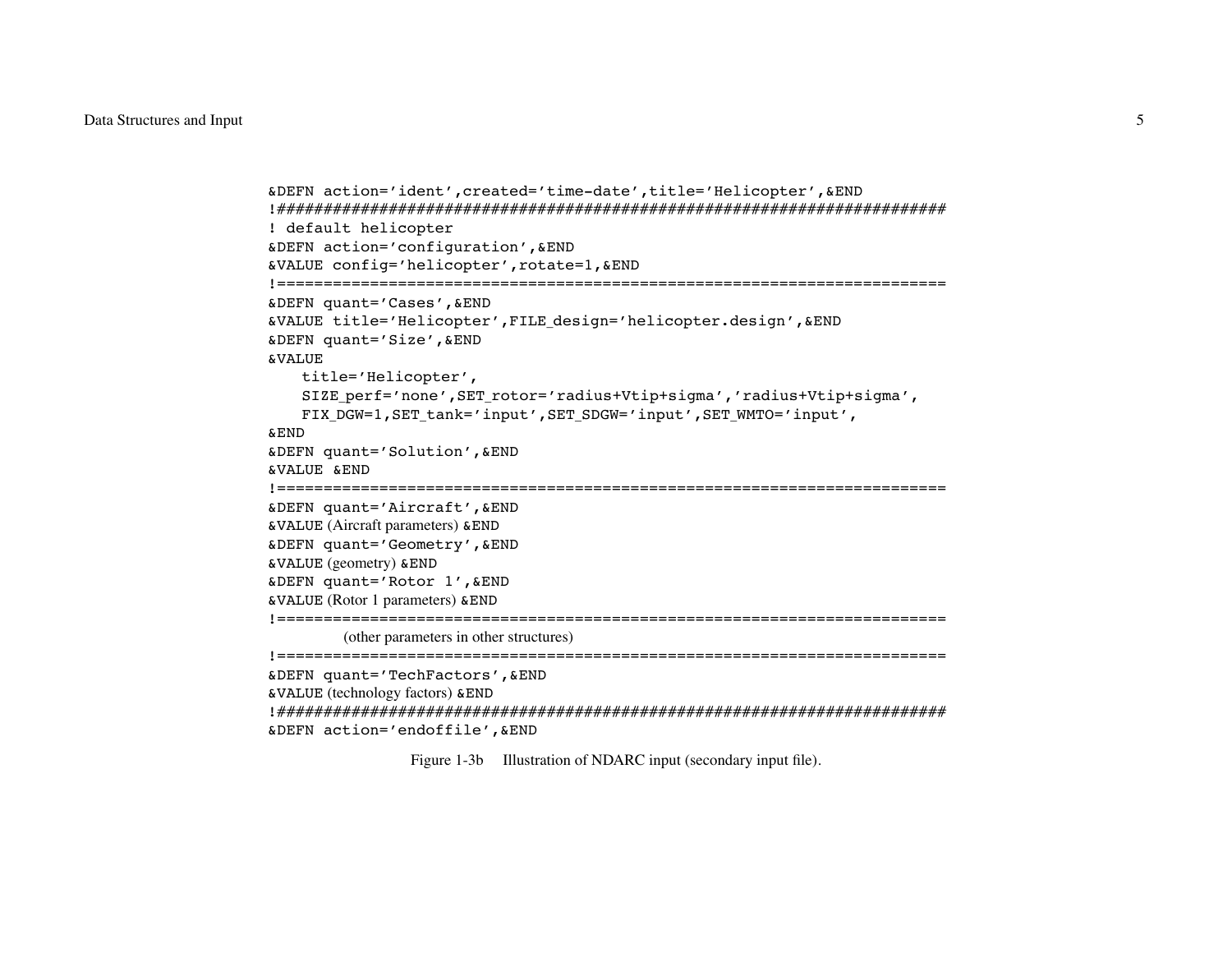```
&DEFN action='ident',created='time-date',title='Helicopter',&END
!#######################################################################
! default helicopter
&DEFN action='configuration',&END
&VALUE config='helicopter',rotate=1,&END
!=======================================================================
&DEFN quant='Cases',&END
&VALUE title='Helicopter',FILE_design='helicopter.design',&END
&DEFN quant='Size',&END
&VALUE
   title='Helicopter',
   SIZE_perf='none',SET_rotor='radius+Vtip+sigma','radius+Vtip+sigma',
   FIX_DGW=1,SET_tank='input',SET_SDGW='input',SET_WMTO='input',
&END
&DEFN quant='Solution',&END
&VALUE &END
!=======================================================================
&DEFN quant='Aircraft',&END
&VALUE (Aircraft parameters) &END
&DEFN quant='Geometry',&END
&VALUE (geometry) &END
&DEFN quant='Rotor 1',&END
&VALUE (Rotor 1 parameters) &END
!=======================================================================
           (other parameters in other structures)
!=======================================================================
&DEFN quant='TechFactors',&END
&VALUE (technology factors) &END
!#######################################################################
&DEFN action='endoffile',&END
```

Figure 1-3b Illustration of NDARC input (secondary input file).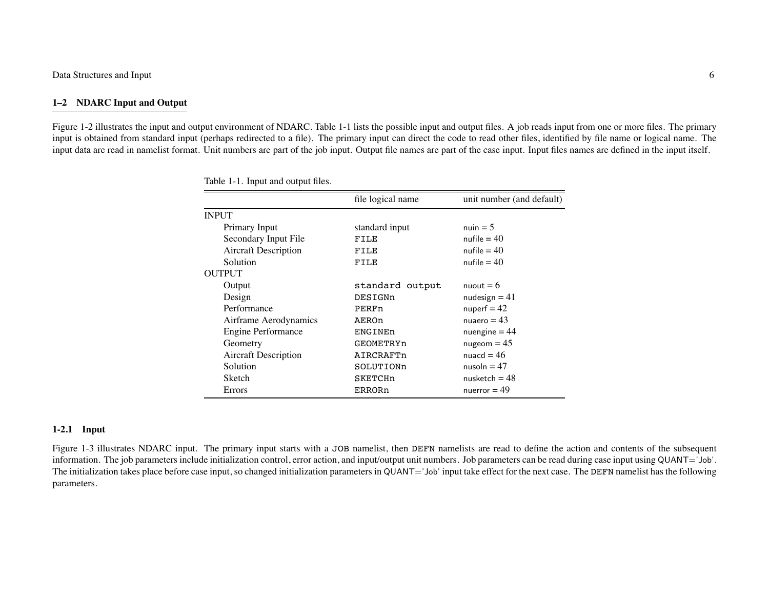## 1–2 NDARC Input and Output

Figure 1-2 illustrates the input and output environment of NDARC. Table 1-1 lists the possible input and output files. A job reads input from one or more files. The primary input is obtained from standard input (perhaps redirected to a file). The primary input can direct the code to read other files, identified by file name or logical name. The input data are read in namelist format. Unit numbers are part of the job input. Output file names are part of the case input. Input files names are defined in the input itself.

Table 1-1. Input and output files.

| | file logical name | unit number (and default) |
|---|---|---|
| INPUT | | |
| Primary Input | standard input | nuin = 5 |
| Secondary Input File | FILE | nufile = 40 |
| Aircraft Description | FILE | nufile = 40 |
| Solution | FILE | nufile = 40 |
| OUTPUT | | |
| Output | standard output | nuout = 6 |
| Design | DESIGNn | nudesign = 41 |
| Performance | PERFn | nuperf = 42 |
| Airframe Aerodynamics | AEROn | nuaero = 43 |
| Engine Performance | ENGINEn | nuengine = 44 |
| Geometry | GEOMETRYn | nugeom = 45 |
| Aircraft Description | AIRCRAFTn | nuacd = 46 |
| Solution | SOLUTIONn | nusoln = 47 |
| Sketch | SKETCHn | nusketch = 48 |
| Errors | ERRORn | nuerror = 49 |

### 1-2.1 Input

Figure 1-3 illustrates NDARC input. The primary input starts with a JOB namelist, then DEFN namelists are read to define the action and contents of the subsequent information. The job parameters include initialization control, error action, and input/output unit numbers. Job parameters can be read during case input using QUANT='Job'. The initialization takes place before case input, so changed initialization parameters in QUANT='Job' input take effect for the next case. The DEFN namelist has the following parameters.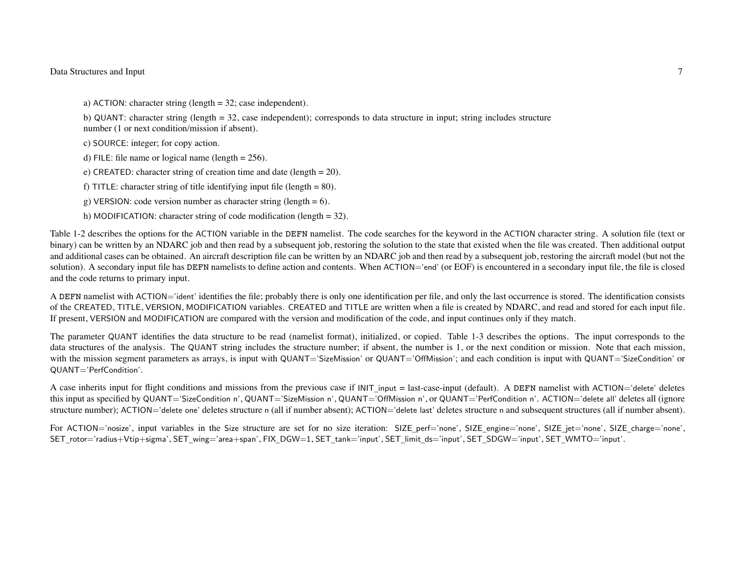a) ACTION: character string (length = 32; case independent).

b) QUANT: character string (length = 32, case independent); corresponds to data structure in input; string includes structure number (1 or next condition/mission if absent).

c) SOURCE: integer; for copy action.

d) FILE: file name or logical name (length = 256).

e) CREATED: character string of creation time and date (length = 20).

f) TITLE: character string of title identifying input file (length = 80).

g) VERSION: code version number as character string (length = 6).

h) MODIFICATION: character string of code modification (length = 32).

Table 1-2 describes the options for the ACTION variable in the DEFN namelist. The code searches for the keyword in the ACTION character string. A solution file (text or binary) can be written by an NDARC job and then read by a subsequent job, restoring the solution to the state that existed when the file was created. Then additional output and additional cases can be obtained. An aircraft description file can be written by an NDARC job and then read by a subsequent job, restoring the aircraft model (but not the solution). A secondary input file has DEFN namelists to define action and contents. When ACTION='end' (or EOF) is encountered in a secondary input file, the file is closed and the code returns to primary input.

A DEFN namelist with ACTION='ident' identifies the file; probably there is only one identification per file, and only the last occurrence is stored. The identification consists of the CREATED, TITLE, VERSION, MODIFICATION variables. CREATED and TITLE are written when a file is created by NDARC, and read and stored for each input file. If present, VERSION and MODIFICATION are compared with the version and modification of the code, and input continues only if they match.

The parameter QUANT identifies the data structure to be read (namelist format), initialized, or copied. Table 1-3 describes the options. The input corresponds to the data structures of the analysis. The QUANT string includes the structure number; if absent, the number is 1, or the next condition or mission. Note that each mission, with the mission segment parameters as arrays, is input with QUANT='SizeMission' or QUANT='OffMission'; and each condition is input with QUANT='SizeCondition' or QUANT='PerfCondition'.

A case inherits input for flight conditions and missions from the previous case if INIT_input = last-case-input (default). A DEFN namelist with ACTION='delete' deletes this input as specified by QUANT='SizeCondition n', QUANT='SizeMission n', QUANT='OffMission n', or QUANT='PerfCondition n'. ACTION='delete all' deletes all (ignore structure number); ACTION='delete one' deletes structure n (all if number absent); ACTION='delete last' deletes structure n and subsequent structures (all if number absent).

For ACTION='nosize', input variables in the Size structure are set for no size iteration: SIZE_perf='none', SIZE_engine='none', SIZE_jet='none', SIZE_charge='none', SET_rotor='radius+Vtip+sigma', SET_wing='area+span', FIX_DGW=1, SET_tank='input', SET_limit_ds='input', SET_SDGW='input', SET_WMTO='input'.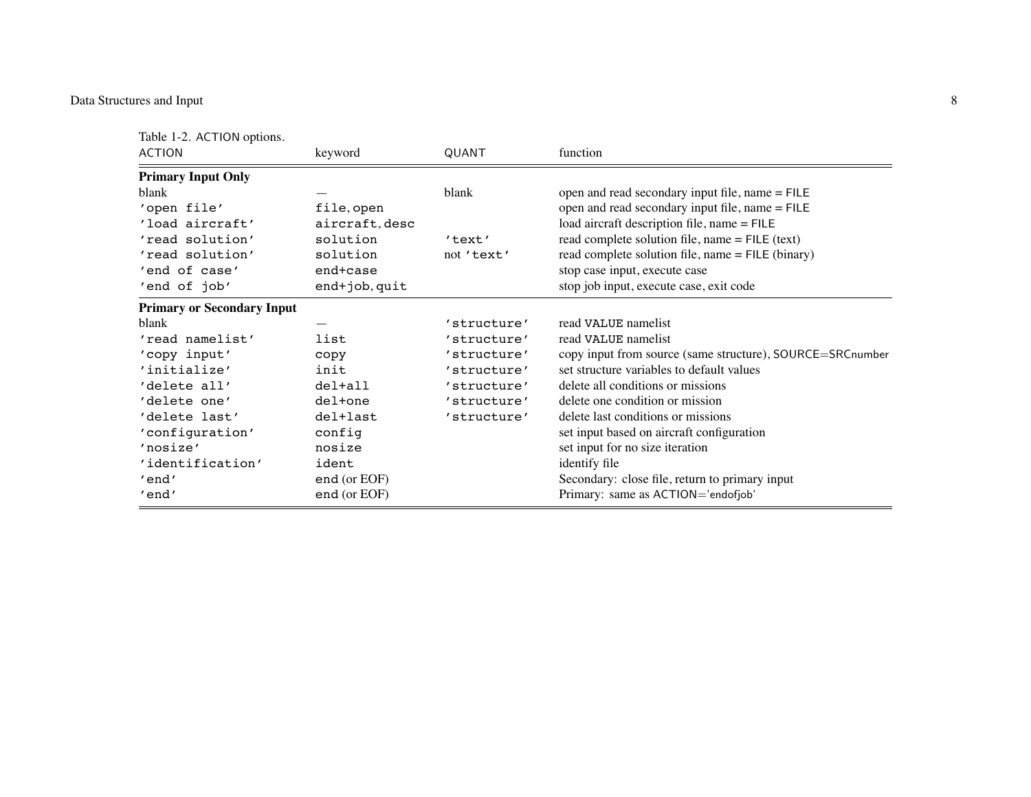Table 1-2. ACTION options.

| ACTION | keyword | QUANT | function |
|---|---|---|---|
| **Primary Input Only** | | | |
| blank | — | blank | open and read secondary input file, name = FILE |
| 'open file' | file, open | | open and read secondary input file, name = FILE |
| 'load aircraft' | aircraft, desc | | load aircraft description file, name = FILE |
| 'read solution' | solution | 'text' | read complete solution file, name = FILE (text) |
| 'read solution' | solution | not 'text' | read complete solution file, name = FILE (binary) |
| 'end of case' | end+case | | stop case input, execute case |
| 'end of job' | end+job, quit | | stop job input, execute case, exit code |
| **Primary or Secondary Input** | | | |
| blank | — | 'structure' | read VALUE namelist |
| 'read namelist' | list | 'structure' | read VALUE namelist |
| 'copy input' | copy | 'structure' | copy input from source (same structure), SOURCE=SRCnumber |
| 'initialize' | init | 'structure' | set structure variables to default values |
| 'delete all' | del+all | 'structure' | delete all conditions or missions |
| 'delete one' | del+one | 'structure' | delete one condition or mission |
| 'delete last' | del+last | 'structure' | delete last conditions or missions |
| 'configuration' | config | | set input based on aircraft configuration |
| 'nosize' | nosize | | set input for no size iteration |
| 'identification' | ident | | identify file |
| 'end' | end (or EOF) | | Secondary: close file, return to primary input |
| 'end' | end (or EOF) | | Primary: same as ACTION='endofjob' |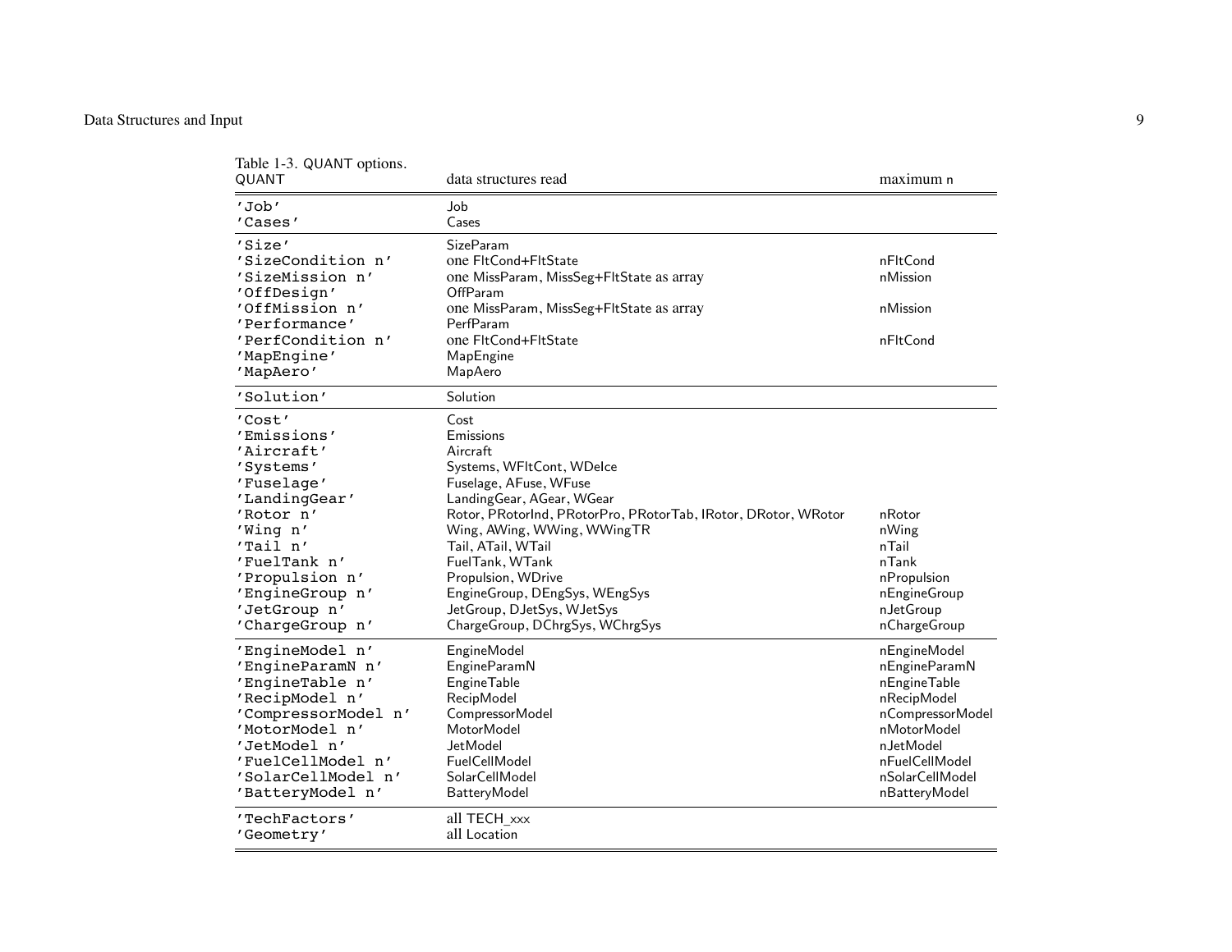Table 1-3. QUANT options.

| QUANT | data structures read | maximum n |
|---|---|---|
| 'Job' | Job | |
| 'Cases' | Cases | |
| 'Size' | SizeParam | |
| 'SizeCondition n' | one FltCond+FltState | nFltCond |
| 'SizeMission n' | one MissParam, MissSeg+FltState as array | nMission |
| 'OffDesign' | OffParam | |
| 'OffMission n' | one MissParam, MissSeg+FltState as array | nMission |
| 'Performance' | PerfParam | |
| 'PerfCondition n' | one FltCond+FltState | nFltCond |
| 'MapEngine' | MapEngine | |
| 'MapAero' | MapAero | |
| 'Solution' | Solution | |
| 'Cost' | Cost | |
| 'Emissions' | Emissions | |
| 'Aircraft' | Aircraft | |
| 'Systems' | Systems, WFltCont, WDeIce | |
| 'Fuselage' | Fuselage, AFuse, WFuse | |
| 'LandingGear' | LandingGear, AGear, WGear | |
| 'Rotor n' | Rotor, PRotorInd, PRotorPro, PRotorTab, IRotor, DRotor, WRotor | nRotor |
| 'Wing n' | Wing, AWing, WWing, WWingTR | nWing |
| 'Tail n' | Tail, ATail, WTail | nTail |
| 'FuelTank n' | FuelTank, WTank | nTank |
| 'Propulsion n' | Propulsion, WDrive | nPropulsion |
| 'EngineGroup n' | EngineGroup, DEngSys, WEngSys | nEngineGroup |
| 'JetGroup n' | JetGroup, DJetSys, WJetSys | nJetGroup |
| 'ChargeGroup n' | ChargeGroup, DChrgSys, WChrgSys | nChargeGroup |
| 'EngineModel n' | EngineModel | nEngineModel |
| 'EngineParamN n' | EngineParamN | nEngineParamN |
| 'EngineTable n' | EngineTable | nEngineTable |
| 'RecipModel n' | RecipModel | nRecipModel |
| 'CompressorModel n' | CompressorModel | nCompressorModel |
| 'MotorModel n' | MotorModel | nMotorModel |
| 'JetModel n' | JetModel | nJetModel |
| 'FuelCellModel n' | FuelCellModel | nFuelCellModel |
| 'SolarCellModel n' | SolarCellModel | nSolarCellModel |
| 'BatteryModel n' | BatteryModel | nBatteryModel |
| 'TechFactors' | all TECH_xxx | |
| 'Geometry' | all Location | |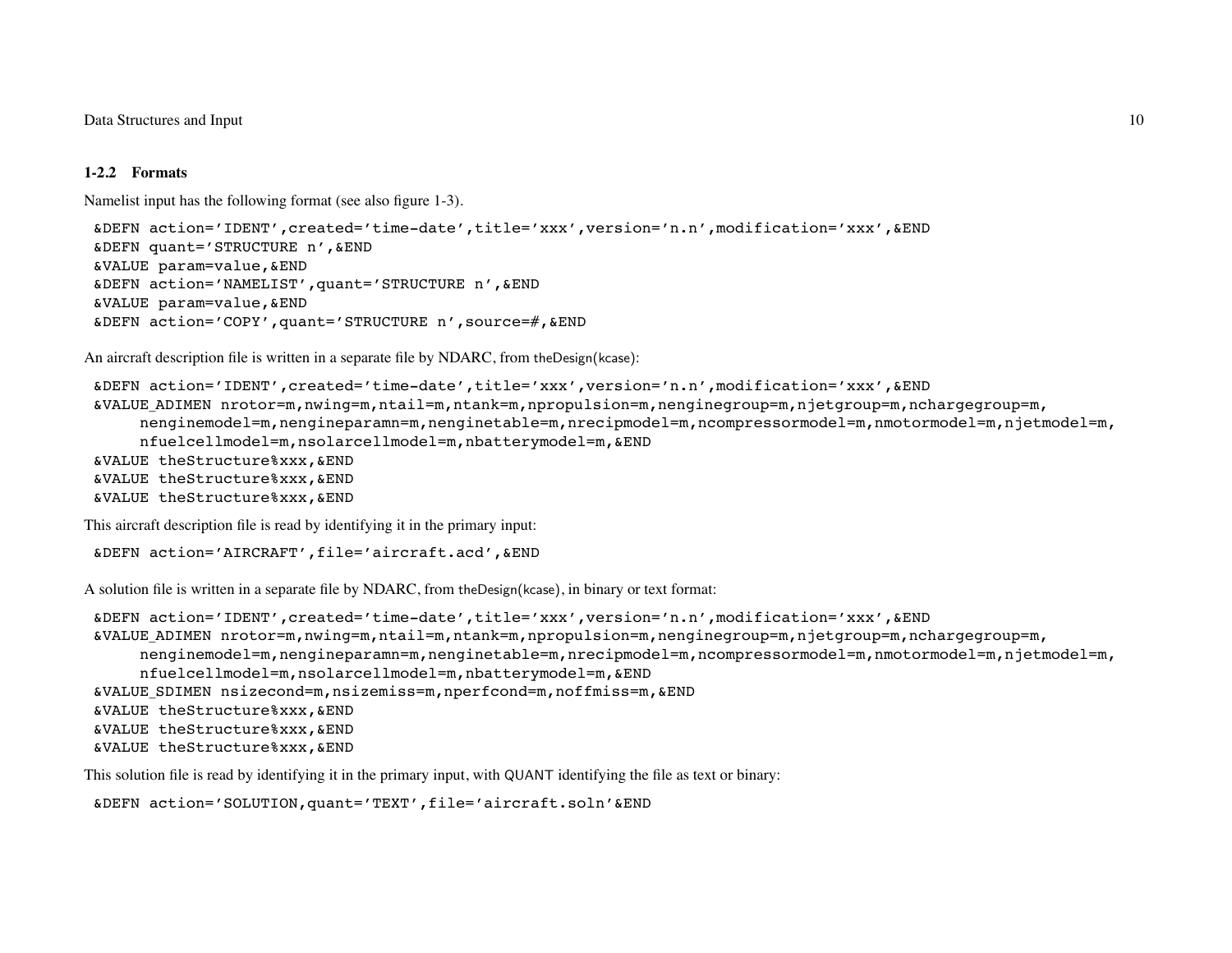### 1-2.2 Formats

Namelist input has the following format (see also figure 1-3).

```
&DEFN action='IDENT',created='time-date',title='xxx',version='n.n',modification='xxx',&END
&DEFN quant='STRUCTURE n',&END
&VALUE param=value,&END
&DEFN action='NAMELIST',quant='STRUCTURE n',&END
&VALUE param=value,&END
&DEFN action='COPY',quant='STRUCTURE n',source=#,&END
```

An aircraft description file is written in a separate file by NDARC, from theDesign(kcase):

```
&DEFN action='IDENT',created='time-date',title='xxx',version='n.n',modification='xxx',&END
&VALUE_ADIMEN nrotor=m,nwing=m,ntail=m,ntank=m,npropulsion=m,nenginegroup=m,njetgroup=m,nchargegroup=m,
     nenginemodel=m,nengineparamn=m,nenginetable=m,nrecipmodel=m,ncompressormodel=m,nmotormodel=m,njetmodel=m,
     nfuelcellmodel=m,nsolarcellmodel=m,nbatterymodel=m,&END
&VALUE theStructure%xxx,&END
&VALUE theStructure%xxx,&END
&VALUE theStructure%xxx,&END
```

This aircraft description file is read by identifying it in the primary input:

```
&DEFN action='AIRCRAFT',file='aircraft.acd',&END
```

A solution file is written in a separate file by NDARC, from theDesign(kcase), in binary or text format:

```
&DEFN action='IDENT',created='time-date',title='xxx',version='n.n',modification='xxx',&END
&VALUE_ADIMEN nrotor=m,nwing=m,ntail=m,ntank=m,npropulsion=m,nenginegroup=m,njetgroup=m,nchargegroup=m,
     nenginemodel=m,nengineparamn=m,nenginetable=m,nrecipmodel=m,ncompressormodel=m,nmotormodel=m,njetmodel=m,
     nfuelcellmodel=m,nsolarcellmodel=m,nbatterymodel=m,&END
&VALUE_SDIMEN nsizecond=m,nsizemiss=m,nperfcond=m,noffmiss=m,&END
&VALUE theStructure%xxx,&END
&VALUE theStructure%xxx,&END
&VALUE theStructure%xxx,&END
```

This solution file is read by identifying it in the primary input, with QUANT identifying the file as text or binary:

```
&DEFN action='SOLUTION,quant='TEXT',file='aircraft.soln'&END
```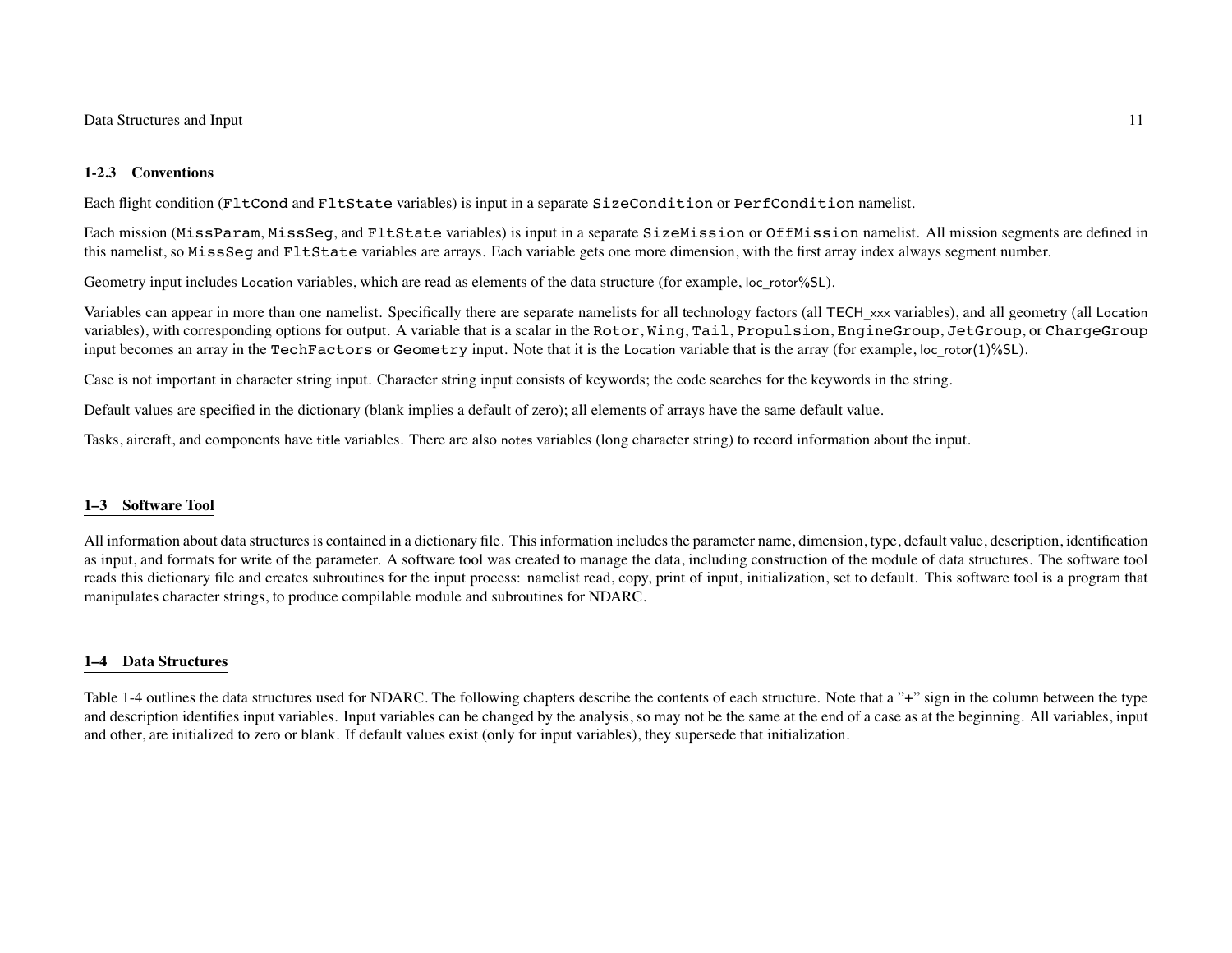### 1-2.3 Conventions

Each flight condition (`FltCond` and `FltState` variables) is input in a separate `SizeCondition` or `PerfCondition` namelist.

Each mission (`MissParam`, `MissSeg`, and `FltState` variables) is input in a separate `SizeMission` or `OffMission` namelist. All mission segments are defined in this namelist, so `MissSeg` and `FltState` variables are arrays. Each variable gets one more dimension, with the first array index always segment number.

Geometry input includes Location variables, which are read as elements of the data structure (for example, loc_rotor%SL).

Variables can appear in more than one namelist. Specifically there are separate namelists for all technology factors (all TECH_xxx variables), and all geometry (all Location variables), with corresponding options for output. A variable that is a scalar in the `Rotor`, `Wing`, `Tail`, `Propulsion`, `EngineGroup`, `JetGroup`, or `ChargeGroup` input becomes an array in the `TechFactors` or `Geometry` input. Note that it is the Location variable that is the array (for example, loc_rotor(1)%SL).

Case is not important in character string input. Character string input consists of keywords; the code searches for the keywords in the string.

Default values are specified in the dictionary (blank implies a default of zero); all elements of arrays have the same default value.

Tasks, aircraft, and components have title variables. There are also notes variables (long character string) to record information about the input.

## 1–3 Software Tool

All information about data structures is contained in a dictionary file. This information includes the parameter name, dimension, type, default value, description, identification as input, and formats for write of the parameter. A software tool was created to manage the data, including construction of the module of data structures. The software tool reads this dictionary file and creates subroutines for the input process: namelist read, copy, print of input, initialization, set to default. This software tool is a program that manipulates character strings, to produce compilable module and subroutines for NDARC.

## 1–4 Data Structures

Table 1-4 outlines the data structures used for NDARC. The following chapters describe the contents of each structure. Note that a "+" sign in the column between the type and description identifies input variables. Input variables can be changed by the analysis, so may not be the same at the end of a case as at the beginning. All variables, input and other, are initialized to zero or blank. If default values exist (only for input variables), they supersede that initialization.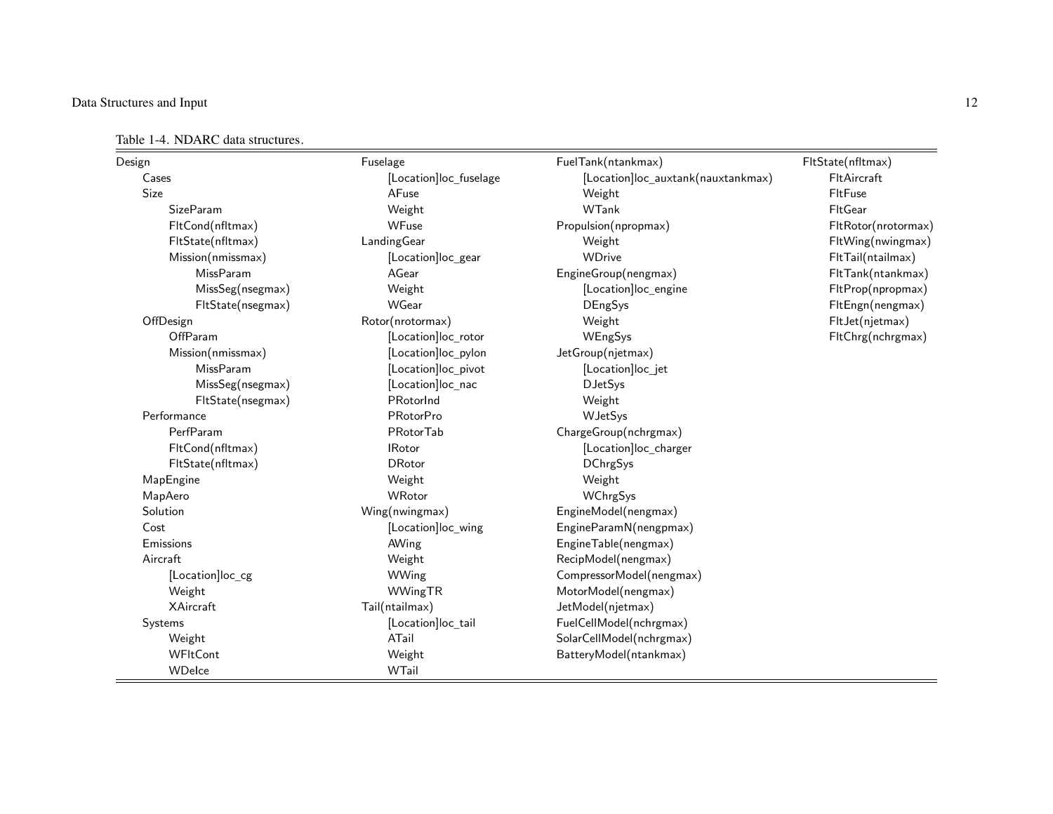Table 1-4. NDARC data structures.

| Design | Fuselage | FuelTank(ntankmax) | FltState(nfltmax) |
|---|---|---|---|
| Cases | [Location]loc_fuselage | [Location]loc_auxtank(nauxtankmax) | FltAircraft |
| Size | AFuse | Weight | FltFuse |
| SizeParam | Weight | WTank | FltGear |
| FltCond(nfltmax) | WFuse | Propulsion(npropmax) | FltRotor(nrotormax) |
| FltState(nfltmax) | LandingGear | Weight | FltWing(nwingmax) |
| Mission(nmissmax) | [Location]loc_gear | WDrive | FltTail(ntailmax) |
| MissParam | AGear | EngineGroup(nengmax) | FltTank(ntankmax) |
| MissSeg(nsegmax) | Weight | [Location]loc_engine | FltProp(npropmax) |
| FltState(nsegmax) | WGear | DEngSys | FltEngn(nengmax) |
| OffDesign | Rotor(nrotormax) | Weight | FltJet(njetmax) |
| OffParam | [Location]loc_rotor | WEngSys | FltChrg(nchrgmax) |
| Mission(nmissmax) | [Location]loc_pylon | JetGroup(njetmax) | |
| MissParam | [Location]loc_pivot | [Location]loc_jet | |
| MissSeg(nsegmax) | [Location]loc_nac | DJetSys | |
| FltState(nsegmax) | PRotorInd | Weight | |
| Performance | PRotorPro | WJetSys | |
| PerfParam | PRotorTab | ChargeGroup(nchrgmax) | |
| FltCond(nfltmax) | IRotor | [Location]loc_charger | |
| FltState(nfltmax) | DRotor | DChrgSys | |
| MapEngine | Weight | Weight | |
| MapAero | WRotor | WChrgSys | |
| Solution | Wing(nwingmax) | EngineModel(nengmax) | |
| Cost | [Location]loc_wing | EngineParamN(nengpmax) | |
| Emissions | AWing | EngineTable(nengmax) | |
| Aircraft | Weight | RecipModel(nengmax) | |
| [Location]loc_cg | WWing | CompressorModel(nengmax) | |
| Weight | WWingTR | MotorModel(nengmax) | |
| XAircraft | Tail(ntailmax) | JetModel(njetmax) | |
| Systems | [Location]loc_tail | FuelCellModel(nchrgmax) | |
| Weight | ATail | SolarCellModel(nchrgmax) | |
| WFltCont | Weight | BatteryModel(ntankmax) | |
| WDeIce | WTail | | |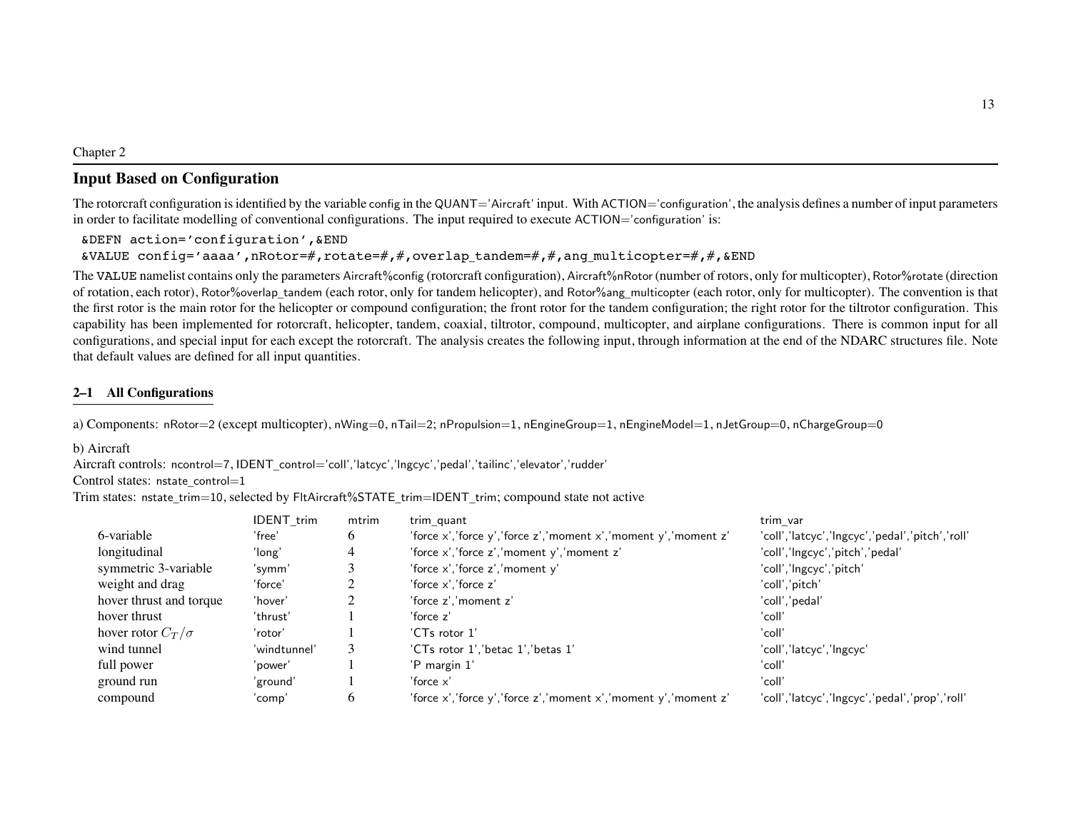Chapter 2

# Input Based on Configuration

The rotorcraft configuration is identified by the variable config in the QUANT='Aircraft' input. With ACTION='configuration', the analysis defines a number of input parameters in order to facilitate modelling of conventional configurations. The input required to execute ACTION='configuration' is:

```
&DEFN action='configuration',&END
&VALUE config='aaaa',nRotor=#,rotate=#,#,overlap_tandem=#,#,ang_multicopter=#,#,&END
```

The VALUE namelist contains only the parameters Aircraft%config (rotorcraft configuration), Aircraft%nRotor (number of rotors, only for multicopter), Rotor%rotate (direction of rotation, each rotor), Rotor%overlap_tandem (each rotor, only for tandem helicopter), and Rotor%ang_multicopter (each rotor, only for multicopter). The convention is that the first rotor is the main rotor for the helicopter or compound configuration; the front rotor for the tandem configuration; the right rotor for the tiltrotor configuration. This capability has been implemented for rotorcraft, helicopter, tandem, coaxial, tiltrotor, compound, multicopter, and airplane configurations. There is common input for all configurations, and special input for each except the rotorcraft. The analysis creates the following input, through information at the end of the NDARC structures file. Note that default values are defined for all input quantities.

## 2–1 All Configurations

a) Components: nRotor=2 (except multicopter), nWing=0, nTail=2; nPropulsion=1, nEngineGroup=1, nEngineModel=1, nJetGroup=0, nChargeGroup=0

b) Aircraft
Aircraft controls: ncontrol=7, IDENT_control='coll','latcyc','lngcyc','pedal','tailinc','elevator','rudder'
Control states: nstate_control=1
Trim states: nstate_trim=10, selected by FltAircraft%STATE_trim=IDENT_trim; compound state not active

| | IDENT_trim | mtrim | trim_quant | trim_var |
|---|---|---|---|---|
| 6-variable | 'free' | 6 | 'force x','force y','force z','moment x','moment y','moment z' | 'coll','latcyc','lngcyc','pedal','pitch','roll' |
| longitudinal | 'long' | 4 | 'force x','force z','moment y','moment z' | 'coll','lngcyc','pitch','pedal' |
| symmetric 3-variable | 'symm' | 3 | 'force x','force z','moment y' | 'coll','lngcyc','pitch' |
| weight and drag | 'force' | 2 | 'force x','force z' | 'coll','pitch' |
| hover thrust and torque | 'hover' | 2 | 'force z','moment z' | 'coll','pedal' |
| hover thrust | 'thrust' | 1 | 'force z' | 'coll' |
| hover rotor $C_T/\sigma$ | 'rotor' | 1 | 'CTs rotor 1' | 'coll' |
| wind tunnel | 'windtunnel' | 3 | 'CTs rotor 1','betac 1','betas 1' | 'coll','latcyc','lngcyc' |
| full power | 'power' | 1 | 'P margin 1' | 'coll' |
| ground run | 'ground' | 1 | 'force x' | 'coll' |
| compound | 'comp' | 6 | 'force x','force y','force z','moment x','moment y','moment z' | 'coll','latcyc','lngcyc','pedal','prop','roll' |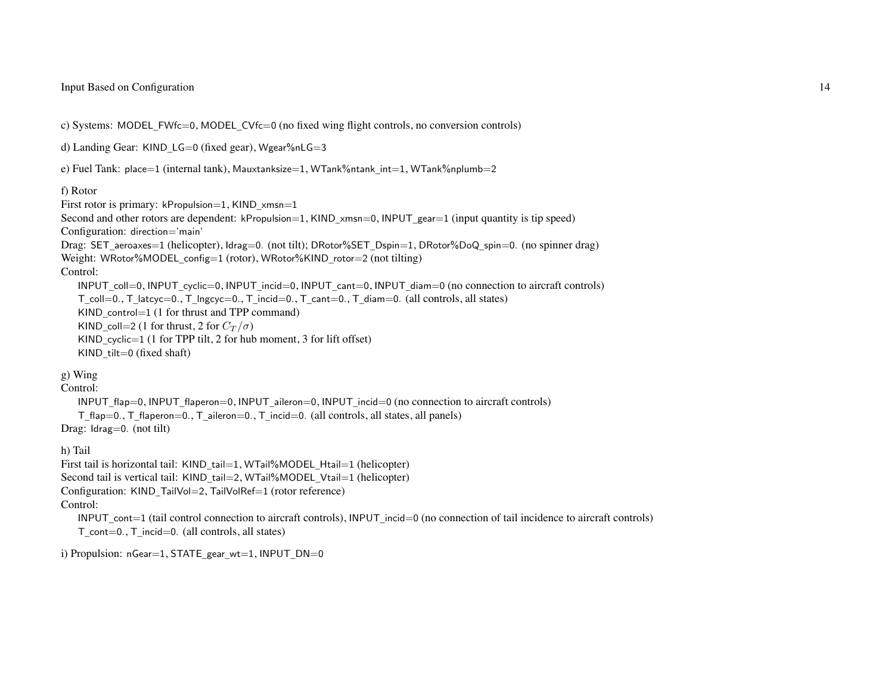c) Systems: MODEL_FWfc=0, MODEL_CVfc=0 (no fixed wing flight controls, no conversion controls)

d) Landing Gear: KIND_LG=0 (fixed gear), Wgear%nLG=3

e) Fuel Tank: place=1 (internal tank), Mauxtanksize=1, WTank%ntank_int=1, WTank%nplumb=2

f) Rotor
First rotor is primary: kPropulsion=1, KIND_xmsn=1
Second and other rotors are dependent: kPropulsion=1, KIND_xmsn=0, INPUT_gear=1 (input quantity is tip speed)
Configuration: direction='main'
Drag: SET_aeroaxes=1 (helicopter), Idrag=0. (not tilt); DRotor%SET_Dspin=1, DRotor%DoQ_spin=0. (no spinner drag)
Weight: WRotor%MODEL_config=1 (rotor), WRotor%KIND_rotor=2 (not tilting)
Control:

- INPUT_coll=0, INPUT_cyclic=0, INPUT_incid=0, INPUT_cant=0, INPUT_diam=0 (no connection to aircraft controls)
- T_coll=0., T_latcyc=0., T_lngcyc=0., T_incid=0., T_cant=0., T_diam=0. (all controls, all states)
- KIND_control=1 (1 for thrust and TPP command)
- KIND_coll=2 (1 for thrust, 2 for $C_T/\sigma$)
- KIND_cyclic=1 (1 for TPP tilt, 2 for hub moment, 3 for lift offset)
- KIND_tilt=0 (fixed shaft)

g) Wing
Control:

- INPUT_flap=0, INPUT_flaperon=0, INPUT_aileron=0, INPUT_incid=0 (no connection to aircraft controls)
- T_flap=0., T_flaperon=0., T_aileron=0., T_incid=0. (all controls, all states, all panels)

Drag: Idrag=0. (not tilt)

h) Tail
First tail is horizontal tail: KIND_tail=1, WTail%MODEL_Htail=1 (helicopter)
Second tail is vertical tail: KIND_tail=2, WTail%MODEL_Vtail=1 (helicopter)
Configuration: KIND_TailVol=2, TailVolRef=1 (rotor reference)
Control:

- INPUT_cont=1 (tail control connection to aircraft controls), INPUT_incid=0 (no connection of tail incidence to aircraft controls)
- T_cont=0., T_incid=0. (all controls, all states)

i) Propulsion: nGear=1, STATE_gear_wt=1, INPUT_DN=0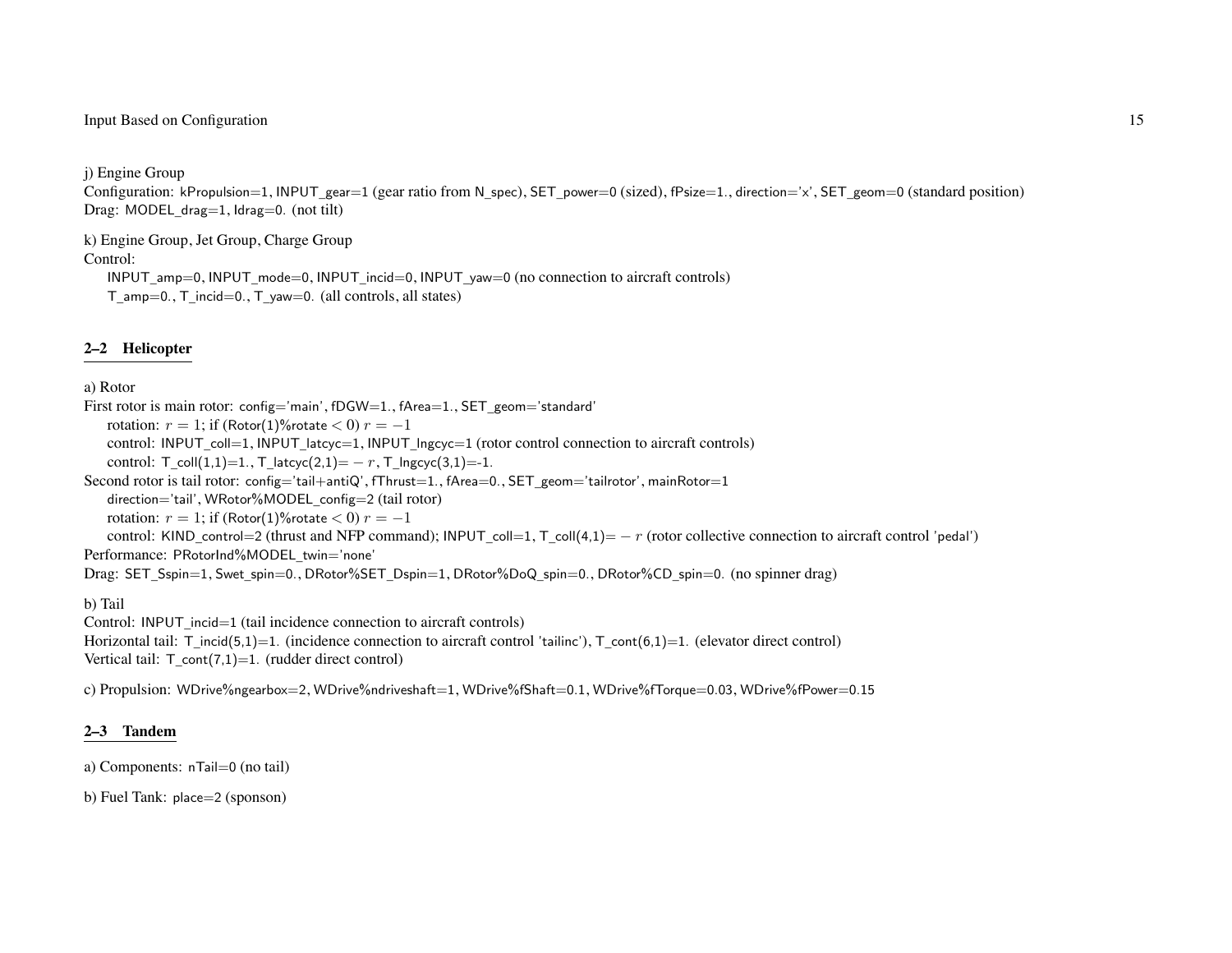j) Engine Group
Configuration: kPropulsion=1, INPUT_gear=1 (gear ratio from N_spec), SET_power=0 (sized), fPsize=1., direction='x', SET_geom=0 (standard position)
Drag: MODEL_drag=1, Idrag=0. (not tilt)

k) Engine Group, Jet Group, Charge Group
Control:
INPUT_amp=0, INPUT_mode=0, INPUT_incid=0, INPUT_yaw=0 (no connection to aircraft controls)
T_amp=0., T_incid=0., T_yaw=0. (all controls, all states)

## 2–2 Helicopter

a) Rotor
First rotor is main rotor: config='main', fDGW=1., fArea=1., SET_geom='standard'
rotation: $r = 1$; if (Rotor(1)%rotate $< 0$) $r = -1$
control: INPUT_coll=1, INPUT_latcyc=1, INPUT_lngcyc=1 (rotor control connection to aircraft controls)
control: T_coll(1,1)=1., T_latcyc(2,1)=$-r$, T_lngcyc(3,1)=-1.
Second rotor is tail rotor: config='tail+antiQ', fThrust=1., fArea=0., SET_geom='tailrotor', mainRotor=1
direction='tail', WRotor%MODEL_config=2 (tail rotor)
rotation: $r = 1$; if (Rotor(1)%rotate $< 0$) $r = -1$
control: KIND_control=2 (thrust and NFP command); INPUT_coll=1, T_coll(4,1)=$-r$ (rotor collective connection to aircraft control 'pedal')
Performance: PRotorInd%MODEL_twin='none'
Drag: SET_Sspin=1, Swet_spin=0., DRotor%SET_Dspin=1, DRotor%DoQ_spin=0., DRotor%CD_spin=0. (no spinner drag)

b) Tail
Control: INPUT_incid=1 (tail incidence connection to aircraft controls)
Horizontal tail: T_incid(5,1)=1. (incidence connection to aircraft control 'tailinc'), T_cont(6,1)=1. (elevator direct control)
Vertical tail: T_cont(7,1)=1. (rudder direct control)

c) Propulsion: WDrive%ngearbox=2, WDrive%ndriveshaft=1, WDrive%fShaft=0.1, WDrive%fTorque=0.03, WDrive%fPower=0.15

## 2–3 Tandem

a) Components: nTail=0 (no tail)

b) Fuel Tank: place=2 (sponson)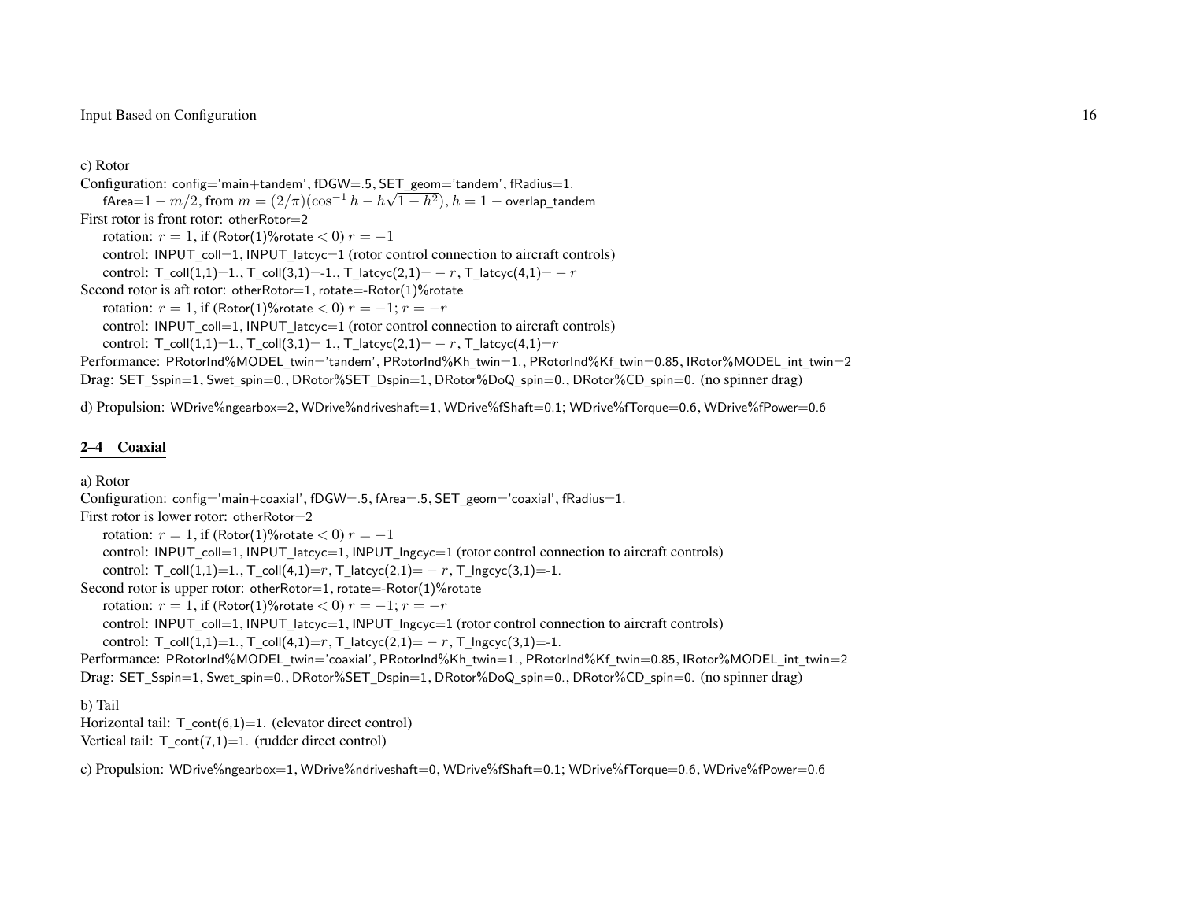c) Rotor

Configuration: config='main+tandem', fDGW=.5, SET_geom='tandem', fRadius=1.

  fArea=$1 - m/2$, from $m = (2/\pi)(\cos^{-1} h - h\sqrt{1-h^2})$, $h = 1 -$ overlap_tandem

First rotor is front rotor: otherRotor=2

  rotation: $r = 1$, if (Rotor(1)%rotate $< 0$) $r = -1$

  control: INPUT_coll=1, INPUT_latcyc=1 (rotor control connection to aircraft controls)

  control: T_coll(1,1)=1., T_coll(3,1)=-1., T_latcyc(2,1)=$-r$, T_latcyc(4,1)=$-r$

Second rotor is aft rotor: otherRotor=1, rotate=-Rotor(1)%rotate

  rotation: $r = 1$, if (Rotor(1)%rotate $< 0$) $r = -1$; $r = -r$

  control: INPUT_coll=1, INPUT_latcyc=1 (rotor control connection to aircraft controls)

  control: T_coll(1,1)=1., T_coll(3,1)= 1., T_latcyc(2,1)=$-r$, T_latcyc(4,1)=$r$

Performance: PRotorInd%MODEL_twin='tandem', PRotorInd%Kh_twin=1., PRotorInd%Kf_twin=0.85, IRotor%MODEL_int_twin=2

Drag: SET_Sspin=1, Swet_spin=0., DRotor%SET_Dspin=1, DRotor%DoQ_spin=0., DRotor%CD_spin=0. (no spinner drag)

d) Propulsion: WDrive%ngearbox=2, WDrive%ndriveshaft=1, WDrive%fShaft=0.1; WDrive%fTorque=0.6, WDrive%fPower=0.6

## 2–4 Coaxial

a) Rotor

Configuration: config='main+coaxial', fDGW=.5, fArea=.5, SET_geom='coaxial', fRadius=1.

First rotor is lower rotor: otherRotor=2

  rotation: $r = 1$, if (Rotor(1)%rotate $< 0$) $r = -1$

  control: INPUT_coll=1, INPUT_latcyc=1, INPUT_lngcyc=1 (rotor control connection to aircraft controls)

  control: T_coll(1,1)=1., T_coll(4,1)=$r$, T_latcyc(2,1)=$-r$, T_lngcyc(3,1)=-1.

Second rotor is upper rotor: otherRotor=1, rotate=-Rotor(1)%rotate

  rotation: $r = 1$, if (Rotor(1)%rotate $< 0$) $r = -1$; $r = -r$

  control: INPUT_coll=1, INPUT_latcyc=1, INPUT_lngcyc=1 (rotor control connection to aircraft controls)

  control: T_coll(1,1)=1., T_coll(4,1)=$r$, T_latcyc(2,1)=$-r$, T_lngcyc(3,1)=-1.

Performance: PRotorInd%MODEL_twin='coaxial', PRotorInd%Kh_twin=1., PRotorInd%Kf_twin=0.85, IRotor%MODEL_int_twin=2

Drag: SET_Sspin=1, Swet_spin=0., DRotor%SET_Dspin=1, DRotor%DoQ_spin=0., DRotor%CD_spin=0. (no spinner drag)

b) Tail

Horizontal tail: T_cont(6,1)=1. (elevator direct control)

Vertical tail: T_cont(7,1)=1. (rudder direct control)

c) Propulsion: WDrive%ngearbox=1, WDrive%ndriveshaft=0, WDrive%fShaft=0.1; WDrive%fTorque=0.6, WDrive%fPower=0.6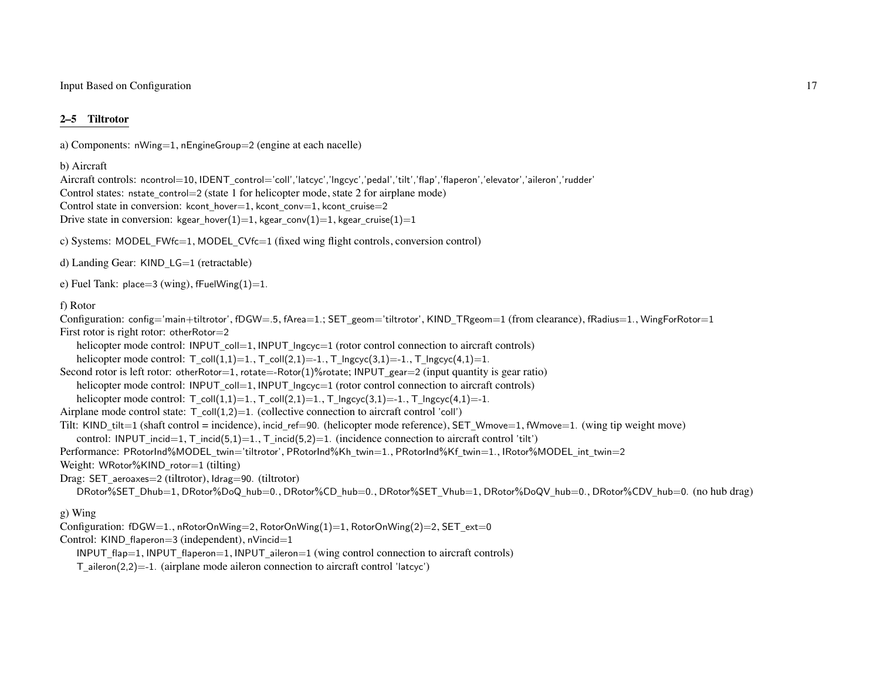## 2–5 Tiltrotor

a) Components: nWing=1, nEngineGroup=2 (engine at each nacelle)

b) Aircraft
Aircraft controls: ncontrol=10, IDENT_control='coll','latcyc','lngcyc','pedal','tilt','flap','flaperon','elevator','aileron','rudder'
Control states: nstate_control=2 (state 1 for helicopter mode, state 2 for airplane mode)
Control state in conversion: kcont_hover=1, kcont_conv=1, kcont_cruise=2
Drive state in conversion: kgear_hover(1)=1, kgear_conv(1)=1, kgear_cruise(1)=1

c) Systems: MODEL_FWfc=1, MODEL_CVfc=1 (fixed wing flight controls, conversion control)

d) Landing Gear: KIND_LG=1 (retractable)

e) Fuel Tank: place=3 (wing), fFuelWing(1)=1.

f) Rotor
Configuration: config='main+tiltrotor', fDGW=.5, fArea=1.; SET_geom='tiltrotor', KIND_TRgeom=1 (from clearance), fRadius=1., WingForRotor=1
First rotor is right rotor: otherRotor=2
  helicopter mode control: INPUT_coll=1, INPUT_lngcyc=1 (rotor control connection to aircraft controls)
  helicopter mode control: T_coll(1,1)=1., T_coll(2,1)=-1., T_lngcyc(3,1)=-1., T_lngcyc(4,1)=1.
Second rotor is left rotor: otherRotor=1, rotate=-Rotor(1)%rotate; INPUT_gear=2 (input quantity is gear ratio)
  helicopter mode control: INPUT_coll=1, INPUT_lngcyc=1 (rotor control connection to aircraft controls)
  helicopter mode control: T_coll(1,1)=1., T_coll(2,1)=1., T_lngcyc(3,1)=-1., T_lngcyc(4,1)=-1.
Airplane mode control state: T_coll(1,2)=1. (collective connection to aircraft control 'coll')
Tilt: KIND_tilt=1 (shaft control = incidence), incid_ref=90. (helicopter mode reference), SET_Wmove=1, fWmove=1. (wing tip weight move)
  control: INPUT_incid=1, T_incid(5,1)=1., T_incid(5,2)=1. (incidence connection to aircraft control 'tilt')
Performance: PRotorInd%MODEL_twin='tiltrotor', PRotorInd%Kh_twin=1., PRotorInd%Kf_twin=1., IRotor%MODEL_int_twin=2
Weight: WRotor%KIND_rotor=1 (tilting)
Drag: SET_aeroaxes=2 (tiltrotor), Idrag=90. (tiltrotor)
  DRotor%SET_Dhub=1, DRotor%DoQ_hub=0., DRotor%CD_hub=0., DRotor%SET_Vhub=1, DRotor%DoQV_hub=0., DRotor%CDV_hub=0. (no hub drag)

g) Wing
Configuration: fDGW=1., nRotorOnWing=2, RotorOnWing(1)=1, RotorOnWing(2)=2, SET_ext=0
Control: KIND_flaperon=3 (independent), nVincid=1
  INPUT_flap=1, INPUT_flaperon=1, INPUT_aileron=1 (wing control connection to aircraft controls)
  T_aileron(2,2)=-1. (airplane mode aileron connection to aircraft control 'latcyc')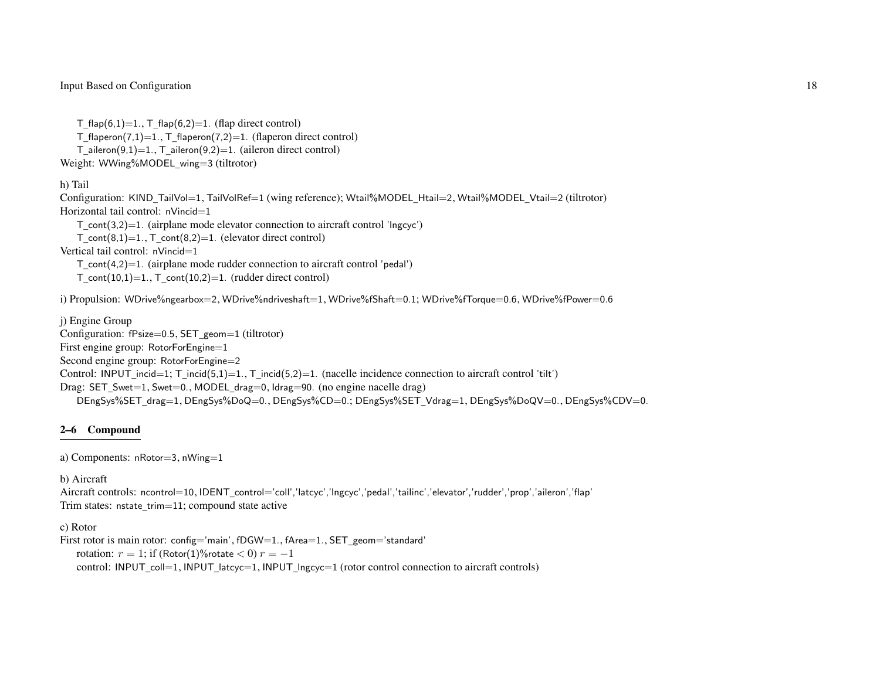T_flap(6,1)=1., T_flap(6,2)=1. (flap direct control)
T_flaperon(7,1)=1., T_flaperon(7,2)=1. (flaperon direct control)
T_aileron(9,1)=1., T_aileron(9,2)=1. (aileron direct control)
Weight: WWing%MODEL_wing=3 (tiltrotor)

h) Tail
Configuration: KIND_TailVol=1, TailVolRef=1 (wing reference); Wtail%MODEL_Htail=2, Wtail%MODEL_Vtail=2 (tiltrotor)
Horizontal tail control: nVincid=1
T_cont(3,2)=1. (airplane mode elevator connection to aircraft control 'lngcyc')
T_cont(8,1)=1., T_cont(8,2)=1. (elevator direct control)
Vertical tail control: nVincid=1
T_cont(4,2)=1. (airplane mode rudder connection to aircraft control 'pedal')
T_cont(10,1)=1., T_cont(10,2)=1. (rudder direct control)

i) Propulsion: WDrive%ngearbox=2, WDrive%ndriveshaft=1, WDrive%fShaft=0.1; WDrive%fTorque=0.6, WDrive%fPower=0.6

j) Engine Group
Configuration: fPsize=0.5, SET_geom=1 (tiltrotor)
First engine group: RotorForEngine=1
Second engine group: RotorForEngine=2
Control: INPUT_incid=1; T_incid(5,1)=1., T_incid(5,2)=1. (nacelle incidence connection to aircraft control 'tilt')
Drag: SET_Swet=1, Swet=0., MODEL_drag=0, Idrag=90. (no engine nacelle drag)
DEngSys%SET_drag=1, DEngSys%DoQ=0., DEngSys%CD=0.; DEngSys%SET_Vdrag=1, DEngSys%DoQV=0., DEngSys%CDV=0.

## 2–6 Compound

a) Components: nRotor=3, nWing=1

b) Aircraft
Aircraft controls: ncontrol=10, IDENT_control='coll','latcyc','lngcyc','pedal','tailinc','elevator','rudder','prop','aileron','flap'
Trim states: nstate_trim=11; compound state active

c) Rotor
First rotor is main rotor: config='main', fDGW=1., fArea=1., SET_geom='standard'
rotation: $r = 1$; if (Rotor(1)%rotate $< 0$) $r = -1$
control: INPUT_coll=1, INPUT_latcyc=1, INPUT_lngcyc=1 (rotor control connection to aircraft controls)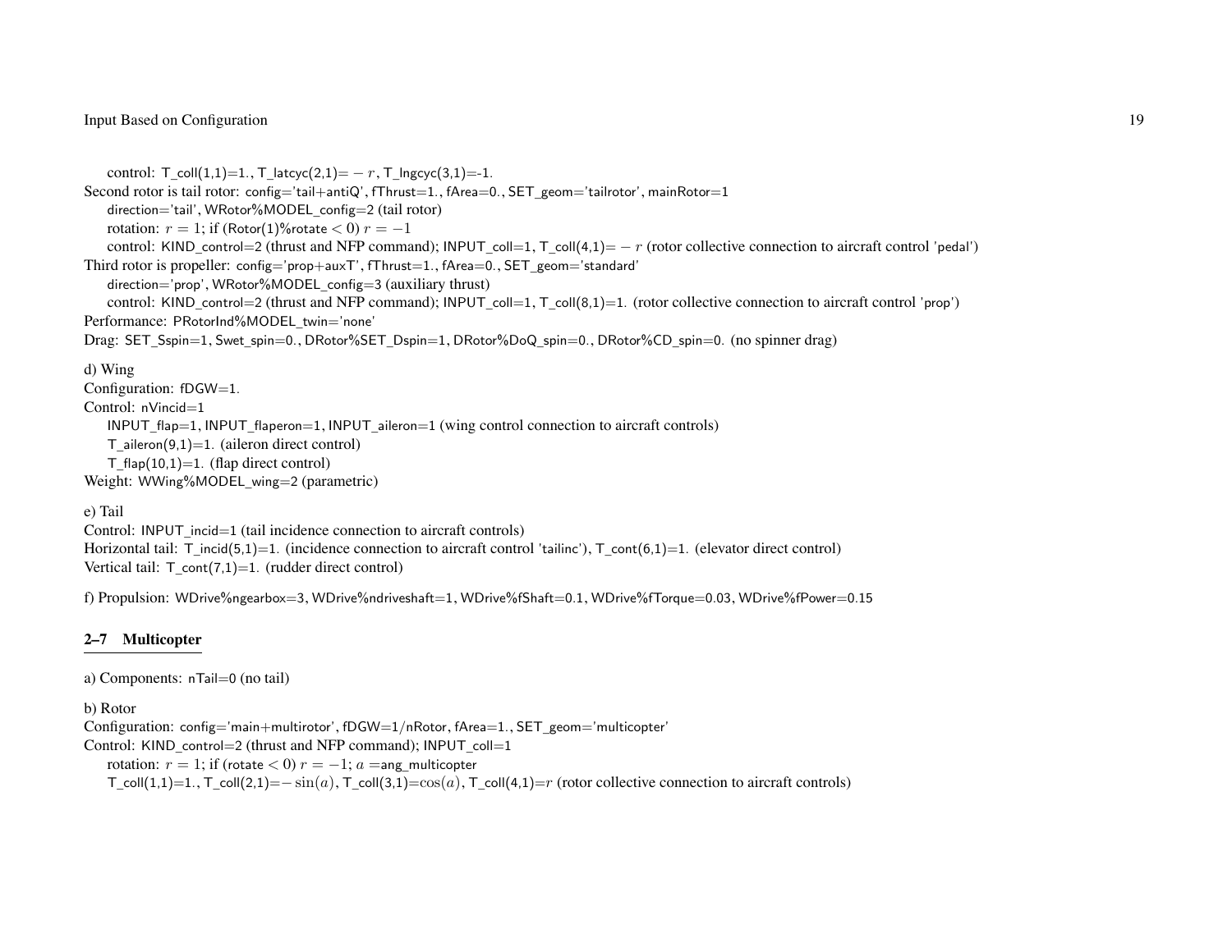control: T_coll(1,1)=1., T_latcyc(2,1)= $-r$, T_lngcyc(3,1)=-1.

Second rotor is tail rotor: config='tail+antiQ', fThrust=1., fArea=0., SET_geom='tailrotor', mainRotor=1

direction='tail', WRotor%MODEL_config=2 (tail rotor)

rotation: $r=1$; if (Rotor(1)%rotate $< 0$) $r=-1$

control: KIND_control=2 (thrust and NFP command); INPUT_coll=1, T_coll(4,1)= $-r$ (rotor collective connection to aircraft control 'pedal')

Third rotor is propeller: config='prop+auxT', fThrust=1., fArea=0., SET_geom='standard'

direction='prop', WRotor%MODEL_config=3 (auxiliary thrust)

control: KIND_control=2 (thrust and NFP command); INPUT_coll=1, T_coll(8,1)=1. (rotor collective connection to aircraft control 'prop')

Performance: PRotorInd%MODEL_twin='none'

Drag: SET_Sspin=1, Swet_spin=0., DRotor%SET_Dspin=1, DRotor%DoQ_spin=0., DRotor%CD_spin=0. (no spinner drag)

d) Wing

Configuration: fDGW=1.

Control: nVincid=1

INPUT_flap=1, INPUT_flaperon=1, INPUT_aileron=1 (wing control connection to aircraft controls)

T_aileron(9,1)=1. (aileron direct control)

T_flap(10,1)=1. (flap direct control)

Weight: WWing%MODEL_wing=2 (parametric)

e) Tail

Control: INPUT_incid=1 (tail incidence connection to aircraft controls)

Horizontal tail: T_incid(5,1)=1. (incidence connection to aircraft control 'tailinc'), T_cont(6,1)=1. (elevator direct control)

Vertical tail: T_cont(7,1)=1. (rudder direct control)

f) Propulsion: WDrive%ngearbox=3, WDrive%ndriveshaft=1, WDrive%fShaft=0.1, WDrive%fTorque=0.03, WDrive%fPower=0.15

## 2–7 Multicopter

a) Components: nTail=0 (no tail)

b) Rotor

Configuration: config='main+multirotor', fDGW=1/nRotor, fArea=1., SET_geom='multicopter'

Control: KIND_control=2 (thrust and NFP command); INPUT_coll=1

rotation: $r=1$; if (rotate $< 0$) $r=-1$; $a$ =ang_multicopter

T_coll(1,1)=1., T_coll(2,1)=$-\sin(a)$, T_coll(3,1)=$\cos(a)$, T_coll(4,1)=$r$ (rotor collective connection to aircraft controls)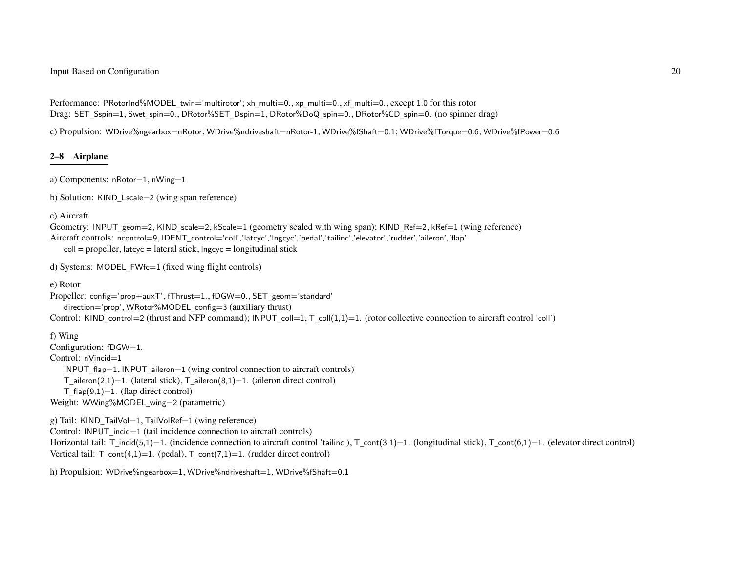Performance: PRotorInd%MODEL_twin='multirotor'; xh_multi=0., xp_multi=0., xf_multi=0., except 1.0 for this rotor
Drag: SET_Sspin=1, Swet_spin=0., DRotor%SET_Dspin=1, DRotor%DoQ_spin=0., DRotor%CD_spin=0. (no spinner drag)

c) Propulsion: WDrive%ngearbox=nRotor, WDrive%ndriveshaft=nRotor-1, WDrive%fShaft=0.1; WDrive%fTorque=0.6, WDrive%fPower=0.6

## 2–8 Airplane

a) Components: nRotor=1, nWing=1

b) Solution: KIND_Lscale=2 (wing span reference)

c) Aircraft
Geometry: INPUT_geom=2, KIND_scale=2, kScale=1 (geometry scaled with wing span); KIND_Ref=2, kRef=1 (wing reference)
Aircraft controls: ncontrol=9, IDENT_control='coll','latcyc','lngcyc','pedal','tailinc','elevator','rudder','aileron','flap'
coll = propeller, latcyc = lateral stick, lngcyc = longitudinal stick

d) Systems: MODEL_FWfc=1 (fixed wing flight controls)

e) Rotor
Propeller: config='prop+auxT', fThrust=1., fDGW=0., SET_geom='standard'
direction='prop', WRotor%MODEL_config=3 (auxiliary thrust)
Control: KIND_control=2 (thrust and NFP command); INPUT_coll=1, T_coll(1,1)=1. (rotor collective connection to aircraft control 'coll')

f) Wing
Configuration: fDGW=1.
Control: nVincid=1
INPUT_flap=1, INPUT_aileron=1 (wing control connection to aircraft controls)
T_aileron(2,1)=1. (lateral stick), T_aileron(8,1)=1. (aileron direct control)
T_flap(9,1)=1. (flap direct control)
Weight: WWing%MODEL_wing=2 (parametric)

g) Tail: KIND_TailVol=1, TailVolRef=1 (wing reference)
Control: INPUT_incid=1 (tail incidence connection to aircraft controls)
Horizontal tail: T_incid(5,1)=1. (incidence connection to aircraft control 'tailinc'), T_cont(3,1)=1. (longitudinal stick), T_cont(6,1)=1. (elevator direct control)
Vertical tail: T_cont(4,1)=1. (pedal), T_cont(7,1)=1. (rudder direct control)

h) Propulsion: WDrive%ngearbox=1, WDrive%ndriveshaft=1, WDrive%fShaft=0.1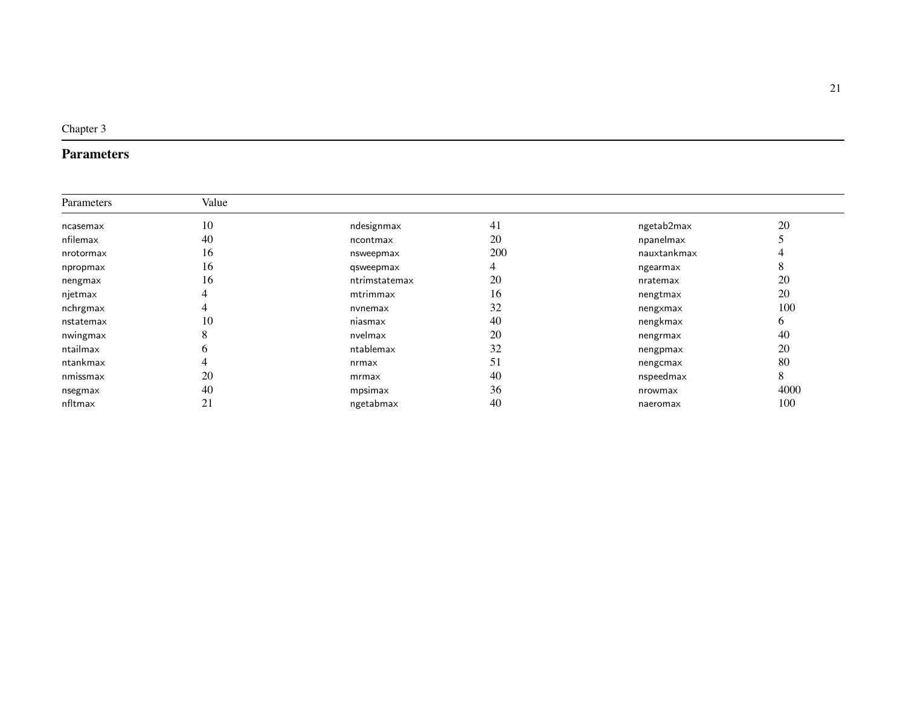Chapter 3

# Parameters

| Parameters | Value | | | | |
|---|---|---|---|---|---|
| ncasemax | 10 | ndesignmax | 41 | ngetab2max | 20 |
| nfilemax | 40 | ncontmax | 20 | npanelmax | 5 |
| nrotormax | 16 | nsweepmax | 200 | nauxtankmax | 4 |
| npropmax | 16 | qsweepmax | 4 | ngearmax | 8 |
| nengmax | 16 | ntrimstatemax | 20 | nratemax | 20 |
| njetmax | 4 | mtrimmax | 16 | nengtmax | 20 |
| nchrgmax | 4 | nvnemax | 32 | nengxmax | 100 |
| nstatemax | 10 | niasmax | 40 | nengkmax | 6 |
| nwingmax | 8 | nvelmax | 20 | nengrmax | 40 |
| ntailmax | 6 | ntablemax | 32 | nengpmax | 20 |
| ntankmax | 4 | nrmax | 51 | nengcmax | 80 |
| nmissmax | 20 | mrmax | 40 | nspeedmax | 8 |
| nsegmax | 40 | mpsimax | 36 | nrowmax | 4000 |
| nfltmax | 21 | ngetabmax | 40 | naeromax | 100 |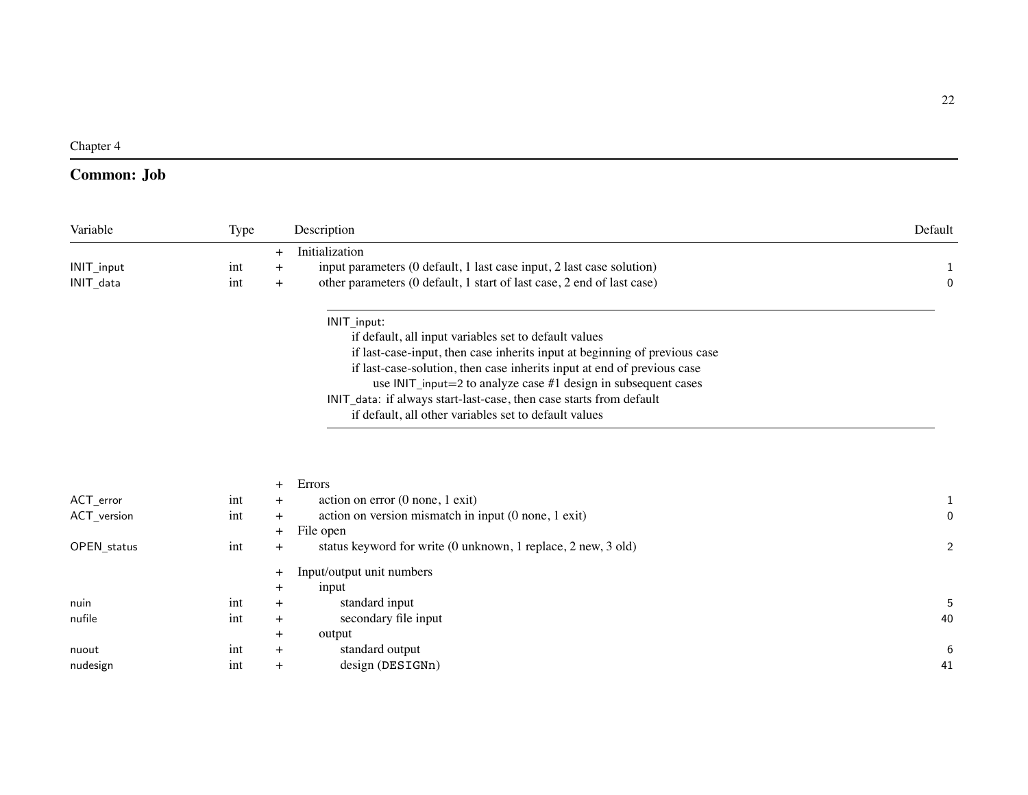Chapter 4

## Common: Job

| Variable | Type | | Description | Default |
|---|---|---|---|---|
| | | + | Initialization | |
| INIT_input | int | + | input parameters (0 default, 1 last case input, 2 last case solution) | 1 |
| INIT_data | int | + | other parameters (0 default, 1 start of last case, 2 end of last case) | 0 |

INIT_input:
  if default, all input variables set to default values
  if last-case-input, then case inherits input at beginning of previous case
  if last-case-solution, then case inherits input at end of previous case
    use INIT_input=2 to analyze case #1 design in subsequent cases
INIT_data: if always start-last-case, then case starts from default
  if default, all other variables set to default values

| Variable | Type | | Description | Default |
|---|---|---|---|---|
| | | + | Errors | |
| ACT_error | int | + | action on error (0 none, 1 exit) | 1 |
| ACT_version | int | + | action on version mismatch in input (0 none, 1 exit) | 0 |
| | | + | File open | |
| OPEN_status | int | + | status keyword for write (0 unknown, 1 replace, 2 new, 3 old) | 2 |
| | | + | Input/output unit numbers | |
| | | + | input | |
| nuin | int | + | standard input | 5 |
| nufile | int | + | secondary file input | 40 |
| | | + | output | |
| nuout | int | + | standard output | 6 |
| nudesign | int | + | design (DESIGNn) | 41 |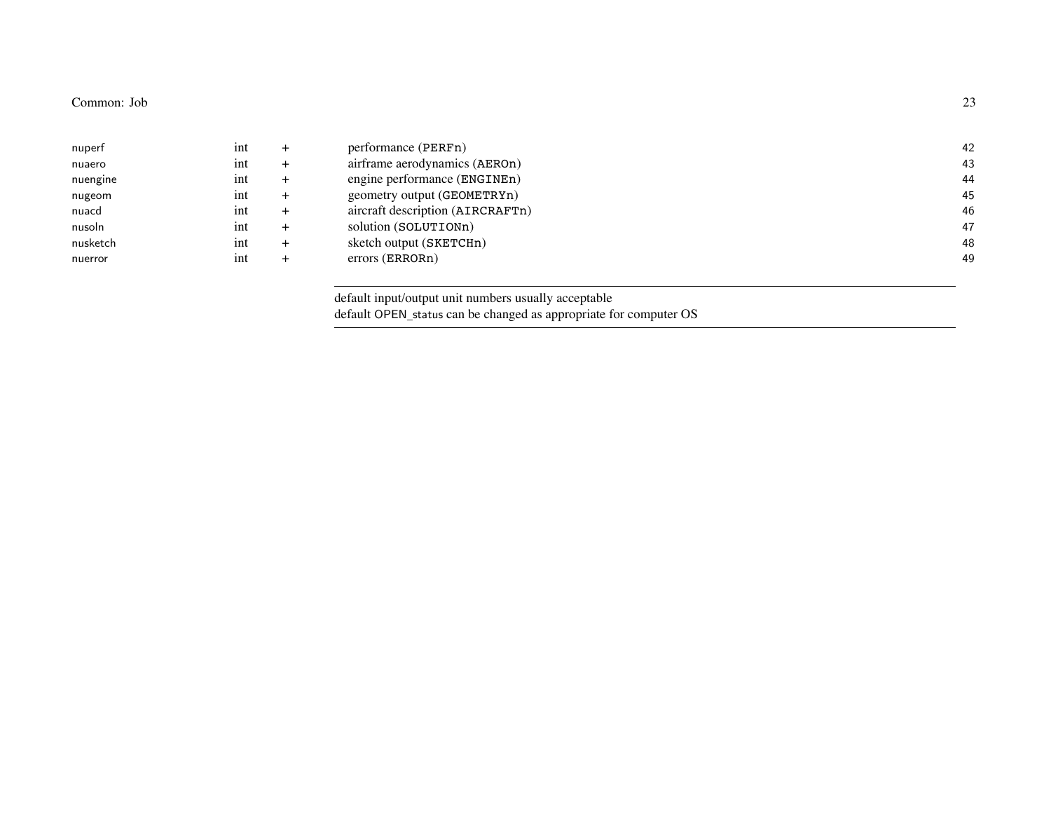| | | | | |
|---|---|---|---|---|
| nuperf | int | + | performance (PERFn) | 42 |
| nuaero | int | + | airframe aerodynamics (AEROn) | 43 |
| nuengine | int | + | engine performance (ENGINEn) | 44 |
| nugeom | int | + | geometry output (GEOMETRYn) | 45 |
| nuacd | int | + | aircraft description (AIRCRAFTn) | 46 |
| nusoln | int | + | solution (SOLUTIONn) | 47 |
| nusketch | int | + | sketch output (SKETCHn) | 48 |
| nuerror | int | + | errors (ERRORn) | 49 |

---

default input/output unit numbers usually acceptable
default OPEN_status can be changed as appropriate for computer OS

---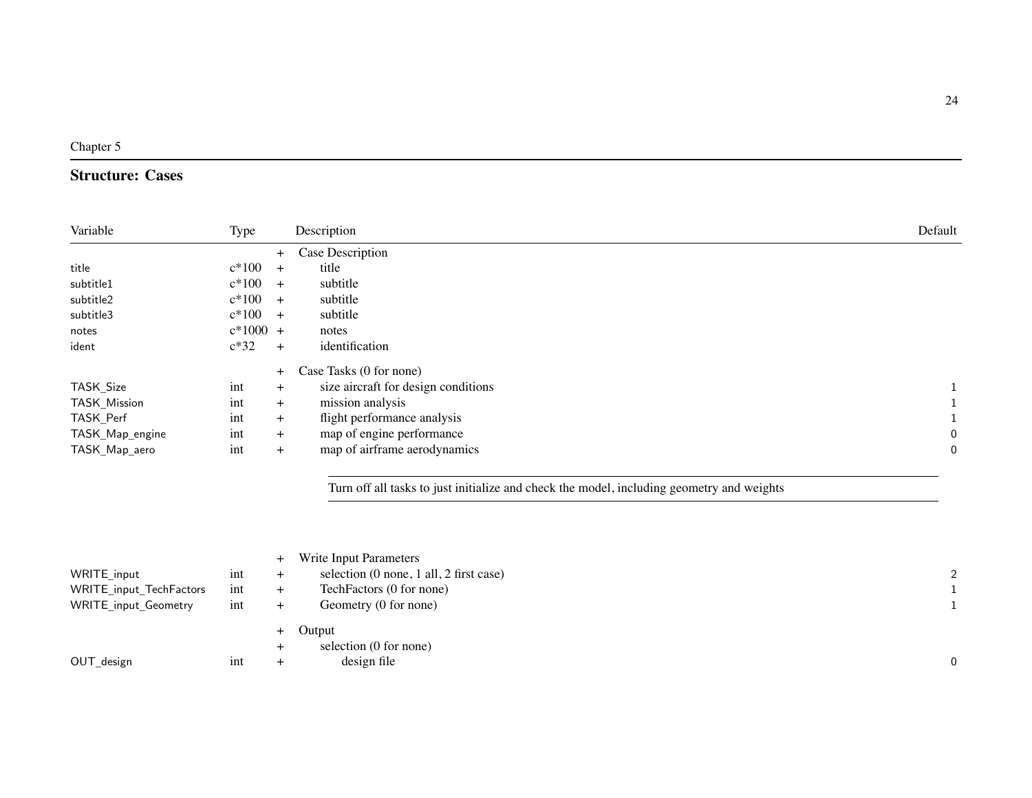Chapter 5

## Structure: Cases

| Variable | Type | | Description | Default |
|---|---|---|---|---|
| | | + | Case Description | |
| title | c*100 | + | title | |
| subtitle1 | c*100 | + | subtitle | |
| subtitle2 | c*100 | + | subtitle | |
| subtitle3 | c*100 | + | subtitle | |
| notes | c*1000 | + | notes | |
| ident | c*32 | + | identification | |
| | | + | Case Tasks (0 for none) | |
| TASK_Size | int | + | size aircraft for design conditions | 1 |
| TASK_Mission | int | + | mission analysis | 1 |
| TASK_Perf | int | + | flight performance analysis | 1 |
| TASK_Map_engine | int | + | map of engine performance | 0 |
| TASK_Map_aero | int | + | map of airframe aerodynamics | 0 |

Turn off all tasks to just initialize and check the model, including geometry and weights

| Variable | Type | | Description | Default |
|---|---|---|---|---|
| | | + | Write Input Parameters | |
| WRITE_input | int | + | selection (0 none, 1 all, 2 first case) | 2 |
| WRITE_input_TechFactors | int | + | TechFactors (0 for none) | 1 |
| WRITE_input_Geometry | int | + | Geometry (0 for none) | 1 |
| | | + | Output | |
| | | + | selection (0 for none) | |
| OUT_design | int | + | design file | 0 |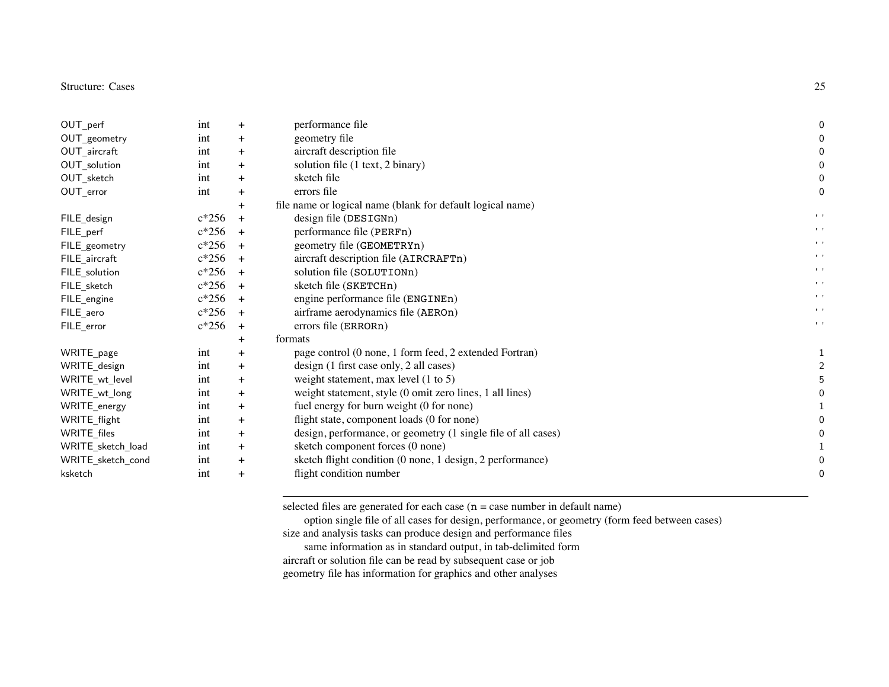| | | | | |
|---|---|---|---|---|
| OUT_perf | int | + | performance file | 0 |
| OUT_geometry | int | + | geometry file | 0 |
| OUT_aircraft | int | + | aircraft description file | 0 |
| OUT_solution | int | + | solution file (1 text, 2 binary) | 0 |
| OUT_sketch | int | + | sketch file | 0 |
| OUT_error | int | + | errors file | 0 |
| | | + | file name or logical name (blank for default logical name) | |
| FILE_design | c*256 | + | design file (DESIGNn) | ' ' |
| FILE_perf | c*256 | + | performance file (PERFn) | ' ' |
| FILE_geometry | c*256 | + | geometry file (GEOMETRYn) | ' ' |
| FILE_aircraft | c*256 | + | aircraft description file (AIRCRAFTn) | ' ' |
| FILE_solution | c*256 | + | solution file (SOLUTIONn) | ' ' |
| FILE_sketch | c*256 | + | sketch file (SKETCHn) | ' ' |
| FILE_engine | c*256 | + | engine performance file (ENGINEn) | ' ' |
| FILE_aero | c*256 | + | airframe aerodynamics file (AEROn) | ' ' |
| FILE_error | c*256 | + | errors file (ERRORn) | ' ' |
| | | + | formats | |
| WRITE_page | int | + | page control (0 none, 1 form feed, 2 extended Fortran) | 1 |
| WRITE_design | int | + | design (1 first case only, 2 all cases) | 2 |
| WRITE_wt_level | int | + | weight statement, max level (1 to 5) | 5 |
| WRITE_wt_long | int | + | weight statement, style (0 omit zero lines, 1 all lines) | 0 |
| WRITE_energy | int | + | fuel energy for burn weight (0 for none) | 1 |
| WRITE_flight | int | + | flight state, component loads (0 for none) | 0 |
| WRITE_files | int | + | design, performance, or geometry (1 single file of all cases) | 0 |
| WRITE_sketch_load | int | + | sketch component forces (0 none) | 1 |
| WRITE_sketch_cond | int | + | sketch flight condition (0 none, 1 design, 2 performance) | 0 |
| ksketch | int | + | flight condition number | 0 |

---

selected files are generated for each case (n = case number in default name)
  option single file of all cases for design, performance, or geometry (form feed between cases)
size and analysis tasks can produce design and performance files
  same information as in standard output, in tab-delimited form
aircraft or solution file can be read by subsequent case or job
geometry file has information for graphics and other analyses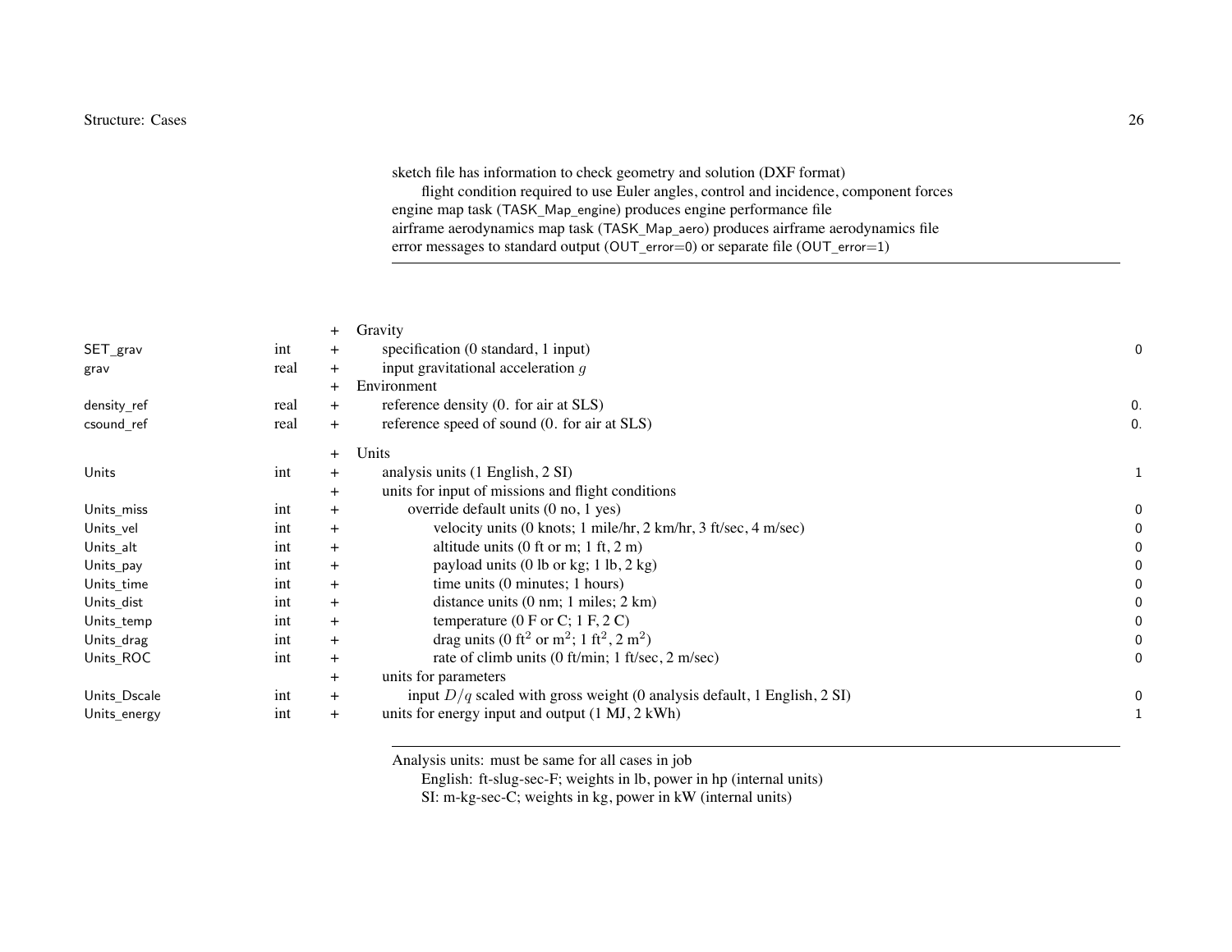sketch file has information to check geometry and solution (DXF format)
  flight condition required to use Euler angles, control and incidence, component forces
engine map task (TASK_Map_engine) produces engine performance file
airframe aerodynamics map task (TASK_Map_aero) produces airframe aerodynamics file
error messages to standard output (OUT_error=0) or separate file (OUT_error=1)

---

| Variable | Type | | Description | Default |
|---|---|---|---|---|
| | | + | Gravity | |
| SET_grav | int | + | specification (0 standard, 1 input) | 0 |
| grav | real | + | input gravitational acceleration $g$ | |
| | | + | Environment | |
| density_ref | real | + | reference density (0. for air at SLS) | 0. |
| csound_ref | real | + | reference speed of sound (0. for air at SLS) | 0. |
| | | + | Units | |
| Units | int | + | analysis units (1 English, 2 SI) | 1 |
| | | + | units for input of missions and flight conditions | |
| Units_miss | int | + | override default units (0 no, 1 yes) | 0 |
| Units_vel | int | + | velocity units (0 knots; 1 mile/hr, 2 km/hr, 3 ft/sec, 4 m/sec) | 0 |
| Units_alt | int | + | altitude units (0 ft or m; 1 ft, 2 m) | 0 |
| Units_pay | int | + | payload units (0 lb or kg; 1 lb, 2 kg) | 0 |
| Units_time | int | + | time units (0 minutes; 1 hours) | 0 |
| Units_dist | int | + | distance units (0 nm; 1 miles; 2 km) | 0 |
| Units_temp | int | + | temperature (0 F or C; 1 F, 2 C) | 0 |
| Units_drag | int | + | drag units (0 $\text{ft}^2$ or $\text{m}^2$; 1 $\text{ft}^2$, 2 $\text{m}^2$) | 0 |
| Units_ROC | int | + | rate of climb units (0 ft/min; 1 ft/sec, 2 m/sec) | 0 |
| | | + | units for parameters | |
| Units_Dscale | int | + | input $D/q$ scaled with gross weight (0 analysis default, 1 English, 2 SI) | 0 |
| Units_energy | int | + | units for energy input and output (1 MJ, 2 kWh) | 1 |

---

Analysis units: must be same for all cases in job
  English: ft-slug-sec-F; weights in lb, power in hp (internal units)
  SI: m-kg-sec-C; weights in kg, power in kW (internal units)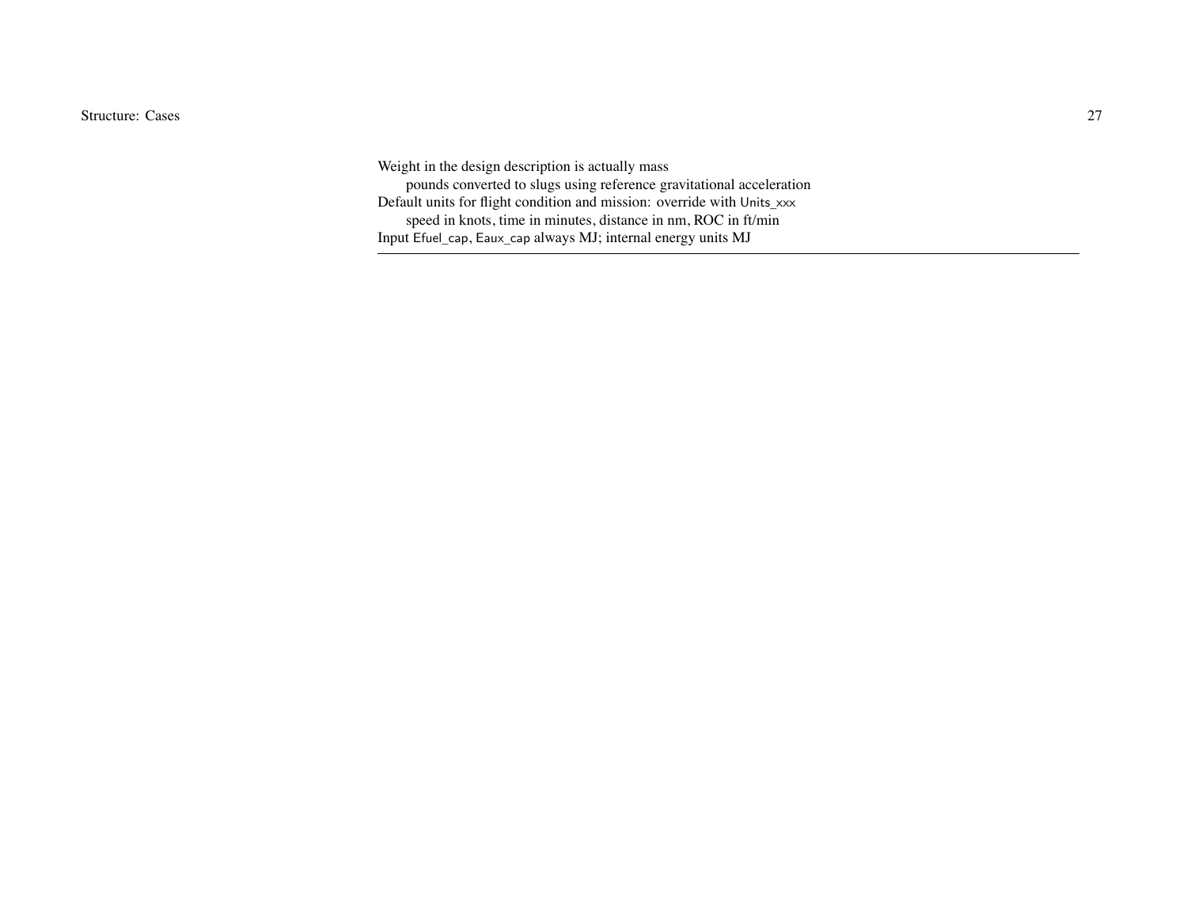Weight in the design description is actually mass

  pounds converted to slugs using reference gravitational acceleration

Default units for flight condition and mission: override with Units_xxx

  speed in knots, time in minutes, distance in nm, ROC in ft/min

Input Efuel_cap, Eaux_cap always MJ; internal energy units MJ

---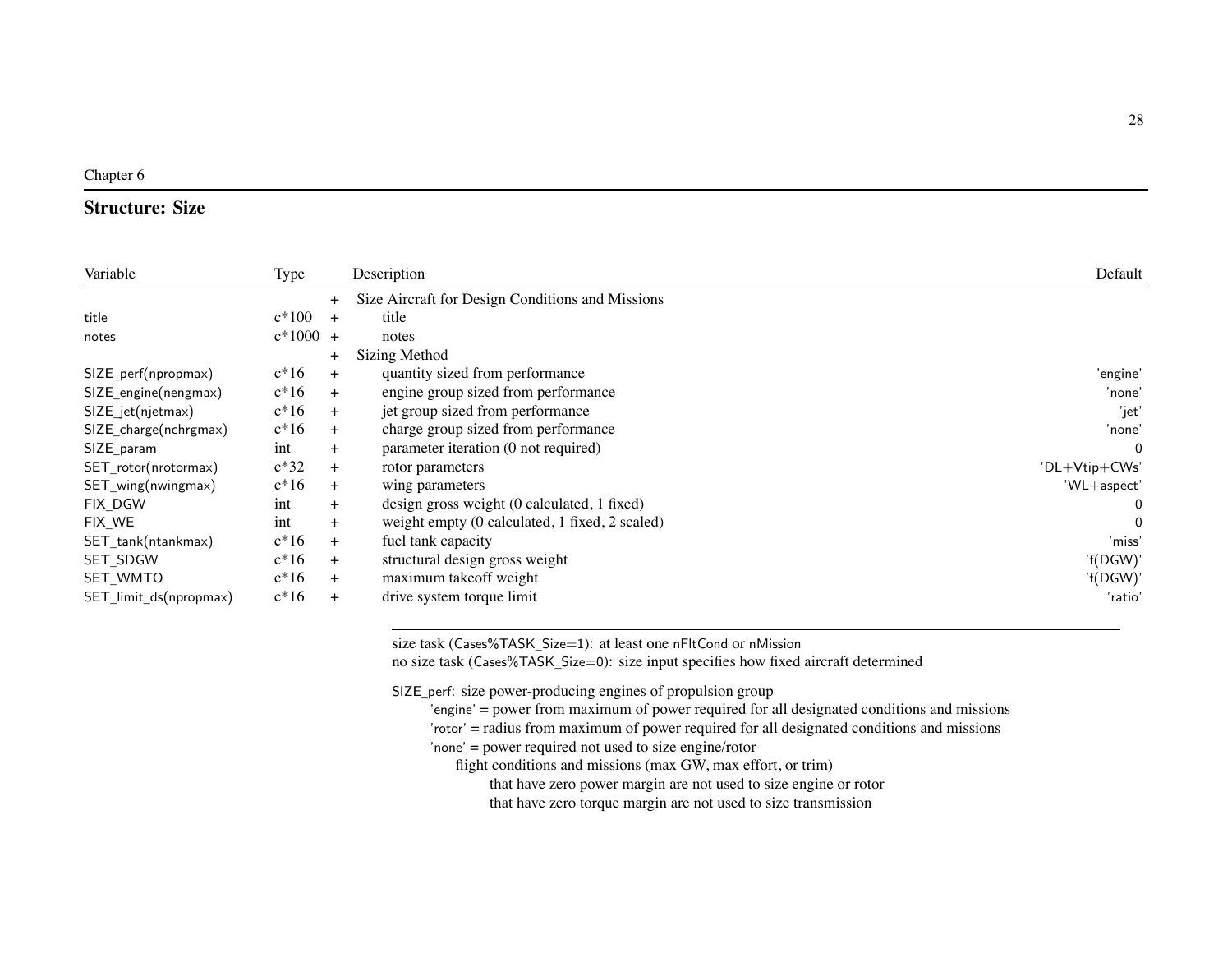Chapter 6

## Structure: Size

| Variable | Type | | Description | Default |
|---|---|---|---|---|
| | | + | Size Aircraft for Design Conditions and Missions | |
| title | c*100 | + | title | |
| notes | c*1000 | + | notes | |
| | | + | Sizing Method | |
| SIZE_perf(npropmax) | c*16 | + | quantity sized from performance | 'engine' |
| SIZE_engine(nengmax) | c*16 | + | engine group sized from performance | 'none' |
| SIZE_jet(njetmax) | c*16 | + | jet group sized from performance | 'jet' |
| SIZE_charge(nchrgmax) | c*16 | + | charge group sized from performance | 'none' |
| SIZE_param | int | + | parameter iteration (0 not required) | 0 |
| SET_rotor(nrotormax) | c*32 | + | rotor parameters | 'DL+Vtip+CWs' |
| SET_wing(nwingmax) | c*16 | + | wing parameters | 'WL+aspect' |
| FIX_DGW | int | + | design gross weight (0 calculated, 1 fixed) | 0 |
| FIX_WE | int | + | weight empty (0 calculated, 1 fixed, 2 scaled) | 0 |
| SET_tank(ntankmax) | c*16 | + | fuel tank capacity | 'miss' |
| SET_SDGW | c*16 | + | structural design gross weight | 'f(DGW)' |
| SET_WMTO | c*16 | + | maximum takeoff weight | 'f(DGW)' |
| SET_limit_ds(npropmax) | c*16 | + | drive system torque limit | 'ratio' |

---

size task (Cases%TASK_Size=1): at least one nFltCond or nMission
no size task (Cases%TASK_Size=0): size input specifies how fixed aircraft determined

SIZE_perf: size power-producing engines of propulsion group
- 'engine' = power from maximum of power required for all designated conditions and missions
- 'rotor' = radius from maximum of power required for all designated conditions and missions
- 'none' = power required not used to size engine/rotor
  - flight conditions and missions (max GW, max effort, or trim)
    - that have zero power margin are not used to size engine or rotor
    - that have zero torque margin are not used to size transmission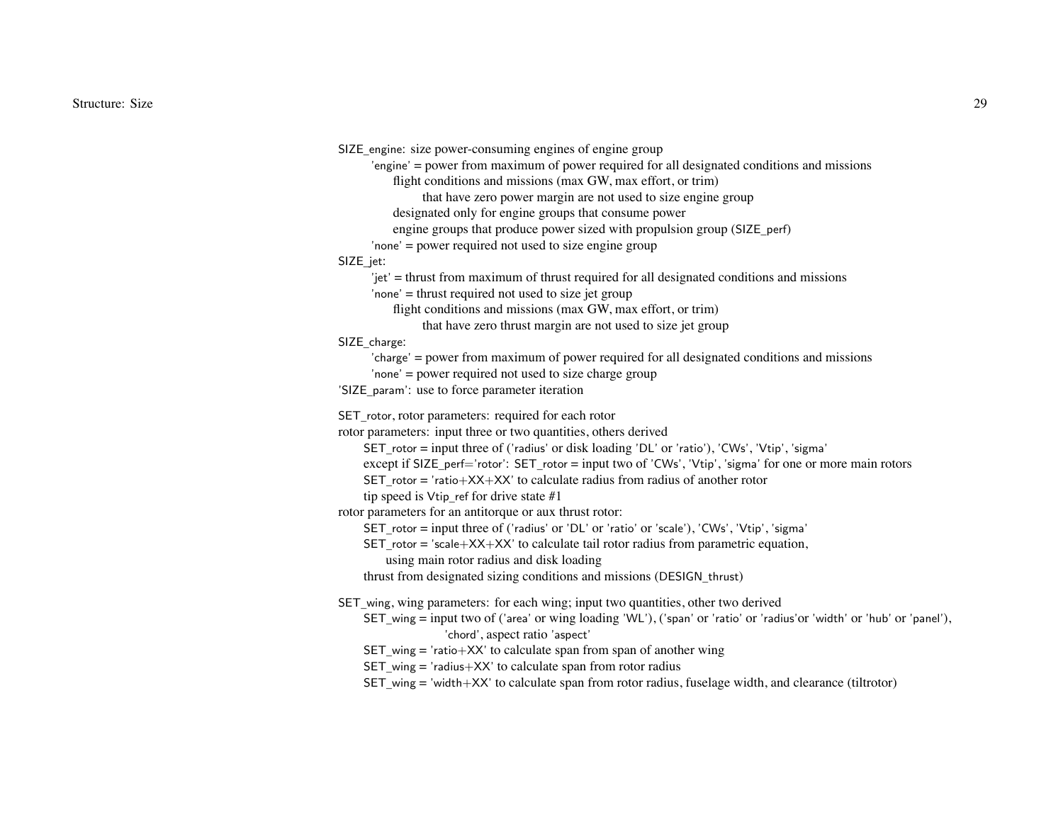SIZE_engine: size power-consuming engines of engine group

- 'engine' = power from maximum of power required for all designated conditions and missions
  - flight conditions and missions (max GW, max effort, or trim)
    - that have zero power margin are not used to size engine group
  - designated only for engine groups that consume power
  - engine groups that produce power sized with propulsion group (SIZE_perf)
- 'none' = power required not used to size engine group

SIZE_jet:

- 'jet' = thrust from maximum of thrust required for all designated conditions and missions
- 'none' = thrust required not used to size jet group
  - flight conditions and missions (max GW, max effort, or trim)
    - that have zero thrust margin are not used to size jet group

SIZE_charge:

- 'charge' = power from maximum of power required for all designated conditions and missions
- 'none' = power required not used to size charge group

'SIZE_param': use to force parameter iteration

SET_rotor, rotor parameters: required for each rotor

rotor parameters: input three or two quantities, others derived

- SET_rotor = input three of ('radius' or disk loading 'DL' or 'ratio'), 'CWs', 'Vtip', 'sigma'
- except if SIZE_perf='rotor': SET_rotor = input two of 'CWs', 'Vtip', 'sigma' for one or more main rotors
- SET_rotor = 'ratio+XX+XX' to calculate radius from radius of another rotor
- tip speed is Vtip_ref for drive state #1

rotor parameters for an antitorque or aux thrust rotor:

- SET_rotor = input three of ('radius' or 'DL' or 'ratio' or 'scale'), 'CWs', 'Vtip', 'sigma'
- SET_rotor = 'scale+XX+XX' to calculate tail rotor radius from parametric equation,
  - using main rotor radius and disk loading
- thrust from designated sizing conditions and missions (DESIGN_thrust)

SET_wing, wing parameters: for each wing; input two quantities, other two derived

- SET_wing = input two of ('area' or wing loading 'WL'), ('span' or 'ratio' or 'radius'or 'width' or 'hub' or 'panel'), 'chord', aspect ratio 'aspect'
- SET_wing = 'ratio+XX' to calculate span from span of another wing
- SET_wing = 'radius+XX' to calculate span from rotor radius
- SET_wing = 'width+XX' to calculate span from rotor radius, fuselage width, and clearance (tiltrotor)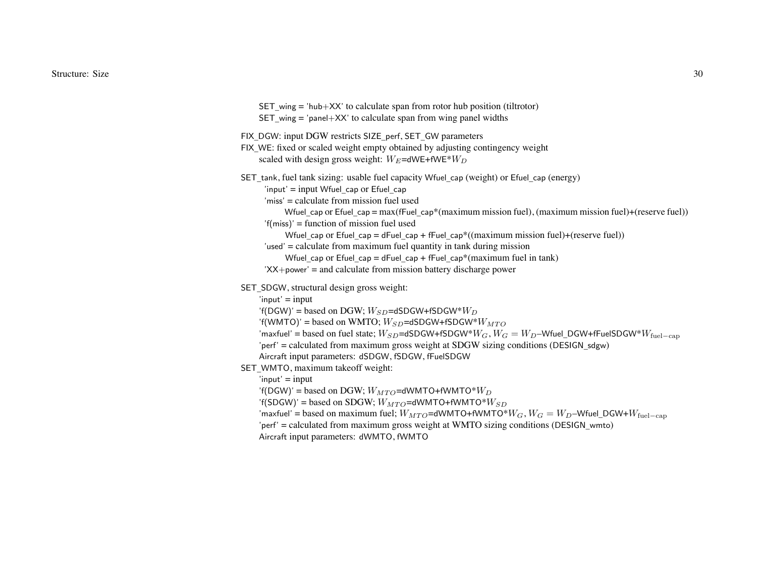SET_wing = 'hub+XX' to calculate span from rotor hub position (tiltrotor)
SET_wing = 'panel+XX' to calculate span from wing panel widths

FIX_DGW: input DGW restricts SIZE_perf, SET_GW parameters
FIX_WE: fixed or scaled weight empty obtained by adjusting contingency weight
scaled with design gross weight: $W_E$=dWE+fWE*$W_D$

SET_tank, fuel tank sizing: usable fuel capacity Wfuel_cap (weight) or Efuel_cap (energy)
'input' = input Wfuel_cap or Efuel_cap
'miss' = calculate from mission fuel used
Wfuel_cap or Efuel_cap = max(fFuel_cap*(maximum mission fuel), (maximum mission fuel)+(reserve fuel))
'f(miss)' = function of mission fuel used
Wfuel_cap or Efuel_cap = dFuel_cap + fFuel_cap*((maximum mission fuel)+(reserve fuel))
'used' = calculate from maximum fuel quantity in tank during mission
Wfuel_cap or Efuel_cap = dFuel_cap + fFuel_cap*(maximum fuel in tank)
'XX+power' = and calculate from mission battery discharge power

SET_SDGW, structural design gross weight:
'input' = input
'f(DGW)' = based on DGW; $W_{SD}$=dSDGW+fSDGW*$W_D$
'f(WMTO)' = based on WMTO; $W_{SD}$=dSDGW+fSDGW*$W_{MTO}$
'maxfuel' = based on fuel state; $W_{SD}$=dSDGW+fSDGW*$W_G$, $W_G = W_D$–Wfuel_DGW+fFuelSDGW*$W_{\text{fuel-cap}}$
'perf' = calculated from maximum gross weight at SDGW sizing conditions (DESIGN_sdgw)
Aircraft input parameters: dSDGW, fSDGW, fFuelSDGW
SET_WMTO, maximum takeoff weight:
'input' = input
'f(DGW)' = based on DGW; $W_{MTO}$=dWMTO+fWMTO*$W_D$
'f(SDGW)' = based on SDGW; $W_{MTO}$=dWMTO+fWMTO*$W_{SD}$
'maxfuel' = based on maximum fuel; $W_{MTO}$=dWMTO+fWMTO*$W_G$, $W_G = W_D$–Wfuel_DGW+$W_{\text{fuel-cap}}$
'perf' = calculated from maximum gross weight at WMTO sizing conditions (DESIGN_wmto)
Aircraft input parameters: dWMTO, fWMTO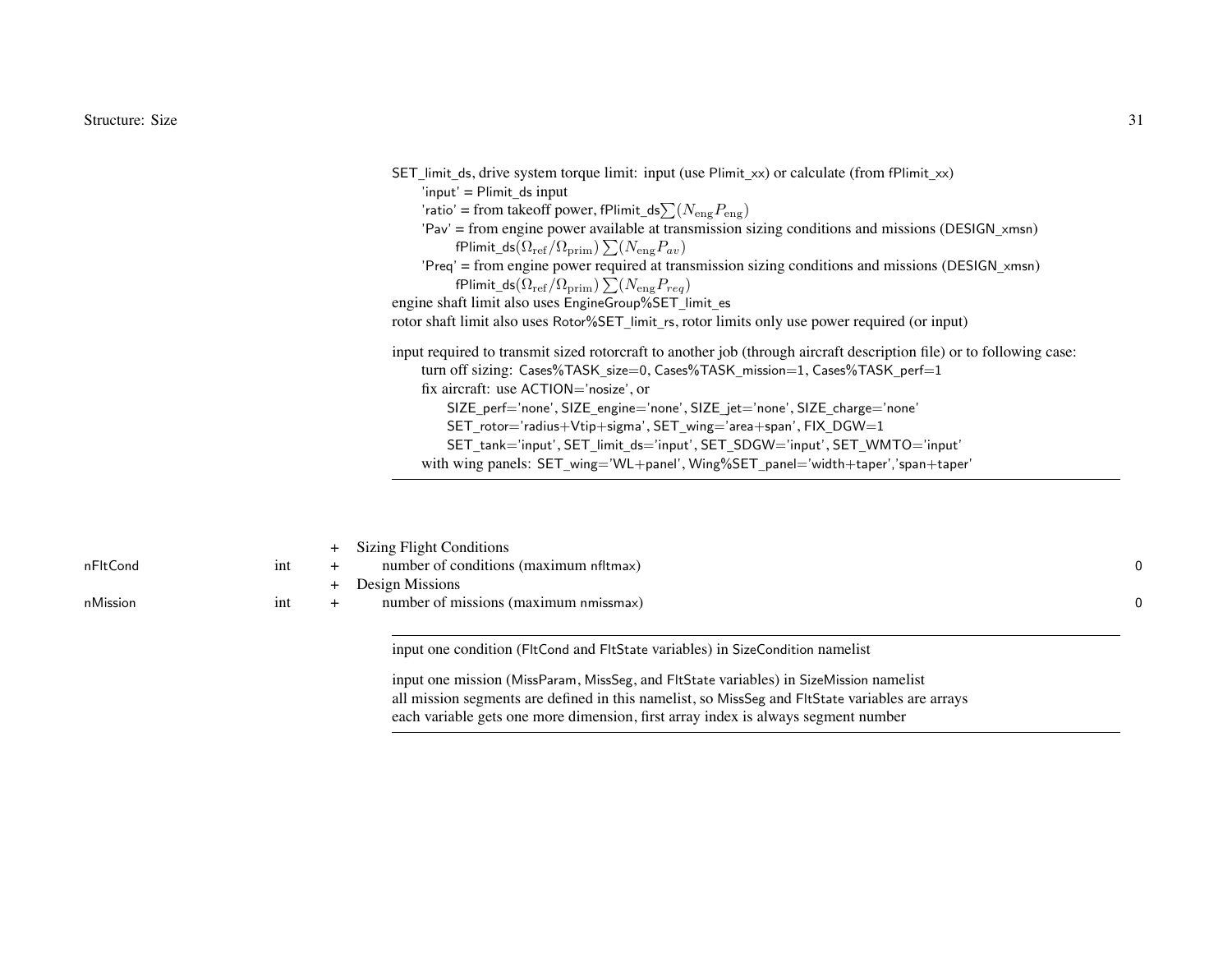SET_limit_ds, drive system torque limit: input (use Plimit_xx) or calculate (from fPlimit_xx)
  'input' = Plimit_ds input
  'ratio' = from takeoff power, fPlimit_ds$\sum(N_{\rm eng}P_{\rm eng})$
  'Pav' = from engine power available at transmission sizing conditions and missions (DESIGN_xmsn)
    fPlimit_ds$(\Omega_{\rm ref}/\Omega_{\rm prim})\sum(N_{\rm eng}P_{av})$
  'Preq' = from engine power required at transmission sizing conditions and missions (DESIGN_xmsn)
    fPlimit_ds$(\Omega_{\rm ref}/\Omega_{\rm prim})\sum(N_{\rm eng}P_{req})$
engine shaft limit also uses EngineGroup%SET_limit_es
rotor shaft limit also uses Rotor%SET_limit_rs, rotor limits only use power required (or input)

input required to transmit sized rotorcraft to another job (through aircraft description file) or to following case:
  turn off sizing: Cases%TASK_size=0, Cases%TASK_mission=1, Cases%TASK_perf=1
  fix aircraft: use ACTION='nosize', or
    SIZE_perf='none', SIZE_engine='none', SIZE_jet='none', SIZE_charge='none'
    SET_rotor='radius+Vtip+sigma', SET_wing='area+span', FIX_DGW=1
    SET_tank='input', SET_limit_ds='input', SET_SDGW='input', SET_WMTO='input'
  with wing panels: SET_wing='WL+panel', Wing%SET_panel='width+taper','span+taper'

| | | | | |
|---|---|---|---|---|
| | | + | Sizing Flight Conditions | |
| nFltCond | int | + | number of conditions (maximum nfltmax) | 0 |
| | | + | Design Missions | |
| nMission | int | + | number of missions (maximum nmissmax) | 0 |

input one condition (FltCond and FltState variables) in SizeCondition namelist

input one mission (MissParam, MissSeg, and FltState variables) in SizeMission namelist
all mission segments are defined in this namelist, so MissSeg and FltState variables are arrays
each variable gets one more dimension, first array index is always segment number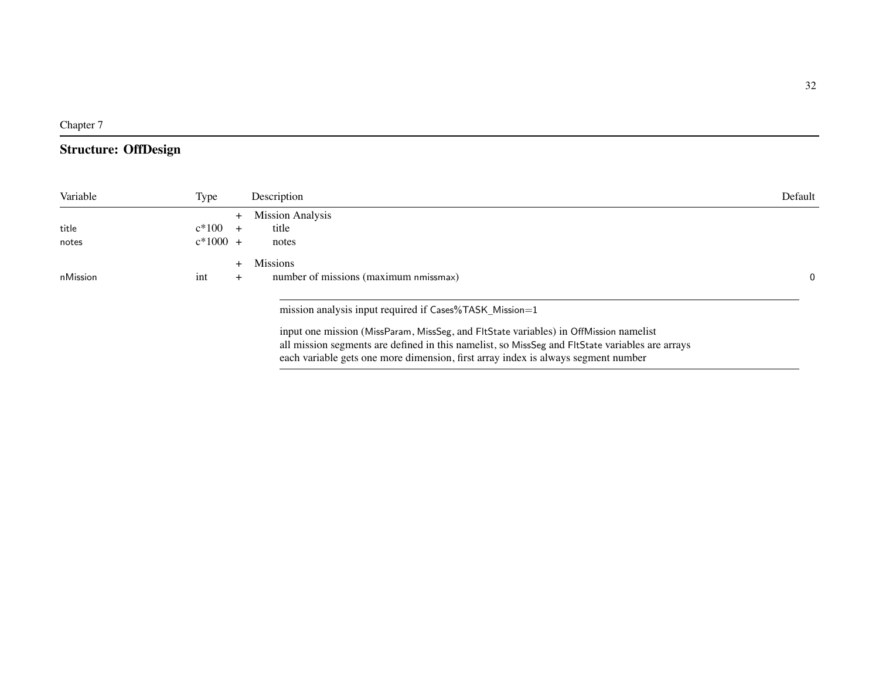Chapter 7

## Structure: OffDesign

| Variable | Type | | Description | Default |
|---|---|---|---|---|
| | | + | Mission Analysis | |
| title | c*100 | + | title | |
| notes | c*1000 | + | notes | |
| | | + | Missions | |
| nMission | int | + | number of missions (maximum nmissmax) | 0 |

---

mission analysis input required if Cases%TASK_Mission=1

input one mission (MissParam, MissSeg, and FltState variables) in OffMission namelist
all mission segments are defined in this namelist, so MissSeg and FltState variables are arrays
each variable gets one more dimension, first array index is always segment number

---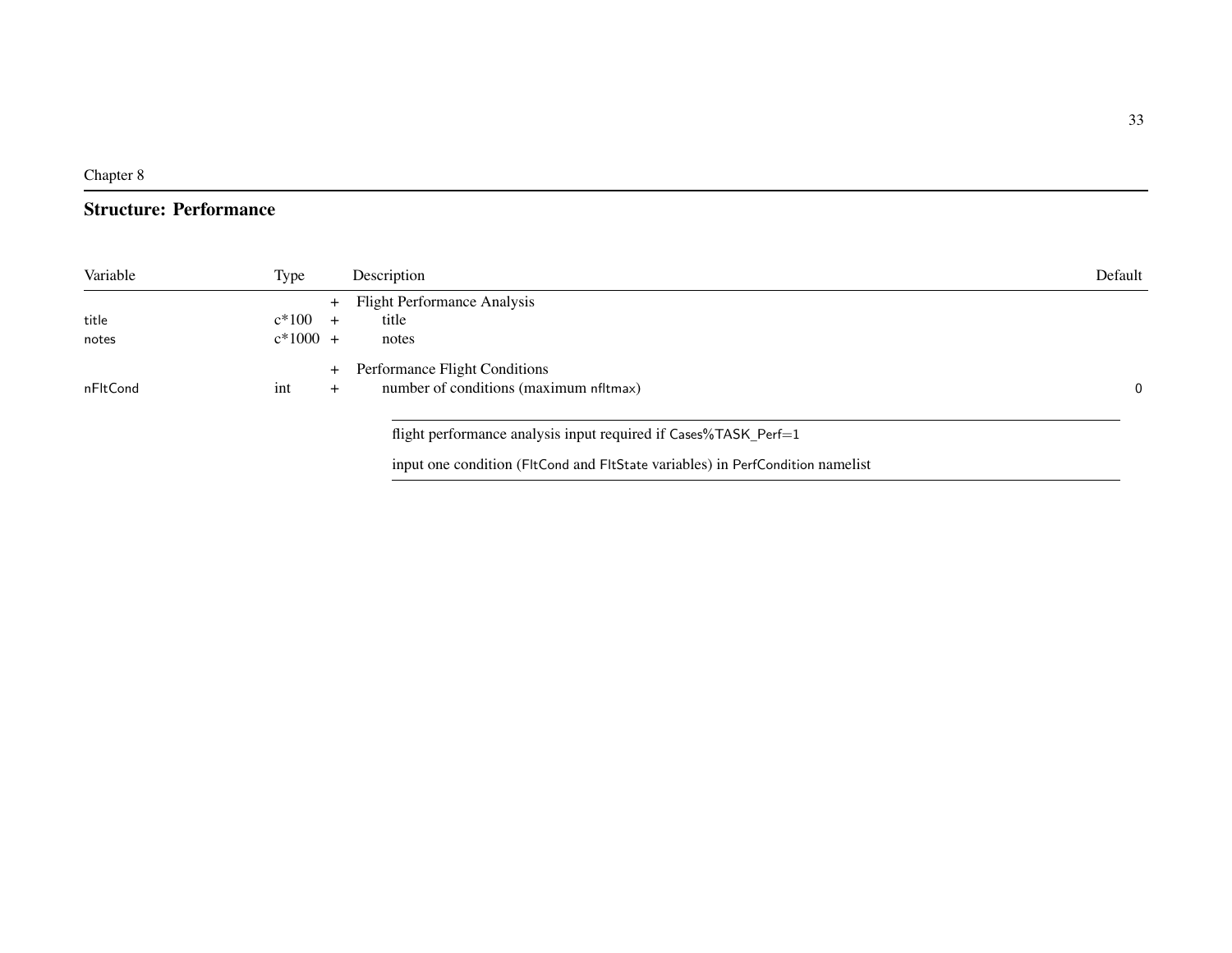Chapter 8

# Structure: Performance

| Variable | Type | | Description | Default |
|---|---|---|---|---|
| | | + | Flight Performance Analysis | |
| title | c*100 | + | title | |
| notes | c*1000 | + | notes | |
| | | + | Performance Flight Conditions | |
| nFltCond | int | + | number of conditions (maximum nfltmax) | 0 |

---

flight performance analysis input required if Cases%TASK_Perf=1

input one condition (FltCond and FltState variables) in PerfCondition namelist

---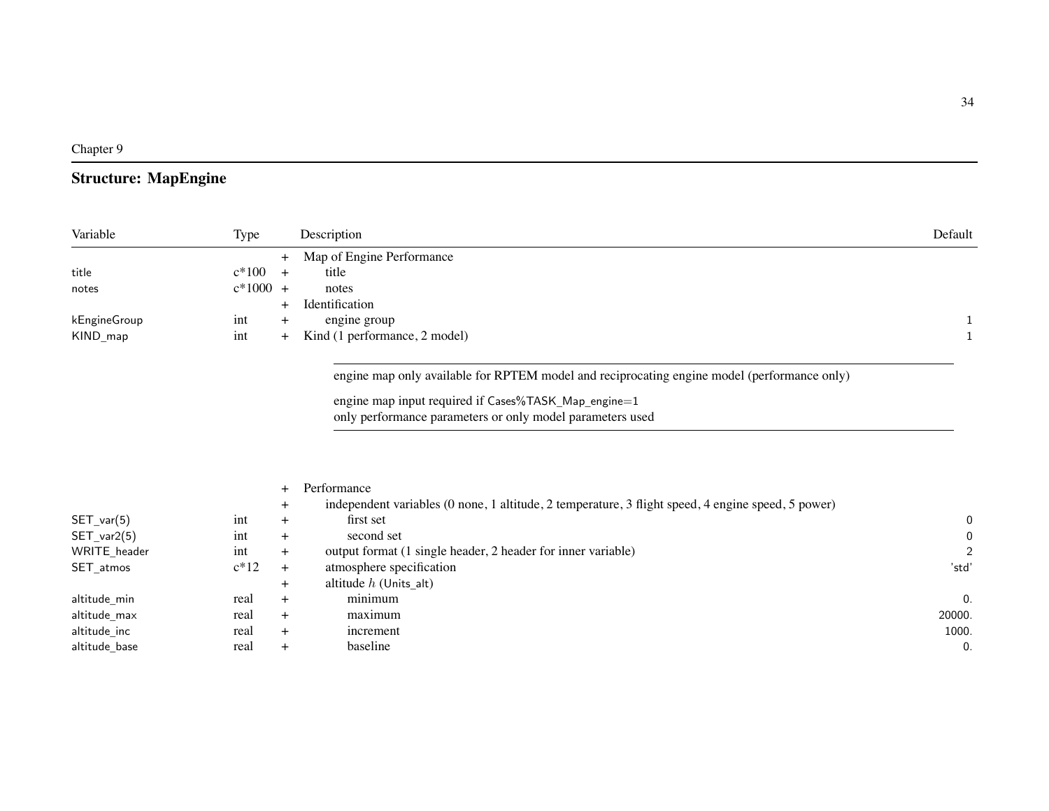Chapter 9

## Structure: MapEngine

| Variable | Type | | Description | Default |
|---|---|---|---|---|
| | | + | Map of Engine Performance | |
| title | c*100 | + | title | |
| notes | c*1000 | + | notes | |
| | | + | Identification | |
| kEngineGroup | int | + | engine group | 1 |
| KIND_map | int | + | Kind (1 performance, 2 model) | 1 |

engine map only available for RPTEM model and reciprocating engine model (performance only)

engine map input required if Cases%TASK_Map_engine=1
only performance parameters or only model parameters used

| Variable | Type | | Description | Default |
|---|---|---|---|---|
| | | + | Performance | |
| | | + | independent variables (0 none, 1 altitude, 2 temperature, 3 flight speed, 4 engine speed, 5 power) | |
| SET_var(5) | int | + | first set | 0 |
| SET_var2(5) | int | + | second set | 0 |
| WRITE_header | int | + | output format (1 single header, 2 header for inner variable) | 2 |
| SET_atmos | c*12 | + | atmosphere specification | 'std' |
| | | + | altitude $h$ (Units_alt) | |
| altitude_min | real | + | minimum | 0. |
| altitude_max | real | + | maximum | 20000. |
| altitude_inc | real | + | increment | 1000. |
| altitude_base | real | + | baseline | 0. |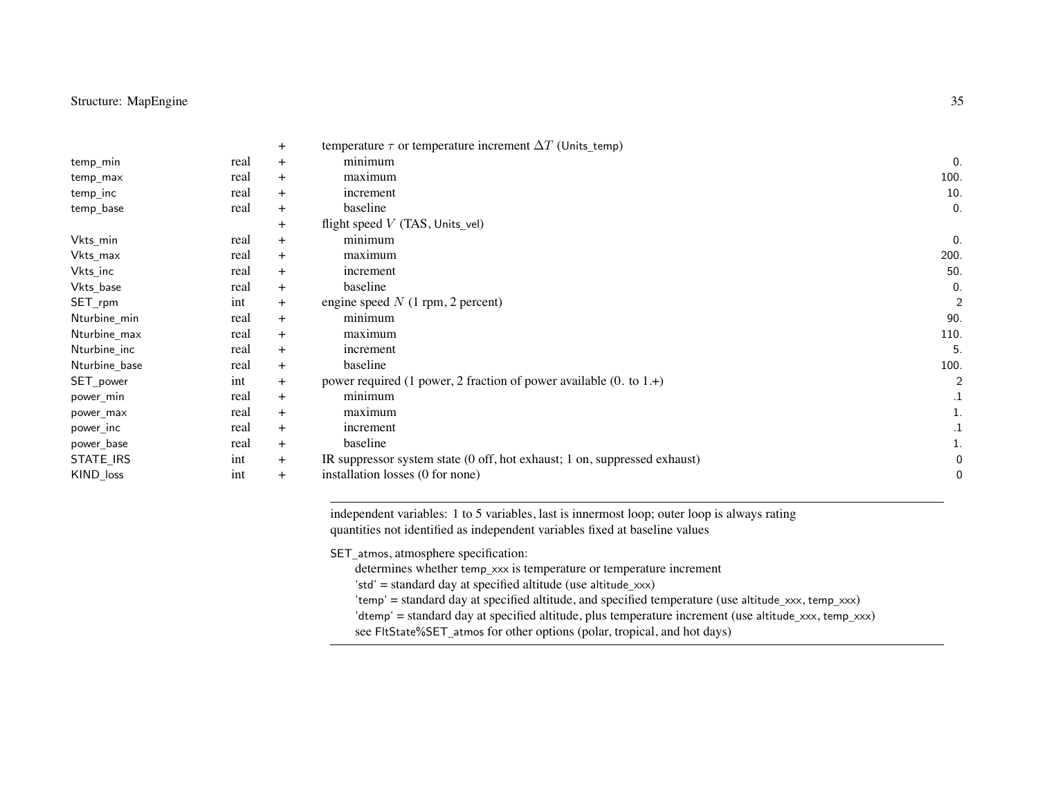| | | | | |
|---|---|---|---|---|
| | | + | temperature $\tau$ or temperature increment $\Delta T$ (Units_temp) | |
| temp_min | real | + | minimum | 0. |
| temp_max | real | + | maximum | 100. |
| temp_inc | real | + | increment | 10. |
| temp_base | real | + | baseline | 0. |
| | | + | flight speed $V$ (TAS, Units_vel) | |
| Vkts_min | real | + | minimum | 0. |
| Vkts_max | real | + | maximum | 200. |
| Vkts_inc | real | + | increment | 50. |
| Vkts_base | real | + | baseline | 0. |
| SET_rpm | int | + | engine speed $N$ (1 rpm, 2 percent) | 2 |
| Nturbine_min | real | + | minimum | 90. |
| Nturbine_max | real | + | maximum | 110. |
| Nturbine_inc | real | + | increment | 5. |
| Nturbine_base | real | + | baseline | 100. |
| SET_power | int | + | power required (1 power, 2 fraction of power available (0. to 1.+) | 2 |
| power_min | real | + | minimum | .1 |
| power_max | real | + | maximum | 1. |
| power_inc | real | + | increment | .1 |
| power_base | real | + | baseline | 1. |
| STATE_IRS | int | + | IR suppressor system state (0 off, hot exhaust; 1 on, suppressed exhaust) | 0 |
| KIND_loss | int | + | installation losses (0 for none) | 0 |

---

independent variables: 1 to 5 variables, last is innermost loop; outer loop is always rating
quantities not identified as independent variables fixed at baseline values

SET_atmos, atmosphere specification:
- determines whether temp_xxx is temperature or temperature increment
- 'std' = standard day at specified altitude (use altitude_xxx)
- 'temp' = standard day at specified altitude, and specified temperature (use altitude_xxx, temp_xxx)
- 'dtemp' = standard day at specified altitude, plus temperature increment (use altitude_xxx, temp_xxx)
- see FltState%SET_atmos for other options (polar, tropical, and hot days)

---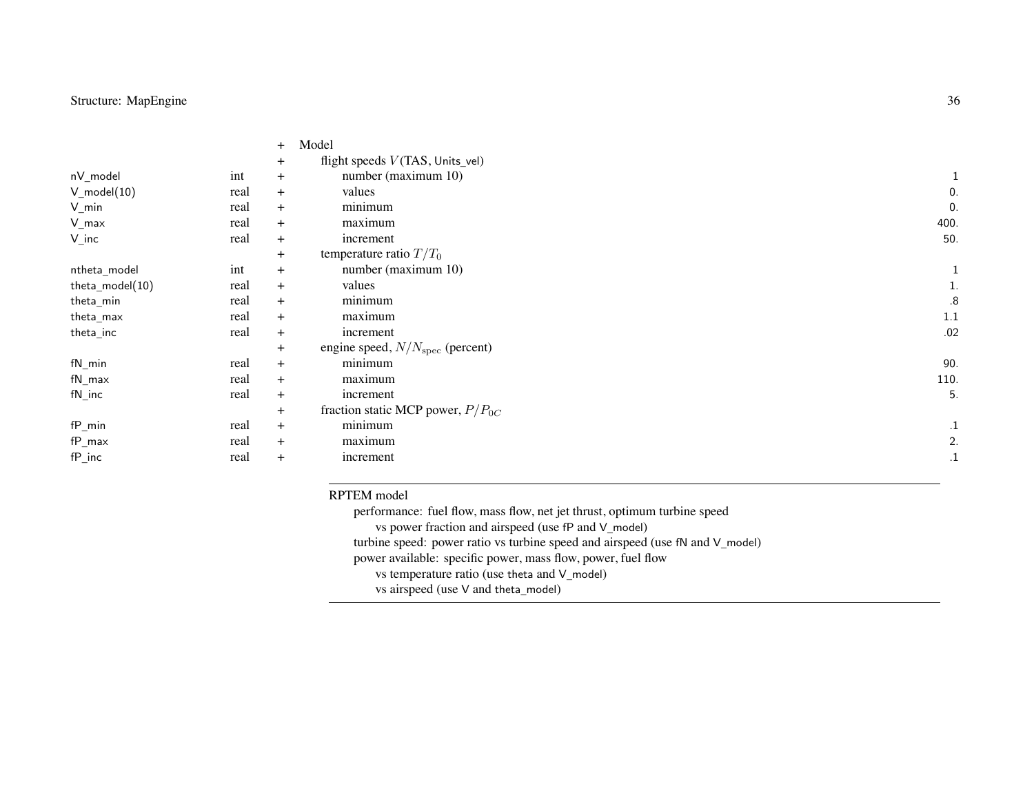| Variable | Type | | Description | Default |
|---|---|---|---|---|
| | | + | Model | |
| | | + | flight speeds $V$(TAS, Units_vel) | |
| nV_model | int | + | number (maximum 10) | 1 |
| V_model(10) | real | + | values | 0. |
| V_min | real | + | minimum | 0. |
| V_max | real | + | maximum | 400. |
| V_inc | real | + | increment | 50. |
| | | + | temperature ratio $T/T_0$ | |
| ntheta_model | int | + | number (maximum 10) | 1 |
| theta_model(10) | real | + | values | 1. |
| theta_min | real | + | minimum | .8 |
| theta_max | real | + | maximum | 1.1 |
| theta_inc | real | + | increment | .02 |
| | | + | engine speed, $N/N_{\rm spec}$ (percent) | |
| fN_min | real | + | minimum | 90. |
| fN_max | real | + | maximum | 110. |
| fN_inc | real | + | increment | 5. |
| | | + | fraction static MCP power, $P/P_{0C}$ | |
| fP_min | real | + | minimum | .1 |
| fP_max | real | + | maximum | 2. |
| fP_inc | real | + | increment | .1 |

---

RPTEM model
- performance: fuel flow, mass flow, net jet thrust, optimum turbine speed
  - vs power fraction and airspeed (use fP and V_model)
- turbine speed: power ratio vs turbine speed and airspeed (use fN and V_model)
- power available: specific power, mass flow, power, fuel flow
  - vs temperature ratio (use theta and V_model)
  - vs airspeed (use V and theta_model)

---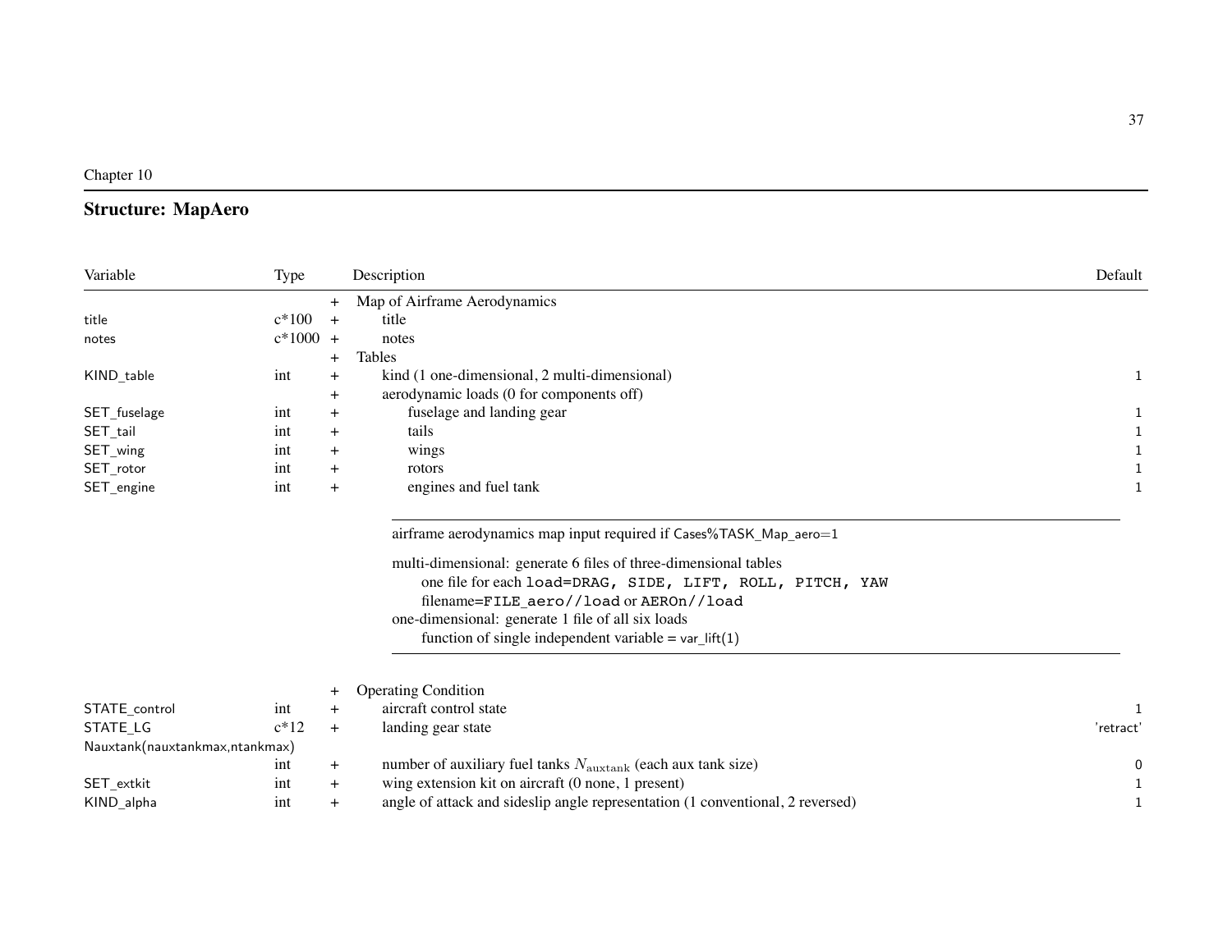Chapter 10

## Structure: MapAero

| Variable | Type | | Description | Default |
|---|---|---|---|---|
| | | + | Map of Airframe Aerodynamics | |
| title | c*100 | + | title | |
| notes | c*1000 | + | notes | |
| | | + | Tables | |
| KIND_table | int | + | kind (1 one-dimensional, 2 multi-dimensional) | 1 |
| | | + | aerodynamic loads (0 for components off) | |
| SET_fuselage | int | + | fuselage and landing gear | 1 |
| SET_tail | int | + | tails | 1 |
| SET_wing | int | + | wings | 1 |
| SET_rotor | int | + | rotors | 1 |
| SET_engine | int | + | engines and fuel tank | 1 |

---

airframe aerodynamics map input required if Cases%TASK_Map_aero=1

multi-dimensional: generate 6 files of three-dimensional tables
  one file for each `load=DRAG, SIDE, LIFT, ROLL, PITCH, YAW`
  filename=`FILE_aero//load` or `AEROn//load`
one-dimensional: generate 1 file of all six loads
  function of single independent variable = var_lift(1)

---

| Variable | Type | | Description | Default |
|---|---|---|---|---|
| | | + | Operating Condition | |
| STATE_control | int | + | aircraft control state | 1 |
| STATE_LG | c*12 | + | landing gear state | 'retract' |
| Nauxtank(nauxtankmax,ntankmax) | int | + | number of auxiliary fuel tanks $N_{\text{auxtank}}$ (each aux tank size) | 0 |
| SET_extkit | int | + | wing extension kit on aircraft (0 none, 1 present) | 1 |
| KIND_alpha | int | + | angle of attack and sideslip angle representation (1 conventional, 2 reversed) | 1 |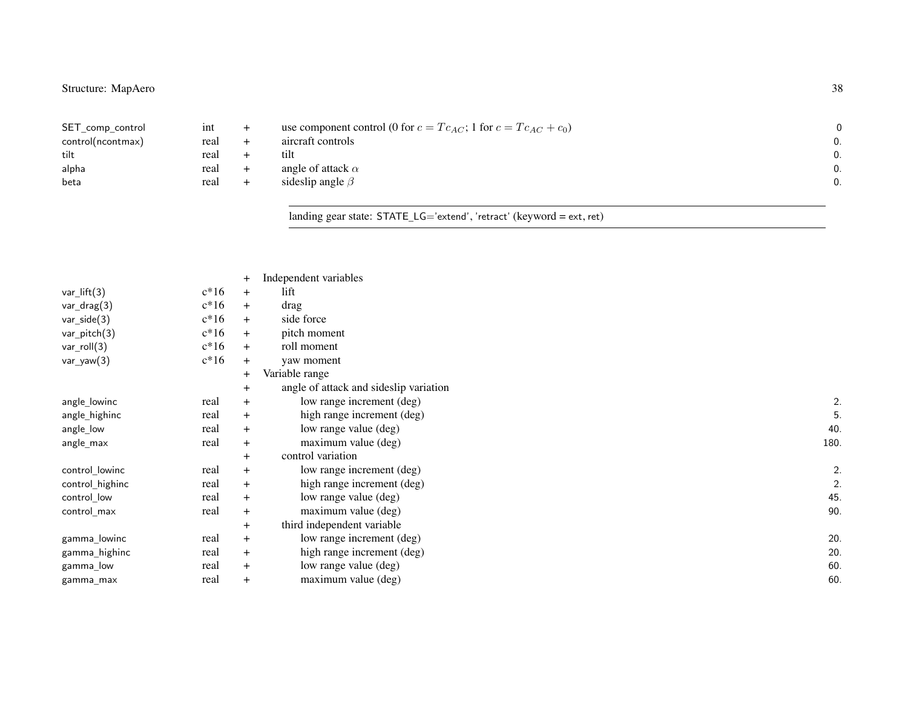| | | | | |
|---|---|---|---|---|
| SET_comp_control | int | + | use component control (0 for $c = Tc_{AC}$; 1 for $c = Tc_{AC} + c_0$) | 0 |
| control(ncontmax) | real | + | aircraft controls | 0. |
| tilt | real | + | tilt | 0. |
| alpha | real | + | angle of attack $\alpha$ | 0. |
| beta | real | + | sideslip angle $\beta$ | 0. |

landing gear state: STATE_LG='extend', 'retract' (keyword = ext, ret)

| | | | | |
|---|---|---|---|---|
| | | + | Independent variables | |
| var_lift(3) | c*16 | + | lift | |
| var_drag(3) | c*16 | + | drag | |
| var_side(3) | c*16 | + | side force | |
| var_pitch(3) | c*16 | + | pitch moment | |
| var_roll(3) | c*16 | + | roll moment | |
| var_yaw(3) | c*16 | + | yaw moment | |
| | | + | Variable range | |
| | | + | angle of attack and sideslip variation | |
| angle_lowinc | real | + | low range increment (deg) | 2. |
| angle_highinc | real | + | high range increment (deg) | 5. |
| angle_low | real | + | low range value (deg) | 40. |
| angle_max | real | + | maximum value (deg) | 180. |
| | | + | control variation | |
| control_lowinc | real | + | low range increment (deg) | 2. |
| control_highinc | real | + | high range increment (deg) | 2. |
| control_low | real | + | low range value (deg) | 45. |
| control_max | real | + | maximum value (deg) | 90. |
| | | + | third independent variable | |
| gamma_lowinc | real | + | low range increment (deg) | 20. |
| gamma_highinc | real | + | high range increment (deg) | 20. |
| gamma_low | real | + | low range value (deg) | 60. |
| gamma_max | real | + | maximum value (deg) | 60. |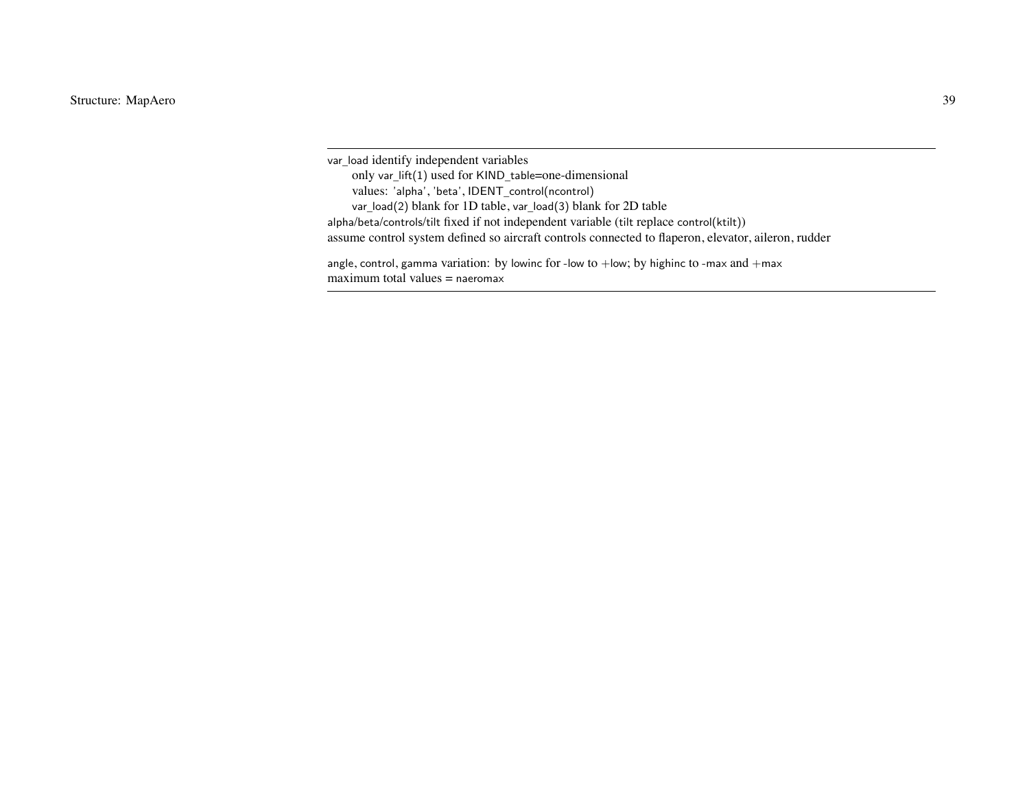---

var_load identify independent variables

only var_lift(1) used for KIND_table=one-dimensional

values: 'alpha', 'beta', IDENT_control(ncontrol)

var_load(2) blank for 1D table, var_load(3) blank for 2D table

alpha/beta/controls/tilt fixed if not independent variable (tilt replace control(ktilt))

assume control system defined so aircraft controls connected to flaperon, elevator, aileron, rudder

angle, control, gamma variation: by lowinc for -low to +low; by highinc to -max and +max

maximum total values = naeromax

---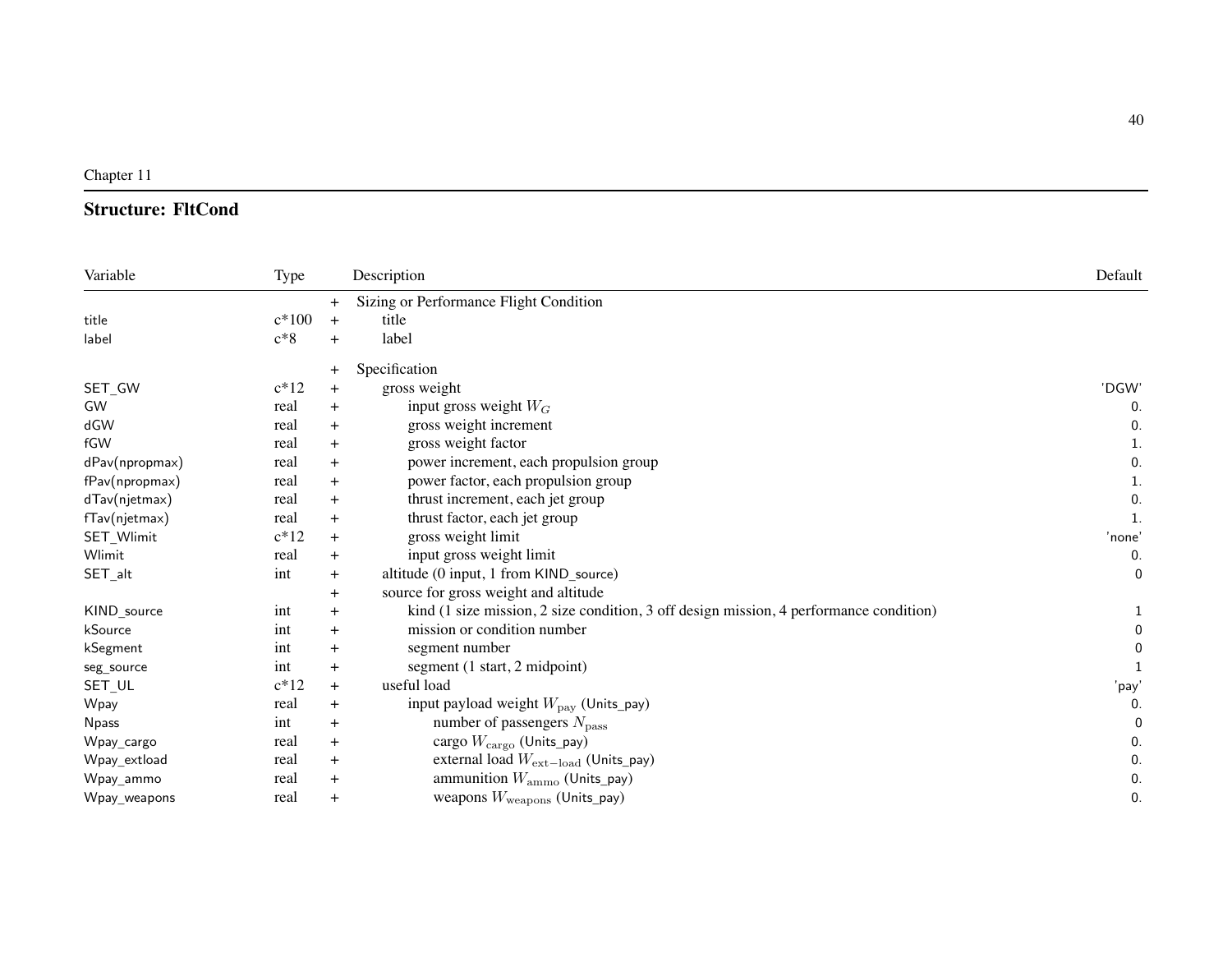Chapter 11

## Structure: FltCond

| Variable | Type | | Description | Default |
|---|---|---|---|---|
| | | + | Sizing or Performance Flight Condition | |
| title | c*100 | + | title | |
| label | c*8 | + | label | |
| | | + | Specification | |
| SET_GW | c*12 | + | gross weight | 'DGW' |
| GW | real | + | input gross weight $W_G$ | 0. |
| dGW | real | + | gross weight increment | 0. |
| fGW | real | + | gross weight factor | 1. |
| dPav(npropmax) | real | + | power increment, each propulsion group | 0. |
| fPav(npropmax) | real | + | power factor, each propulsion group | 1. |
| dTav(njetmax) | real | + | thrust increment, each jet group | 0. |
| fTav(njetmax) | real | + | thrust factor, each jet group | 1. |
| SET_Wlimit | c*12 | + | gross weight limit | 'none' |
| Wlimit | real | + | input gross weight limit | 0. |
| SET_alt | int | + | altitude (0 input, 1 from KIND_source) | 0 |
| | | + | source for gross weight and altitude | |
| KIND_source | int | + | kind (1 size mission, 2 size condition, 3 off design mission, 4 performance condition) | 1 |
| kSource | int | + | mission or condition number | 0 |
| kSegment | int | + | segment number | 0 |
| seg_source | int | + | segment (1 start, 2 midpoint) | 1 |
| SET_UL | c*12 | + | useful load | 'pay' |
| Wpay | real | + | input payload weight $W_{\text{pay}}$ (Units_pay) | 0. |
| Npass | int | + | number of passengers $N_{\text{pass}}$ | 0 |
| Wpay_cargo | real | + | cargo $W_{\text{cargo}}$ (Units_pay) | 0. |
| Wpay_extload | real | + | external load $W_{\text{ext-load}}$ (Units_pay) | 0. |
| Wpay_ammo | real | + | ammunition $W_{\text{ammo}}$ (Units_pay) | 0. |
| Wpay_weapons | real | + | weapons $W_{\text{weapons}}$ (Units_pay) | 0. |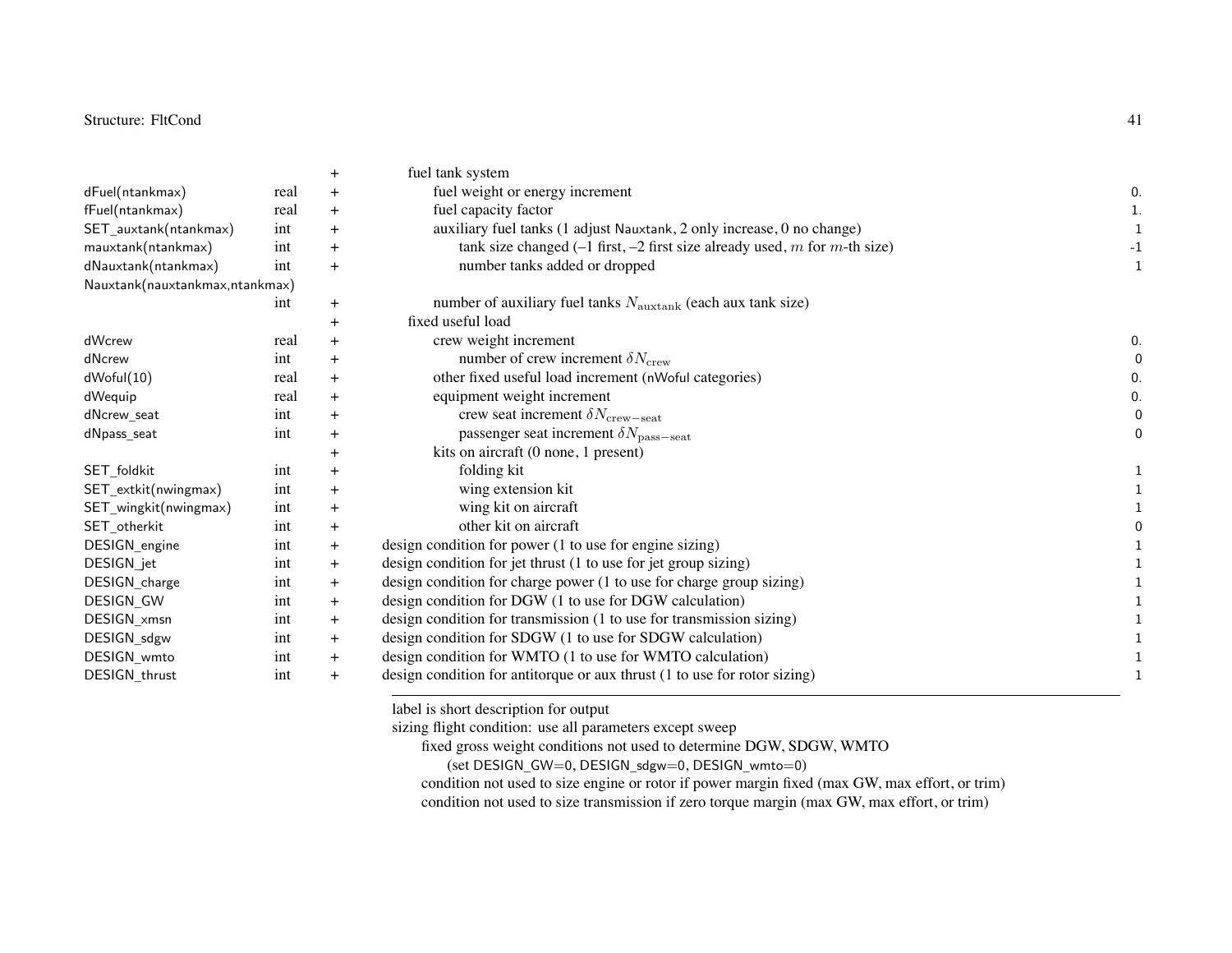| | | | | |
|---|---|---|---|---|
| | | + | fuel tank system | |
| dFuel(ntankmax) | real | + | fuel weight or energy increment | 0. |
| fFuel(ntankmax) | real | + | fuel capacity factor | 1. |
| SET_auxtank(ntankmax) | int | + | auxiliary fuel tanks (1 adjust Nauxtank, 2 only increase, 0 no change) | 1 |
| mauxtank(ntankmax) | int | + | tank size changed (–1 first, –2 first size already used, $m$ for $m$-th size) | -1 |
| dNauxtank(ntankmax) | int | + | number tanks added or dropped | 1 |
| Nauxtank(nauxtankmax,ntankmax) | int | + | number of auxiliary fuel tanks $N_{\rm auxtank}$ (each aux tank size) | |
| | | + | fixed useful load | |
| dWcrew | real | + | crew weight increment | 0. |
| dNcrew | int | + | number of crew increment $\delta N_{\rm crew}$ | 0 |
| dWoful(10) | real | + | other fixed useful load increment (nWoful categories) | 0. |
| dWequip | real | + | equipment weight increment | 0. |
| dNcrew_seat | int | + | crew seat increment $\delta N_{\rm crew-seat}$ | 0 |
| dNpass_seat | int | + | passenger seat increment $\delta N_{\rm pass-seat}$ | 0 |
| | | + | kits on aircraft (0 none, 1 present) | |
| SET_foldkit | int | + | folding kit | 1 |
| SET_extkit(nwingmax) | int | + | wing extension kit | 1 |
| SET_wingkit(nwingmax) | int | + | wing kit on aircraft | 1 |
| SET_otherkit | int | + | other kit on aircraft | 0 |
| DESIGN_engine | int | + | design condition for power (1 to use for engine sizing) | 1 |
| DESIGN_jet | int | + | design condition for jet thrust (1 to use for jet group sizing) | 1 |
| DESIGN_charge | int | + | design condition for charge power (1 to use for charge group sizing) | 1 |
| DESIGN_GW | int | + | design condition for DGW (1 to use for DGW calculation) | 1 |
| DESIGN_xmsn | int | + | design condition for transmission (1 to use for transmission sizing) | 1 |
| DESIGN_sdgw | int | + | design condition for SDGW (1 to use for SDGW calculation) | 1 |
| DESIGN_wmto | int | + | design condition for WMTO (1 to use for WMTO calculation) | 1 |
| DESIGN_thrust | int | + | design condition for antitorque or aux thrust (1 to use for rotor sizing) | 1 |

label is short description for output

sizing flight condition: use all parameters except sweep

- fixed gross weight conditions not used to determine DGW, SDGW, WMTO
  - (set DESIGN_GW=0, DESIGN_sdgw=0, DESIGN_wmto=0)
- condition not used to size engine or rotor if power margin fixed (max GW, max effort, or trim)
- condition not used to size transmission if zero torque margin (max GW, max effort, or trim)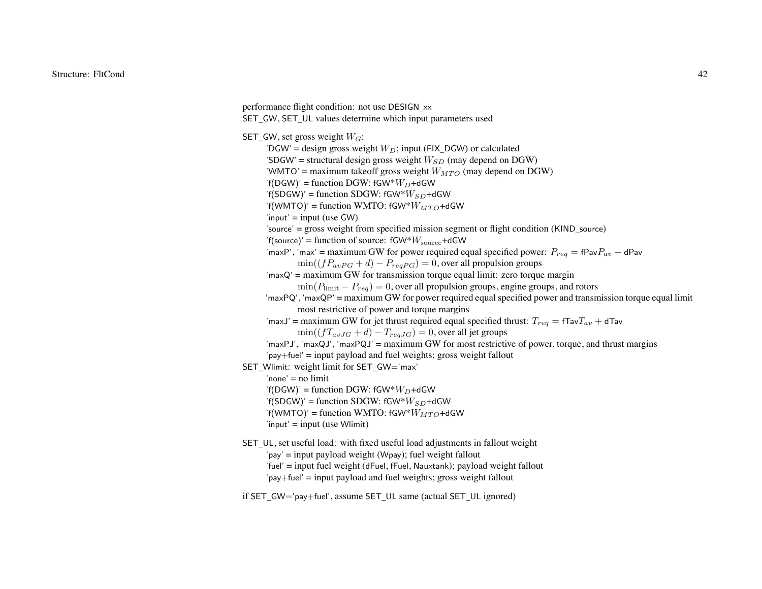performance flight condition: not use DESIGN_xx
SET_GW, SET_UL values determine which input parameters used

SET_GW, set gross weight $W_G$:
- 'DGW' = design gross weight $W_D$; input (FIX_DGW) or calculated
- 'SDGW' = structural design gross weight $W_{SD}$ (may depend on DGW)
- 'WMTO' = maximum takeoff gross weight $W_{MTO}$ (may depend on DGW)
- 'f(DGW)' = function DGW: fGW*$W_D$+dGW
- 'f(SDGW)' = function SDGW: fGW*$W_{SD}$+dGW
- 'f(WMTO)' = function WMTO: fGW*$W_{MTO}$+dGW
- 'input' = input (use GW)
- 'source' = gross weight from specified mission segment or flight condition (KIND_source)
- 'f(source)' = function of source: fGW*$W_{\text{source}}$+dGW
- 'maxP', 'max' = maximum GW for power required equal specified power: $P_{req}$ = fPav$P_{av}$ + dPav
  - $\min((fP_{avPG} + d) - P_{reqPG}) = 0$, over all propulsion groups
- 'maxQ' = maximum GW for transmission torque equal limit: zero torque margin
  - $\min(P_{\text{limit}} - P_{req}) = 0$, over all propulsion groups, engine groups, and rotors
- 'maxPQ', 'maxQP' = maximum GW for power required equal specified power and transmission torque equal limit
  - most restrictive of power and torque margins
- 'maxJ' = maximum GW for jet thrust required equal specified thrust: $T_{req}$ = fTav$T_{av}$ + dTav
  - $\min((fT_{avJG} + d) - T_{reqJG}) = 0$, over all jet groups
- 'maxPJ', 'maxQJ', 'maxPQJ' = maximum GW for most restrictive of power, torque, and thrust margins
- 'pay+fuel' = input payload and fuel weights; gross weight fallout

SET_Wlimit: weight limit for SET_GW='max'
- 'none' = no limit
- 'f(DGW)' = function DGW: fGW*$W_D$+dGW
- 'f(SDGW)' = function SDGW: fGW*$W_{SD}$+dGW
- 'f(WMTO)' = function WMTO: fGW*$W_{MTO}$+dGW
- 'input' = input (use Wlimit)

SET_UL, set useful load: with fixed useful load adjustments in fallout weight
- 'pay' = input payload weight (Wpay); fuel weight fallout
- 'fuel' = input fuel weight (dFuel, fFuel, Nauxtank); payload weight fallout
- 'pay+fuel' = input payload and fuel weights; gross weight fallout

if SET_GW='pay+fuel', assume SET_UL same (actual SET_UL ignored)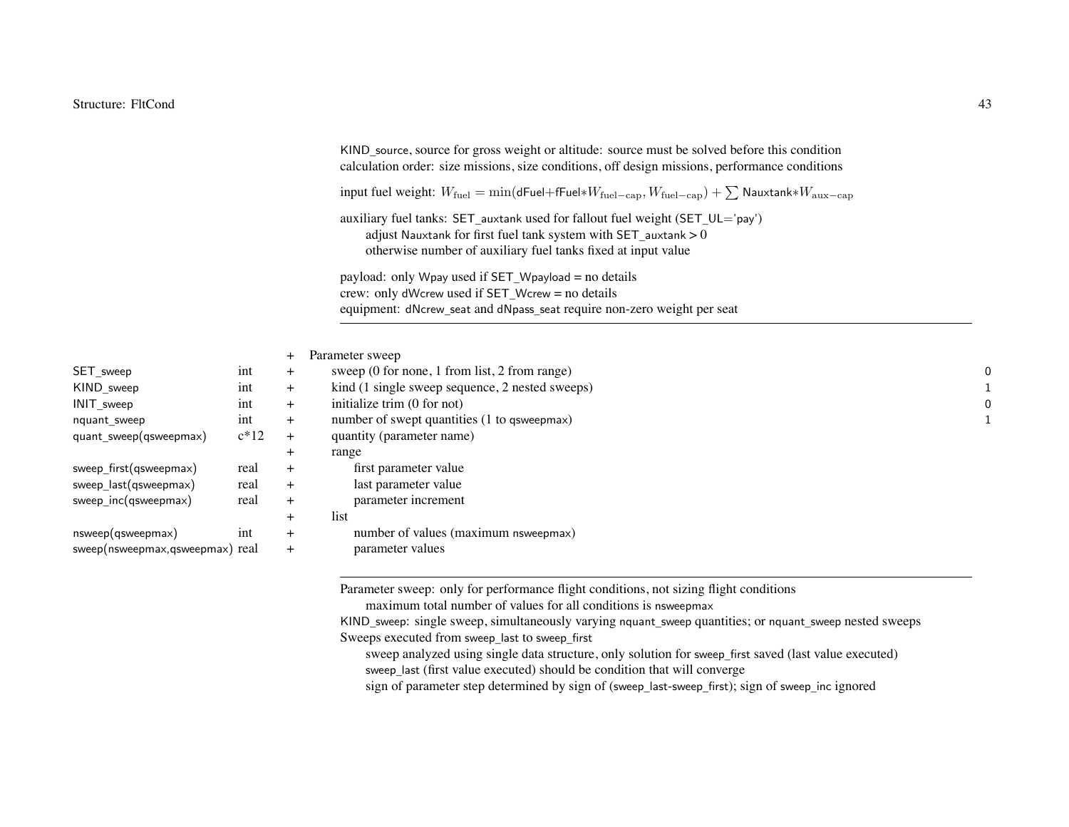KIND_source, source for gross weight or altitude: source must be solved before this condition
calculation order: size missions, size conditions, off design missions, performance conditions

input fuel weight: $W_{\rm fuel} = \min(\text{dFuel}+\text{fFuel}*W_{\rm fuel-cap}, W_{\rm fuel-cap}) + \sum \text{Nauxtank}*W_{\rm aux-cap}$

auxiliary fuel tanks: SET_auxtank used for fallout fuel weight (SET_UL='pay')
  adjust Nauxtank for first fuel tank system with SET_auxtank > 0
  otherwise number of auxiliary fuel tanks fixed at input value

payload: only Wpay used if SET_Wpayload = no details
crew: only dWcrew used if SET_Wcrew = no details
equipment: dNcrew_seat and dNpass_seat require non-zero weight per seat

---

| Variable | Type | | Description | Default |
|---|---|---|---|---|
| | | + | Parameter sweep | |
| SET_sweep | int | + | sweep (0 for none, 1 from list, 2 from range) | 0 |
| KIND_sweep | int | + | kind (1 single sweep sequence, 2 nested sweeps) | 1 |
| INIT_sweep | int | + | initialize trim (0 for not) | 0 |
| nquant_sweep | int | + | number of swept quantities (1 to qsweepmax) | 1 |
| quant_sweep(qsweepmax) | c*12 | + | quantity (parameter name) | |
| | | + | range | |
| sweep_first(qsweepmax) | real | + | first parameter value | |
| sweep_last(qsweepmax) | real | + | last parameter value | |
| sweep_inc(qsweepmax) | real | + | parameter increment | |
| | | + | list | |
| nsweep(qsweepmax) | int | + | number of values (maximum nsweepmax) | |
| sweep(nsweepmax,qsweepmax) | real | + | parameter values | |

---

Parameter sweep: only for performance flight conditions, not sizing flight conditions
  maximum total number of values for all conditions is nsweepmax
KIND_sweep: single sweep, simultaneously varying nquant_sweep quantities; or nquant_sweep nested sweeps
Sweeps executed from sweep_last to sweep_first
  sweep analyzed using single data structure, only solution for sweep_first saved (last value executed)
  sweep_last (first value executed) should be condition that will converge
  sign of parameter step determined by sign of (sweep_last-sweep_first); sign of sweep_inc ignored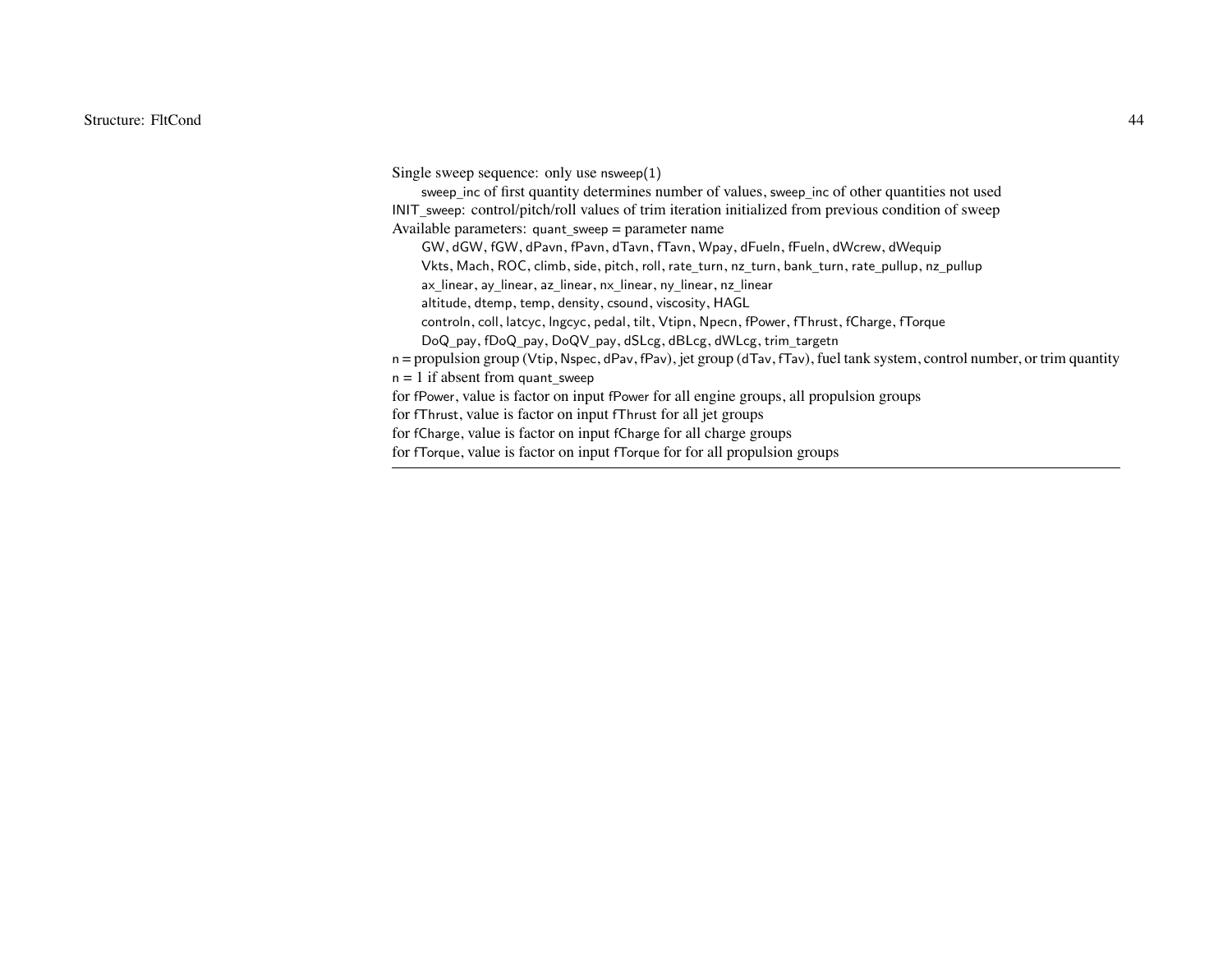Single sweep sequence: only use nsweep(1)

sweep_inc of first quantity determines number of values, sweep_inc of other quantities not used

INIT_sweep: control/pitch/roll values of trim iteration initialized from previous condition of sweep

Available parameters: quant_sweep = parameter name

GW, dGW, fGW, dPavn, fPavn, dTavn, fTavn, Wpay, dFueln, fFueln, dWcrew, dWequip

Vkts, Mach, ROC, climb, side, pitch, roll, rate_turn, nz_turn, bank_turn, rate_pullup, nz_pullup

ax_linear, ay_linear, az_linear, nx_linear, ny_linear, nz_linear

altitude, dtemp, temp, density, csound, viscosity, HAGL

controln, coll, latcyc, lngcyc, pedal, tilt, Vtipn, Npecn, fPower, fThrust, fCharge, fTorque

DoQ_pay, fDoQ_pay, DoQV_pay, dSLcg, dBLcg, dWLcg, trim_targetn

n = propulsion group (Vtip, Nspec, dPav, fPav), jet group (dTav, fTav), fuel tank system, control number, or trim quantity

n = 1 if absent from quant_sweep

for fPower, value is factor on input fPower for all engine groups, all propulsion groups

for fThrust, value is factor on input fThrust for all jet groups

for fCharge, value is factor on input fCharge for all charge groups

for fTorque, value is factor on input fTorque for for all propulsion groups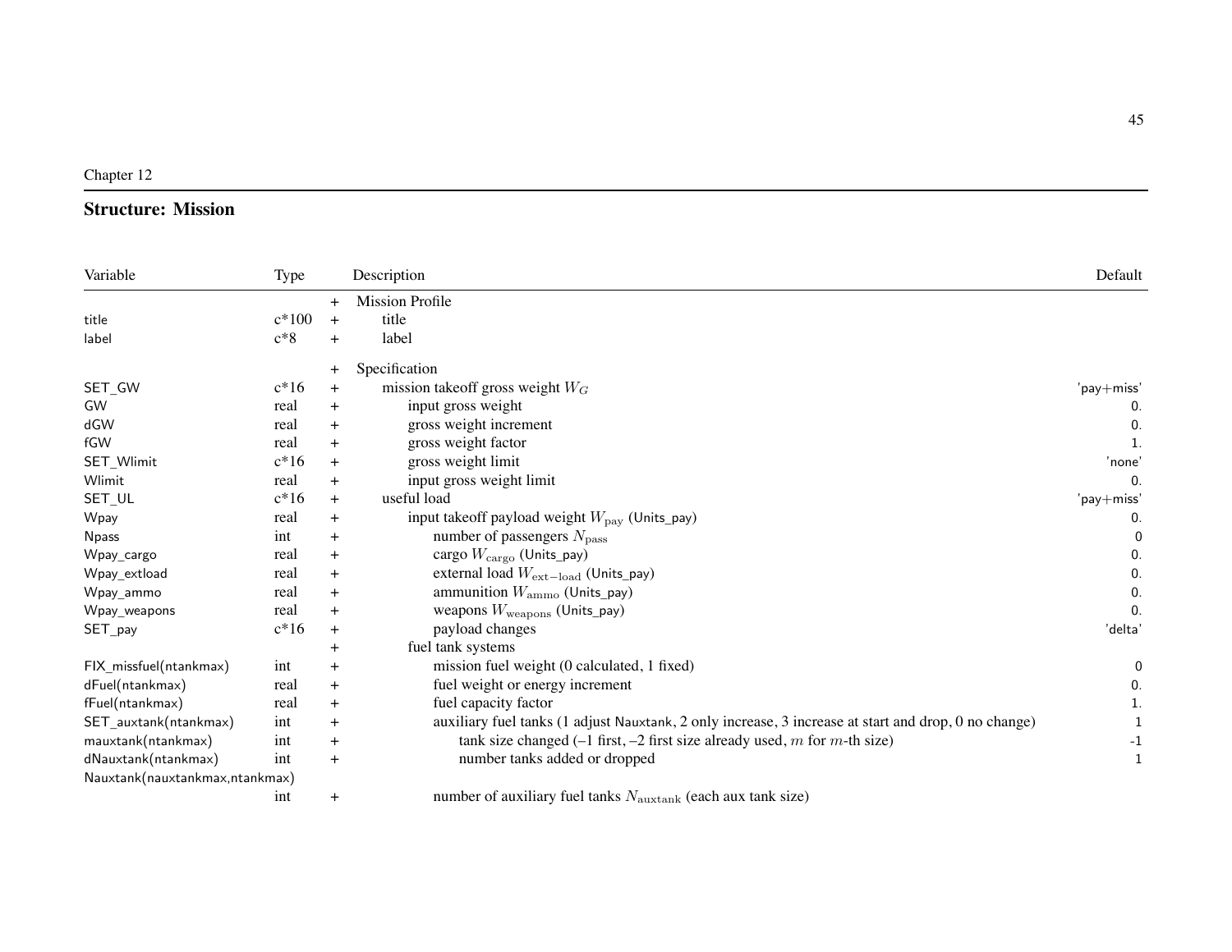Chapter 12

## Structure: Mission

| Variable | Type | | Description | Default |
|---|---|---|---|---|
| | | + | Mission Profile | |
| title | c*100 | + | title | |
| label | c*8 | + | label | |
| | | + | Specification | |
| SET_GW | c*16 | + | mission takeoff gross weight $W_G$ | 'pay+miss' |
| GW | real | + | input gross weight | 0. |
| dGW | real | + | gross weight increment | 0. |
| fGW | real | + | gross weight factor | 1. |
| SET_Wlimit | c*16 | + | gross weight limit | 'none' |
| Wlimit | real | + | input gross weight limit | 0. |
| SET_UL | c*16 | + | useful load | 'pay+miss' |
| Wpay | real | + | input takeoff payload weight $W_{\text{pay}}$ (Units_pay) | 0. |
| Npass | int | + | number of passengers $N_{\text{pass}}$ | 0 |
| Wpay_cargo | real | + | cargo $W_{\text{cargo}}$ (Units_pay) | 0. |
| Wpay_extload | real | + | external load $W_{\text{ext-load}}$ (Units_pay) | 0. |
| Wpay_ammo | real | + | ammunition $W_{\text{ammo}}$ (Units_pay) | 0. |
| Wpay_weapons | real | + | weapons $W_{\text{weapons}}$ (Units_pay) | 0. |
| SET_pay | c*16 | + | payload changes | 'delta' |
| | | + | fuel tank systems | |
| FIX_missfuel(ntankmax) | int | + | mission fuel weight (0 calculated, 1 fixed) | 0 |
| dFuel(ntankmax) | real | + | fuel weight or energy increment | 0. |
| fFuel(ntankmax) | real | + | fuel capacity factor | 1. |
| SET_auxtank(ntankmax) | int | + | auxiliary fuel tanks (1 adjust Nauxtank, 2 only increase, 3 increase at start and drop, 0 no change) | 1 |
| mauxtank(ntankmax) | int | + | tank size changed (–1 first, –2 first size already used, $m$ for $m$-th size) | -1 |
| dNauxtank(ntankmax) | int | + | number tanks added or dropped | 1 |
| Nauxtank(nauxtankmax,ntankmax) | int | + | number of auxiliary fuel tanks $N_{\text{auxtank}}$ (each aux tank size) | |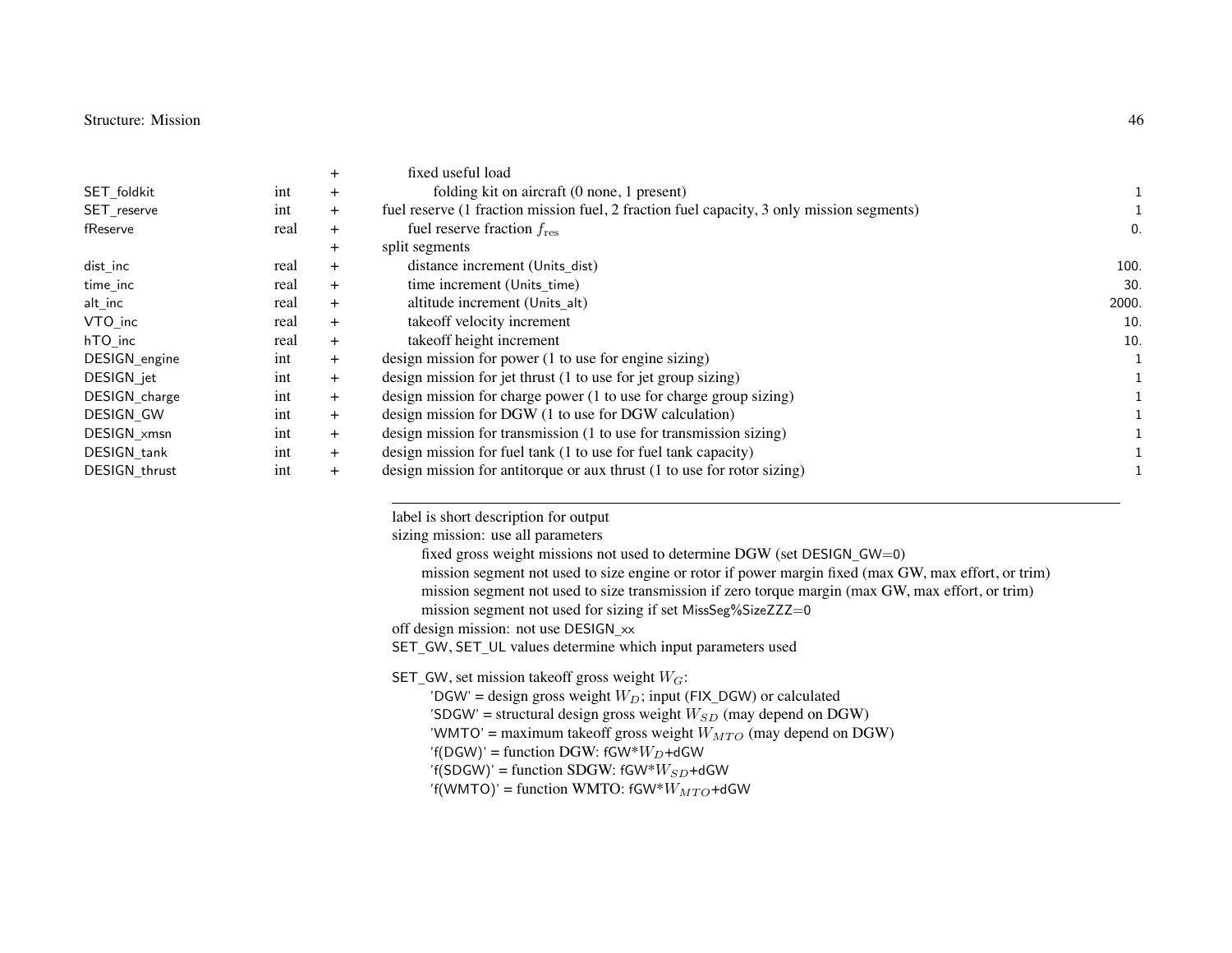| | | | | |
|---|---|---|---|---|
| | | + | fixed useful load | |
| SET_foldkit | int | + | folding kit on aircraft (0 none, 1 present) | 1 |
| SET_reserve | int | + | fuel reserve (1 fraction mission fuel, 2 fraction fuel capacity, 3 only mission segments) | 1 |
| fReserve | real | + | fuel reserve fraction $f_{\text{res}}$ | 0. |
| | | + | split segments | |
| dist_inc | real | + | distance increment (Units_dist) | 100. |
| time_inc | real | + | time increment (Units_time) | 30. |
| alt_inc | real | + | altitude increment (Units_alt) | 2000. |
| VTO_inc | real | + | takeoff velocity increment | 10. |
| hTO_inc | real | + | takeoff height increment | 10. |
| DESIGN_engine | int | + | design mission for power (1 to use for engine sizing) | 1 |
| DESIGN_jet | int | + | design mission for jet thrust (1 to use for jet group sizing) | 1 |
| DESIGN_charge | int | + | design mission for charge power (1 to use for charge group sizing) | 1 |
| DESIGN_GW | int | + | design mission for DGW (1 to use for DGW calculation) | 1 |
| DESIGN_xmsn | int | + | design mission for transmission (1 to use for transmission sizing) | 1 |
| DESIGN_tank | int | + | design mission for fuel tank (1 to use for fuel tank capacity) | 1 |
| DESIGN_thrust | int | + | design mission for antitorque or aux thrust (1 to use for rotor sizing) | 1 |

---

label is short description for output

sizing mission: use all parameters

- fixed gross weight missions not used to determine DGW (set DESIGN_GW=0)
- mission segment not used to size engine or rotor if power margin fixed (max GW, max effort, or trim)
- mission segment not used to size transmission if zero torque margin (max GW, max effort, or trim)
- mission segment not used for sizing if set MissSeg%SizeZZZ=0

off design mission: not use DESIGN_xx

SET_GW, SET_UL values determine which input parameters used

SET_GW, set mission takeoff gross weight $W_G$:

- 'DGW' = design gross weight $W_D$; input (FIX_DGW) or calculated
- 'SDGW' = structural design gross weight $W_{SD}$ (may depend on DGW)
- 'WMTO' = maximum takeoff gross weight $W_{MTO}$ (may depend on DGW)
- 'f(DGW)' = function DGW: fGW*$W_D$+dGW
- 'f(SDGW)' = function SDGW: fGW*$W_{SD}$+dGW
- 'f(WMTO)' = function WMTO: fGW*$W_{MTO}$+dGW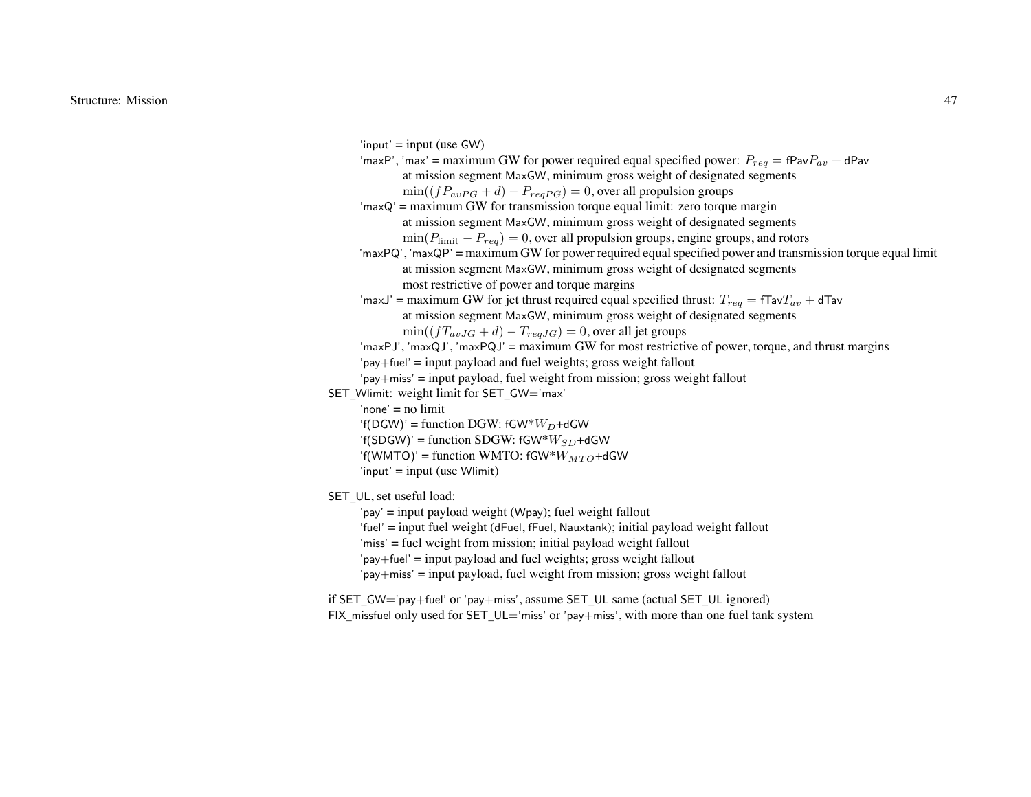'input' = input (use GW)

'maxP', 'max' = maximum GW for power required equal specified power: $P_{req} = \text{fPav} P_{av} + \text{dPav}$
  at mission segment MaxGW, minimum gross weight of designated segments
  $\min((fP_{avPG} + d) - P_{reqPG}) = 0$, over all propulsion groups

'maxQ' = maximum GW for transmission torque equal limit: zero torque margin
  at mission segment MaxGW, minimum gross weight of designated segments
  $\min(P_{\text{limit}} - P_{req}) = 0$, over all propulsion groups, engine groups, and rotors

'maxPQ', 'maxQP' = maximum GW for power required equal specified power and transmission torque equal limit
  at mission segment MaxGW, minimum gross weight of designated segments
  most restrictive of power and torque margins

'maxJ' = maximum GW for jet thrust required equal specified thrust: $T_{req} = \text{fTav} T_{av} + \text{dTav}$
  at mission segment MaxGW, minimum gross weight of designated segments
  $\min((fT_{avJG} + d) - T_{reqJG}) = 0$, over all jet groups

'maxPJ', 'maxQJ', 'maxPQJ' = maximum GW for most restrictive of power, torque, and thrust margins

'pay+fuel' = input payload and fuel weights; gross weight fallout

'pay+miss' = input payload, fuel weight from mission; gross weight fallout

SET_Wlimit: weight limit for SET_GW='max'

'none' = no limit

'f(DGW)' = function DGW: fGW*$W_D$+dGW

'f(SDGW)' = function SDGW: fGW*$W_{SD}$+dGW

'f(WMTO)' = function WMTO: fGW*$W_{MTO}$+dGW

'input' = input (use Wlimit)

SET_UL, set useful load:

'pay' = input payload weight (Wpay); fuel weight fallout

'fuel' = input fuel weight (dFuel, fFuel, Nauxtank); initial payload weight fallout

'miss' = fuel weight from mission; initial payload weight fallout

'pay+fuel' = input payload and fuel weights; gross weight fallout

'pay+miss' = input payload, fuel weight from mission; gross weight fallout

if SET_GW='pay+fuel' or 'pay+miss', assume SET_UL same (actual SET_UL ignored)

FIX_missfuel only used for SET_UL='miss' or 'pay+miss', with more than one fuel tank system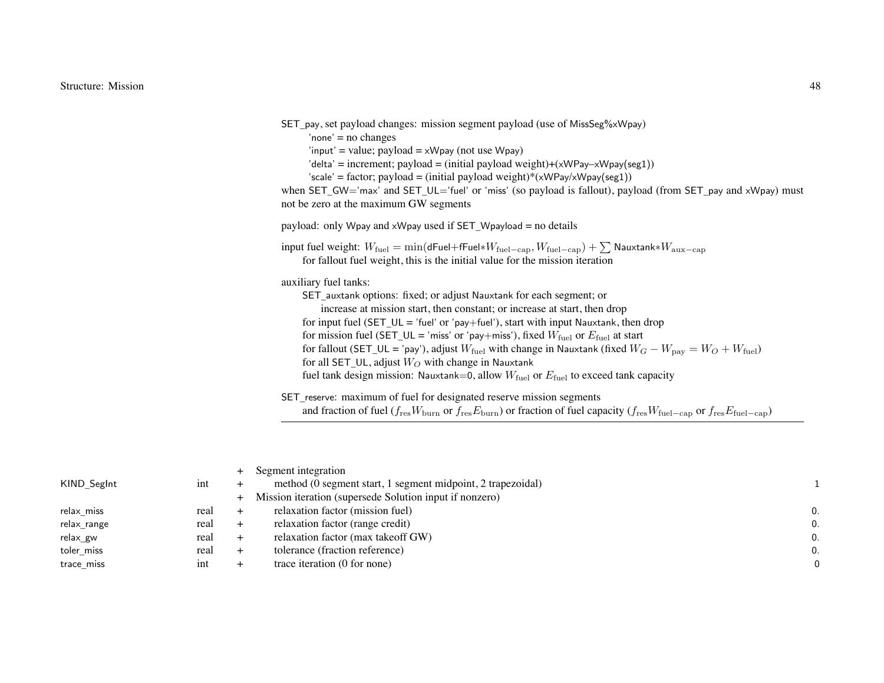SET_pay, set payload changes: mission segment payload (use of MissSeg%xWpay)
- 'none' = no changes
- 'input' = value; payload = xWpay (not use Wpay)
- 'delta' = increment; payload = (initial payload weight)+(xWPay–xWpay(seg1))
- 'scale' = factor; payload = (initial payload weight)*(xWPay/xWpay(seg1))

when SET_GW='max' and SET_UL='fuel' or 'miss' (so payload is fallout), payload (from SET_pay and xWpay) must not be zero at the maximum GW segments

payload: only Wpay and xWpay used if SET_Wpayload = no details

input fuel weight: $W_{\rm fuel} = \min(\text{dFuel}+\text{fFuel}*W_{\rm fuel-cap}, W_{\rm fuel-cap}) + \sum \text{Nauxtank}*W_{\rm aux-cap}$
  for fallout fuel weight, this is the initial value for the mission iteration

auxiliary fuel tanks:
- SET_auxtank options: fixed; or adjust Nauxtank for each segment; or
  increase at mission start, then constant; or increase at start, then drop
- for input fuel (SET_UL = 'fuel' or 'pay+fuel'), start with input Nauxtank, then drop
- for mission fuel (SET_UL = 'miss' or 'pay+miss'), fixed $W_{\rm fuel}$ or $E_{\rm fuel}$ at start
- for fallout (SET_UL = 'pay'), adjust $W_{\rm fuel}$ with change in Nauxtank (fixed $W_G - W_{\rm pay} = W_O + W_{\rm fuel}$)
- for all SET_UL, adjust $W_O$ with change in Nauxtank
- fuel tank design mission: Nauxtank=0, allow $W_{\rm fuel}$ or $E_{\rm fuel}$ to exceed tank capacity

SET_reserve: maximum of fuel for designated reserve mission segments
  and fraction of fuel ($f_{\rm res} W_{\rm burn}$ or $f_{\rm res} E_{\rm burn}$) or fraction of fuel capacity ($f_{\rm res} W_{\rm fuel-cap}$ or $f_{\rm res} E_{\rm fuel-cap}$)

| | | | | |
|---|---|---|---|---|
| | | + | Segment integration | |
| KIND_SegInt | int | + | method (0 segment start, 1 segment midpoint, 2 trapezoidal) | 1 |
| | | + | Mission iteration (supersede Solution input if nonzero) | |
| relax_miss | real | + | relaxation factor (mission fuel) | 0. |
| relax_range | real | + | relaxation factor (range credit) | 0. |
| relax_gw | real | + | relaxation factor (max takeoff GW) | 0. |
| toler_miss | real | + | tolerance (fraction reference) | 0. |
| trace_miss | int | + | trace iteration (0 for none) | 0 |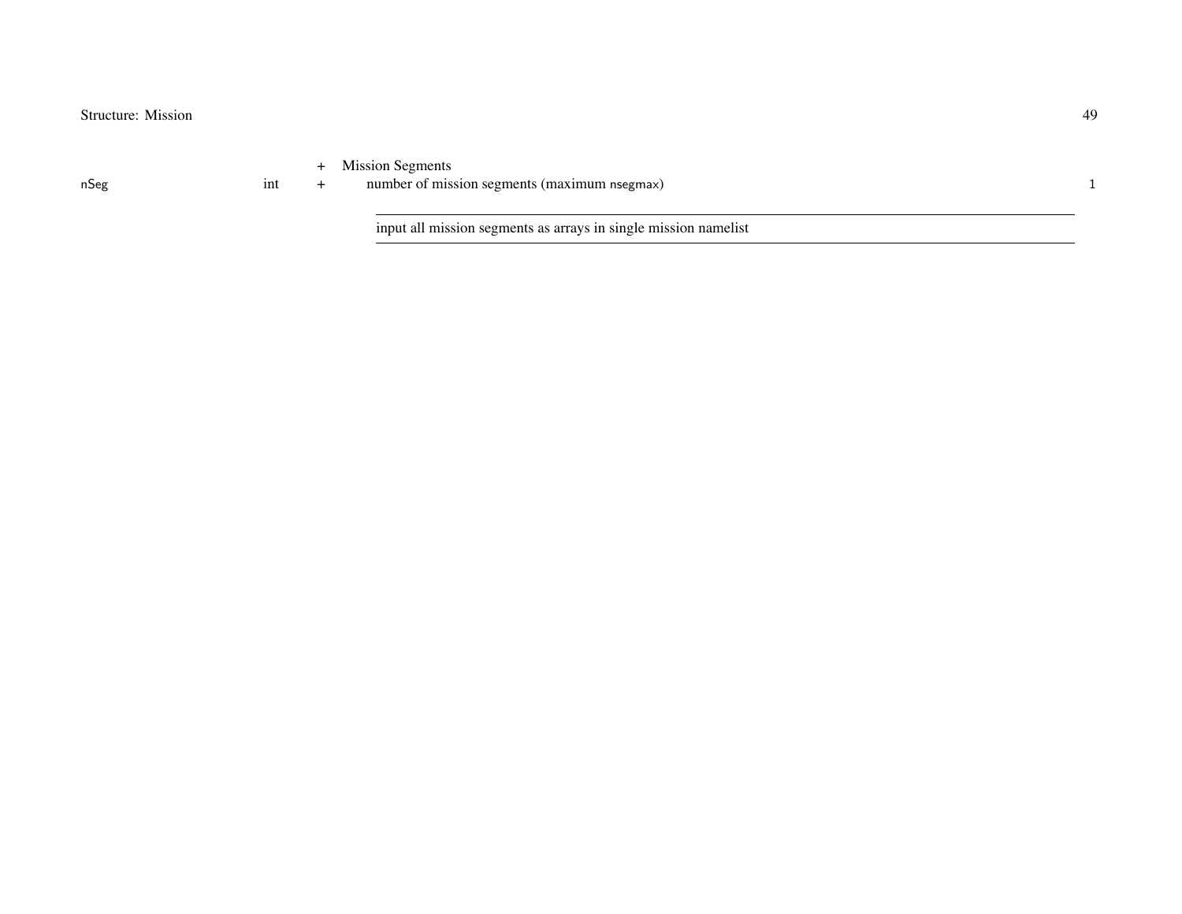| | | | | |
|---|---|---|---|---|
| | | + | Mission Segments | |
| nSeg | int | + | number of mission segments (maximum nsegmax) | 1 |

---

input all mission segments as arrays in single mission namelist

---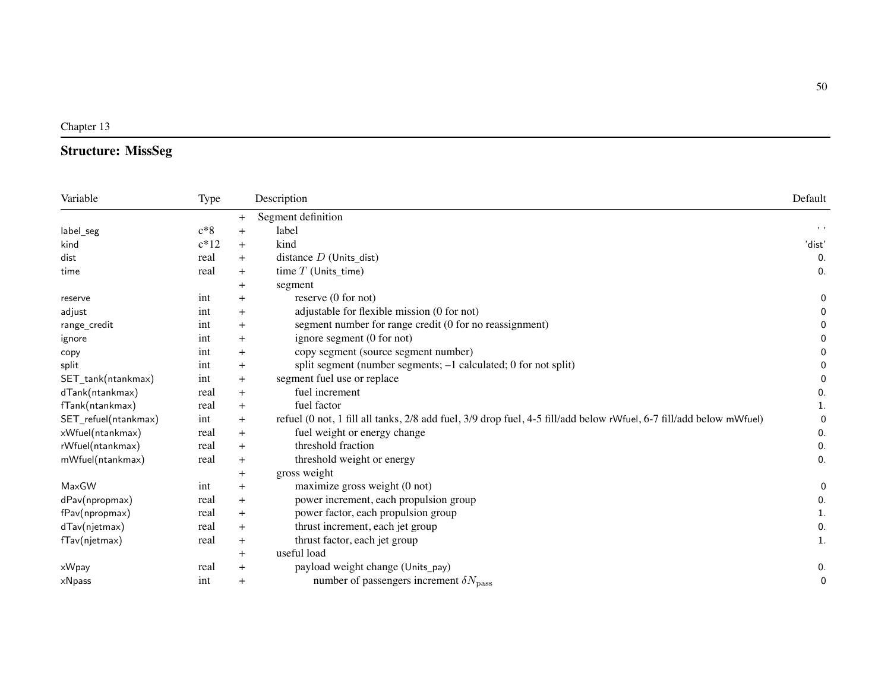Chapter 13

## Structure: MissSeg

| Variable | Type | | Description | Default |
|---|---|---|---|---|
| | | + | Segment definition | |
| label_seg | c*8 | + | label | ' ' |
| kind | c*12 | + | kind | 'dist' |
| dist | real | + | distance $D$ (Units_dist) | 0. |
| time | real | + | time $T$ (Units_time) | 0. |
| | | + | segment | |
| reserve | int | + | reserve (0 for not) | 0 |
| adjust | int | + | adjustable for flexible mission (0 for not) | 0 |
| range_credit | int | + | segment number for range credit (0 for no reassignment) | 0 |
| ignore | int | + | ignore segment (0 for not) | 0 |
| copy | int | + | copy segment (source segment number) | 0 |
| split | int | + | split segment (number segments; –1 calculated; 0 for not split) | 0 |
| SET_tank(ntankmax) | int | + | segment fuel use or replace | 0 |
| dTank(ntankmax) | real | + | fuel increment | 0. |
| fTank(ntankmax) | real | + | fuel factor | 1. |
| SET_refuel(ntankmax) | int | + | refuel (0 not, 1 fill all tanks, 2/8 add fuel, 3/9 drop fuel, 4-5 fill/add below rWfuel, 6-7 fill/add below mWfuel) | 0 |
| xWfuel(ntankmax) | real | + | fuel weight or energy change | 0. |
| rWfuel(ntankmax) | real | + | threshold fraction | 0. |
| mWfuel(ntankmax) | real | + | threshold weight or energy | 0. |
| | | + | gross weight | |
| MaxGW | int | + | maximize gross weight (0 not) | 0 |
| dPav(npropmax) | real | + | power increment, each propulsion group | 0. |
| fPav(npropmax) | real | + | power factor, each propulsion group | 1. |
| dTav(njetmax) | real | + | thrust increment, each jet group | 0. |
| fTav(njetmax) | real | + | thrust factor, each jet group | 1. |
| | | + | useful load | |
| xWpay | real | + | payload weight change (Units_pay) | 0. |
| xNpass | int | + | number of passengers increment $\delta N_{\text{pass}}$ | 0 |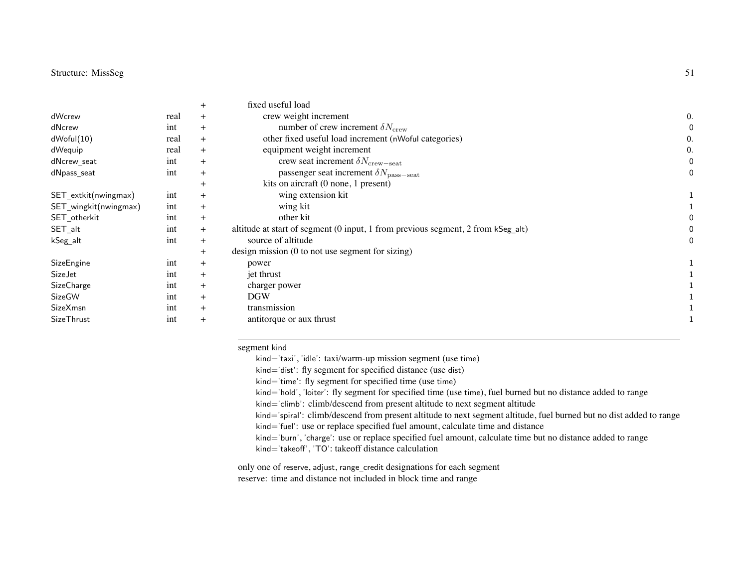| | | | | |
|---|---|---|---|---|
| | | + | fixed useful load | |
| dWcrew | real | + | crew weight increment | 0. |
| dNcrew | int | + | number of crew increment $\delta N_{\rm crew}$ | 0 |
| dWoful(10) | real | + | other fixed useful load increment (nWoful categories) | 0. |
| dWequip | real | + | equipment weight increment | 0. |
| dNcrew_seat | int | + | crew seat increment $\delta N_{\rm crew-seat}$ | 0 |
| dNpass_seat | int | + | passenger seat increment $\delta N_{\rm pass-seat}$ | 0 |
| | | + | kits on aircraft (0 none, 1 present) | |
| SET_extkit(nwingmax) | int | + | wing extension kit | 1 |
| SET_wingkit(nwingmax) | int | + | wing kit | 1 |
| SET_otherkit | int | + | other kit | 0 |
| SET_alt | int | + | altitude at start of segment (0 input, 1 from previous segment, 2 from kSeg_alt) | 0 |
| kSeg_alt | int | + | source of altitude | 0 |
| | | + | design mission (0 to not use segment for sizing) | |
| SizeEngine | int | + | power | 1 |
| SizeJet | int | + | jet thrust | 1 |
| SizeCharge | int | + | charger power | 1 |
| SizeGW | int | + | DGW | 1 |
| SizeXmsn | int | + | transmission | 1 |
| SizeThrust | int | + | antitorque or aux thrust | 1 |

---

segment kind

- kind='taxi', 'idle': taxi/warm-up mission segment (use time)
- kind='dist': fly segment for specified distance (use dist)
- kind='time': fly segment for specified time (use time)
- kind='hold', 'loiter': fly segment for specified time (use time), fuel burned but no distance added to range
- kind='climb': climb/descend from present altitude to next segment altitude
- kind='spiral': climb/descend from present altitude to next segment altitude, fuel burned but no dist added to range
- kind='fuel': use or replace specified fuel amount, calculate time and distance
- kind='burn', 'charge': use or replace specified fuel amount, calculate time but no distance added to range
- kind='takeoff', 'TO': takeoff distance calculation

only one of reserve, adjust, range_credit designations for each segment
reserve: time and distance not included in block time and range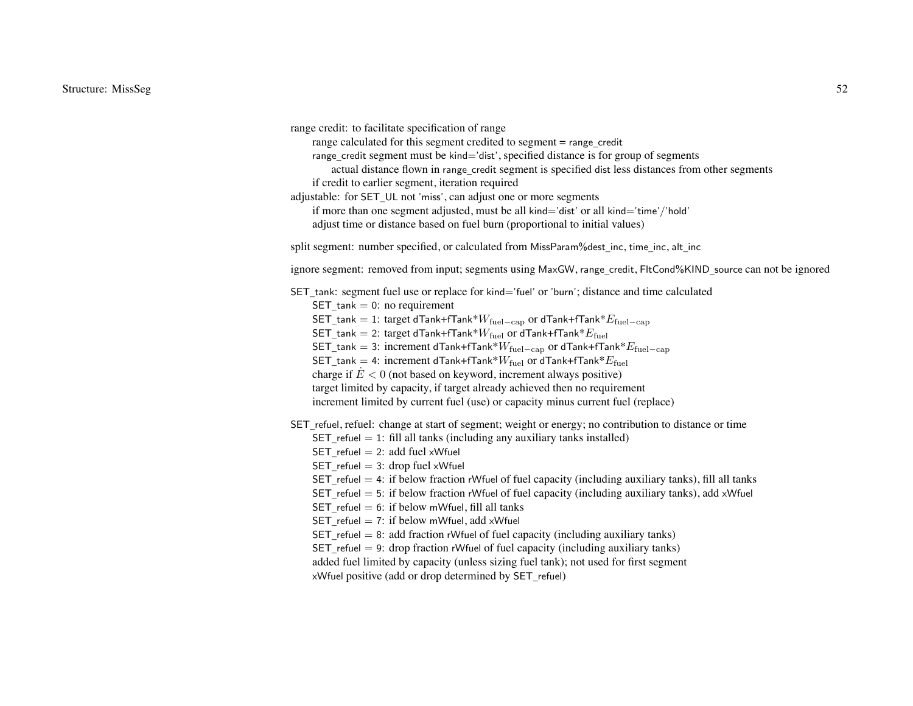range credit: to facilitate specification of range
    range calculated for this segment credited to segment = range_credit
    range_credit segment must be kind='dist', specified distance is for group of segments
        actual distance flown in range_credit segment is specified dist less distances from other segments
    if credit to earlier segment, iteration required

adjustable: for SET_UL not 'miss', can adjust one or more segments
    if more than one segment adjusted, must be all kind='dist' or all kind='time'/'hold'
    adjust time or distance based on fuel burn (proportional to initial values)

split segment: number specified, or calculated from MissParam%dest_inc, time_inc, alt_inc

ignore segment: removed from input; segments using MaxGW, range_credit, FltCond%KIND_source can not be ignored

SET_tank: segment fuel use or replace for kind='fuel' or 'burn'; distance and time calculated
    SET_tank = 0: no requirement
    SET_tank = 1: target dTank+fTank*$W_{\text{fuel-cap}}$ or dTank+fTank*$E_{\text{fuel-cap}}$
    SET_tank = 2: target dTank+fTank*$W_{\text{fuel}}$ or dTank+fTank*$E_{\text{fuel}}$
    SET_tank = 3: increment dTank+fTank*$W_{\text{fuel-cap}}$ or dTank+fTank*$E_{\text{fuel-cap}}$
    SET_tank = 4: increment dTank+fTank*$W_{\text{fuel}}$ or dTank+fTank*$E_{\text{fuel}}$
    charge if $\dot{E} < 0$ (not based on keyword, increment always positive)
    target limited by capacity, if target already achieved then no requirement
    increment limited by current fuel (use) or capacity minus current fuel (replace)

SET_refuel, refuel: change at start of segment; weight or energy; no contribution to distance or time
    SET_refuel = 1: fill all tanks (including any auxiliary tanks installed)
    SET_refuel = 2: add fuel xWfuel
    SET_refuel = 3: drop fuel xWfuel
    SET_refuel = 4: if below fraction rWfuel of fuel capacity (including auxiliary tanks), fill all tanks
    SET_refuel = 5: if below fraction rWfuel of fuel capacity (including auxiliary tanks), add xWfuel
    SET_refuel = 6: if below mWfuel, fill all tanks
    SET_refuel = 7: if below mWfuel, add xWfuel
    SET_refuel = 8: add fraction rWfuel of fuel capacity (including auxiliary tanks)
    SET_refuel = 9: drop fraction rWfuel of fuel capacity (including auxiliary tanks)
    added fuel limited by capacity (unless sizing fuel tank); not used for first segment
    xWfuel positive (add or drop determined by SET_refuel)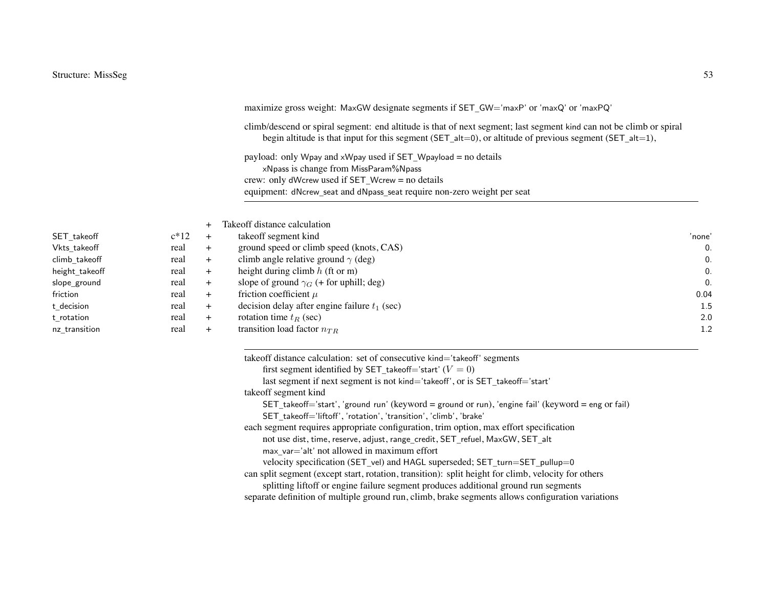maximize gross weight: MaxGW designate segments if SET_GW='maxP' or 'maxQ' or 'maxPQ'

climb/descend or spiral segment: end altitude is that of next segment; last segment kind can not be climb or spiral
  begin altitude is that input for this segment (SET_alt=0), or altitude of previous segment (SET_alt=1),

payload: only Wpay and xWpay used if SET_Wpayload = no details
  xNpass is change from MissParam%Npass
crew: only dWcrew used if SET_Wcrew = no details
equipment: dNcrew_seat and dNpass_seat require non-zero weight per seat

---

| | | | | |
|---|---|---|---|---|
| | | + | Takeoff distance calculation | |
| SET_takeoff | c*12 | + | takeoff segment kind | 'none' |
| Vkts_takeoff | real | + | ground speed or climb speed (knots, CAS) | 0. |
| climb_takeoff | real | + | climb angle relative ground $\gamma$ (deg) | 0. |
| height_takeoff | real | + | height during climb $h$ (ft or m) | 0. |
| slope_ground | real | + | slope of ground $\gamma_G$ (+ for uphill; deg) | 0. |
| friction | real | + | friction coefficient $\mu$ | 0.04 |
| t_decision | real | + | decision delay after engine failure $t_1$ (sec) | 1.5 |
| t_rotation | real | + | rotation time $t_R$ (sec) | 2.0 |
| nz_transition | real | + | transition load factor $n_{TR}$ | 1.2 |

---

takeoff distance calculation: set of consecutive kind='takeoff' segments
  first segment identified by SET_takeoff='start' ($V = 0$)
  last segment if next segment is not kind='takeoff', or is SET_takeoff='start'
takeoff segment kind
  SET_takeoff='start', 'ground run' (keyword = ground or run), 'engine fail' (keyword = eng or fail)
  SET_takeoff='liftoff', 'rotation', 'transition', 'climb', 'brake'
each segment requires appropriate configuration, trim option, max effort specification
  not use dist, time, reserve, adjust, range_credit, SET_refuel, MaxGW, SET_alt
  max_var='alt' not allowed in maximum effort
  velocity specification (SET_vel) and HAGL superseded; SET_turn=SET_pullup=0
can split segment (except start, rotation, transition): split height for climb, velocity for others
  splitting liftoff or engine failure segment produces additional ground run segments
separate definition of multiple ground run, climb, brake segments allows configuration variations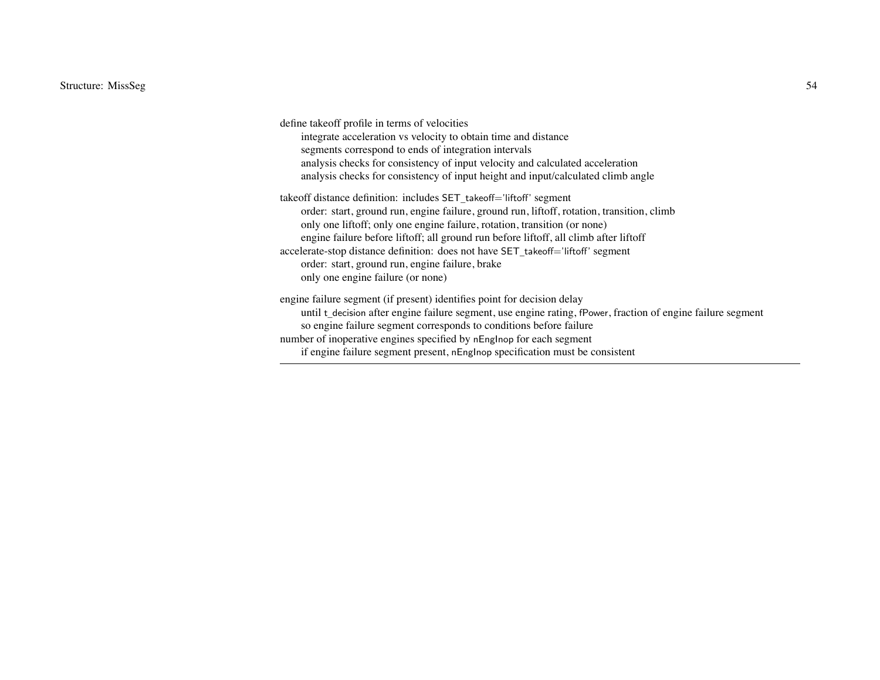define takeoff profile in terms of velocities
    integrate acceleration vs velocity to obtain time and distance
    segments correspond to ends of integration intervals
    analysis checks for consistency of input velocity and calculated acceleration
    analysis checks for consistency of input height and input/calculated climb angle

takeoff distance definition: includes SET_takeoff='liftoff' segment
    order: start, ground run, engine failure, ground run, liftoff, rotation, transition, climb
    only one liftoff; only one engine failure, rotation, transition (or none)
    engine failure before liftoff; all ground run before liftoff, all climb after liftoff
accelerate-stop distance definition: does not have SET_takeoff='liftoff' segment
    order: start, ground run, engine failure, brake
    only one engine failure (or none)

engine failure segment (if present) identifies point for decision delay
    until t_decision after engine failure segment, use engine rating, fPower, fraction of engine failure segment
    so engine failure segment corresponds to conditions before failure
number of inoperative engines specified by nEngInop for each segment
    if engine failure segment present, nEngInop specification must be consistent

---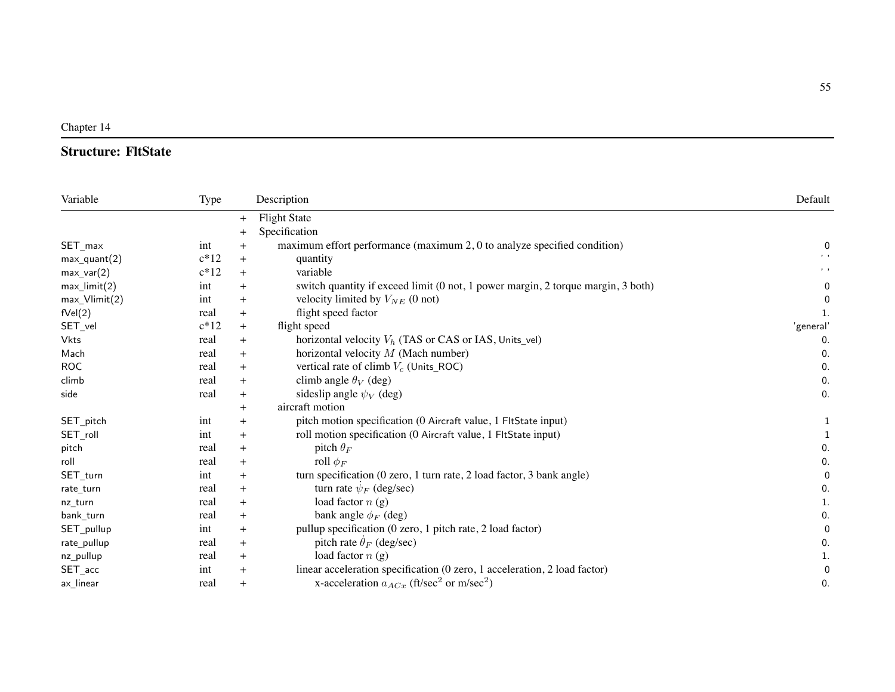Chapter 14

## Structure: FltState

| Variable | Type | | Description | Default |
|---|---|---|---|---|
| | | + | Flight State | |
| | | + | Specification | |
| SET_max | int | + | maximum effort performance (maximum 2, 0 to analyze specified condition) | 0 |
| max_quant(2) | c*12 | + | quantity | ' ' |
| max_var(2) | c*12 | + | variable | ' ' |
| max_limit(2) | int | + | switch quantity if exceed limit (0 not, 1 power margin, 2 torque margin, 3 both) | 0 |
| max_Vlimit(2) | int | + | velocity limited by $V_{NE}$ (0 not) | 0 |
| fVel(2) | real | + | flight speed factor | 1. |
| SET_vel | c*12 | + | flight speed | 'general' |
| Vkts | real | + | horizontal velocity $V_h$ (TAS or CAS or IAS, Units_vel) | 0. |
| Mach | real | + | horizontal velocity $M$ (Mach number) | 0. |
| ROC | real | + | vertical rate of climb $V_c$ (Units_ROC) | 0. |
| climb | real | + | climb angle $\theta_V$ (deg) | 0. |
| side | real | + | sideslip angle $\psi_V$ (deg) | 0. |
| | | + | aircraft motion | |
| SET_pitch | int | + | pitch motion specification (0 Aircraft value, 1 FltState input) | 1 |
| SET_roll | int | + | roll motion specification (0 Aircraft value, 1 FltState input) | 1 |
| pitch | real | + | pitch $\theta_F$ | 0. |
| roll | real | + | roll $\phi_F$ | 0. |
| SET_turn | int | + | turn specification (0 zero, 1 turn rate, 2 load factor, 3 bank angle) | 0 |
| rate_turn | real | + | turn rate $\dot{\psi}_F$ (deg/sec) | 0. |
| nz_turn | real | + | load factor $n$ (g) | 1. |
| bank_turn | real | + | bank angle $\phi_F$ (deg) | 0. |
| SET_pullup | int | + | pullup specification (0 zero, 1 pitch rate, 2 load factor) | 0 |
| rate_pullup | real | + | pitch rate $\dot{\theta}_F$ (deg/sec) | 0. |
| nz_pullup | real | + | load factor $n$ (g) | 1. |
| SET_acc | int | + | linear acceleration specification (0 zero, 1 acceleration, 2 load factor) | 0 |
| ax_linear | real | + | x-acceleration $a_{ACx}$ (ft/sec$^2$ or m/sec$^2$) | 0. |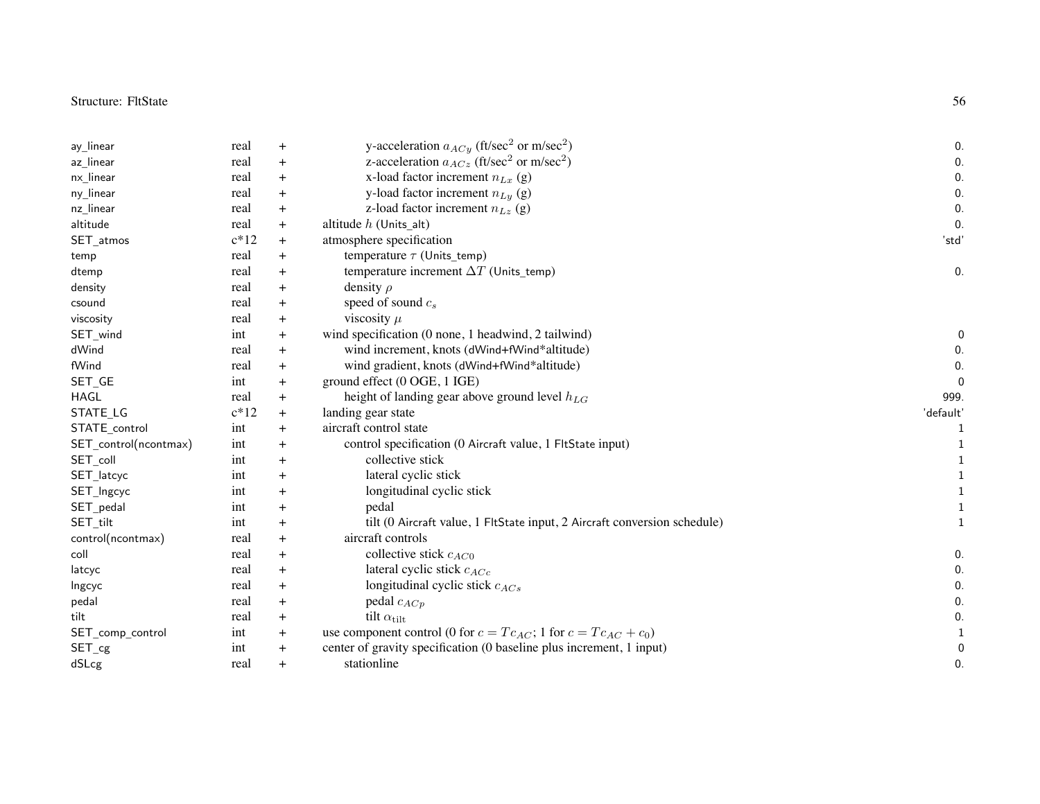| | | | | |
|---|---|---|---|---|
| ay_linear | real | + | y-acceleration $a_{ACy}$ (ft/sec$^2$ or m/sec$^2$) | 0. |
| az_linear | real | + | z-acceleration $a_{ACz}$ (ft/sec$^2$ or m/sec$^2$) | 0. |
| nx_linear | real | + | x-load factor increment $n_{Lx}$ (g) | 0. |
| ny_linear | real | + | y-load factor increment $n_{Ly}$ (g) | 0. |
| nz_linear | real | + | z-load factor increment $n_{Lz}$ (g) | 0. |
| altitude | real | + | altitude $h$ (Units_alt) | 0. |
| SET_atmos | c*12 | + | atmosphere specification | 'std' |
| temp | real | + | temperature $\tau$ (Units_temp) | |
| dtemp | real | + | temperature increment $\Delta T$ (Units_temp) | 0. |
| density | real | + | density $\rho$ | |
| csound | real | + | speed of sound $c_s$ | |
| viscosity | real | + | viscosity $\mu$ | |
| SET_wind | int | + | wind specification (0 none, 1 headwind, 2 tailwind) | 0 |
| dWind | real | + | wind increment, knots (dWind+fWind*altitude) | 0. |
| fWind | real | + | wind gradient, knots (dWind+fWind*altitude) | 0. |
| SET_GE | int | + | ground effect (0 OGE, 1 IGE) | 0 |
| HAGL | real | + | height of landing gear above ground level $h_{LG}$ | 999. |
| STATE_LG | c*12 | + | landing gear state | 'default' |
| STATE_control | int | + | aircraft control state | 1 |
| SET_control(ncontmax) | int | + | control specification (0 Aircraft value, 1 FltState input) | 1 |
| SET_coll | int | + | collective stick | 1 |
| SET_latcyc | int | + | lateral cyclic stick | 1 |
| SET_lngcyc | int | + | longitudinal cyclic stick | 1 |
| SET_pedal | int | + | pedal | 1 |
| SET_tilt | int | + | tilt (0 Aircraft value, 1 FltState input, 2 Aircraft conversion schedule) | 1 |
| control(ncontmax) | real | + | aircraft controls | |
| coll | real | + | collective stick $c_{AC0}$ | 0. |
| latcyc | real | + | lateral cyclic stick $c_{ACc}$ | 0. |
| lngcyc | real | + | longitudinal cyclic stick $c_{ACs}$ | 0. |
| pedal | real | + | pedal $c_{ACp}$ | 0. |
| tilt | real | + | tilt $\alpha_{\text{tilt}}$ | 0. |
| SET_comp_control | int | + | use component control (0 for $c = Tc_{AC}$; 1 for $c = Tc_{AC} + c_0$) | 1 |
| SET_cg | int | + | center of gravity specification (0 baseline plus increment, 1 input) | 0 |
| dSLcg | real | + | stationline | 0. |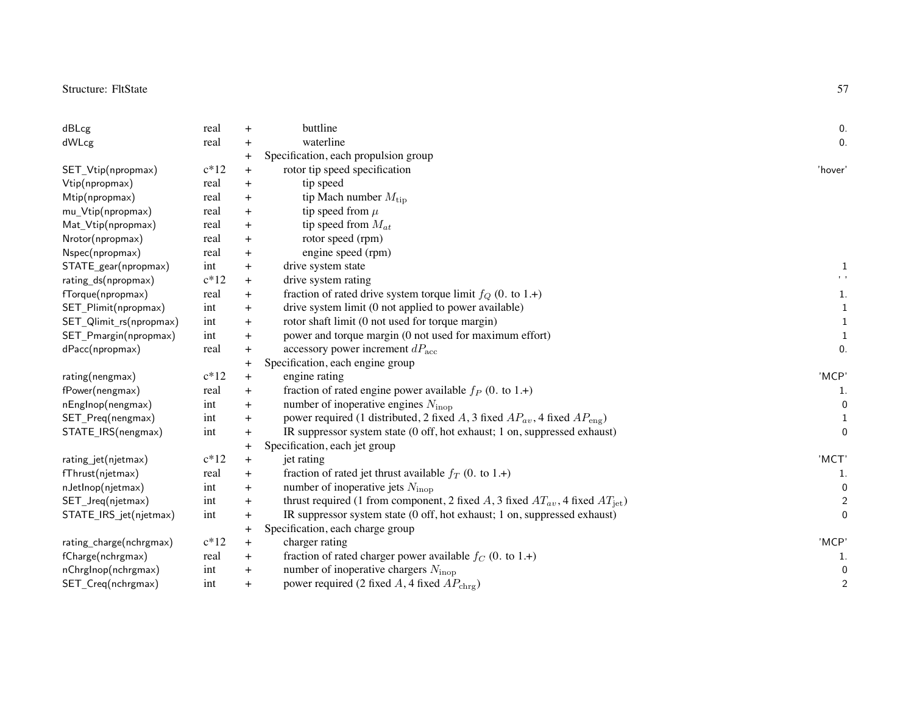| | | | | |
|---|---|---|---|---|
| dBLcg | real | + | buttline | 0. |
| dWLcg | real | + | waterline | 0. |
| | | + | Specification, each propulsion group | |
| SET_Vtip(npropmax) | c*12 | + | rotor tip speed specification | 'hover' |
| Vtip(npropmax) | real | + | tip speed | |
| Mtip(npropmax) | real | + | tip Mach number $M_{\rm tip}$ | |
| mu_Vtip(npropmax) | real | + | tip speed from $\mu$ | |
| Mat_Vtip(npropmax) | real | + | tip speed from $M_{at}$ | |
| Nrotor(npropmax) | real | + | rotor speed (rpm) | |
| Nspec(npropmax) | real | + | engine speed (rpm) | |
| STATE_gear(npropmax) | int | + | drive system state | 1 |
| rating_ds(npropmax) | c*12 | + | drive system rating | ' ' |
| fTorque(npropmax) | real | + | fraction of rated drive system torque limit $f_Q$ (0. to 1.+) | 1. |
| SET_Plimit(npropmax) | int | + | drive system limit (0 not applied to power available) | 1 |
| SET_Qlimit_rs(npropmax) | int | + | rotor shaft limit (0 not used for torque margin) | 1 |
| SET_Pmargin(npropmax) | int | + | power and torque margin (0 not used for maximum effort) | 1 |
| dPacc(npropmax) | real | + | accessory power increment $dP_{\rm acc}$ | 0. |
| | | + | Specification, each engine group | |
| rating(nengmax) | c*12 | + | engine rating | 'MCP' |
| fPower(nengmax) | real | + | fraction of rated engine power available $f_P$ (0. to 1.+) | 1. |
| nEngInop(nengmax) | int | + | number of inoperative engines $N_{\rm inop}$ | 0 |
| SET_Preq(nengmax) | int | + | power required (1 distributed, 2 fixed $A$, 3 fixed $AP_{av}$, 4 fixed $AP_{\rm eng}$) | 1 |
| STATE_IRS(nengmax) | int | + | IR suppressor system state (0 off, hot exhaust; 1 on, suppressed exhaust) | 0 |
| | | + | Specification, each jet group | |
| rating_jet(njetmax) | c*12 | + | jet rating | 'MCT' |
| fThrust(njetmax) | real | + | fraction of rated jet thrust available $f_T$ (0. to 1.+) | 1. |
| nJetInop(njetmax) | int | + | number of inoperative jets $N_{\rm inop}$ | 0 |
| SET_Jreq(njetmax) | int | + | thrust required (1 from component, 2 fixed $A$, 3 fixed $AT_{av}$, 4 fixed $AT_{\rm jet}$) | 2 |
| STATE_IRS_jet(njetmax) | int | + | IR suppressor system state (0 off, hot exhaust; 1 on, suppressed exhaust) | 0 |
| | | + | Specification, each charge group | |
| rating_charge(nchrgmax) | c*12 | + | charger rating | 'MCP' |
| fCharge(nchrgmax) | real | + | fraction of rated charger power available $f_C$ (0. to 1.+) | 1. |
| nChrgInop(nchrgmax) | int | + | number of inoperative chargers $N_{\rm inop}$ | 0 |
| SET_Creq(nchrgmax) | int | + | power required (2 fixed $A$, 4 fixed $AP_{\rm chrg}$) | 2 |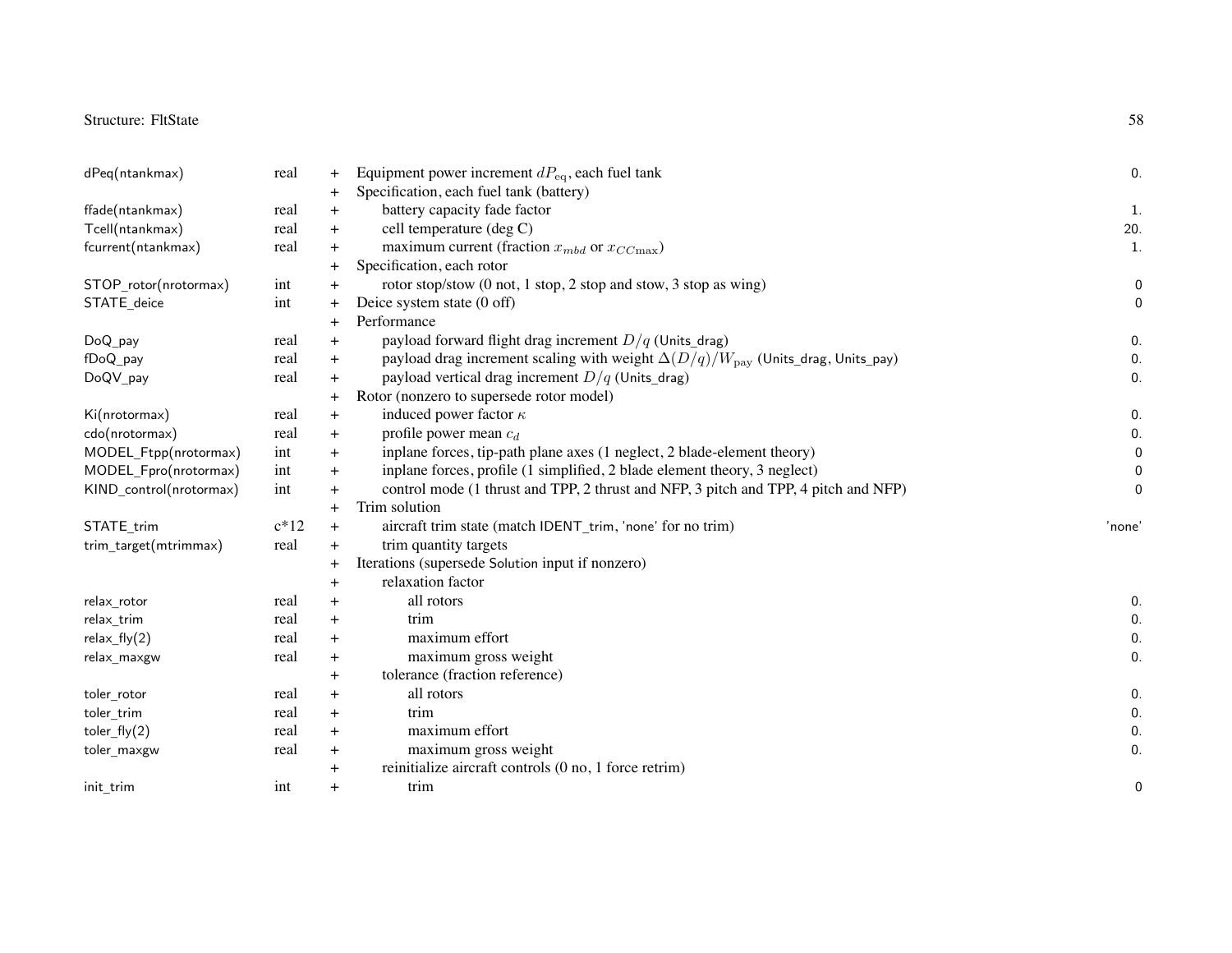| | | | | |
|---|---|---|---|---|
| dPeq(ntankmax) | real | + | Equipment power increment $dP_{\text{eq}}$, each fuel tank | 0. |
| | | + | Specification, each fuel tank (battery) | |
| ffade(ntankmax) | real | + | battery capacity fade factor | 1. |
| Tcell(ntankmax) | real | + | cell temperature (deg C) | 20. |
| fcurrent(ntankmax) | real | + | maximum current (fraction $x_{mbd}$ or $x_{CC\max}$) | 1. |
| | | + | Specification, each rotor | |
| STOP_rotor(nrotormax) | int | + | rotor stop/stow (0 not, 1 stop, 2 stop and stow, 3 stop as wing) | 0 |
| STATE_deice | int | + | Deice system state (0 off) | 0 |
| | | + | Performance | |
| DoQ_pay | real | + | payload forward flight drag increment $D/q$ (Units_drag) | 0. |
| fDoQ_pay | real | + | payload drag increment scaling with weight $\Delta(D/q)/W_{\text{pay}}$ (Units_drag, Units_pay) | 0. |
| DoQV_pay | real | + | payload vertical drag increment $D/q$ (Units_drag) | 0. |
| | | + | Rotor (nonzero to supersede rotor model) | |
| Ki(nrotormax) | real | + | induced power factor $\kappa$ | 0. |
| cdo(nrotormax) | real | + | profile power mean $c_d$ | 0. |
| MODEL_Ftpp(nrotormax) | int | + | inplane forces, tip-path plane axes (1 neglect, 2 blade-element theory) | 0 |
| MODEL_Fpro(nrotormax) | int | + | inplane forces, profile (1 simplified, 2 blade element theory, 3 neglect) | 0 |
| KIND_control(nrotormax) | int | + | control mode (1 thrust and TPP, 2 thrust and NFP, 3 pitch and TPP, 4 pitch and NFP) | 0 |
| | | + | Trim solution | |
| STATE_trim | c*12 | + | aircraft trim state (match IDENT_trim, 'none' for no trim) | 'none' |
| trim_target(mtrimmax) | real | + | trim quantity targets | |
| | | + | Iterations (supersede Solution input if nonzero) | |
| | | + | relaxation factor | |
| relax_rotor | real | + | all rotors | 0. |
| relax_trim | real | + | trim | 0. |
| relax_fly(2) | real | + | maximum effort | 0. |
| relax_maxgw | real | + | maximum gross weight | 0. |
| | | + | tolerance (fraction reference) | |
| toler_rotor | real | + | all rotors | 0. |
| toler_trim | real | + | trim | 0. |
| toler_fly(2) | real | + | maximum effort | 0. |
| toler_maxgw | real | + | maximum gross weight | 0. |
| | | + | reinitialize aircraft controls (0 no, 1 force retrim) | |
| init_trim | int | + | trim | 0 |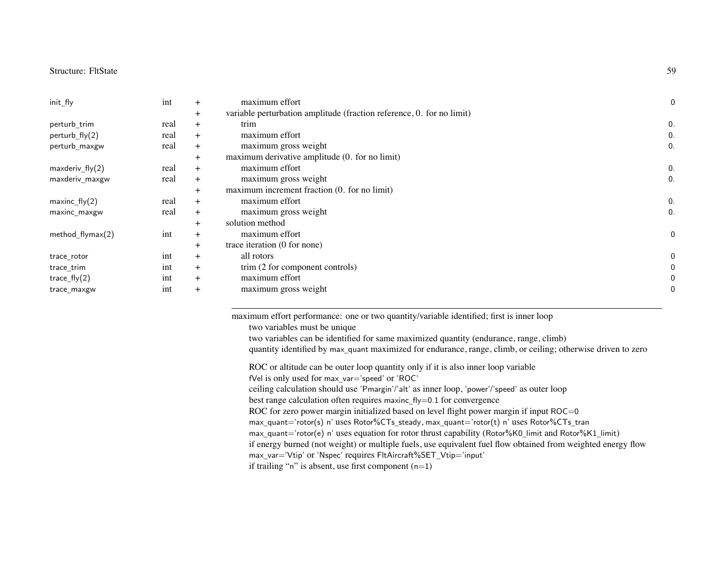| | | | | |
|---|---|---|---|---|
| init_fly | int | + | maximum effort | 0 |
| | | + | variable perturbation amplitude (fraction reference, 0. for no limit) | |
| perturb_trim | real | + | trim | 0. |
| perturb_fly(2) | real | + | maximum effort | 0. |
| perturb_maxgw | real | + | maximum gross weight | 0. |
| | | + | maximum derivative amplitude (0. for no limit) | |
| maxderiv_fly(2) | real | + | maximum effort | 0. |
| maxderiv_maxgw | real | + | maximum gross weight | 0. |
| | | + | maximum increment fraction (0. for no limit) | |
| maxinc_fly(2) | real | + | maximum effort | 0. |
| maxinc_maxgw | real | + | maximum gross weight | 0. |
| | | + | solution method | |
| method_flymax(2) | int | + | maximum effort | 0 |
| | | + | trace iteration (0 for none) | |
| trace_rotor | int | + | all rotors | 0 |
| trace_trim | int | + | trim (2 for component controls) | 0 |
| trace_fly(2) | int | + | maximum effort | 0 |
| trace_maxgw | int | + | maximum gross weight | 0 |

---

maximum effort performance: one or two quantity/variable identified; first is inner loop
- two variables must be unique
- two variables can be identified for same maximized quantity (endurance, range, climb)
- quantity identified by max_quant maximized for endurance, range, climb, or ceiling; otherwise driven to zero

- ROC or altitude can be outer loop quantity only if it is also inner loop variable
- fVel is only used for max_var='speed' or 'ROC'
- ceiling calculation should use 'Pmargin'/'alt' as inner loop, 'power'/'speed' as outer loop
- best range calculation often requires maxinc_fly=0.1 for convergence
- ROC for zero power margin initialized based on level flight power margin if input ROC=0
- max_quant='rotor(s) n' uses Rotor%CTs_steady, max_quant='rotor(t) n' uses Rotor%CTs_tran
- max_quant='rotor(e) n' uses equation for rotor thrust capability (Rotor%K0_limit and Rotor%K1_limit)
- if energy burned (not weight) or multiple fuels, use equivalent fuel flow obtained from weighted energy flow
- max_var='Vtip' or 'Nspec' requires FltAircraft%SET_Vtip='input'
- if trailing "n" is absent, use first component (n=1)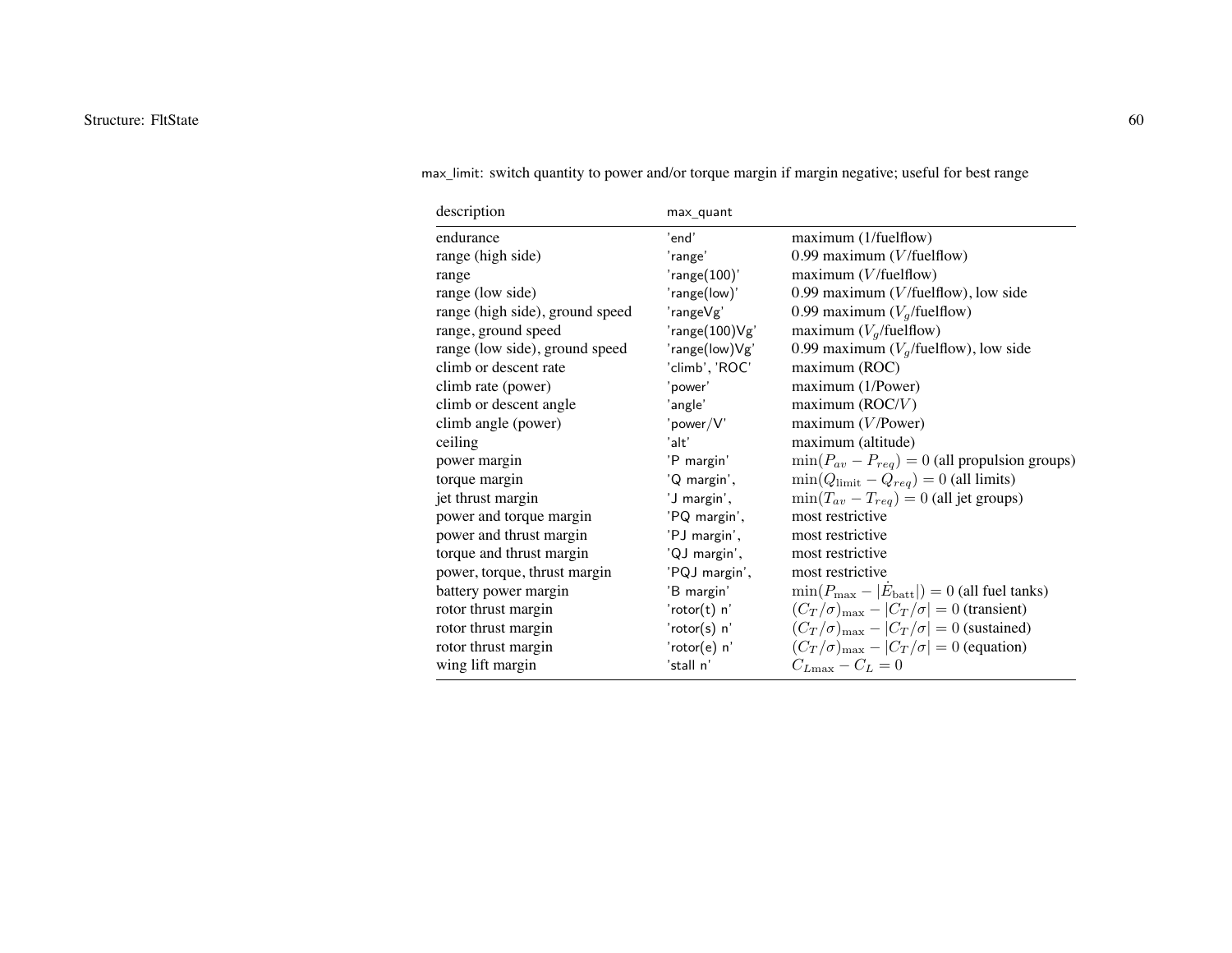max_limit: switch quantity to power and/or torque margin if margin negative; useful for best range

| description | max_quant | |
|---|---|---|
| endurance | 'end' | maximum (1/fuelflow) |
| range (high side) | 'range' | 0.99 maximum ($V$/fuelflow) |
| range | 'range(100)' | maximum ($V$/fuelflow) |
| range (low side) | 'range(low)' | 0.99 maximum ($V$/fuelflow), low side |
| range (high side), ground speed | 'rangeVg' | 0.99 maximum ($V_g$/fuelflow) |
| range, ground speed | 'range(100)Vg' | maximum ($V_g$/fuelflow) |
| range (low side), ground speed | 'range(low)Vg' | 0.99 maximum ($V_g$/fuelflow), low side |
| climb or descent rate | 'climb', 'ROC' | maximum (ROC) |
| climb rate (power) | 'power' | maximum (1/Power) |
| climb or descent angle | 'angle' | maximum (ROC/$V$) |
| climb angle (power) | 'power/V' | maximum ($V$/Power) |
| ceiling | 'alt' | maximum (altitude) |
| power margin | 'P margin' | $\min(P_{av} - P_{req}) = 0$ (all propulsion groups) |
| torque margin | 'Q margin', | $\min(Q_{\text{limit}} - Q_{req}) = 0$ (all limits) |
| jet thrust margin | 'J margin', | $\min(T_{av} - T_{req}) = 0$ (all jet groups) |
| power and torque margin | 'PQ margin', | most restrictive |
| power and thrust margin | 'PJ margin', | most restrictive |
| torque and thrust margin | 'QJ margin', | most restrictive |
| power, torque, thrust margin | 'PQJ margin', | most restrictive |
| battery power margin | 'B margin' | $\min(P_{\max} - \vert\dot{E}_{\text{batt}}\vert) = 0$ (all fuel tanks) |
| rotor thrust margin | 'rotor(t) n' | $(C_T/\sigma)_{\max} - \vert C_T/\sigma\vert = 0$ (transient) |
| rotor thrust margin | 'rotor(s) n' | $(C_T/\sigma)_{\max} - \vert C_T/\sigma\vert = 0$ (sustained) |
| rotor thrust margin | 'rotor(e) n' | $(C_T/\sigma)_{\max} - \vert C_T/\sigma\vert = 0$ (equation) |
| wing lift margin | 'stall n' | $C_{L\max} - C_L = 0$ |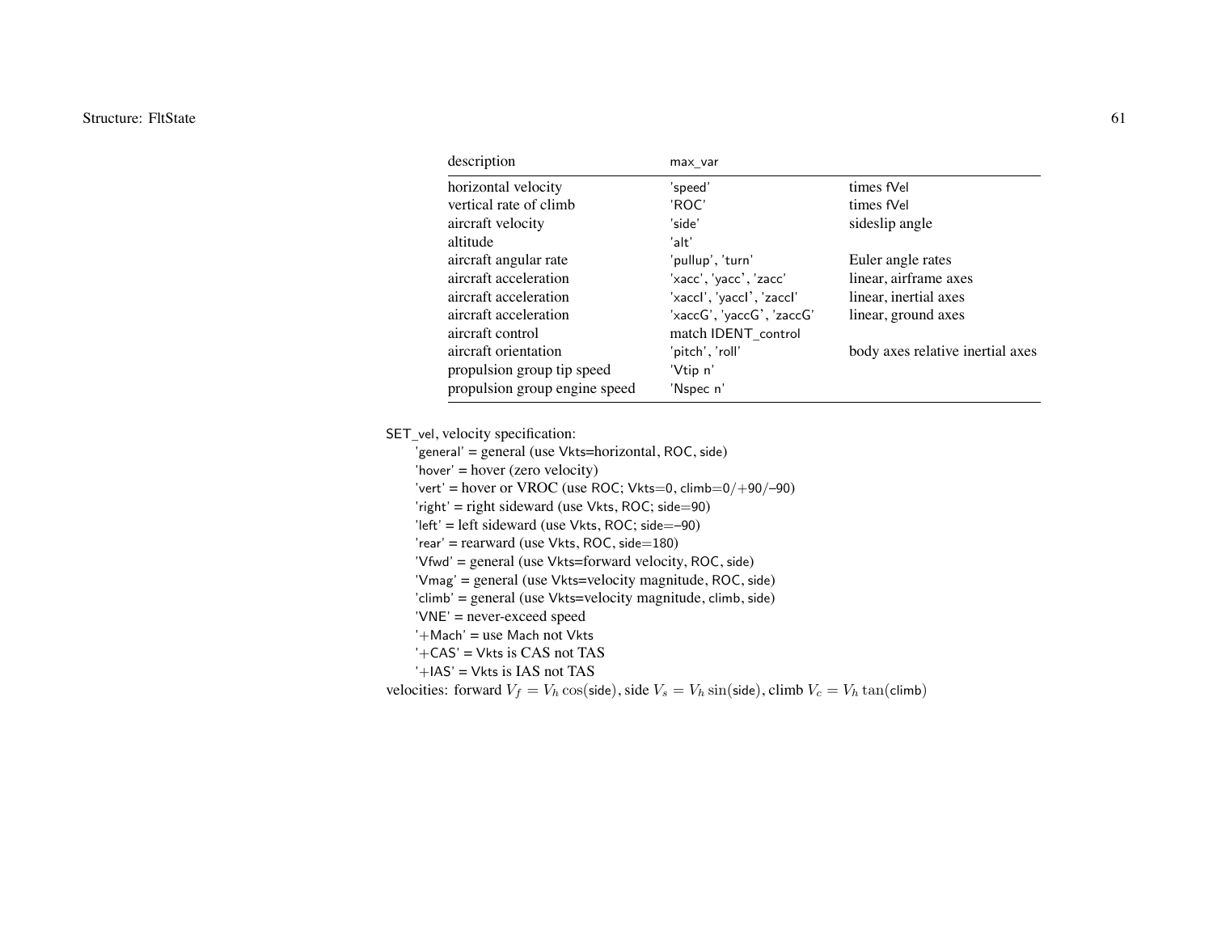| description | max_var | |
|---|---|---|
| horizontal velocity | 'speed' | times fVel |
| vertical rate of climb | 'ROC' | times fVel |
| aircraft velocity | 'side' | sideslip angle |
| altitude | 'alt' | |
| aircraft angular rate | 'pullup', 'turn' | Euler angle rates |
| aircraft acceleration | 'xacc', 'yacc', 'zacc' | linear, airframe axes |
| aircraft acceleration | 'xaccI', 'yaccI', 'zaccI' | linear, inertial axes |
| aircraft acceleration | 'xaccG', 'yaccG', 'zaccG' | linear, ground axes |
| aircraft control | match IDENT_control | |
| aircraft orientation | 'pitch', 'roll' | body axes relative inertial axes |
| propulsion group tip speed | 'Vtip n' | |
| propulsion group engine speed | 'Nspec n' | |

SET_vel, velocity specification:
- 'general' = general (use Vkts=horizontal, ROC, side)
- 'hover' = hover (zero velocity)
- 'vert' = hover or VROC (use ROC; Vkts=0, climb=0/+90/–90)
- 'right' = right sideward (use Vkts, ROC; side=90)
- 'left' = left sideward (use Vkts, ROC; side=–90)
- 'rear' = rearward (use Vkts, ROC, side=180)
- 'Vfwd' = general (use Vkts=forward velocity, ROC, side)
- 'Vmag' = general (use Vkts=velocity magnitude, ROC, side)
- 'climb' = general (use Vkts=velocity magnitude, climb, side)
- 'VNE' = never-exceed speed
- '+Mach' = use Mach not Vkts
- '+CAS' = Vkts is CAS not TAS
- '+IAS' = Vkts is IAS not TAS

velocities: forward $V_f = V_h \cos(\mathsf{side})$, side $V_s = V_h \sin(\mathsf{side})$, climb $V_c = V_h \tan(\mathsf{climb})$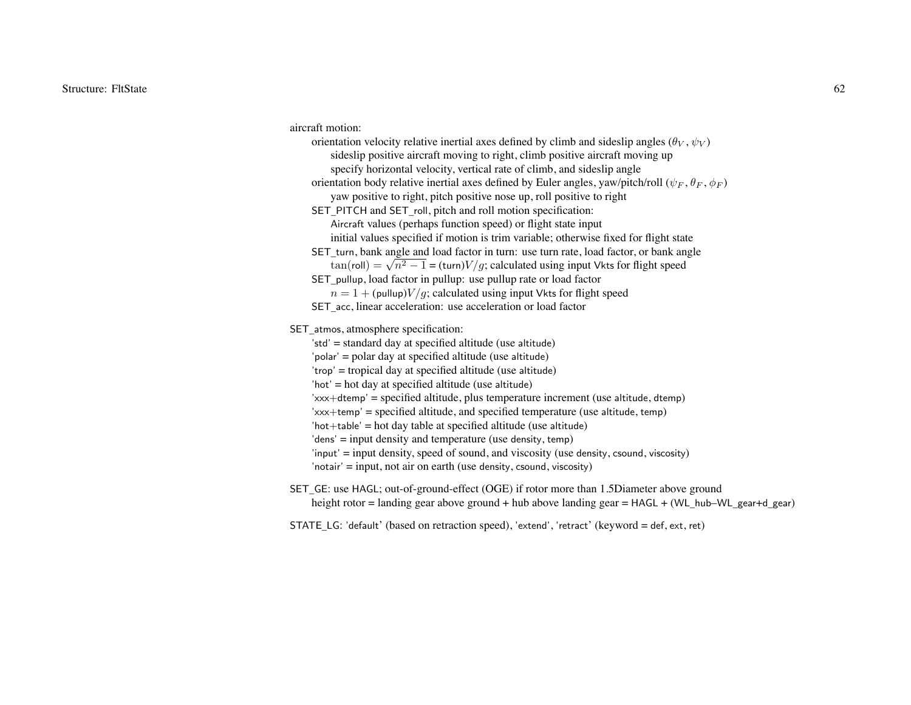aircraft motion:

- orientation velocity relative inertial axes defined by climb and sideslip angles ($\theta_V$, $\psi_V$)
  - sideslip positive aircraft moving to right, climb positive aircraft moving up
  - specify horizontal velocity, vertical rate of climb, and sideslip angle
- orientation body relative inertial axes defined by Euler angles, yaw/pitch/roll ($\psi_F$, $\theta_F$, $\phi_F$)
  - yaw positive to right, pitch positive nose up, roll positive to right
- SET_PITCH and SET_roll, pitch and roll motion specification:
  - Aircraft values (perhaps function speed) or flight state input
  - initial values specified if motion is trim variable; otherwise fixed for flight state
- SET_turn, bank angle and load factor in turn: use turn rate, load factor, or bank angle
  - $\tan(\text{roll}) = \sqrt{n^2 - 1}$ = (turn)$V/g$; calculated using input Vkts for flight speed
- SET_pullup, load factor in pullup: use pullup rate or load factor
  - $n = 1 +$ (pullup)$V/g$; calculated using input Vkts for flight speed
- SET_acc, linear acceleration: use acceleration or load factor

SET_atmos, atmosphere specification:

- 'std' = standard day at specified altitude (use altitude)
- 'polar' = polar day at specified altitude (use altitude)
- 'trop' = tropical day at specified altitude (use altitude)
- 'hot' = hot day at specified altitude (use altitude)
- 'xxx+dtemp' = specified altitude, plus temperature increment (use altitude, dtemp)
- 'xxx+temp' = specified altitude, and specified temperature (use altitude, temp)
- 'hot+table' = hot day table at specified altitude (use altitude)
- 'dens' = input density and temperature (use density, temp)
- 'input' = input density, speed of sound, and viscosity (use density, csound, viscosity)
- 'notair' = input, not air on earth (use density, csound, viscosity)

SET_GE: use HAGL; out-of-ground-effect (OGE) if rotor more than 1.5Diameter above ground

- height rotor = landing gear above ground + hub above landing gear = HAGL + (WL_hub–WL_gear+d_gear)

STATE_LG: 'default' (based on retraction speed), 'extend', 'retract' (keyword = def, ext, ret)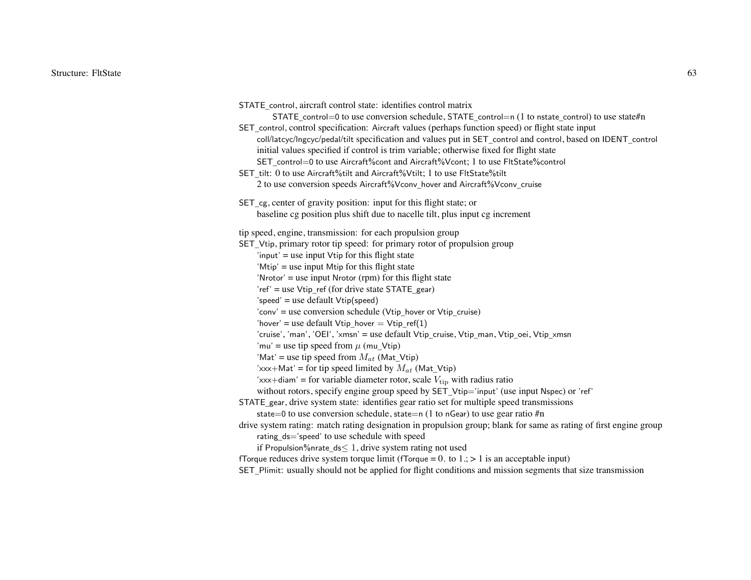STATE_control, aircraft control state: identifies control matrix

STATE_control=0 to use conversion schedule, STATE_control=n (1 to nstate_control) to use state#n

SET_control, control specification: Aircraft values (perhaps function speed) or flight state input

coll/latcyc/lngcyc/pedal/tilt specification and values put in SET_control and control, based on IDENT_control

initial values specified if control is trim variable; otherwise fixed for flight state

SET_control=0 to use Aircraft%cont and Aircraft%Vcont; 1 to use FltState%control

SET_tilt: 0 to use Aircraft%tilt and Aircraft%Vtilt; 1 to use FltState%tilt

2 to use conversion speeds Aircraft%Vconv_hover and Aircraft%Vconv_cruise

SET_cg, center of gravity position: input for this flight state; or

baseline cg position plus shift due to nacelle tilt, plus input cg increment

tip speed, engine, transmission: for each propulsion group

SET_Vtip, primary rotor tip speed: for primary rotor of propulsion group

'input' = use input Vtip for this flight state

'Mtip' = use input Mtip for this flight state

'Nrotor' = use input Nrotor (rpm) for this flight state

'ref' = use Vtip_ref (for drive state STATE_gear)

'speed' = use default Vtip(speed)

'conv' = use conversion schedule (Vtip_hover or Vtip_cruise)

'hover' = use default Vtip_hover = Vtip_ref(1)

'cruise', 'man', 'OEI', 'xmsn' = use default Vtip_cruise, Vtip_man, Vtip_oei, Vtip_xmsn

'mu' = use tip speed from $\mu$ (mu_Vtip)

'Mat' = use tip speed from $M_{at}$ (Mat_Vtip)

'xxx+Mat' = for tip speed limited by $M_{at}$ (Mat_Vtip)

'xxx+diam' = for variable diameter rotor, scale $V_{\rm tip}$ with radius ratio

without rotors, specify engine group speed by SET_Vtip='input' (use input Nspec) or 'ref'

STATE_gear, drive system state: identifies gear ratio set for multiple speed transmissions

state=0 to use conversion schedule, state=n (1 to nGear) to use gear ratio #n

drive system rating: match rating designation in propulsion group; blank for same as rating of first engine group

rating_ds='speed' to use schedule with speed

if Propulsion%nrate_ds$\leq 1$, drive system rating not used

fTorque reduces drive system torque limit (fTorque = $0.$ to $1.$; > 1 is an acceptable input)

SET_Plimit: usually should not be applied for flight conditions and mission segments that size transmission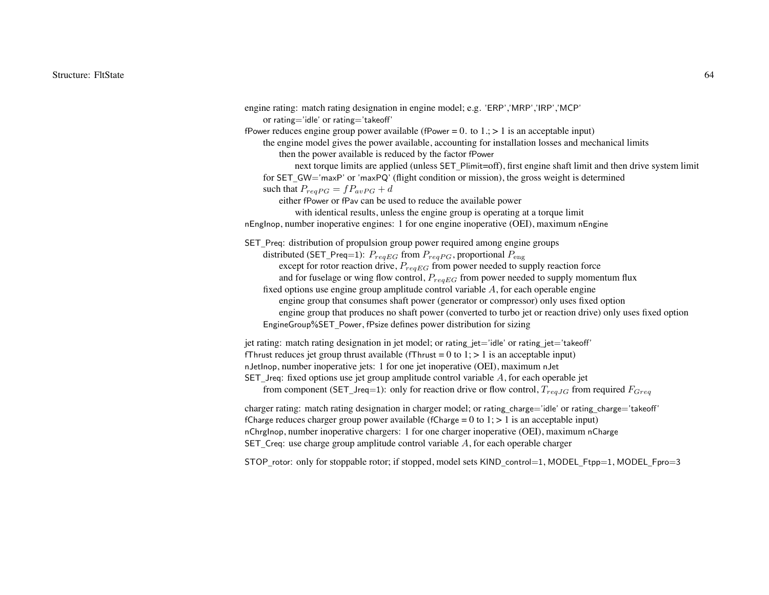engine rating: match rating designation in engine model; e.g. 'ERP','MRP','IRP','MCP'

  or rating='idle' or rating='takeoff'

fPower reduces engine group power available (fPower = 0. to 1.; > 1 is an acceptable input)

  the engine model gives the power available, accounting for installation losses and mechanical limits

    then the power available is reduced by the factor fPower

      next torque limits are applied (unless SET_Plimit=off), first engine shaft limit and then drive system limit

  for SET_GW='maxP' or 'maxPQ' (flight condition or mission), the gross weight is determined

  such that $P_{reqPG} = fP_{avPG} + d$

    either fPower or fPav can be used to reduce the available power

      with identical results, unless the engine group is operating at a torque limit

nEngInop, number inoperative engines: 1 for one engine inoperative (OEI), maximum nEngine

SET_Preq: distribution of propulsion group power required among engine groups

  distributed (SET_Preq=1): $P_{reqEG}$ from $P_{reqPG}$, proportional $P_{\rm eng}$

    except for rotor reaction drive, $P_{reqEG}$ from power needed to supply reaction force

    and for fuselage or wing flow control, $P_{reqEG}$ from power needed to supply momentum flux

  fixed options use engine group amplitude control variable $A$, for each operable engine

    engine group that consumes shaft power (generator or compressor) only uses fixed option

    engine group that produces no shaft power (converted to turbo jet or reaction drive) only uses fixed option

  EngineGroup%SET_Power, fPsize defines power distribution for sizing

jet rating: match rating designation in jet model; or rating_jet='idle' or rating_jet='takeoff'

fThrust reduces jet group thrust available (fThrust = 0 to 1; > 1 is an acceptable input)

nJetInop, number inoperative jets: 1 for one jet inoperative (OEI), maximum nJet

SET_Jreq: fixed options use jet group amplitude control variable $A$, for each operable jet

  from component (SET_Jreq=1): only for reaction drive or flow control, $T_{reqJG}$ from required $F_{Greq}$

charger rating: match rating designation in charger model; or rating_charge='idle' or rating_charge='takeoff'

fCharge reduces charger group power available (fCharge = 0 to 1; > 1 is an acceptable input)

nChrgInop, number inoperative chargers: 1 for one charger inoperative (OEI), maximum nCharge

SET_Creq: use charge group amplitude control variable $A$, for each operable charger

STOP_rotor: only for stoppable rotor; if stopped, model sets KIND_control=1, MODEL_Ftpp=1, MODEL_Fpro=3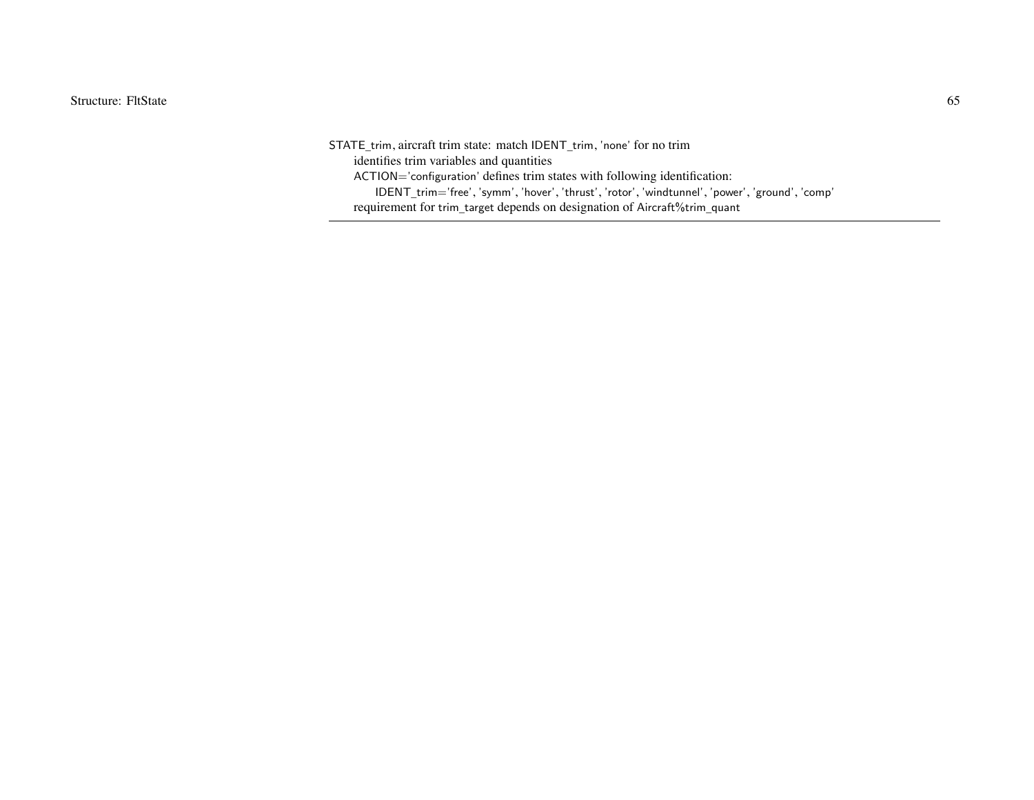STATE_trim, aircraft trim state: match IDENT_trim, 'none' for no trim
  identifies trim variables and quantities
  ACTION='configuration' defines trim states with following identification:
    IDENT_trim='free', 'symm', 'hover', 'thrust', 'rotor', 'windtunnel', 'power', 'ground', 'comp'
  requirement for trim_target depends on designation of Aircraft%trim_quant

---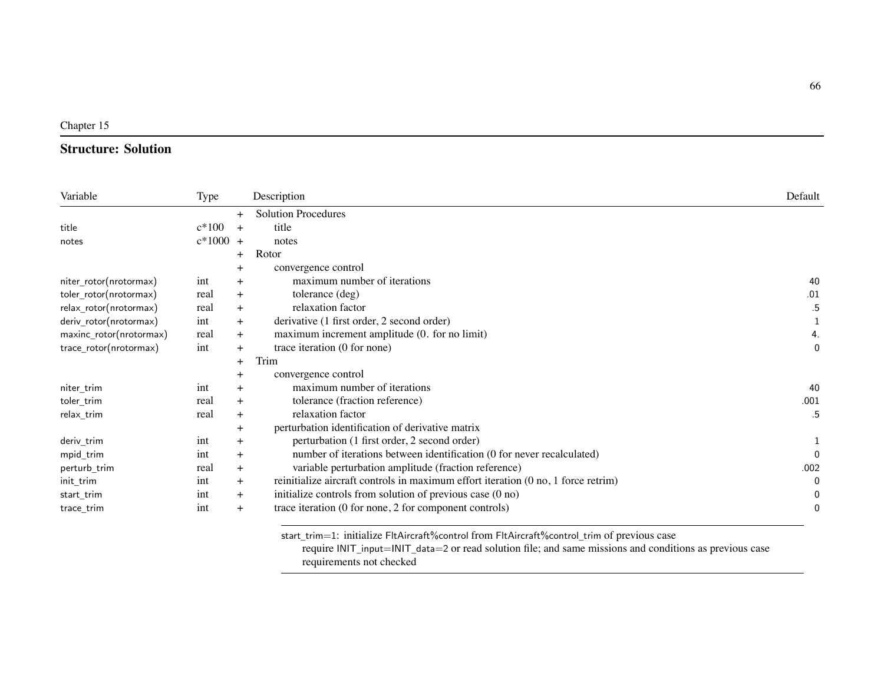Chapter 15

## Structure: Solution

| Variable | Type | | Description | Default |
|---|---|---|---|---|
| | | + | Solution Procedures | |
| title | c*100 | + | title | |
| notes | c*1000 | + | notes | |
| | | + | Rotor | |
| | | + | convergence control | |
| niter_rotor(nrotormax) | int | + | maximum number of iterations | 40 |
| toler_rotor(nrotormax) | real | + | tolerance (deg) | .01 |
| relax_rotor(nrotormax) | real | + | relaxation factor | .5 |
| deriv_rotor(nrotormax) | int | + | derivative (1 first order, 2 second order) | 1 |
| maxinc_rotor(nrotormax) | real | + | maximum increment amplitude (0. for no limit) | 4. |
| trace_rotor(nrotormax) | int | + | trace iteration (0 for none) | 0 |
| | | + | Trim | |
| | | + | convergence control | |
| niter_trim | int | + | maximum number of iterations | 40 |
| toler_trim | real | + | tolerance (fraction reference) | .001 |
| relax_trim | real | + | relaxation factor | .5 |
| | | + | perturbation identification of derivative matrix | |
| deriv_trim | int | + | perturbation (1 first order, 2 second order) | 1 |
| mpid_trim | int | + | number of iterations between identification (0 for never recalculated) | 0 |
| perturb_trim | real | + | variable perturbation amplitude (fraction reference) | .002 |
| init_trim | int | + | reinitialize aircraft controls in maximum effort iteration (0 no, 1 force retrim) | 0 |
| start_trim | int | + | initialize controls from solution of previous case (0 no) | 0 |
| trace_trim | int | + | trace iteration (0 for none, 2 for component controls) | 0 |

start_trim=1: initialize FltAircraft%control from FltAircraft%control_trim of previous case
require INIT_input=INIT_data=2 or read solution file; and same missions and conditions as previous case
requirements not checked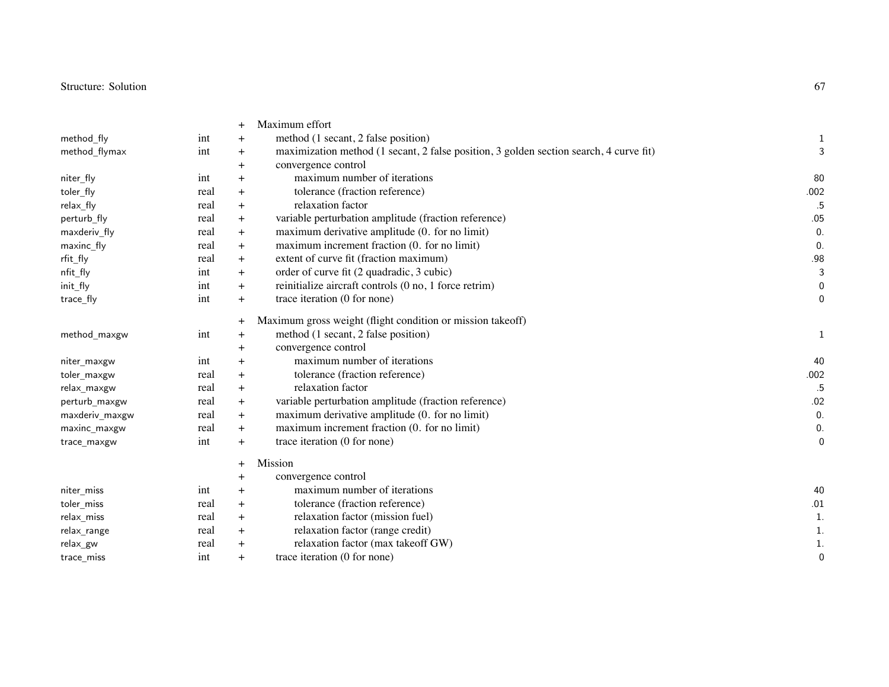| | | | | |
|---|---|---|---|---|
| | | + | Maximum effort | |
| method_fly | int | + | method (1 secant, 2 false position) | 1 |
| method_flymax | int | + | maximization method (1 secant, 2 false position, 3 golden section search, 4 curve fit) | 3 |
| | | + | convergence control | |
| niter_fly | int | + | maximum number of iterations | 80 |
| toler_fly | real | + | tolerance (fraction reference) | .002 |
| relax_fly | real | + | relaxation factor | .5 |
| perturb_fly | real | + | variable perturbation amplitude (fraction reference) | .05 |
| maxderiv_fly | real | + | maximum derivative amplitude (0. for no limit) | 0. |
| maxinc_fly | real | + | maximum increment fraction (0. for no limit) | 0. |
| rfit_fly | real | + | extent of curve fit (fraction maximum) | .98 |
| nfit_fly | int | + | order of curve fit (2 quadradic, 3 cubic) | 3 |
| init_fly | int | + | reinitialize aircraft controls (0 no, 1 force retrim) | 0 |
| trace_fly | int | + | trace iteration (0 for none) | 0 |
| | | + | Maximum gross weight (flight condition or mission takeoff) | |
| method_maxgw | int | + | method (1 secant, 2 false position) | 1 |
| | | + | convergence control | |
| niter_maxgw | int | + | maximum number of iterations | 40 |
| toler_maxgw | real | + | tolerance (fraction reference) | .002 |
| relax_maxgw | real | + | relaxation factor | .5 |
| perturb_maxgw | real | + | variable perturbation amplitude (fraction reference) | .02 |
| maxderiv_maxgw | real | + | maximum derivative amplitude (0. for no limit) | 0. |
| maxinc_maxgw | real | + | maximum increment fraction (0. for no limit) | 0. |
| trace_maxgw | int | + | trace iteration (0 for none) | 0 |
| | | + | Mission | |
| | | + | convergence control | |
| niter_miss | int | + | maximum number of iterations | 40 |
| toler_miss | real | + | tolerance (fraction reference) | .01 |
| relax_miss | real | + | relaxation factor (mission fuel) | 1. |
| relax_range | real | + | relaxation factor (range credit) | 1. |
| relax_gw | real | + | relaxation factor (max takeoff GW) | 1. |
| trace_miss | int | + | trace iteration (0 for none) | 0 |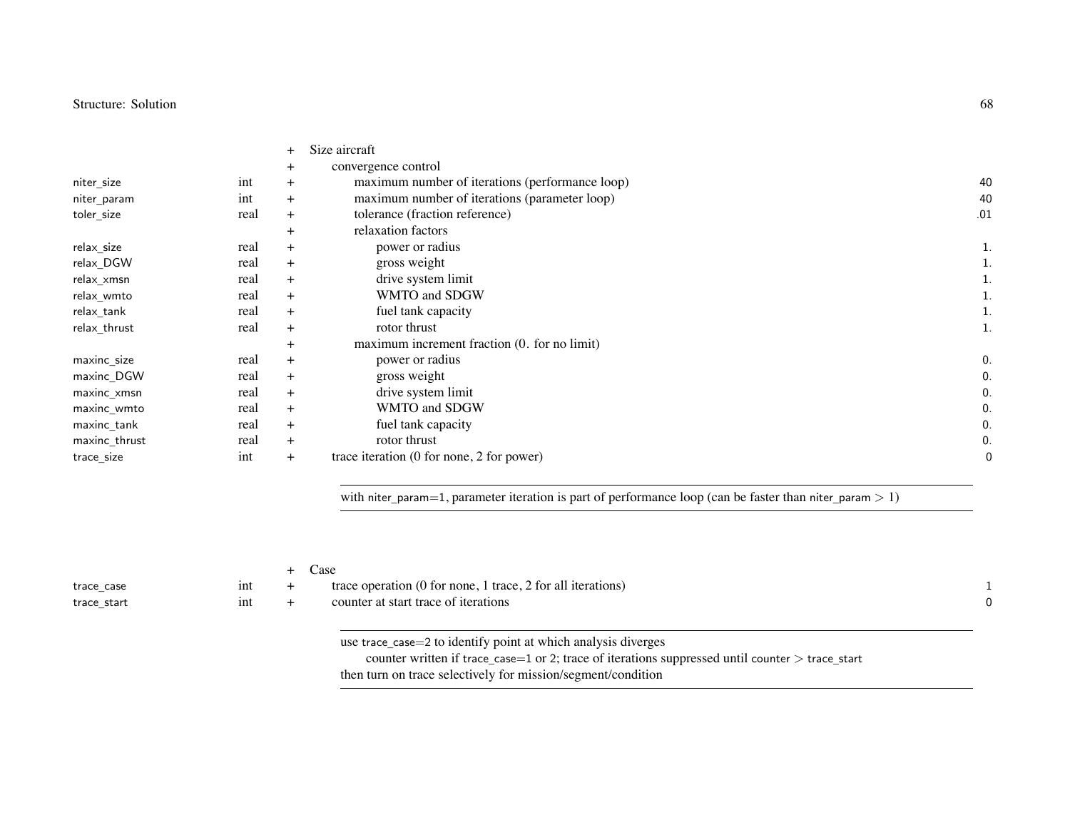| Variable | Type | + | Description | Default |
|---|---|---|---|---|
| | | + | Size aircraft | |
| | | + | convergence control | |
| niter_size | int | + | maximum number of iterations (performance loop) | 40 |
| niter_param | int | + | maximum number of iterations (parameter loop) | 40 |
| toler_size | real | + | tolerance (fraction reference) | .01 |
| | | + | relaxation factors | |
| relax_size | real | + | power or radius | 1. |
| relax_DGW | real | + | gross weight | 1. |
| relax_xmsn | real | + | drive system limit | 1. |
| relax_wmto | real | + | WMTO and SDGW | 1. |
| relax_tank | real | + | fuel tank capacity | 1. |
| relax_thrust | real | + | rotor thrust | 1. |
| | | + | maximum increment fraction (0. for no limit) | |
| maxinc_size | real | + | power or radius | 0. |
| maxinc_DGW | real | + | gross weight | 0. |
| maxinc_xmsn | real | + | drive system limit | 0. |
| maxinc_wmto | real | + | WMTO and SDGW | 0. |
| maxinc_tank | real | + | fuel tank capacity | 0. |
| maxinc_thrust | real | + | rotor thrust | 0. |
| trace_size | int | + | trace iteration (0 for none, 2 for power) | 0 |

with niter_param=1, parameter iteration is part of performance loop (can be faster than niter_param > 1)

| Variable | Type | + | Description | Default |
|---|---|---|---|---|
| | | + | Case | |
| trace_case | int | + | trace operation (0 for none, 1 trace, 2 for all iterations) | 1 |
| trace_start | int | + | counter at start trace of iterations | 0 |

use trace_case=2 to identify point at which analysis diverges
counter written if trace_case=1 or 2; trace of iterations suppressed until counter > trace_start
then turn on trace selectively for mission/segment/condition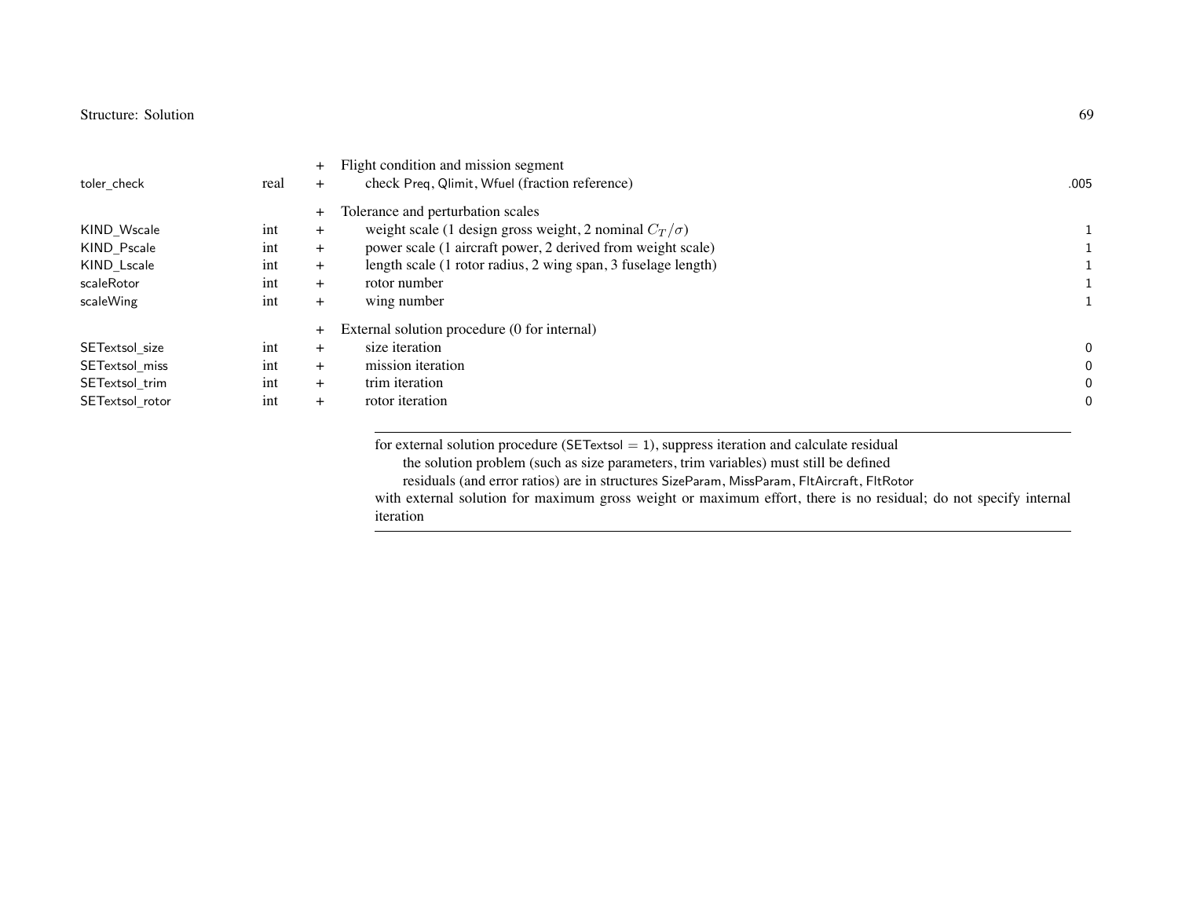| | | | | |
|---|---|---|---|---|
| | | + | Flight condition and mission segment | |
| toler_check | real | + | check Preq, Qlimit, Wfuel (fraction reference) | .005 |
| | | + | Tolerance and perturbation scales | |
| KIND_Wscale | int | + | weight scale (1 design gross weight, 2 nominal $C_T/\sigma$) | 1 |
| KIND_Pscale | int | + | power scale (1 aircraft power, 2 derived from weight scale) | 1 |
| KIND_Lscale | int | + | length scale (1 rotor radius, 2 wing span, 3 fuselage length) | 1 |
| scaleRotor | int | + | rotor number | 1 |
| scaleWing | int | + | wing number | 1 |
| | | + | External solution procedure (0 for internal) | |
| SETextsol_size | int | + | size iteration | 0 |
| SETextsol_miss | int | + | mission iteration | 0 |
| SETextsol_trim | int | + | trim iteration | 0 |
| SETextsol_rotor | int | + | rotor iteration | 0 |

---

for external solution procedure (SETextsol $= 1$), suppress iteration and calculate residual
 the solution problem (such as size parameters, trim variables) must still be defined
 residuals (and error ratios) are in structures SizeParam, MissParam, FltAircraft, FltRotor
with external solution for maximum gross weight or maximum effort, there is no residual; do not specify internal iteration

---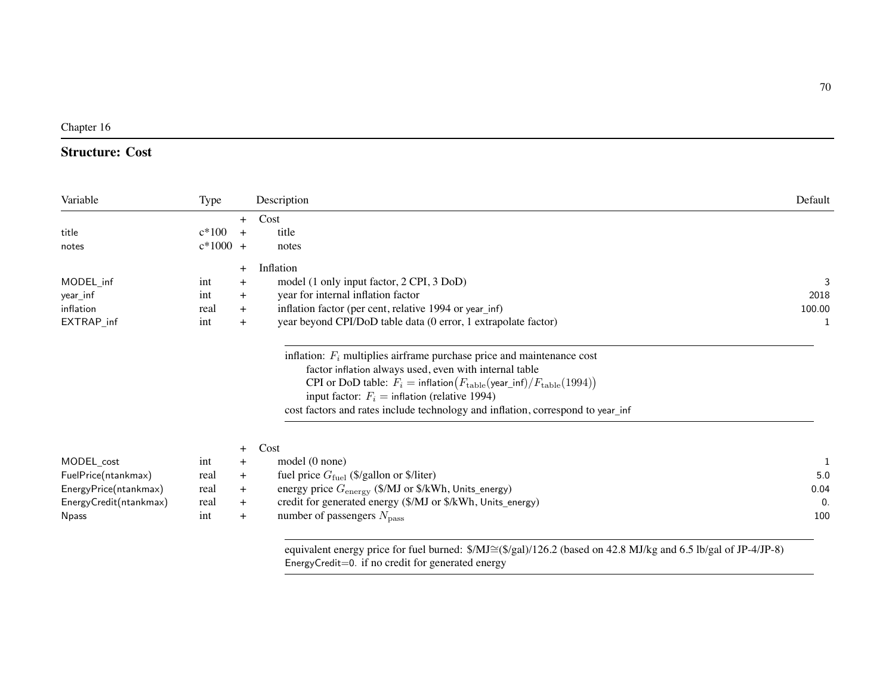Chapter 16

## Structure: Cost

| Variable | Type | | Description | Default |
|---|---|---|---|---|
| | | + | Cost | |
| title | c*100 | + | title | |
| notes | c*1000 | + | notes | |
| | | + | Inflation | |
| MODEL_inf | int | + | model (1 only input factor, 2 CPI, 3 DoD) | 3 |
| year_inf | int | + | year for internal inflation factor | 2018 |
| inflation | real | + | inflation factor (per cent, relative 1994 or year_inf) | 100.00 |
| EXTRAP_inf | int | + | year beyond CPI/DoD table data (0 error, 1 extrapolate factor) | 1 |

inflation: $F_i$ multiplies airframe purchase price and maintenance cost
factor inflation always used, even with internal table
CPI or DoD table: $F_i = \text{inflation}\big(F_{\text{table}}(\text{year\_inf})/F_{\text{table}}(1994)\big)$
input factor: $F_i = \text{inflation}$ (relative 1994)
cost factors and rates include technology and inflation, correspond to year_inf

| Variable | Type | | Description | Default |
|---|---|---|---|---|
| | | + | Cost | |
| MODEL_cost | int | + | model (0 none) | 1 |
| FuelPrice(ntankmax) | real | + | fuel price $G_{\text{fuel}}$ ($/gallon or $/liter) | 5.0 |
| EnergyPrice(ntankmax) | real | + | energy price $G_{\text{energy}}$ ($/MJ or $/kWh, Units_energy) | 0.04 |
| EnergyCredit(ntankmax) | real | + | credit for generated energy ($/MJ or $/kWh, Units_energy) | 0. |
| Npass | int | + | number of passengers $N_{\text{pass}}$ | 100 |

equivalent energy price for fuel burned: $/MJ≅($/gal)/126.2 (based on 42.8 MJ/kg and 6.5 lb/gal of JP-4/JP-8)
EnergyCredit=0. if no credit for generated energy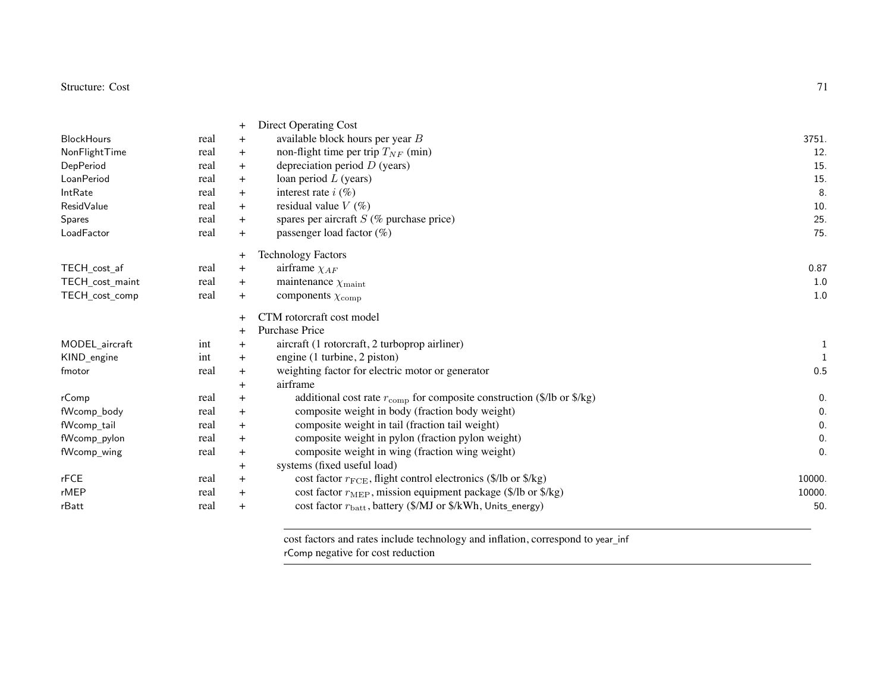| | | | | |
|---|---|---|---|---|
| | | + | Direct Operating Cost | |
| BlockHours | real | + | available block hours per year $B$ | 3751. |
| NonFlightTime | real | + | non-flight time per trip $T_{NF}$ (min) | 12. |
| DepPeriod | real | + | depreciation period $D$ (years) | 15. |
| LoanPeriod | real | + | loan period $L$ (years) | 15. |
| IntRate | real | + | interest rate $i$ (%) | 8. |
| ResidValue | real | + | residual value $V$ (%) | 10. |
| Spares | real | + | spares per aircraft $S$ (% purchase price) | 25. |
| LoadFactor | real | + | passenger load factor (%) | 75. |
| | | + | Technology Factors | |
| TECH_cost_af | real | + | airframe $\chi_{AF}$ | 0.87 |
| TECH_cost_maint | real | + | maintenance $\chi_{\mathrm{maint}}$ | 1.0 |
| TECH_cost_comp | real | + | components $\chi_{\mathrm{comp}}$ | 1.0 |
| | | + | CTM rotorcraft cost model | |
| | | + | Purchase Price | |
| MODEL_aircraft | int | + | aircraft (1 rotorcraft, 2 turboprop airliner) | 1 |
| KIND_engine | int | + | engine (1 turbine, 2 piston) | 1 |
| fmotor | real | + | weighting factor for electric motor or generator | 0.5 |
| | | + | airframe | |
| rComp | real | + | additional cost rate $r_{\mathrm{comp}}$ for composite construction ($/lb or $/kg) | 0. |
| fWcomp_body | real | + | composite weight in body (fraction body weight) | 0. |
| fWcomp_tail | real | + | composite weight in tail (fraction tail weight) | 0. |
| fWcomp_pylon | real | + | composite weight in pylon (fraction pylon weight) | 0. |
| fWcomp_wing | real | + | composite weight in wing (fraction wing weight) | 0. |
| | | + | systems (fixed useful load) | |
| rFCE | real | + | cost factor $r_{\mathrm{FCE}}$, flight control electronics ($/lb or $/kg) | 10000. |
| rMEP | real | + | cost factor $r_{\mathrm{MEP}}$, mission equipment package ($/lb or $/kg) | 10000. |
| rBatt | real | + | cost factor $r_{\mathrm{batt}}$, battery ($/MJ or $/kWh, Units_energy) | 50. |

---

cost factors and rates include technology and inflation, correspond to year_inf
rComp negative for cost reduction

---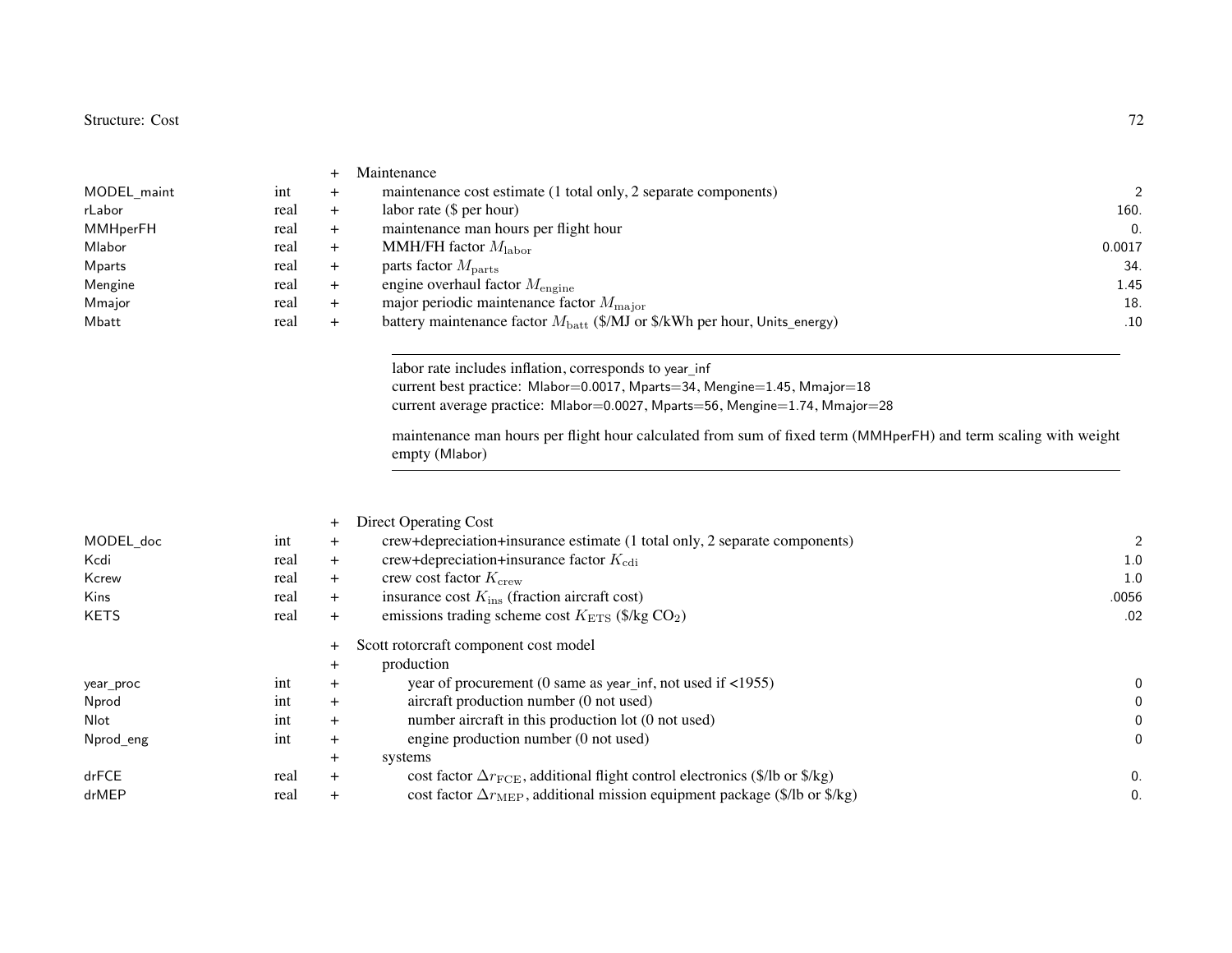| | | | | |
|---|---|---|---|---|
| | | + | Maintenance | |
| MODEL_maint | int | + | maintenance cost estimate (1 total only, 2 separate components) | 2 |
| rLabor | real | + | labor rate ($ per hour) | 160. |
| MMHperFH | real | + | maintenance man hours per flight hour | 0. |
| Mlabor | real | + | MMH/FH factor $M_{\text{labor}}$ | 0.0017 |
| Mparts | real | + | parts factor $M_{\text{parts}}$ | 34. |
| Mengine | real | + | engine overhaul factor $M_{\text{engine}}$ | 1.45 |
| Mmajor | real | + | major periodic maintenance factor $M_{\text{major}}$ | 18. |
| Mbatt | real | + | battery maintenance factor $M_{\text{batt}}$ ($/MJ or $/kWh per hour, Units_energy) | .10 |

---

labor rate includes inflation, corresponds to year_inf
current best practice: Mlabor=0.0017, Mparts=34, Mengine=1.45, Mmajor=18
current average practice: Mlabor=0.0027, Mparts=56, Mengine=1.74, Mmajor=28

maintenance man hours per flight hour calculated from sum of fixed term (MMHperFH) and term scaling with weight empty (Mlabor)

---

| | | | | |
|---|---|---|---|---|
| | | + | Direct Operating Cost | |
| MODEL_doc | int | + | crew+depreciation+insurance estimate (1 total only, 2 separate components) | 2 |
| Kcdi | real | + | crew+depreciation+insurance factor $K_{\text{cdi}}$ | 1.0 |
| Kcrew | real | + | crew cost factor $K_{\text{crew}}$ | 1.0 |
| Kins | real | + | insurance cost $K_{\text{ins}}$ (fraction aircraft cost) | .0056 |
| KETS | real | + | emissions trading scheme cost $K_{\text{ETS}}$ ($/kg $CO_2$) | .02 |
| | | + | Scott rotorcraft component cost model | |
| | | + | production | |
| year_proc | int | + | year of procurement (0 same as year_inf, not used if <1955) | 0 |
| Nprod | int | + | aircraft production number (0 not used) | 0 |
| Nlot | int | + | number aircraft in this production lot (0 not used) | 0 |
| Nprod_eng | int | + | engine production number (0 not used) | 0 |
| | | + | systems | |
| drFCE | real | + | cost factor $\Delta r_{\text{FCE}}$, additional flight control electronics ($/lb or $/kg) | 0. |
| drMEP | real | + | cost factor $\Delta r_{\text{MEP}}$, additional mission equipment package ($/lb or $/kg) | 0. |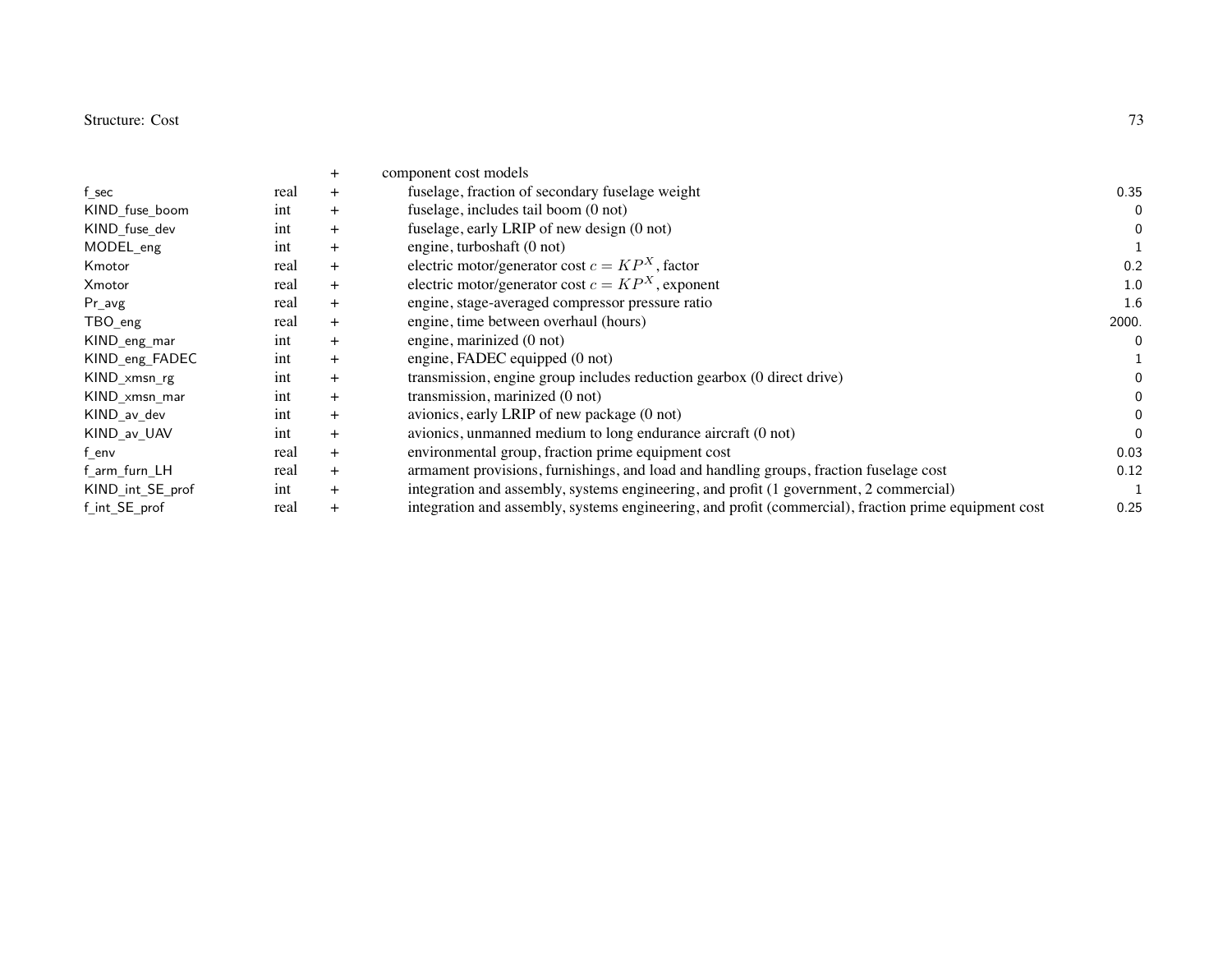| | | | | |
|---|---|---|---|---|
| | | + | component cost models | |
| f_sec | real | + | fuselage, fraction of secondary fuselage weight | 0.35 |
| KIND_fuse_boom | int | + | fuselage, includes tail boom (0 not) | 0 |
| KIND_fuse_dev | int | + | fuselage, early LRIP of new design (0 not) | 0 |
| MODEL_eng | int | + | engine, turboshaft (0 not) | 1 |
| Kmotor | real | + | electric motor/generator cost $c = KP^X$, factor | 0.2 |
| Xmotor | real | + | electric motor/generator cost $c = KP^X$, exponent | 1.0 |
| Pr_avg | real | + | engine, stage-averaged compressor pressure ratio | 1.6 |
| TBO_eng | real | + | engine, time between overhaul (hours) | 2000. |
| KIND_eng_mar | int | + | engine, marinized (0 not) | 0 |
| KIND_eng_FADEC | int | + | engine, FADEC equipped (0 not) | 1 |
| KIND_xmsn_rg | int | + | transmission, engine group includes reduction gearbox (0 direct drive) | 0 |
| KIND_xmsn_mar | int | + | transmission, marinized (0 not) | 0 |
| KIND_av_dev | int | + | avionics, early LRIP of new package (0 not) | 0 |
| KIND_av_UAV | int | + | avionics, unmanned medium to long endurance aircraft (0 not) | 0 |
| f_env | real | + | environmental group, fraction prime equipment cost | 0.03 |
| f_arm_furn_LH | real | + | armament provisions, furnishings, and load and handling groups, fraction fuselage cost | 0.12 |
| KIND_int_SE_prof | int | + | integration and assembly, systems engineering, and profit (1 government, 2 commercial) | 1 |
| f_int_SE_prof | real | + | integration and assembly, systems engineering, and profit (commercial), fraction prime equipment cost | 0.25 |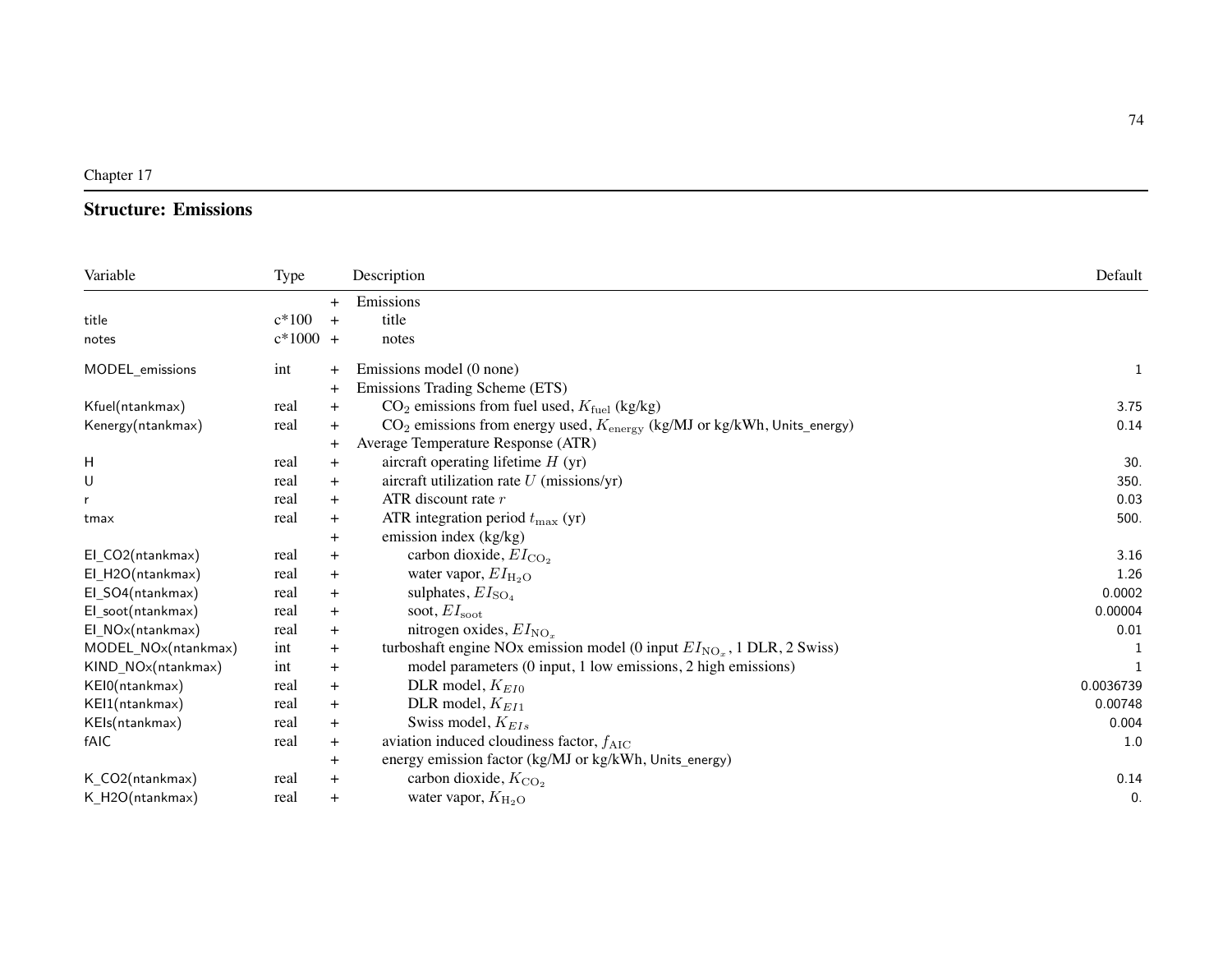Chapter 17

## Structure: Emissions

| Variable | Type | | Description | Default |
|---|---|---|---|---|
| | | + | Emissions | |
| title | c*100 | + | title | |
| notes | c*1000 | + | notes | |
| MODEL_emissions | int | + | Emissions model (0 none) | 1 |
| | | + | Emissions Trading Scheme (ETS) | |
| Kfuel(ntankmax) | real | + | $CO_2$ emissions from fuel used, $K_{\text{fuel}}$ (kg/kg) | 3.75 |
| Kenergy(ntankmax) | real | + | $CO_2$ emissions from energy used, $K_{\text{energy}}$ (kg/MJ or kg/kWh, Units_energy) | 0.14 |
| | | + | Average Temperature Response (ATR) | |
| H | real | + | aircraft operating lifetime $H$ (yr) | 30. |
| U | real | + | aircraft utilization rate $U$ (missions/yr) | 350. |
| r | real | + | ATR discount rate $r$ | 0.03 |
| tmax | real | + | ATR integration period $t_{\max}$ (yr) | 500. |
| | | + | emission index (kg/kg) | |
| EI_CO2(ntankmax) | real | + | carbon dioxide, $EI_{\text{CO}_2}$ | 3.16 |
| EI_H2O(ntankmax) | real | + | water vapor, $EI_{\text{H}_2\text{O}}$ | 1.26 |
| EI_SO4(ntankmax) | real | + | sulphates, $EI_{\text{SO}_4}$ | 0.0002 |
| EI_soot(ntankmax) | real | + | soot, $EI_{\text{soot}}$ | 0.00004 |
| EI_NOx(ntankmax) | real | + | nitrogen oxides, $EI_{\text{NO}_x}$ | 0.01 |
| MODEL_NOx(ntankmax) | int | + | turboshaft engine NOx emission model (0 input $EI_{\text{NO}_x}$, 1 DLR, 2 Swiss) | 1 |
| KIND_NOx(ntankmax) | int | + | model parameters (0 input, 1 low emissions, 2 high emissions) | 1 |
| KEI0(ntankmax) | real | + | DLR model, $K_{EI0}$ | 0.0036739 |
| KEI1(ntankmax) | real | + | DLR model, $K_{EI1}$ | 0.00748 |
| KEIs(ntankmax) | real | + | Swiss model, $K_{EIs}$ | 0.004 |
| fAIC | real | + | aviation induced cloudiness factor, $f_{\text{AIC}}$ | 1.0 |
| | | + | energy emission factor (kg/MJ or kg/kWh, Units_energy) | |
| K_CO2(ntankmax) | real | + | carbon dioxide, $K_{\text{CO}_2}$ | 0.14 |
| K_H2O(ntankmax) | real | + | water vapor, $K_{\text{H}_2\text{O}}$ | 0. |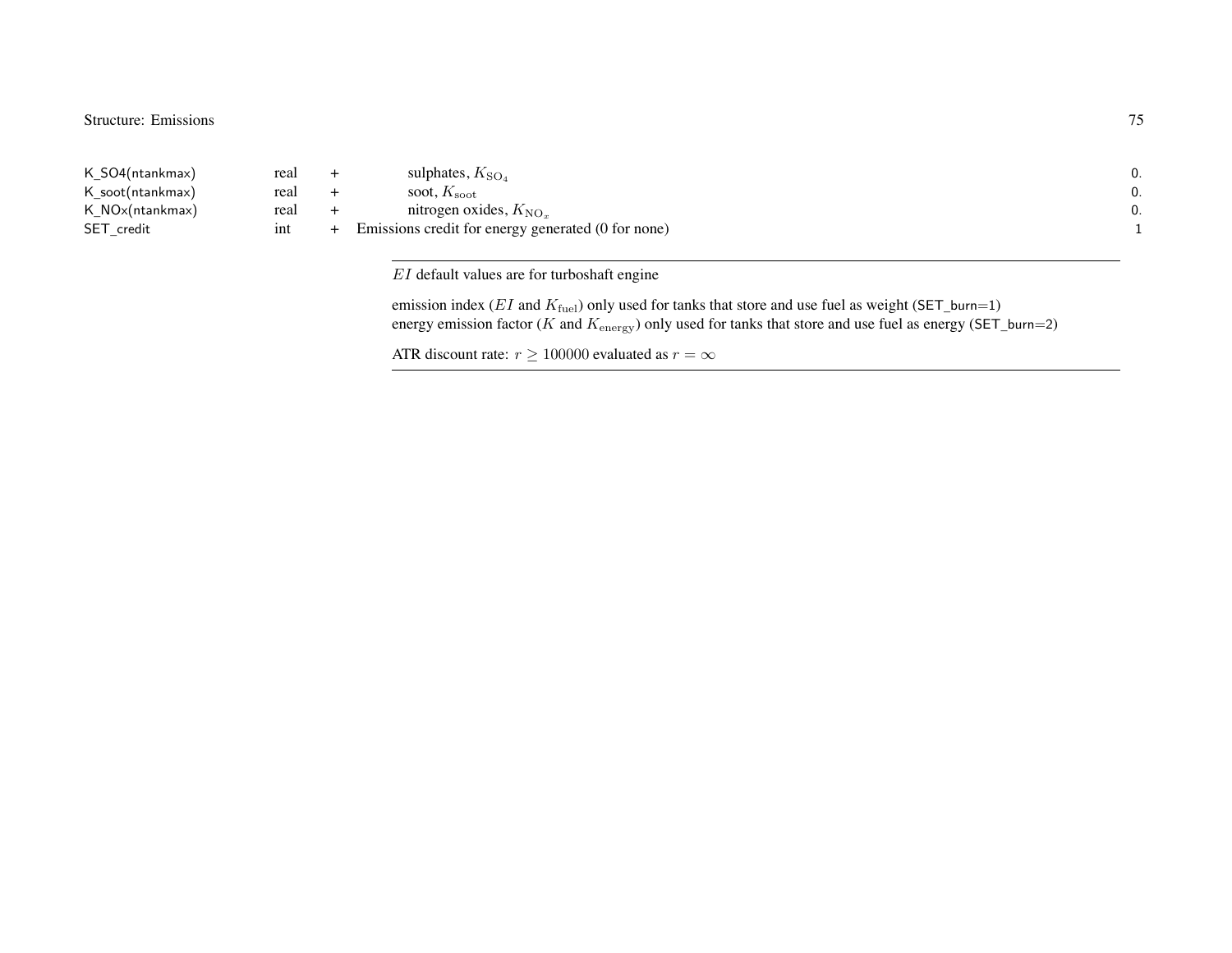| | | | | |
|---|---|---|---|---|
| K_SO4(ntankmax) | real | + | sulphates, $K_{SO_4}$ | 0. |
| K_soot(ntankmax) | real | + | soot, $K_{soot}$ | 0. |
| K_NOx(ntankmax) | real | + | nitrogen oxides, $K_{NO_x}$ | 0. |
| SET_credit | int | + | Emissions credit for energy generated (0 for none) | 1 |

---

$EI$ default values are for turboshaft engine

emission index ($EI$ and $K_{fuel}$) only used for tanks that store and use fuel as weight (SET_burn=1)
energy emission factor ($K$ and $K_{energy}$) only used for tanks that store and use fuel as energy (SET_burn=2)

ATR discount rate: $r \geq 100000$ evaluated as $r = \infty$

---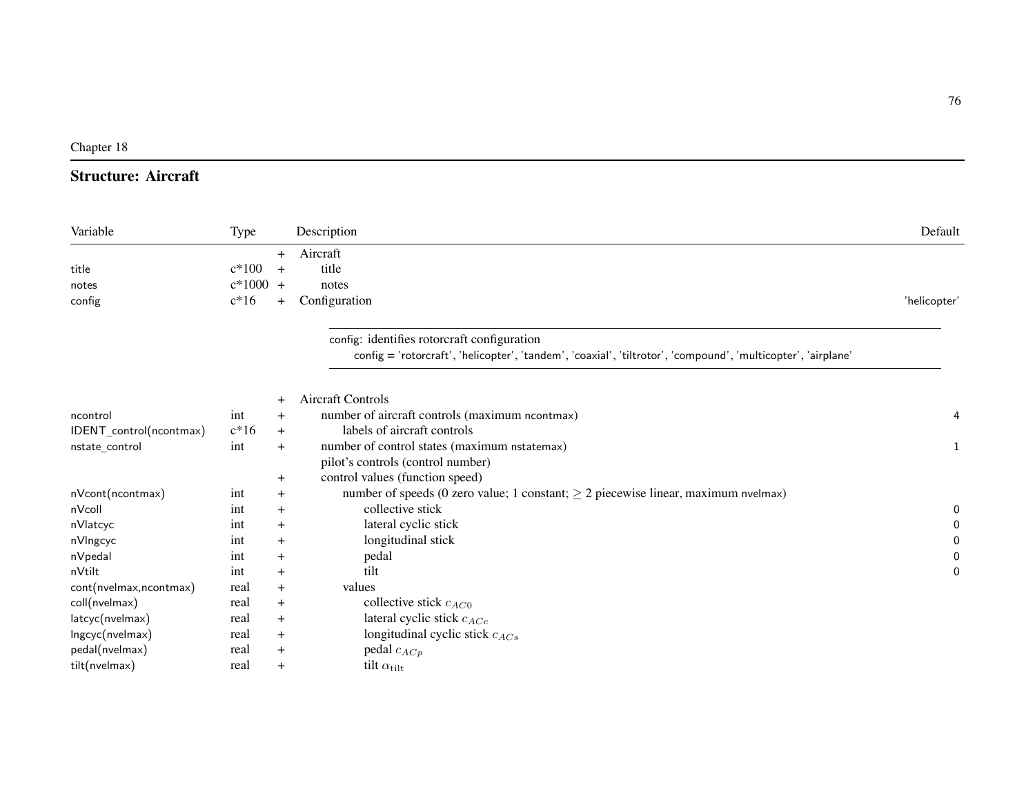Chapter 18

# Structure: Aircraft

| Variable | Type | | Description | Default |
|---|---|---|---|---|
| | | + | Aircraft | |
| title | c*100 | + | title | |
| notes | c*1000 | + | notes | |
| config | c*16 | + | Configuration | 'helicopter' |

config: identifies rotorcraft configuration
config = 'rotorcraft', 'helicopter', 'tandem', 'coaxial', 'tiltrotor', 'compound', 'multicopter', 'airplane'

| Variable | Type | | Description | Default |
|---|---|---|---|---|
| | | + | Aircraft Controls | |
| ncontrol | int | + | number of aircraft controls (maximum ncontmax) | 4 |
| IDENT_control(ncontmax) | c*16 | + | labels of aircraft controls | |
| nstate_control | int | + | number of control states (maximum nstatemax) | 1 |
| | | | pilot's controls (control number) | |
| | | + | control values (function speed) | |
| nVcont(ncontmax) | int | + | number of speeds (0 zero value; 1 constant; $\geq 2$ piecewise linear, maximum nvelmax) | |
| nVcoll | int | + | collective stick | 0 |
| nVlatcyc | int | + | lateral cyclic stick | 0 |
| nVlngcyc | int | + | longitudinal stick | 0 |
| nVpedal | int | + | pedal | 0 |
| nVtilt | int | + | tilt | 0 |
| cont(nvelmax,ncontmax) | real | + | values | |
| coll(nvelmax) | real | + | collective stick $c_{AC0}$ | |
| latcyc(nvelmax) | real | + | lateral cyclic stick $c_{ACc}$ | |
| lngcyc(nvelmax) | real | + | longitudinal cyclic stick $c_{ACs}$ | |
| pedal(nvelmax) | real | + | pedal $c_{ACp}$ | |
| tilt(nvelmax) | real | + | tilt $\alpha_{\text{tilt}}$ | |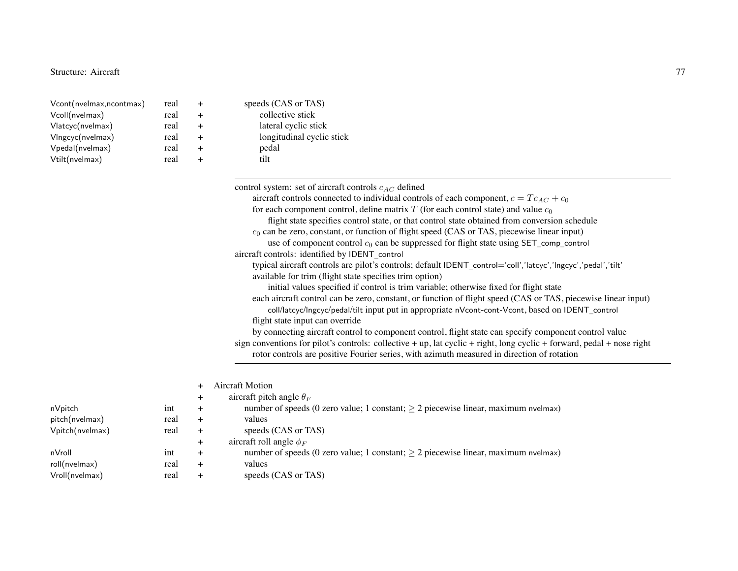| | | | |
|---|---|---|---|
| Vcont(nvelmax,ncontmax) | real | + | speeds (CAS or TAS) |
| Vcoll(nvelmax) | real | + | collective stick |
| Vlatcyc(nvelmax) | real | + | lateral cyclic stick |
| Vlngcyc(nvelmax) | real | + | longitudinal cyclic stick |
| Vpedal(nvelmax) | real | + | pedal |
| Vtilt(nvelmax) | real | + | tilt |

---

control system: set of aircraft controls $c_{AC}$ defined
- aircraft controls connected to individual controls of each component, $c = Tc_{AC} + c_0$
- for each component control, define matrix $T$ (for each control state) and value $c_0$
  - flight state specifies control state, or that control state obtained from conversion schedule
- $c_0$ can be zero, constant, or function of flight speed (CAS or TAS, piecewise linear input)
  - use of component control $c_0$ can be suppressed for flight state using SET_comp_control

aircraft controls: identified by IDENT_control
- typical aircraft controls are pilot's controls; default IDENT_control='coll','latcyc','lngcyc','pedal','tilt'
- available for trim (flight state specifies trim option)
  - initial values specified if control is trim variable; otherwise fixed for flight state
- each aircraft control can be zero, constant, or function of flight speed (CAS or TAS, piecewise linear input)
  - coll/latcyc/lngcyc/pedal/tilt input put in appropriate nVcont-cont-Vcont, based on IDENT_control
- flight state input can override
- by connecting aircraft control to component control, flight state can specify component control value

sign conventions for pilot's controls: collective + up, lat cyclic + right, long cyclic + forward, pedal + nose right
- rotor controls are positive Fourier series, with azimuth measured in direction of rotation

---

| | | | |
|---|---|---|---|
| | | + | Aircraft Motion |
| | | + | aircraft pitch angle $\theta_F$ |
| nVpitch | int | + | number of speeds (0 zero value; 1 constant; $\geq 2$ piecewise linear, maximum nvelmax) |
| pitch(nvelmax) | real | + | values |
| Vpitch(nvelmax) | real | + | speeds (CAS or TAS) |
| | | + | aircraft roll angle $\phi_F$ |
| nVroll | int | + | number of speeds (0 zero value; 1 constant; $\geq 2$ piecewise linear, maximum nvelmax) |
| roll(nvelmax) | real | + | values |
| Vroll(nvelmax) | real | + | speeds (CAS or TAS) |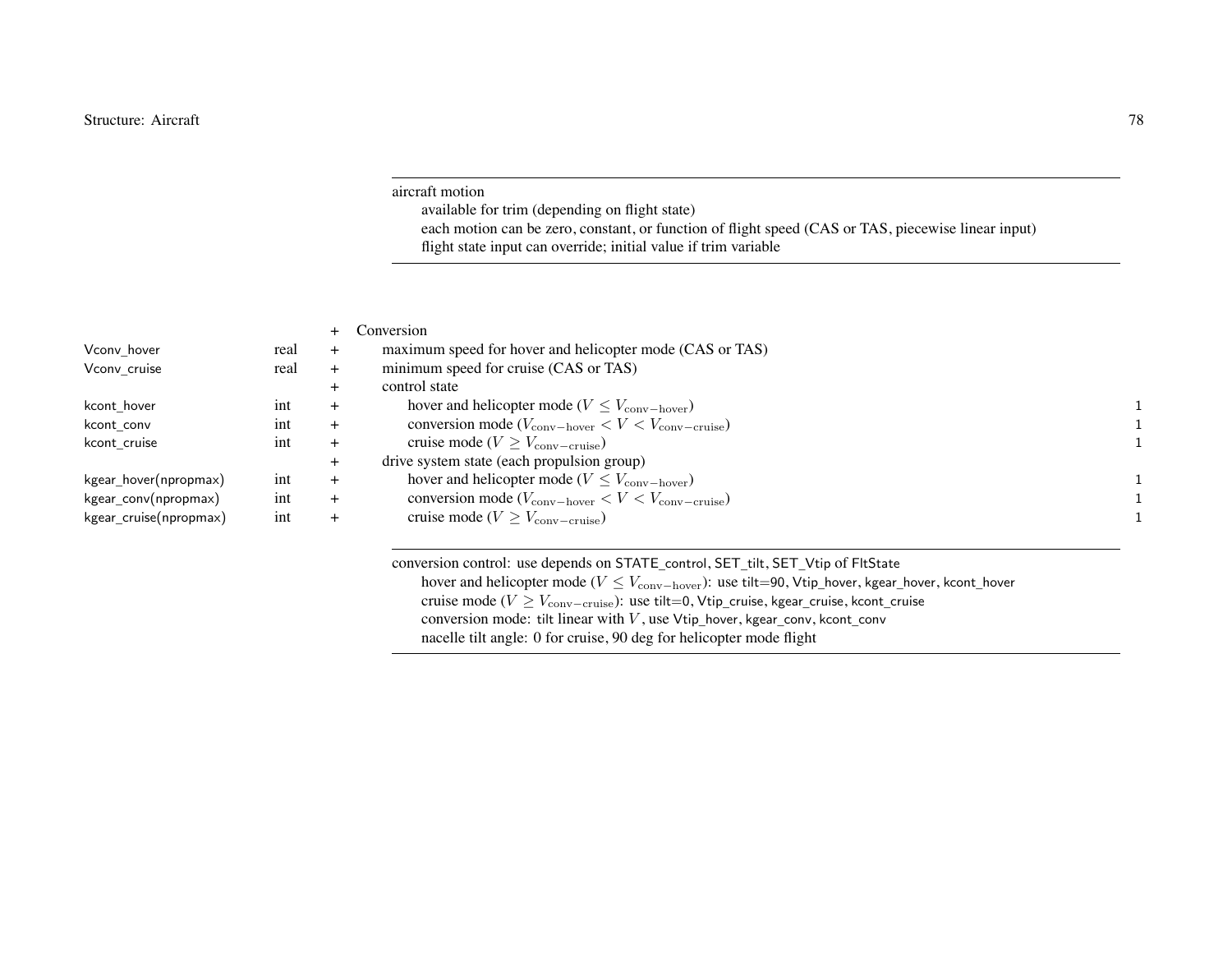---

aircraft motion

available for trim (depending on flight state)

each motion can be zero, constant, or function of flight speed (CAS or TAS, piecewise linear input)

flight state input can override; initial value if trim variable

---

| Variable | Type | | Description | |
|---|---|---|---|---|
| | | + | Conversion | |
| Vconv_hover | real | + | maximum speed for hover and helicopter mode (CAS or TAS) | |
| Vconv_cruise | real | + | minimum speed for cruise (CAS or TAS) | |
| | | + | control state | |
| kcont_hover | int | + | hover and helicopter mode ($V \leq V_{\text{conv-hover}}$) | 1 |
| kcont_conv | int | + | conversion mode ($V_{\text{conv-hover}} < V < V_{\text{conv-cruise}}$) | 1 |
| kcont_cruise | int | + | cruise mode ($V \geq V_{\text{conv-cruise}}$) | 1 |
| | | + | drive system state (each propulsion group) | |
| kgear_hover(npropmax) | int | + | hover and helicopter mode ($V \leq V_{\text{conv-hover}}$) | 1 |
| kgear_conv(npropmax) | int | + | conversion mode ($V_{\text{conv-hover}} < V < V_{\text{conv-cruise}}$) | 1 |
| kgear_cruise(npropmax) | int | + | cruise mode ($V \geq V_{\text{conv-cruise}}$) | 1 |

---

conversion control: use depends on STATE_control, SET_tilt, SET_Vtip of FltState

hover and helicopter mode ($V \leq V_{\text{conv-hover}}$): use tilt=90, Vtip_hover, kgear_hover, kcont_hover

cruise mode ($V \geq V_{\text{conv-cruise}}$): use tilt=0, Vtip_cruise, kgear_cruise, kcont_cruise

conversion mode: tilt linear with $V$, use Vtip_hover, kgear_conv, kcont_conv

nacelle tilt angle: 0 for cruise, 90 deg for helicopter mode flight

---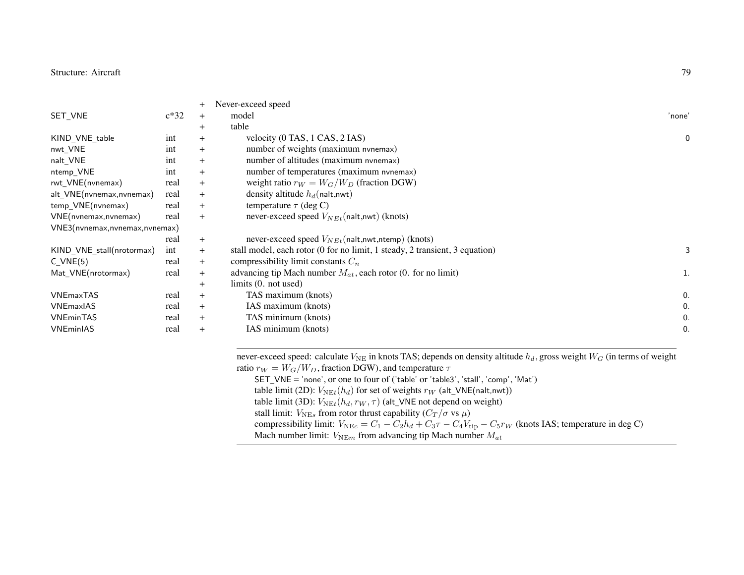| Variable | Type | | Description | Default |
|---|---|---|---|---|
| | | + | Never-exceed speed | |
| SET_VNE | c*32 | + | model | 'none' |
| | | + | table | |
| KIND_VNE_table | int | + | velocity (0 TAS, 1 CAS, 2 IAS) | 0 |
| nwt_VNE | int | + | number of weights (maximum nvnemax) | |
| nalt_VNE | int | + | number of altitudes (maximum nvnemax) | |
| ntemp_VNE | int | + | number of temperatures (maximum nvnemax) | |
| rwt_VNE(nvnemax) | real | + | weight ratio $r_W = W_G/W_D$ (fraction DGW) | |
| alt_VNE(nvnemax,nvnemax) | real | + | density altitude $h_d$(nalt,nwt) | |
| temp_VNE(nvnemax) | real | + | temperature $\tau$ (deg C) | |
| VNE(nvnemax,nvnemax) | real | + | never-exceed speed $V_{NEt}$(nalt,nwt) (knots) | |
| VNE3(nvnemax,nvnemax,nvnemax) | real | + | never-exceed speed $V_{NEt}$(nalt,nwt,ntemp) (knots) | |
| KIND_VNE_stall(nrotormax) | int | + | stall model, each rotor (0 for no limit, 1 steady, 2 transient, 3 equation) | 3 |
| C_VNE(5) | real | + | compressibility limit constants $C_n$ | |
| Mat_VNE(nrotormax) | real | + | advancing tip Mach number $M_{at}$, each rotor (0. for no limit) | 1. |
| | | + | limits (0. not used) | |
| VNEmaxTAS | real | + | TAS maximum (knots) | 0. |
| VNEmaxIAS | real | + | IAS maximum (knots) | 0. |
| VNEminTAS | real | + | TAS minimum (knots) | 0. |
| VNEminIAS | real | + | IAS minimum (knots) | 0. |

---

never-exceed speed: calculate $V_{\text{NE}}$ in knots TAS; depends on density altitude $h_d$, gross weight $W_G$ (in terms of weight ratio $r_W = W_G/W_D$, fraction DGW), and temperature $\tau$

SET_VNE = 'none', or one to four of ('table' or 'table3', 'stall', 'comp', 'Mat')

table limit (2D): $V_{\text{NE}t}(h_d)$ for set of weights $r_W$ (alt_VNE(nalt,nwt))

table limit (3D): $V_{\text{NE}t}(h_d, r_W, \tau)$ (alt_VNE not depend on weight)

stall limit: $V_{\text{NE}s}$ from rotor thrust capability ($C_T/\sigma$ vs $\mu$)

compressibility limit: $V_{\text{NE}c} = C_1 - C_2 h_d + C_3 \tau - C_4 V_{\text{tip}} - C_5 r_W$ (knots IAS; temperature in deg C)

Mach number limit: $V_{\text{NE}m}$ from advancing tip Mach number $M_{at}$

---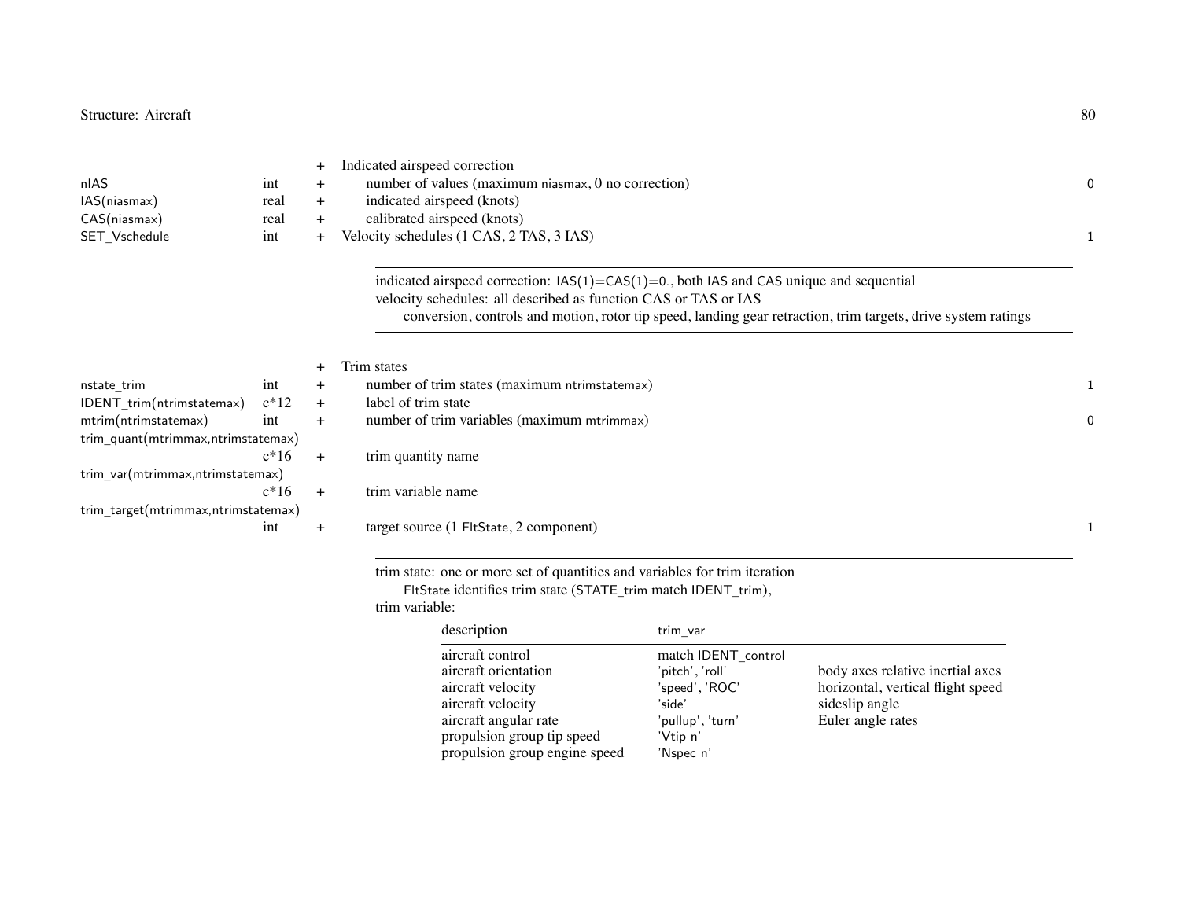| | | | | |
|---|---|---|---|---|
| | | + | Indicated airspeed correction | |
| nIAS | int | + | number of values (maximum niasmax, 0 no correction) | 0 |
| IAS(niasmax) | real | + | indicated airspeed (knots) | |
| CAS(niasmax) | real | + | calibrated airspeed (knots) | |
| SET_Vschedule | int | + | Velocity schedules (1 CAS, 2 TAS, 3 IAS) | 1 |

indicated airspeed correction: IAS(1)=CAS(1)=0., both IAS and CAS unique and sequential
velocity schedules: all described as function CAS or TAS or IAS
conversion, controls and motion, rotor tip speed, landing gear retraction, trim targets, drive system ratings

| | | | | |
|---|---|---|---|---|
| | | + | Trim states | |
| nstate_trim | int | + | number of trim states (maximum ntrimstatemax) | 1 |
| IDENT_trim(ntrimstatemax) | c*12 | + | label of trim state | |
| mtrim(ntrimstatemax) | int | + | number of trim variables (maximum mtrimmax) | 0 |
| trim_quant(mtrimmax,ntrimstatemax) | c*16 | + | trim quantity name | |
| trim_var(mtrimmax,ntrimstatemax) | c*16 | + | trim variable name | |
| trim_target(mtrimmax,ntrimstatemax) | int | + | target source (1 FltState, 2 component) | 1 |

trim state: one or more set of quantities and variables for trim iteration
FltState identifies trim state (STATE_trim match IDENT_trim),
trim variable:

| description | trim_var | |
|---|---|---|
| aircraft control | match IDENT_control | |
| aircraft orientation | 'pitch', 'roll' | body axes relative inertial axes |
| aircraft velocity | 'speed', 'ROC' | horizontal, vertical flight speed |
| aircraft velocity | 'side' | sideslip angle |
| aircraft angular rate | 'pullup', 'turn' | Euler angle rates |
| propulsion group tip speed | 'Vtip n' | |
| propulsion group engine speed | 'Nspec n' | |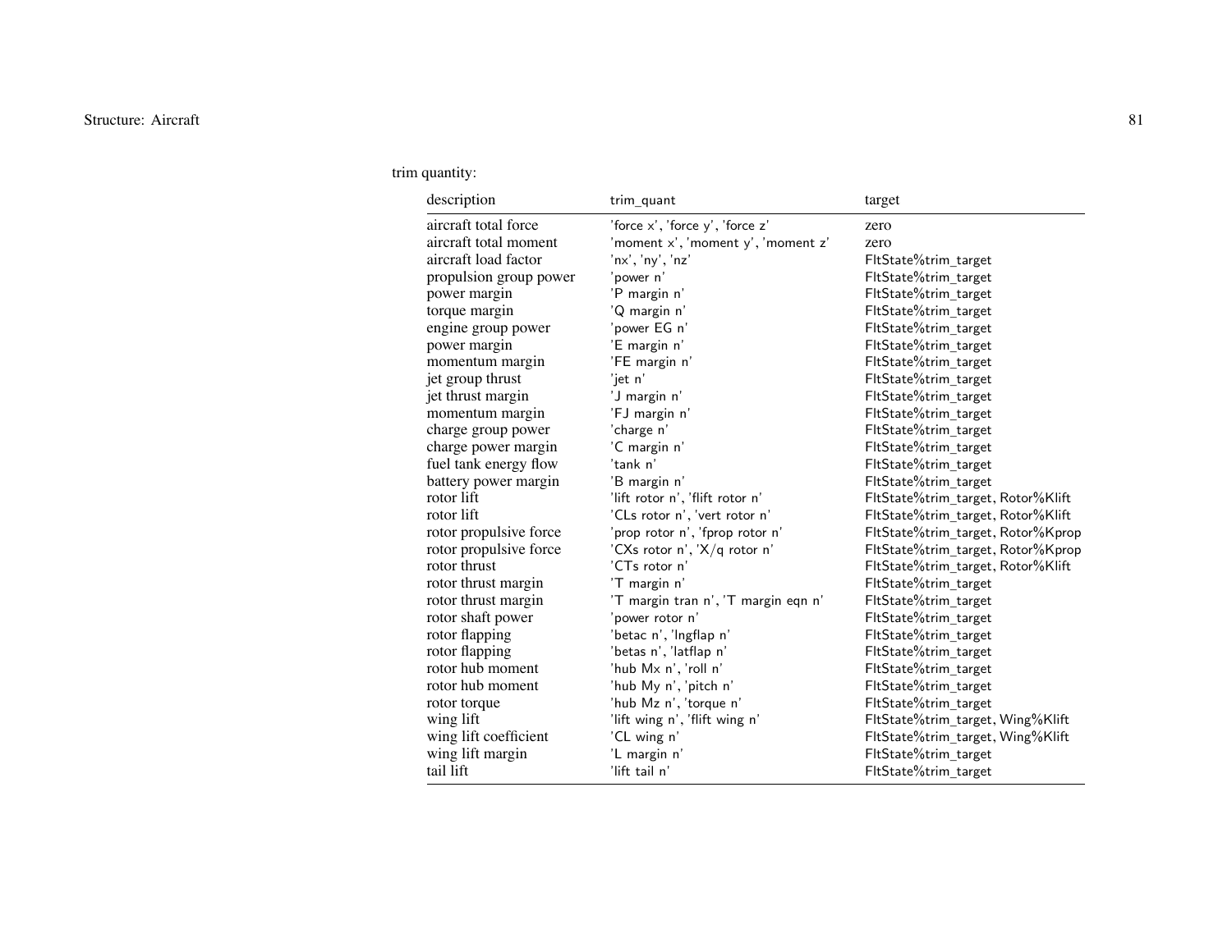trim quantity:

| description | trim_quant | target |
|---|---|---|
| aircraft total force | 'force x', 'force y', 'force z' | zero |
| aircraft total moment | 'moment x', 'moment y', 'moment z' | zero |
| aircraft load factor | 'nx', 'ny', 'nz' | FltState%trim_target |
| propulsion group power | 'power n' | FltState%trim_target |
| power margin | 'P margin n' | FltState%trim_target |
| torque margin | 'Q margin n' | FltState%trim_target |
| engine group power | 'power EG n' | FltState%trim_target |
| power margin | 'E margin n' | FltState%trim_target |
| momentum margin | 'FE margin n' | FltState%trim_target |
| jet group thrust | 'jet n' | FltState%trim_target |
| jet thrust margin | 'J margin n' | FltState%trim_target |
| momentum margin | 'FJ margin n' | FltState%trim_target |
| charge group power | 'charge n' | FltState%trim_target |
| charge power margin | 'C margin n' | FltState%trim_target |
| fuel tank energy flow | 'tank n' | FltState%trim_target |
| battery power margin | 'B margin n' | FltState%trim_target |
| rotor lift | 'lift rotor n', 'flift rotor n' | FltState%trim_target, Rotor%Klift |
| rotor lift | 'CLs rotor n', 'vert rotor n' | FltState%trim_target, Rotor%Klift |
| rotor propulsive force | 'prop rotor n', 'fprop rotor n' | FltState%trim_target, Rotor%Kprop |
| rotor propulsive force | 'CXs rotor n', 'X/q rotor n' | FltState%trim_target, Rotor%Kprop |
| rotor thrust | 'CTs rotor n' | FltState%trim_target, Rotor%Klift |
| rotor thrust margin | 'T margin n' | FltState%trim_target |
| rotor thrust margin | 'T margin tran n', 'T margin eqn n' | FltState%trim_target |
| rotor shaft power | 'power rotor n' | FltState%trim_target |
| rotor flapping | 'betac n', 'lngflap n' | FltState%trim_target |
| rotor flapping | 'betas n', 'latflap n' | FltState%trim_target |
| rotor hub moment | 'hub Mx n', 'roll n' | FltState%trim_target |
| rotor hub moment | 'hub My n', 'pitch n' | FltState%trim_target |
| rotor torque | 'hub Mz n', 'torque n' | FltState%trim_target |
| wing lift | 'lift wing n', 'flift wing n' | FltState%trim_target, Wing%Klift |
| wing lift coefficient | 'CL wing n' | FltState%trim_target, Wing%Klift |
| wing lift margin | 'L margin n' | FltState%trim_target |
| tail lift | 'lift tail n' | FltState%trim_target |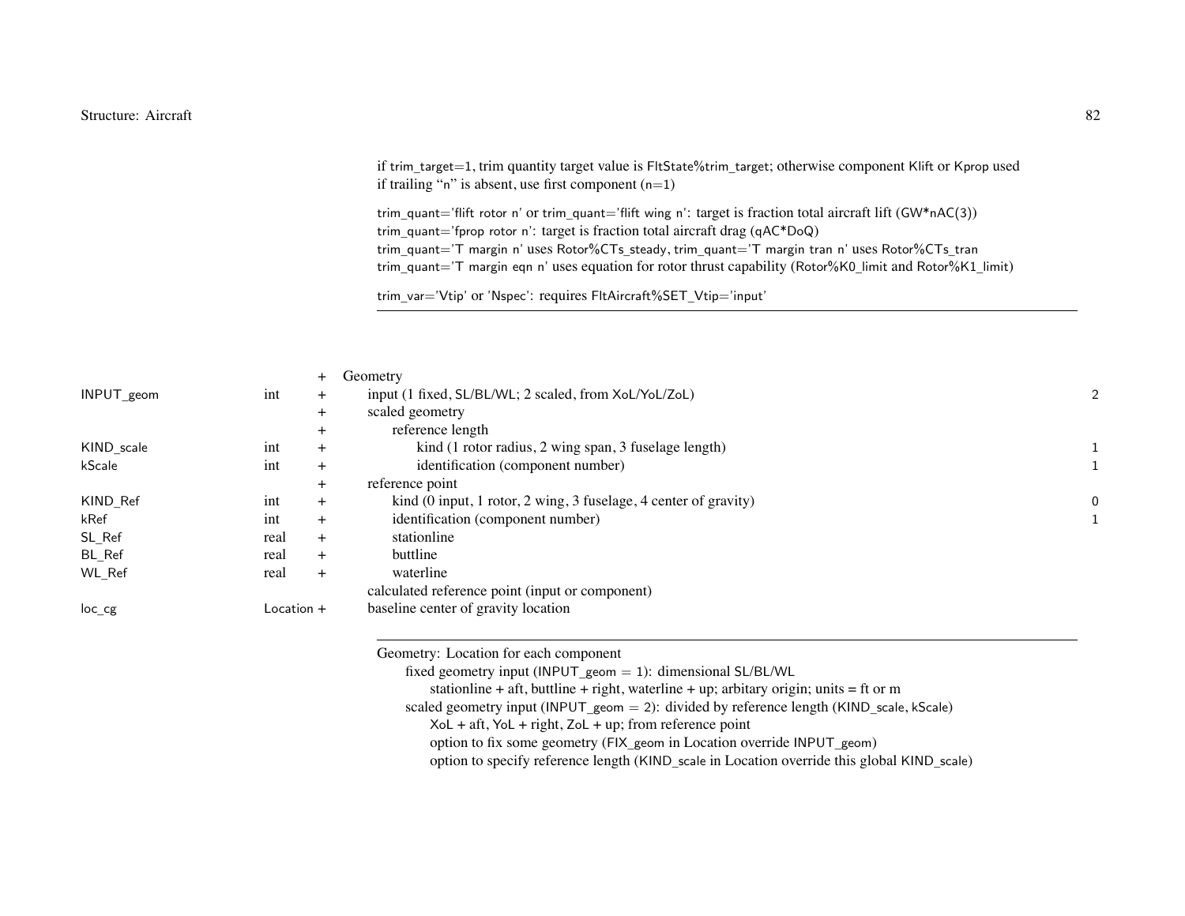if trim_target=1, trim quantity target value is FltState%trim_target; otherwise component Klift or Kprop used
if trailing "n" is absent, use first component (n=1)

trim_quant='flift rotor n' or trim_quant='flift wing n': target is fraction total aircraft lift (GW*nAC(3))
trim_quant='fprop rotor n': target is fraction total aircraft drag (qAC*DoQ)
trim_quant='T margin n' uses Rotor%CTs_steady, trim_quant='T margin tran n' uses Rotor%CTs_tran
trim_quant='T margin eqn n' uses equation for rotor thrust capability (Rotor%K0_limit and Rotor%K1_limit)

trim_var='Vtip' or 'Nspec': requires FltAircraft%SET_Vtip='input'

---

| Variable | Type | + | Description | Default |
|---|---|---|---|---|
| | | + | Geometry | |
| INPUT_geom | int | + | input (1 fixed, SL/BL/WL; 2 scaled, from XoL/YoL/ZoL) | 2 |
| | | + | scaled geometry | |
| | | + | reference length | |
| KIND_scale | int | + | kind (1 rotor radius, 2 wing span, 3 fuselage length) | 1 |
| kScale | int | + | identification (component number) | 1 |
| | | + | reference point | |
| KIND_Ref | int | + | kind (0 input, 1 rotor, 2 wing, 3 fuselage, 4 center of gravity) | 0 |
| kRef | int | + | identification (component number) | 1 |
| SL_Ref | real | + | stationline | |
| BL_Ref | real | + | buttline | |
| WL_Ref | real | + | waterline | |
| | | | calculated reference point (input or component) | |
| loc_cg | Location | + | baseline center of gravity location | |

---

Geometry: Location for each component
- fixed geometry input (INPUT_geom = 1): dimensional SL/BL/WL
  - stationline + aft, buttline + right, waterline + up; arbitary origin; units = ft or m
- scaled geometry input (INPUT_geom = 2): divided by reference length (KIND_scale, kScale)
  - XoL + aft, YoL + right, ZoL + up; from reference point
  - option to fix some geometry (FIX_geom in Location override INPUT_geom)
  - option to specify reference length (KIND_scale in Location override this global KIND_scale)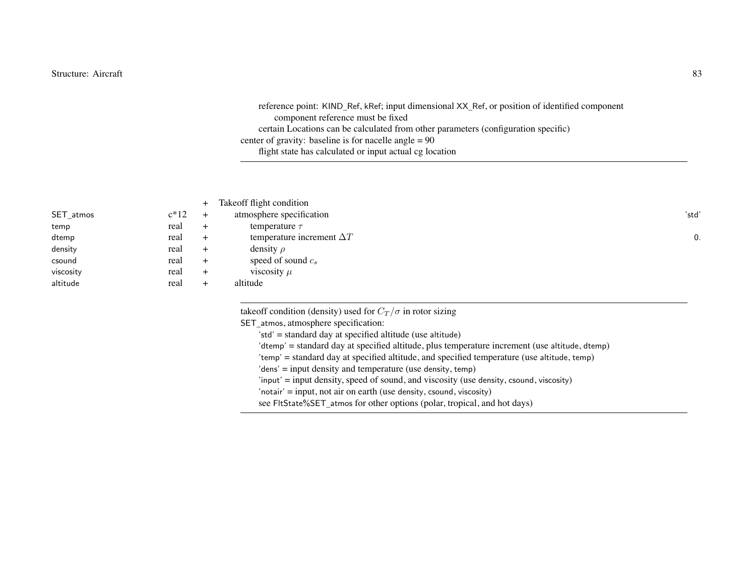reference point: KIND_Ref, kRef; input dimensional XX_Ref, or position of identified component
  component reference must be fixed
certain Locations can be calculated from other parameters (configuration specific)

center of gravity: baseline is for nacelle angle = 90
  flight state has calculated or input actual cg location

---

| | | | | |
|---|---|---|---|---|
| | | + | Takeoff flight condition | |
| SET_atmos | c*12 | + | atmosphere specification | 'std' |
| temp | real | + | temperature $\tau$ | |
| dtemp | real | + | temperature increment $\Delta T$ | 0. |
| density | real | + | density $\rho$ | |
| csound | real | + | speed of sound $c_s$ | |
| viscosity | real | + | viscosity $\mu$ | |
| altitude | real | + | altitude | |

---

takeoff condition (density) used for $C_T/\sigma$ in rotor sizing

SET_atmos, atmosphere specification:
- 'std' = standard day at specified altitude (use altitude)
- 'dtemp' = standard day at specified altitude, plus temperature increment (use altitude, dtemp)
- 'temp' = standard day at specified altitude, and specified temperature (use altitude, temp)
- 'dens' = input density and temperature (use density, temp)
- 'input' = input density, speed of sound, and viscosity (use density, csound, viscosity)
- 'notair' = input, not air on earth (use density, csound, viscosity)
- see FltState%SET_atmos for other options (polar, tropical, and hot days)

---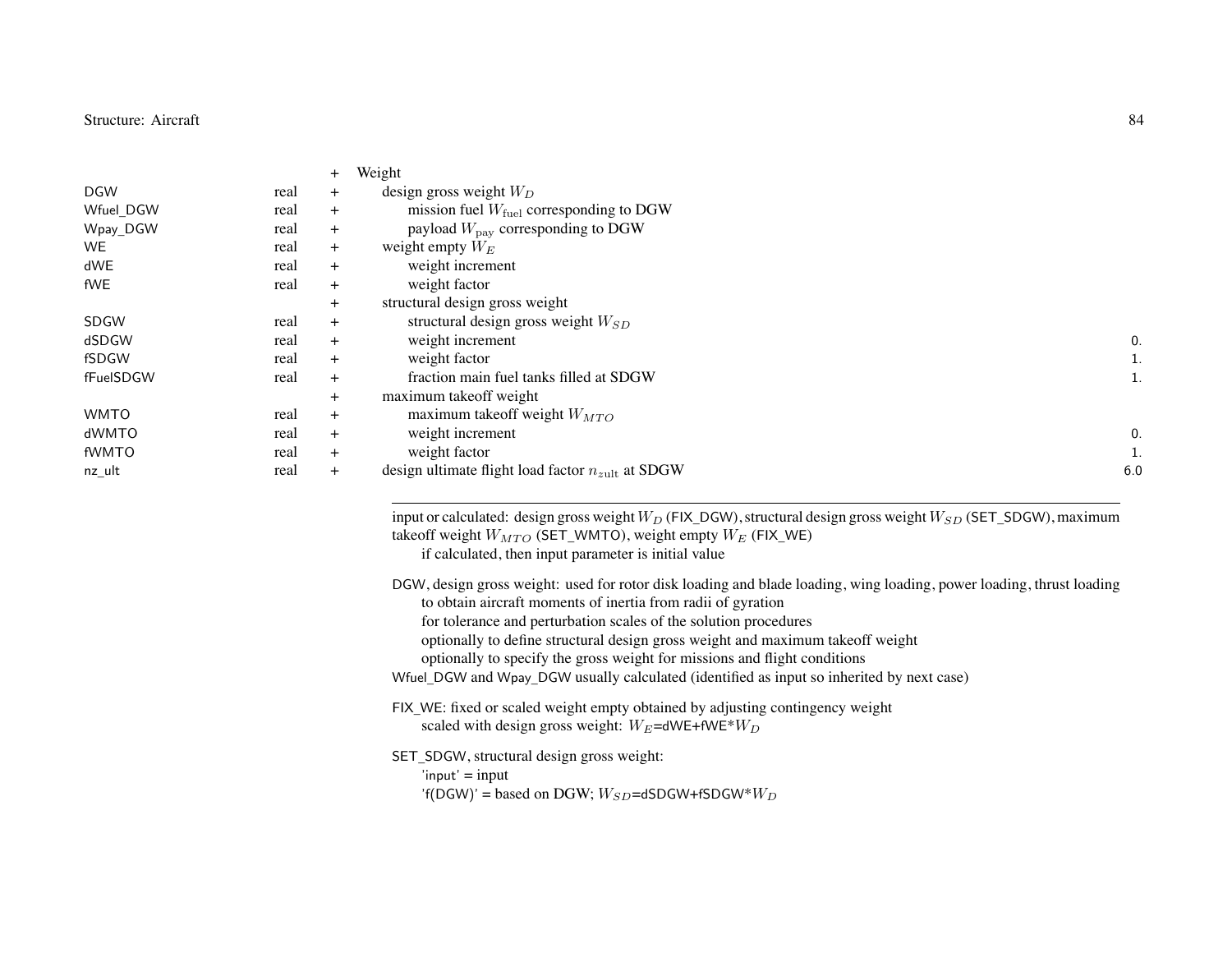| | | | | |
|---|---|---|---|---|
| | | + | Weight | |
| DGW | real | + | design gross weight $W_D$ | |
| Wfuel_DGW | real | + | mission fuel $W_{\text{fuel}}$ corresponding to DGW | |
| Wpay_DGW | real | + | payload $W_{\text{pay}}$ corresponding to DGW | |
| WE | real | + | weight empty $W_E$ | |
| dWE | real | + | weight increment | |
| fWE | real | + | weight factor | |
| | | + | structural design gross weight | |
| SDGW | real | + | structural design gross weight $W_{SD}$ | |
| dSDGW | real | + | weight increment | 0. |
| fSDGW | real | + | weight factor | 1. |
| fFuelSDGW | real | + | fraction main fuel tanks filled at SDGW | 1. |
| | | + | maximum takeoff weight | |
| WMTO | real | + | maximum takeoff weight $W_{MTO}$ | |
| dWMTO | real | + | weight increment | 0. |
| fWMTO | real | + | weight factor | 1. |
| nz_ult | real | + | design ultimate flight load factor $n_{z\text{ult}}$ at SDGW | 6.0 |

---

input or calculated: design gross weight $W_D$ (FIX_DGW), structural design gross weight $W_{SD}$ (SET_SDGW), maximum takeoff weight $W_{MTO}$ (SET_WMTO), weight empty $W_E$ (FIX_WE)
  if calculated, then input parameter is initial value

DGW, design gross weight: used for rotor disk loading and blade loading, wing loading, power loading, thrust loading
  to obtain aircraft moments of inertia from radii of gyration
  for tolerance and perturbation scales of the solution procedures
  optionally to define structural design gross weight and maximum takeoff weight
  optionally to specify the gross weight for missions and flight conditions
Wfuel_DGW and Wpay_DGW usually calculated (identified as input so inherited by next case)

FIX_WE: fixed or scaled weight empty obtained by adjusting contingency weight
  scaled with design gross weight: $W_E$=dWE+fWE*$W_D$

SET_SDGW, structural design gross weight:
  'input' = input
  'f(DGW)' = based on DGW; $W_{SD}$=dSDGW+fSDGW*$W_D$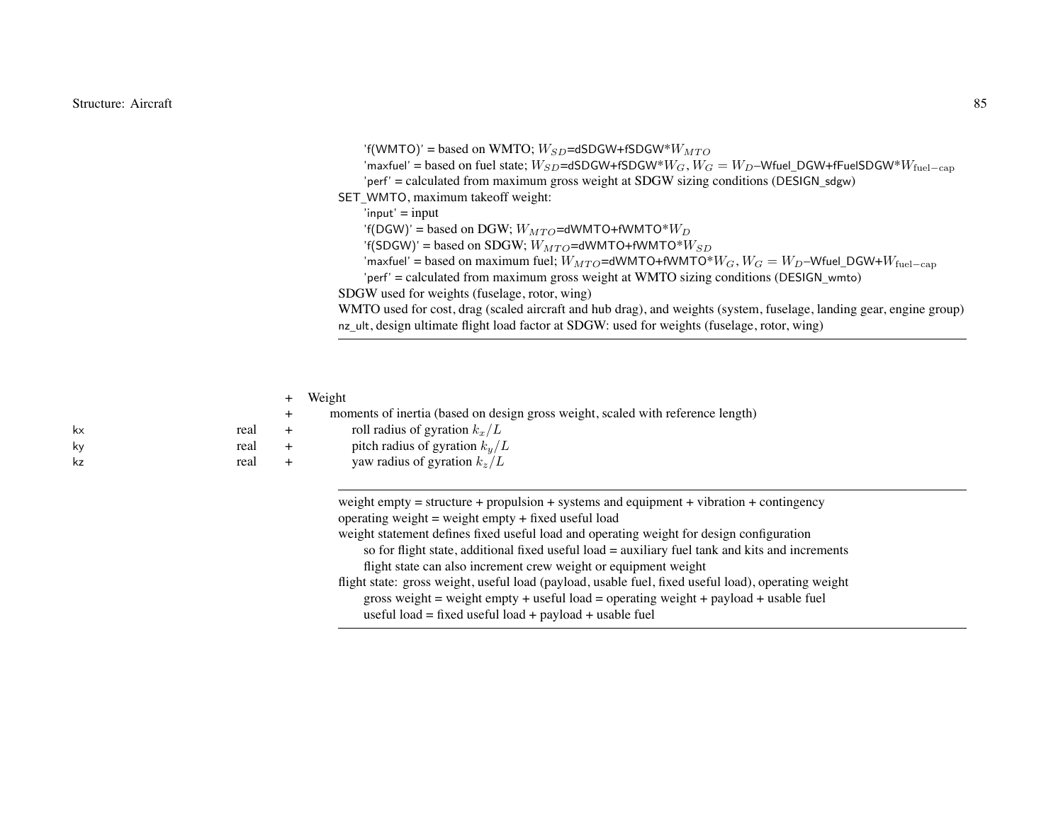'f(WMTO)' = based on WMTO; $W_{SD}$=dSDGW+fSDGW*$W_{MTO}$
'maxfuel' = based on fuel state; $W_{SD}$=dSDGW+fSDGW*$W_G$, $W_G = W_D$–Wfuel_DGW+fFuelSDGW*$W_{\text{fuel}-\text{cap}}$
'perf' = calculated from maximum gross weight at SDGW sizing conditions (DESIGN_sdgw)

SET_WMTO, maximum takeoff weight:
'input' = input
'f(DGW)' = based on DGW; $W_{MTO}$=dWMTO+fWMTO*$W_D$
'f(SDGW)' = based on SDGW; $W_{MTO}$=dWMTO+fWMTO*$W_{SD}$
'maxfuel' = based on maximum fuel; $W_{MTO}$=dWMTO+fWMTO*$W_G$, $W_G = W_D$–Wfuel_DGW+$W_{\text{fuel}-\text{cap}}$
'perf' = calculated from maximum gross weight at WMTO sizing conditions (DESIGN_wmto)

SDGW used for weights (fuselage, rotor, wing)
WMTO used for cost, drag (scaled aircraft and hub drag), and weights (system, fuselage, landing gear, engine group)
nz_ult, design ultimate flight load factor at SDGW: used for weights (fuselage, rotor, wing)

---

| | | | |
|---|---|---|---|
| | | + | Weight |
| | | + | moments of inertia (based on design gross weight, scaled with reference length) |
| kx | real | + | roll radius of gyration $k_x/L$ |
| ky | real | + | pitch radius of gyration $k_y/L$ |
| kz | real | + | yaw radius of gyration $k_z/L$ |

---

weight empty = structure + propulsion + systems and equipment + vibration + contingency
operating weight = weight empty + fixed useful load
weight statement defines fixed useful load and operating weight for design configuration
so for flight state, additional fixed useful load = auxiliary fuel tank and kits and increments
flight state can also increment crew weight or equipment weight
flight state: gross weight, useful load (payload, usable fuel, fixed useful load), operating weight
gross weight = weight empty + useful load = operating weight + payload + usable fuel
useful load = fixed useful load + payload + usable fuel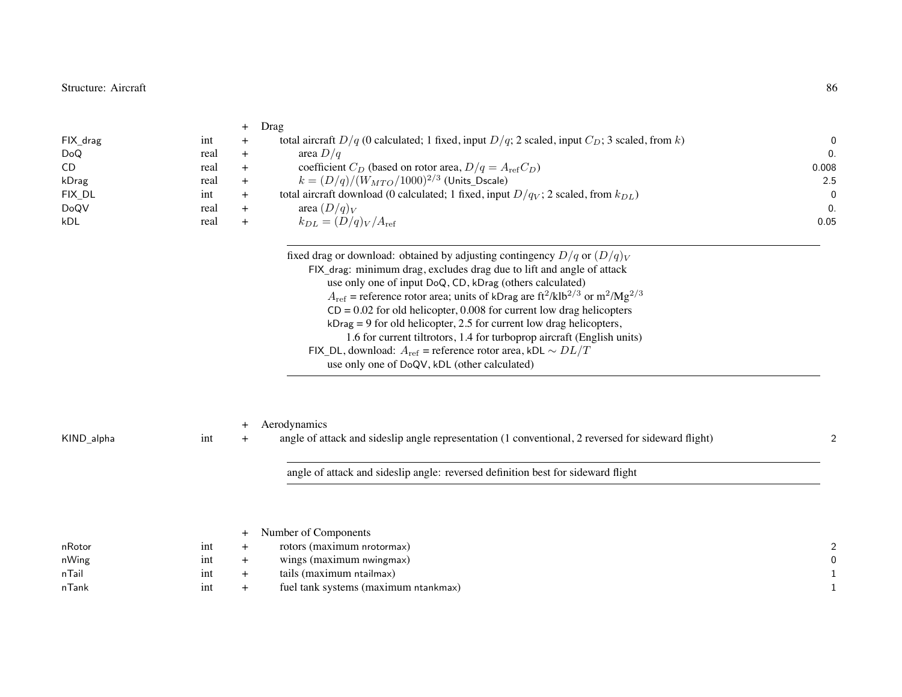| | | | | |
|---|---|---|---|---|
| | | + | Drag | |
| FIX_drag | int | + | total aircraft $D/q$ (0 calculated; 1 fixed, input $D/q$; 2 scaled, input $C_D$; 3 scaled, from $k$) | 0 |
| DoQ | real | + | area $D/q$ | 0. |
| CD | real | + | coefficient $C_D$ (based on rotor area, $D/q = A_{\rm ref} C_D$) | 0.008 |
| kDrag | real | + | $k = (D/q)/(W_{MTO}/1000)^{2/3}$ (Units_Dscale) | 2.5 |
| FIX_DL | int | + | total aircraft download (0 calculated; 1 fixed, input $D/q_V$; 2 scaled, from $k_{DL}$) | 0 |
| DoQV | real | + | area $(D/q)_V$ | 0. |
| kDL | real | + | $k_{DL} = (D/q)_V/A_{\rm ref}$ | 0.05 |

fixed drag or download: obtained by adjusting contingency $D/q$ or $(D/q)_V$
- FIX_drag: minimum drag, excludes drag due to lift and angle of attack
  - use only one of input DoQ, CD, kDrag (others calculated)
  - $A_{\rm ref}$ = reference rotor area; units of kDrag are ft$^2$/klb$^{2/3}$ or m$^2$/Mg$^{2/3}$
  - CD = 0.02 for old helicopter, 0.008 for current low drag helicopters
  - kDrag = 9 for old helicopter, 2.5 for current low drag helicopters, 1.6 for current tiltrotors, 1.4 for turboprop aircraft (English units)
- FIX_DL, download: $A_{\rm ref}$ = reference rotor area, kDL $\sim DL/T$
  - use only one of DoQV, kDL (other calculated)

| | | | | |
|---|---|---|---|---|
| | | + | Aerodynamics | |
| KIND_alpha | int | + | angle of attack and sideslip angle representation (1 conventional, 2 reversed for sideward flight) | 2 |

angle of attack and sideslip angle: reversed definition best for sideward flight

| | | | | |
|---|---|---|---|---|
| | | + | Number of Components | |
| nRotor | int | + | rotors (maximum nrotormax) | 2 |
| nWing | int | + | wings (maximum nwingmax) | 0 |
| nTail | int | + | tails (maximum ntailmax) | 1 |
| nTank | int | + | fuel tank systems (maximum ntankmax) | 1 |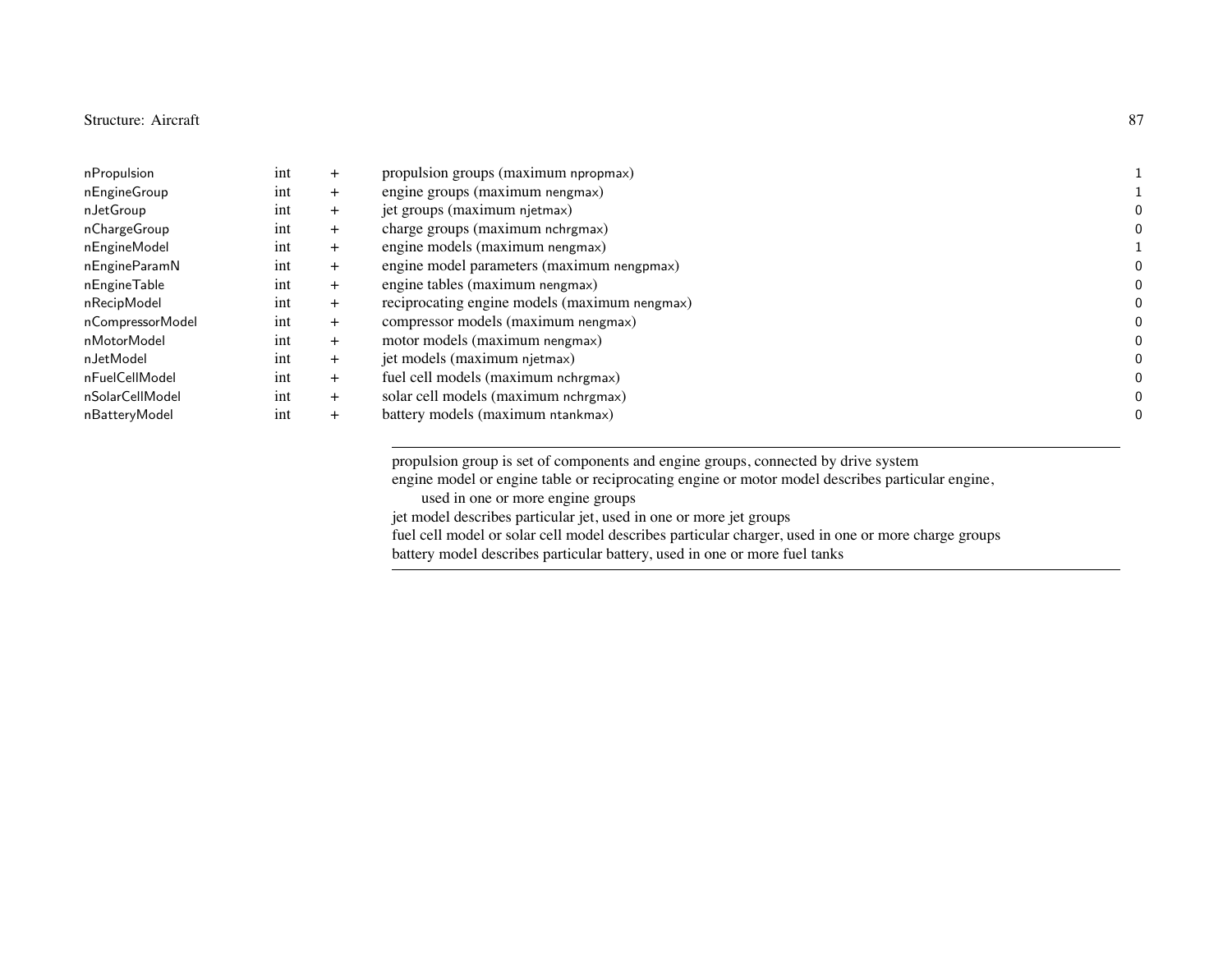| | | | | |
|---|---|---|---|---|
| nPropulsion | int | + | propulsion groups (maximum npropmax) | 1 |
| nEngineGroup | int | + | engine groups (maximum nengmax) | 1 |
| nJetGroup | int | + | jet groups (maximum njetmax) | 0 |
| nChargeGroup | int | + | charge groups (maximum nchrgmax) | 0 |
| nEngineModel | int | + | engine models (maximum nengmax) | 1 |
| nEngineParamN | int | + | engine model parameters (maximum nengpmax) | 0 |
| nEngineTable | int | + | engine tables (maximum nengmax) | 0 |
| nRecipModel | int | + | reciprocating engine models (maximum nengmax) | 0 |
| nCompressorModel | int | + | compressor models (maximum nengmax) | 0 |
| nMotorModel | int | + | motor models (maximum nengmax) | 0 |
| nJetModel | int | + | jet models (maximum njetmax) | 0 |
| nFuelCellModel | int | + | fuel cell models (maximum nchrgmax) | 0 |
| nSolarCellModel | int | + | solar cell models (maximum nchrgmax) | 0 |
| nBatteryModel | int | + | battery models (maximum ntankmax) | 0 |

---

propulsion group is set of components and engine groups, connected by drive system
engine model or engine table or reciprocating engine or motor model describes particular engine,
    used in one or more engine groups
jet model describes particular jet, used in one or more jet groups
fuel cell model or solar cell model describes particular charger, used in one or more charge groups
battery model describes particular battery, used in one or more fuel tanks

---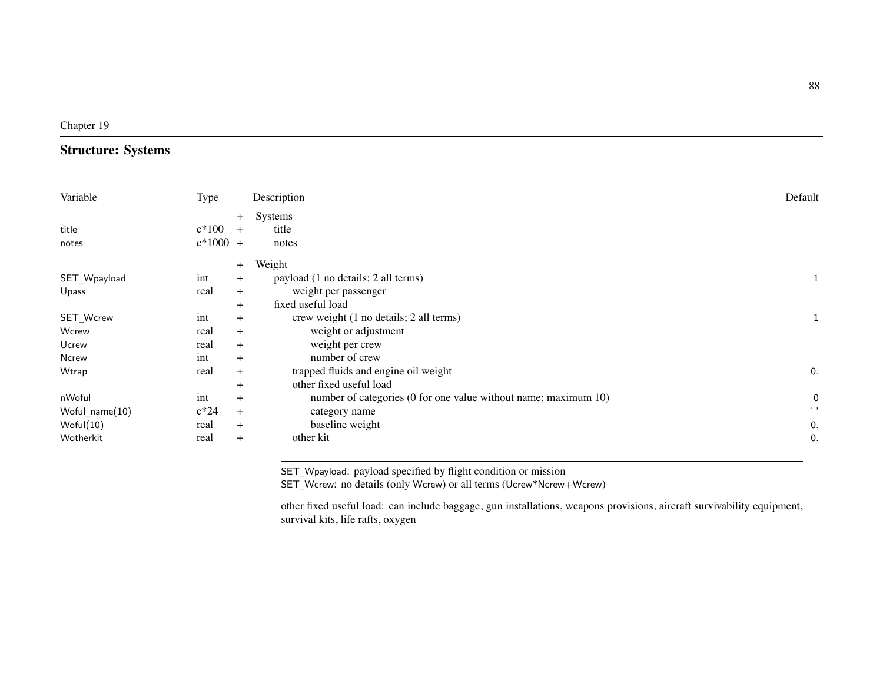Chapter 19

## Structure: Systems

| Variable | Type | | Description | Default |
|---|---|---|---|---|
| | | + | Systems | |
| title | c*100 | + | title | |
| notes | c*1000 | + | notes | |
| | | + | Weight | |
| SET_Wpayload | int | + | payload (1 no details; 2 all terms) | 1 |
| Upass | real | + | weight per passenger | |
| | | + | fixed useful load | |
| SET_Wcrew | int | + | crew weight (1 no details; 2 all terms) | 1 |
| Wcrew | real | + | weight or adjustment | |
| Ucrew | real | + | weight per crew | |
| Ncrew | int | + | number of crew | |
| Wtrap | real | + | trapped fluids and engine oil weight | 0. |
| | | + | other fixed useful load | |
| nWoful | int | + | number of categories (0 for one value without name; maximum 10) | 0 |
| Woful_name(10) | c*24 | + | category name | ' ' |
| Woful(10) | real | + | baseline weight | 0. |
| Wotherkit | real | + | other kit | 0. |

SET_Wpayload: payload specified by flight condition or mission
SET_Wcrew: no details (only Wcrew) or all terms (Ucrew*Ncrew+Wcrew)

other fixed useful load: can include baggage, gun installations, weapons provisions, aircraft survivability equipment, survival kits, life rafts, oxygen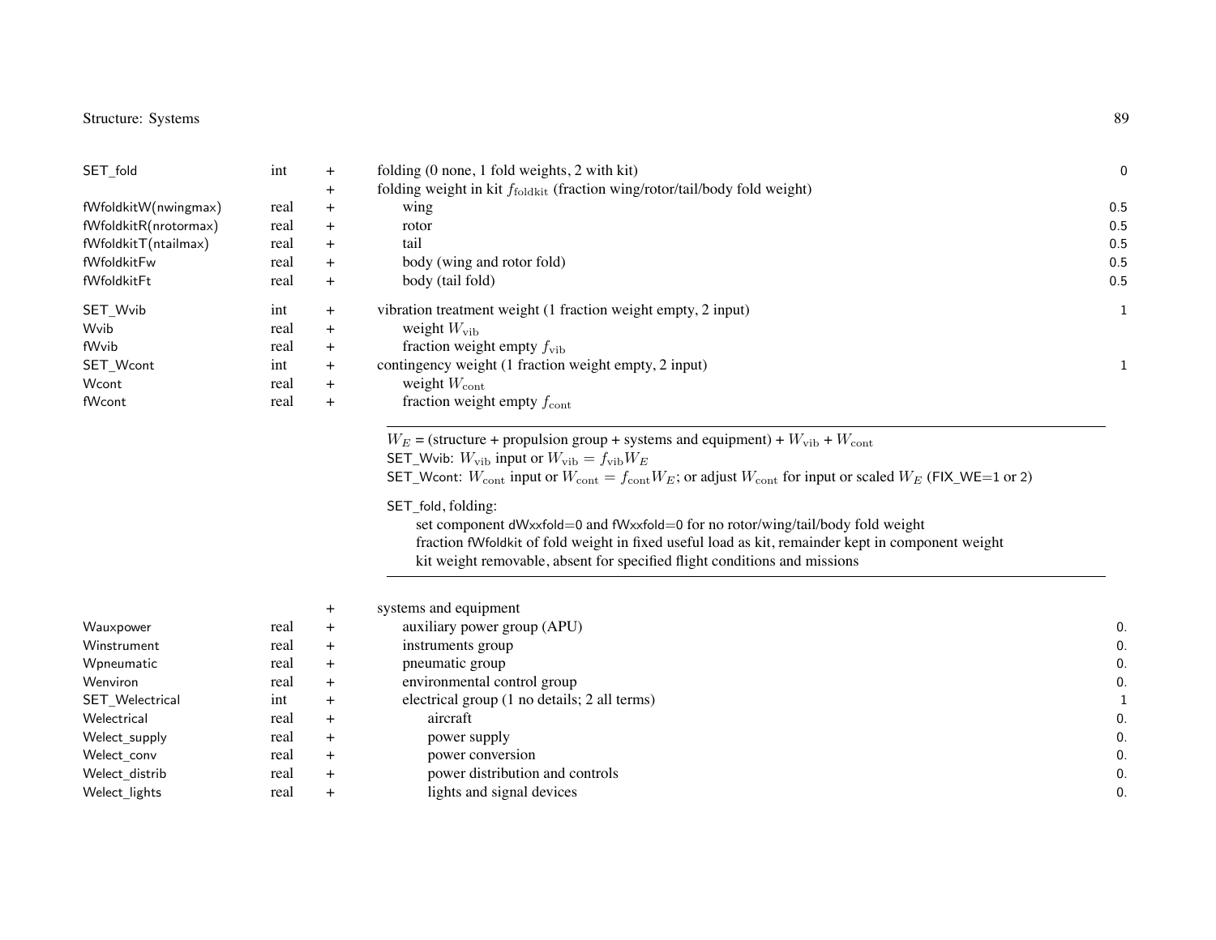| | | | | |
|---|---|---|---|---|
| SET_fold | int | + | folding (0 none, 1 fold weights, 2 with kit) | 0 |
| | | + | folding weight in kit $f_{\text{foldkit}}$ (fraction wing/rotor/tail/body fold weight) | |
| fWfoldkitW(nwingmax) | real | + | wing | 0.5 |
| fWfoldkitR(nrotormax) | real | + | rotor | 0.5 |
| fWfoldkitT(ntailmax) | real | + | tail | 0.5 |
| fWfoldkitFw | real | + | body (wing and rotor fold) | 0.5 |
| fWfoldkitFt | real | + | body (tail fold) | 0.5 |
| SET_Wvib | int | + | vibration treatment weight (1 fraction weight empty, 2 input) | 1 |
| Wvib | real | + | weight $W_{\text{vib}}$ | |
| fWvib | real | + | fraction weight empty $f_{\text{vib}}$ | |
| SET_Wcont | int | + | contingency weight (1 fraction weight empty, 2 input) | 1 |
| Wcont | real | + | weight $W_{\text{cont}}$ | |
| fWcont | real | + | fraction weight empty $f_{\text{cont}}$ | |

$W_E$ = (structure + propulsion group + systems and equipment) + $W_{\text{vib}}$ + $W_{\text{cont}}$
SET_Wvib: $W_{\text{vib}}$ input or $W_{\text{vib}} = f_{\text{vib}} W_E$
SET_Wcont: $W_{\text{cont}}$ input or $W_{\text{cont}} = f_{\text{cont}} W_E$; or adjust $W_{\text{cont}}$ for input or scaled $W_E$ (FIX_WE=1 or 2)

SET_fold, folding:
- set component dWxxfold=0 and fWxxfold=0 for no rotor/wing/tail/body fold weight
- fraction fWfoldkit of fold weight in fixed useful load as kit, remainder kept in component weight
- kit weight removable, absent for specified flight conditions and missions

| | | | | |
|---|---|---|---|---|
| | | + | systems and equipment | |
| Wauxpower | real | + | auxiliary power group (APU) | 0. |
| Winstrument | real | + | instruments group | 0. |
| Wpneumatic | real | + | pneumatic group | 0. |
| Wenviron | real | + | environmental control group | 0. |
| SET_Welectrical | int | + | electrical group (1 no details; 2 all terms) | 1 |
| Welectrical | real | + | aircraft | 0. |
| Welect_supply | real | + | power supply | 0. |
| Welect_conv | real | + | power conversion | 0. |
| Welect_distrib | real | + | power distribution and controls | 0. |
| Welect_lights | real | + | lights and signal devices | 0. |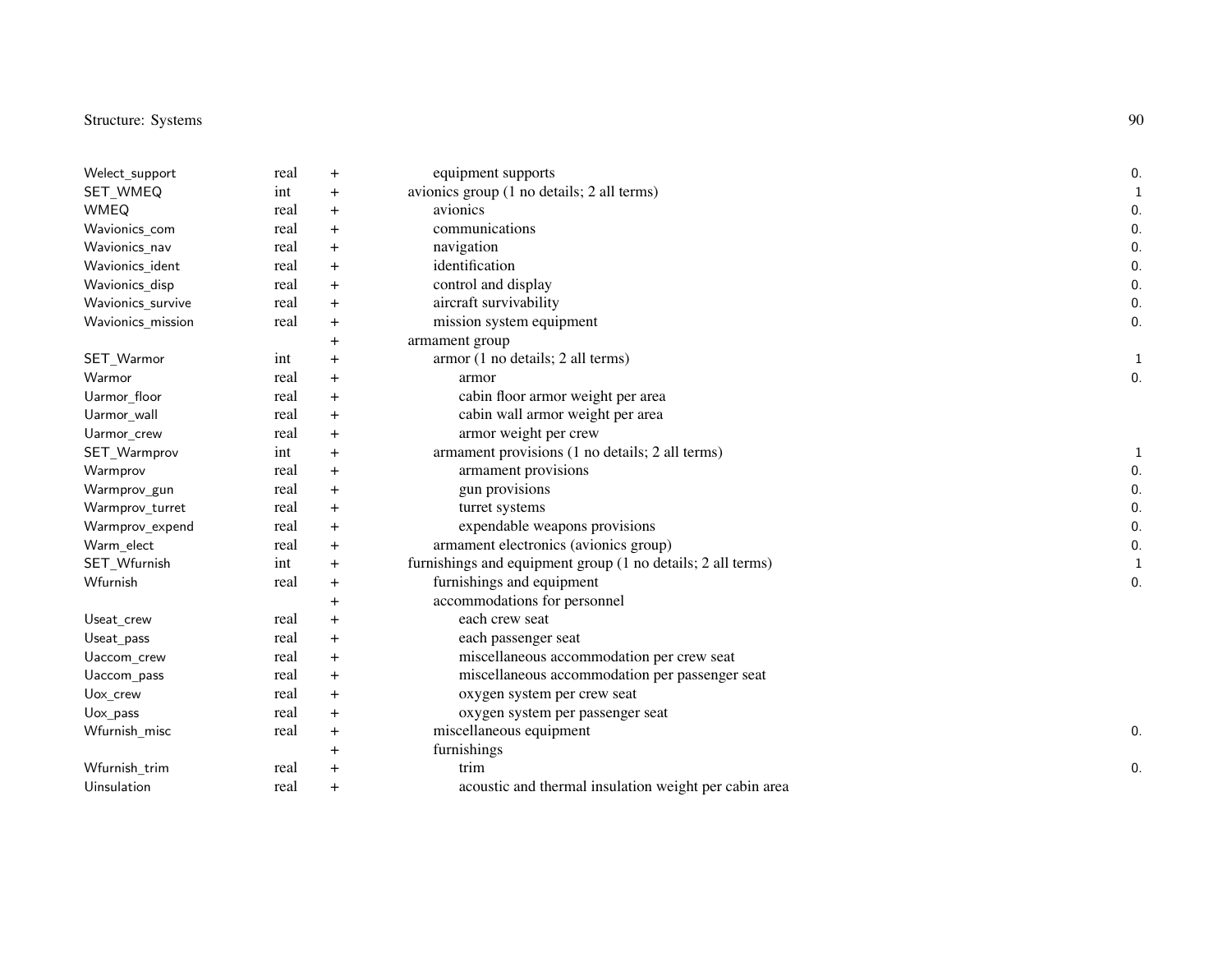| Variable | Type | | Description | Default |
|---|---|---|---|---|
| Welect_support | real | + | equipment supports | 0. |
| SET_WMEQ | int | + | avionics group (1 no details; 2 all terms) | 1 |
| WMEQ | real | + | avionics | 0. |
| Wavionics_com | real | + | communications | 0. |
| Wavionics_nav | real | + | navigation | 0. |
| Wavionics_ident | real | + | identification | 0. |
| Wavionics_disp | real | + | control and display | 0. |
| Wavionics_survive | real | + | aircraft survivability | 0. |
| Wavionics_mission | real | + | mission system equipment | 0. |
| | | + | armament group | |
| SET_Warmor | int | + | armor (1 no details; 2 all terms) | 1 |
| Warmor | real | + | armor | 0. |
| Uarmor_floor | real | + | cabin floor armor weight per area | |
| Uarmor_wall | real | + | cabin wall armor weight per area | |
| Uarmor_crew | real | + | armor weight per crew | |
| SET_Warmprov | int | + | armament provisions (1 no details; 2 all terms) | 1 |
| Warmprov | real | + | armament provisions | 0. |
| Warmprov_gun | real | + | gun provisions | 0. |
| Warmprov_turret | real | + | turret systems | 0. |
| Warmprov_expend | real | + | expendable weapons provisions | 0. |
| Warm_elect | real | + | armament electronics (avionics group) | 0. |
| SET_Wfurnish | int | + | furnishings and equipment group (1 no details; 2 all terms) | 1 |
| Wfurnish | real | + | furnishings and equipment | 0. |
| | | + | accommodations for personnel | |
| Useat_crew | real | + | each crew seat | |
| Useat_pass | real | + | each passenger seat | |
| Uaccom_crew | real | + | miscellaneous accommodation per crew seat | |
| Uaccom_pass | real | + | miscellaneous accommodation per passenger seat | |
| Uox_crew | real | + | oxygen system per crew seat | |
| Uox_pass | real | + | oxygen system per passenger seat | |
| Wfurnish_misc | real | + | miscellaneous equipment | 0. |
| | | + | furnishings | |
| Wfurnish_trim | real | + | trim | 0. |
| Uinsulation | real | + | acoustic and thermal insulation weight per cabin area | |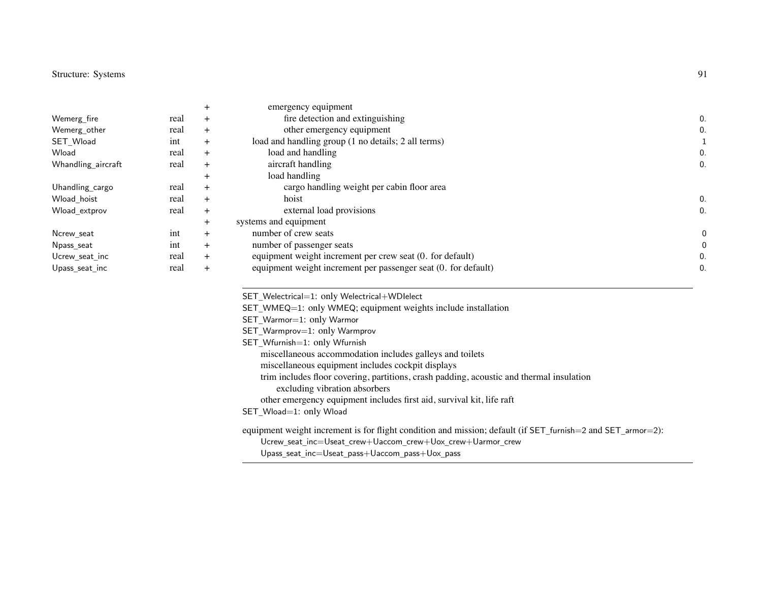| | | | | |
|---|---|---|---|---|
| | | + | emergency equipment | |
| Wemerg_fire | real | + | fire detection and extinguishing | 0. |
| Wemerg_other | real | + | other emergency equipment | 0. |
| SET_Wload | int | + | load and handling group (1 no details; 2 all terms) | 1 |
| Wload | real | + | load and handling | 0. |
| Whandling_aircraft | real | + | aircraft handling | 0. |
| | | + | load handling | |
| Uhandling_cargo | real | + | cargo handling weight per cabin floor area | |
| Wload_hoist | real | + | hoist | 0. |
| Wload_extprov | real | + | external load provisions | 0. |
| | | + | systems and equipment | |
| Ncrew_seat | int | + | number of crew seats | 0 |
| Npass_seat | int | + | number of passenger seats | 0 |
| Ucrew_seat_inc | real | + | equipment weight increment per crew seat (0. for default) | 0. |
| Upass_seat_inc | real | + | equipment weight increment per passenger seat (0. for default) | 0. |

---

SET_Welectrical=1: only Welectrical+WDIelect
SET_WMEQ=1: only WMEQ; equipment weights include installation
SET_Warmor=1: only Warmor
SET_Warmprov=1: only Warmprov
SET_Wfurnish=1: only Wfurnish
  miscellaneous accommodation includes galleys and toilets
  miscellaneous equipment includes cockpit displays
  trim includes floor covering, partitions, crash padding, acoustic and thermal insulation
    excluding vibration absorbers
  other emergency equipment includes first aid, survival kit, life raft
SET_Wload=1: only Wload

equipment weight increment is for flight condition and mission; default (if SET_furnish=2 and SET_armor=2):
  Ucrew_seat_inc=Useat_crew+Uaccom_crew+Uox_crew+Uarmor_crew
  Upass_seat_inc=Useat_pass+Uaccom_pass+Uox_pass

---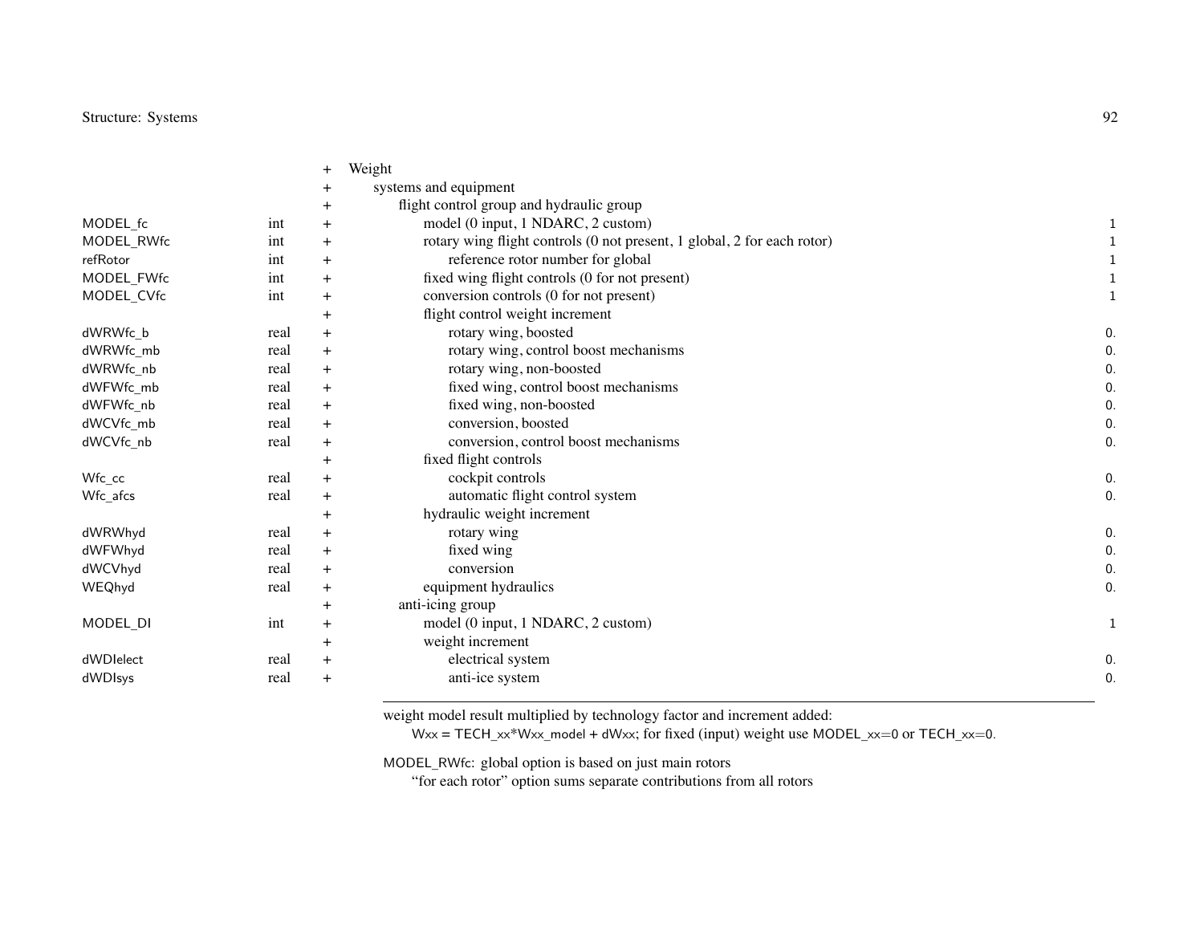| Variable | Type | | Description | Default |
|---|---|---|---|---|
| | | + | Weight | |
| | | + | systems and equipment | |
| | | + | flight control group and hydraulic group | |
| MODEL_fc | int | + | model (0 input, 1 NDARC, 2 custom) | 1 |
| MODEL_RWfc | int | + | rotary wing flight controls (0 not present, 1 global, 2 for each rotor) | 1 |
| refRotor | int | + | reference rotor number for global | 1 |
| MODEL_FWfc | int | + | fixed wing flight controls (0 for not present) | 1 |
| MODEL_CVfc | int | + | conversion controls (0 for not present) | 1 |
| | | + | flight control weight increment | |
| dWRWfc_b | real | + | rotary wing, boosted | 0. |
| dWRWfc_mb | real | + | rotary wing, control boost mechanisms | 0. |
| dWRWfc_nb | real | + | rotary wing, non-boosted | 0. |
| dWFWfc_mb | real | + | fixed wing, control boost mechanisms | 0. |
| dWFWfc_nb | real | + | fixed wing, non-boosted | 0. |
| dWCVfc_mb | real | + | conversion, boosted | 0. |
| dWCVfc_nb | real | + | conversion, control boost mechanisms | 0. |
| | | + | fixed flight controls | |
| Wfc_cc | real | + | cockpit controls | 0. |
| Wfc_afcs | real | + | automatic flight control system | 0. |
| | | + | hydraulic weight increment | |
| dWRWhyd | real | + | rotary wing | 0. |
| dWFWhyd | real | + | fixed wing | 0. |
| dWCVhyd | real | + | conversion | 0. |
| WEQhyd | real | + | equipment hydraulics | 0. |
| | | + | anti-icing group | |
| MODEL_DI | int | + | model (0 input, 1 NDARC, 2 custom) | 1 |
| | | + | weight increment | |
| dWDIelect | real | + | electrical system | 0. |
| dWDIsys | real | + | anti-ice system | 0. |

---

weight model result multiplied by technology factor and increment added:
Wxx = TECH_xx*Wxx_model + dWxx; for fixed (input) weight use MODEL_xx=0 or TECH_xx=0.

MODEL_RWfc: global option is based on just main rotors
"for each rotor" option sums separate contributions from all rotors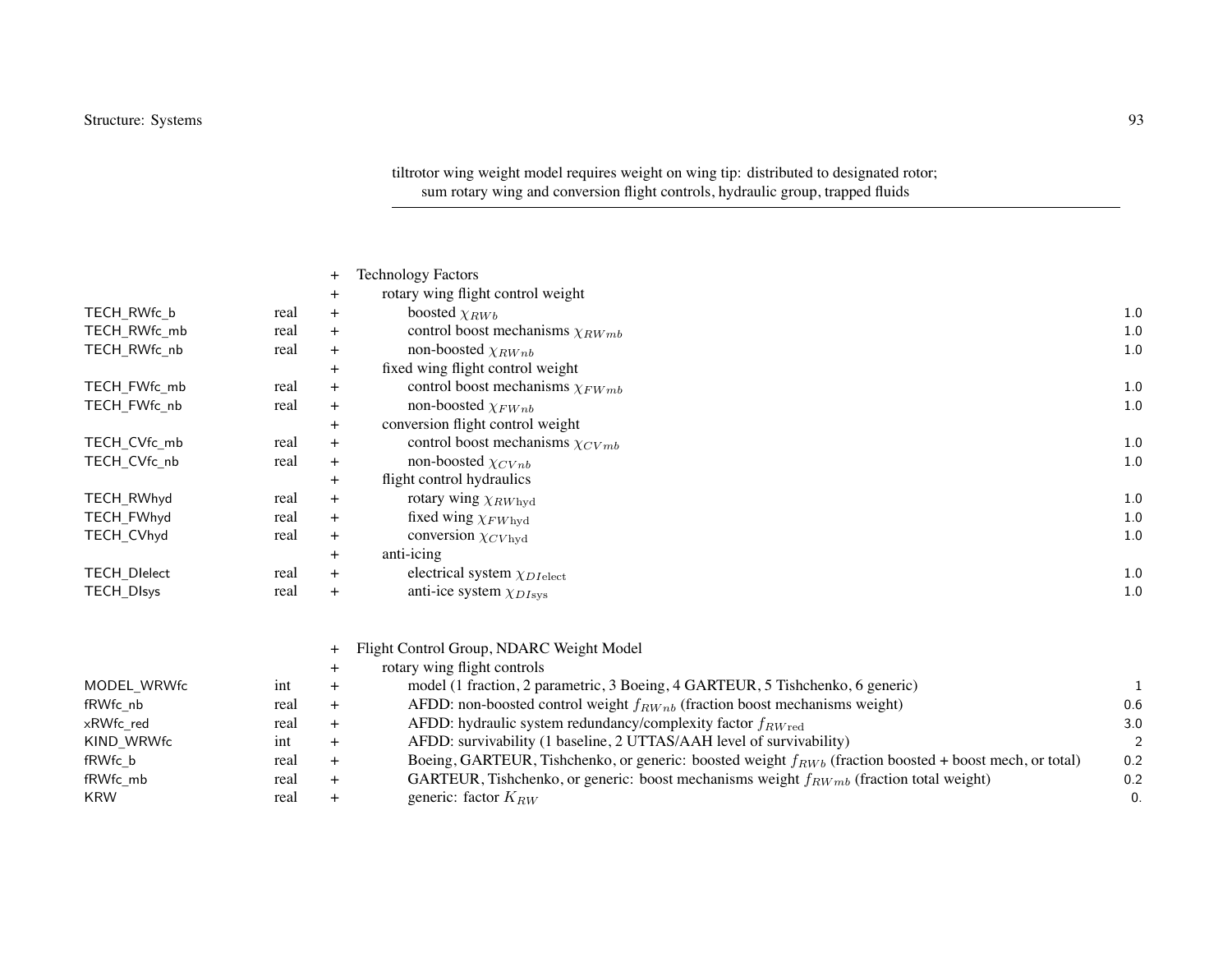tiltrotor wing weight model requires weight on wing tip: distributed to designated rotor;
sum rotary wing and conversion flight controls, hydraulic group, trapped fluids

| Variable | Type | | Description | Default |
|---|---|---|---|---|
| | | + | Technology Factors | |
| | | + | rotary wing flight control weight | |
| TECH_RWfc_b | real | + | boosted $\chi_{RWb}$ | 1.0 |
| TECH_RWfc_mb | real | + | control boost mechanisms $\chi_{RWmb}$ | 1.0 |
| TECH_RWfc_nb | real | + | non-boosted $\chi_{RWnb}$ | 1.0 |
| | | + | fixed wing flight control weight | |
| TECH_FWfc_mb | real | + | control boost mechanisms $\chi_{FWmb}$ | 1.0 |
| TECH_FWfc_nb | real | + | non-boosted $\chi_{FWnb}$ | 1.0 |
| | | + | conversion flight control weight | |
| TECH_CVfc_mb | real | + | control boost mechanisms $\chi_{CVmb}$ | 1.0 |
| TECH_CVfc_nb | real | + | non-boosted $\chi_{CVnb}$ | 1.0 |
| | | + | flight control hydraulics | |
| TECH_RWhyd | real | + | rotary wing $\chi_{RW\mathrm{hyd}}$ | 1.0 |
| TECH_FWhyd | real | + | fixed wing $\chi_{FW\mathrm{hyd}}$ | 1.0 |
| TECH_CVhyd | real | + | conversion $\chi_{CV\mathrm{hyd}}$ | 1.0 |
| | | + | anti-icing | |
| TECH_DIelect | real | + | electrical system $\chi_{DI\mathrm{elect}}$ | 1.0 |
| TECH_DIsys | real | + | anti-ice system $\chi_{DI\mathrm{sys}}$ | 1.0 |

| Variable | Type | | Description | Default |
|---|---|---|---|---|
| | | + | Flight Control Group, NDARC Weight Model | |
| | | + | rotary wing flight controls | |
| MODEL_WRWfc | int | + | model (1 fraction, 2 parametric, 3 Boeing, 4 GARTEUR, 5 Tishchenko, 6 generic) | 1 |
| fRWfc_nb | real | + | AFDD: non-boosted control weight $f_{RWnb}$ (fraction boost mechanisms weight) | 0.6 |
| xRWfc_red | real | + | AFDD: hydraulic system redundancy/complexity factor $f_{RW\mathrm{red}}$ | 3.0 |
| KIND_WRWfc | int | + | AFDD: survivability (1 baseline, 2 UTTAS/AAH level of survivability) | 2 |
| fRWfc_b | real | + | Boeing, GARTEUR, Tishchenko, or generic: boosted weight $f_{RWb}$ (fraction boosted + boost mech, or total) | 0.2 |
| fRWfc_mb | real | + | GARTEUR, Tishchenko, or generic: boost mechanisms weight $f_{RWmb}$ (fraction total weight) | 0.2 |
| KRW | real | + | generic: factor $K_{RW}$ | 0. |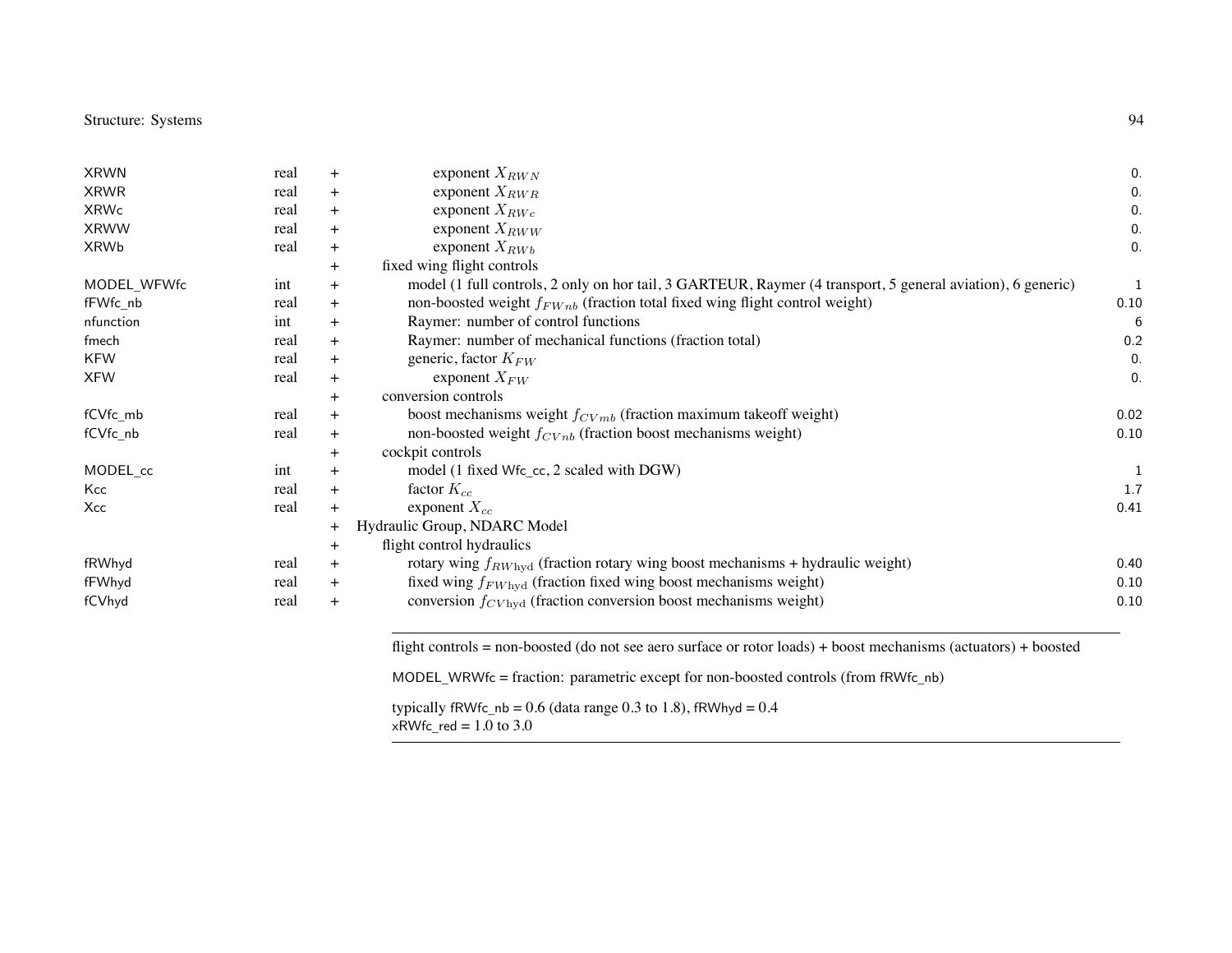| | | | | |
|---|---|---|---|---|
| XRWN | real | + | exponent $X_{RWN}$ | 0. |
| XRWR | real | + | exponent $X_{RWR}$ | 0. |
| XRWc | real | + | exponent $X_{RWc}$ | 0. |
| XRWW | real | + | exponent $X_{RWW}$ | 0. |
| XRWb | real | + | exponent $X_{RWb}$ | 0. |
| | | + | fixed wing flight controls | |
| MODEL_WFWfc | int | + | model (1 full controls, 2 only on hor tail, 3 GARTEUR, Raymer (4 transport, 5 general aviation), 6 generic) | 1 |
| fFWfc_nb | real | + | non-boosted weight $f_{FWnb}$ (fraction total fixed wing flight control weight) | 0.10 |
| nfunction | int | + | Raymer: number of control functions | 6 |
| fmech | real | + | Raymer: number of mechanical functions (fraction total) | 0.2 |
| KFW | real | + | generic, factor $K_{FW}$ | 0. |
| XFW | real | + | exponent $X_{FW}$ | 0. |
| | | + | conversion controls | |
| fCVfc_mb | real | + | boost mechanisms weight $f_{CVmb}$ (fraction maximum takeoff weight) | 0.02 |
| fCVfc_nb | real | + | non-boosted weight $f_{CVnb}$ (fraction boost mechanisms weight) | 0.10 |
| | | + | cockpit controls | |
| MODEL_cc | int | + | model (1 fixed Wfc_cc, 2 scaled with DGW) | 1 |
| Kcc | real | + | factor $K_{cc}$ | 1.7 |
| Xcc | real | + | exponent $X_{cc}$ | 0.41 |
| | | + | Hydraulic Group, NDARC Model | |
| | | + | flight control hydraulics | |
| fRWhyd | real | + | rotary wing $f_{RW\text{hyd}}$ (fraction rotary wing boost mechanisms + hydraulic weight) | 0.40 |
| fFWhyd | real | + | fixed wing $f_{FW\text{hyd}}$ (fraction fixed wing boost mechanisms weight) | 0.10 |
| fCVhyd | real | + | conversion $f_{CV\text{hyd}}$ (fraction conversion boost mechanisms weight) | 0.10 |

---

flight controls = non-boosted (do not see aero surface or rotor loads) + boost mechanisms (actuators) + boosted

MODEL_WRWfc = fraction: parametric except for non-boosted controls (from fRWfc_nb)

typically fRWfc_nb = 0.6 (data range 0.3 to 1.8), fRWhyd = 0.4
xRWfc_red = 1.0 to 3.0

---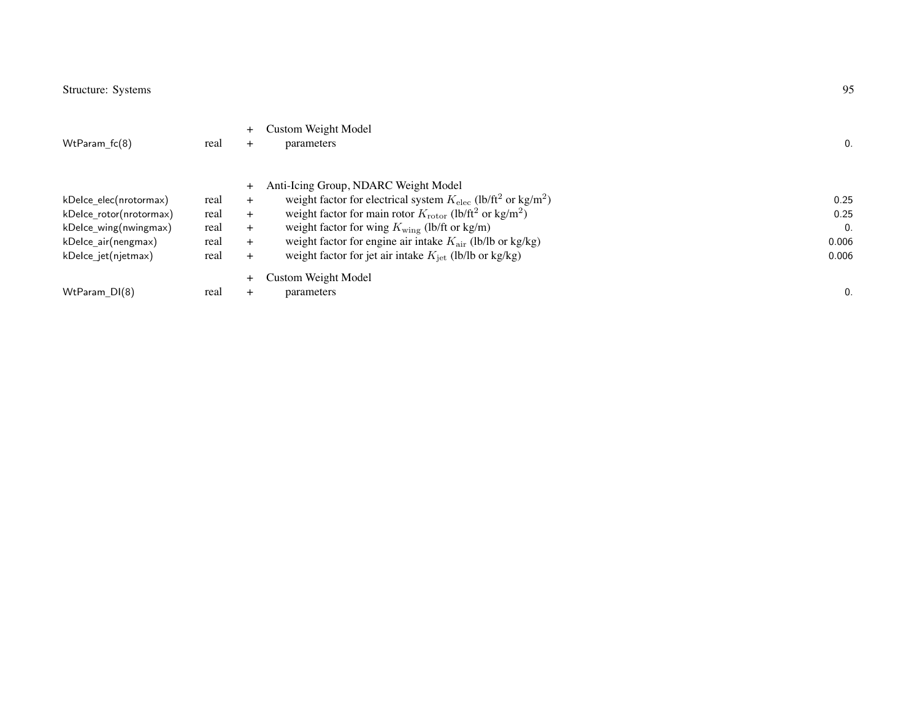| | | | | |
|---|---|---|---|---|
| | | + | Custom Weight Model | |
| WtParam_fc(8) | real | + | parameters | 0. |
| | | | | |
| | | + | Anti-Icing Group, NDARC Weight Model | |
| kDeIce_elec(nrotormax) | real | + | weight factor for electrical system $K_{\rm elec}$ (lb/ft$^2$ or kg/m$^2$) | 0.25 |
| kDeIce_rotor(nrotormax) | real | + | weight factor for main rotor $K_{\rm rotor}$ (lb/ft$^2$ or kg/m$^2$) | 0.25 |
| kDeIce_wing(nwingmax) | real | + | weight factor for wing $K_{\rm wing}$ (lb/ft or kg/m) | 0. |
| kDeIce_air(nengmax) | real | + | weight factor for engine air intake $K_{\rm air}$ (lb/lb or kg/kg) | 0.006 |
| kDeIce_jet(njetmax) | real | + | weight factor for jet air intake $K_{\rm jet}$ (lb/lb or kg/kg) | 0.006 |
| | | + | Custom Weight Model | |
| WtParam_DI(8) | real | + | parameters | 0. |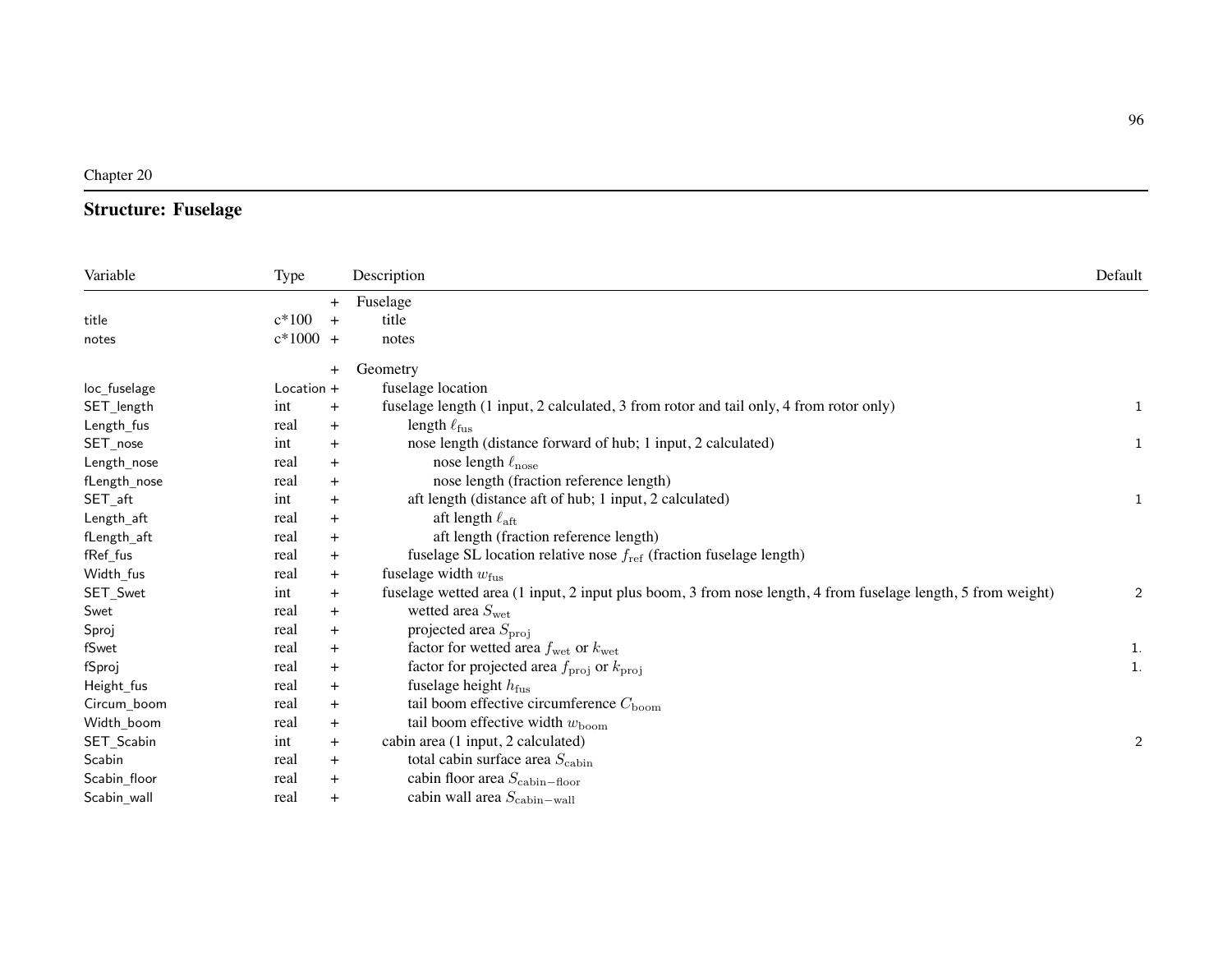Chapter 20

## Structure: Fuselage

| Variable | Type | | Description | Default |
|---|---|---|---|---|
| | | + | Fuselage | |
| title | c*100 | + | title | |
| notes | c*1000 | + | notes | |
| | | + | Geometry | |
| loc_fuselage | Location | + | fuselage location | |
| SET_length | int | + | fuselage length (1 input, 2 calculated, 3 from rotor and tail only, 4 from rotor only) | 1 |
| Length_fus | real | + | length $\ell_{\rm fus}$ | |
| SET_nose | int | + | nose length (distance forward of hub; 1 input, 2 calculated) | 1 |
| Length_nose | real | + | nose length $\ell_{\rm nose}$ | |
| fLength_nose | real | + | nose length (fraction reference length) | |
| SET_aft | int | + | aft length (distance aft of hub; 1 input, 2 calculated) | 1 |
| Length_aft | real | + | aft length $\ell_{\rm aft}$ | |
| fLength_aft | real | + | aft length (fraction reference length) | |
| fRef_fus | real | + | fuselage SL location relative nose $f_{\rm ref}$ (fraction fuselage length) | |
| Width_fus | real | + | fuselage width $w_{\rm fus}$ | |
| SET_Swet | int | + | fuselage wetted area (1 input, 2 input plus boom, 3 from nose length, 4 from fuselage length, 5 from weight) | 2 |
| Swet | real | + | wetted area $S_{\rm wet}$ | |
| Sproj | real | + | projected area $S_{\rm proj}$ | |
| fSwet | real | + | factor for wetted area $f_{\rm wet}$ or $k_{\rm wet}$ | 1. |
| fSproj | real | + | factor for projected area $f_{\rm proj}$ or $k_{\rm proj}$ | 1. |
| Height_fus | real | + | fuselage height $h_{\rm fus}$ | |
| Circum_boom | real | + | tail boom effective circumference $C_{\rm boom}$ | |
| Width_boom | real | + | tail boom effective width $w_{\rm boom}$ | |
| SET_Scabin | int | + | cabin area (1 input, 2 calculated) | 2 |
| Scabin | real | + | total cabin surface area $S_{\rm cabin}$ | |
| Scabin_floor | real | + | cabin floor area $S_{\rm cabin-floor}$ | |
| Scabin_wall | real | + | cabin wall area $S_{\rm cabin-wall}$ | |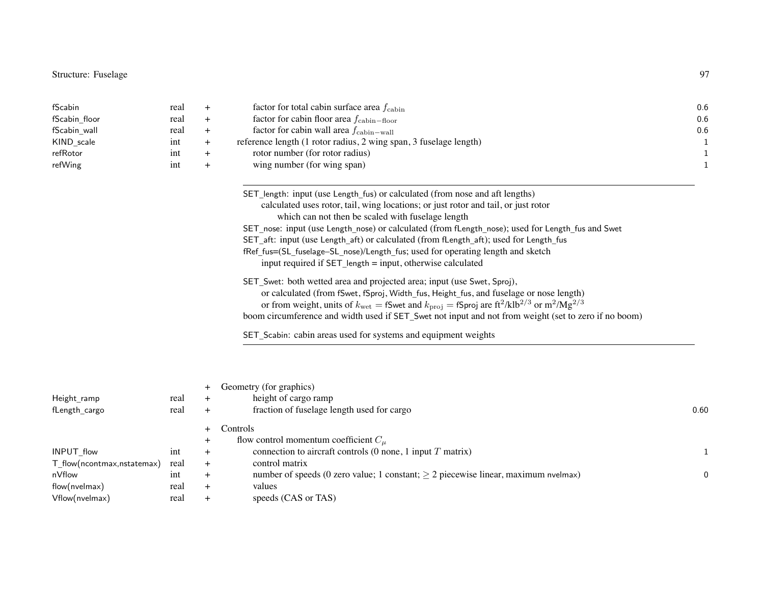| | | | | |
|---|---|---|---|---|
| fScabin | real | + | factor for total cabin surface area $f_{\rm cabin}$ | 0.6 |
| fScabin_floor | real | + | factor for cabin floor area $f_{\rm cabin-floor}$ | 0.6 |
| fScabin_wall | real | + | factor for cabin wall area $f_{\rm cabin-wall}$ | 0.6 |
| KIND_scale | int | + | reference length (1 rotor radius, 2 wing span, 3 fuselage length) | 1 |
| refRotor | int | + | rotor number (for rotor radius) | 1 |
| refWing | int | + | wing number (for wing span) | 1 |

---

SET_length: input (use Length_fus) or calculated (from nose and aft lengths)
calculated uses rotor, tail, wing locations; or just rotor and tail, or just rotor
which can not then be scaled with fuselage length
SET_nose: input (use Length_nose) or calculated (from fLength_nose); used for Length_fus and Swet
SET_aft: input (use Length_aft) or calculated (from fLength_aft); used for Length_fus
fRef_fus=(SL_fuselage–SL_nose)/Length_fus; used for operating length and sketch
input required if SET_length = input, otherwise calculated

SET_Swet: both wetted area and projected area; input (use Swet, Sproj),
or calculated (from fSwet, fSproj, Width_fus, Height_fus, and fuselage or nose length)
or from weight, units of $k_{\rm wet}$ = fSwet and $k_{\rm proj}$ = fSproj are ft$^2$/klb$^{2/3}$ or m$^2$/Mg$^{2/3}$
boom circumference and width used if SET_Swet not input and not from weight (set to zero if no boom)

SET_Scabin: cabin areas used for systems and equipment weights

---

| | | | | |
|---|---|---|---|---|
| | | + | Geometry (for graphics) | |
| Height_ramp | real | + | height of cargo ramp | |
| fLength_cargo | real | + | fraction of fuselage length used for cargo | 0.60 |
| | | + | Controls | |
| | | + | flow control momentum coefficient $C_\mu$ | |
| INPUT_flow | int | + | connection to aircraft controls (0 none, 1 input $T$ matrix) | 1 |
| T_flow(ncontmax,nstatemax) | real | + | control matrix | |
| nVflow | int | + | number of speeds (0 zero value; 1 constant; $\geq$ 2 piecewise linear, maximum nvelmax) | 0 |
| flow(nvelmax) | real | + | values | |
| Vflow(nvelmax) | real | + | speeds (CAS or TAS) | |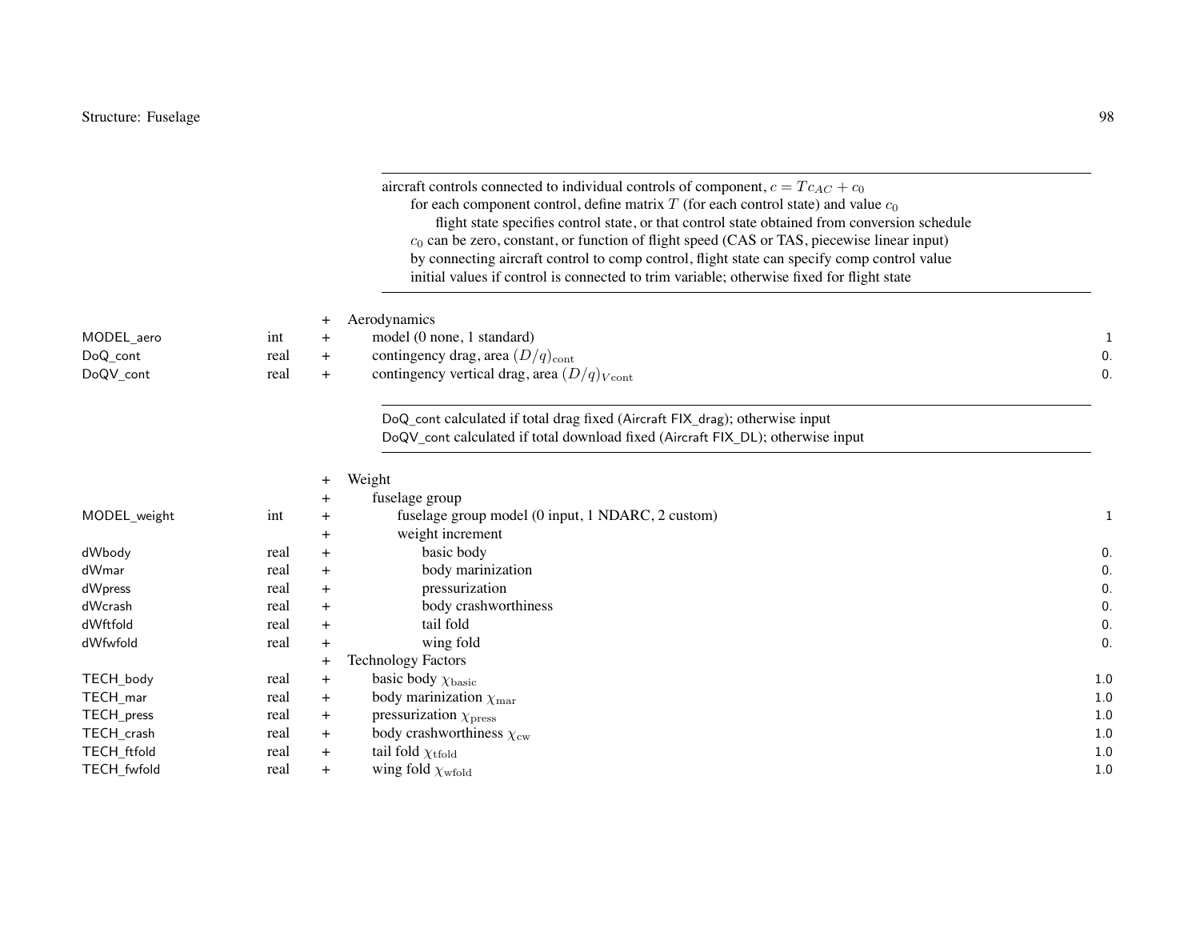> aircraft controls connected to individual controls of component, $c = Tc_{AC} + c_0$
> for each component control, define matrix $T$ (for each control state) and value $c_0$
> flight state specifies control state, or that control state obtained from conversion schedule
> $c_0$ can be zero, constant, or function of flight speed (CAS or TAS, piecewise linear input)
> by connecting aircraft control to comp control, flight state can specify comp control value
> initial values if control is connected to trim variable; otherwise fixed for flight state

| | | | | |
|---|---|---|---|---|
| | | + | Aerodynamics | |
| MODEL_aero | int | + | model (0 none, 1 standard) | 1 |
| DoQ_cont | real | + | contingency drag, area $(D/q)_{\rm cont}$ | 0. |
| DoQV_cont | real | + | contingency vertical drag, area $(D/q)_{V\rm cont}$ | 0. |

> DoQ_cont calculated if total drag fixed (Aircraft FIX_drag); otherwise input
> DoQV_cont calculated if total download fixed (Aircraft FIX_DL); otherwise input

| | | | | |
|---|---|---|---|---|
| | | + | Weight | |
| | | + | fuselage group | |
| MODEL_weight | int | + | fuselage group model (0 input, 1 NDARC, 2 custom) | 1 |
| | | + | weight increment | |
| dWbody | real | + | basic body | 0. |
| dWmar | real | + | body marinization | 0. |
| dWpress | real | + | pressurization | 0. |
| dWcrash | real | + | body crashworthiness | 0. |
| dWftfold | real | + | tail fold | 0. |
| dWfwfold | real | + | wing fold | 0. |
| | | + | Technology Factors | |
| TECH_body | real | + | basic body $\chi_{\rm basic}$ | 1.0 |
| TECH_mar | real | + | body marinization $\chi_{\rm mar}$ | 1.0 |
| TECH_press | real | + | pressurization $\chi_{\rm press}$ | 1.0 |
| TECH_crash | real | + | body crashworthiness $\chi_{\rm cw}$ | 1.0 |
| TECH_ftfold | real | + | tail fold $\chi_{\rm tfold}$ | 1.0 |
| TECH_fwfold | real | + | wing fold $\chi_{\rm wfold}$ | 1.0 |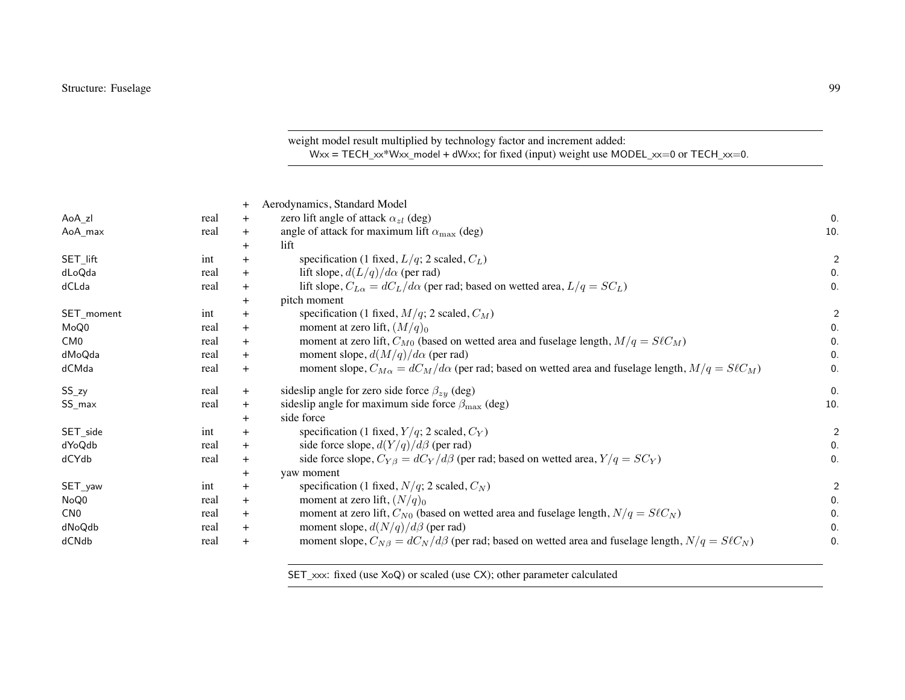weight model result multiplied by technology factor and increment added:
Wxx = TECH_xx*Wxx_model + dWxx; for fixed (input) weight use MODEL_xx=0 or TECH_xx=0.

| Parameter | Type | | Description | Default |
|---|---|---|---|---|
| | | + | Aerodynamics, Standard Model | |
| AoA_zl | real | + | zero lift angle of attack $\alpha_{zl}$ (deg) | 0. |
| AoA_max | real | + | angle of attack for maximum lift $\alpha_{\max}$ (deg) | 10. |
| | | + | lift | |
| SET_lift | int | + | specification (1 fixed, $L/q$; 2 scaled, $C_L$) | 2 |
| dLoQda | real | + | lift slope, $d(L/q)/d\alpha$ (per rad) | 0. |
| dCLda | real | + | lift slope, $C_{L\alpha} = dC_L/d\alpha$ (per rad; based on wetted area, $L/q = SC_L$) | 0. |
| | | + | pitch moment | |
| SET_moment | int | + | specification (1 fixed, $M/q$; 2 scaled, $C_M$) | 2 |
| MoQ0 | real | + | moment at zero lift, $(M/q)_0$ | 0. |
| CM0 | real | + | moment at zero lift, $C_{M0}$ (based on wetted area and fuselage length, $M/q = S\ell C_M$) | 0. |
| dMoQda | real | + | moment slope, $d(M/q)/d\alpha$ (per rad) | 0. |
| dCMda | real | + | moment slope, $C_{M\alpha} = dC_M/d\alpha$ (per rad; based on wetted area and fuselage length, $M/q = S\ell C_M$) | 0. |
| SS_zy | real | + | sideslip angle for zero side force $\beta_{zy}$ (deg) | 0. |
| SS_max | real | + | sideslip angle for maximum side force $\beta_{\max}$ (deg) | 10. |
| | | + | side force | |
| SET_side | int | + | specification (1 fixed, $Y/q$; 2 scaled, $C_Y$) | 2 |
| dYoQdb | real | + | side force slope, $d(Y/q)/d\beta$ (per rad) | 0. |
| dCYdb | real | + | side force slope, $C_{Y\beta} = dC_Y/d\beta$ (per rad; based on wetted area, $Y/q = SC_Y$) | 0. |
| | | + | yaw moment | |
| SET_yaw | int | + | specification (1 fixed, $N/q$; 2 scaled, $C_N$) | 2 |
| NoQ0 | real | + | moment at zero lift, $(N/q)_0$ | 0. |
| CN0 | real | + | moment at zero lift, $C_{N0}$ (based on wetted area and fuselage length, $N/q = S\ell C_N$) | 0. |
| dNoQdb | real | + | moment slope, $d(N/q)/d\beta$ (per rad) | 0. |
| dCNdb | real | + | moment slope, $C_{N\beta} = dC_N/d\beta$ (per rad; based on wetted area and fuselage length, $N/q = S\ell C_N$) | 0. |

SET_xxx: fixed (use XoQ) or scaled (use CX); other parameter calculated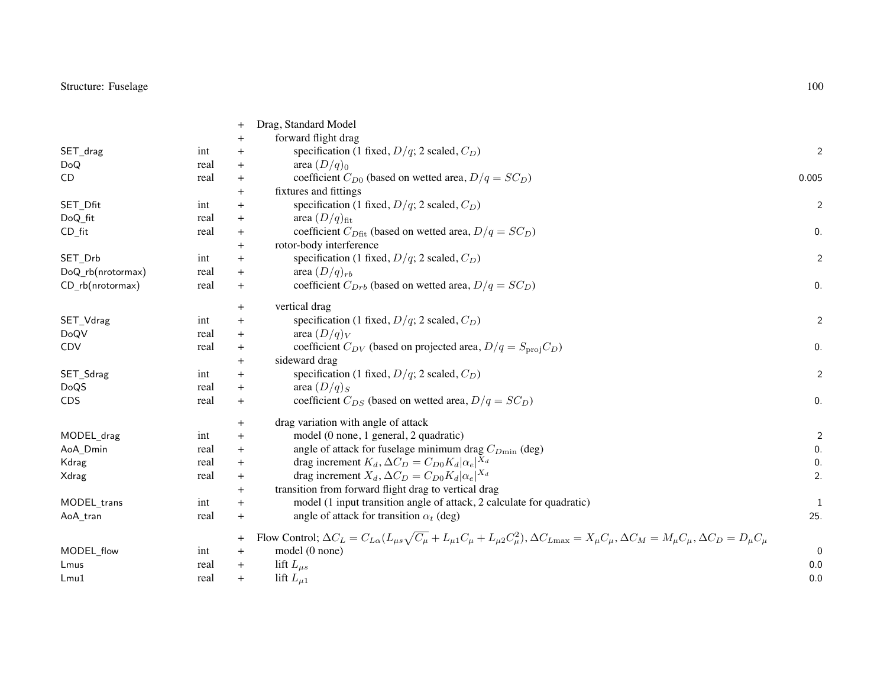| | | | | |
|---|---|---|---|---|
| | | + | Drag, Standard Model | |
| | | + | forward flight drag | |
| SET_drag | int | + | specification (1 fixed, $D/q$; 2 scaled, $C_D$) | 2 |
| DoQ | real | + | area $(D/q)_0$ | |
| CD | real | + | coefficient $C_{D0}$ (based on wetted area, $D/q = SC_D$) | 0.005 |
| | | + | fixtures and fittings | |
| SET_Dfit | int | + | specification (1 fixed, $D/q$; 2 scaled, $C_D$) | 2 |
| DoQ_fit | real | + | area $(D/q)_{\text{fit}}$ | |
| CD_fit | real | + | coefficient $C_{D\text{fit}}$ (based on wetted area, $D/q = SC_D$) | 0. |
| | | + | rotor-body interference | |
| SET_Drb | int | + | specification (1 fixed, $D/q$; 2 scaled, $C_D$) | 2 |
| DoQ_rb(nrotormax) | real | + | area $(D/q)_{rb}$ | |
| CD_rb(nrotormax) | real | + | coefficient $C_{Drb}$ (based on wetted area, $D/q = SC_D$) | 0. |
| | | + | vertical drag | |
| SET_Vdrag | int | + | specification (1 fixed, $D/q$; 2 scaled, $C_D$) | 2 |
| DoQV | real | + | area $(D/q)_V$ | |
| CDV | real | + | coefficient $C_{DV}$ (based on projected area, $D/q = S_{\text{proj}}C_D$) | 0. |
| | | + | sideward drag | |
| SET_Sdrag | int | + | specification (1 fixed, $D/q$; 2 scaled, $C_D$) | 2 |
| DoQS | real | + | area $(D/q)_S$ | |
| CDS | real | + | coefficient $C_{DS}$ (based on wetted area, $D/q = SC_D$) | 0. |
| | | + | drag variation with angle of attack | |
| MODEL_drag | int | + | model (0 none, 1 general, 2 quadratic) | 2 |
| AoA_Dmin | real | + | angle of attack for fuselage minimum drag $C_{D\min}$ (deg) | 0. |
| Kdrag | real | + | drag increment $K_d$, $\Delta C_D = C_{D0}K_d\lvert\alpha_e\rvert^{X_d}$ | 0. |
| Xdrag | real | + | drag increment $X_d$, $\Delta C_D = C_{D0}K_d\lvert\alpha_e\rvert^{X_d}$ | 2. |
| | | + | transition from forward flight drag to vertical drag | |
| MODEL_trans | int | + | model (1 input transition angle of attack, 2 calculate for quadratic) | 1 |
| AoA_tran | real | + | angle of attack for transition $\alpha_t$ (deg) | 25. |
| | | + | Flow Control; $\Delta C_L = C_{L\alpha}(L_{\mu s}\sqrt{C_\mu} + L_{\mu 1}C_\mu + L_{\mu 2}C_\mu^2)$, $\Delta C_{L\max} = X_\mu C_\mu$, $\Delta C_M = M_\mu C_\mu$, $\Delta C_D = D_\mu C_\mu$ | |
| MODEL_flow | int | + | model (0 none) | 0 |
| Lmus | real | + | lift $L_{\mu s}$ | 0.0 |
| Lmu1 | real | + | lift $L_{\mu 1}$ | 0.0 |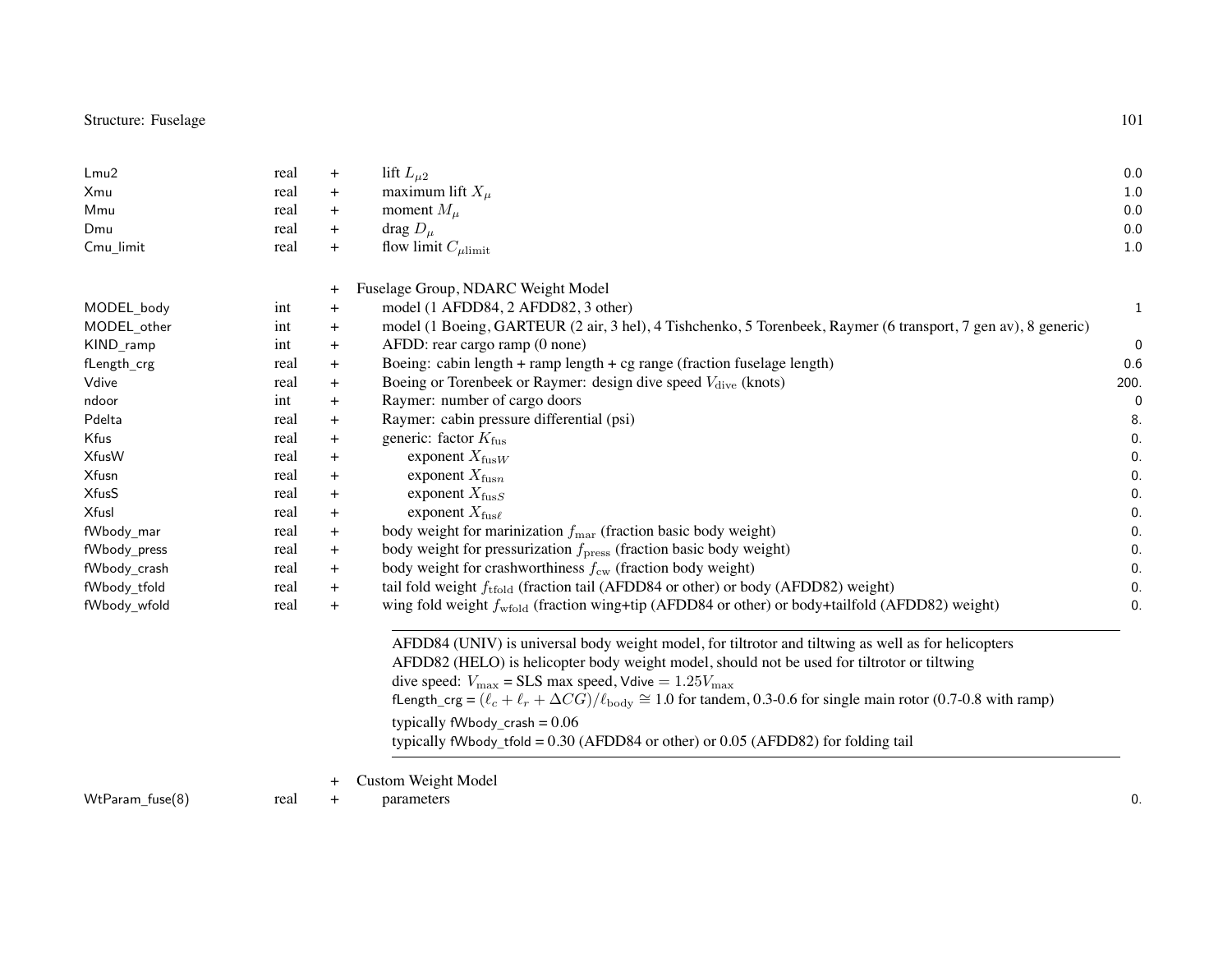| | | | | |
|---|---|---|---|---|
| Lmu2 | real | + | lift $L_{\mu 2}$ | 0.0 |
| Xmu | real | + | maximum lift $X_\mu$ | 1.0 |
| Mmu | real | + | moment $M_\mu$ | 0.0 |
| Dmu | real | + | drag $D_\mu$ | 0.0 |
| Cmu_limit | real | + | flow limit $C_{\mu\text{limit}}$ | 1.0 |
| | | | | |
| | | + | Fuselage Group, NDARC Weight Model | |
| MODEL_body | int | + | model (1 AFDD84, 2 AFDD82, 3 other) | 1 |
| MODEL_other | int | + | model (1 Boeing, GARTEUR (2 air, 3 hel), 4 Tishchenko, 5 Torenbeek, Raymer (6 transport, 7 gen av), 8 generic) | |
| KIND_ramp | int | + | AFDD: rear cargo ramp (0 none) | 0 |
| fLength_crg | real | + | Boeing: cabin length + ramp length + cg range (fraction fuselage length) | 0.6 |
| Vdive | real | + | Boeing or Torenbeek or Raymer: design dive speed $V_{\text{dive}}$ (knots) | 200. |
| ndoor | int | + | Raymer: number of cargo doors | 0 |
| Pdelta | real | + | Raymer: cabin pressure differential (psi) | 8. |
| Kfus | real | + | generic: factor $K_{\text{fus}}$ | 0. |
| XfusW | real | + | exponent $X_{\text{fus}W}$ | 0. |
| Xfusn | real | + | exponent $X_{\text{fus}n}$ | 0. |
| XfusS | real | + | exponent $X_{\text{fus}S}$ | 0. |
| Xfusl | real | + | exponent $X_{\text{fus}\ell}$ | 0. |
| fWbody_mar | real | + | body weight for marinization $f_{\text{mar}}$ (fraction basic body weight) | 0. |
| fWbody_press | real | + | body weight for pressurization $f_{\text{press}}$ (fraction basic body weight) | 0. |
| fWbody_crash | real | + | body weight for crashworthiness $f_{\text{cw}}$ (fraction body weight) | 0. |
| fWbody_tfold | real | + | tail fold weight $f_{\text{tfold}}$ (fraction tail (AFDD84 or other) or body (AFDD82) weight) | 0. |
| fWbody_wfold | real | + | wing fold weight $f_{\text{wfold}}$ (fraction wing+tip (AFDD84 or other) or body+tailfold (AFDD82) weight) | 0. |

AFDD84 (UNIV) is universal body weight model, for tiltrotor and tiltwing as well as for helicopters
AFDD82 (HELO) is helicopter body weight model, should not be used for tiltrotor or tiltwing
dive speed: $V_{\max}$ = SLS max speed, Vdive $= 1.25 V_{\max}$
fLength_crg = $(\ell_c + \ell_r + \Delta CG)/\ell_{\text{body}} \cong 1.0$ for tandem, 0.3-0.6 for single main rotor (0.7-0.8 with ramp)
typically fWbody_crash = 0.06
typically fWbody_tfold = 0.30 (AFDD84 or other) or 0.05 (AFDD82) for folding tail

| | | | | |
|---|---|---|---|---|
| | | + | Custom Weight Model | |
| WtParam_fuse(8) | real | + | parameters | 0. |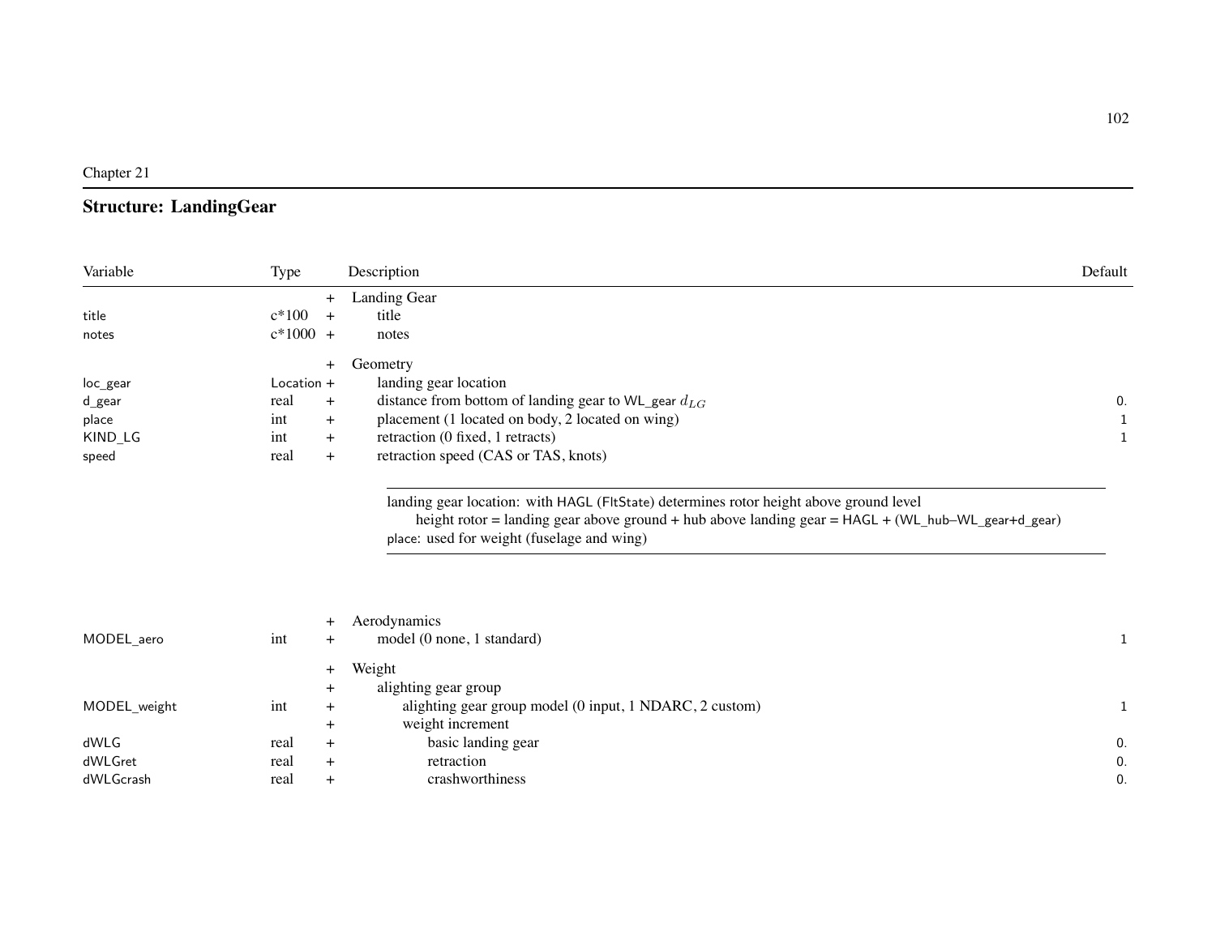Chapter 21

## Structure: LandingGear

| Variable | Type | | Description | Default |
|---|---|---|---|---|
| | | + | Landing Gear | |
| title | c*100 | + | title | |
| notes | c*1000 | + | notes | |
| | | + | Geometry | |
| loc_gear | Location | + | landing gear location | |
| d_gear | real | + | distance from bottom of landing gear to WL_gear $d_{LG}$ | 0. |
| place | int | + | placement (1 located on body, 2 located on wing) | 1 |
| KIND_LG | int | + | retraction (0 fixed, 1 retracts) | 1 |
| speed | real | + | retraction speed (CAS or TAS, knots) | |

landing gear location: with HAGL (FltState) determines rotor height above ground level
height rotor = landing gear above ground + hub above landing gear = HAGL + (WL_hub–WL_gear+d_gear)
place: used for weight (fuselage and wing)

| Variable | Type | | Description | Default |
|---|---|---|---|---|
| | | + | Aerodynamics | |
| MODEL_aero | int | + | model (0 none, 1 standard) | 1 |
| | | + | Weight | |
| | | + | alighting gear group | |
| MODEL_weight | int | + | alighting gear group model (0 input, 1 NDARC, 2 custom) | 1 |
| | | + | weight increment | |
| dWLG | real | + | basic landing gear | 0. |
| dWLGret | real | + | retraction | 0. |
| dWLGcrash | real | + | crashworthiness | 0. |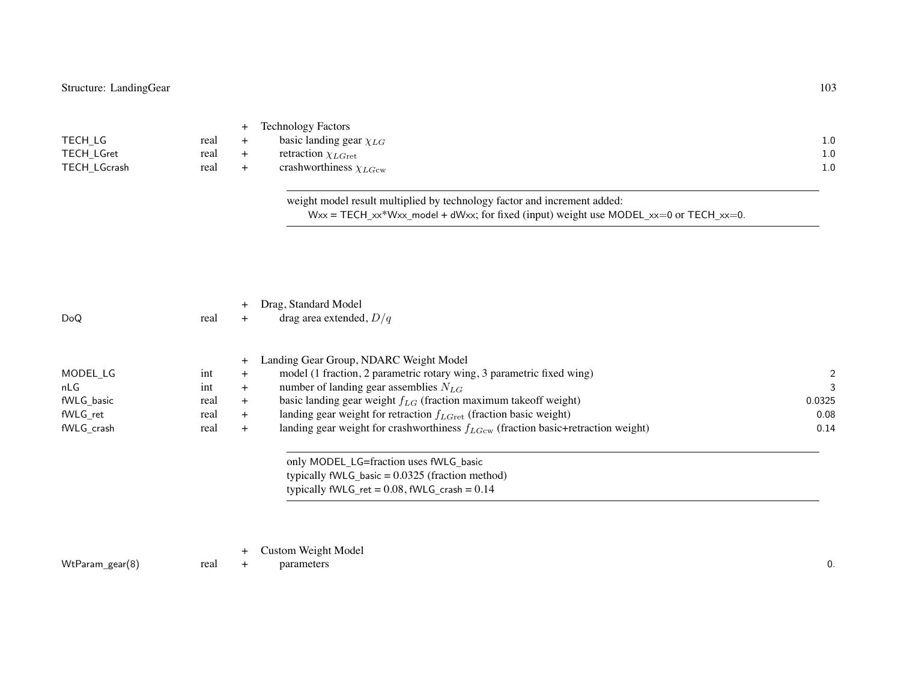| Variable | Type | | Description | Default |
|---|---|---|---|---|
| | | + | Technology Factors | |
| TECH_LG | real | + | basic landing gear $\chi_{LG}$ | 1.0 |
| TECH_LGret | real | + | retraction $\chi_{LG\text{ret}}$ | 1.0 |
| TECH_LGcrash | real | + | crashworthiness $\chi_{LG\text{cw}}$ | 1.0 |

> weight model result multiplied by technology factor and increment added:
> Wxx = TECH_xx*Wxx_model + dWxx; for fixed (input) weight use MODEL_xx=0 or TECH_xx=0.

| Variable | Type | | Description | Default |
|---|---|---|---|---|
| | | + | Drag, Standard Model | |
| DoQ | real | + | drag area extended, $D/q$ | |
| | | + | Landing Gear Group, NDARC Weight Model | |
| MODEL_LG | int | + | model (1 fraction, 2 parametric rotary wing, 3 parametric fixed wing) | 2 |
| nLG | int | + | number of landing gear assemblies $N_{LG}$ | 3 |
| fWLG_basic | real | + | basic landing gear weight $f_{LG}$ (fraction maximum takeoff weight) | 0.0325 |
| fWLG_ret | real | + | landing gear weight for retraction $f_{LG\text{ret}}$ (fraction basic weight) | 0.08 |
| fWLG_crash | real | + | landing gear weight for crashworthiness $f_{LG\text{cw}}$ (fraction basic+retraction weight) | 0.14 |

> only MODEL_LG=fraction uses fWLG_basic
> typically fWLG_basic = 0.0325 (fraction method)
> typically fWLG_ret = 0.08, fWLG_crash = 0.14

| Variable | Type | | Description | Default |
|---|---|---|---|---|
| | | + | Custom Weight Model | |
| WtParam_gear(8) | real | + | parameters | 0. |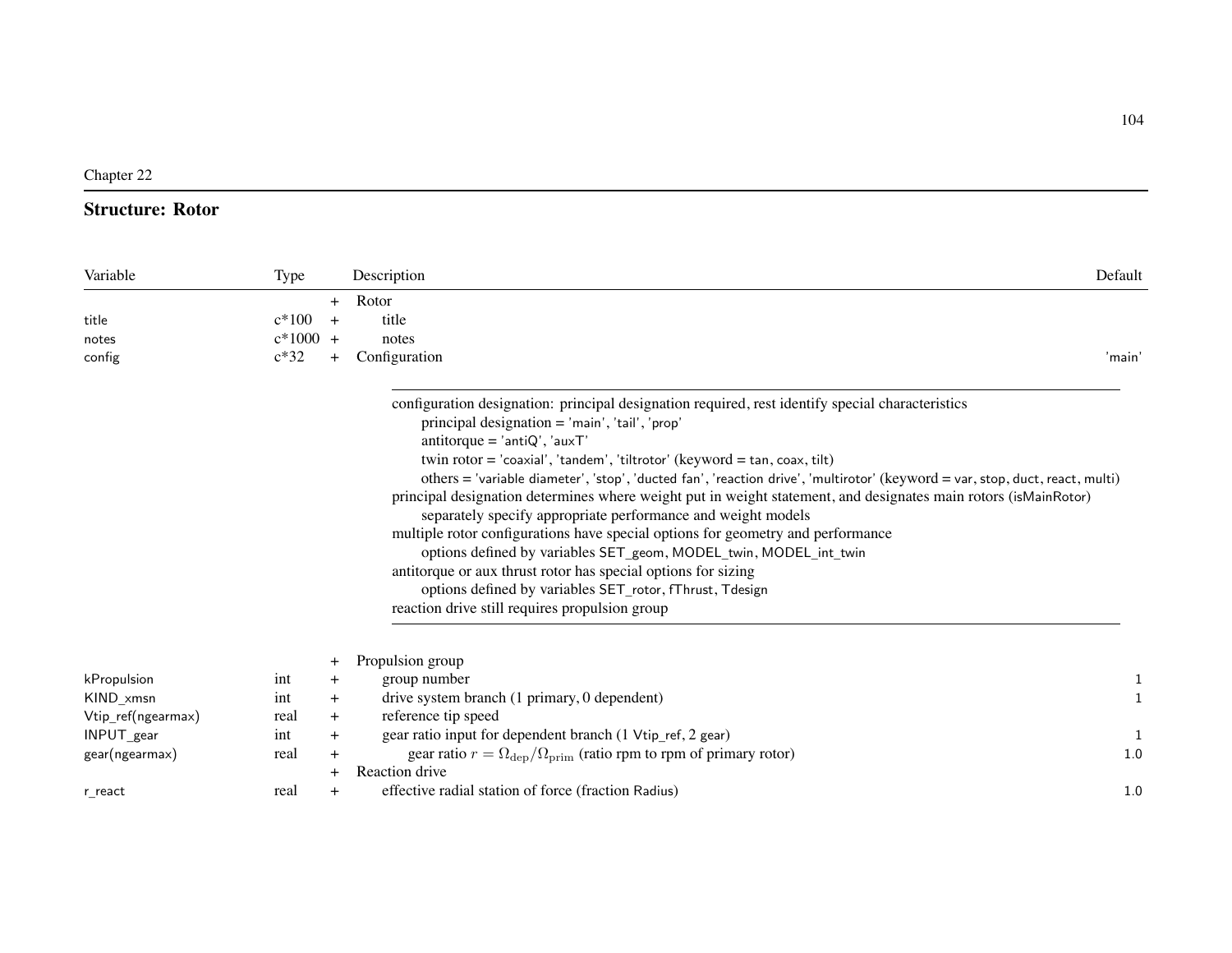Chapter 22

## Structure: Rotor

| Variable | Type | | Description | Default |
|---|---|---|---|---|
| | | + | Rotor | |
| title | c*100 | + | title | |
| notes | c*1000 | + | notes | |
| config | c*32 | + | Configuration | 'main' |

configuration designation: principal designation required, rest identify special characteristics
- principal designation = 'main', 'tail', 'prop'
- antitorque = 'antiQ', 'auxT'
- twin rotor = 'coaxial', 'tandem', 'tiltrotor' (keyword = tan, coax, tilt)
- others = 'variable diameter', 'stop', 'ducted fan', 'reaction drive', 'multirotor' (keyword = var, stop, duct, react, multi)

principal designation determines where weight put in weight statement, and designates main rotors (isMainRotor)
- separately specify appropriate performance and weight models

multiple rotor configurations have special options for geometry and performance
- options defined by variables SET_geom, MODEL_twin, MODEL_int_twin

antitorque or aux thrust rotor has special options for sizing
- options defined by variables SET_rotor, fThrust, Tdesign

reaction drive still requires propulsion group

| Variable | Type | | Description | Default |
|---|---|---|---|---|
| | | + | Propulsion group | |
| kPropulsion | int | + | group number | 1 |
| KIND_xmsn | int | + | drive system branch (1 primary, 0 dependent) | 1 |
| Vtip_ref(ngearmax) | real | + | reference tip speed | |
| INPUT_gear | int | + | gear ratio input for dependent branch (1 Vtip_ref, 2 gear) | 1 |
| gear(ngearmax) | real | + | gear ratio $r = \Omega_{\rm dep}/\Omega_{\rm prim}$ (ratio rpm to rpm of primary rotor) | 1.0 |
| | | + | Reaction drive | |
| r_react | real | + | effective radial station of force (fraction Radius) | 1.0 |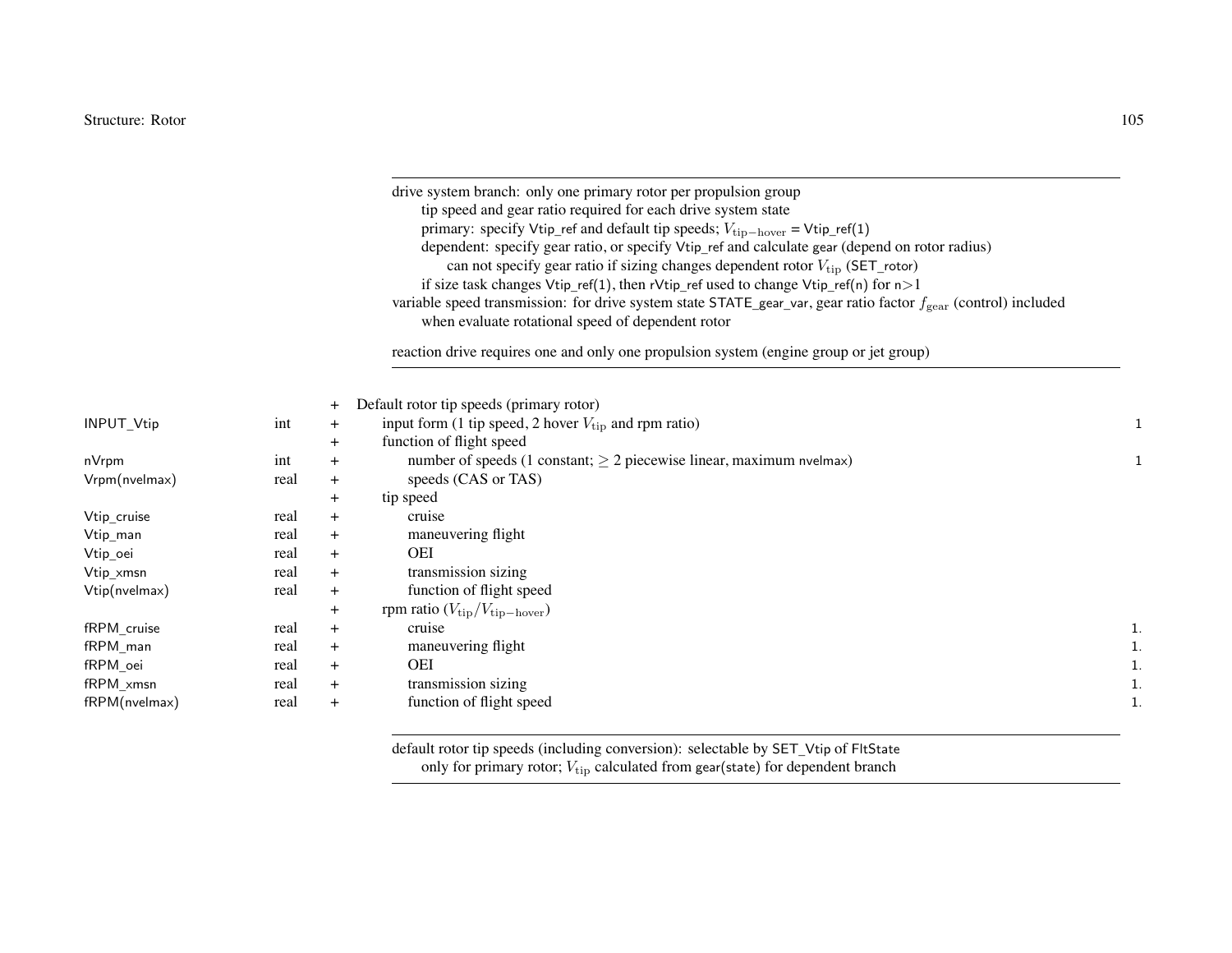drive system branch: only one primary rotor per propulsion group
  tip speed and gear ratio required for each drive system state
  primary: specify Vtip_ref and default tip speeds; $V_{\text{tip-hover}}$ = Vtip_ref(1)
  dependent: specify gear ratio, or specify Vtip_ref and calculate gear (depend on rotor radius)
    can not specify gear ratio if sizing changes dependent rotor $V_{\text{tip}}$ (SET_rotor)
  if size task changes Vtip_ref(1), then rVtip_ref used to change Vtip_ref(n) for n>1
variable speed transmission: for drive system state STATE_gear_var, gear ratio factor $f_{\text{gear}}$ (control) included
  when evaluate rotational speed of dependent rotor

reaction drive requires one and only one propulsion system (engine group or jet group)

| | | | | |
|---|---|---|---|---|
| | | + | Default rotor tip speeds (primary rotor) | |
| INPUT_Vtip | int | + | input form (1 tip speed, 2 hover $V_{\text{tip}}$ and rpm ratio) | 1 |
| | | + | function of flight speed | |
| nVrpm | int | + | number of speeds (1 constant; $\geq 2$ piecewise linear, maximum nvelmax) | 1 |
| Vrpm(nvelmax) | real | + | speeds (CAS or TAS) | |
| | | + | tip speed | |
| Vtip_cruise | real | + | cruise | |
| Vtip_man | real | + | maneuvering flight | |
| Vtip_oei | real | + | OEI | |
| Vtip_xmsn | real | + | transmission sizing | |
| Vtip(nvelmax) | real | + | function of flight speed | |
| | | + | rpm ratio ($V_{\text{tip}}/V_{\text{tip-hover}}$) | |
| fRPM_cruise | real | + | cruise | 1. |
| fRPM_man | real | + | maneuvering flight | 1. |
| fRPM_oei | real | + | OEI | 1. |
| fRPM_xmsn | real | + | transmission sizing | 1. |
| fRPM(nvelmax) | real | + | function of flight speed | 1. |

default rotor tip speeds (including conversion): selectable by SET_Vtip of FltState
  only for primary rotor; $V_{\text{tip}}$ calculated from gear(state) for dependent branch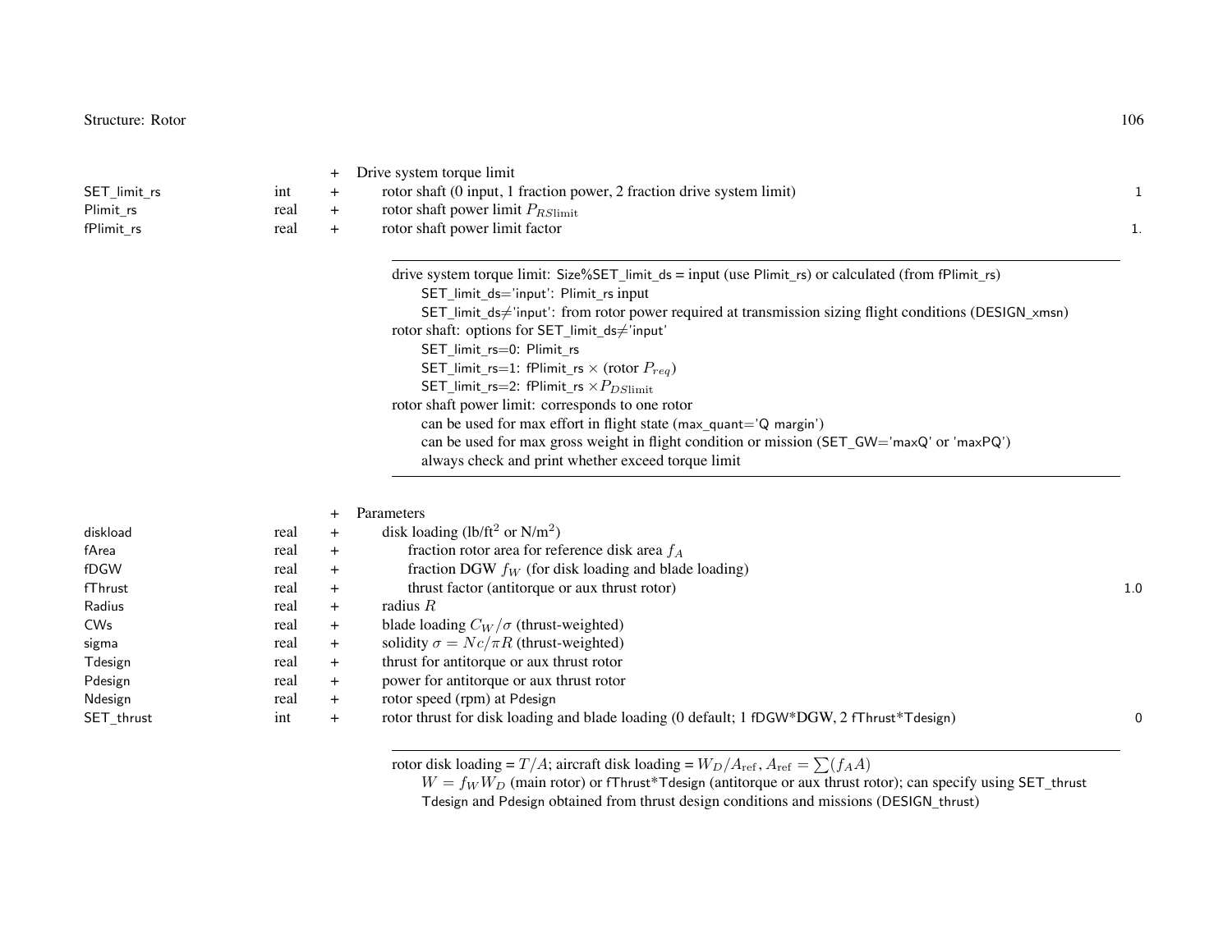| | | | | |
|---|---|---|---|---|
| | | + | Drive system torque limit | |
| SET_limit_rs | int | + | rotor shaft (0 input, 1 fraction power, 2 fraction drive system limit) | 1 |
| Plimit_rs | real | + | rotor shaft power limit $P_{RS\text{limit}}$ | |
| fPlimit_rs | real | + | rotor shaft power limit factor | 1. |

drive system torque limit: Size%SET_limit_ds = input (use Plimit_rs) or calculated (from fPlimit_rs)
- SET_limit_ds='input': Plimit_rs input
- SET_limit_ds≠'input': from rotor power required at transmission sizing flight conditions (DESIGN_xmsn)

rotor shaft: options for SET_limit_ds≠'input'
- SET_limit_rs=0: Plimit_rs
- SET_limit_rs=1: fPlimit_rs × (rotor $P_{req}$)
- SET_limit_rs=2: fPlimit_rs ×$P_{DS\text{limit}}$

rotor shaft power limit: corresponds to one rotor
- can be used for max effort in flight state (max_quant='Q margin')
- can be used for max gross weight in flight condition or mission (SET_GW='maxQ' or 'maxPQ')
- always check and print whether exceed torque limit

| | | | | |
|---|---|---|---|---|
| | | + | Parameters | |
| diskload | real | + | disk loading (lb/ft$^2$ or N/m$^2$) | |
| fArea | real | + | fraction rotor area for reference disk area $f_A$ | |
| fDGW | real | + | fraction DGW $f_W$ (for disk loading and blade loading) | |
| fThrust | real | + | thrust factor (antitorque or aux thrust rotor) | 1.0 |
| Radius | real | + | radius $R$ | |
| CWs | real | + | blade loading $C_W/\sigma$ (thrust-weighted) | |
| sigma | real | + | solidity $\sigma = Nc/\pi R$ (thrust-weighted) | |
| Tdesign | real | + | thrust for antitorque or aux thrust rotor | |
| Pdesign | real | + | power for antitorque or aux thrust rotor | |
| Ndesign | real | + | rotor speed (rpm) at Pdesign | |
| SET_thrust | int | + | rotor thrust for disk loading and blade loading (0 default; 1 fDGW*DGW, 2 fThrust*Tdesign) | 0 |

rotor disk loading = $T/A$; aircraft disk loading = $W_D/A_{\text{ref}}$, $A_{\text{ref}} = \sum(f_A A)$
- $W = f_W W_D$ (main rotor) or fThrust*Tdesign (antitorque or aux thrust rotor); can specify using SET_thrust
- Tdesign and Pdesign obtained from thrust design conditions and missions (DESIGN_thrust)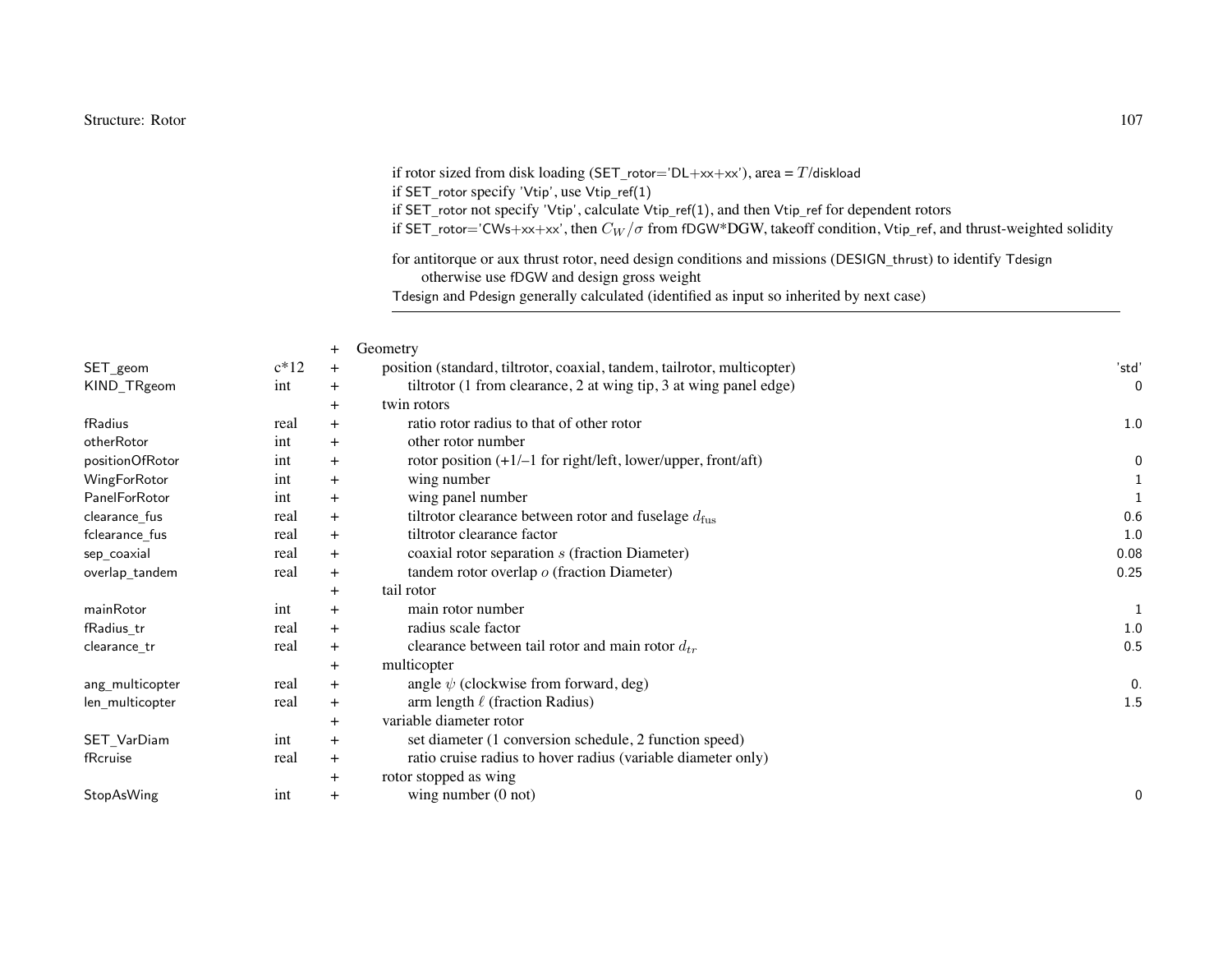if rotor sized from disk loading (SET_rotor='DL+xx+xx'), area = $T$/diskload
if SET_rotor specify 'Vtip', use Vtip_ref(1)
if SET_rotor not specify 'Vtip', calculate Vtip_ref(1), and then Vtip_ref for dependent rotors
if SET_rotor='CWs+xx+xx', then $C_W/\sigma$ from fDGW*DGW, takeoff condition, Vtip_ref, and thrust-weighted solidity

for antitorque or aux thrust rotor, need design conditions and missions (DESIGN_thrust) to identify Tdesign
    otherwise use fDGW and design gross weight
Tdesign and Pdesign generally calculated (identified as input so inherited by next case)

| | | | | |
|---|---|---|---|---|
| | | + | Geometry | |
| SET_geom | c*12 | + | position (standard, tiltrotor, coaxial, tandem, tailrotor, multicopter) | 'std' |
| KIND_TRgeom | int | + | tiltrotor (1 from clearance, 2 at wing tip, 3 at wing panel edge) | 0 |
| | | + | twin rotors | |
| fRadius | real | + | ratio rotor radius to that of other rotor | 1.0 |
| otherRotor | int | + | other rotor number | |
| positionOfRotor | int | + | rotor position (+1/–1 for right/left, lower/upper, front/aft) | 0 |
| WingForRotor | int | + | wing number | 1 |
| PanelForRotor | int | + | wing panel number | 1 |
| clearance_fus | real | + | tiltrotor clearance between rotor and fuselage $d_{\text{fus}}$ | 0.6 |
| fclearance_fus | real | + | tiltrotor clearance factor | 1.0 |
| sep_coaxial | real | + | coaxial rotor separation $s$ (fraction Diameter) | 0.08 |
| overlap_tandem | real | + | tandem rotor overlap $o$ (fraction Diameter) | 0.25 |
| | | + | tail rotor | |
| mainRotor | int | + | main rotor number | 1 |
| fRadius_tr | real | + | radius scale factor | 1.0 |
| clearance_tr | real | + | clearance between tail rotor and main rotor $d_{tr}$ | 0.5 |
| | | + | multicopter | |
| ang_multicopter | real | + | angle $\psi$ (clockwise from forward, deg) | 0. |
| len_multicopter | real | + | arm length $\ell$ (fraction Radius) | 1.5 |
| | | + | variable diameter rotor | |
| SET_VarDiam | int | + | set diameter (1 conversion schedule, 2 function speed) | |
| fRcruise | real | + | ratio cruise radius to hover radius (variable diameter only) | |
| | | + | rotor stopped as wing | |
| StopAsWing | int | + | wing number (0 not) | 0 |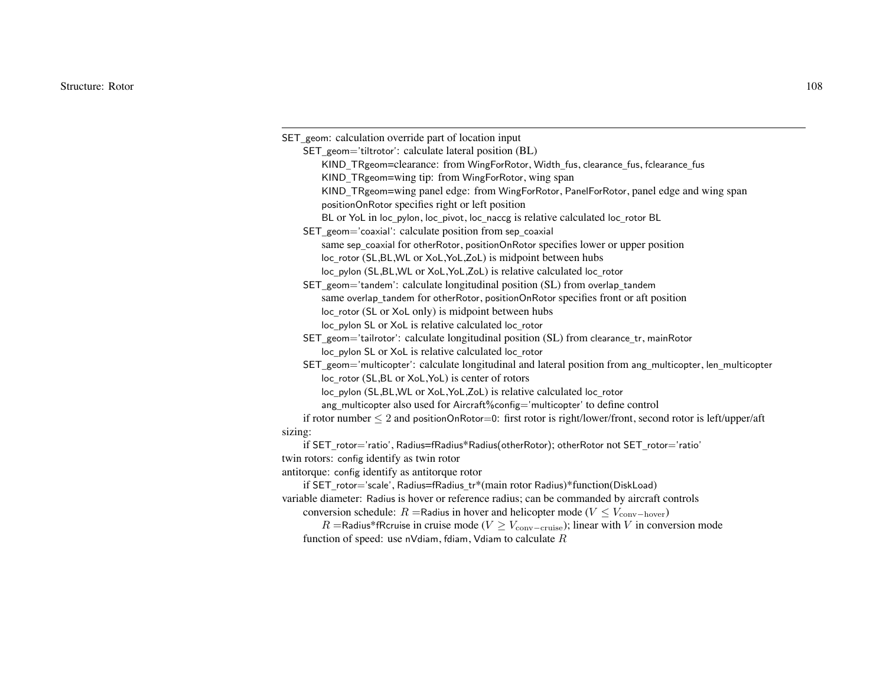SET_geom: calculation override part of location input

- SET_geom='tiltrotor': calculate lateral position (BL)
  - KIND_TRgeom=clearance: from WingForRotor, Width_fus, clearance_fus, fclearance_fus
  - KIND_TRgeom=wing tip: from WingForRotor, wing span
  - KIND_TRgeom=wing panel edge: from WingForRotor, PanelForRotor, panel edge and wing span
  - positionOnRotor specifies right or left position
  - BL or YoL in loc_pylon, loc_pivot, loc_naccg is relative calculated loc_rotor BL
- SET_geom='coaxial': calculate position from sep_coaxial
  - same sep_coaxial for otherRotor, positionOnRotor specifies lower or upper position
  - loc_rotor (SL,BL,WL or XoL,YoL,ZoL) is midpoint between hubs
  - loc_pylon (SL,BL,WL or XoL,YoL,ZoL) is relative calculated loc_rotor
- SET_geom='tandem': calculate longitudinal position (SL) from overlap_tandem
  - same overlap_tandem for otherRotor, positionOnRotor specifies front or aft position
  - loc_rotor (SL or XoL only) is midpoint between hubs
  - loc_pylon SL or XoL is relative calculated loc_rotor
- SET_geom='tailrotor': calculate longitudinal position (SL) from clearance_tr, mainRotor
  - loc_pylon SL or XoL is relative calculated loc_rotor
- SET_geom='multicopter': calculate longitudinal and lateral position from ang_multicopter, len_multicopter
  - loc_rotor (SL,BL or XoL,YoL) is center of rotors
  - loc_pylon (SL,BL,WL or XoL,YoL,ZoL) is relative calculated loc_rotor
  - ang_multicopter also used for Aircraft%config='multicopter' to define control
- if rotor number $\leq 2$ and positionOnRotor=0: first rotor is right/lower/front, second rotor is left/upper/aft

sizing:

- if SET_rotor='ratio', Radius=fRadius*Radius(otherRotor); otherRotor not SET_rotor='ratio'

twin rotors: config identify as twin rotor

antitorque: config identify as antitorque rotor

- if SET_rotor='scale', Radius=fRadius_tr*(main rotor Radius)*function(DiskLoad)

variable diameter: Radius is hover or reference radius; can be commanded by aircraft controls

- conversion schedule: $R =$Radius in hover and helicopter mode ($V \leq V_{\text{conv-hover}}$)
  - $R =$Radius*fRcruise in cruise mode ($V \geq V_{\text{conv-cruise}}$); linear with $V$ in conversion mode
- function of speed: use nVdiam, fdiam, Vdiam to calculate $R$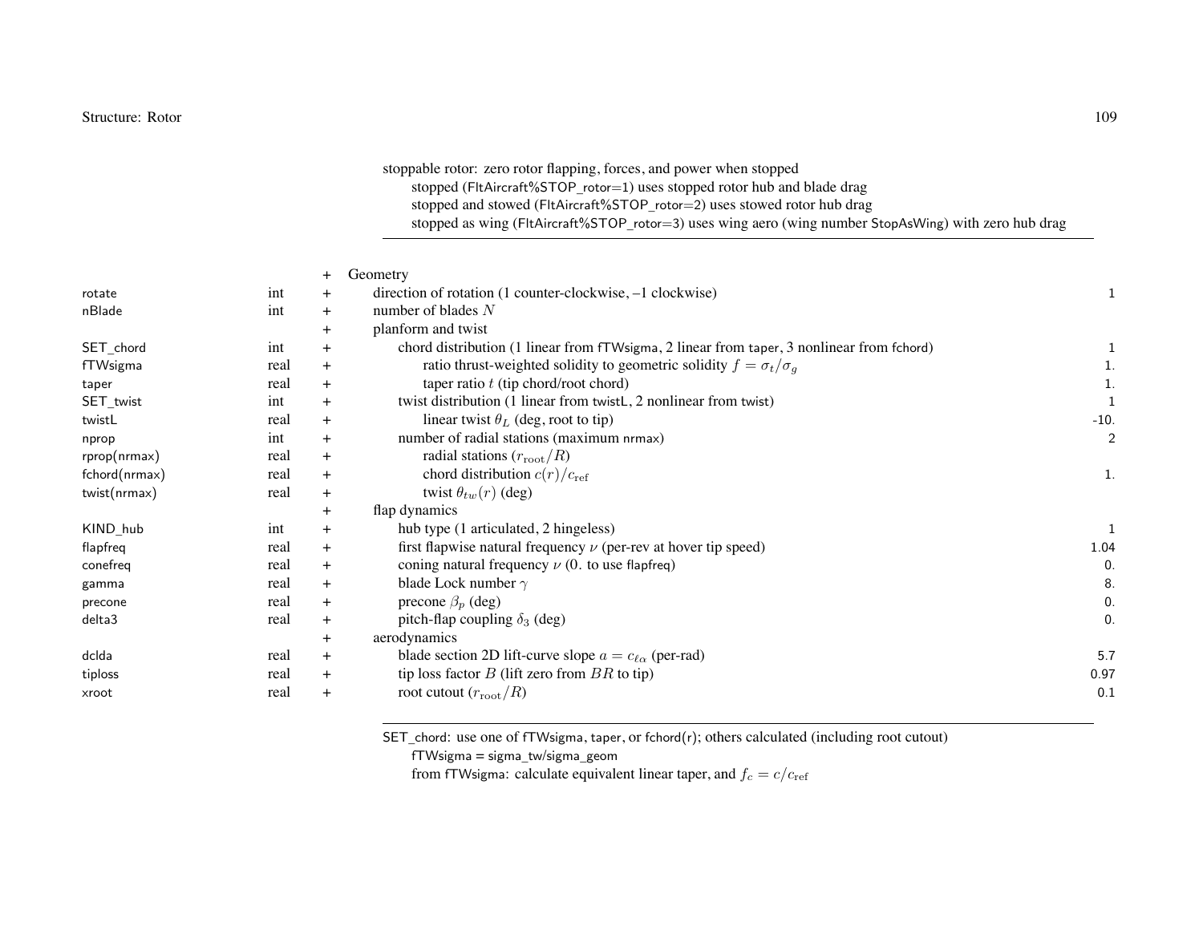stoppable rotor: zero rotor flapping, forces, and power when stopped
- stopped (FltAircraft%STOP_rotor=1) uses stopped rotor hub and blade drag
- stopped and stowed (FltAircraft%STOP_rotor=2) uses stowed rotor hub drag
- stopped as wing (FltAircraft%STOP_rotor=3) uses wing aero (wing number StopAsWing) with zero hub drag

| Variable | Type | | Description | Default |
|---|---|---|---|---|
| | | + | Geometry | |
| rotate | int | + | direction of rotation (1 counter-clockwise, –1 clockwise) | 1 |
| nBlade | int | + | number of blades $N$ | |
| | | + | planform and twist | |
| SET_chord | int | + | chord distribution (1 linear from fTWsigma, 2 linear from taper, 3 nonlinear from fchord) | 1 |
| fTWsigma | real | + | ratio thrust-weighted solidity to geometric solidity $f = \sigma_t/\sigma_g$ | 1. |
| taper | real | + | taper ratio $t$ (tip chord/root chord) | 1. |
| SET_twist | int | + | twist distribution (1 linear from twistL, 2 nonlinear from twist) | 1 |
| twistL | real | + | linear twist $\theta_L$ (deg, root to tip) | -10. |
| nprop | int | + | number of radial stations (maximum nrmax) | 2 |
| rprop(nrmax) | real | + | radial stations ($r_{\text{root}}/R$) | |
| fchord(nrmax) | real | + | chord distribution $c(r)/c_{\text{ref}}$ | 1. |
| twist(nrmax) | real | + | twist $\theta_{tw}(r)$ (deg) | |
| | | + | flap dynamics | |
| KIND_hub | int | + | hub type (1 articulated, 2 hingeless) | 1 |
| flapfreq | real | + | first flapwise natural frequency $\nu$ (per-rev at hover tip speed) | 1.04 |
| conefreq | real | + | coning natural frequency $\nu$ (0. to use flapfreq) | 0. |
| gamma | real | + | blade Lock number $\gamma$ | 8. |
| precone | real | + | precone $\beta_p$ (deg) | 0. |
| delta3 | real | + | pitch-flap coupling $\delta_3$ (deg) | 0. |
| | | + | aerodynamics | |
| dclda | real | + | blade section 2D lift-curve slope $a = c_{\ell\alpha}$ (per-rad) | 5.7 |
| tiploss | real | + | tip loss factor $B$ (lift zero from $BR$ to tip) | 0.97 |
| xroot | real | + | root cutout ($r_{\text{root}}/R$) | 0.1 |

SET_chord: use one of fTWsigma, taper, or fchord(r); others calculated (including root cutout)
- fTWsigma = sigma_tw/sigma_geom
- from fTWsigma: calculate equivalent linear taper, and $f_c = c/c_{\text{ref}}$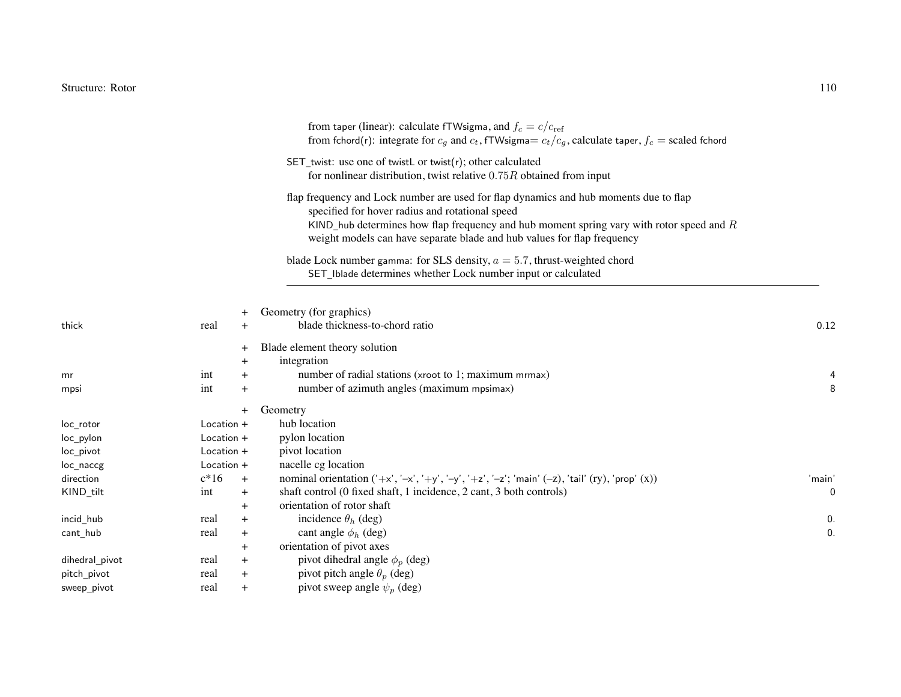from taper (linear): calculate fTWsigma, and $f_c = c/c_{\rm ref}$
from fchord(r): integrate for $c_g$ and $c_t$, fTWsigma= $c_t/c_g$, calculate taper, $f_c$ = scaled fchord

SET_twist: use one of twistL or twist(r); other calculated
for nonlinear distribution, twist relative $0.75R$ obtained from input

flap frequency and Lock number are used for flap dynamics and hub moments due to flap
specified for hover radius and rotational speed
KIND_hub determines how flap frequency and hub moment spring vary with rotor speed and $R$
weight models can have separate blade and hub values for flap frequency

blade Lock number gamma: for SLS density, $a = 5.7$, thrust-weighted chord
SET_Iblade determines whether Lock number input or calculated

---

| | | | | |
|---|---|---|---|---|
| | | + | Geometry (for graphics) | |
| thick | real | + | blade thickness-to-chord ratio | 0.12 |
| | | + | Blade element theory solution | |
| | | + | integration | |
| mr | int | + | number of radial stations (xroot to 1; maximum mrmax) | 4 |
| mpsi | int | + | number of azimuth angles (maximum mpsimax) | 8 |
| | | + | Geometry | |
| loc_rotor | Location | + | hub location | |
| loc_pylon | Location | + | pylon location | |
| loc_pivot | Location | + | pivot location | |
| loc_naccg | Location | + | nacelle cg location | |
| direction | c*16 | + | nominal orientation ('+x', '–x', '+y', '–y', '+z', '–z'; 'main' (–z), 'tail' (ry), 'prop' (x)) | 'main' |
| KIND_tilt | int | + | shaft control (0 fixed shaft, 1 incidence, 2 cant, 3 both controls) | 0 |
| | | + | orientation of rotor shaft | |
| incid_hub | real | + | incidence $\theta_h$ (deg) | 0. |
| cant_hub | real | + | cant angle $\phi_h$ (deg) | 0. |
| | | + | orientation of pivot axes | |
| dihedral_pivot | real | + | pivot dihedral angle $\phi_p$ (deg) | |
| pitch_pivot | real | + | pivot pitch angle $\theta_p$ (deg) | |
| sweep_pivot | real | + | pivot sweep angle $\psi_p$ (deg) | |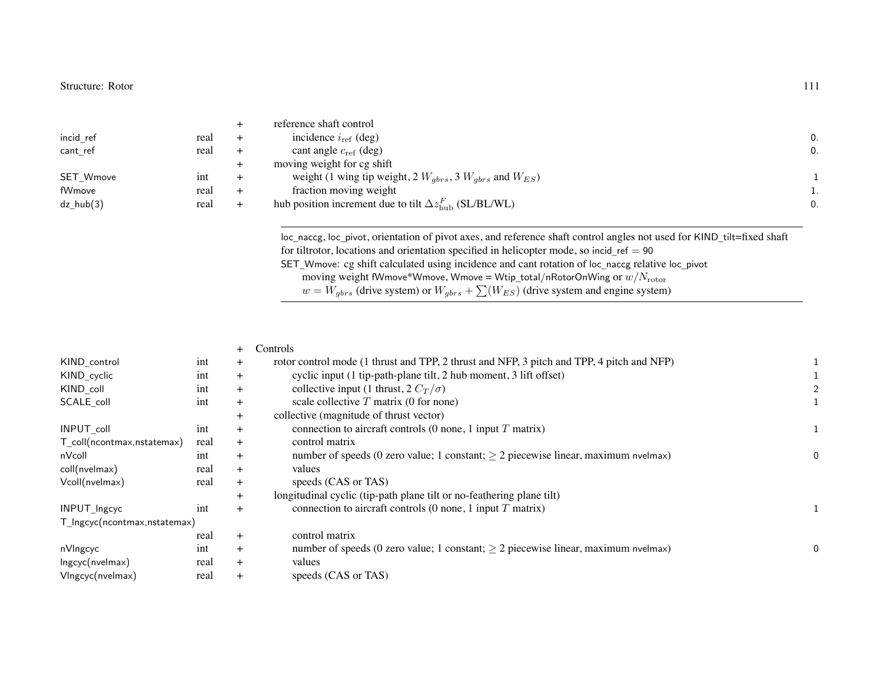| | | | | |
|---|---|---|---|---|
| | | + | reference shaft control | |
| incid_ref | real | + | incidence $i_{\rm ref}$ (deg) | 0. |
| cant_ref | real | + | cant angle $c_{\rm ref}$ (deg) | 0. |
| | | + | moving weight for cg shift | |
| SET_Wmove | int | + | weight (1 wing tip weight, 2 $W_{gbrs}$, 3 $W_{gbrs}$ and $W_{ES}$) | 1 |
| fWmove | real | + | fraction moving weight | 1. |
| dz_hub(3) | real | + | hub position increment due to tilt $\Delta z^F_{\rm hub}$ (SL/BL/WL) | 0. |

---

loc_naccg, loc_pivot, orientation of pivot axes, and reference shaft control angles not used for KIND_tilt=fixed shaft for tiltrotor, locations and orientation specified in helicopter mode, so incid_ref = 90
SET_Wmove: cg shift calculated using incidence and cant rotation of loc_naccg relative loc_pivot
  moving weight fWmove*Wmove, Wmove = Wtip_total/nRotorOnWing or $w/N_{\rm rotor}$
  $w = W_{gbrs}$ (drive system) or $W_{gbrs} + \sum(W_{ES})$ (drive system and engine system)

---

| | | | | |
|---|---|---|---|---|
| | | + | Controls | |
| KIND_control | int | + | rotor control mode (1 thrust and TPP, 2 thrust and NFP, 3 pitch and TPP, 4 pitch and NFP) | 1 |
| KIND_cyclic | int | + | cyclic input (1 tip-path-plane tilt, 2 hub moment, 3 lift offset) | 1 |
| KIND_coll | int | + | collective input (1 thrust, 2 $C_T/\sigma$) | 2 |
| SCALE_coll | int | + | scale collective $T$ matrix (0 for none) | 1 |
| | | + | collective (magnitude of thrust vector) | |
| INPUT_coll | int | + | connection to aircraft controls (0 none, 1 input $T$ matrix) | 1 |
| T_coll(ncontmax,nstatemax) | real | + | control matrix | |
| nVcoll | int | + | number of speeds (0 zero value; 1 constant; $\geq 2$ piecewise linear, maximum nvelmax) | 0 |
| coll(nvelmax) | real | + | values | |
| Vcoll(nvelmax) | real | + | speeds (CAS or TAS) | |
| | | + | longitudinal cyclic (tip-path plane tilt or no-feathering plane tilt) | |
| INPUT_lngcyc | int | + | connection to aircraft controls (0 none, 1 input $T$ matrix) | 1 |
| T_lngcyc(ncontmax,nstatemax) | real | + | control matrix | |
| nVlngcyc | int | + | number of speeds (0 zero value; 1 constant; $\geq 2$ piecewise linear, maximum nvelmax) | 0 |
| lngcyc(nvelmax) | real | + | values | |
| Vlngcyc(nvelmax) | real | + | speeds (CAS or TAS) | |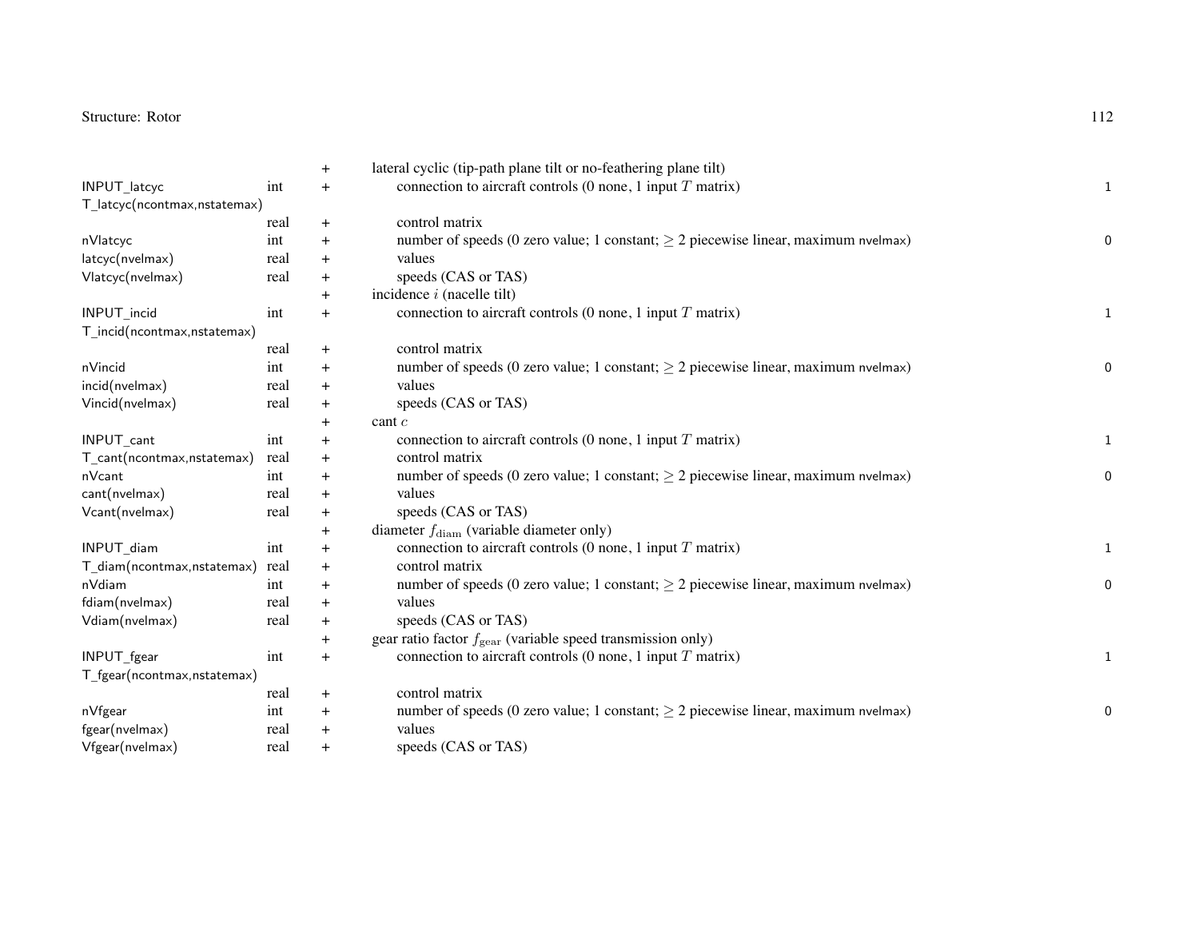| | | | | |
|---|---|---|---|---|
| | | + | lateral cyclic (tip-path plane tilt or no-feathering plane tilt) | |
| INPUT_latcyc | int | + | connection to aircraft controls (0 none, 1 input $T$ matrix) | 1 |
| T_latcyc(ncontmax,nstatemax) | real | + | control matrix | |
| nVlatcyc | int | + | number of speeds (0 zero value; 1 constant; $\geq 2$ piecewise linear, maximum nvelmax) | 0 |
| latcyc(nvelmax) | real | + | values | |
| Vlatcyc(nvelmax) | real | + | speeds (CAS or TAS) | |
| | | + | incidence $i$ (nacelle tilt) | |
| INPUT_incid | int | + | connection to aircraft controls (0 none, 1 input $T$ matrix) | 1 |
| T_incid(ncontmax,nstatemax) | real | + | control matrix | |
| nVincid | int | + | number of speeds (0 zero value; 1 constant; $\geq 2$ piecewise linear, maximum nvelmax) | 0 |
| incid(nvelmax) | real | + | values | |
| Vincid(nvelmax) | real | + | speeds (CAS or TAS) | |
| | | + | cant $c$ | |
| INPUT_cant | int | + | connection to aircraft controls (0 none, 1 input $T$ matrix) | 1 |
| T_cant(ncontmax,nstatemax) | real | + | control matrix | |
| nVcant | int | + | number of speeds (0 zero value; 1 constant; $\geq 2$ piecewise linear, maximum nvelmax) | 0 |
| cant(nvelmax) | real | + | values | |
| Vcant(nvelmax) | real | + | speeds (CAS or TAS) | |
| | | + | diameter $f_{\rm diam}$ (variable diameter only) | |
| INPUT_diam | int | + | connection to aircraft controls (0 none, 1 input $T$ matrix) | 1 |
| T_diam(ncontmax,nstatemax) | real | + | control matrix | |
| nVdiam | int | + | number of speeds (0 zero value; 1 constant; $\geq 2$ piecewise linear, maximum nvelmax) | 0 |
| fdiam(nvelmax) | real | + | values | |
| Vdiam(nvelmax) | real | + | speeds (CAS or TAS) | |
| | | + | gear ratio factor $f_{\rm gear}$ (variable speed transmission only) | |
| INPUT_fgear | int | + | connection to aircraft controls (0 none, 1 input $T$ matrix) | 1 |
| T_fgear(ncontmax,nstatemax) | real | + | control matrix | |
| nVfgear | int | + | number of speeds (0 zero value; 1 constant; $\geq 2$ piecewise linear, maximum nvelmax) | 0 |
| fgear(nvelmax) | real | + | values | |
| Vfgear(nvelmax) | real | + | speeds (CAS or TAS) | |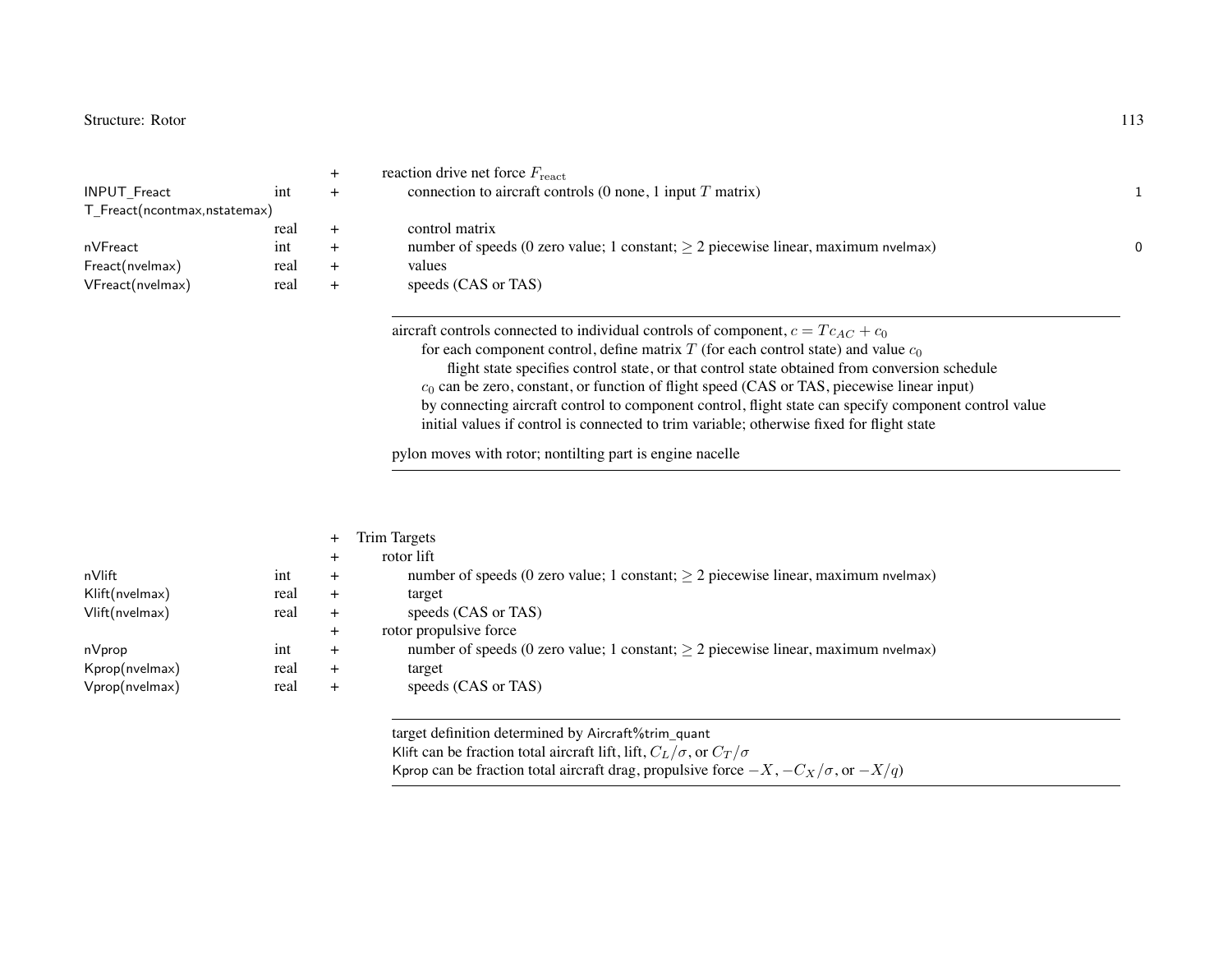| Variable | Type | | Description | Default |
|---|---|---|---|---|
| | | + | reaction drive net force $F_{\text{react}}$ | |
| INPUT_Freact | int | + | connection to aircraft controls (0 none, 1 input $T$ matrix) | 1 |
| T_Freact(ncontmax,nstatemax) | real | + | control matrix | |
| nVFreact | int | + | number of speeds (0 zero value; 1 constant; $\geq 2$ piecewise linear, maximum nvelmax) | 0 |
| Freact(nvelmax) | real | + | values | |
| VFreact(nvelmax) | real | + | speeds (CAS or TAS) | |

---

aircraft controls connected to individual controls of component, $c = Tc_{AC} + c_0$
- for each component control, define matrix $T$ (for each control state) and value $c_0$
  - flight state specifies control state, or that control state obtained from conversion schedule
- $c_0$ can be zero, constant, or function of flight speed (CAS or TAS, piecewise linear input)
- by connecting aircraft control to component control, flight state can specify component control value
- initial values if control is connected to trim variable; otherwise fixed for flight state

pylon moves with rotor; nontilting part is engine nacelle

---

| Variable | Type | | Description |
|---|---|---|---|
| | | + | Trim Targets |
| | | + | rotor lift |
| nVlift | int | + | number of speeds (0 zero value; 1 constant; $\geq 2$ piecewise linear, maximum nvelmax) |
| Klift(nvelmax) | real | + | target |
| Vlift(nvelmax) | real | + | speeds (CAS or TAS) |
| | | + | rotor propulsive force |
| nVprop | int | + | number of speeds (0 zero value; 1 constant; $\geq 2$ piecewise linear, maximum nvelmax) |
| Kprop(nvelmax) | real | + | target |
| Vprop(nvelmax) | real | + | speeds (CAS or TAS) |

---

target definition determined by Aircraft%trim_quant
Klift can be fraction total aircraft lift, lift, $C_L/\sigma$, or $C_T/\sigma$
Kprop can be fraction total aircraft drag, propulsive force $-X$, $-C_X/\sigma$, or $-X/q$)

---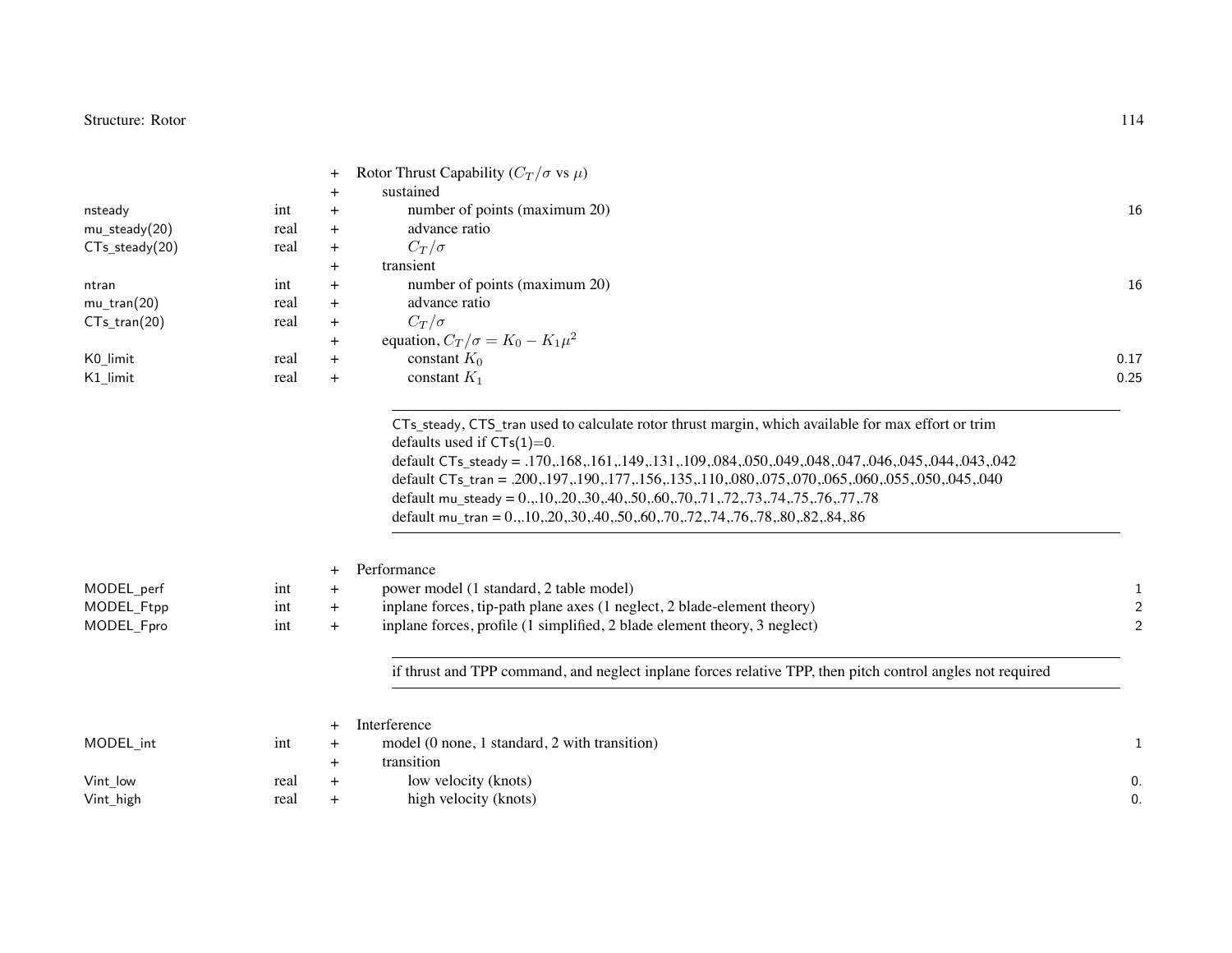| | | | | |
|---|---|---|---|---|
| | | + | Rotor Thrust Capability ($C_T/\sigma$ vs $\mu$) | |
| | | + | sustained | |
| nsteady | int | + | number of points (maximum 20) | 16 |
| mu_steady(20) | real | + | advance ratio | |
| CTs_steady(20) | real | + | $C_T/\sigma$ | |
| | | + | transient | |
| ntran | int | + | number of points (maximum 20) | 16 |
| mu_tran(20) | real | + | advance ratio | |
| CTs_tran(20) | real | + | $C_T/\sigma$ | |
| | | + | equation, $C_T/\sigma = K_0 - K_1\mu^2$ | |
| K0_limit | real | + | constant $K_0$ | 0.17 |
| K1_limit | real | + | constant $K_1$ | 0.25 |

CTs_steady, CTS_tran used to calculate rotor thrust margin, which available for max effort or trim
defaults used if CTs(1)=0.
default CTs_steady = .170,.168,.161,.149,.131,.109,.084,.050,.049,.048,.047,.046,.045,.044,.043,.042
default CTs_tran = .200,.197,.190,.177,.156,.135,.110,.080,.075,.070,.065,.060,.055,.050,.045,.040
default mu_steady = 0.,.10,.20,.30,.40,.50,.60,.70,.71,.72,.73,.74,.75,.76,.77,.78
default mu_tran = 0.,.10,.20,.30,.40,.50,.60,.70,.72,.74,.76,.78,.80,.82,.84,.86

| | | | | |
|---|---|---|---|---|
| | | + | Performance | |
| MODEL_perf | int | + | power model (1 standard, 2 table model) | 1 |
| MODEL_Ftpp | int | + | inplane forces, tip-path plane axes (1 neglect, 2 blade-element theory) | 2 |
| MODEL_Fpro | int | + | inplane forces, profile (1 simplified, 2 blade element theory, 3 neglect) | 2 |

if thrust and TPP command, and neglect inplane forces relative TPP, then pitch control angles not required

| | | | | |
|---|---|---|---|---|
| | | + | Interference | |
| MODEL_int | int | + | model (0 none, 1 standard, 2 with transition) | 1 |
| | | + | transition | |
| Vint_low | real | + | low velocity (knots) | 0. |
| Vint_high | real | + | high velocity (knots) | 0. |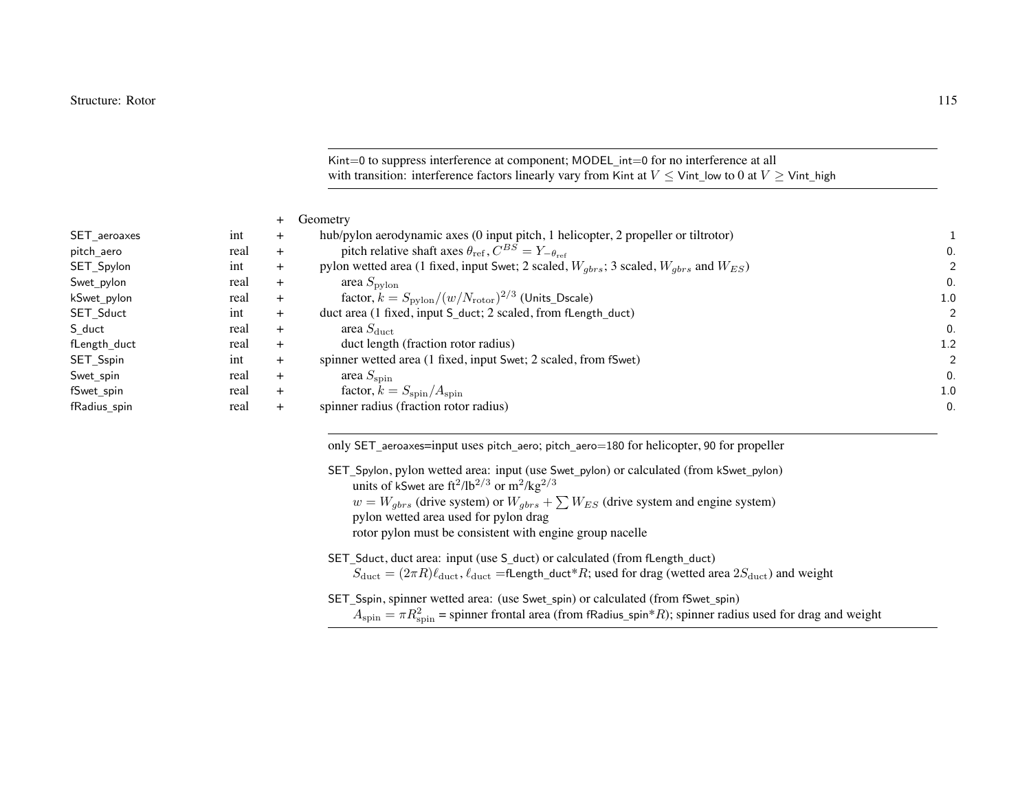Kint=0 to suppress interference at component; MODEL_int=0 for no interference at all
with transition: interference factors linearly vary from Kint at $V \leq$ Vint_low to 0 at $V \geq$ Vint_high

| | | | | |
|---|---|---|---|---|
| | | + | Geometry | |
| SET_aeroaxes | int | + | hub/pylon aerodynamic axes (0 input pitch, 1 helicopter, 2 propeller or tiltrotor) | 1 |
| pitch_aero | real | + | pitch relative shaft axes $\theta_{\text{ref}}$, $C^{BS} = Y_{-\theta_{\text{ref}}}$ | 0. |
| SET_Spylon | int | + | pylon wetted area (1 fixed, input Swet; 2 scaled, $W_{gbrs}$; 3 scaled, $W_{gbrs}$ and $W_{ES}$) | 2 |
| Swet_pylon | real | + | area $S_{\text{pylon}}$ | 0. |
| kSwet_pylon | real | + | factor, $k = S_{\text{pylon}}/(w/N_{\text{rotor}})^{2/3}$ (Units_Dscale) | 1.0 |
| SET_Sduct | int | + | duct area (1 fixed, input S_duct; 2 scaled, from fLength_duct) | 2 |
| S_duct | real | + | area $S_{\text{duct}}$ | 0. |
| fLength_duct | real | + | duct length (fraction rotor radius) | 1.2 |
| SET_Sspin | int | + | spinner wetted area (1 fixed, input Swet; 2 scaled, from fSwet) | 2 |
| Swet_spin | real | + | area $S_{\text{spin}}$ | 0. |
| fSwet_spin | real | + | factor, $k = S_{\text{spin}}/A_{\text{spin}}$ | 1.0 |
| fRadius_spin | real | + | spinner radius (fraction rotor radius) | 0. |

only SET_aeroaxes=input uses pitch_aero; pitch_aero=180 for helicopter, 90 for propeller

SET_Spylon, pylon wetted area: input (use Swet_pylon) or calculated (from kSwet_pylon)
units of kSwet are ft$^2$/lb$^{2/3}$ or m$^2$/kg$^{2/3}$
$w = W_{gbrs}$ (drive system) or $W_{gbrs} + \sum W_{ES}$ (drive system and engine system)
pylon wetted area used for pylon drag
rotor pylon must be consistent with engine group nacelle

SET_Sduct, duct area: input (use S_duct) or calculated (from fLength_duct)
$S_{\text{duct}} = (2\pi R)\ell_{\text{duct}}$, $\ell_{\text{duct}}$ =fLength_duct*$R$; used for drag (wetted area $2S_{\text{duct}}$) and weight

SET_Sspin, spinner wetted area: (use Swet_spin) or calculated (from fSwet_spin)
$A_{\text{spin}} = \pi R_{\text{spin}}^2$ = spinner frontal area (from fRadius_spin*$R$); spinner radius used for drag and weight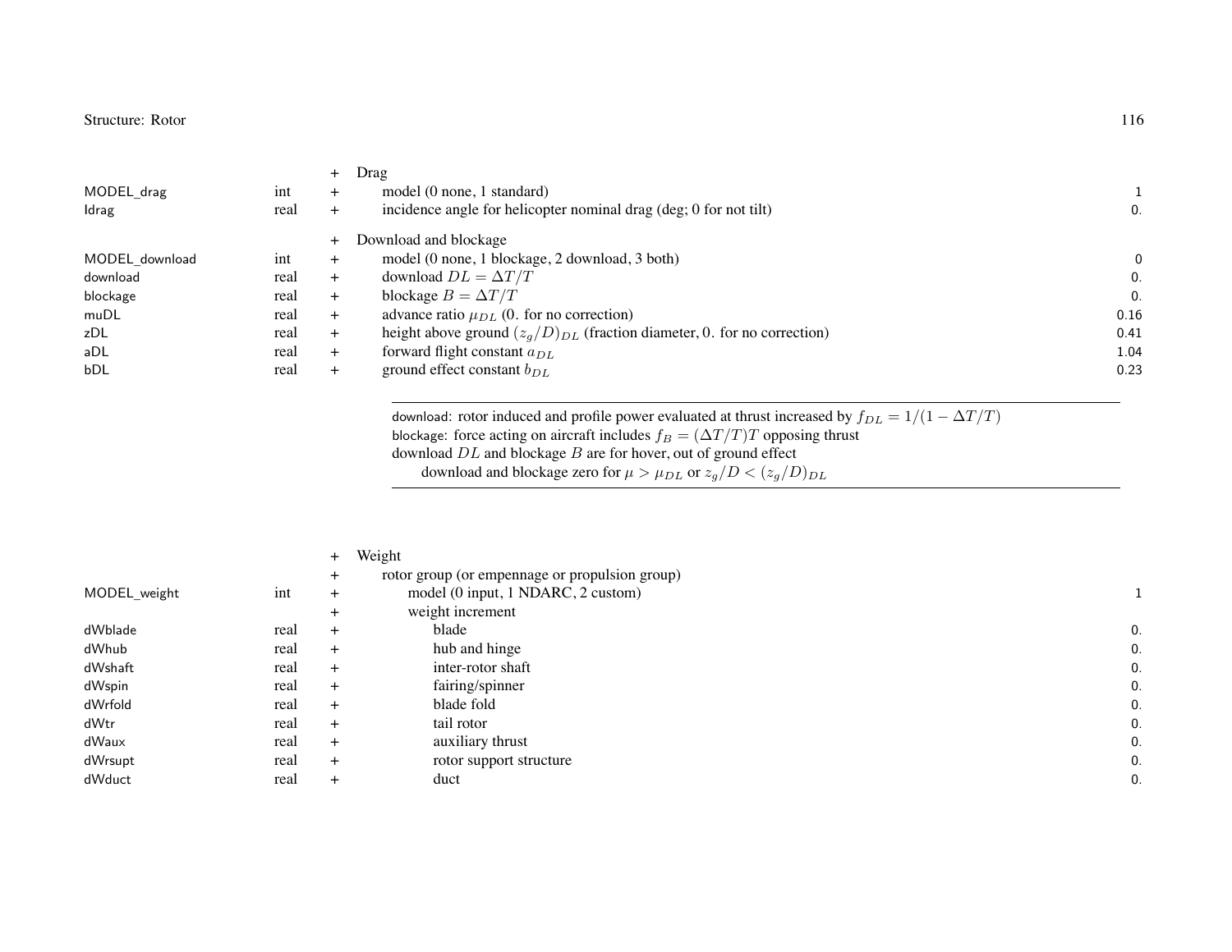| Variable | Type | | Description | Default |
|---|---|---|---|---|
| | | + | Drag | |
| MODEL_drag | int | + | model (0 none, 1 standard) | 1 |
| Idrag | real | + | incidence angle for helicopter nominal drag (deg; 0 for not tilt) | 0. |
| | | + | Download and blockage | |
| MODEL_download | int | + | model (0 none, 1 blockage, 2 download, 3 both) | 0 |
| download | real | + | download $DL = \Delta T/T$ | 0. |
| blockage | real | + | blockage $B = \Delta T/T$ | 0. |
| muDL | real | + | advance ratio $\mu_{DL}$ (0. for no correction) | 0.16 |
| zDL | real | + | height above ground $(z_g/D)_{DL}$ (fraction diameter, 0. for no correction) | 0.41 |
| aDL | real | + | forward flight constant $a_{DL}$ | 1.04 |
| bDL | real | + | ground effect constant $b_{DL}$ | 0.23 |

---

download: rotor induced and profile power evaluated at thrust increased by $f_{DL} = 1/(1 - \Delta T/T)$
blockage: force acting on aircraft includes $f_B = (\Delta T/T)T$ opposing thrust
download $DL$ and blockage $B$ are for hover, out of ground effect
  download and blockage zero for $\mu > \mu_{DL}$ or $z_g/D < (z_g/D)_{DL}$

---

| Variable | Type | | Description | Default |
|---|---|---|---|---|
| | | + | Weight | |
| | | + | rotor group (or empennage or propulsion group) | |
| MODEL_weight | int | + | model (0 input, 1 NDARC, 2 custom) | 1 |
| | | + | weight increment | |
| dWblade | real | + | blade | 0. |
| dWhub | real | + | hub and hinge | 0. |
| dWshaft | real | + | inter-rotor shaft | 0. |
| dWspin | real | + | fairing/spinner | 0. |
| dWrfold | real | + | blade fold | 0. |
| dWtr | real | + | tail rotor | 0. |
| dWaux | real | + | auxiliary thrust | 0. |
| dWrsupt | real | + | rotor support structure | 0. |
| dWduct | real | + | duct | 0. |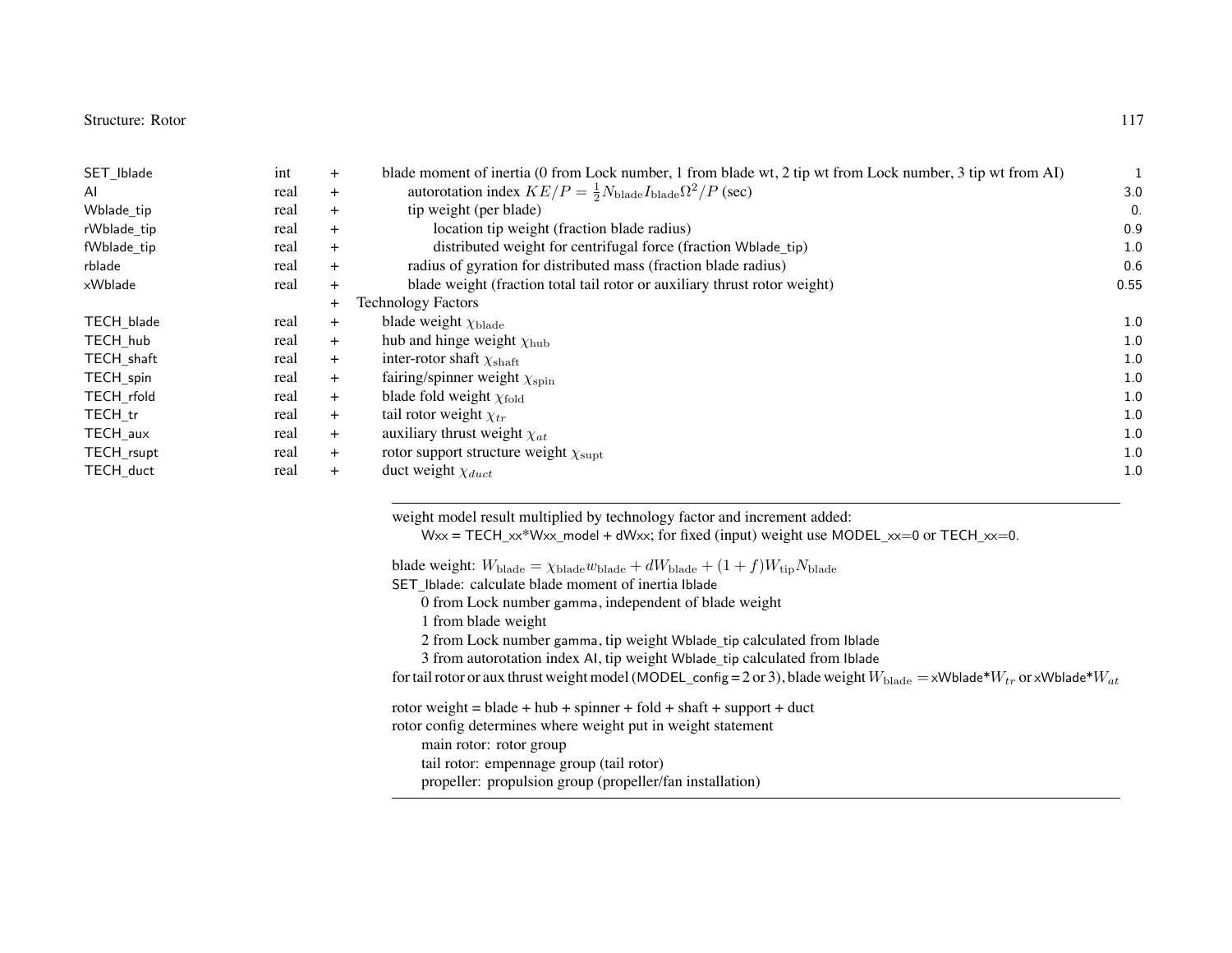| | | | | |
|---|---|---|---|---|
| SET_Iblade | int | + | blade moment of inertia (0 from Lock number, 1 from blade wt, 2 tip wt from Lock number, 3 tip wt from AI) | 1 |
| AI | real | + | autorotation index $KE/P = \frac{1}{2} N_{\rm blade} I_{\rm blade} \Omega^2 / P$ (sec) | 3.0 |
| Wblade_tip | real | + | tip weight (per blade) | 0. |
| rWblade_tip | real | + | location tip weight (fraction blade radius) | 0.9 |
| fWblade_tip | real | + | distributed weight for centrifugal force (fraction Wblade_tip) | 1.0 |
| rblade | real | + | radius of gyration for distributed mass (fraction blade radius) | 0.6 |
| xWblade | real | + | blade weight (fraction total tail rotor or auxiliary thrust rotor weight) | 0.55 |
| | | + | Technology Factors | |
| TECH_blade | real | + | blade weight $\chi_{\rm blade}$ | 1.0 |
| TECH_hub | real | + | hub and hinge weight $\chi_{\rm hub}$ | 1.0 |
| TECH_shaft | real | + | inter-rotor shaft $\chi_{\rm shaft}$ | 1.0 |
| TECH_spin | real | + | fairing/spinner weight $\chi_{\rm spin}$ | 1.0 |
| TECH_rfold | real | + | blade fold weight $\chi_{\rm fold}$ | 1.0 |
| TECH_tr | real | + | tail rotor weight $\chi_{tr}$ | 1.0 |
| TECH_aux | real | + | auxiliary thrust weight $\chi_{at}$ | 1.0 |
| TECH_rsupt | real | + | rotor support structure weight $\chi_{\rm supt}$ | 1.0 |
| TECH_duct | real | + | duct weight $\chi_{duct}$ | 1.0 |

---

weight model result multiplied by technology factor and increment added:
Wxx = TECH_xx*Wxx_model + dWxx; for fixed (input) weight use MODEL_xx=0 or TECH_xx=0.

blade weight: $W_{\rm blade} = \chi_{\rm blade} w_{\rm blade} + dW_{\rm blade} + (1+f) W_{\rm tip} N_{\rm blade}$
SET_Iblade: calculate blade moment of inertia Iblade
- 0 from Lock number gamma, independent of blade weight
- 1 from blade weight
- 2 from Lock number gamma, tip weight Wblade_tip calculated from Iblade
- 3 from autorotation index AI, tip weight Wblade_tip calculated from Iblade

for tail rotor or aux thrust weight model (MODEL_config = 2 or 3), blade weight $W_{\rm blade}$ = xWblade*$W_{tr}$ or xWblade*$W_{at}$

rotor weight = blade + hub + spinner + fold + shaft + support + duct
rotor config determines where weight put in weight statement
- main rotor: rotor group
- tail rotor: empennage group (tail rotor)
- propeller: propulsion group (propeller/fan installation)

---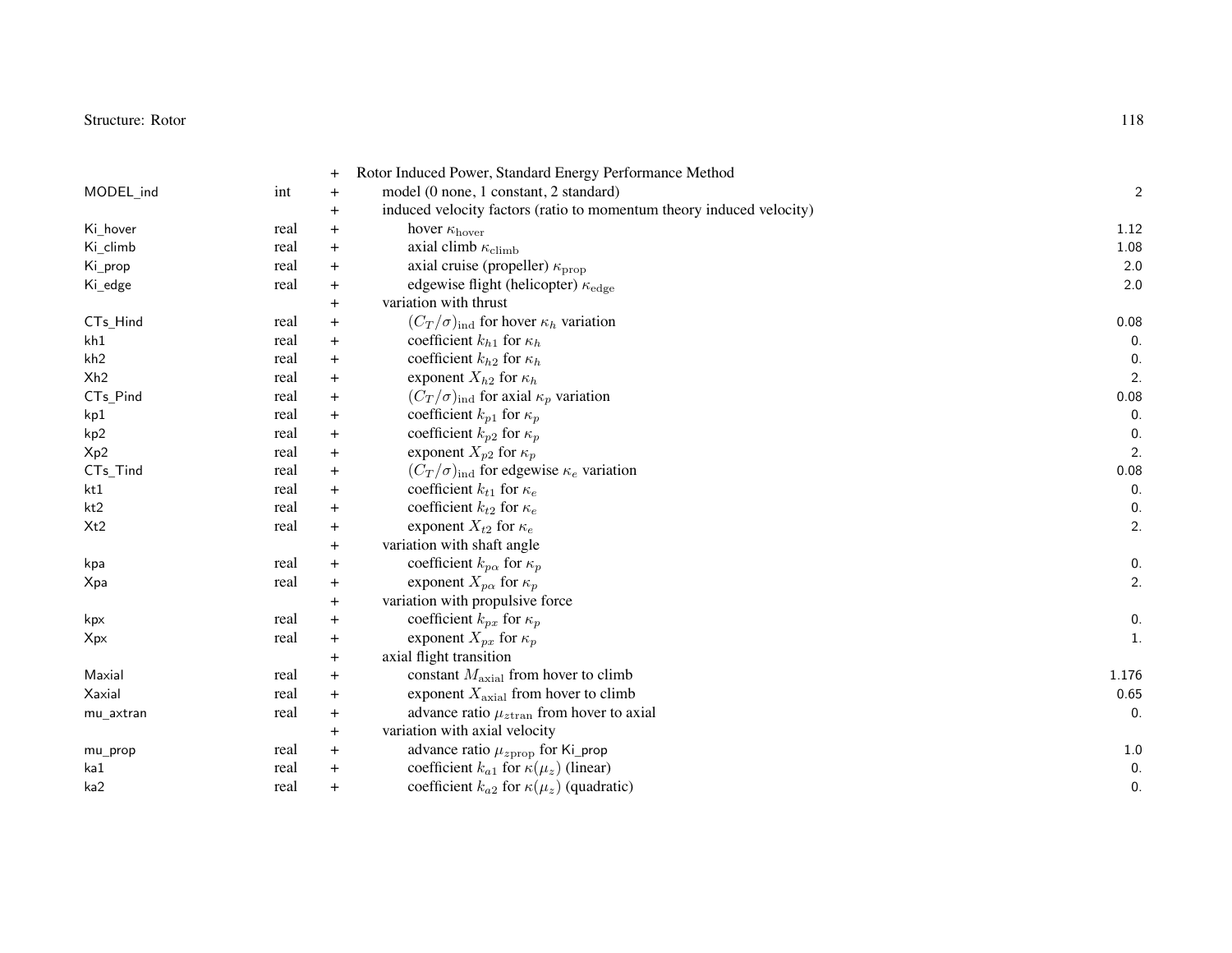| | | | | |
|---|---|---|---|---|
| | | + | Rotor Induced Power, Standard Energy Performance Method | |
| MODEL_ind | int | + | model (0 none, 1 constant, 2 standard) | 2 |
| | | + | induced velocity factors (ratio to momentum theory induced velocity) | |
| Ki_hover | real | + | hover $\kappa_{\rm hover}$ | 1.12 |
| Ki_climb | real | + | axial climb $\kappa_{\rm climb}$ | 1.08 |
| Ki_prop | real | + | axial cruise (propeller) $\kappa_{\rm prop}$ | 2.0 |
| Ki_edge | real | + | edgewise flight (helicopter) $\kappa_{\rm edge}$ | 2.0 |
| | | + | variation with thrust | |
| CTs_Hind | real | + | $(C_T/\sigma)_{\rm ind}$ for hover $\kappa_h$ variation | 0.08 |
| kh1 | real | + | coefficient $k_{h1}$ for $\kappa_h$ | 0. |
| kh2 | real | + | coefficient $k_{h2}$ for $\kappa_h$ | 0. |
| Xh2 | real | + | exponent $X_{h2}$ for $\kappa_h$ | 2. |
| CTs_Pind | real | + | $(C_T/\sigma)_{\rm ind}$ for axial $\kappa_p$ variation | 0.08 |
| kp1 | real | + | coefficient $k_{p1}$ for $\kappa_p$ | 0. |
| kp2 | real | + | coefficient $k_{p2}$ for $\kappa_p$ | 0. |
| Xp2 | real | + | exponent $X_{p2}$ for $\kappa_p$ | 2. |
| CTs_Tind | real | + | $(C_T/\sigma)_{\rm ind}$ for edgewise $\kappa_e$ variation | 0.08 |
| kt1 | real | + | coefficient $k_{t1}$ for $\kappa_e$ | 0. |
| kt2 | real | + | coefficient $k_{t2}$ for $\kappa_e$ | 0. |
| Xt2 | real | + | exponent $X_{t2}$ for $\kappa_e$ | 2. |
| | | + | variation with shaft angle | |
| kpa | real | + | coefficient $k_{p\alpha}$ for $\kappa_p$ | 0. |
| Xpa | real | + | exponent $X_{p\alpha}$ for $\kappa_p$ | 2. |
| | | + | variation with propulsive force | |
| kpx | real | + | coefficient $k_{px}$ for $\kappa_p$ | 0. |
| Xpx | real | + | exponent $X_{px}$ for $\kappa_p$ | 1. |
| | | + | axial flight transition | |
| Maxial | real | + | constant $M_{\rm axial}$ from hover to climb | 1.176 |
| Xaxial | real | + | exponent $X_{\rm axial}$ from hover to climb | 0.65 |
| mu_axtran | real | + | advance ratio $\mu_{z\rm tran}$ from hover to axial | 0. |
| | | + | variation with axial velocity | |
| mu_prop | real | + | advance ratio $\mu_{z\rm prop}$ for Ki_prop | 1.0 |
| ka1 | real | + | coefficient $k_{a1}$ for $\kappa(\mu_z)$ (linear) | 0. |
| ka2 | real | + | coefficient $k_{a2}$ for $\kappa(\mu_z)$ (quadratic) | 0. |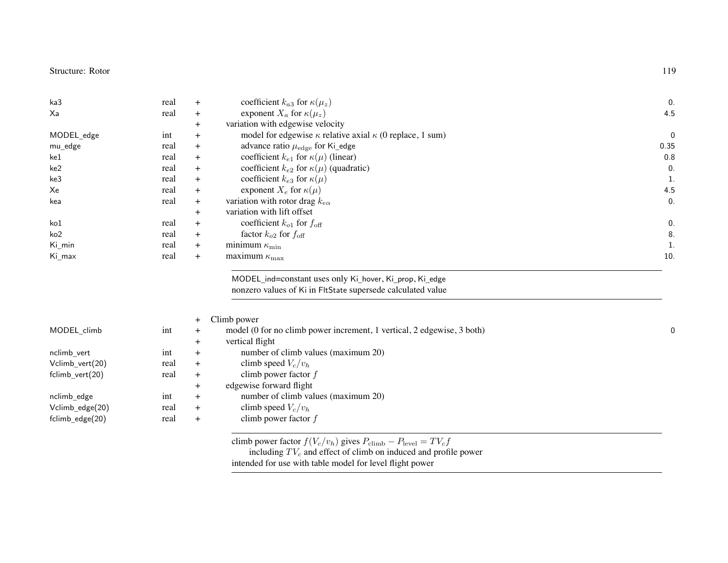| Variable | Type | | Description | Default |
|---|---|---|---|---|
| ka3 | real | + | coefficient $k_{a3}$ for $\kappa(\mu_z)$ | 0. |
| Xa | real | + | exponent $X_a$ for $\kappa(\mu_z)$ | 4.5 |
| | | + | variation with edgewise velocity | |
| MODEL_edge | int | + | model for edgewise $\kappa$ relative axial $\kappa$ (0 replace, 1 sum) | 0 |
| mu_edge | real | + | advance ratio $\mu_{\text{edge}}$ for Ki_edge | 0.35 |
| ke1 | real | + | coefficient $k_{e1}$ for $\kappa(\mu)$ (linear) | 0.8 |
| ke2 | real | + | coefficient $k_{e2}$ for $\kappa(\mu)$ (quadratic) | 0. |
| ke3 | real | + | coefficient $k_{e3}$ for $\kappa(\mu)$ | 1. |
| Xe | real | + | exponent $X_e$ for $\kappa(\mu)$ | 4.5 |
| kea | real | + | variation with rotor drag $k_{e\alpha}$ | 0. |
| | | + | variation with lift offset | |
| ko1 | real | + | coefficient $k_{o1}$ for $f_{\text{off}}$ | 0. |
| ko2 | real | + | factor $k_{o2}$ for $f_{\text{off}}$ | 8. |
| Ki_min | real | + | minimum $\kappa_{\text{min}}$ | 1. |
| Ki_max | real | + | maximum $\kappa_{\text{max}}$ | 10. |

MODEL_ind=constant uses only Ki_hover, Ki_prop, Ki_edge
nonzero values of Ki in FltState supersede calculated value

| Variable | Type | | Description | Default |
|---|---|---|---|---|
| | | + | Climb power | |
| MODEL_climb | int | + | model (0 for no climb power increment, 1 vertical, 2 edgewise, 3 both) | 0 |
| | | + | vertical flight | |
| nclimb_vert | int | + | number of climb values (maximum 20) | |
| Vclimb_vert(20) | real | + | climb speed $V_c/v_h$ | |
| fclimb_vert(20) | real | + | climb power factor $f$ | |
| | | + | edgewise forward flight | |
| nclimb_edge | int | + | number of climb values (maximum 20) | |
| Vclimb_edge(20) | real | + | climb speed $V_c/v_h$ | |
| fclimb_edge(20) | real | + | climb power factor $f$ | |

climb power factor $f(V_c/v_h)$ gives $P_{\text{climb}} - P_{\text{level}} = TV_c f$
including $TV_c$ and effect of climb on induced and profile power
intended for use with table model for level flight power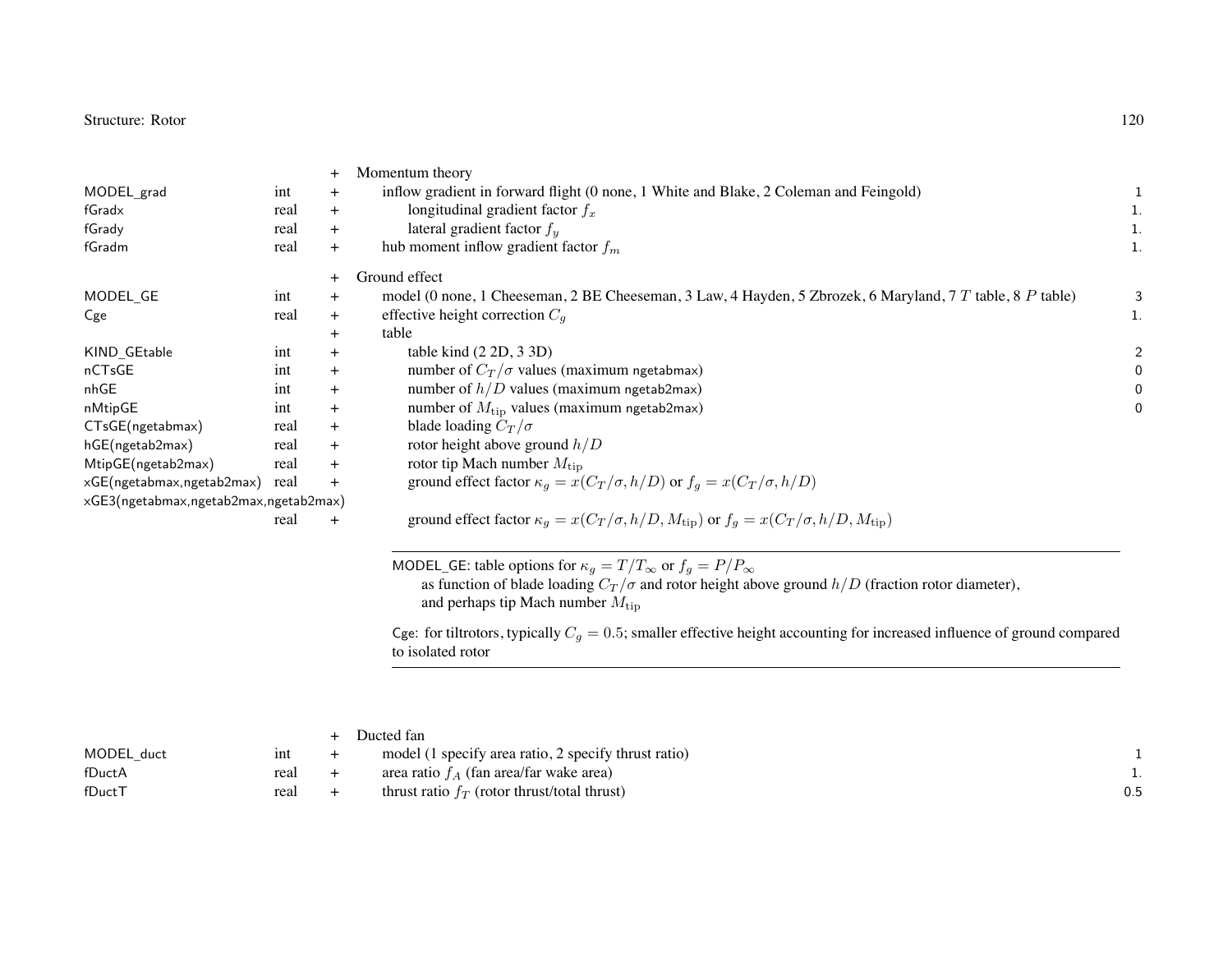| Variable | Type | | Description | Default |
|---|---|---|---|---|
| | | + | Momentum theory | |
| MODEL_grad | int | + | inflow gradient in forward flight (0 none, 1 White and Blake, 2 Coleman and Feingold) | 1 |
| fGradx | real | + | longitudinal gradient factor $f_x$ | 1. |
| fGrady | real | + | lateral gradient factor $f_y$ | 1. |
| fGradm | real | + | hub moment inflow gradient factor $f_m$ | 1. |
| | | + | Ground effect | |
| MODEL_GE | int | + | model (0 none, 1 Cheeseman, 2 BE Cheeseman, 3 Law, 4 Hayden, 5 Zbrozek, 6 Maryland, 7 $T$ table, 8 $P$ table) | 3 |
| Cge | real | + | effective height correction $C_g$ | 1. |
| | | + | table | |
| KIND_GEtable | int | + | table kind (2 2D, 3 3D) | 2 |
| nCTsGE | int | + | number of $C_T/\sigma$ values (maximum ngetabmax) | 0 |
| nhGE | int | + | number of $h/D$ values (maximum ngetab2max) | 0 |
| nMtipGE | int | + | number of $M_{\text{tip}}$ values (maximum ngetab2max) | 0 |
| CTsGE(ngetabmax) | real | + | blade loading $C_T/\sigma$ | |
| hGE(ngetab2max) | real | + | rotor height above ground $h/D$ | |
| MtipGE(ngetab2max) | real | + | rotor tip Mach number $M_{\text{tip}}$ | |
| xGE(ngetabmax,ngetab2max) | real | + | ground effect factor $\kappa_g = x(C_T/\sigma, h/D)$ or $f_g = x(C_T/\sigma, h/D)$ | |
| xGE3(ngetabmax,ngetab2max,ngetab2max) | real | + | ground effect factor $\kappa_g = x(C_T/\sigma, h/D, M_{\text{tip}})$ or $f_g = x(C_T/\sigma, h/D, M_{\text{tip}})$ | |

---

MODEL_GE: table options for $\kappa_g = T/T_\infty$ or $f_g = P/P_\infty$
as function of blade loading $C_T/\sigma$ and rotor height above ground $h/D$ (fraction rotor diameter), and perhaps tip Mach number $M_{\text{tip}}$

Cge: for tiltrotors, typically $C_g = 0.5$; smaller effective height accounting for increased influence of ground compared to isolated rotor

---

| Variable | Type | | Description | Default |
|---|---|---|---|---|
| | | + | Ducted fan | |
| MODEL_duct | int | + | model (1 specify area ratio, 2 specify thrust ratio) | 1 |
| fDuctA | real | + | area ratio $f_A$ (fan area/far wake area) | 1. |
| fDuctT | real | + | thrust ratio $f_T$ (rotor thrust/total thrust) | 0.5 |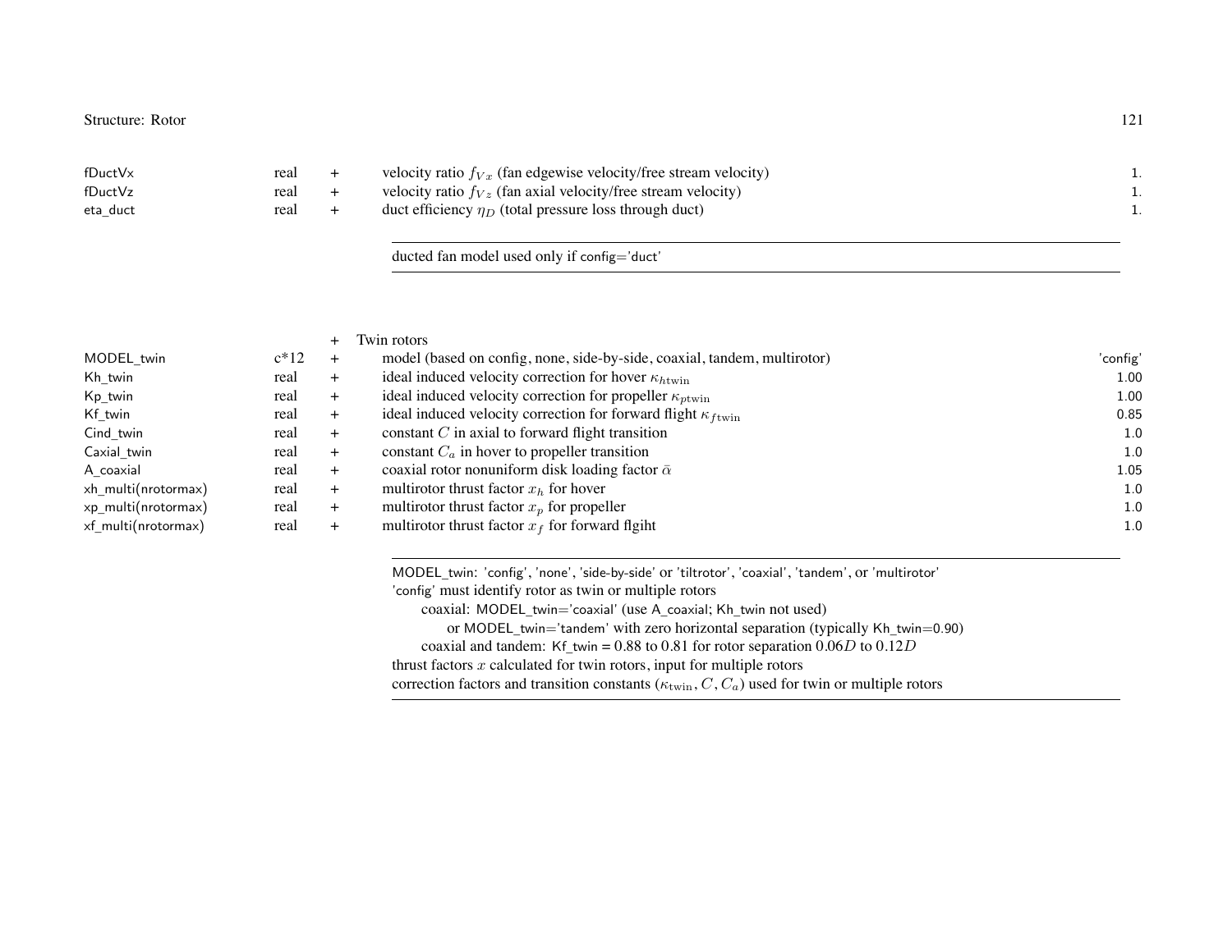| | | | | |
|---|---|---|---|---|
| fDuctVx | real | + | velocity ratio $f_{Vx}$ (fan edgewise velocity/free stream velocity) | 1. |
| fDuctVz | real | + | velocity ratio $f_{Vz}$ (fan axial velocity/free stream velocity) | 1. |
| eta_duct | real | + | duct efficiency $\eta_D$ (total pressure loss through duct) | 1. |

ducted fan model used only if config='duct'

| | | | | |
|---|---|---|---|---|
| | | + | Twin rotors | |
| MODEL_twin | c*12 | + | model (based on config, none, side-by-side, coaxial, tandem, multirotor) | 'config' |
| Kh_twin | real | + | ideal induced velocity correction for hover $\kappa_{h\text{twin}}$ | 1.00 |
| Kp_twin | real | + | ideal induced velocity correction for propeller $\kappa_{p\text{twin}}$ | 1.00 |
| Kf_twin | real | + | ideal induced velocity correction for forward flight $\kappa_{f\text{twin}}$ | 0.85 |
| Cind_twin | real | + | constant $C$ in axial to forward flight transition | 1.0 |
| Caxial_twin | real | + | constant $C_a$ in hover to propeller transition | 1.0 |
| A_coaxial | real | + | coaxial rotor nonuniform disk loading factor $\bar{\alpha}$ | 1.05 |
| xh_multi(nrotormax) | real | + | multirotor thrust factor $x_h$ for hover | 1.0 |
| xp_multi(nrotormax) | real | + | multirotor thrust factor $x_p$ for propeller | 1.0 |
| xf_multi(nrotormax) | real | + | multirotor thrust factor $x_f$ for forward flgiht | 1.0 |

MODEL_twin: 'config', 'none', 'side-by-side' or 'tiltrotor', 'coaxial', 'tandem', or 'multirotor'
'config' must identify rotor as twin or multiple rotors
  coaxial: MODEL_twin='coaxial' (use A_coaxial; Kh_twin not used)
    or MODEL_twin='tandem' with zero horizontal separation (typically Kh_twin=0.90)
  coaxial and tandem: Kf_twin = 0.88 to 0.81 for rotor separation $0.06D$ to $0.12D$
thrust factors $x$ calculated for twin rotors, input for multiple rotors
correction factors and transition constants ($\kappa_{\text{twin}}, C, C_a$) used for twin or multiple rotors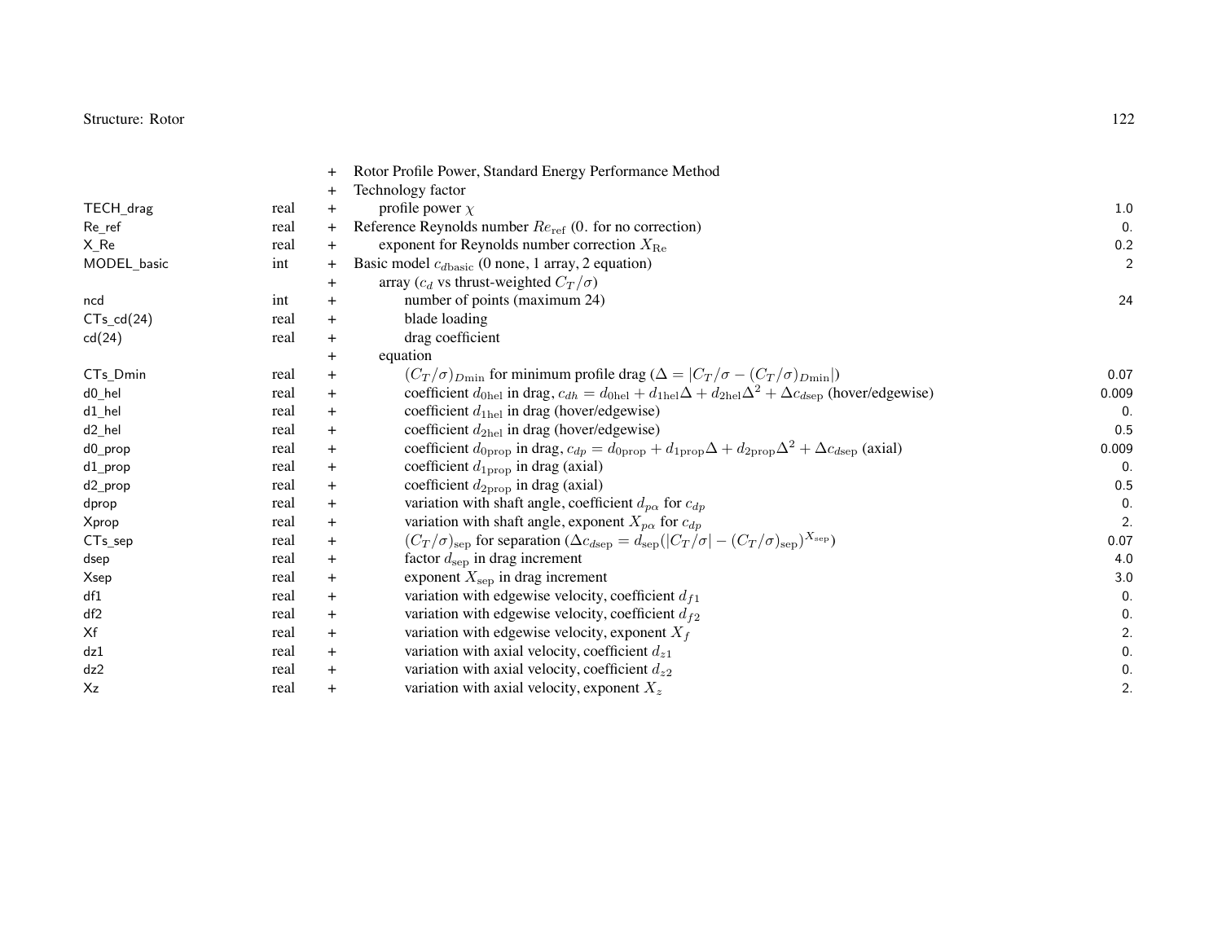| | | | | |
|---|---|---|---|---|
| | | + | Rotor Profile Power, Standard Energy Performance Method | |
| | | + | Technology factor | |
| TECH_drag | real | + | profile power $\chi$ | 1.0 |
| Re_ref | real | + | Reference Reynolds number $Re_{\rm ref}$ (0. for no correction) | 0. |
| X_Re | real | + | exponent for Reynolds number correction $X_{\rm Re}$ | 0.2 |
| MODEL_basic | int | + | Basic model $c_{d{\rm basic}}$ (0 none, 1 array, 2 equation) | 2 |
| | | + | array ($c_d$ vs thrust-weighted $C_T/\sigma$) | |
| ncd | int | + | number of points (maximum 24) | 24 |
| CTs_cd(24) | real | + | blade loading | |
| cd(24) | real | + | drag coefficient | |
| | | + | equation | |
| CTs_Dmin | real | + | $(C_T/\sigma)_{D\min}$ for minimum profile drag ($\Delta = \lvert C_T/\sigma - (C_T/\sigma)_{D\min}\rvert$) | 0.07 |
| d0_hel | real | + | coefficient $d_{0\rm hel}$ in drag, $c_{dh} = d_{0\rm hel} + d_{1\rm hel}\Delta + d_{2\rm hel}\Delta^2 + \Delta c_{d\rm sep}$ (hover/edgewise) | 0.009 |
| d1_hel | real | + | coefficient $d_{1\rm hel}$ in drag (hover/edgewise) | 0. |
| d2_hel | real | + | coefficient $d_{2\rm hel}$ in drag (hover/edgewise) | 0.5 |
| d0_prop | real | + | coefficient $d_{0\rm prop}$ in drag, $c_{dp} = d_{0\rm prop} + d_{1\rm prop}\Delta + d_{2\rm prop}\Delta^2 + \Delta c_{d\rm sep}$ (axial) | 0.009 |
| d1_prop | real | + | coefficient $d_{1\rm prop}$ in drag (axial) | 0. |
| d2_prop | real | + | coefficient $d_{2\rm prop}$ in drag (axial) | 0.5 |
| dprop | real | + | variation with shaft angle, coefficient $d_{p\alpha}$ for $c_{dp}$ | 0. |
| Xprop | real | + | variation with shaft angle, exponent $X_{p\alpha}$ for $c_{dp}$ | 2. |
| CTs_sep | real | + | $(C_T/\sigma)_{\rm sep}$ for separation ($\Delta c_{d\rm sep} = d_{\rm sep}(\lvert C_T/\sigma\rvert - (C_T/\sigma)_{\rm sep})^{X_{\rm sep}}$) | 0.07 |
| dsep | real | + | factor $d_{\rm sep}$ in drag increment | 4.0 |
| Xsep | real | + | exponent $X_{\rm sep}$ in drag increment | 3.0 |
| df1 | real | + | variation with edgewise velocity, coefficient $d_{f1}$ | 0. |
| df2 | real | + | variation with edgewise velocity, coefficient $d_{f2}$ | 0. |
| Xf | real | + | variation with edgewise velocity, exponent $X_f$ | 2. |
| dz1 | real | + | variation with axial velocity, coefficient $d_{z1}$ | 0. |
| dz2 | real | + | variation with axial velocity, coefficient $d_{z2}$ | 0. |
| Xz | real | + | variation with axial velocity, exponent $X_z$ | 2. |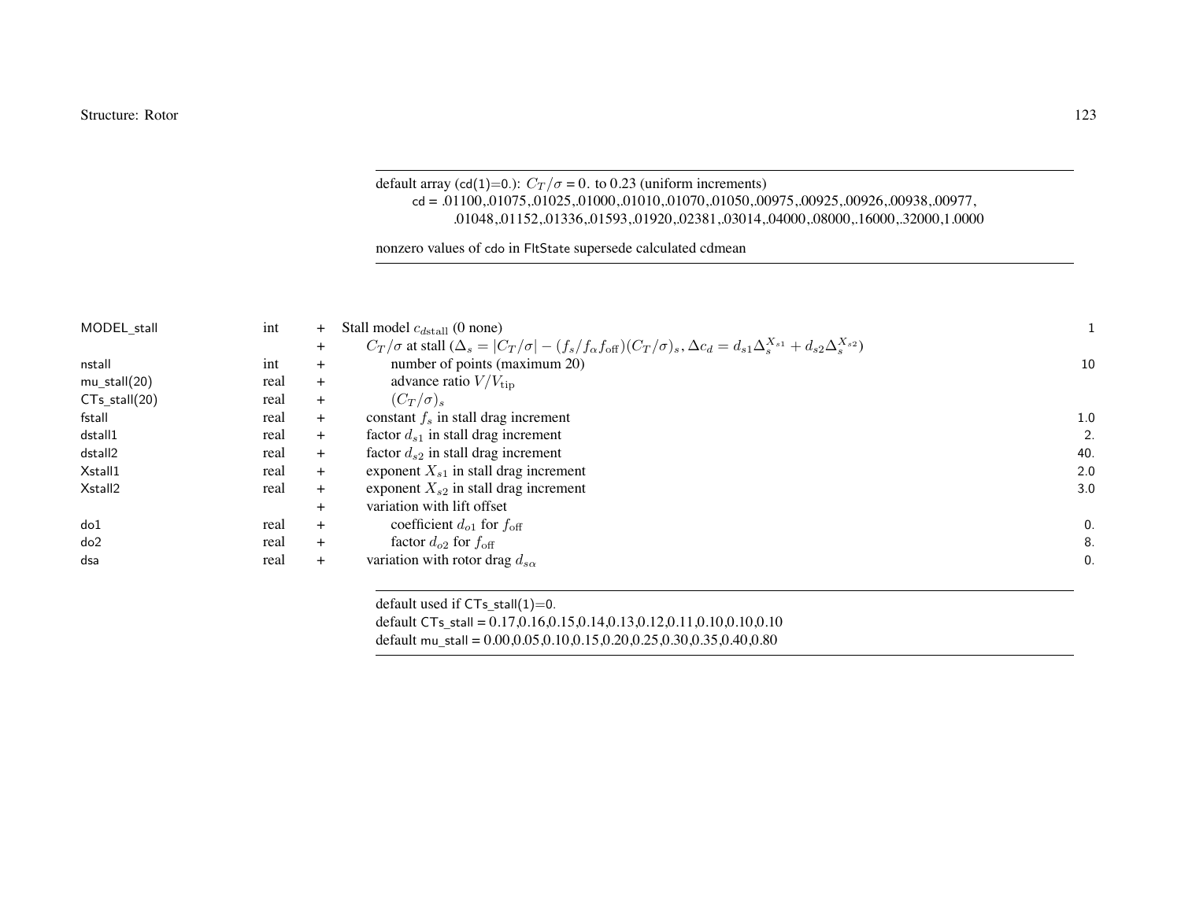> default array (cd(1)=0.): $C_T/\sigma = 0.$ to 0.23 (uniform increments)
> cd = .01100,.01075,.01025,.01000,.01010,.01070,.01050,.00975,.00925,.00926,.00938,.00977,
> .01048,.01152,.01336,.01593,.01920,.02381,.03014,.04000,.08000,.16000,.32000,1.0000
>
> nonzero values of cdo in FltState supersede calculated cdmean

| | | | | |
|---|---|---|---|---|
| MODEL_stall | int | + | Stall model $c_{d\text{stall}}$ (0 none) | 1 |
| | | + | $C_T/\sigma$ at stall ($\Delta_s = |C_T/\sigma| - (f_s/f_\alpha f_{\text{off}})(C_T/\sigma)_s$, $\Delta c_d = d_{s1}\Delta_s^{X_{s1}} + d_{s2}\Delta_s^{X_{s2}}$) | |
| nstall | int | + | number of points (maximum 20) | 10 |
| mu_stall(20) | real | + | advance ratio $V/V_{\text{tip}}$ | |
| CTs_stall(20) | real | + | $(C_T/\sigma)_s$ | |
| fstall | real | + | constant $f_s$ in stall drag increment | 1.0 |
| dstall1 | real | + | factor $d_{s1}$ in stall drag increment | 2. |
| dstall2 | real | + | factor $d_{s2}$ in stall drag increment | 40. |
| Xstall1 | real | + | exponent $X_{s1}$ in stall drag increment | 2.0 |
| Xstall2 | real | + | exponent $X_{s2}$ in stall drag increment | 3.0 |
| | | + | variation with lift offset | |
| do1 | real | + | coefficient $d_{o1}$ for $f_{\text{off}}$ | 0. |
| do2 | real | + | factor $d_{o2}$ for $f_{\text{off}}$ | 8. |
| dsa | real | + | variation with rotor drag $d_{s\alpha}$ | 0. |

> default used if CTs_stall(1)=0.
> default CTs_stall = 0.17,0.16,0.15,0.14,0.13,0.12,0.11,0.10,0.10,0.10
> default mu_stall = 0.00,0.05,0.10,0.15,0.20,0.25,0.30,0.35,0.40,0.80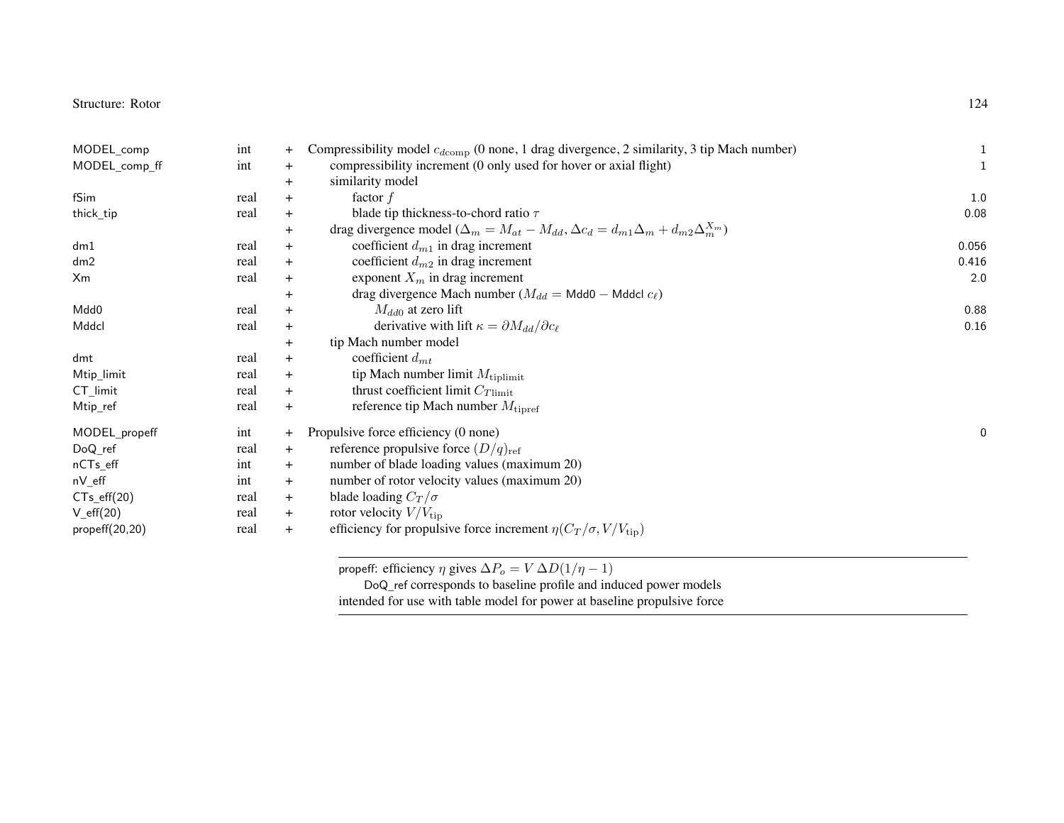| | | | | |
|---|---|---|---|---|
| MODEL_comp | int | + | Compressibility model $c_{d\text{comp}}$ (0 none, 1 drag divergence, 2 similarity, 3 tip Mach number) | 1 |
| MODEL_comp_ff | int | + | compressibility increment (0 only used for hover or axial flight) | 1 |
| | | + | similarity model | |
| fSim | real | + | factor $f$ | 1.0 |
| thick_tip | real | + | blade tip thickness-to-chord ratio $\tau$ | 0.08 |
| | | + | drag divergence model ($\Delta_m = M_{at} - M_{dd}, \Delta c_d = d_{m1}\Delta_m + d_{m2}\Delta_m^{X_m}$) | |
| dm1 | real | + | coefficient $d_{m1}$ in drag increment | 0.056 |
| dm2 | real | + | coefficient $d_{m2}$ in drag increment | 0.416 |
| Xm | real | + | exponent $X_m$ in drag increment | 2.0 |
| | | + | drag divergence Mach number ($M_{dd} = \mathsf{Mdd0} - \mathsf{Mddcl}\ c_\ell$) | |
| Mdd0 | real | + | $M_{dd0}$ at zero lift | 0.88 |
| Mddcl | real | + | derivative with lift $\kappa = \partial M_{dd}/\partial c_\ell$ | 0.16 |
| | | + | tip Mach number model | |
| dmt | real | + | coefficient $d_{mt}$ | |
| Mtip_limit | real | + | tip Mach number limit $M_{\text{tiplimit}}$ | |
| CT_limit | real | + | thrust coefficient limit $C_{T\text{limit}}$ | |
| Mtip_ref | real | + | reference tip Mach number $M_{\text{tipref}}$ | |
| MODEL_propeff | int | + | Propulsive force efficiency (0 none) | 0 |
| DoQ_ref | real | + | reference propulsive force $(D/q)_{\text{ref}}$ | |
| nCTs_eff | int | + | number of blade loading values (maximum 20) | |
| nV_eff | int | + | number of rotor velocity values (maximum 20) | |
| CTs_eff(20) | real | + | blade loading $C_T/\sigma$ | |
| V_eff(20) | real | + | rotor velocity $V/V_{\text{tip}}$ | |
| propeff(20,20) | real | + | efficiency for propulsive force increment $\eta(C_T/\sigma, V/V_{\text{tip}})$ | |

---

propeff: efficiency $\eta$ gives $\Delta P_o = V\,\Delta D(1/\eta - 1)$
DoQ_ref corresponds to baseline profile and induced power models
intended for use with table model for power at baseline propulsive force

---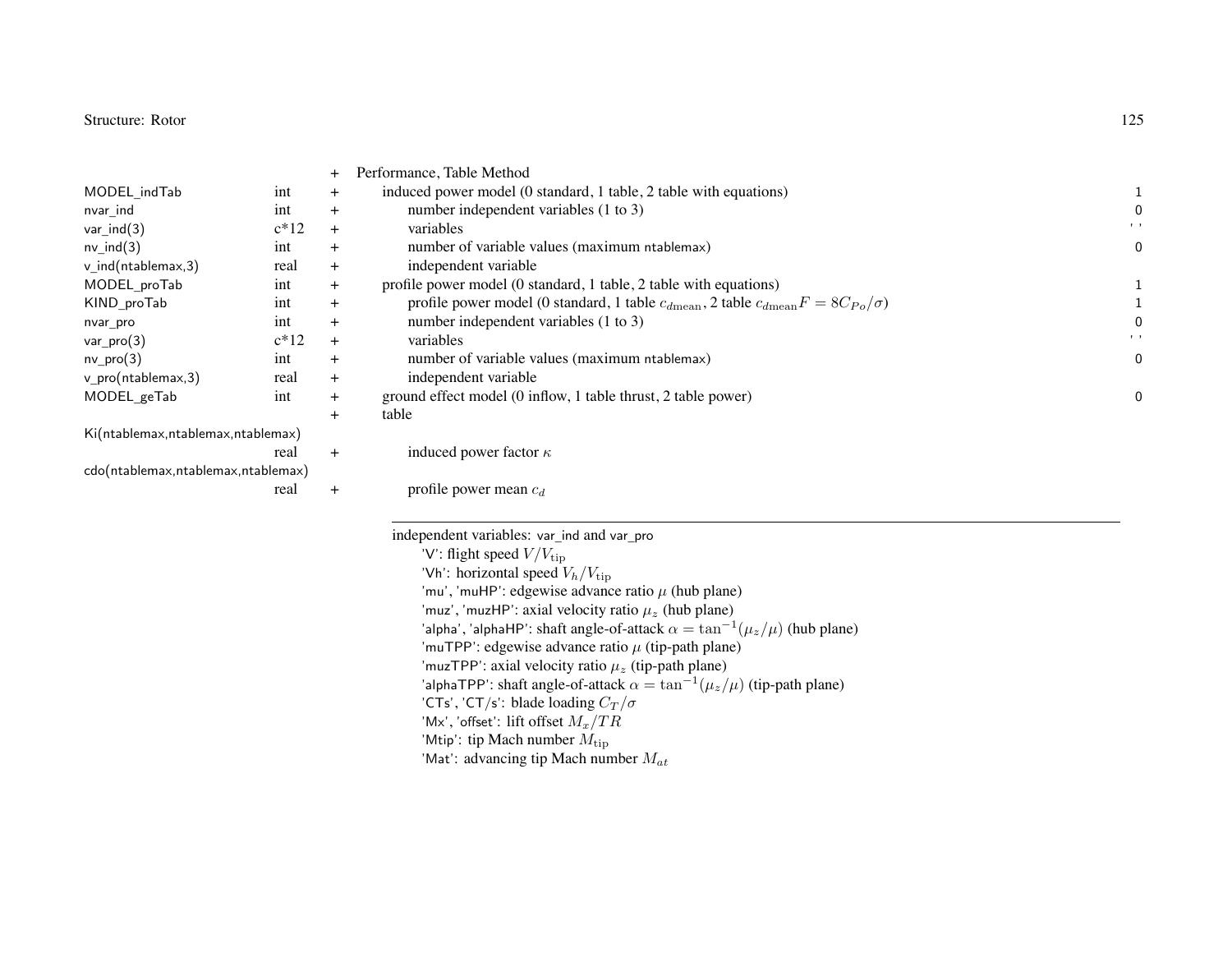| | | | | |
|---|---|---|---|---|
| | | + | Performance, Table Method | |
| MODEL_indTab | int | + | induced power model (0 standard, 1 table, 2 table with equations) | 1 |
| nvar_ind | int | + | number independent variables (1 to 3) | 0 |
| var_ind(3) | c*12 | + | variables | ' ' |
| nv_ind(3) | int | + | number of variable values (maximum ntablemax) | 0 |
| v_ind(ntablemax,3) | real | + | independent variable | |
| MODEL_proTab | int | + | profile power model (0 standard, 1 table, 2 table with equations) | 1 |
| KIND_proTab | int | + | profile power model (0 standard, 1 table $c_{d\text{mean}}$, 2 table $c_{d\text{mean}}F = 8C_{Po}/\sigma$) | 1 |
| nvar_pro | int | + | number independent variables (1 to 3) | 0 |
| var_pro(3) | c*12 | + | variables | ' ' |
| nv_pro(3) | int | + | number of variable values (maximum ntablemax) | 0 |
| v_pro(ntablemax,3) | real | + | independent variable | |
| MODEL_geTab | int | + | ground effect model (0 inflow, 1 table thrust, 2 table power) | 0 |
| | | + | table | |
| Ki(ntablemax,ntablemax,ntablemax) | real | + | induced power factor $\kappa$ | |
| cdo(ntablemax,ntablemax,ntablemax) | real | + | profile power mean $c_d$ | |

independent variables: var_ind and var_pro

- 'V': flight speed $V/V_{\text{tip}}$
- 'Vh': horizontal speed $V_h/V_{\text{tip}}$
- 'mu', 'muHP': edgewise advance ratio $\mu$ (hub plane)
- 'muz', 'muzHP': axial velocity ratio $\mu_z$ (hub plane)
- 'alpha', 'alphaHP': shaft angle-of-attack $\alpha = \tan^{-1}(\mu_z/\mu)$ (hub plane)
- 'muTPP': edgewise advance ratio $\mu$ (tip-path plane)
- 'muzTPP': axial velocity ratio $\mu_z$ (tip-path plane)
- 'alphaTPP': shaft angle-of-attack $\alpha = \tan^{-1}(\mu_z/\mu)$ (tip-path plane)
- 'CTs', 'CT/s': blade loading $C_T/\sigma$
- 'Mx', 'offset': lift offset $M_x/TR$
- 'Mtip': tip Mach number $M_{\text{tip}}$
- 'Mat': advancing tip Mach number $M_{at}$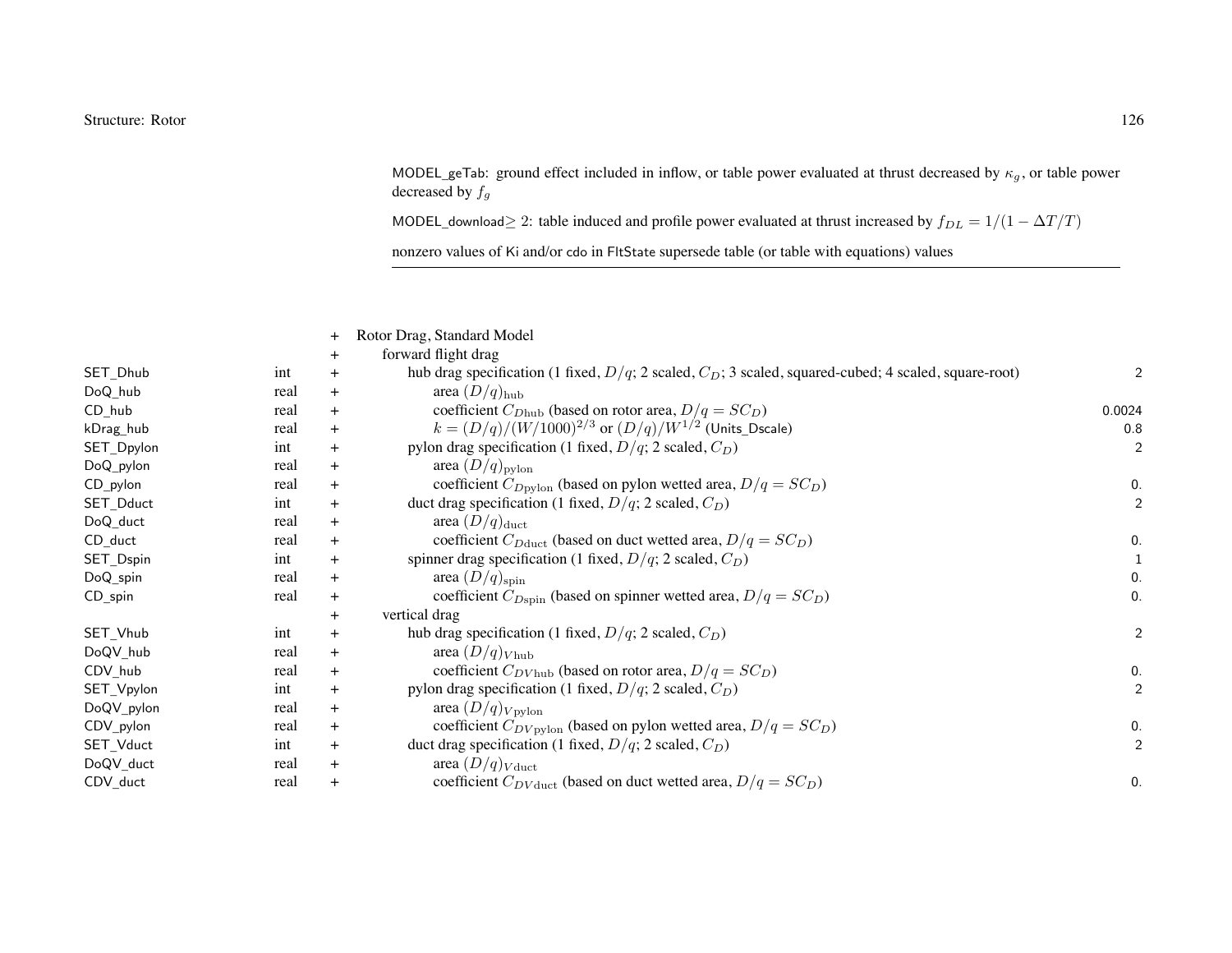MODEL_geTab: ground effect included in inflow, or table power evaluated at thrust decreased by $\kappa_g$, or table power decreased by $f_g$

MODEL_download$\geq 2$: table induced and profile power evaluated at thrust increased by $f_{DL} = 1/(1 - \Delta T/T)$

nonzero values of Ki and/or cdo in FltState supersede table (or table with equations) values

| | | | | |
|---|---|---|---|---|
| | | + | Rotor Drag, Standard Model | |
| | | + | forward flight drag | |
| SET_Dhub | int | + | hub drag specification (1 fixed, $D/q$; 2 scaled, $C_D$; 3 scaled, squared-cubed; 4 scaled, square-root) | 2 |
| DoQ_hub | real | + | area $(D/q)_{\rm hub}$ | |
| CD_hub | real | + | coefficient $C_{D{\rm hub}}$ (based on rotor area, $D/q = SC_D$) | 0.0024 |
| kDrag_hub | real | + | $k = (D/q)/(W/1000)^{2/3}$ or $(D/q)/W^{1/2}$ (Units_Dscale) | 0.8 |
| SET_Dpylon | int | + | pylon drag specification (1 fixed, $D/q$; 2 scaled, $C_D$) | 2 |
| DoQ_pylon | real | + | area $(D/q)_{\rm pylon}$ | |
| CD_pylon | real | + | coefficient $C_{D{\rm pylon}}$ (based on pylon wetted area, $D/q = SC_D$) | 0. |
| SET_Dduct | int | + | duct drag specification (1 fixed, $D/q$; 2 scaled, $C_D$) | 2 |
| DoQ_duct | real | + | area $(D/q)_{\rm duct}$ | |
| CD_duct | real | + | coefficient $C_{D{\rm duct}}$ (based on duct wetted area, $D/q = SC_D$) | 0. |
| SET_Dspin | int | + | spinner drag specification (1 fixed, $D/q$; 2 scaled, $C_D$) | 1 |
| DoQ_spin | real | + | area $(D/q)_{\rm spin}$ | 0. |
| CD_spin | real | + | coefficient $C_{D{\rm spin}}$ (based on spinner wetted area, $D/q = SC_D$) | 0. |
| | | + | vertical drag | |
| SET_Vhub | int | + | hub drag specification (1 fixed, $D/q$; 2 scaled, $C_D$) | 2 |
| DoQV_hub | real | + | area $(D/q)_{V{\rm hub}}$ | |
| CDV_hub | real | + | coefficient $C_{DV{\rm hub}}$ (based on rotor area, $D/q = SC_D$) | 0. |
| SET_Vpylon | int | + | pylon drag specification (1 fixed, $D/q$; 2 scaled, $C_D$) | 2 |
| DoQV_pylon | real | + | area $(D/q)_{V{\rm pylon}}$ | |
| CDV_pylon | real | + | coefficient $C_{DV{\rm pylon}}$ (based on pylon wetted area, $D/q = SC_D$) | 0. |
| SET_Vduct | int | + | duct drag specification (1 fixed, $D/q$; 2 scaled, $C_D$) | 2 |
| DoQV_duct | real | + | area $(D/q)_{V{\rm duct}}$ | |
| CDV_duct | real | + | coefficient $C_{DV{\rm duct}}$ (based on duct wetted area, $D/q = SC_D$) | 0. |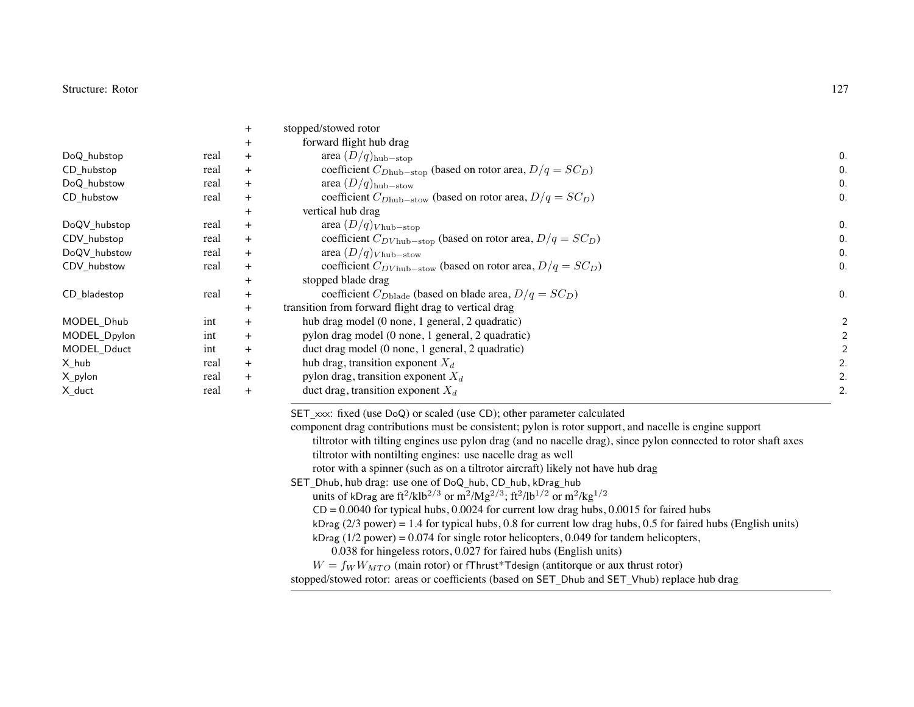| | | | | |
|---|---|---|---|---|
| | | + | stopped/stowed rotor | |
| | | + | forward flight hub drag | |
| DoQ_hubstop | real | + | area $(D/q)_{\text{hub}-\text{stop}}$ | 0. |
| CD_hubstop | real | + | coefficient $C_{D\text{hub}-\text{stop}}$ (based on rotor area, $D/q = SC_D$) | 0. |
| DoQ_hubstow | real | + | area $(D/q)_{\text{hub}-\text{stow}}$ | 0. |
| CD_hubstow | real | + | coefficient $C_{D\text{hub}-\text{stow}}$ (based on rotor area, $D/q = SC_D$) | 0. |
| | | + | vertical hub drag | |
| DoQV_hubstop | real | + | area $(D/q)_{V\text{hub}-\text{stop}}$ | 0. |
| CDV_hubstop | real | + | coefficient $C_{DV\text{hub}-\text{stop}}$ (based on rotor area, $D/q = SC_D$) | 0. |
| DoQV_hubstow | real | + | area $(D/q)_{V\text{hub}-\text{stow}}$ | 0. |
| CDV_hubstow | real | + | coefficient $C_{DV\text{hub}-\text{stow}}$ (based on rotor area, $D/q = SC_D$) | 0. |
| | | + | stopped blade drag | |
| CD_bladestop | real | + | coefficient $C_{D\text{blade}}$ (based on blade area, $D/q = SC_D$) | 0. |
| | | + | transition from forward flight drag to vertical drag | |
| MODEL_Dhub | int | + | hub drag model (0 none, 1 general, 2 quadratic) | 2 |
| MODEL_Dpylon | int | + | pylon drag model (0 none, 1 general, 2 quadratic) | 2 |
| MODEL_Dduct | int | + | duct drag model (0 none, 1 general, 2 quadratic) | 2 |
| X_hub | real | + | hub drag, transition exponent $X_d$ | 2. |
| X_pylon | real | + | pylon drag, transition exponent $X_d$ | 2. |
| X_duct | real | + | duct drag, transition exponent $X_d$ | 2. |

SET_xxx: fixed (use DoQ) or scaled (use CD); other parameter calculated
component drag contributions must be consistent; pylon is rotor support, and nacelle is engine support
- tiltrotor with tilting engines use pylon drag (and no nacelle drag), since pylon connected to rotor shaft axes
- tiltrotor with nontilting engines: use nacelle drag as well
- rotor with a spinner (such as on a tiltrotor aircraft) likely not have hub drag

SET_Dhub, hub drag: use one of DoQ_hub, CD_hub, kDrag_hub
- units of kDrag are ft$^2$/klb$^{2/3}$ or m$^2$/Mg$^{2/3}$; ft$^2$/lb$^{1/2}$ or m$^2$/kg$^{1/2}$
- CD = 0.0040 for typical hubs, 0.0024 for current low drag hubs, 0.0015 for faired hubs
- kDrag (2/3 power) = 1.4 for typical hubs, 0.8 for current low drag hubs, 0.5 for faired hubs (English units)
- kDrag (1/2 power) = 0.074 for single rotor helicopters, 0.049 for tandem helicopters,
  0.038 for hingeless rotors, 0.027 for faired hubs (English units)
- $W = f_W W_{MTO}$ (main rotor) or fThrust*Tdesign (antitorque or aux thrust rotor)

stopped/stowed rotor: areas or coefficients (based on SET_Dhub and SET_Vhub) replace hub drag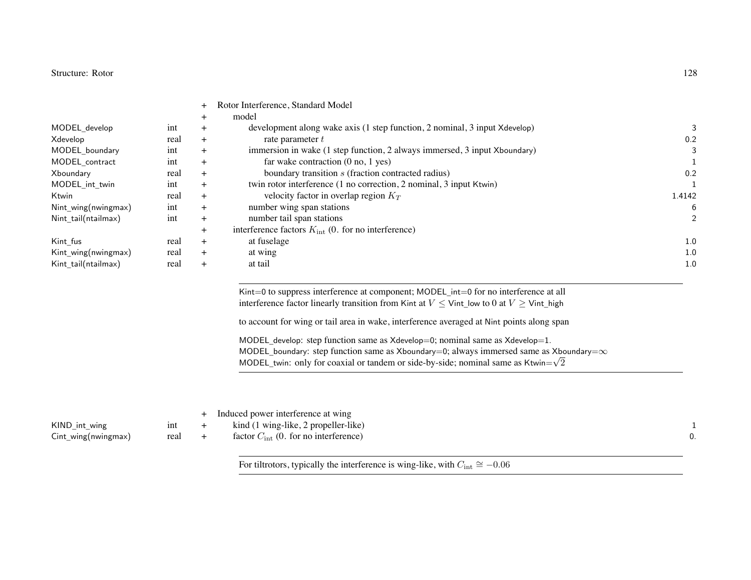| Variable | Type | | Description | Default |
|---|---|---|---|---|
| | | + | Rotor Interference, Standard Model | |
| | | + | model | |
| MODEL_develop | int | + | development along wake axis (1 step function, 2 nominal, 3 input Xdevelop) | 3 |
| Xdevelop | real | + | rate parameter $t$ | 0.2 |
| MODEL_boundary | int | + | immersion in wake (1 step function, 2 always immersed, 3 input Xboundary) | 3 |
| MODEL_contract | int | + | far wake contraction (0 no, 1 yes) | 1 |
| Xboundary | real | + | boundary transition $s$ (fraction contracted radius) | 0.2 |
| MODEL_int_twin | int | + | twin rotor interference (1 no correction, 2 nominal, 3 input Ktwin) | 1 |
| Ktwin | real | + | velocity factor in overlap region $K_T$ | 1.4142 |
| Nint_wing(nwingmax) | int | + | number wing span stations | 6 |
| Nint_tail(ntailmax) | int | + | number tail span stations | 2 |
| | | + | interference factors $K_{\rm int}$ (0. for no interference) | |
| Kint_fus | real | + | at fuselage | 1.0 |
| Kint_wing(nwingmax) | real | + | at wing | 1.0 |
| Kint_tail(ntailmax) | real | + | at tail | 1.0 |

Kint=0 to suppress interference at component; MODEL_int=0 for no interference at all
interference factor linearly transition from Kint at $V \leq$ Vint_low to 0 at $V \geq$ Vint_high

to account for wing or tail area in wake, interference averaged at Nint points along span

MODEL_develop: step function same as Xdevelop=0; nominal same as Xdevelop=1.
MODEL_boundary: step function same as Xboundary=0; always immersed same as Xboundary=$\infty$
MODEL_twin: only for coaxial or tandem or side-by-side; nominal same as Ktwin=$\sqrt{2}$

| Variable | Type | | Description | Default |
|---|---|---|---|---|
| | | + | Induced power interference at wing | |
| KIND_int_wing | int | + | kind (1 wing-like, 2 propeller-like) | 1 |
| Cint_wing(nwingmax) | real | + | factor $C_{\rm int}$ (0. for no interference) | 0. |

For tiltrotors, typically the interference is wing-like, with $C_{\rm int} \cong -0.06$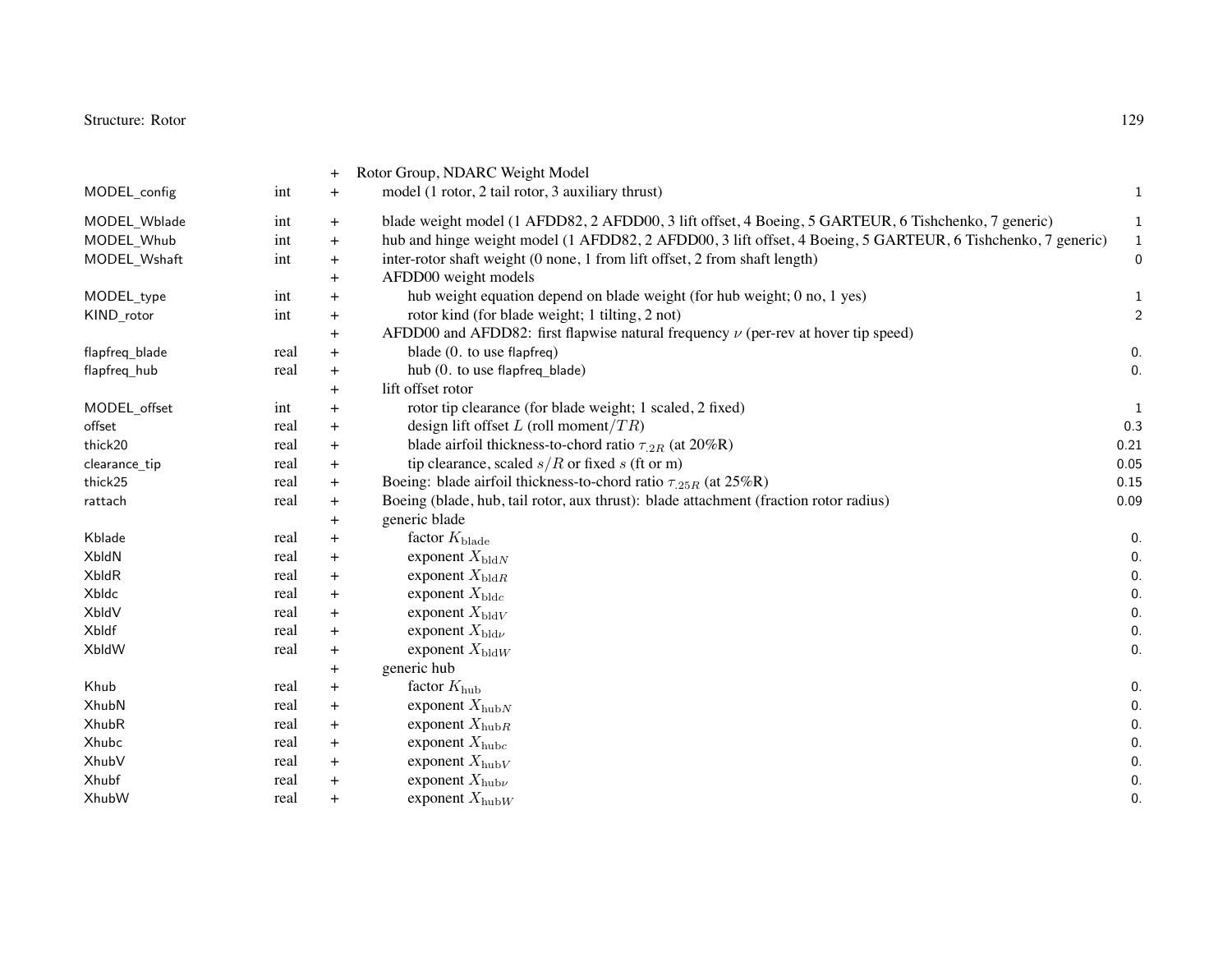| | | | | |
|---|---|---|---|---|
| | | + | Rotor Group, NDARC Weight Model | |
| MODEL_config | int | + | model (1 rotor, 2 tail rotor, 3 auxiliary thrust) | 1 |
| MODEL_Wblade | int | + | blade weight model (1 AFDD82, 2 AFDD00, 3 lift offset, 4 Boeing, 5 GARTEUR, 6 Tishchenko, 7 generic) | 1 |
| MODEL_Whub | int | + | hub and hinge weight model (1 AFDD82, 2 AFDD00, 3 lift offset, 4 Boeing, 5 GARTEUR, 6 Tishchenko, 7 generic) | 1 |
| MODEL_Wshaft | int | + | inter-rotor shaft weight (0 none, 1 from lift offset, 2 from shaft length) | 0 |
| | | + | AFDD00 weight models | |
| MODEL_type | int | + | hub weight equation depend on blade weight (for hub weight; 0 no, 1 yes) | 1 |
| KIND_rotor | int | + | rotor kind (for blade weight; 1 tilting, 2 not) | 2 |
| | | + | AFDD00 and AFDD82: first flapwise natural frequency $\nu$ (per-rev at hover tip speed) | |
| flapfreq_blade | real | + | blade (0. to use flapfreq) | 0. |
| flapfreq_hub | real | + | hub (0. to use flapfreq_blade) | 0. |
| | | + | lift offset rotor | |
| MODEL_offset | int | + | rotor tip clearance (for blade weight; 1 scaled, 2 fixed) | 1 |
| offset | real | + | design lift offset $L$ (roll moment/$TR$) | 0.3 |
| thick20 | real | + | blade airfoil thickness-to-chord ratio $\tau_{.2R}$ (at 20%R) | 0.21 |
| clearance_tip | real | + | tip clearance, scaled $s/R$ or fixed $s$ (ft or m) | 0.05 |
| thick25 | real | + | Boeing: blade airfoil thickness-to-chord ratio $\tau_{.25R}$ (at 25%R) | 0.15 |
| rattach | real | + | Boeing (blade, hub, tail rotor, aux thrust): blade attachment (fraction rotor radius) | 0.09 |
| | | + | generic blade | |
| Kblade | real | + | factor $K_{\rm blade}$ | 0. |
| XbldN | real | + | exponent $X_{{\rm bld}N}$ | 0. |
| XbldR | real | + | exponent $X_{{\rm bld}R}$ | 0. |
| Xbldc | real | + | exponent $X_{{\rm bld}c}$ | 0. |
| XbldV | real | + | exponent $X_{{\rm bld}V}$ | 0. |
| Xbldf | real | + | exponent $X_{{\rm bld}\nu}$ | 0. |
| XbldW | real | + | exponent $X_{{\rm bld}W}$ | 0. |
| | | + | generic hub | |
| Khub | real | + | factor $K_{\rm hub}$ | 0. |
| XhubN | real | + | exponent $X_{{\rm hub}N}$ | 0. |
| XhubR | real | + | exponent $X_{{\rm hub}R}$ | 0. |
| Xhubc | real | + | exponent $X_{{\rm hub}c}$ | 0. |
| XhubV | real | + | exponent $X_{{\rm hub}V}$ | 0. |
| Xhubf | real | + | exponent $X_{{\rm hub}\nu}$ | 0. |
| XhubW | real | + | exponent $X_{{\rm hub}W}$ | 0. |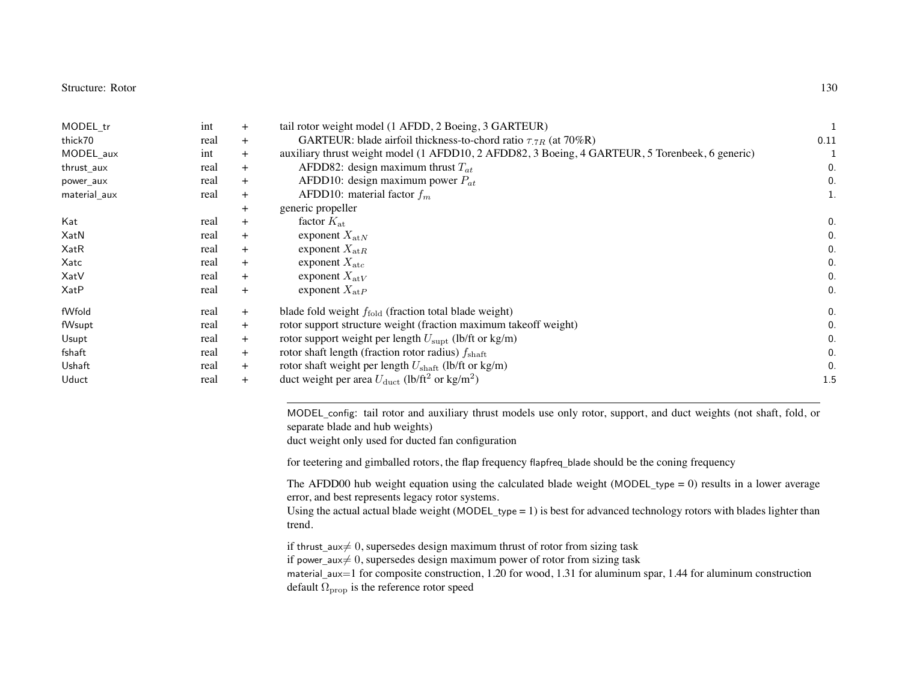| | | | | |
|---|---|---|---|---|
| MODEL_tr | int | + | tail rotor weight model (1 AFDD, 2 Boeing, 3 GARTEUR) | 1 |
| thick70 | real | + | GARTEUR: blade airfoil thickness-to-chord ratio $\tau_{.7R}$ (at 70%R) | 0.11 |
| MODEL_aux | int | + | auxiliary thrust weight model (1 AFDD10, 2 AFDD82, 3 Boeing, 4 GARTEUR, 5 Torenbeek, 6 generic) | 1 |
| thrust_aux | real | + | AFDD82: design maximum thrust $T_{at}$ | 0. |
| power_aux | real | + | AFDD10: design maximum power $P_{at}$ | 0. |
| material_aux | real | + | AFDD10: material factor $f_m$ | 1. |
| | | + | generic propeller | |
| Kat | real | + | factor $K_{\rm at}$ | 0. |
| XatN | real | + | exponent $X_{{\rm at}N}$ | 0. |
| XatR | real | + | exponent $X_{{\rm at}R}$ | 0. |
| Xatc | real | + | exponent $X_{{\rm at}c}$ | 0. |
| XatV | real | + | exponent $X_{{\rm at}V}$ | 0. |
| XatP | real | + | exponent $X_{{\rm at}P}$ | 0. |
| fWfold | real | + | blade fold weight $f_{\rm fold}$ (fraction total blade weight) | 0. |
| fWsupt | real | + | rotor support structure weight (fraction maximum takeoff weight) | 0. |
| Usupt | real | + | rotor support weight per length $U_{\rm supt}$ (lb/ft or kg/m) | 0. |
| fshaft | real | + | rotor shaft length (fraction rotor radius) $f_{\rm shaft}$ | 0. |
| Ushaft | real | + | rotor shaft weight per length $U_{\rm shaft}$ (lb/ft or kg/m) | 0. |
| Uduct | real | + | duct weight per area $U_{\rm duct}$ (lb/ft$^2$ or kg/m$^2$) | 1.5 |

---

MODEL_config: tail rotor and auxiliary thrust models use only rotor, support, and duct weights (not shaft, fold, or separate blade and hub weights)
duct weight only used for ducted fan configuration

for teetering and gimballed rotors, the flap frequency flapfreq_blade should be the coning frequency

The AFDD00 hub weight equation using the calculated blade weight (MODEL_type = 0) results in a lower average error, and best represents legacy rotor systems.
Using the actual actual blade weight (MODEL_type = 1) is best for advanced technology rotors with blades lighter than trend.

if thrust_aux$\neq 0$, supersedes design maximum thrust of rotor from sizing task
if power_aux$\neq 0$, supersedes design maximum power of rotor from sizing task
material_aux=1 for composite construction, 1.20 for wood, 1.31 for aluminum spar, 1.44 for aluminum construction
default $\Omega_{\rm prop}$ is the reference rotor speed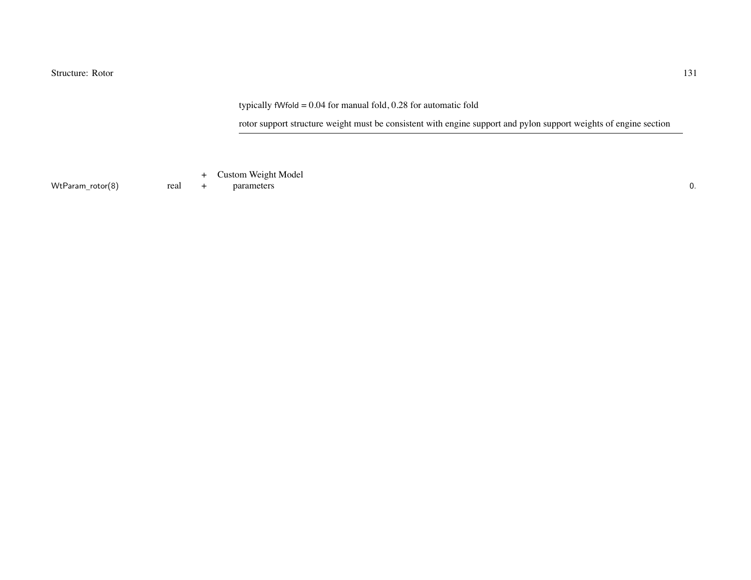typically fWfold = 0.04 for manual fold, 0.28 for automatic fold

rotor support structure weight must be consistent with engine support and pylon support weights of engine section

---

| | | | | |
|---|---|---|---|---|
| | | + | Custom Weight Model | |
| WtParam_rotor(8) | real | + | parameters | 0. |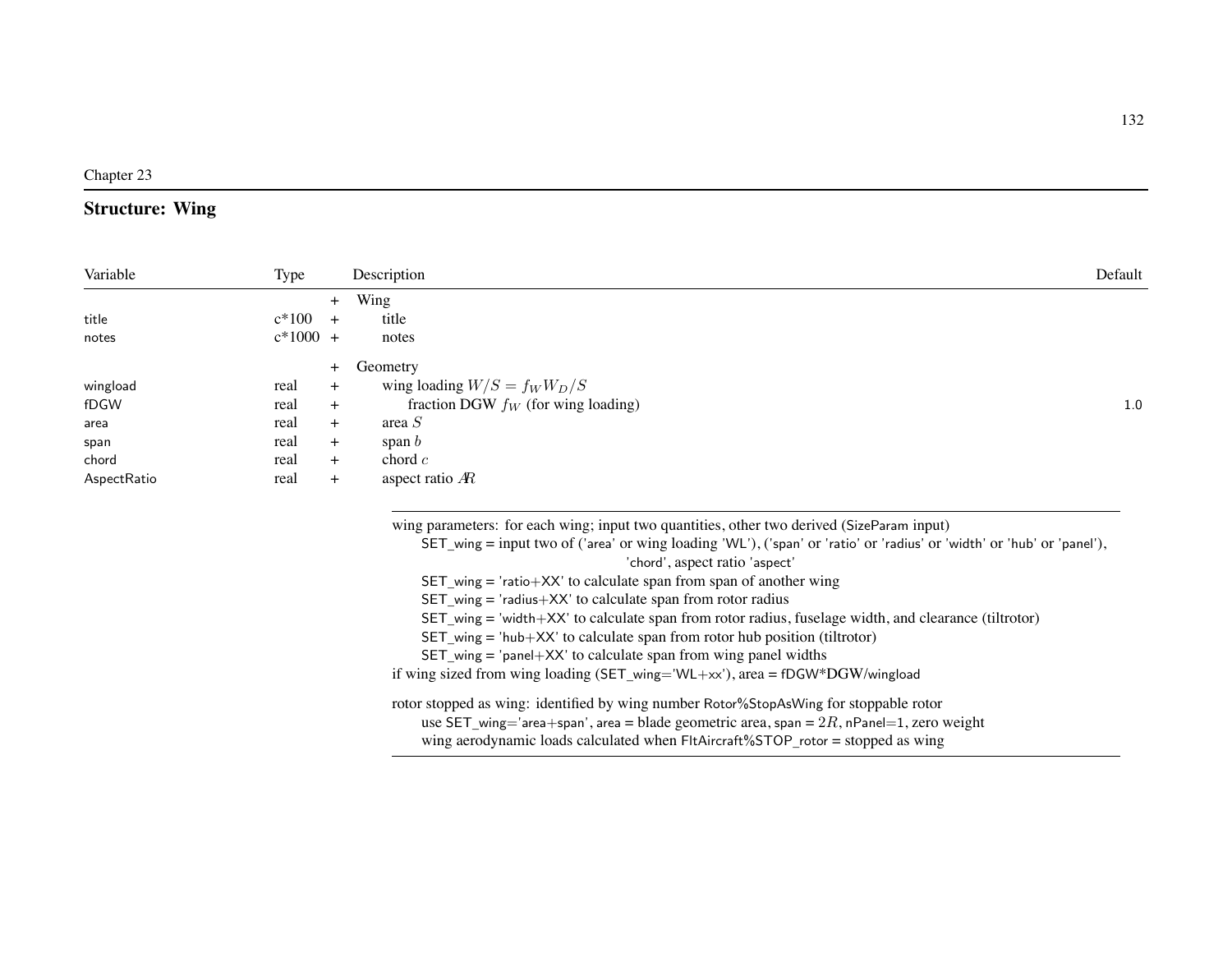Chapter 23

# Structure: Wing

| Variable | Type | | Description | Default |
|---|---|---|---|---|
| | | + | Wing | |
| title | c*100 | + | title | |
| notes | c*1000 | + | notes | |
| | | + | Geometry | |
| wingload | real | + | wing loading $W/S = f_W W_D/S$ | |
| fDGW | real | + | fraction DGW $f_W$ (for wing loading) | 1.0 |
| area | real | + | area $S$ | |
| span | real | + | span $b$ | |
| chord | real | + | chord $c$ | |
| AspectRatio | real | + | aspect ratio $AR$ | |

---

wing parameters: for each wing; input two quantities, other two derived (SizeParam input)
- SET_wing = input two of ('area' or wing loading 'WL'), ('span' or 'ratio' or 'radius' or 'width' or 'hub' or 'panel'), 'chord', aspect ratio 'aspect'
- SET_wing = 'ratio+XX' to calculate span from span of another wing
- SET_wing = 'radius+XX' to calculate span from rotor radius
- SET_wing = 'width+XX' to calculate span from rotor radius, fuselage width, and clearance (tiltrotor)
- SET_wing = 'hub+XX' to calculate span from rotor hub position (tiltrotor)
- SET_wing = 'panel+XX' to calculate span from wing panel widths

if wing sized from wing loading (SET_wing='WL+xx'), area = fDGW*DGW/wingload

rotor stopped as wing: identified by wing number Rotor%StopAsWing for stoppable rotor
- use SET_wing='area+span', area = blade geometric area, span = $2R$, nPanel=1, zero weight
- wing aerodynamic loads calculated when FltAircraft%STOP_rotor = stopped as wing

---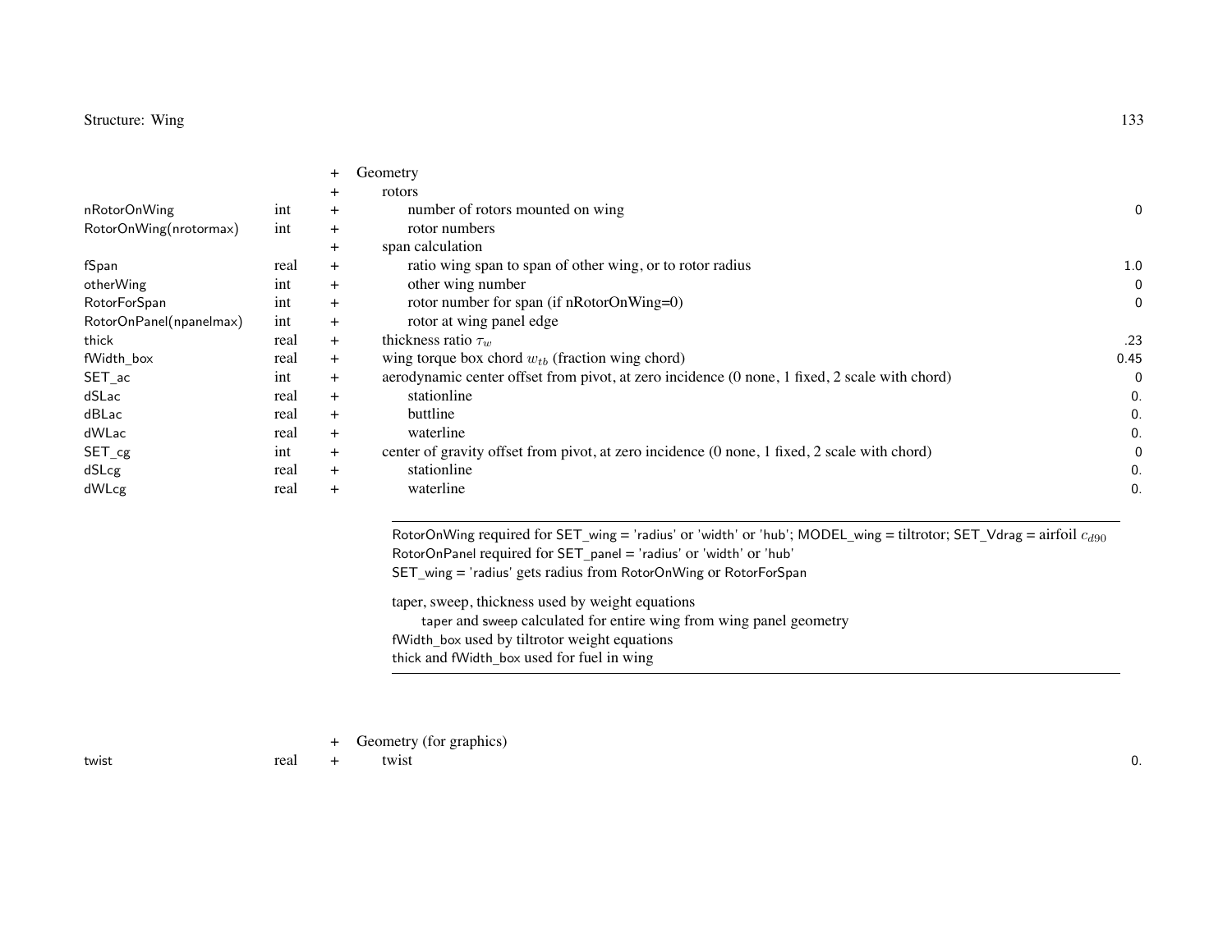| Variable | Type | | Description | Default |
|---|---|---|---|---|
| | | + | Geometry | |
| | | + | rotors | |
| nRotorOnWing | int | + | number of rotors mounted on wing | 0 |
| RotorOnWing(nrotormax) | int | + | rotor numbers | |
| | | + | span calculation | |
| fSpan | real | + | ratio wing span to span of other wing, or to rotor radius | 1.0 |
| otherWing | int | + | other wing number | 0 |
| RotorForSpan | int | + | rotor number for span (if nRotorOnWing=0) | 0 |
| RotorOnPanel(npanelmax) | int | + | rotor at wing panel edge | |
| thick | real | + | thickness ratio $\tau_w$ | .23 |
| fWidth_box | real | + | wing torque box chord $w_{tb}$ (fraction wing chord) | 0.45 |
| SET_ac | int | + | aerodynamic center offset from pivot, at zero incidence (0 none, 1 fixed, 2 scale with chord) | 0 |
| dSLac | real | + | stationline | 0. |
| dBLac | real | + | buttline | 0. |
| dWLac | real | + | waterline | 0. |
| SET_cg | int | + | center of gravity offset from pivot, at zero incidence (0 none, 1 fixed, 2 scale with chord) | 0 |
| dSLcg | real | + | stationline | 0. |
| dWLcg | real | + | waterline | 0. |

---

RotorOnWing required for SET_wing = 'radius' or 'width' or 'hub'; MODEL_wing = tiltrotor; SET_Vdrag = airfoil $c_{d90}$
RotorOnPanel required for SET_panel = 'radius' or 'width' or 'hub'
SET_wing = 'radius' gets radius from RotorOnWing or RotorForSpan

taper, sweep, thickness used by weight equations
  taper and sweep calculated for entire wing from wing panel geometry
fWidth_box used by tiltrotor weight equations
thick and fWidth_box used for fuel in wing

---

| Variable | Type | | Description | Default |
|---|---|---|---|---|
| | | + | Geometry (for graphics) | |
| twist | real | + | twist | 0. |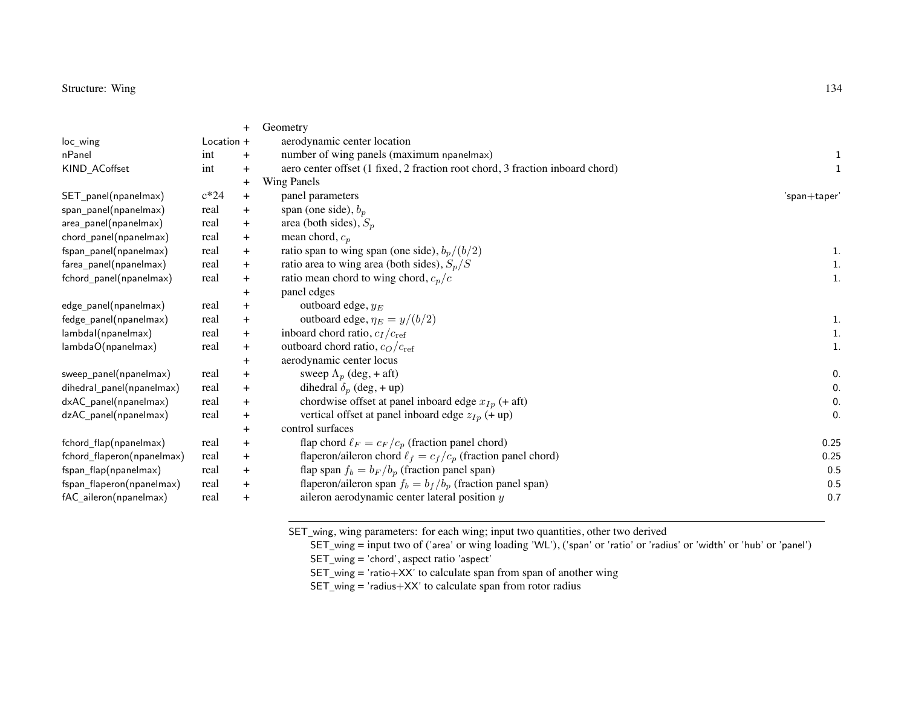| Variable | Type | | Description | Default |
|---|---|---|---|---|
| | | + | Geometry | |
| loc_wing | Location | + | aerodynamic center location | |
| nPanel | int | + | number of wing panels (maximum npanelmax) | 1 |
| KIND_ACoffset | int | + | aero center offset (1 fixed, 2 fraction root chord, 3 fraction inboard chord) | 1 |
| | | + | Wing Panels | |
| SET_panel(npanelmax) | c*24 | + | panel parameters | 'span+taper' |
| span_panel(npanelmax) | real | + | span (one side), $b_p$ | |
| area_panel(npanelmax) | real | + | area (both sides), $S_p$ | |
| chord_panel(npanelmax) | real | + | mean chord, $c_p$ | |
| fspan_panel(npanelmax) | real | + | ratio span to wing span (one side), $b_p/(b/2)$ | 1. |
| farea_panel(npanelmax) | real | + | ratio area to wing area (both sides), $S_p/S$ | 1. |
| fchord_panel(npanelmax) | real | + | ratio mean chord to wing chord, $c_p/c$ | 1. |
| | | + | panel edges | |
| edge_panel(npanelmax) | real | + | outboard edge, $y_E$ | |
| fedge_panel(npanelmax) | real | + | outboard edge, $\eta_E = y/(b/2)$ | 1. |
| lambdaI(npanelmax) | real | + | inboard chord ratio, $c_I/c_{\mathrm{ref}}$ | 1. |
| lambdaO(npanelmax) | real | + | outboard chord ratio, $c_O/c_{\mathrm{ref}}$ | 1. |
| | | + | aerodynamic center locus | |
| sweep_panel(npanelmax) | real | + | sweep $\Lambda_p$ (deg, + aft) | 0. |
| dihedral_panel(npanelmax) | real | + | dihedral $\delta_p$ (deg, + up) | 0. |
| dxAC_panel(npanelmax) | real | + | chordwise offset at panel inboard edge $x_{Ip}$ (+ aft) | 0. |
| dzAC_panel(npanelmax) | real | + | vertical offset at panel inboard edge $z_{Ip}$ (+ up) | 0. |
| | | + | control surfaces | |
| fchord_flap(npanelmax) | real | + | flap chord $\ell_F = c_F/c_p$ (fraction panel chord) | 0.25 |
| fchord_flaperon(npanelmax) | real | + | flaperon/aileron chord $\ell_f = c_f/c_p$ (fraction panel chord) | 0.25 |
| fspan_flap(npanelmax) | real | + | flap span $f_b = b_F/b_p$ (fraction panel span) | 0.5 |
| fspan_flaperon(npanelmax) | real | + | flaperon/aileron span $f_b = b_f/b_p$ (fraction panel span) | 0.5 |
| fAC_aileron(npanelmax) | real | + | aileron aerodynamic center lateral position $y$ | 0.7 |

---

SET_wing, wing parameters: for each wing; input two quantities, other two derived

- SET_wing = input two of ('area' or wing loading 'WL'), ('span' or 'ratio' or 'radius' or 'width' or 'hub' or 'panel')
- SET_wing = 'chord', aspect ratio 'aspect'
- SET_wing = 'ratio+XX' to calculate span from span of another wing
- SET_wing = 'radius+XX' to calculate span from rotor radius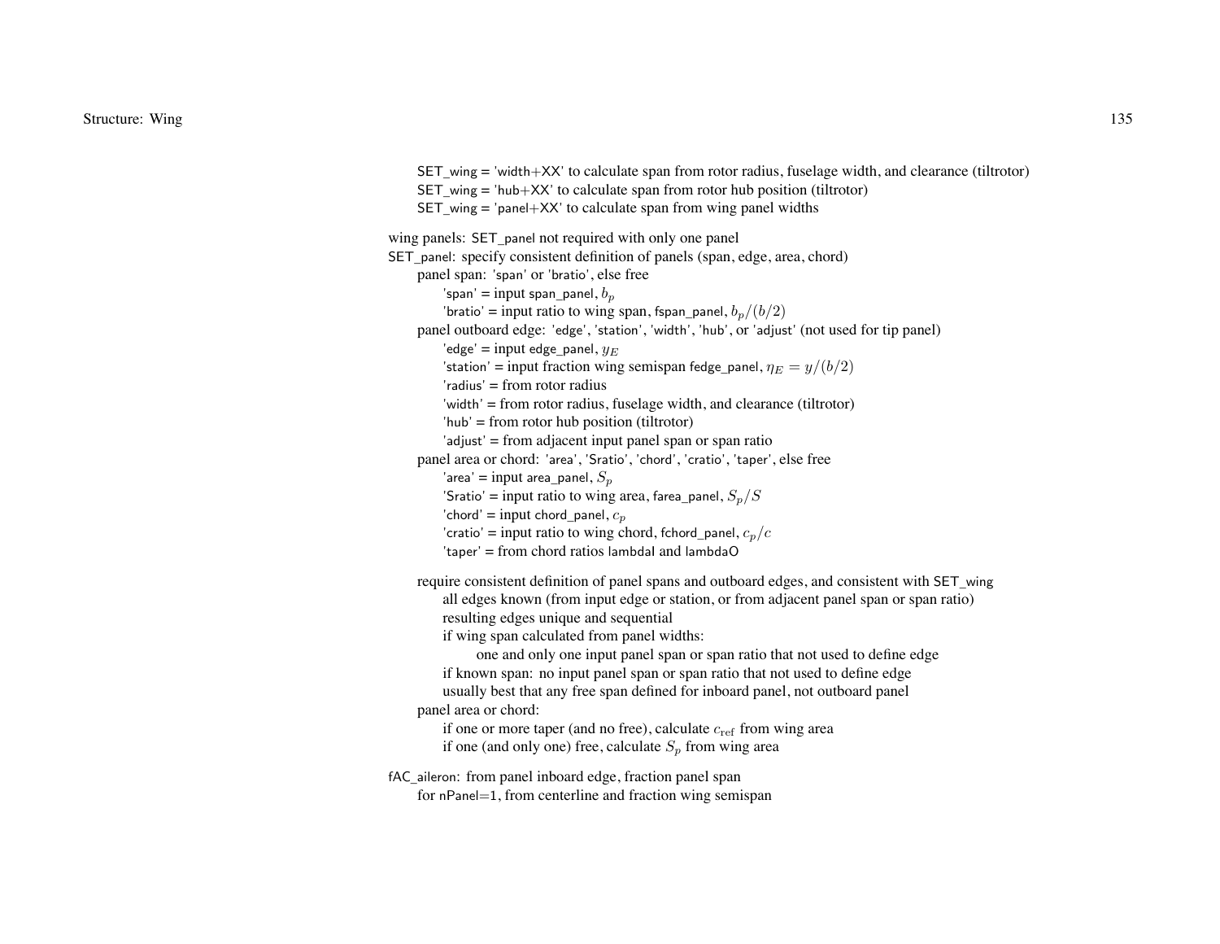SET_wing = 'width+XX' to calculate span from rotor radius, fuselage width, and clearance (tiltrotor)
SET_wing = 'hub+XX' to calculate span from rotor hub position (tiltrotor)
SET_wing = 'panel+XX' to calculate span from wing panel widths

wing panels: SET_panel not required with only one panel
SET_panel: specify consistent definition of panels (span, edge, area, chord)
- panel span: 'span' or 'bratio', else free
  - 'span' = input span_panel, $b_p$
  - 'bratio' = input ratio to wing span, fspan_panel, $b_p/(b/2)$
- panel outboard edge: 'edge', 'station', 'width', 'hub', or 'adjust' (not used for tip panel)
  - 'edge' = input edge_panel, $y_E$
  - 'station' = input fraction wing semispan fedge_panel, $\eta_E = y/(b/2)$
  - 'radius' = from rotor radius
  - 'width' = from rotor radius, fuselage width, and clearance (tiltrotor)
  - 'hub' = from rotor hub position (tiltrotor)
  - 'adjust' = from adjacent input panel span or span ratio
- panel area or chord: 'area', 'Sratio', 'chord', 'cratio', 'taper', else free
  - 'area' = input area_panel, $S_p$
  - 'Sratio' = input ratio to wing area, farea_panel, $S_p/S$
  - 'chord' = input chord_panel, $c_p$
  - 'cratio' = input ratio to wing chord, fchord_panel, $c_p/c$
  - 'taper' = from chord ratios lambdaI and lambdaO

- require consistent definition of panel spans and outboard edges, and consistent with SET_wing
  - all edges known (from input edge or station, or from adjacent panel span or span ratio)
  - resulting edges unique and sequential
  - if wing span calculated from panel widths:
    - one and only one input panel span or span ratio that not used to define edge
  - if known span: no input panel span or span ratio that not used to define edge
  - usually best that any free span defined for inboard panel, not outboard panel
- panel area or chord:
  - if one or more taper (and no free), calculate $c_{\text{ref}}$ from wing area
  - if one (and only one) free, calculate $S_p$ from wing area

fAC_aileron: from panel inboard edge, fraction panel span
- for nPanel=1, from centerline and fraction wing semispan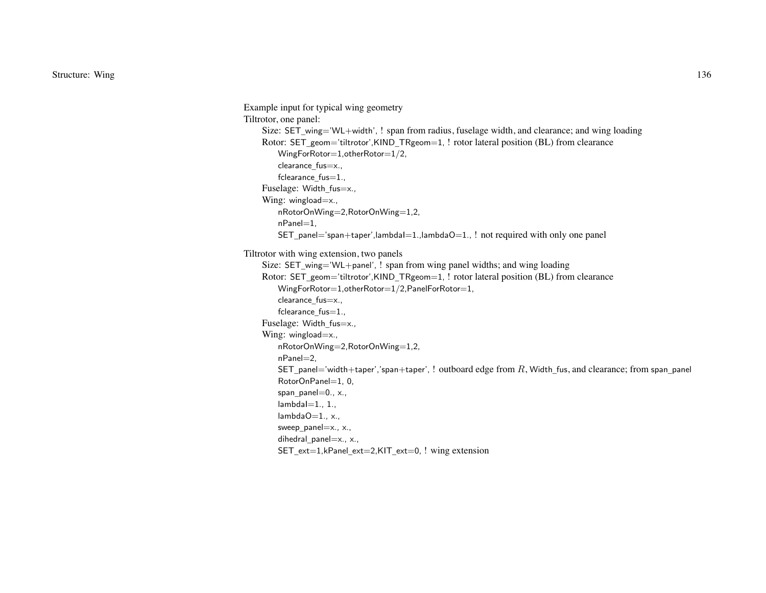Example input for typical wing geometry

Tiltrotor, one panel:

- Size: SET_wing='WL+width', ! span from radius, fuselage width, and clearance; and wing loading
- Rotor: SET_geom='tiltrotor',KIND_TRgeom=1, ! rotor lateral position (BL) from clearance
  - WingForRotor=1,otherRotor=1/2,
  - clearance_fus=x.,
  - fclearance_fus=1.,
- Fuselage: Width_fus=x.,
- Wing: wingload=x.,
  - nRotorOnWing=2,RotorOnWing=1,2,
  - nPanel=1,
  - SET_panel='span+taper',lambdaI=1.,lambdaO=1., ! not required with only one panel

Tiltrotor with wing extension, two panels

- Size: SET_wing='WL+panel', ! span from wing panel widths; and wing loading
- Rotor: SET_geom='tiltrotor',KIND_TRgeom=1, ! rotor lateral position (BL) from clearance
  - WingForRotor=1,otherRotor=1/2,PanelForRotor=1,
  - clearance_fus=x.,
  - fclearance_fus=1.,
- Fuselage: Width_fus=x.,
- Wing: wingload=x.,
  - nRotorOnWing=2,RotorOnWing=1,2,
  - nPanel=2,
  - SET_panel='width+taper','span+taper', ! outboard edge from $R$, Width_fus, and clearance; from span_panel
  - RotorOnPanel=1, 0,
  - span_panel=0., x.,
  - lambdaI=1., 1.,
  - lambdaO=1., x.,
  - sweep_panel=x., x.,
  - dihedral_panel=x., x.,
  - SET_ext=1,kPanel_ext=2,KIT_ext=0, ! wing extension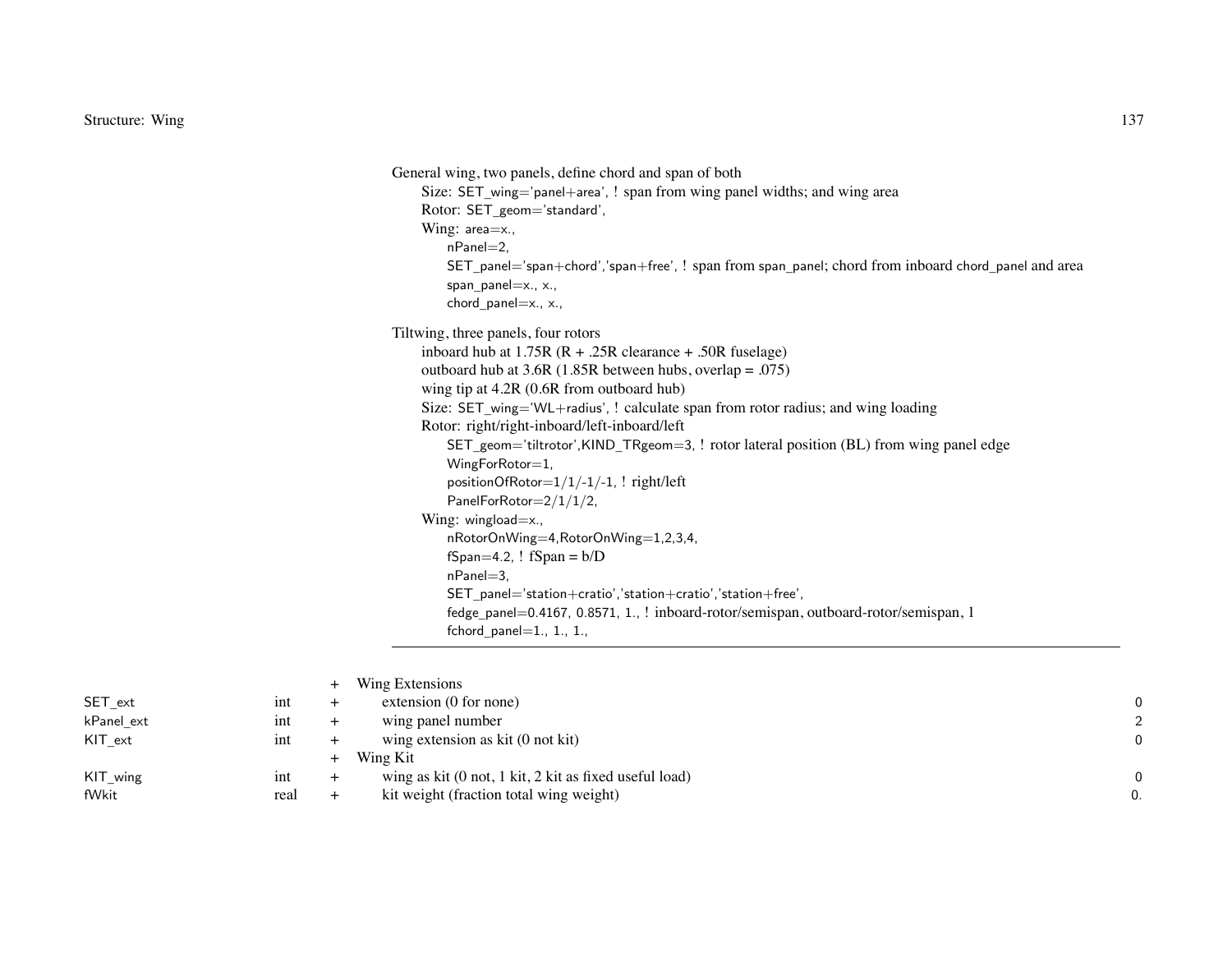General wing, two panels, define chord and span of both

  Size: SET_wing='panel+area', ! span from wing panel widths; and wing area
  Rotor: SET_geom='standard',
  Wing: area=x.,
    nPanel=2,
    SET_panel='span+chord','span+free', ! span from span_panel; chord from inboard chord_panel and area
    span_panel=x., x.,
    chord_panel=x., x.,

Tiltwing, three panels, four rotors

  inboard hub at 1.75R (R + .25R clearance + .50R fuselage)
  outboard hub at 3.6R (1.85R between hubs, overlap = .075)
  wing tip at 4.2R (0.6R from outboard hub)
  Size: SET_wing='WL+radius', ! calculate span from rotor radius; and wing loading
  Rotor: right/right-inboard/left-inboard/left
    SET_geom='tiltrotor',KIND_TRgeom=3, ! rotor lateral position (BL) from wing panel edge
    WingForRotor=1,
    positionOfRotor=1/1/-1/-1, ! right/left
    PanelForRotor=2/1/1/2,
  Wing: wingload=x.,
    nRotorOnWing=4,RotorOnWing=1,2,3,4,
    fSpan=4.2, ! fSpan = b/D
    nPanel=3,
    SET_panel='station+cratio','station+cratio','station+free',
    fedge_panel=0.4167, 0.8571, 1., ! inboard-rotor/semispan, outboard-rotor/semispan, 1
    fchord_panel=1., 1., 1.,

---

| | | | | |
|---|---|---|---|---|
| | | + | Wing Extensions | |
| SET_ext | int | + | extension (0 for none) | 0 |
| kPanel_ext | int | + | wing panel number | 2 |
| KIT_ext | int | + | wing extension as kit (0 not kit) | 0 |
| | | + | Wing Kit | |
| KIT_wing | int | + | wing as kit (0 not, 1 kit, 2 kit as fixed useful load) | 0 |
| fWkit | real | + | kit weight (fraction total wing weight) | 0. |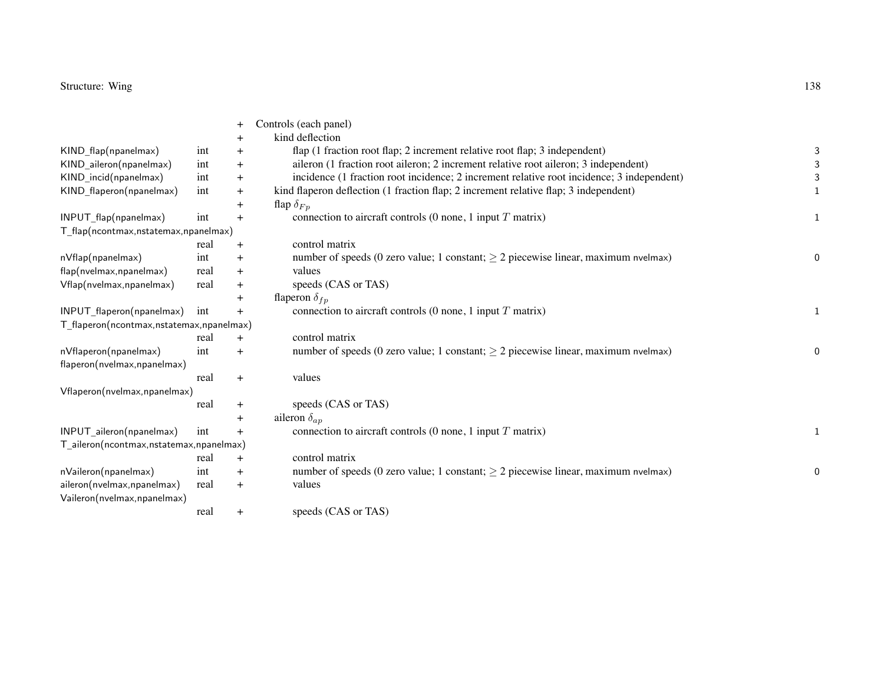| Variable | Type | | Description | Default |
|---|---|---|---|---|
| | | + | Controls (each panel) | |
| | | + | kind deflection | |
| KIND_flap(npanelmax) | int | + | flap (1 fraction root flap; 2 increment relative root flap; 3 independent) | 3 |
| KIND_aileron(npanelmax) | int | + | aileron (1 fraction root aileron; 2 increment relative root aileron; 3 independent) | 3 |
| KIND_incid(npanelmax) | int | + | incidence (1 fraction root incidence; 2 increment relative root incidence; 3 independent) | 3 |
| KIND_flaperon(npanelmax) | int | + | kind flaperon deflection (1 fraction flap; 2 increment relative flap; 3 independent) | 1 |
| | | + | flap $\delta_{Fp}$ | |
| INPUT_flap(npanelmax) | int | + | connection to aircraft controls (0 none, 1 input $T$ matrix) | 1 |
| T_flap(ncontmax,nstatemax,npanelmax) | real | + | control matrix | |
| nVflap(npanelmax) | int | + | number of speeds (0 zero value; 1 constant; $\geq 2$ piecewise linear, maximum nvelmax) | 0 |
| flap(nvelmax,npanelmax) | real | + | values | |
| Vflap(nvelmax,npanelmax) | real | + | speeds (CAS or TAS) | |
| | | + | flaperon $\delta_{fp}$ | |
| INPUT_flaperon(npanelmax) | int | + | connection to aircraft controls (0 none, 1 input $T$ matrix) | 1 |
| T_flaperon(ncontmax,nstatemax,npanelmax) | real | + | control matrix | |
| nVflaperon(npanelmax) | int | + | number of speeds (0 zero value; 1 constant; $\geq 2$ piecewise linear, maximum nvelmax) | 0 |
| flaperon(nvelmax,npanelmax) | real | + | values | |
| Vflaperon(nvelmax,npanelmax) | real | + | speeds (CAS or TAS) | |
| | | + | aileron $\delta_{ap}$ | |
| INPUT_aileron(npanelmax) | int | + | connection to aircraft controls (0 none, 1 input $T$ matrix) | 1 |
| T_aileron(ncontmax,nstatemax,npanelmax) | real | + | control matrix | |
| nVaileron(npanelmax) | int | + | number of speeds (0 zero value; 1 constant; $\geq 2$ piecewise linear, maximum nvelmax) | 0 |
| aileron(nvelmax,npanelmax) | real | + | values | |
| Vaileron(nvelmax,npanelmax) | real | + | speeds (CAS or TAS) | |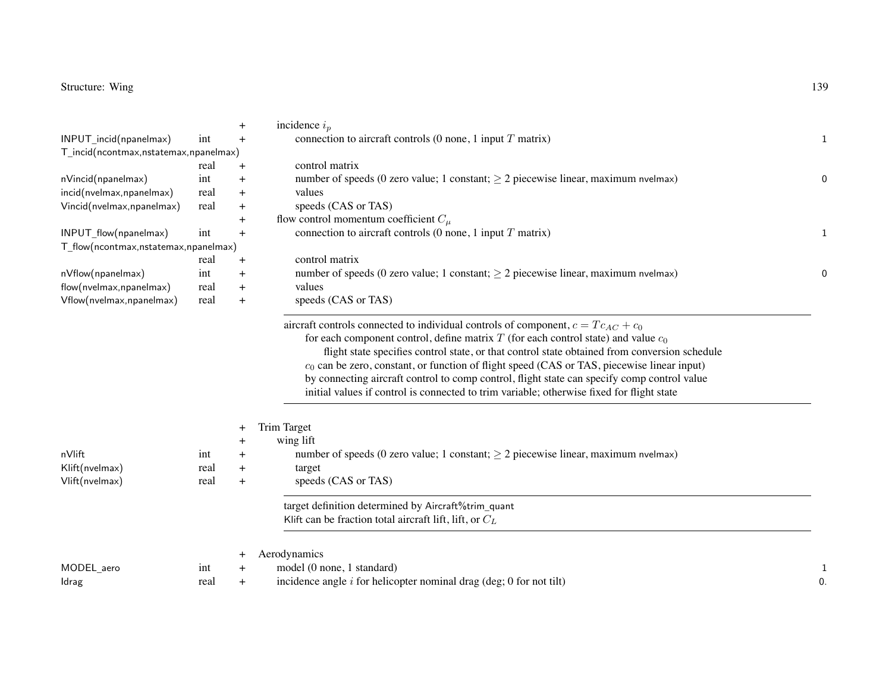| Variable | Type | | Description | Default |
|---|---|---|---|---|
| | | + | incidence $i_p$ | |
| INPUT_incid(npanelmax) | int | + | connection to aircraft controls (0 none, 1 input $T$ matrix) | 1 |
| T_incid(ncontmax,nstatemax,npanelmax) | real | + | control matrix | |
| nVincid(npanelmax) | int | + | number of speeds (0 zero value; 1 constant; $\geq 2$ piecewise linear, maximum nvelmax) | 0 |
| incid(nvelmax,npanelmax) | real | + | values | |
| Vincid(nvelmax,npanelmax) | real | + | speeds (CAS or TAS) | |
| | | + | flow control momentum coefficient $C_\mu$ | |
| INPUT_flow(npanelmax) | int | + | connection to aircraft controls (0 none, 1 input $T$ matrix) | 1 |
| T_flow(ncontmax,nstatemax,npanelmax) | real | + | control matrix | |
| nVflow(npanelmax) | int | + | number of speeds (0 zero value; 1 constant; $\geq 2$ piecewise linear, maximum nvelmax) | 0 |
| flow(nvelmax,npanelmax) | real | + | values | |
| Vflow(nvelmax,npanelmax) | real | + | speeds (CAS or TAS) | |

---

aircraft controls connected to individual controls of component, $c = Tc_{AC} + c_0$
 for each component control, define matrix $T$ (for each control state) and value $c_0$
  flight state specifies control state, or that control state obtained from conversion schedule
 $c_0$ can be zero, constant, or function of flight speed (CAS or TAS, piecewise linear input)
 by connecting aircraft control to comp control, flight state can specify comp control value
 initial values if control is connected to trim variable; otherwise fixed for flight state

---

| Variable | Type | | Description | Default |
|---|---|---|---|---|
| | | + | Trim Target | |
| | | + | wing lift | |
| nVlift | int | + | number of speeds (0 zero value; 1 constant; $\geq 2$ piecewise linear, maximum nvelmax) | |
| Klift(nvelmax) | real | + | target | |
| Vlift(nvelmax) | real | + | speeds (CAS or TAS) | |

---

target definition determined by Aircraft%trim_quant
Klift can be fraction total aircraft lift, lift, or $C_L$

---

| Variable | Type | | Description | Default |
|---|---|---|---|---|
| | | + | Aerodynamics | |
| MODEL_aero | int | + | model (0 none, 1 standard) | 1 |
| Idrag | real | + | incidence angle $i$ for helicopter nominal drag (deg; 0 for not tilt) | 0. |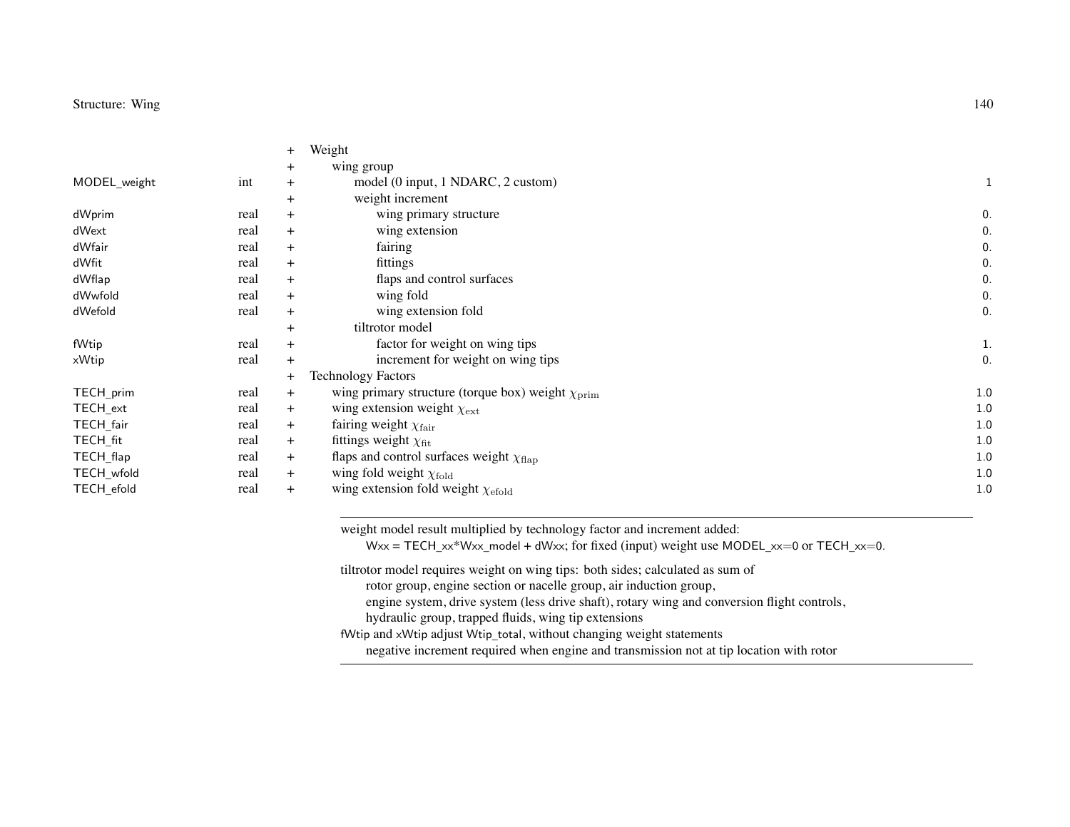| | | | | |
|---|---|---|---|---|
| | | + | Weight | |
| | | + | wing group | |
| MODEL_weight | int | + | model (0 input, 1 NDARC, 2 custom) | 1 |
| | | + | weight increment | |
| dWprim | real | + | wing primary structure | 0. |
| dWext | real | + | wing extension | 0. |
| dWfair | real | + | fairing | 0. |
| dWfit | real | + | fittings | 0. |
| dWflap | real | + | flaps and control surfaces | 0. |
| dWwfold | real | + | wing fold | 0. |
| dWefold | real | + | wing extension fold | 0. |
| | | + | tiltrotor model | |
| fWtip | real | + | factor for weight on wing tips | 1. |
| xWtip | real | + | increment for weight on wing tips | 0. |
| | | + | Technology Factors | |
| TECH_prim | real | + | wing primary structure (torque box) weight $\chi_{\text{prim}}$ | 1.0 |
| TECH_ext | real | + | wing extension weight $\chi_{\text{ext}}$ | 1.0 |
| TECH_fair | real | + | fairing weight $\chi_{\text{fair}}$ | 1.0 |
| TECH_fit | real | + | fittings weight $\chi_{\text{fit}}$ | 1.0 |
| TECH_flap | real | + | flaps and control surfaces weight $\chi_{\text{flap}}$ | 1.0 |
| TECH_wfold | real | + | wing fold weight $\chi_{\text{fold}}$ | 1.0 |
| TECH_efold | real | + | wing extension fold weight $\chi_{\text{efold}}$ | 1.0 |

---

weight model result multiplied by technology factor and increment added:
Wxx = TECH_xx*Wxx_model + dWxx; for fixed (input) weight use MODEL_xx=0 or TECH_xx=0.

tiltrotor model requires weight on wing tips: both sides; calculated as sum of
rotor group, engine section or nacelle group, air induction group,
engine system, drive system (less drive shaft), rotary wing and conversion flight controls,
hydraulic group, trapped fluids, wing tip extensions

fWtip and xWtip adjust Wtip_total, without changing weight statements
negative increment required when engine and transmission not at tip location with rotor

---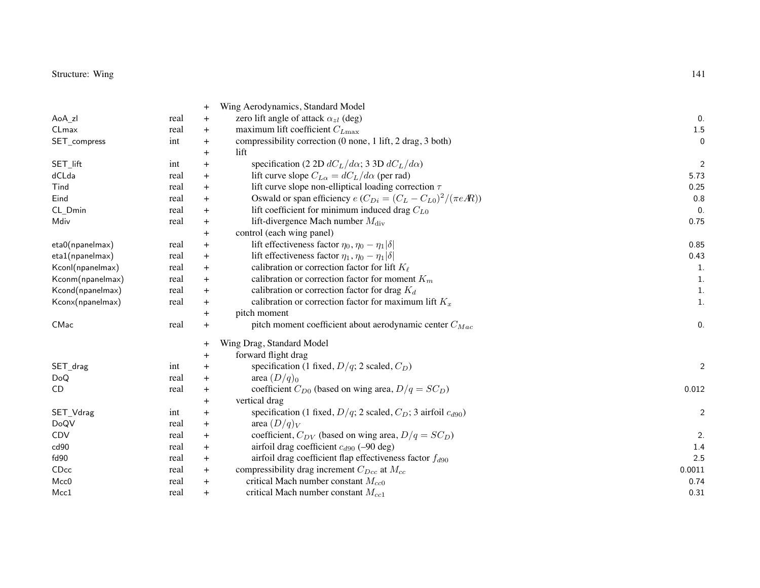| | | | | |
|---|---|---|---|---|
| | | + | Wing Aerodynamics, Standard Model | |
| AoA_zl | real | + | zero lift angle of attack $\alpha_{zl}$ (deg) | 0. |
| CLmax | real | + | maximum lift coefficient $C_{L\max}$ | 1.5 |
| SET_compress | int | + | compressibility correction (0 none, 1 lift, 2 drag, 3 both) | 0 |
| | | + | lift | |
| SET_lift | int | + | specification (2 2D $dC_L/d\alpha$; 3 3D $dC_L/d\alpha$) | 2 |
| dCLda | real | + | lift curve slope $C_{L\alpha} = dC_L/d\alpha$ (per rad) | 5.73 |
| Tind | real | + | lift curve slope non-elliptical loading correction $\tau$ | 0.25 |
| Eind | real | + | Oswald or span efficiency $e$ ($C_{Di} = (C_L - C_{L0})^2/(\pi e AR)$) | 0.8 |
| CL_Dmin | real | + | lift coefficient for minimum induced drag $C_{L0}$ | 0. |
| Mdiv | real | + | lift-divergence Mach number $M_{\text{div}}$ | 0.75 |
| | | + | control (each wing panel) | |
| eta0(npanelmax) | real | + | lift effectiveness factor $\eta_0$, $\eta_0 - \eta_1\|\delta\|$ | 0.85 |
| eta1(npanelmax) | real | + | lift effectiveness factor $\eta_1$, $\eta_0 - \eta_1\|\delta\|$ | 0.43 |
| Kconl(npanelmax) | real | + | calibration or correction factor for lift $K_\ell$ | 1. |
| Kconm(npanelmax) | real | + | calibration or correction factor for moment $K_m$ | 1. |
| Kcond(npanelmax) | real | + | calibration or correction factor for drag $K_d$ | 1. |
| Kconx(npanelmax) | real | + | calibration or correction factor for maximum lift $K_x$ | 1. |
| | | + | pitch moment | |
| CMac | real | + | pitch moment coefficient about aerodynamic center $C_{Mac}$ | 0. |
| | | + | Wing Drag, Standard Model | |
| | | + | forward flight drag | |
| SET_drag | int | + | specification (1 fixed, $D/q$; 2 scaled, $C_D$) | 2 |
| DoQ | real | + | area $(D/q)_0$ | |
| CD | real | + | coefficient $C_{D0}$ (based on wing area, $D/q = SC_D$) | 0.012 |
| | | + | vertical drag | |
| SET_Vdrag | int | + | specification (1 fixed, $D/q$; 2 scaled, $C_D$; 3 airfoil $c_{d90}$) | 2 |
| DoQV | real | + | area $(D/q)_V$ | |
| CDV | real | + | coefficient, $C_{DV}$ (based on wing area, $D/q = SC_D$) | 2. |
| cd90 | real | + | airfoil drag coefficient $c_{d90}$ (–90 deg) | 1.4 |
| fd90 | real | + | airfoil drag coefficient flap effectiveness factor $f_{d90}$ | 2.5 |
| CDcc | real | + | compressibility drag increment $C_{Dcc}$ at $M_{cc}$ | 0.0011 |
| Mcc0 | real | + | critical Mach number constant $M_{cc0}$ | 0.74 |
| Mcc1 | real | + | critical Mach number constant $M_{cc1}$ | 0.31 |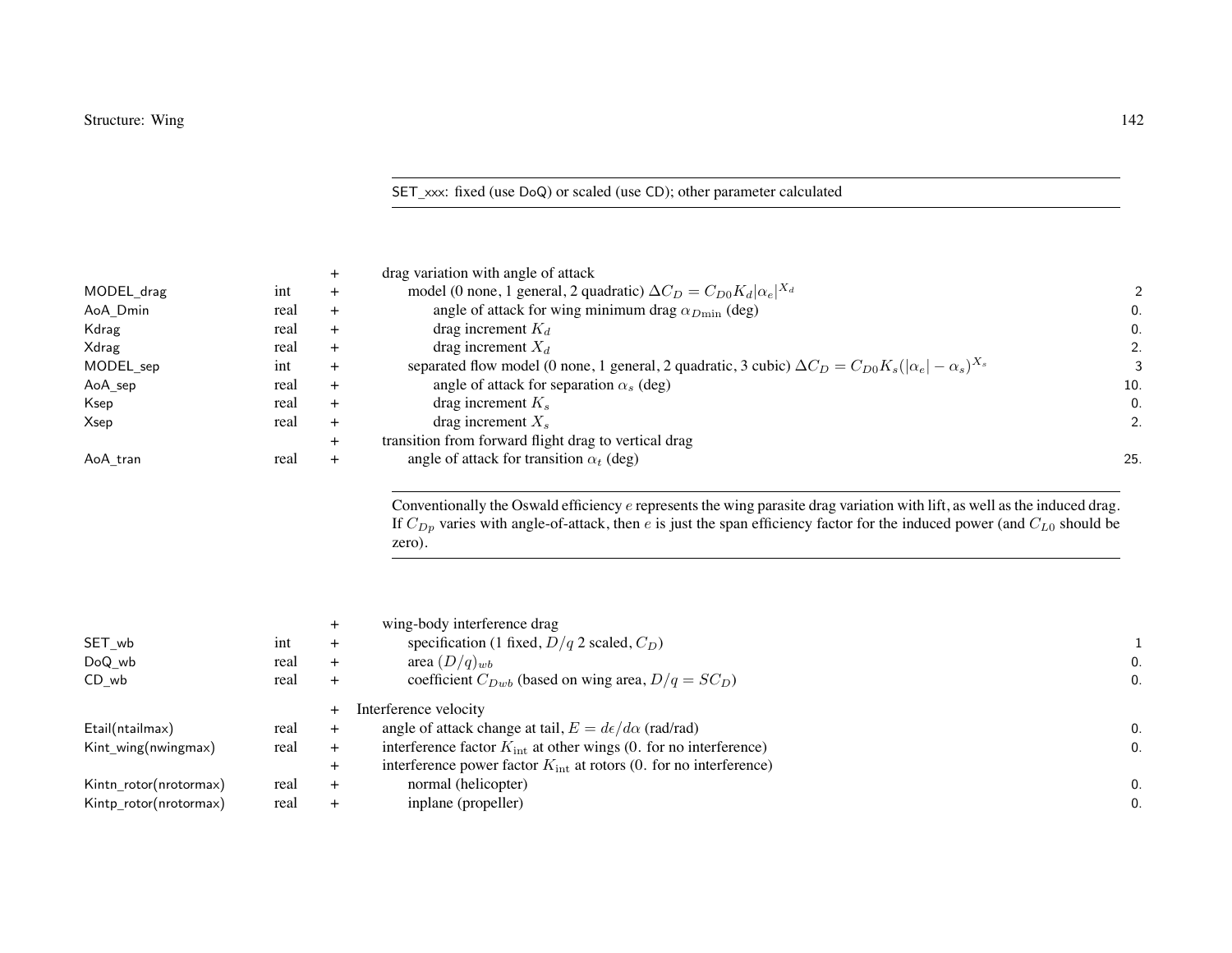SET_xxx: fixed (use DoQ) or scaled (use CD); other parameter calculated

| | | | | |
|---|---|---|---|---|
| | | + | drag variation with angle of attack | |
| MODEL_drag | int | + | model (0 none, 1 general, 2 quadratic) $\Delta C_D = C_{D0} K_d \lvert\alpha_e\rvert^{X_d}$ | 2 |
| AoA_Dmin | real | + | angle of attack for wing minimum drag $\alpha_{D\min}$ (deg) | 0. |
| Kdrag | real | + | drag increment $K_d$ | 0. |
| Xdrag | real | + | drag increment $X_d$ | 2. |
| MODEL_sep | int | + | separated flow model (0 none, 1 general, 2 quadratic, 3 cubic) $\Delta C_D = C_{D0} K_s (\lvert\alpha_e\rvert - \alpha_s)^{X_s}$ | 3 |
| AoA_sep | real | + | angle of attack for separation $\alpha_s$ (deg) | 10. |
| Ksep | real | + | drag increment $K_s$ | 0. |
| Xsep | real | + | drag increment $X_s$ | 2. |
| | | + | transition from forward flight drag to vertical drag | |
| AoA_tran | real | + | angle of attack for transition $\alpha_t$ (deg) | 25. |

Conventionally the Oswald efficiency $e$ represents the wing parasite drag variation with lift, as well as the induced drag. If $C_{Dp}$ varies with angle-of-attack, then $e$ is just the span efficiency factor for the induced power (and $C_{L0}$ should be zero).

| | | | | |
|---|---|---|---|---|
| | | + | wing-body interference drag | |
| SET_wb | int | + | specification (1 fixed, $D/q$ 2 scaled, $C_D$) | 1 |
| DoQ_wb | real | + | area $(D/q)_{wb}$ | 0. |
| CD_wb | real | + | coefficient $C_{Dwb}$ (based on wing area, $D/q = SC_D$) | 0. |
| | | + | Interference velocity | |
| Etail(ntailmax) | real | + | angle of attack change at tail, $E = d\epsilon/d\alpha$ (rad/rad) | 0. |
| Kint_wing(nwingmax) | real | + | interference factor $K_{\text{int}}$ at other wings (0. for no interference) | 0. |
| | | + | interference power factor $K_{\text{int}}$ at rotors (0. for no interference) | |
| Kintn_rotor(nrotormax) | real | + | normal (helicopter) | 0. |
| Kintp_rotor(nrotormax) | real | + | inplane (propeller) | 0. |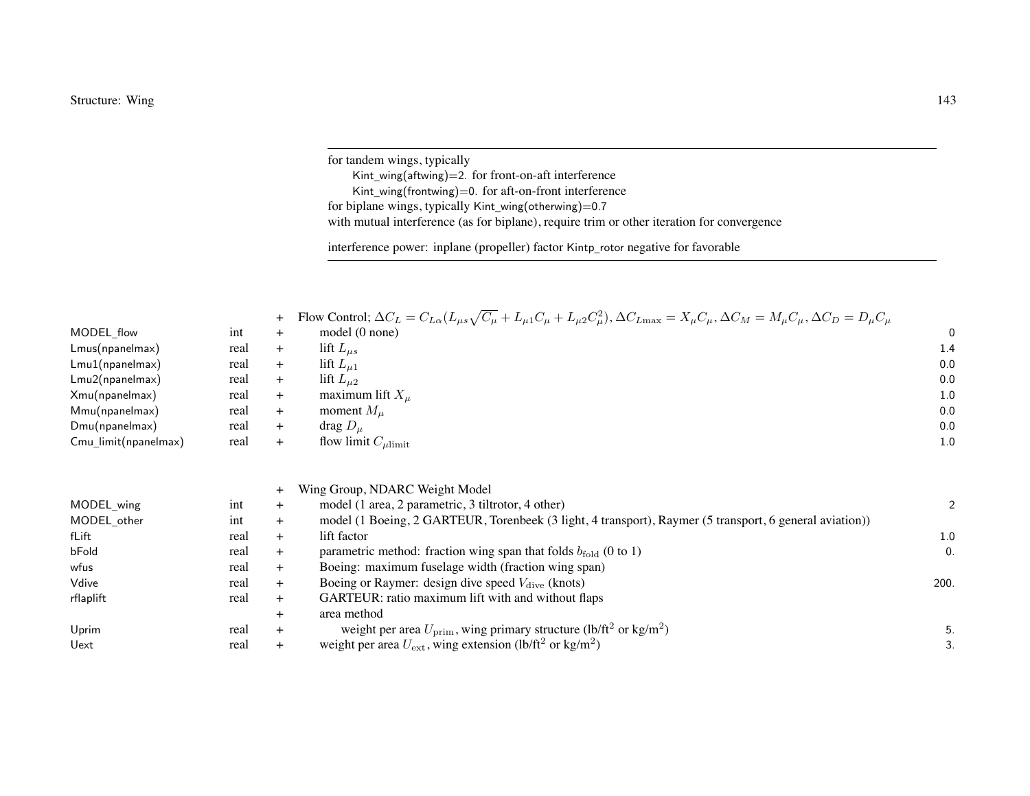for tandem wings, typically
 Kint_wing(aftwing)=2. for front-on-aft interference
 Kint_wing(frontwing)=0. for aft-on-front interference
for biplane wings, typically Kint_wing(otherwing)=0.7
with mutual interference (as for biplane), require trim or other iteration for convergence

interference power: inplane (propeller) factor Kintp_rotor negative for favorable

| | | | | |
|---|---|---|---|---|
| | | + | Flow Control; $\Delta C_L = C_{L\alpha}(L_{\mu s}\sqrt{C_\mu} + L_{\mu 1}C_\mu + L_{\mu 2}C_\mu^2)$, $\Delta C_{L\max} = X_\mu C_\mu$, $\Delta C_M = M_\mu C_\mu$, $\Delta C_D = D_\mu C_\mu$ | |
| MODEL_flow | int | + | model (0 none) | 0 |
| Lmus(npanelmax) | real | + | lift $L_{\mu s}$ | 1.4 |
| Lmu1(npanelmax) | real | + | lift $L_{\mu 1}$ | 0.0 |
| Lmu2(npanelmax) | real | + | lift $L_{\mu 2}$ | 0.0 |
| Xmu(npanelmax) | real | + | maximum lift $X_\mu$ | 1.0 |
| Mmu(npanelmax) | real | + | moment $M_\mu$ | 0.0 |
| Dmu(npanelmax) | real | + | drag $D_\mu$ | 0.0 |
| Cmu_limit(npanelmax) | real | + | flow limit $C_{\mu\mathrm{limit}}$ | 1.0 |

| | | | | |
|---|---|---|---|---|
| | | + | Wing Group, NDARC Weight Model | |
| MODEL_wing | int | + | model (1 area, 2 parametric, 3 tiltrotor, 4 other) | 2 |
| MODEL_other | int | + | model (1 Boeing, 2 GARTEUR, Torenbeek (3 light, 4 transport), Raymer (5 transport, 6 general aviation)) | |
| fLift | real | + | lift factor | 1.0 |
| bFold | real | + | parametric method: fraction wing span that folds $b_{\mathrm{fold}}$ (0 to 1) | 0. |
| wfus | real | + | Boeing: maximum fuselage width (fraction wing span) | |
| Vdive | real | + | Boeing or Raymer: design dive speed $V_{\mathrm{dive}}$ (knots) | 200. |
| rflaplift | real | + | GARTEUR: ratio maximum lift with and without flaps | |
| | | + | area method | |
| Uprim | real | + | weight per area $U_{\mathrm{prim}}$, wing primary structure (lb/ft$^2$ or kg/m$^2$) | 5. |
| Uext | real | + | weight per area $U_{\mathrm{ext}}$, wing extension (lb/ft$^2$ or kg/m$^2$) | 3. |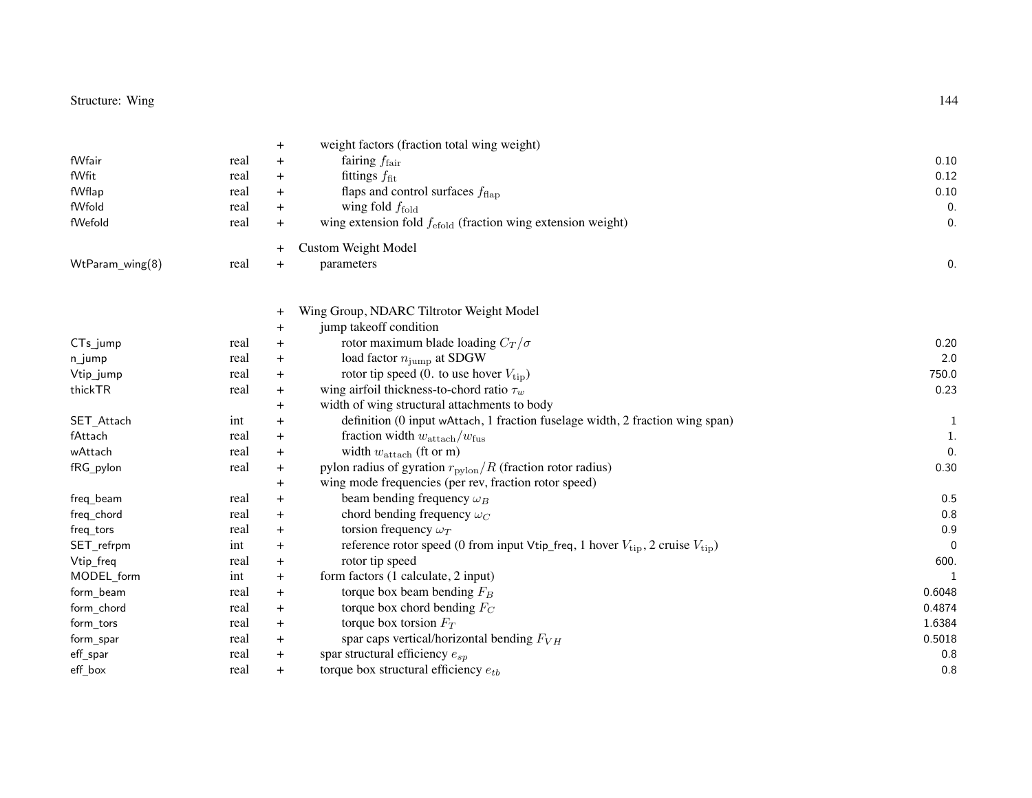| Variable | Type | | Description | Default |
|---|---|---|---|---|
| | | + | weight factors (fraction total wing weight) | |
| fWfair | real | + | fairing $f_{\text{fair}}$ | 0.10 |
| fWfit | real | + | fittings $f_{\text{fit}}$ | 0.12 |
| fWflap | real | + | flaps and control surfaces $f_{\text{flap}}$ | 0.10 |
| fWfold | real | + | wing fold $f_{\text{fold}}$ | 0. |
| fWefold | real | + | wing extension fold $f_{\text{efold}}$ (fraction wing extension weight) | 0. |
| | | + | Custom Weight Model | |
| WtParam_wing(8) | real | + | parameters | 0. |
| | | + | Wing Group, NDARC Tiltrotor Weight Model | |
| | | + | jump takeoff condition | |
| CTs_jump | real | + | rotor maximum blade loading $C_T/\sigma$ | 0.20 |
| n_jump | real | + | load factor $n_{\text{jump}}$ at SDGW | 2.0 |
| Vtip_jump | real | + | rotor tip speed (0. to use hover $V_{\text{tip}}$) | 750.0 |
| thickTR | real | + | wing airfoil thickness-to-chord ratio $\tau_w$ | 0.23 |
| | | + | width of wing structural attachments to body | |
| SET_Attach | int | + | definition (0 input wAttach, 1 fraction fuselage width, 2 fraction wing span) | 1 |
| fAttach | real | + | fraction width $w_{\text{attach}}/w_{\text{fus}}$ | 1. |
| wAttach | real | + | width $w_{\text{attach}}$ (ft or m) | 0. |
| fRG_pylon | real | + | pylon radius of gyration $r_{\text{pylon}}/R$ (fraction rotor radius) | 0.30 |
| | | + | wing mode frequencies (per rev, fraction rotor speed) | |
| freq_beam | real | + | beam bending frequency $\omega_B$ | 0.5 |
| freq_chord | real | + | chord bending frequency $\omega_C$ | 0.8 |
| freq_tors | real | + | torsion frequency $\omega_T$ | 0.9 |
| SET_refrpm | int | + | reference rotor speed (0 from input Vtip_freq, 1 hover $V_{\text{tip}}$, 2 cruise $V_{\text{tip}}$) | 0 |
| Vtip_freq | real | + | rotor tip speed | 600. |
| MODEL_form | int | + | form factors (1 calculate, 2 input) | 1 |
| form_beam | real | + | torque box beam bending $F_B$ | 0.6048 |
| form_chord | real | + | torque box chord bending $F_C$ | 0.4874 |
| form_tors | real | + | torque box torsion $F_T$ | 1.6384 |
| form_spar | real | + | spar caps vertical/horizontal bending $F_{VH}$ | 0.5018 |
| eff_spar | real | + | spar structural efficiency $e_{sp}$ | 0.8 |
| eff_box | real | + | torque box structural efficiency $e_{tb}$ | 0.8 |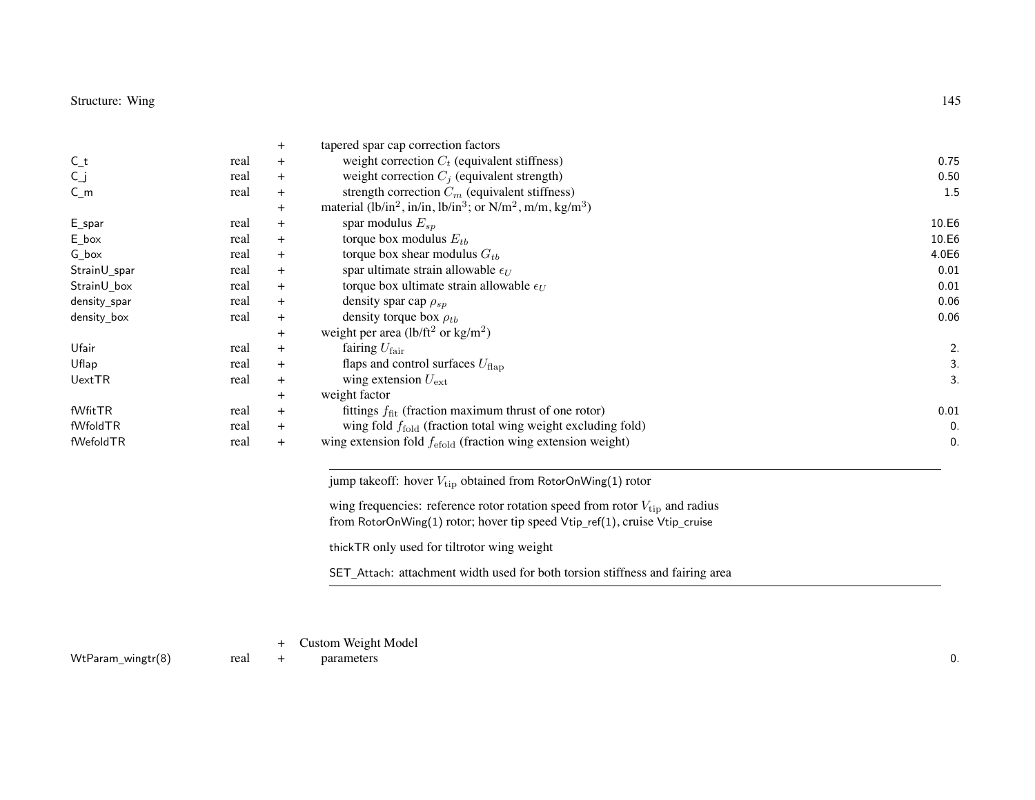| | | | | |
|---|---|---|---|---|
| | | + | tapered spar cap correction factors | |
| C_t | real | + | weight correction $C_t$ (equivalent stiffness) | 0.75 |
| C_j | real | + | weight correction $C_j$ (equivalent strength) | 0.50 |
| C_m | real | + | strength correction $C_m$ (equivalent stiffness) | 1.5 |
| | | + | material (lb/in$^2$, in/in, lb/in$^3$; or N/m$^2$, m/m, kg/m$^3$) | |
| E_spar | real | + | spar modulus $E_{sp}$ | 10.E6 |
| E_box | real | + | torque box modulus $E_{tb}$ | 10.E6 |
| G_box | real | + | torque box shear modulus $G_{tb}$ | 4.0E6 |
| StrainU_spar | real | + | spar ultimate strain allowable $\epsilon_U$ | 0.01 |
| StrainU_box | real | + | torque box ultimate strain allowable $\epsilon_U$ | 0.01 |
| density_spar | real | + | density spar cap $\rho_{sp}$ | 0.06 |
| density_box | real | + | density torque box $\rho_{tb}$ | 0.06 |
| | | + | weight per area (lb/ft$^2$ or kg/m$^2$) | |
| Ufair | real | + | fairing $U_{\rm fair}$ | 2. |
| Uflap | real | + | flaps and control surfaces $U_{\rm flap}$ | 3. |
| UextTR | real | + | wing extension $U_{\rm ext}$ | 3. |
| | | + | weight factor | |
| fWfitTR | real | + | fittings $f_{\rm fit}$ (fraction maximum thrust of one rotor) | 0.01 |
| fWfoldTR | real | + | wing fold $f_{\rm fold}$ (fraction total wing weight excluding fold) | 0. |
| fWefoldTR | real | + | wing extension fold $f_{\rm efold}$ (fraction wing extension weight) | 0. |

---

jump takeoff: hover $V_{\rm tip}$ obtained from RotorOnWing(1) rotor

wing frequencies: reference rotor rotation speed from rotor $V_{\rm tip}$ and radius from RotorOnWing(1) rotor; hover tip speed Vtip_ref(1), cruise Vtip_cruise

thickTR only used for tiltrotor wing weight

SET_Attach: attachment width used for both torsion stiffness and fairing area

---

| | | | | |
|---|---|---|---|---|
| | | + | Custom Weight Model | |
| WtParam_wingtr(8) | real | + | parameters | 0. |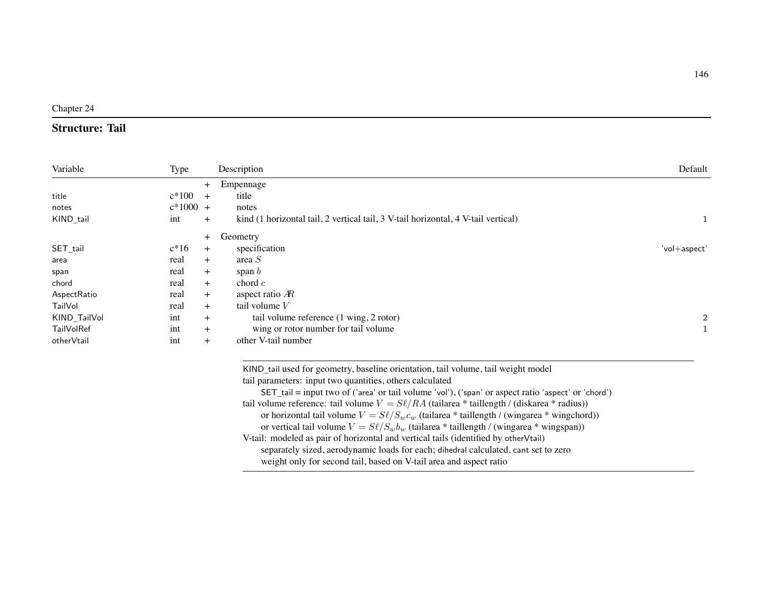Chapter 24

## Structure: Tail

| Variable | Type | | Description | Default |
|---|---|---|---|---|
| | | + | Empennage | |
| title | c*100 | + | title | |
| notes | c*1000 | + | notes | |
| KIND_tail | int | + | kind (1 horizontal tail, 2 vertical tail, 3 V-tail horizontal, 4 V-tail vertical) | 1 |
| | | + | Geometry | |
| SET_tail | c*16 | + | specification | 'vol+aspect' |
| area | real | + | area $S$ | |
| span | real | + | span $b$ | |
| chord | real | + | chord $c$ | |
| AspectRatio | real | + | aspect ratio $AR$ | |
| TailVol | real | + | tail volume $V$ | |
| KIND_TailVol | int | + | tail volume reference (1 wing, 2 rotor) | 2 |
| TailVolRef | int | + | wing or rotor number for tail volume | 1 |
| otherVtail | int | + | other V-tail number | |

---

KIND_tail used for geometry, baseline orientation, tail volume, tail weight model
tail parameters: input two quantities, others calculated
  SET_tail = input two of ('area' or tail volume 'vol'), ('span' or aspect ratio 'aspect' or 'chord')
tail volume reference: tail volume $V = S\ell/RA$ (tailarea * taillength / (diskarea * radius))
  or horizontal tail volume $V = S\ell/S_w c_w$ (tailarea * taillength / (wingarea * wingchord))
  or vertical tail volume $V = S\ell/S_w b_w$ (tailarea * taillength / (wingarea * wingspan))
V-tail: modeled as pair of horizontal and vertical tails (identified by otherVtail)
  separately sized, aerodynamic loads for each; dihedral calculated, cant set to zero
  weight only for second tail, based on V-tail area and aspect ratio

---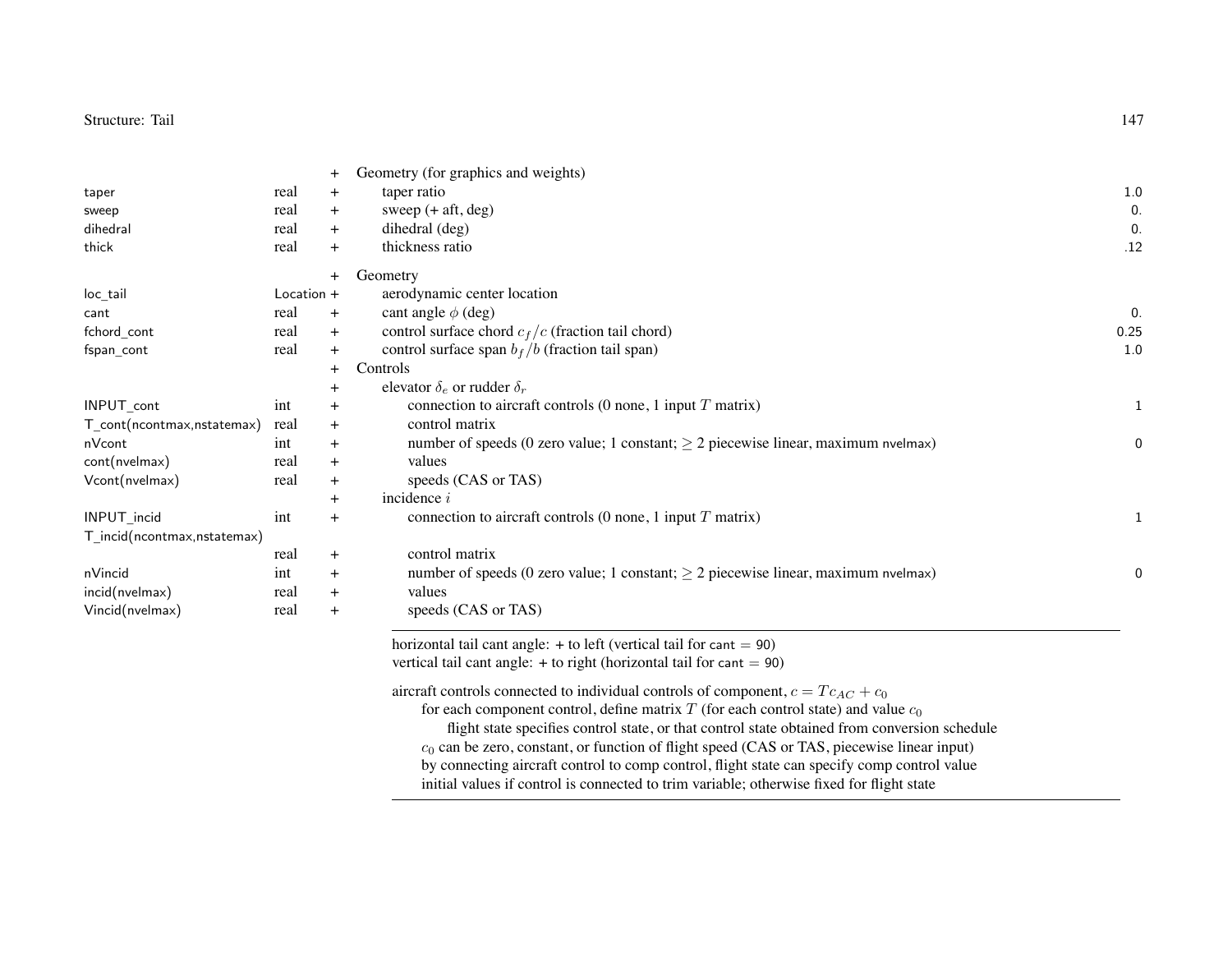| Variable | Type | | Description | Default |
|---|---|---|---|---|
| | | + | Geometry (for graphics and weights) | |
| taper | real | + | taper ratio | 1.0 |
| sweep | real | + | sweep (+ aft, deg) | 0. |
| dihedral | real | + | dihedral (deg) | 0. |
| thick | real | + | thickness ratio | .12 |
| | | + | Geometry | |
| loc_tail | Location | + | aerodynamic center location | |
| cant | real | + | cant angle $\phi$ (deg) | 0. |
| fchord_cont | real | + | control surface chord $c_f/c$ (fraction tail chord) | 0.25 |
| fspan_cont | real | + | control surface span $b_f/b$ (fraction tail span) | 1.0 |
| | | + | Controls | |
| | | + | elevator $\delta_e$ or rudder $\delta_r$ | |
| INPUT_cont | int | + | connection to aircraft controls (0 none, 1 input $T$ matrix) | 1 |
| T_cont(ncontmax,nstatemax) | real | + | control matrix | |
| nVcont | int | + | number of speeds (0 zero value; 1 constant; $\geq 2$ piecewise linear, maximum nvelmax) | 0 |
| cont(nvelmax) | real | + | values | |
| Vcont(nvelmax) | real | + | speeds (CAS or TAS) | |
| | | + | incidence $i$ | |
| INPUT_incid | int | + | connection to aircraft controls (0 none, 1 input $T$ matrix) | 1 |
| T_incid(ncontmax,nstatemax) | real | + | control matrix | |
| nVincid | int | + | number of speeds (0 zero value; 1 constant; $\geq 2$ piecewise linear, maximum nvelmax) | 0 |
| incid(nvelmax) | real | + | values | |
| Vincid(nvelmax) | real | + | speeds (CAS or TAS) | |

---

horizontal tail cant angle: + to left (vertical tail for cant = 90)
vertical tail cant angle: + to right (horizontal tail for cant = 90)

aircraft controls connected to individual controls of component, $c = Tc_{AC} + c_0$
- for each component control, define matrix $T$ (for each control state) and value $c_0$
  - flight state specifies control state, or that control state obtained from conversion schedule
- $c_0$ can be zero, constant, or function of flight speed (CAS or TAS, piecewise linear input)
- by connecting aircraft control to comp control, flight state can specify comp control value
- initial values if control is connected to trim variable; otherwise fixed for flight state

---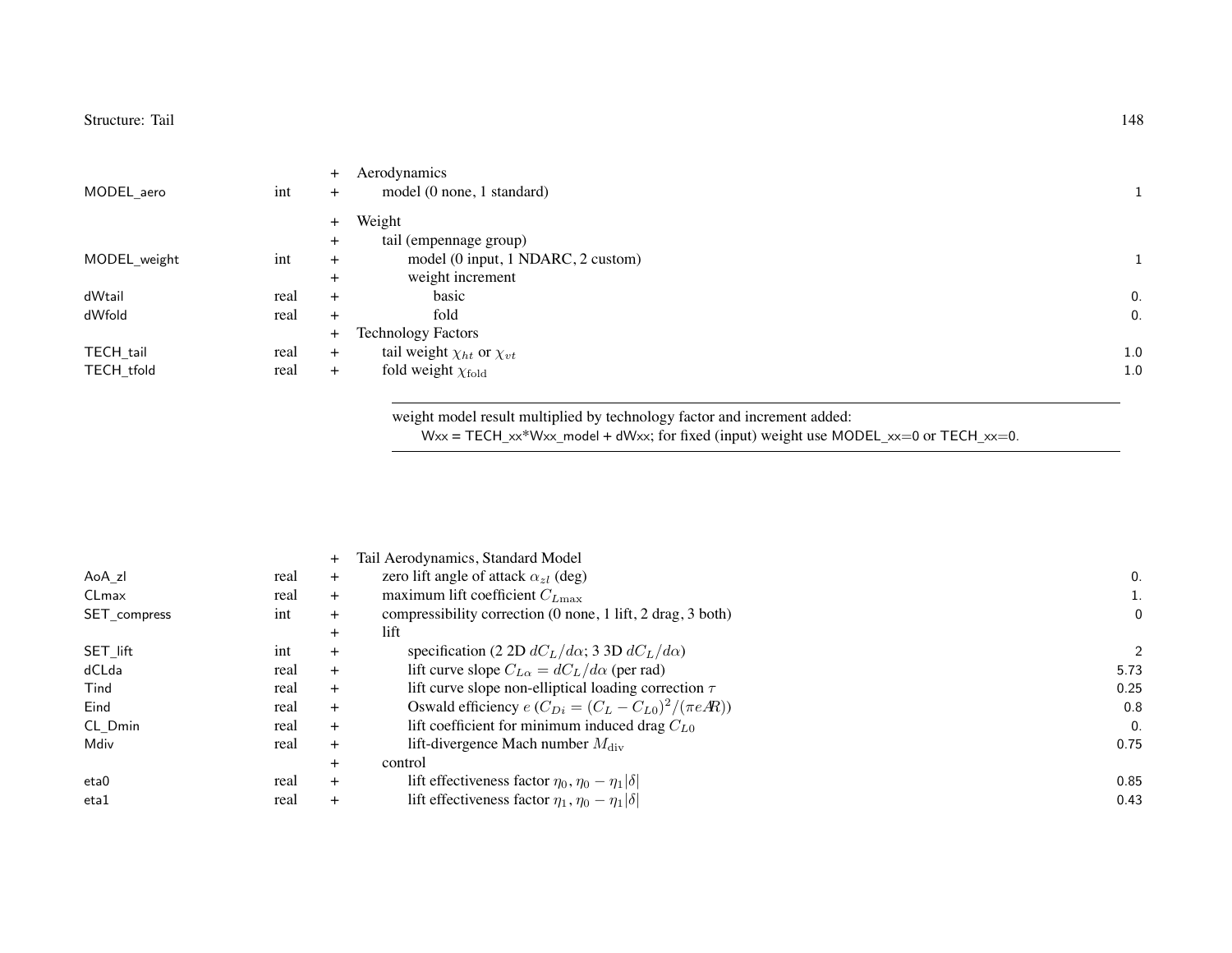| | | | | |
|---|---|---|---|---|
| | | + | Aerodynamics | |
| MODEL_aero | int | + | model (0 none, 1 standard) | 1 |
| | | + | Weight | |
| | | + | tail (empennage group) | |
| MODEL_weight | int | + | model (0 input, 1 NDARC, 2 custom) | 1 |
| | | + | weight increment | |
| dWtail | real | + | basic | 0. |
| dWfold | real | + | fold | 0. |
| | | + | Technology Factors | |
| TECH_tail | real | + | tail weight $\chi_{ht}$ or $\chi_{vt}$ | 1.0 |
| TECH_tfold | real | + | fold weight $\chi_{\rm fold}$ | 1.0 |

weight model result multiplied by technology factor and increment added:
Wxx = TECH_xx*Wxx_model + dWxx; for fixed (input) weight use MODEL_xx=0 or TECH_xx=0.

| | | | | |
|---|---|---|---|---|
| | | + | Tail Aerodynamics, Standard Model | |
| AoA_zl | real | + | zero lift angle of attack $\alpha_{zl}$ (deg) | 0. |
| CLmax | real | + | maximum lift coefficient $C_{L\max}$ | 1. |
| SET_compress | int | + | compressibility correction (0 none, 1 lift, 2 drag, 3 both) | 0 |
| | | + | lift | |
| SET_lift | int | + | specification (2 2D $dC_L/d\alpha$; 3 3D $dC_L/d\alpha$) | 2 |
| dCLda | real | + | lift curve slope $C_{L\alpha} = dC_L/d\alpha$ (per rad) | 5.73 |
| Tind | real | + | lift curve slope non-elliptical loading correction $\tau$ | 0.25 |
| Eind | real | + | Oswald efficiency $e$ ($C_{Di} = (C_L - C_{L0})^2/(\pi e AR)$) | 0.8 |
| CL_Dmin | real | + | lift coefficient for minimum induced drag $C_{L0}$ | 0. |
| Mdiv | real | + | lift-divergence Mach number $M_{\rm div}$ | 0.75 |
| | | + | control | |
| eta0 | real | + | lift effectiveness factor $\eta_0$, $\eta_0 - \eta_1\lvert\delta\rvert$ | 0.85 |
| eta1 | real | + | lift effectiveness factor $\eta_1$, $\eta_0 - \eta_1\lvert\delta\rvert$ | 0.43 |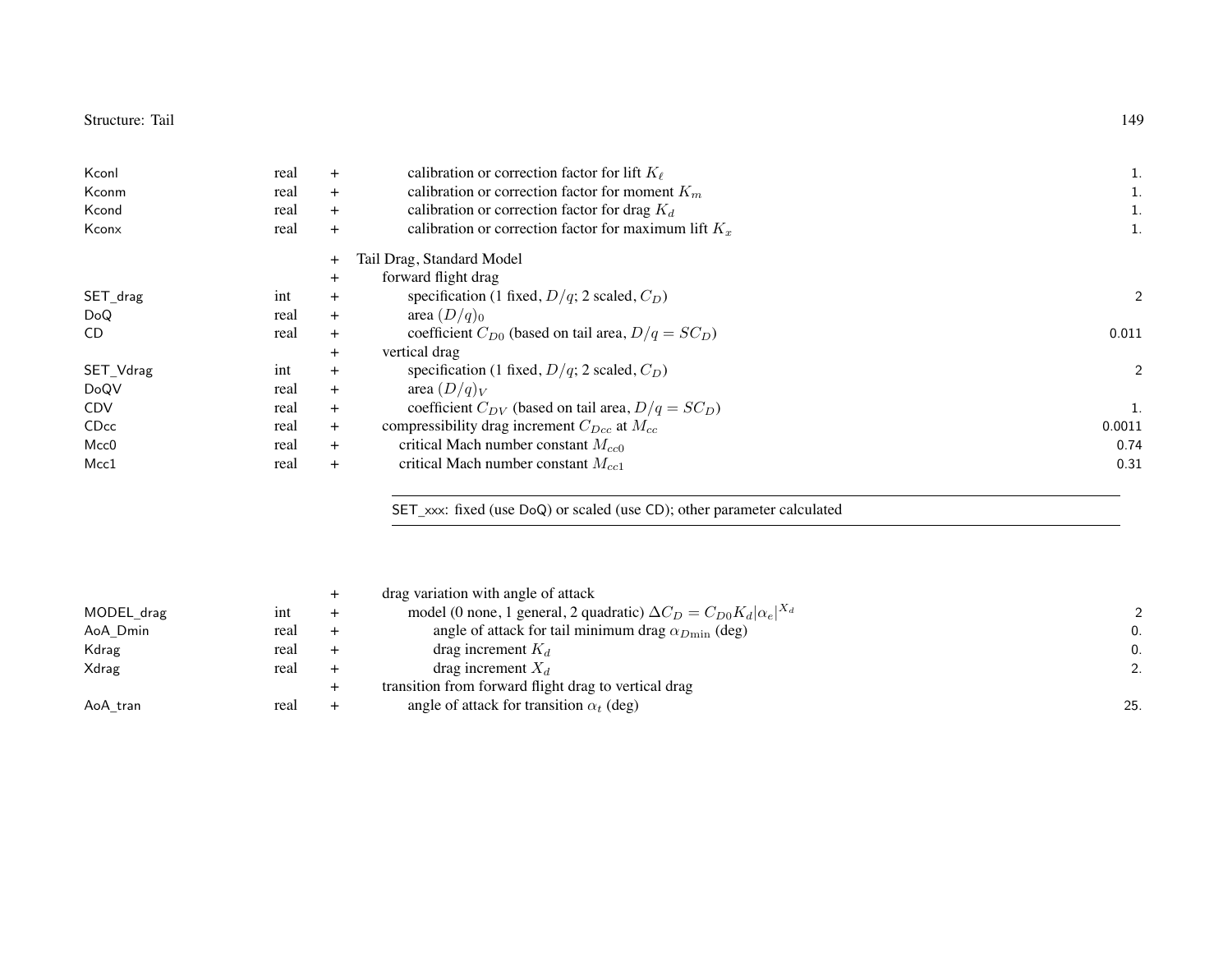| | | | | |
|---|---|---|---|---|
| Kconl | real | + | calibration or correction factor for lift $K_\ell$ | 1. |
| Kconm | real | + | calibration or correction factor for moment $K_m$ | 1. |
| Kcond | real | + | calibration or correction factor for drag $K_d$ | 1. |
| Kconx | real | + | calibration or correction factor for maximum lift $K_x$ | 1. |
| | | + | Tail Drag, Standard Model | |
| | | + | forward flight drag | |
| SET_drag | int | + | specification (1 fixed, $D/q$; 2 scaled, $C_D$) | 2 |
| DoQ | real | + | area $(D/q)_0$ | |
| CD | real | + | coefficient $C_{D0}$ (based on tail area, $D/q = SC_D$) | 0.011 |
| | | + | vertical drag | |
| SET_Vdrag | int | + | specification (1 fixed, $D/q$; 2 scaled, $C_D$) | 2 |
| DoQV | real | + | area $(D/q)_V$ | |
| CDV | real | + | coefficient $C_{DV}$ (based on tail area, $D/q = SC_D$) | 1. |
| CDcc | real | + | compressibility drag increment $C_{Dcc}$ at $M_{cc}$ | 0.0011 |
| Mcc0 | real | + | critical Mach number constant $M_{cc0}$ | 0.74 |
| Mcc1 | real | + | critical Mach number constant $M_{cc1}$ | 0.31 |

SET_xxx: fixed (use DoQ) or scaled (use CD); other parameter calculated

| | | | | |
|---|---|---|---|---|
| | | + | drag variation with angle of attack | |
| MODEL_drag | int | + | model (0 none, 1 general, 2 quadratic) $\Delta C_D = C_{D0} K_d \lvert\alpha_e\rvert^{X_d}$ | 2 |
| AoA_Dmin | real | + | angle of attack for tail minimum drag $\alpha_{D\min}$ (deg) | 0. |
| Kdrag | real | + | drag increment $K_d$ | 0. |
| Xdrag | real | + | drag increment $X_d$ | 2. |
| | | + | transition from forward flight drag to vertical drag | |
| AoA_tran | real | + | angle of attack for transition $\alpha_t$ (deg) | 25. |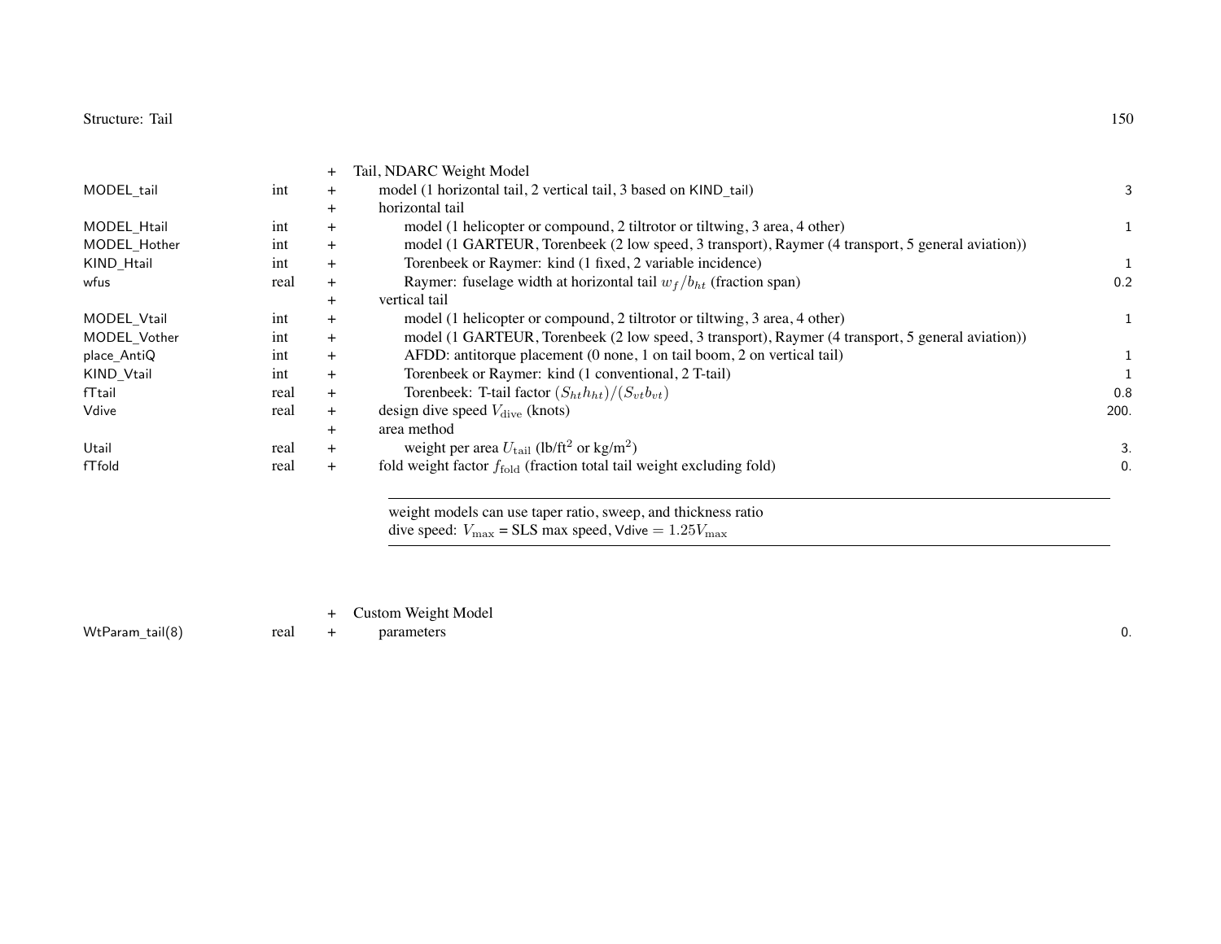| Variable | Type | | Description | Default |
|---|---|---|---|---|
| | | + | Tail, NDARC Weight Model | |
| MODEL_tail | int | + | model (1 horizontal tail, 2 vertical tail, 3 based on KIND_tail) | 3 |
| | | + | horizontal tail | |
| MODEL_Htail | int | + | model (1 helicopter or compound, 2 tiltrotor or tiltwing, 3 area, 4 other) | 1 |
| MODEL_Hother | int | + | model (1 GARTEUR, Torenbeek (2 low speed, 3 transport), Raymer (4 transport, 5 general aviation)) | |
| KIND_Htail | int | + | Torenbeek or Raymer: kind (1 fixed, 2 variable incidence) | 1 |
| wfus | real | + | Raymer: fuselage width at horizontal tail $w_f/b_{ht}$ (fraction span) | 0.2 |
| | | + | vertical tail | |
| MODEL_Vtail | int | + | model (1 helicopter or compound, 2 tiltrotor or tiltwing, 3 area, 4 other) | 1 |
| MODEL_Vother | int | + | model (1 GARTEUR, Torenbeek (2 low speed, 3 transport), Raymer (4 transport, 5 general aviation)) | |
| place_AntiQ | int | + | AFDD: antitorque placement (0 none, 1 on tail boom, 2 on vertical tail) | 1 |
| KIND_Vtail | int | + | Torenbeek or Raymer: kind (1 conventional, 2 T-tail) | 1 |
| fTtail | real | + | Torenbeek: T-tail factor $(S_{ht}h_{ht})/(S_{vt}b_{vt})$ | 0.8 |
| Vdive | real | + | design dive speed $V_{\text{dive}}$ (knots) | 200. |
| | | + | area method | |
| Utail | real | + | weight per area $U_{\text{tail}}$ (lb/ft$^2$ or kg/m$^2$) | 3. |
| fTfold | real | + | fold weight factor $f_{\text{fold}}$ (fraction total tail weight excluding fold) | 0. |

weight models can use taper ratio, sweep, and thickness ratio
dive speed: $V_{\max}$ = SLS max speed, Vdive $= 1.25V_{\max}$

| Variable | Type | | Description | Default |
|---|---|---|---|---|
| | | + | Custom Weight Model | |
| WtParam_tail(8) | real | + | parameters | 0. |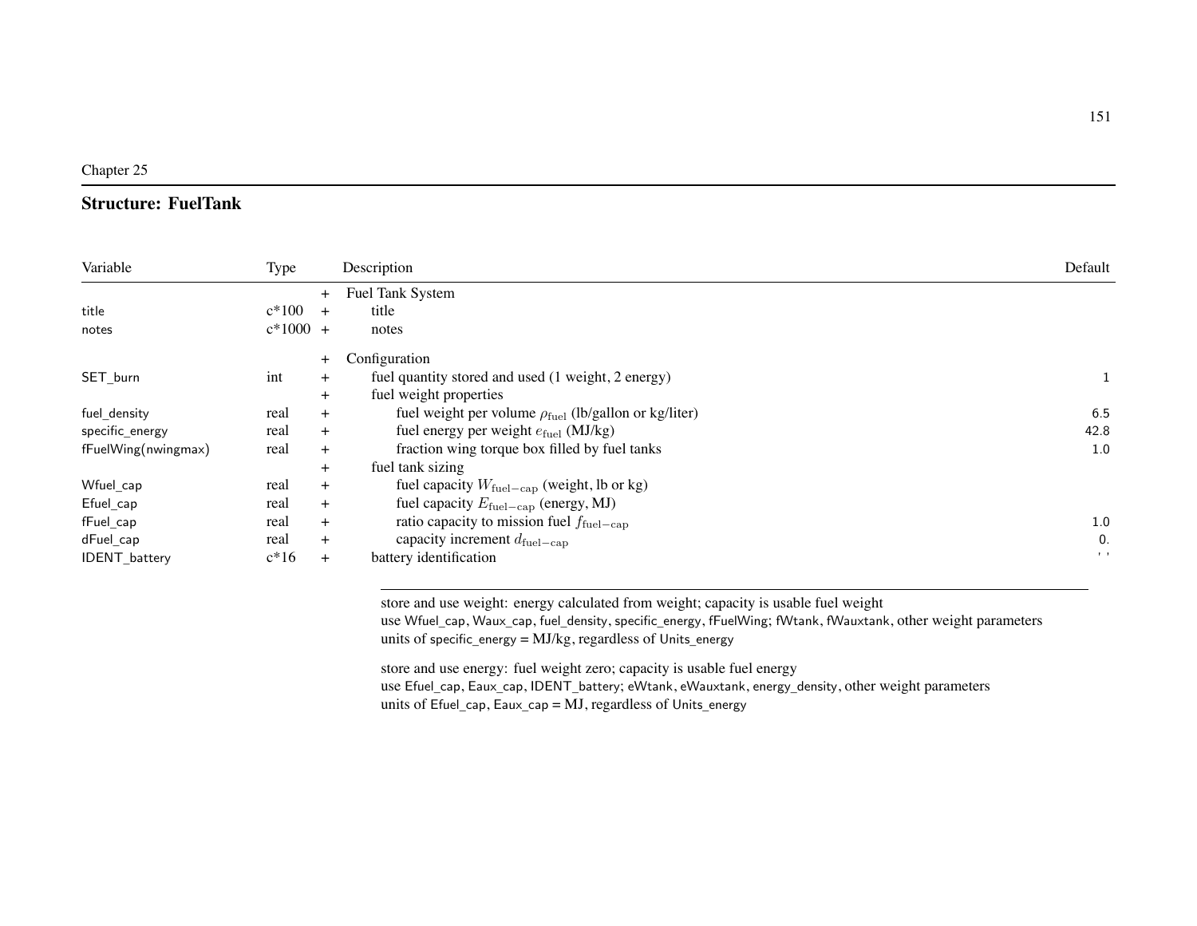Chapter 25

## Structure: FuelTank

| Variable | Type | | Description | Default |
|---|---|---|---|---|
| | | + | Fuel Tank System | |
| title | c*100 | + | title | |
| notes | c*1000 | + | notes | |
| | | + | Configuration | |
| SET_burn | int | + | fuel quantity stored and used (1 weight, 2 energy) | 1 |
| | | + | fuel weight properties | |
| fuel_density | real | + | fuel weight per volume $\rho_{\text{fuel}}$ (lb/gallon or kg/liter) | 6.5 |
| specific_energy | real | + | fuel energy per weight $e_{\text{fuel}}$ (MJ/kg) | 42.8 |
| fFuelWing(nwingmax) | real | + | fraction wing torque box filled by fuel tanks | 1.0 |
| | | + | fuel tank sizing | |
| Wfuel_cap | real | + | fuel capacity $W_{\text{fuel-cap}}$ (weight, lb or kg) | |
| Efuel_cap | real | + | fuel capacity $E_{\text{fuel-cap}}$ (energy, MJ) | |
| fFuel_cap | real | + | ratio capacity to mission fuel $f_{\text{fuel-cap}}$ | 1.0 |
| dFuel_cap | real | + | capacity increment $d_{\text{fuel-cap}}$ | 0. |
| IDENT_battery | c*16 | + | battery identification | ' ' |

store and use weight: energy calculated from weight; capacity is usable fuel weight
use Wfuel_cap, Waux_cap, fuel_density, specific_energy, fFuelWing; fWtank, fWauxtank, other weight parameters
units of specific_energy = MJ/kg, regardless of Units_energy

store and use energy: fuel weight zero; capacity is usable fuel energy
use Efuel_cap, Eaux_cap, IDENT_battery; eWtank, eWauxtank, energy_density, other weight parameters
units of Efuel_cap, Eaux_cap = MJ, regardless of Units_energy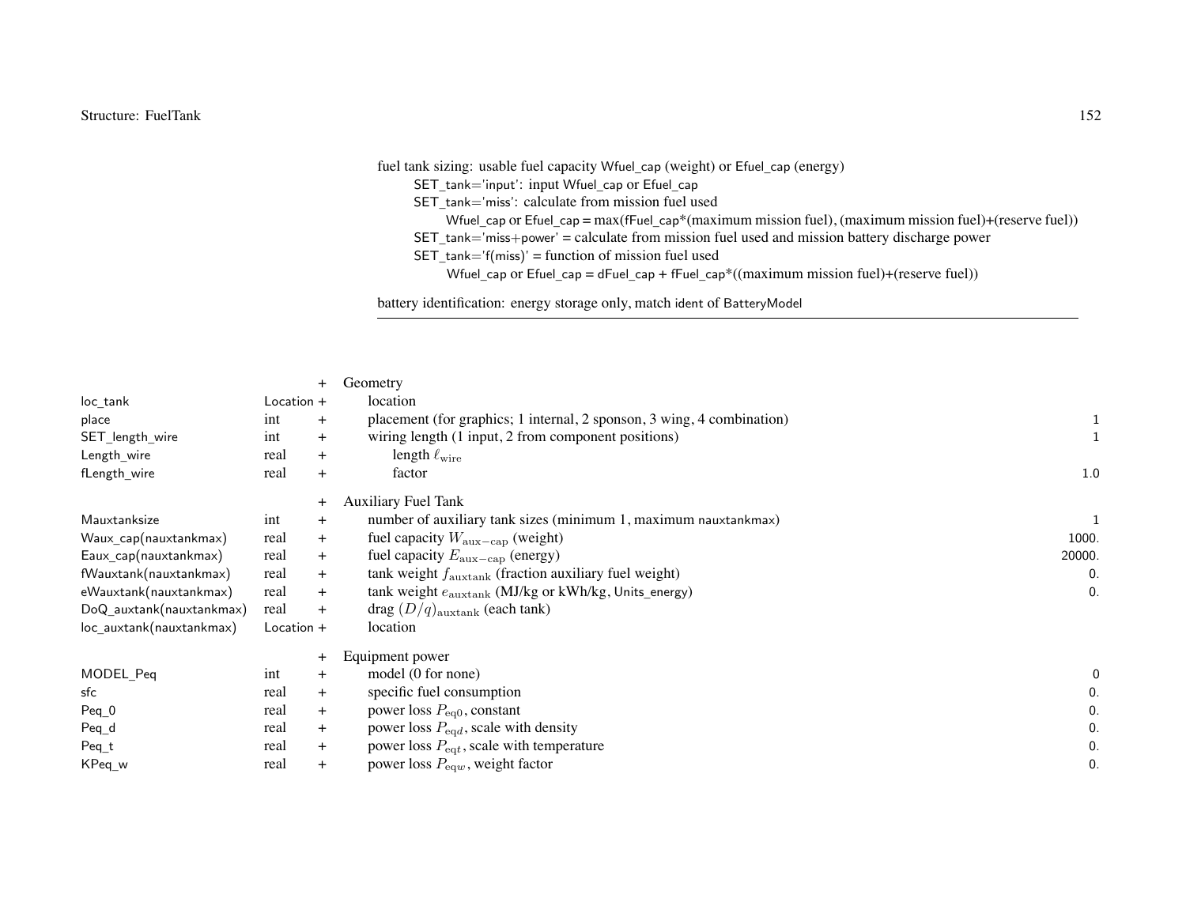fuel tank sizing: usable fuel capacity Wfuel_cap (weight) or Efuel_cap (energy)

- SET_tank='input': input Wfuel_cap or Efuel_cap
- SET_tank='miss': calculate from mission fuel used
  - Wfuel_cap or Efuel_cap = max(fFuel_cap*(maximum mission fuel), (maximum mission fuel)+(reserve fuel))
- SET_tank='miss+power' = calculate from mission fuel used and mission battery discharge power
- SET_tank='f(miss)' = function of mission fuel used
  - Wfuel_cap or Efuel_cap = dFuel_cap + fFuel_cap*((maximum mission fuel)+(reserve fuel))

battery identification: energy storage only, match ident of BatteryModel

| | | | | |
|---|---|---|---|---|
| | | + | Geometry | |
| loc_tank | Location | + | location | |
| place | int | + | placement (for graphics; 1 internal, 2 sponson, 3 wing, 4 combination) | 1 |
| SET_length_wire | int | + | wiring length (1 input, 2 from component positions) | 1 |
| Length_wire | real | + | length $\ell_{\rm wire}$ | |
| fLength_wire | real | + | factor | 1.0 |
| | | + | Auxiliary Fuel Tank | |
| Mauxtanksize | int | + | number of auxiliary tank sizes (minimum 1, maximum nauxtankmax) | 1 |
| Waux_cap(nauxtankmax) | real | + | fuel capacity $W_{\rm aux-cap}$ (weight) | 1000. |
| Eaux_cap(nauxtankmax) | real | + | fuel capacity $E_{\rm aux-cap}$ (energy) | 20000. |
| fWauxtank(nauxtankmax) | real | + | tank weight $f_{\rm auxtank}$ (fraction auxiliary fuel weight) | 0. |
| eWauxtank(nauxtankmax) | real | + | tank weight $e_{\rm auxtank}$ (MJ/kg or kWh/kg, Units_energy) | 0. |
| DoQ_auxtank(nauxtankmax) | real | + | drag $(D/q)_{\rm auxtank}$ (each tank) | |
| loc_auxtank(nauxtankmax) | Location | + | location | |
| | | + | Equipment power | |
| MODEL_Peq | int | + | model (0 for none) | 0 |
| sfc | real | + | specific fuel consumption | 0. |
| Peq_0 | real | + | power loss $P_{\rm eq0}$, constant | 0. |
| Peq_d | real | + | power loss $P_{{\rm eq}d}$, scale with density | 0. |
| Peq_t | real | + | power loss $P_{{\rm eq}t}$, scale with temperature | 0. |
| KPeq_w | real | + | power loss $P_{{\rm eq}w}$, weight factor | 0. |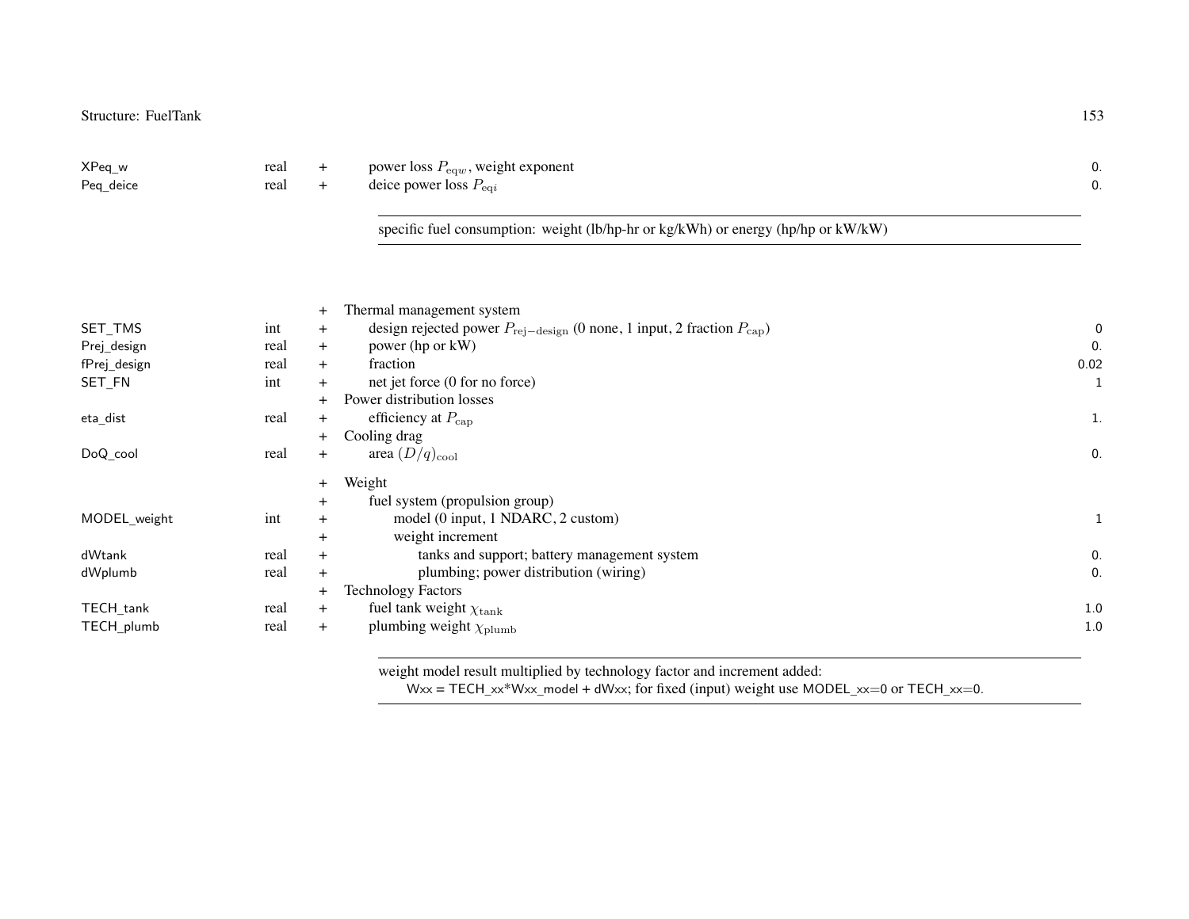| | | | | |
|---|---|---|---|---|
| XPeq_w | real | + | power loss $P_{eqw}$, weight exponent | 0. |
| Peq_deice | real | + | deice power loss $P_{eqi}$ | 0. |

specific fuel consumption: weight (lb/hp-hr or kg/kWh) or energy (hp/hp or kW/kW)

| | | | | |
|---|---|---|---|---|
| | | + | Thermal management system | |
| SET_TMS | int | + | design rejected power $P_{rej-design}$ (0 none, 1 input, 2 fraction $P_{cap}$) | 0 |
| Prej_design | real | + | power (hp or kW) | 0. |
| fPrej_design | real | + | fraction | 0.02 |
| SET_FN | int | + | net jet force (0 for no force) | 1 |
| | | + | Power distribution losses | |
| eta_dist | real | + | efficiency at $P_{cap}$ | 1. |
| | | + | Cooling drag | |
| DoQ_cool | real | + | area $(D/q)_{cool}$ | 0. |
| | | + | Weight | |
| | | + | fuel system (propulsion group) | |
| MODEL_weight | int | + | model (0 input, 1 NDARC, 2 custom) | 1 |
| | | + | weight increment | |
| dWtank | real | + | tanks and support; battery management system | 0. |
| dWplumb | real | + | plumbing; power distribution (wiring) | 0. |
| | | + | Technology Factors | |
| TECH_tank | real | + | fuel tank weight $\chi_{tank}$ | 1.0 |
| TECH_plumb | real | + | plumbing weight $\chi_{plumb}$ | 1.0 |

weight model result multiplied by technology factor and increment added:
Wxx = TECH_xx*Wxx_model + dWxx; for fixed (input) weight use MODEL_xx=0 or TECH_xx=0.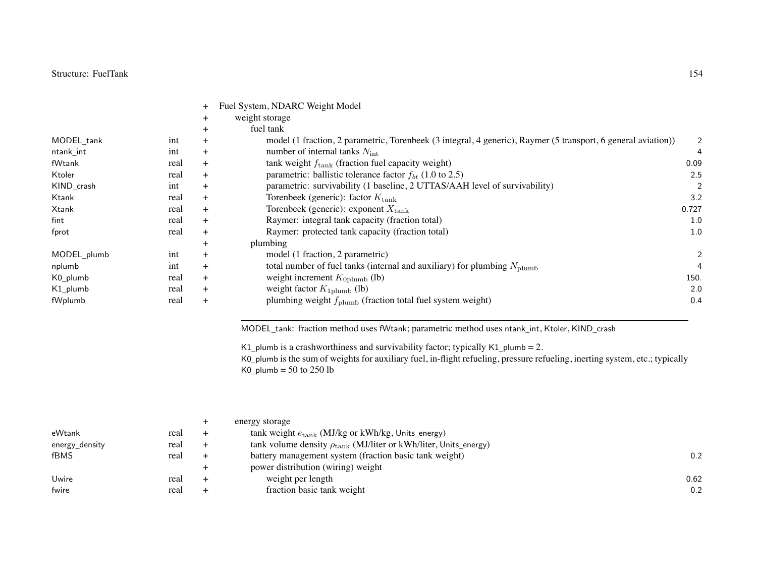| | | | | |
|---|---|---|---|---|
| | | + | Fuel System, NDARC Weight Model | |
| | | + | weight storage | |
| | | + | fuel tank | |
| MODEL_tank | int | + | model (1 fraction, 2 parametric, Torenbeek (3 integral, 4 generic), Raymer (5 transport, 6 general aviation)) | 2 |
| ntank_int | int | + | number of internal tanks $N_{\rm int}$ | 4 |
| fWtank | real | + | tank weight $f_{\rm tank}$ (fraction fuel capacity weight) | 0.09 |
| Ktoler | real | + | parametric: ballistic tolerance factor $f_{bt}$ (1.0 to 2.5) | 2.5 |
| KIND_crash | int | + | parametric: survivability (1 baseline, 2 UTTAS/AAH level of survivability) | 2 |
| Ktank | real | + | Torenbeek (generic): factor $K_{\rm tank}$ | 3.2 |
| Xtank | real | + | Torenbeek (generic): exponent $X_{\rm tank}$ | 0.727 |
| fint | real | + | Raymer: integral tank capacity (fraction total) | 1.0 |
| fprot | real | + | Raymer: protected tank capacity (fraction total) | 1.0 |
| | | + | plumbing | |
| MODEL_plumb | int | + | model (1 fraction, 2 parametric) | 2 |
| nplumb | int | + | total number of fuel tanks (internal and auxiliary) for plumbing $N_{\rm plumb}$ | 4 |
| K0_plumb | real | + | weight increment $K_{0\rm plumb}$ (lb) | 150. |
| K1_plumb | real | + | weight factor $K_{1\rm plumb}$ (lb) | 2.0 |
| fWplumb | real | + | plumbing weight $f_{\rm plumb}$ (fraction total fuel system weight) | 0.4 |

---

MODEL_tank: fraction method uses fWtank; parametric method uses ntank_int, Ktoler, KIND_crash

K1_plumb is a crashworthiness and survivability factor; typically K1_plumb = 2.
K0_plumb is the sum of weights for auxiliary fuel, in-flight refueling, pressure refueling, inerting system, etc.; typically K0_plumb = 50 to 250 lb

---

| | | | | |
|---|---|---|---|---|
| | | + | energy storage | |
| eWtank | real | + | tank weight $e_{\rm tank}$ (MJ/kg or kWh/kg, Units_energy) | |
| energy_density | real | + | tank volume density $\rho_{\rm tank}$ (MJ/liter or kWh/liter, Units_energy) | |
| fBMS | real | + | battery management system (fraction basic tank weight) | 0.2 |
| | | + | power distribution (wiring) weight | |
| Uwire | real | + | weight per length | 0.62 |
| fwire | real | + | fraction basic tank weight | 0.2 |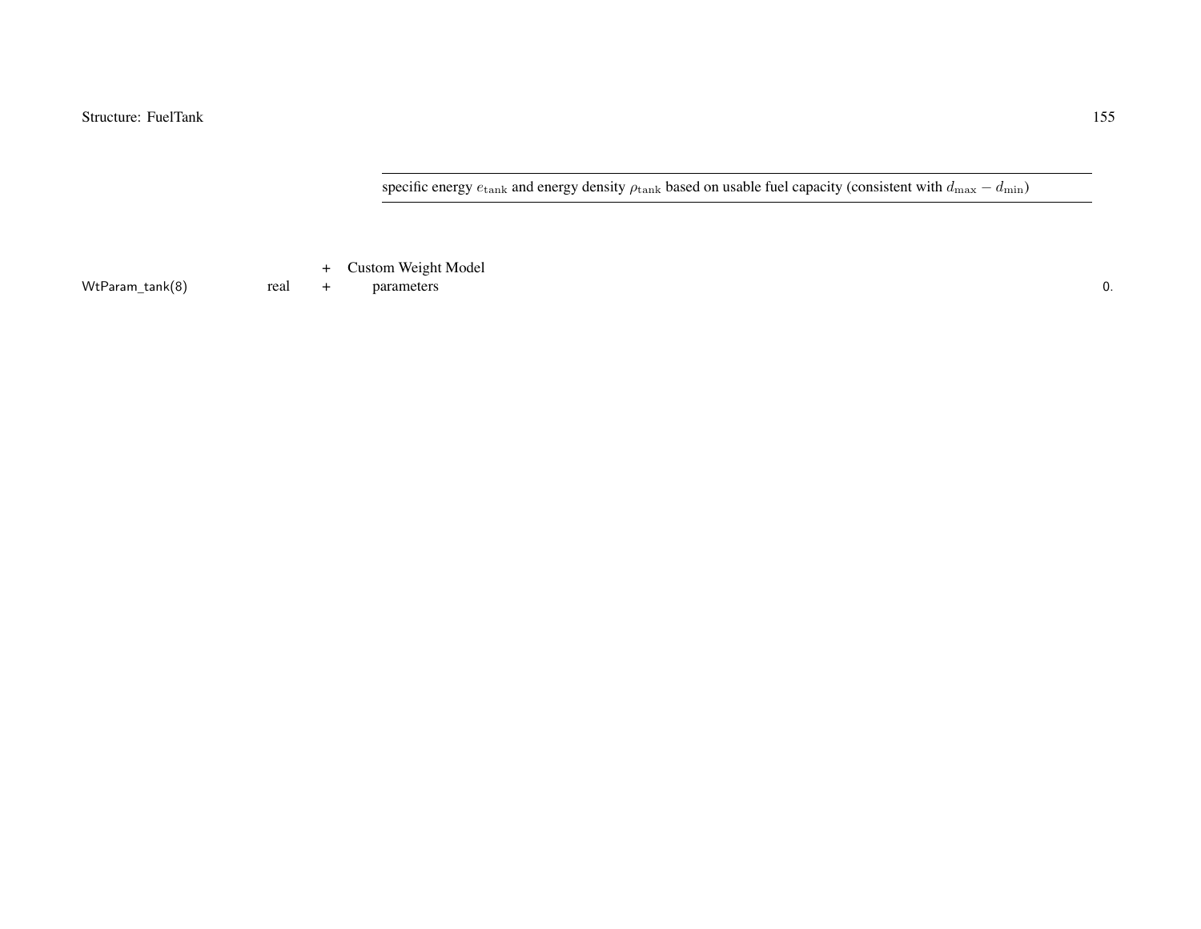| |
|---|
| specific energy $e_{\rm tank}$ and energy density $\rho_{\rm tank}$ based on usable fuel capacity (consistent with $d_{\rm max} - d_{\rm min}$) |

| | | | | |
|---|---|---|---|---|
| | | + | Custom Weight Model | |
| WtParam_tank(8) | real | + | parameters | 0. |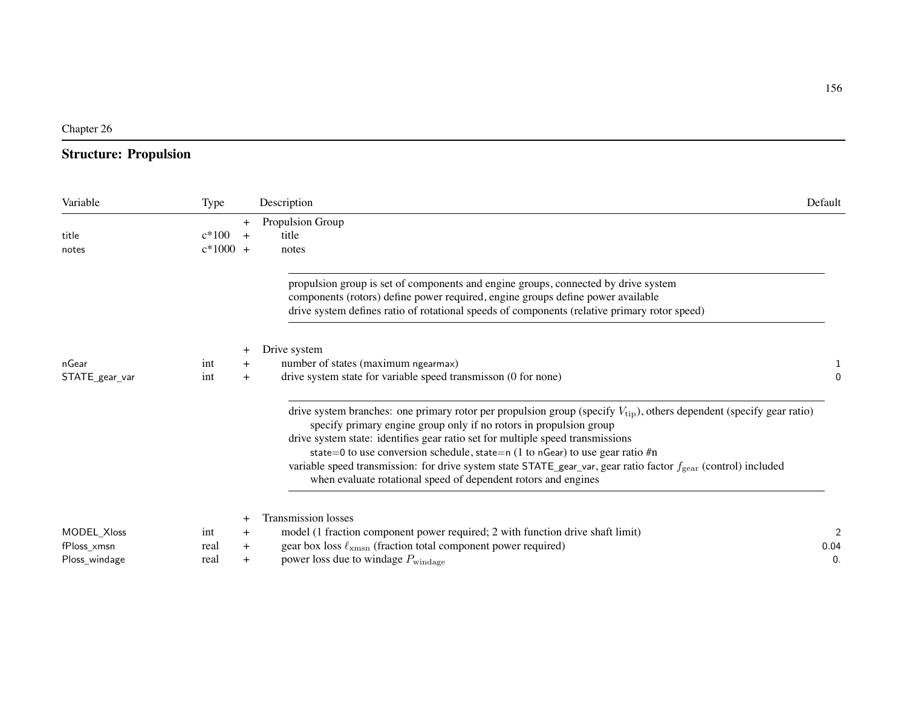Chapter 26

## Structure: Propulsion

| Variable | Type | | Description | Default |
|---|---|---|---|---|
| | | + | Propulsion Group | |
| title | c*100 | + | title | |
| notes | c*1000 | + | notes | |

propulsion group is set of components and engine groups, connected by drive system
components (rotors) define power required, engine groups define power available
drive system defines ratio of rotational speeds of components (relative primary rotor speed)

| Variable | Type | | Description | Default |
|---|---|---|---|---|
| | | + | Drive system | |
| nGear | int | + | number of states (maximum ngearmax) | 1 |
| STATE_gear_var | int | + | drive system state for variable speed transmisson (0 for none) | 0 |

drive system branches: one primary rotor per propulsion group (specify $V_{\rm tip}$), others dependent (specify gear ratio)
    specify primary engine group only if no rotors in propulsion group
drive system state: identifies gear ratio set for multiple speed transmissions
    state=0 to use conversion schedule, state=n (1 to nGear) to use gear ratio #n
variable speed transmission: for drive system state STATE_gear_var, gear ratio factor $f_{\rm gear}$ (control) included
    when evaluate rotational speed of dependent rotors and engines

| Variable | Type | | Description | Default |
|---|---|---|---|---|
| | | + | Transmission losses | |
| MODEL_Xloss | int | + | model (1 fraction component power required; 2 with function drive shaft limit) | 2 |
| fPloss_xmsn | real | + | gear box loss $\ell_{\rm xmsn}$ (fraction total component power required) | 0.04 |
| Ploss_windage | real | + | power loss due to windage $P_{\rm windage}$ | 0. |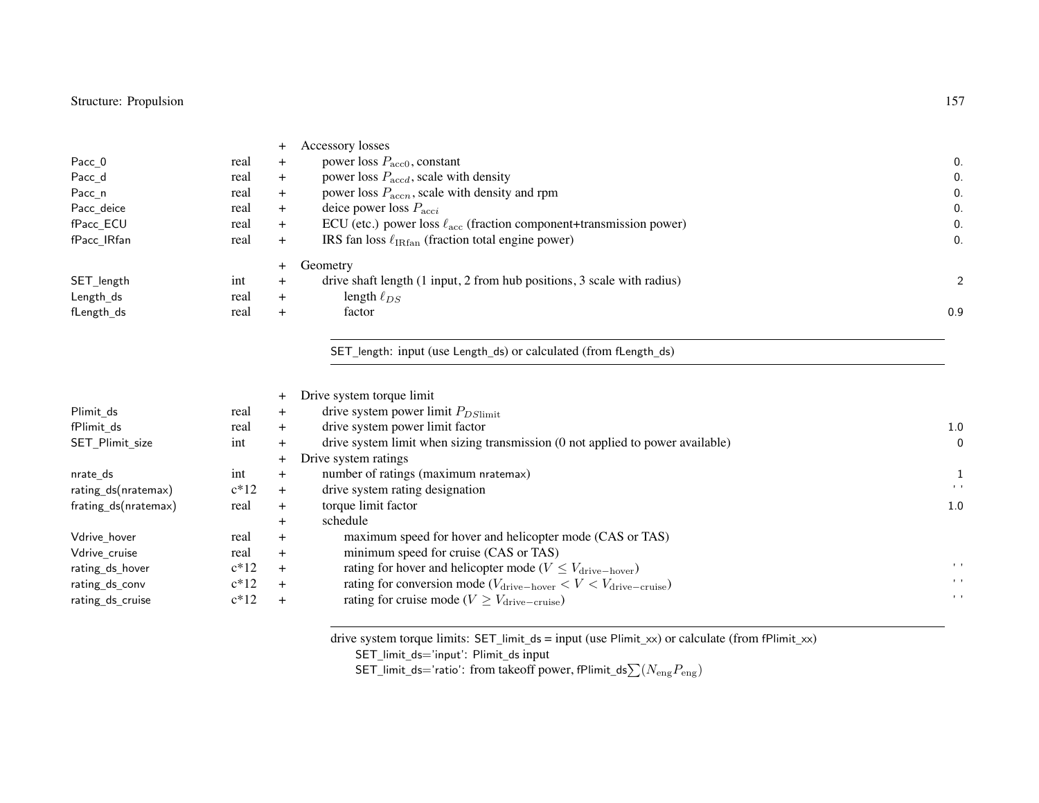| Variable | Type | | Description | Default |
|---|---|---|---|---|
| | | + | Accessory losses | |
| Pacc_0 | real | + | power loss $P_{\text{acc}0}$, constant | 0. |
| Pacc_d | real | + | power loss $P_{\text{acc}d}$, scale with density | 0. |
| Pacc_n | real | + | power loss $P_{\text{acc}n}$, scale with density and rpm | 0. |
| Pacc_deice | real | + | deice power loss $P_{\text{acc}i}$ | 0. |
| fPacc_ECU | real | + | ECU (etc.) power loss $\ell_{\text{acc}}$ (fraction component+transmission power) | 0. |
| fPacc_IRfan | real | + | IRS fan loss $\ell_{\text{IRfan}}$ (fraction total engine power) | 0. |
| | | + | Geometry | |
| SET_length | int | + | drive shaft length (1 input, 2 from hub positions, 3 scale with radius) | 2 |
| Length_ds | real | + | length $\ell_{DS}$ | |
| fLength_ds | real | + | factor | 0.9 |

SET_length: input (use Length_ds) or calculated (from fLength_ds)

| Variable | Type | | Description | Default |
|---|---|---|---|---|
| | | + | Drive system torque limit | |
| Plimit_ds | real | + | drive system power limit $P_{DS\text{limit}}$ | |
| fPlimit_ds | real | + | drive system power limit factor | 1.0 |
| SET_Plimit_size | int | + | drive system limit when sizing transmission (0 not applied to power available) | 0 |
| | | + | Drive system ratings | |
| nrate_ds | int | + | number of ratings (maximum nratemax) | 1 |
| rating_ds(nratemax) | c*12 | + | drive system rating designation | ' ' |
| frating_ds(nratemax) | real | + | torque limit factor | 1.0 |
| | | + | schedule | |
| Vdrive_hover | real | + | maximum speed for hover and helicopter mode (CAS or TAS) | |
| Vdrive_cruise | real | + | minimum speed for cruise (CAS or TAS) | |
| rating_ds_hover | c*12 | + | rating for hover and helicopter mode ($V \leq V_{\text{drive-hover}}$) | ' ' |
| rating_ds_conv | c*12 | + | rating for conversion mode ($V_{\text{drive-hover}} < V < V_{\text{drive-cruise}}$) | ' ' |
| rating_ds_cruise | c*12 | + | rating for cruise mode ($V \geq V_{\text{drive-cruise}}$) | ' ' |

drive system torque limits: SET_limit_ds = input (use Plimit_xx) or calculate (from fPlimit_xx)
 SET_limit_ds='input': Plimit_ds input
 SET_limit_ds='ratio': from takeoff power, fPlimit_ds$\sum(N_{\text{eng}}P_{\text{eng}})$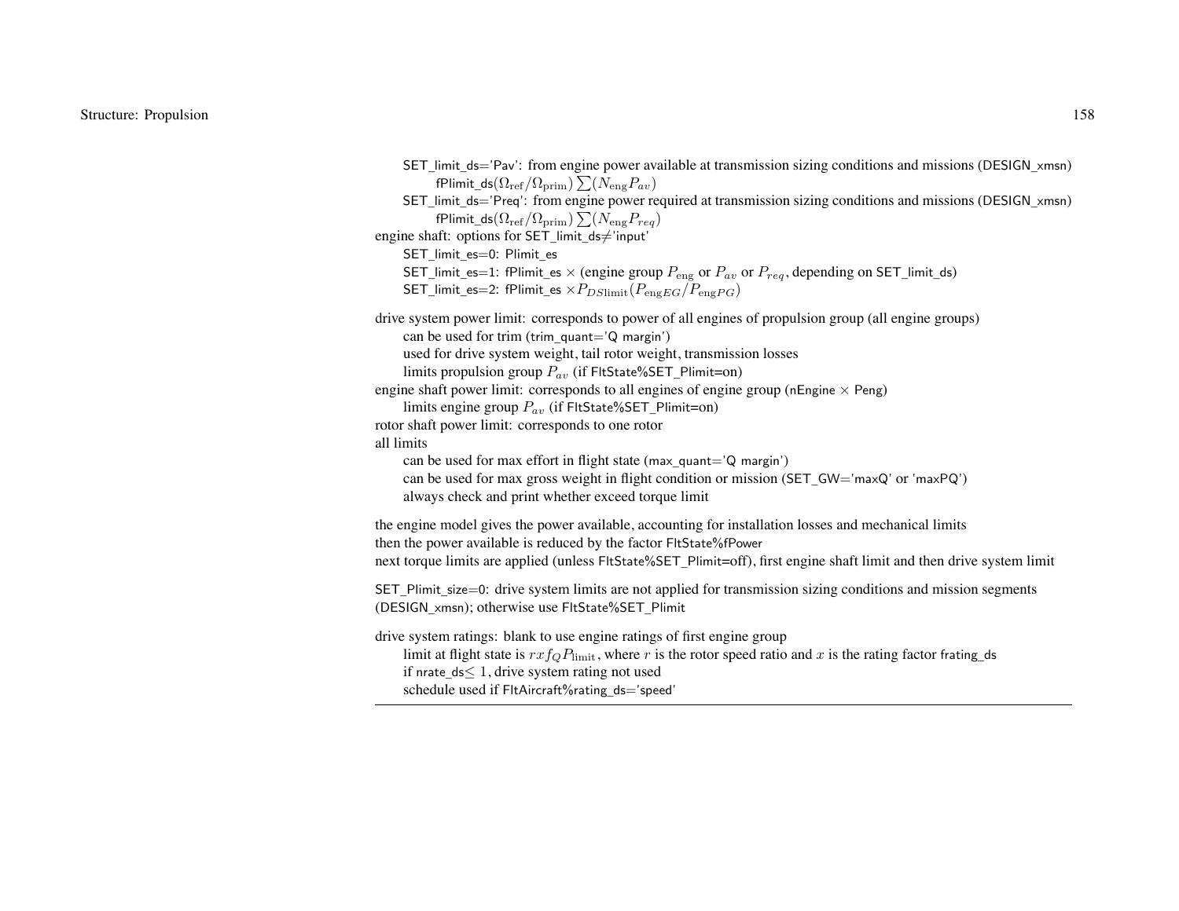SET_limit_ds='Pav': from engine power available at transmission sizing conditions and missions (DESIGN_xmsn)

  fPlimit_ds$(\Omega_{\rm ref}/\Omega_{\rm prim})\sum(N_{\rm eng}P_{av})$

SET_limit_ds='Preq': from engine power required at transmission sizing conditions and missions (DESIGN_xmsn)

  fPlimit_ds$(\Omega_{\rm ref}/\Omega_{\rm prim})\sum(N_{\rm eng}P_{req})$

engine shaft: options for SET_limit_ds$\neq$'input'

  SET_limit_es=0: Plimit_es

  SET_limit_es=1: fPlimit_es $\times$ (engine group $P_{\rm eng}$ or $P_{av}$ or $P_{req}$, depending on SET_limit_ds)

  SET_limit_es=2: fPlimit_es $\times P_{DS{\rm limit}}(P_{{\rm eng}EG}/P_{{\rm eng}PG})$

drive system power limit: corresponds to power of all engines of propulsion group (all engine groups)

  can be used for trim (trim_quant='Q margin')

  used for drive system weight, tail rotor weight, transmission losses

  limits propulsion group $P_{av}$ (if FltState%SET_Plimit=on)

engine shaft power limit: corresponds to all engines of engine group (nEngine $\times$ Peng)

  limits engine group $P_{av}$ (if FltState%SET_Plimit=on)

rotor shaft power limit: corresponds to one rotor

all limits

  can be used for max effort in flight state (max_quant='Q margin')

  can be used for max gross weight in flight condition or mission (SET_GW='maxQ' or 'maxPQ')

  always check and print whether exceed torque limit

the engine model gives the power available, accounting for installation losses and mechanical limits

then the power available is reduced by the factor FltState%fPower

next torque limits are applied (unless FltState%SET_Plimit=off), first engine shaft limit and then drive system limit

SET_Plimit_size=0: drive system limits are not applied for transmission sizing conditions and mission segments (DESIGN_xmsn); otherwise use FltState%SET_Plimit

drive system ratings: blank to use engine ratings of first engine group

  limit at flight state is $rxf_QP_{\rm limit}$, where $r$ is the rotor speed ratio and $x$ is the rating factor frating_ds

  if nrate_ds$\leq 1$, drive system rating not used

  schedule used if FltAircraft%rating_ds='speed'

---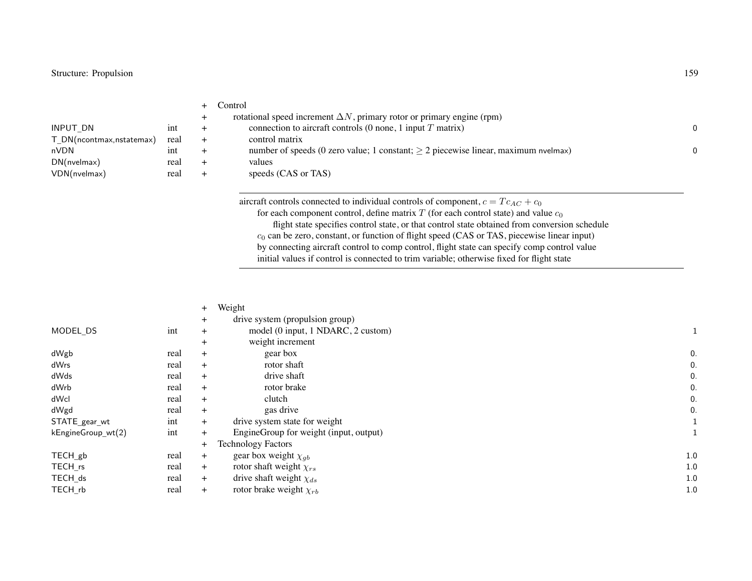| | | | | |
|---|---|---|---|---|
| | | + | Control | |
| | | + | rotational speed increment $\Delta N$, primary rotor or primary engine (rpm) | |
| INPUT_DN | int | + | connection to aircraft controls (0 none, 1 input $T$ matrix) | 0 |
| T_DN(ncontmax,nstatemax) | real | + | control matrix | |
| nVDN | int | + | number of speeds (0 zero value; 1 constant; $\geq 2$ piecewise linear, maximum nvelmax) | 0 |
| DN(nvelmax) | real | + | values | |
| VDN(nvelmax) | real | + | speeds (CAS or TAS) | |

---

aircraft controls connected to individual controls of component, $c = Tc_{AC} + c_0$
for each component control, define matrix $T$ (for each control state) and value $c_0$
flight state specifies control state, or that control state obtained from conversion schedule
$c_0$ can be zero, constant, or function of flight speed (CAS or TAS, piecewise linear input)
by connecting aircraft control to comp control, flight state can specify comp control value
initial values if control is connected to trim variable; otherwise fixed for flight state

---

| | | | | |
|---|---|---|---|---|
| | | + | Weight | |
| | | + | drive system (propulsion group) | |
| MODEL_DS | int | + | model (0 input, 1 NDARC, 2 custom) | 1 |
| | | + | weight increment | |
| dWgb | real | + | gear box | 0. |
| dWrs | real | + | rotor shaft | 0. |
| dWds | real | + | drive shaft | 0. |
| dWrb | real | + | rotor brake | 0. |
| dWcl | real | + | clutch | 0. |
| dWgd | real | + | gas drive | 0. |
| STATE_gear_wt | int | + | drive system state for weight | 1 |
| kEngineGroup_wt(2) | int | + | EngineGroup for weight (input, output) | 1 |
| | | + | Technology Factors | |
| TECH_gb | real | + | gear box weight $\chi_{gb}$ | 1.0 |
| TECH_rs | real | + | rotor shaft weight $\chi_{rs}$ | 1.0 |
| TECH_ds | real | + | drive shaft weight $\chi_{ds}$ | 1.0 |
| TECH_rb | real | + | rotor brake weight $\chi_{rb}$ | 1.0 |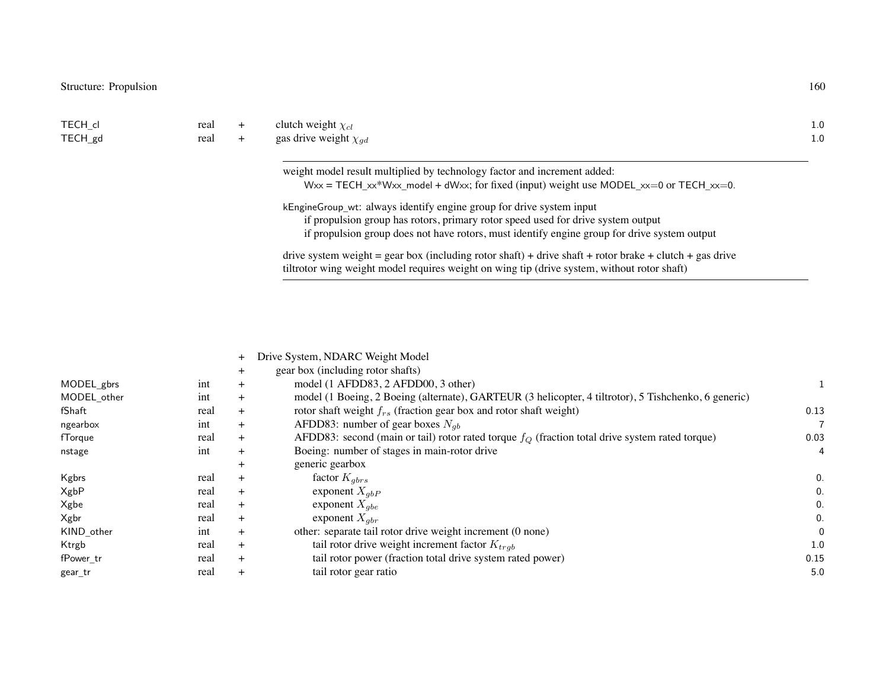| | | | | |
|---|---|---|---|---|
| TECH_cl | real | + | clutch weight $\chi_{cl}$ | 1.0 |
| TECH_gd | real | + | gas drive weight $\chi_{gd}$ | 1.0 |

weight model result multiplied by technology factor and increment added:
Wxx = TECH_xx*Wxx_model + dWxx; for fixed (input) weight use MODEL_xx=0 or TECH_xx=0.

kEngineGroup_wt: always identify engine group for drive system input
if propulsion group has rotors, primary rotor speed used for drive system output
if propulsion group does not have rotors, must identify engine group for drive system output

drive system weight = gear box (including rotor shaft) + drive shaft + rotor brake + clutch + gas drive
tiltrotor wing weight model requires weight on wing tip (drive system, without rotor shaft)

| | | | | |
|---|---|---|---|---|
| | | + | Drive System, NDARC Weight Model | |
| | | + | gear box (including rotor shafts) | |
| MODEL_gbrs | int | + | model (1 AFDD83, 2 AFDD00, 3 other) | 1 |
| MODEL_other | int | + | model (1 Boeing, 2 Boeing (alternate), GARTEUR (3 helicopter, 4 tiltrotor), 5 Tishchenko, 6 generic) | |
| fShaft | real | + | rotor shaft weight $f_{rs}$ (fraction gear box and rotor shaft weight) | 0.13 |
| ngearbox | int | + | AFDD83: number of gear boxes $N_{gb}$ | 7 |
| fTorque | real | + | AFDD83: second (main or tail) rotor rated torque $f_Q$ (fraction total drive system rated torque) | 0.03 |
| nstage | int | + | Boeing: number of stages in main-rotor drive | 4 |
| | | + | generic gearbox | |
| Kgbrs | real | + | factor $K_{gbrs}$ | 0. |
| XgbP | real | + | exponent $X_{gbP}$ | 0. |
| Xgbe | real | + | exponent $X_{gbe}$ | 0. |
| Xgbr | real | + | exponent $X_{gbr}$ | 0. |
| KIND_other | int | + | other: separate tail rotor drive weight increment (0 none) | 0 |
| Ktrgb | real | + | tail rotor drive weight increment factor $K_{trgb}$ | 1.0 |
| fPower_tr | real | + | tail rotor power (fraction total drive system rated power) | 0.15 |
| gear_tr | real | + | tail rotor gear ratio | 5.0 |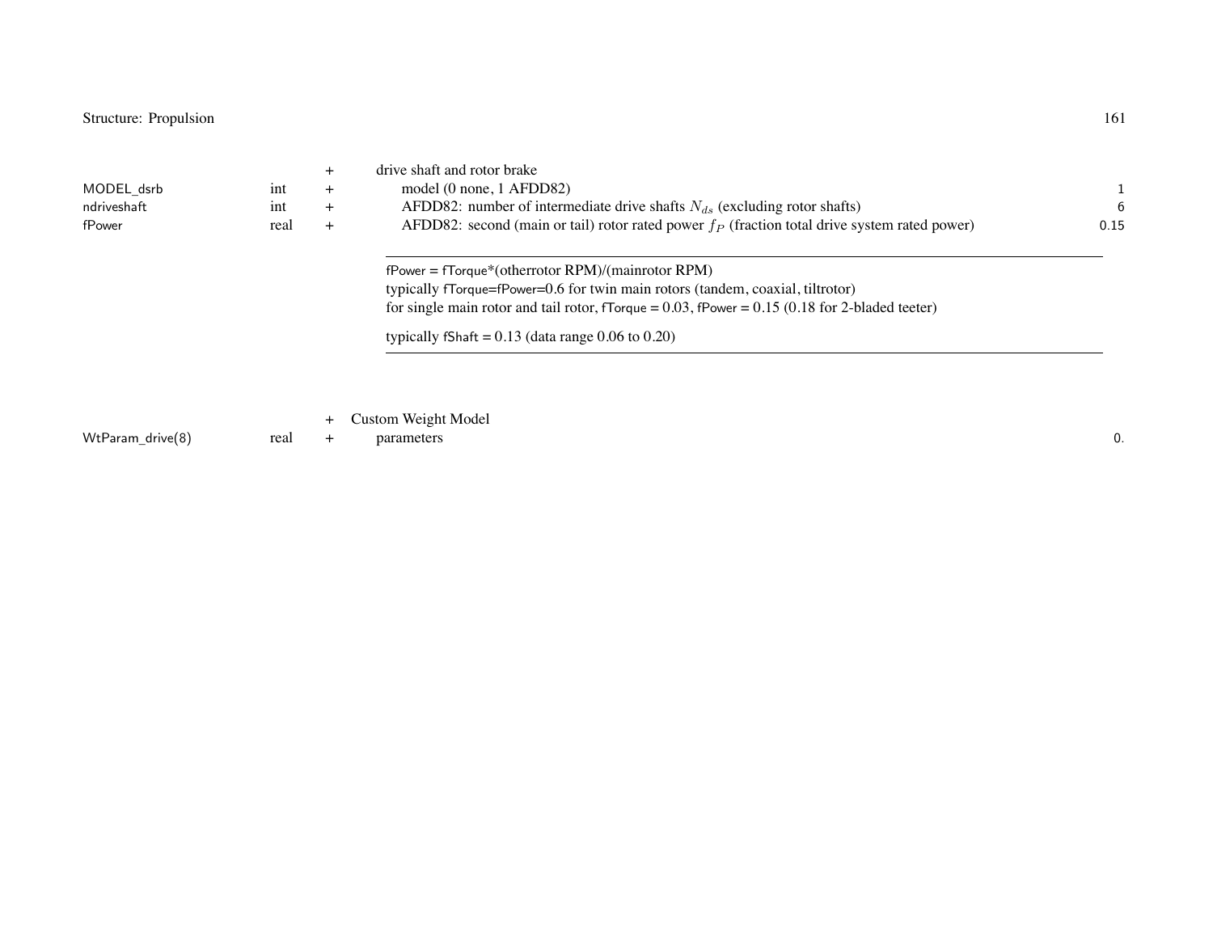| | | | | |
|---|---|---|---|---|
| | | + | drive shaft and rotor brake | |
| MODEL_dsrb | int | + | model (0 none, 1 AFDD82) | 1 |
| ndriveshaft | int | + | AFDD82: number of intermediate drive shafts $N_{ds}$ (excluding rotor shafts) | 6 |
| fPower | real | + | AFDD82: second (main or tail) rotor rated power $f_P$ (fraction total drive system rated power) | 0.15 |

---

fPower = fTorque*(otherrotor RPM)/(mainrotor RPM)
typically fTorque=fPower=0.6 for twin main rotors (tandem, coaxial, tiltrotor)
for single main rotor and tail rotor, fTorque = 0.03, fPower = 0.15 (0.18 for 2-bladed teeter)

typically fShaft = 0.13 (data range 0.06 to 0.20)

---

| | | | | |
|---|---|---|---|---|
| | | + | Custom Weight Model | |
| WtParam_drive(8) | real | + | parameters | 0. |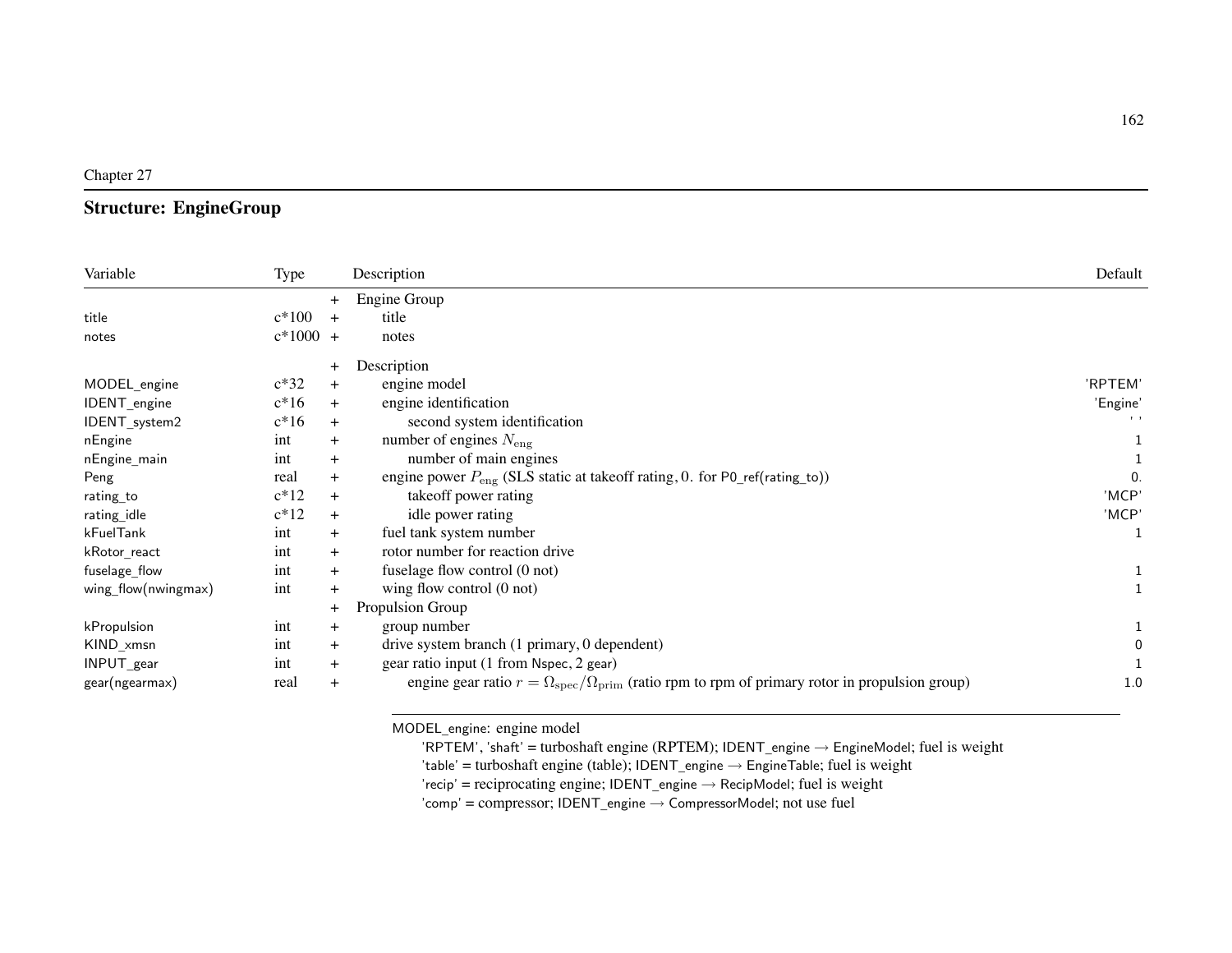Chapter 27

## Structure: EngineGroup

| Variable | Type | | Description | Default |
|---|---|---|---|---|
| | | + | Engine Group | |
| title | c*100 | + | title | |
| notes | c*1000 | + | notes | |
| | | + | Description | |
| MODEL_engine | c*32 | + | engine model | 'RPTEM' |
| IDENT_engine | c*16 | + | engine identification | 'Engine' |
| IDENT_system2 | c*16 | + | second system identification | ' ' |
| nEngine | int | + | number of engines $N_{\rm eng}$ | 1 |
| nEngine_main | int | + | number of main engines | 1 |
| Peng | real | + | engine power $P_{\rm eng}$ (SLS static at takeoff rating, 0. for P0_ref(rating_to)) | 0. |
| rating_to | c*12 | + | takeoff power rating | 'MCP' |
| rating_idle | c*12 | + | idle power rating | 'MCP' |
| kFuelTank | int | + | fuel tank system number | 1 |
| kRotor_react | int | + | rotor number for reaction drive | |
| fuselage_flow | int | + | fuselage flow control (0 not) | 1 |
| wing_flow(nwingmax) | int | + | wing flow control (0 not) | 1 |
| | | + | Propulsion Group | |
| kPropulsion | int | + | group number | 1 |
| KIND_xmsn | int | + | drive system branch (1 primary, 0 dependent) | 0 |
| INPUT_gear | int | + | gear ratio input (1 from Nspec, 2 gear) | 1 |
| gear(ngearmax) | real | + | engine gear ratio $r = \Omega_{\rm spec}/\Omega_{\rm prim}$ (ratio rpm to rpm of primary rotor in propulsion group) | 1.0 |

---

MODEL_engine: engine model
- 'RPTEM', 'shaft' = turboshaft engine (RPTEM); IDENT_engine → EngineModel; fuel is weight
- 'table' = turboshaft engine (table); IDENT_engine → EngineTable; fuel is weight
- 'recip' = reciprocating engine; IDENT_engine → RecipModel; fuel is weight
- 'comp' = compressor; IDENT_engine → CompressorModel; not use fuel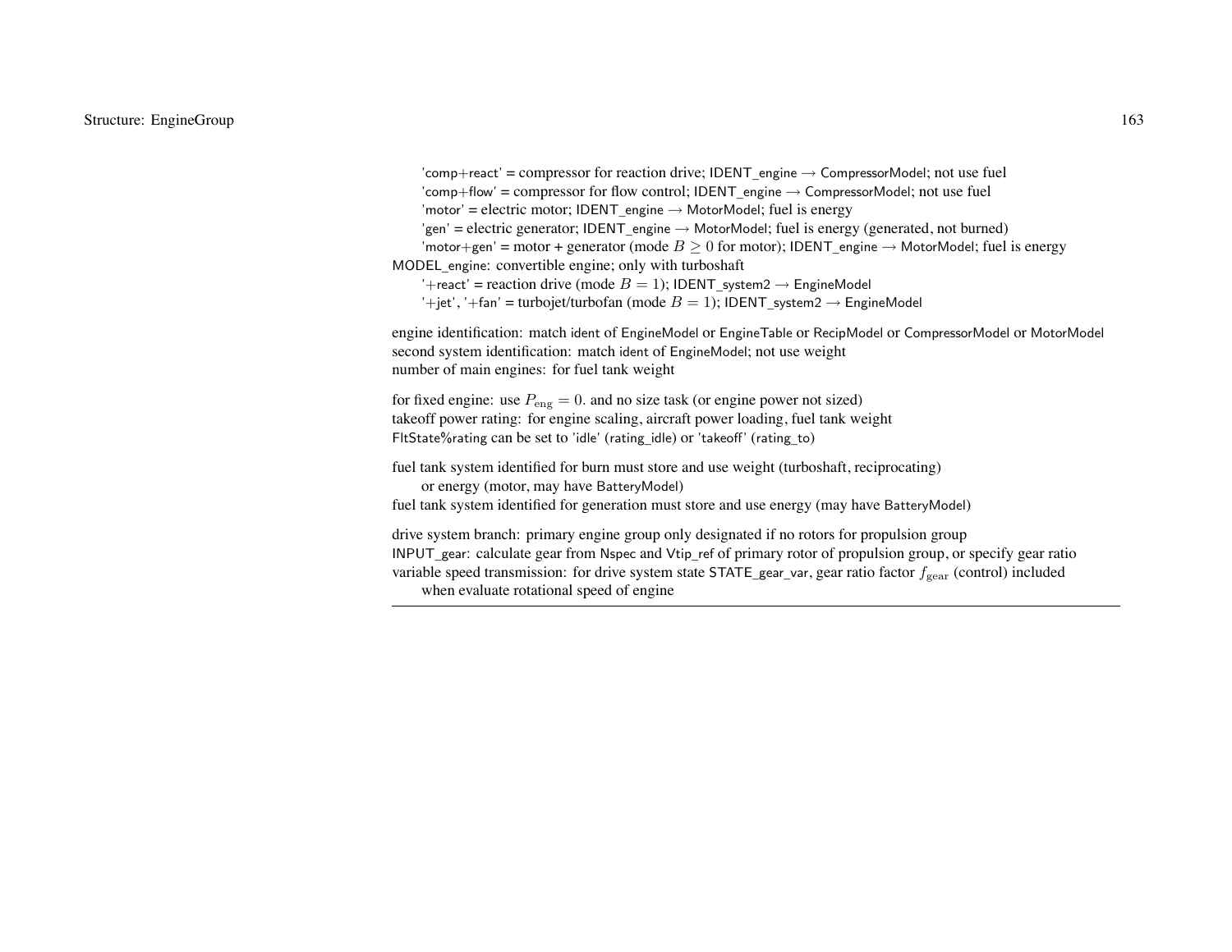'comp+react' = compressor for reaction drive; IDENT_engine → CompressorModel; not use fuel
'comp+flow' = compressor for flow control; IDENT_engine → CompressorModel; not use fuel
'motor' = electric motor; IDENT_engine → MotorModel; fuel is energy
'gen' = electric generator; IDENT_engine → MotorModel; fuel is energy (generated, not burned)
'motor+gen' = motor + generator (mode $B \geq 0$ for motor); IDENT_engine → MotorModel; fuel is energy

MODEL_engine: convertible engine; only with turboshaft
'+react' = reaction drive (mode $B = 1$); IDENT_system2 → EngineModel
'+jet', '+fan' = turbojet/turbofan (mode $B = 1$); IDENT_system2 → EngineModel

engine identification: match ident of EngineModel or EngineTable or RecipModel or CompressorModel or MotorModel
second system identification: match ident of EngineModel; not use weight
number of main engines: for fuel tank weight

for fixed engine: use $P_{\text{eng}} = 0.$ and no size task (or engine power not sized)
takeoff power rating: for engine scaling, aircraft power loading, fuel tank weight
FltState%rating can be set to 'idle' (rating_idle) or 'takeoff' (rating_to)

fuel tank system identified for burn must store and use weight (turboshaft, reciprocating)
or energy (motor, may have BatteryModel)
fuel tank system identified for generation must store and use energy (may have BatteryModel)

drive system branch: primary engine group only designated if no rotors for propulsion group
INPUT_gear: calculate gear from Nspec and Vtip_ref of primary rotor of propulsion group, or specify gear ratio
variable speed transmission: for drive system state STATE_gear_var, gear ratio factor $f_{\text{gear}}$ (control) included
when evaluate rotational speed of engine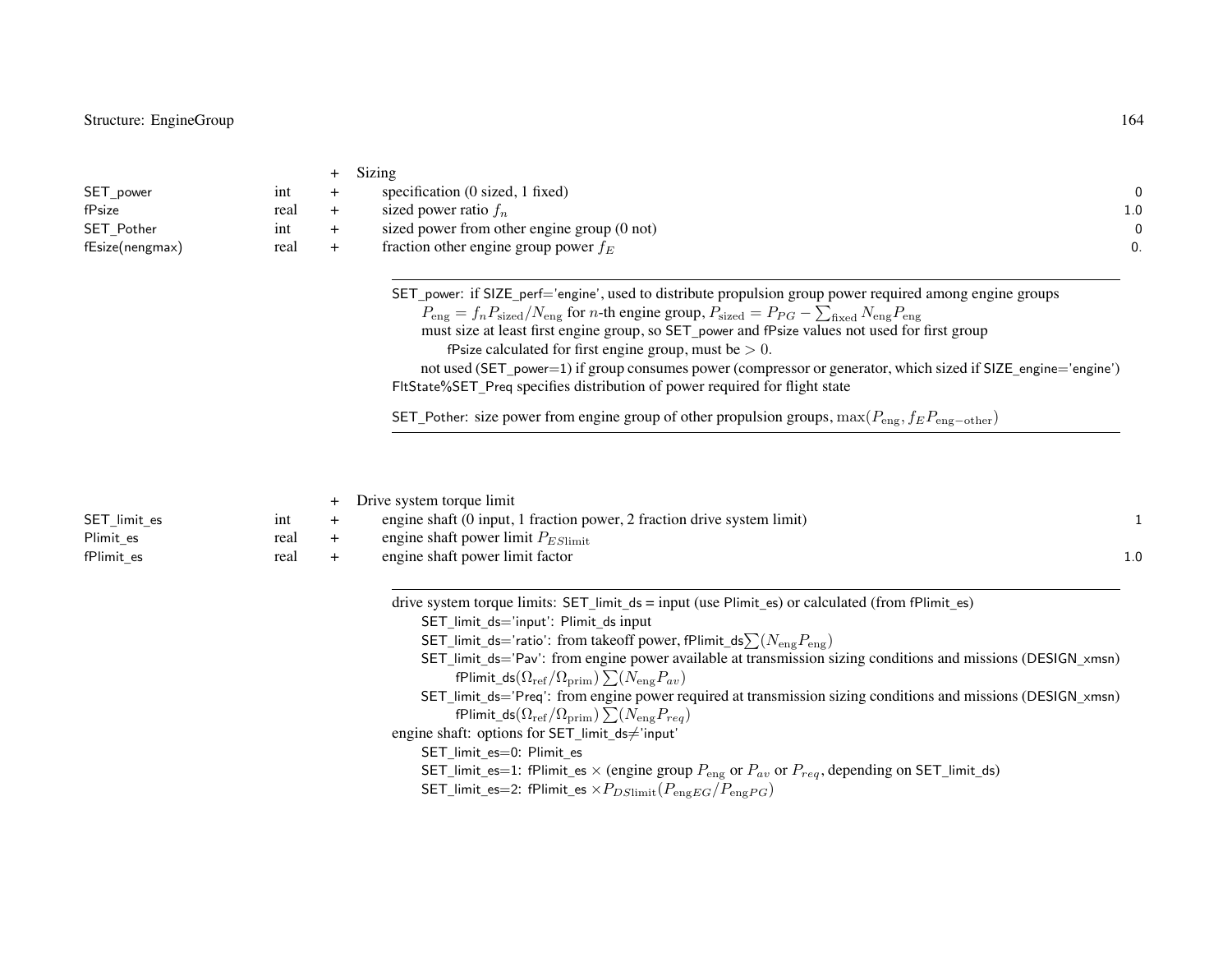| | | | | |
|---|---|---|---|---|
| | | + | Sizing | |
| SET_power | int | + | specification (0 sized, 1 fixed) | 0 |
| fPsize | real | + | sized power ratio $f_n$ | 1.0 |
| SET_Pother | int | + | sized power from other engine group (0 not) | 0 |
| fEsize(nengmax) | real | + | fraction other engine group power $f_E$ | 0. |

---

SET_power: if SIZE_perf='engine', used to distribute propulsion group power required among engine groups
  $P_{\text{eng}} = f_n P_{\text{sized}}/N_{\text{eng}}$ for $n$-th engine group, $P_{\text{sized}} = P_{PG} - \sum_{\text{fixed}} N_{\text{eng}} P_{\text{eng}}$
  must size at least first engine group, so SET_power and fPsize values not used for first group
    fPsize calculated for first engine group, must be $> 0$.
  not used (SET_power=1) if group consumes power (compressor or generator, which sized if SIZE_engine='engine')
FltState%SET_Preq specifies distribution of power required for flight state

SET_Pother: size power from engine group of other propulsion groups, $\max(P_{\text{eng}}, f_E P_{\text{eng}-\text{other}})$

---

| | | | | |
|---|---|---|---|---|
| | | + | Drive system torque limit | |
| SET_limit_es | int | + | engine shaft (0 input, 1 fraction power, 2 fraction drive system limit) | 1 |
| Plimit_es | real | + | engine shaft power limit $P_{ES\text{limit}}$ | |
| fPlimit_es | real | + | engine shaft power limit factor | 1.0 |

---

drive system torque limits: SET_limit_ds = input (use Plimit_es) or calculated (from fPlimit_es)
  SET_limit_ds='input': Plimit_ds input
  SET_limit_ds='ratio': from takeoff power, fPlimit_ds$\sum(N_{\text{eng}} P_{\text{eng}})$
  SET_limit_ds='Pav': from engine power available at transmission sizing conditions and missions (DESIGN_xmsn)
    fPlimit_ds$(\Omega_{\text{ref}}/\Omega_{\text{prim}}) \sum(N_{\text{eng}} P_{av})$
  SET_limit_ds='Preq': from engine power required at transmission sizing conditions and missions (DESIGN_xmsn)
    fPlimit_ds$(\Omega_{\text{ref}}/\Omega_{\text{prim}}) \sum(N_{\text{eng}} P_{req})$
engine shaft: options for SET_limit_ds≠'input'
  SET_limit_es=0: Plimit_es
  SET_limit_es=1: fPlimit_es × (engine group $P_{\text{eng}}$ or $P_{av}$ or $P_{req}$, depending on SET_limit_ds)
  SET_limit_es=2: fPlimit_es $\times P_{DS\text{limit}}(P_{\text{eng}EG}/P_{\text{eng}PG})$

---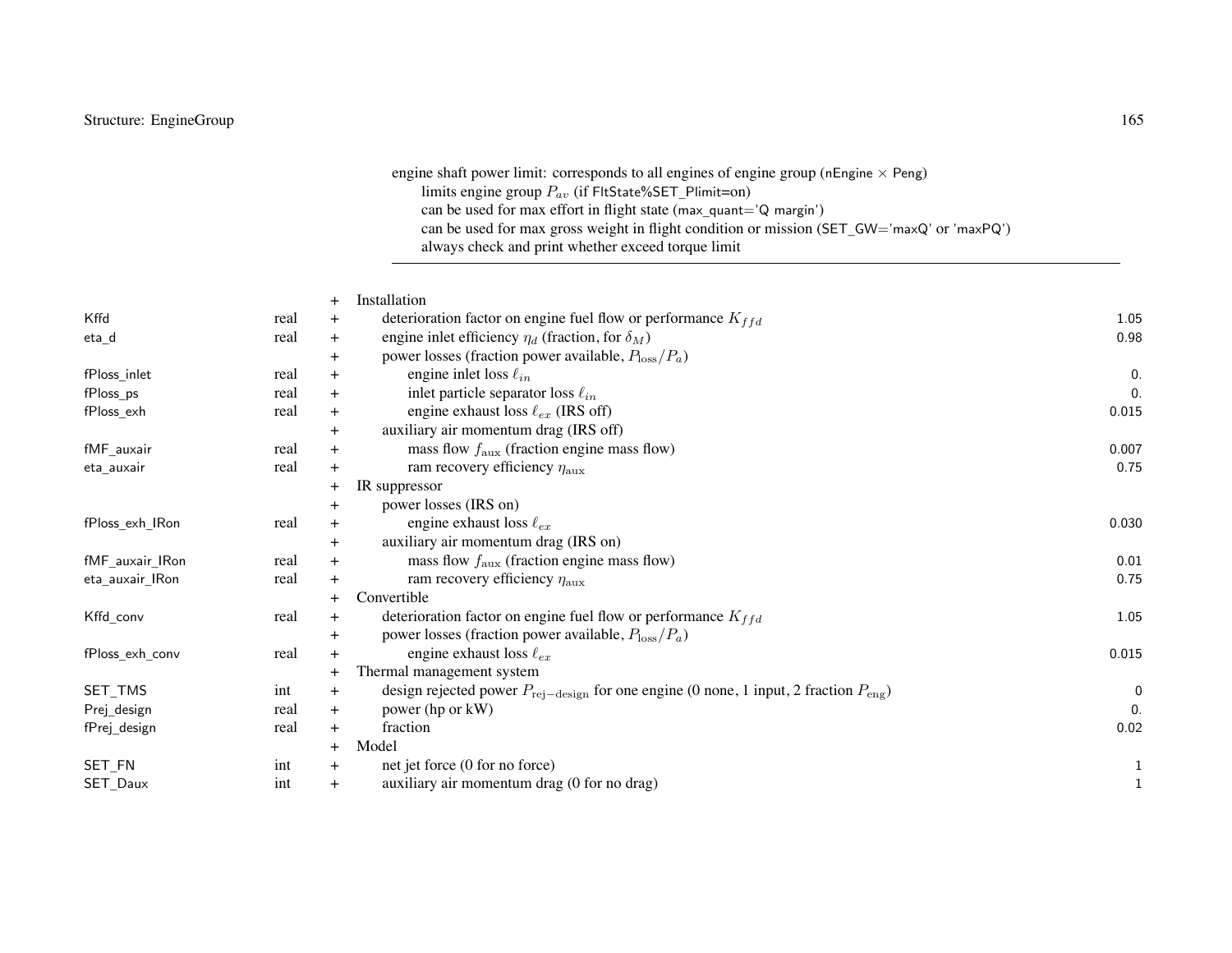engine shaft power limit: corresponds to all engines of engine group (nEngine × Peng)
  limits engine group $P_{av}$ (if FltState%SET_Plimit=on)
  can be used for max effort in flight state (max_quant='Q margin')
  can be used for max gross weight in flight condition or mission (SET_GW='maxQ' or 'maxPQ')
  always check and print whether exceed torque limit

---

| | | | | |
|---|---|---|---|---|
| | | + | Installation | |
| Kffd | real | + | deterioration factor on engine fuel flow or performance $K_{ffd}$ | 1.05 |
| eta_d | real | + | engine inlet efficiency $\eta_d$ (fraction, for $\delta_M$) | 0.98 |
| | | + | power losses (fraction power available, $P_{\rm loss}/P_a$) | |
| fPloss_inlet | real | + | engine inlet loss $\ell_{in}$ | 0. |
| fPloss_ps | real | + | inlet particle separator loss $\ell_{in}$ | 0. |
| fPloss_exh | real | + | engine exhaust loss $\ell_{ex}$ (IRS off) | 0.015 |
| | | + | auxiliary air momentum drag (IRS off) | |
| fMF_auxair | real | + | mass flow $f_{\rm aux}$ (fraction engine mass flow) | 0.007 |
| eta_auxair | real | + | ram recovery efficiency $\eta_{\rm aux}$ | 0.75 |
| | | + | IR suppressor | |
| | | + | power losses (IRS on) | |
| fPloss_exh_IRon | real | + | engine exhaust loss $\ell_{ex}$ | 0.030 |
| | | + | auxiliary air momentum drag (IRS on) | |
| fMF_auxair_IRon | real | + | mass flow $f_{\rm aux}$ (fraction engine mass flow) | 0.01 |
| eta_auxair_IRon | real | + | ram recovery efficiency $\eta_{\rm aux}$ | 0.75 |
| | | + | Convertible | |
| Kffd_conv | real | + | deterioration factor on engine fuel flow or performance $K_{ffd}$ | 1.05 |
| | | + | power losses (fraction power available, $P_{\rm loss}/P_a$) | |
| fPloss_exh_conv | real | + | engine exhaust loss $\ell_{ex}$ | 0.015 |
| | | + | Thermal management system | |
| SET_TMS | int | + | design rejected power $P_{\rm rej-design}$ for one engine (0 none, 1 input, 2 fraction $P_{\rm eng}$) | 0 |
| Prej_design | real | + | power (hp or kW) | 0. |
| fPrej_design | real | + | fraction | 0.02 |
| | | + | Model | |
| SET_FN | int | + | net jet force (0 for no force) | 1 |
| SET_Daux | int | + | auxiliary air momentum drag (0 for no drag) | 1 |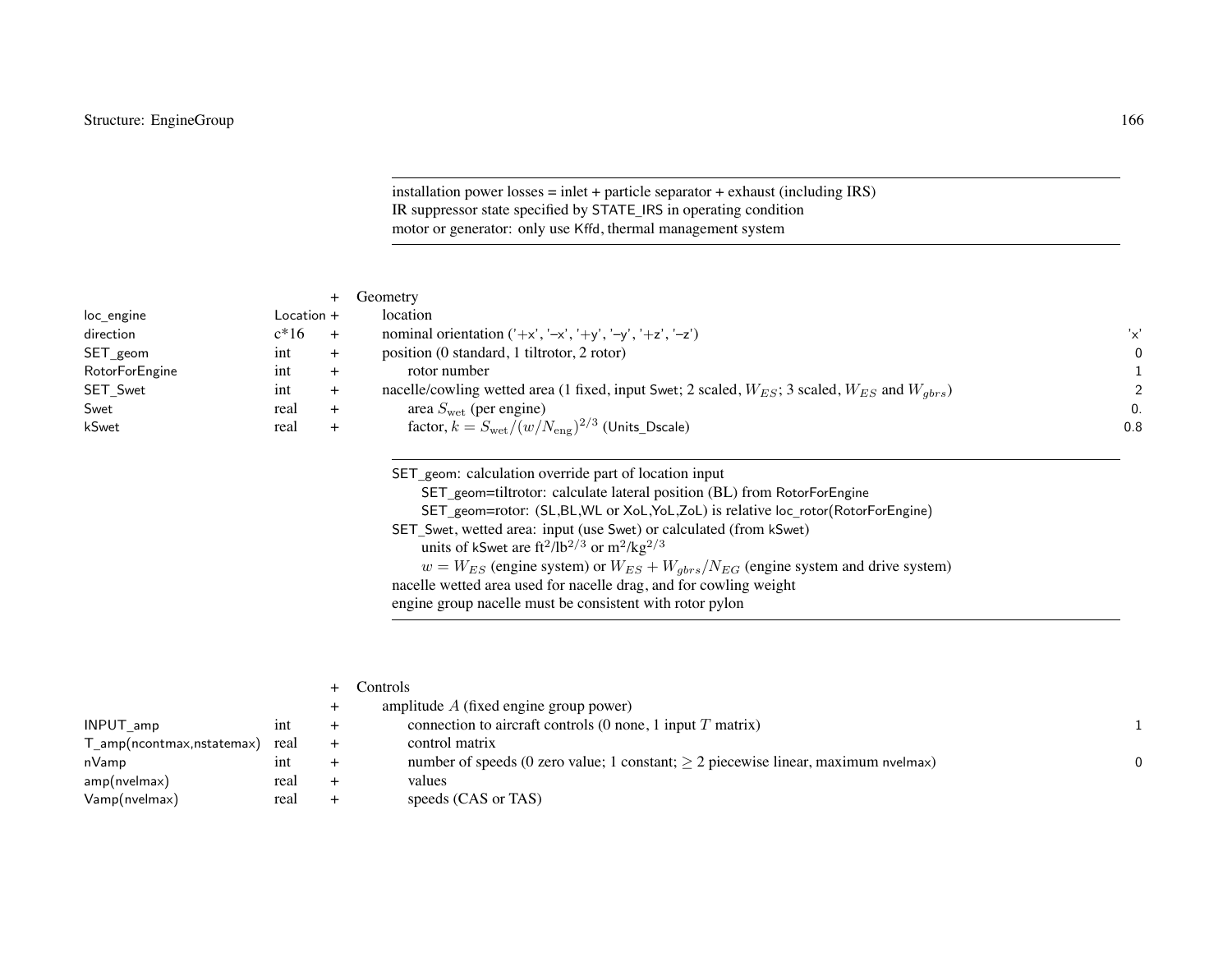installation power losses = inlet + particle separator + exhaust (including IRS)
IR suppressor state specified by STATE_IRS in operating condition
motor or generator: only use Kffd, thermal management system

| Variable | Type | | Description | Default |
|---|---|---|---|---|
| | | + | Geometry | |
| loc_engine | Location | + | location | |
| direction | c*16 | + | nominal orientation ('+x', '−x', '+y', '−y', '+z', '−z') | 'x' |
| SET_geom | int | + | position (0 standard, 1 tiltrotor, 2 rotor) | 0 |
| RotorForEngine | int | + | rotor number | 1 |
| SET_Swet | int | + | nacelle/cowling wetted area (1 fixed, input Swet; 2 scaled, $W_{ES}$; 3 scaled, $W_{ES}$ and $W_{gbrs}$) | 2 |
| Swet | real | + | area $S_{\rm wet}$ (per engine) | 0. |
| kSwet | real | + | factor, $k = S_{\rm wet}/(w/N_{\rm eng})^{2/3}$ (Units_Dscale) | 0.8 |

SET_geom: calculation override part of location input
  SET_geom=tiltrotor: calculate lateral position (BL) from RotorForEngine
  SET_geom=rotor: (SL,BL,WL or XoL,YoL,ZoL) is relative loc_rotor(RotorForEngine)
SET_Swet, wetted area: input (use Swet) or calculated (from kSwet)
  units of kSwet are ft$^2$/lb$^{2/3}$ or m$^2$/kg$^{2/3}$
  $w = W_{ES}$ (engine system) or $W_{ES} + W_{gbrs}/N_{EG}$ (engine system and drive system)
nacelle wetted area used for nacelle drag, and for cowling weight
engine group nacelle must be consistent with rotor pylon

| Variable | Type | | Description | Default |
|---|---|---|---|---|
| | | + | Controls | |
| | | + | amplitude $A$ (fixed engine group power) | |
| INPUT_amp | int | + | connection to aircraft controls (0 none, 1 input $T$ matrix) | 1 |
| T_amp(ncontmax,nstatemax) | real | + | control matrix | |
| nVamp | int | + | number of speeds (0 zero value; 1 constant; $\geq 2$ piecewise linear, maximum nvelmax) | 0 |
| amp(nvelmax) | real | + | values | |
| Vamp(nvelmax) | real | + | speeds (CAS or TAS) | |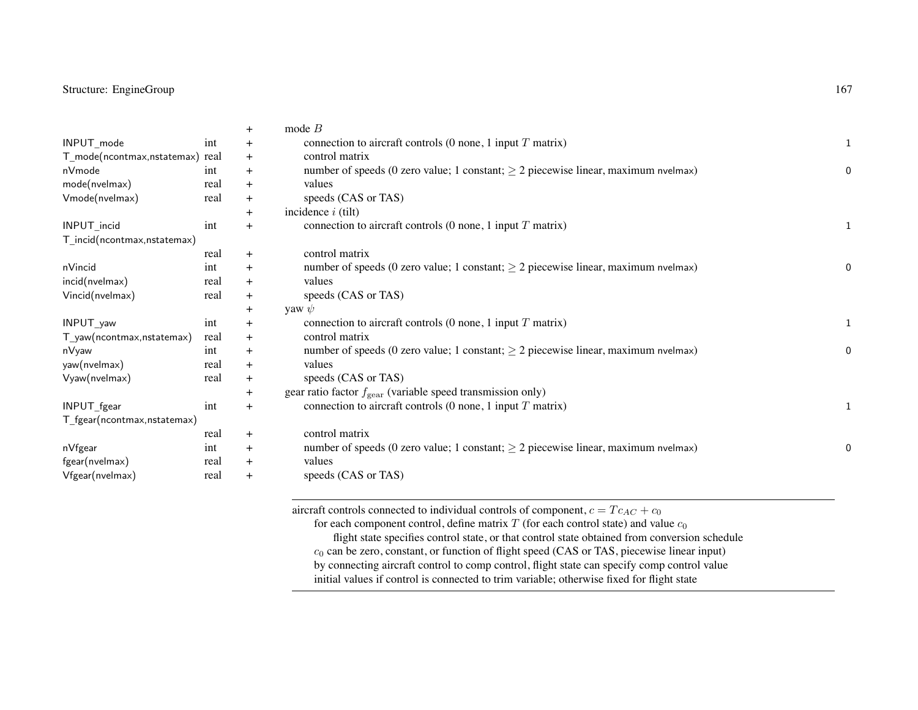| | | | | |
|---|---|---|---|---|
| | | + | mode $B$ | |
| INPUT_mode | int | + | connection to aircraft controls (0 none, 1 input $T$ matrix) | 1 |
| T_mode(ncontmax,nstatemax) | real | + | control matrix | |
| nVmode | int | + | number of speeds (0 zero value; 1 constant; $\geq 2$ piecewise linear, maximum nvelmax) | 0 |
| mode(nvelmax) | real | + | values | |
| Vmode(nvelmax) | real | + | speeds (CAS or TAS) | |
| | | + | incidence $i$ (tilt) | |
| INPUT_incid | int | + | connection to aircraft controls (0 none, 1 input $T$ matrix) | 1 |
| T_incid(ncontmax,nstatemax) | real | + | control matrix | |
| nVincid | int | + | number of speeds (0 zero value; 1 constant; $\geq 2$ piecewise linear, maximum nvelmax) | 0 |
| incid(nvelmax) | real | + | values | |
| Vincid(nvelmax) | real | + | speeds (CAS or TAS) | |
| | | + | yaw $\psi$ | |
| INPUT_yaw | int | + | connection to aircraft controls (0 none, 1 input $T$ matrix) | 1 |
| T_yaw(ncontmax,nstatemax) | real | + | control matrix | |
| nVyaw | int | + | number of speeds (0 zero value; 1 constant; $\geq 2$ piecewise linear, maximum nvelmax) | 0 |
| yaw(nvelmax) | real | + | values | |
| Vyaw(nvelmax) | real | + | speeds (CAS or TAS) | |
| | | + | gear ratio factor $f_{\text{gear}}$ (variable speed transmission only) | |
| INPUT_fgear | int | + | connection to aircraft controls (0 none, 1 input $T$ matrix) | 1 |
| T_fgear(ncontmax,nstatemax) | real | + | control matrix | |
| nVfgear | int | + | number of speeds (0 zero value; 1 constant; $\geq 2$ piecewise linear, maximum nvelmax) | 0 |
| fgear(nvelmax) | real | + | values | |
| Vfgear(nvelmax) | real | + | speeds (CAS or TAS) | |

---

aircraft controls connected to individual controls of component, $c = Tc_{AC} + c_0$

- for each component control, define matrix $T$ (for each control state) and value $c_0$
  - flight state specifies control state, or that control state obtained from conversion schedule
- $c_0$ can be zero, constant, or function of flight speed (CAS or TAS, piecewise linear input)
- by connecting aircraft control to comp control, flight state can specify comp control value
- initial values if control is connected to trim variable; otherwise fixed for flight state

---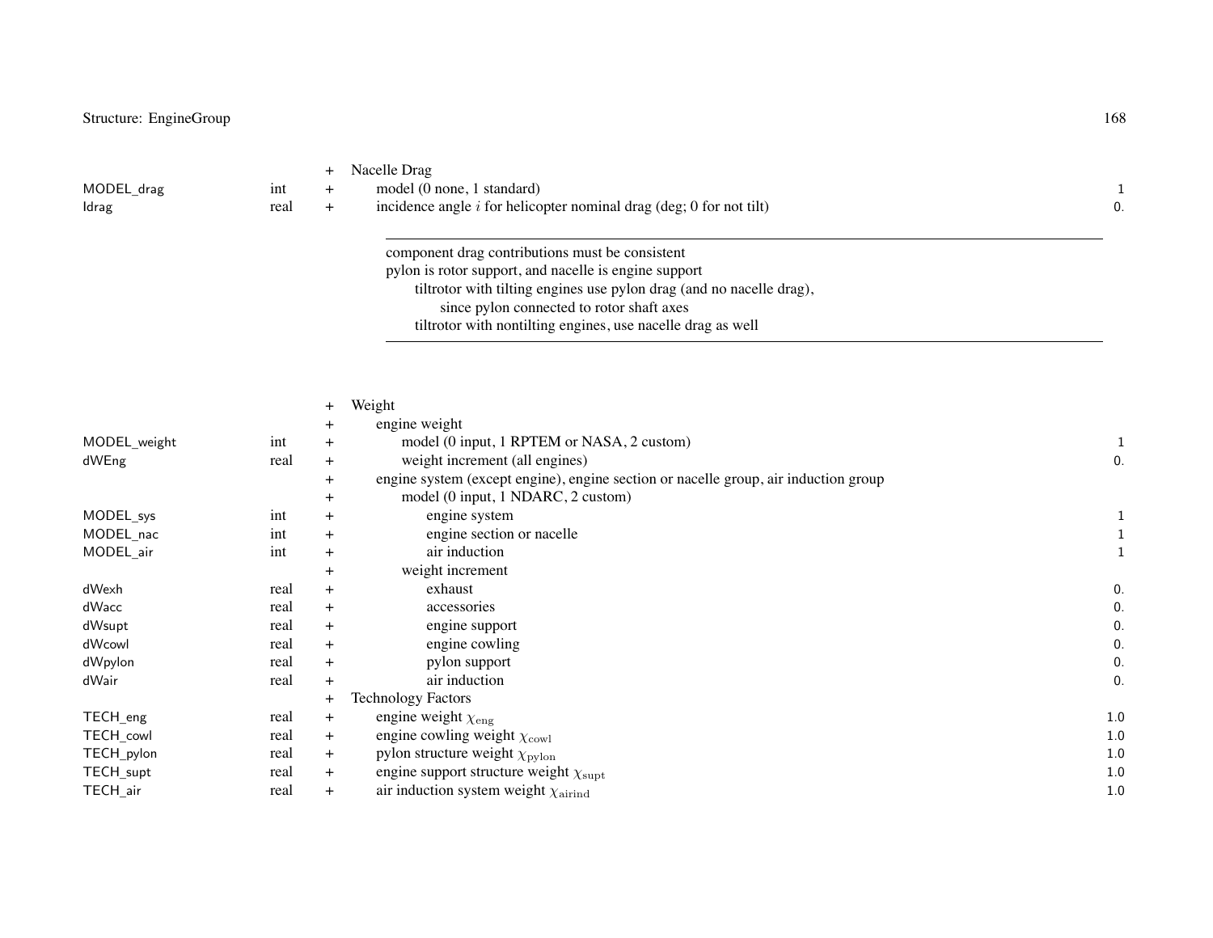| Variable | Type | | Description | Default |
|---|---|---|---|---|
| | | + | Nacelle Drag | |
| MODEL_drag | int | + | model (0 none, 1 standard) | 1 |
| Idrag | real | + | incidence angle $i$ for helicopter nominal drag (deg; 0 for not tilt) | 0. |

---

component drag contributions must be consistent
pylon is rotor support, and nacelle is engine support
  tiltrotor with tilting engines use pylon drag (and no nacelle drag),
    since pylon connected to rotor shaft axes
  tiltrotor with nontilting engines, use nacelle drag as well

---

| Variable | Type | | Description | Default |
|---|---|---|---|---|
| | | + | Weight | |
| | | + | engine weight | |
| MODEL_weight | int | + | model (0 input, 1 RPTEM or NASA, 2 custom) | 1 |
| dWEng | real | + | weight increment (all engines) | 0. |
| | | + | engine system (except engine), engine section or nacelle group, air induction group | |
| | | + | model (0 input, 1 NDARC, 2 custom) | |
| MODEL_sys | int | + | engine system | 1 |
| MODEL_nac | int | + | engine section or nacelle | 1 |
| MODEL_air | int | + | air induction | 1 |
| | | + | weight increment | |
| dWexh | real | + | exhaust | 0. |
| dWacc | real | + | accessories | 0. |
| dWsupt | real | + | engine support | 0. |
| dWcowl | real | + | engine cowling | 0. |
| dWpylon | real | + | pylon support | 0. |
| dWair | real | + | air induction | 0. |
| | | + | Technology Factors | |
| TECH_eng | real | + | engine weight $\chi_{\rm eng}$ | 1.0 |
| TECH_cowl | real | + | engine cowling weight $\chi_{\rm cowl}$ | 1.0 |
| TECH_pylon | real | + | pylon structure weight $\chi_{\rm pylon}$ | 1.0 |
| TECH_supt | real | + | engine support structure weight $\chi_{\rm supt}$ | 1.0 |
| TECH_air | real | + | air induction system weight $\chi_{\rm airind}$ | 1.0 |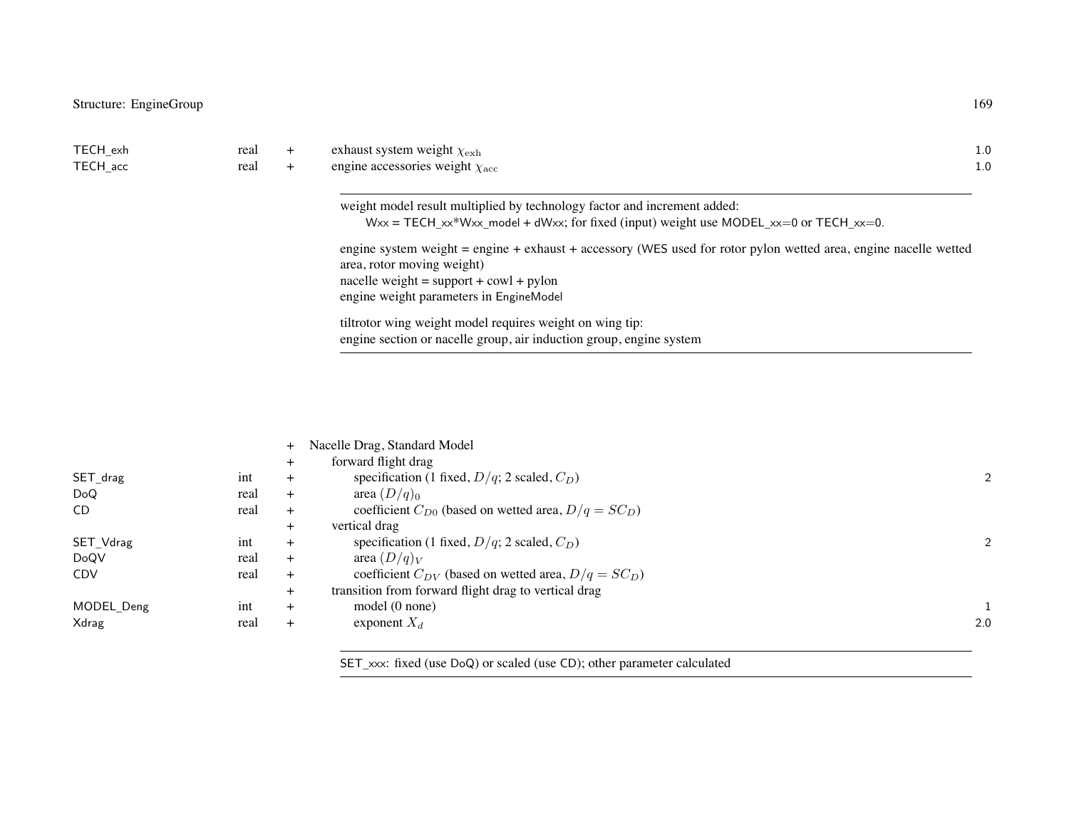| | | | | |
|---|---|---|---|---|
| TECH_exh | real | + | exhaust system weight $\chi_{\text{exh}}$ | 1.0 |
| TECH_acc | real | + | engine accessories weight $\chi_{\text{acc}}$ | 1.0 |

weight model result multiplied by technology factor and increment added:
Wxx = TECH_xx*Wxx_model + dWxx; for fixed (input) weight use MODEL_xx=0 or TECH_xx=0.

engine system weight = engine + exhaust + accessory (WES used for rotor pylon wetted area, engine nacelle wetted area, rotor moving weight)
nacelle weight = support + cowl + pylon
engine weight parameters in EngineModel

tiltrotor wing weight model requires weight on wing tip:
engine section or nacelle group, air induction group, engine system

| | | | | |
|---|---|---|---|---|
| | | + | Nacelle Drag, Standard Model | |
| | | + | forward flight drag | |
| SET_drag | int | + | specification (1 fixed, $D/q$; 2 scaled, $C_D$) | 2 |
| DoQ | real | + | area $(D/q)_0$ | |
| CD | real | + | coefficient $C_{D0}$ (based on wetted area, $D/q = SC_D$) | |
| | | + | vertical drag | |
| SET_Vdrag | int | + | specification (1 fixed, $D/q$; 2 scaled, $C_D$) | 2 |
| DoQV | real | + | area $(D/q)_V$ | |
| CDV | real | + | coefficient $C_{DV}$ (based on wetted area, $D/q = SC_D$) | |
| | | + | transition from forward flight drag to vertical drag | |
| MODEL_Deng | int | + | model (0 none) | 1 |
| Xdrag | real | + | exponent $X_d$ | 2.0 |

SET_xxx: fixed (use DoQ) or scaled (use CD); other parameter calculated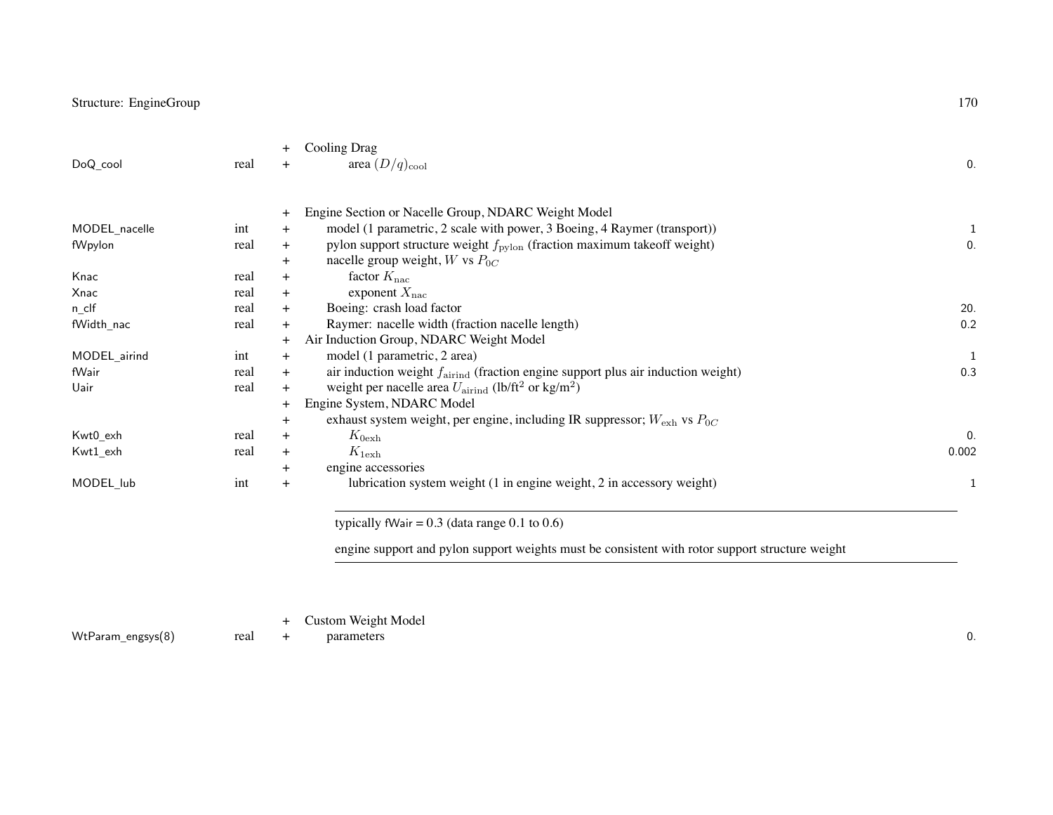| Variable | Type | | Description | Default |
|---|---|---|---|---|
| | | + | Cooling Drag | |
| DoQ_cool | real | + | area $(D/q)_{\rm cool}$ | 0. |
| | | | | |
| | | + | Engine Section or Nacelle Group, NDARC Weight Model | |
| MODEL_nacelle | int | + | model (1 parametric, 2 scale with power, 3 Boeing, 4 Raymer (transport)) | 1 |
| fWpylon | real | + | pylon support structure weight $f_{\rm pylon}$ (fraction maximum takeoff weight) | 0. |
| | | + | nacelle group weight, $W$ vs $P_{0C}$ | |
| Knac | real | + | factor $K_{\rm nac}$ | |
| Xnac | real | + | exponent $X_{\rm nac}$ | |
| n_clf | real | + | Boeing: crash load factor | 20. |
| fWidth_nac | real | + | Raymer: nacelle width (fraction nacelle length) | 0.2 |
| | | + | Air Induction Group, NDARC Weight Model | |
| MODEL_airind | int | + | model (1 parametric, 2 area) | 1 |
| fWair | real | + | air induction weight $f_{\rm airind}$ (fraction engine support plus air induction weight) | 0.3 |
| Uair | real | + | weight per nacelle area $U_{\rm airind}$ (lb/ft$^2$ or kg/m$^2$) | |
| | | + | Engine System, NDARC Model | |
| | | + | exhaust system weight, per engine, including IR suppressor; $W_{\rm exh}$ vs $P_{0C}$ | |
| Kwt0_exh | real | + | $K_{0\rm exh}$ | 0. |
| Kwt1_exh | real | + | $K_{1\rm exh}$ | 0.002 |
| | | + | engine accessories | |
| MODEL_lub | int | + | lubrication system weight (1 in engine weight, 2 in accessory weight) | 1 |

---

typically fWair = 0.3 (data range 0.1 to 0.6)

engine support and pylon support weights must be consistent with rotor support structure weight

---

| Variable | Type | | Description | Default |
|---|---|---|---|---|
| | | + | Custom Weight Model | |
| WtParam_engsys(8) | real | + | parameters | 0. |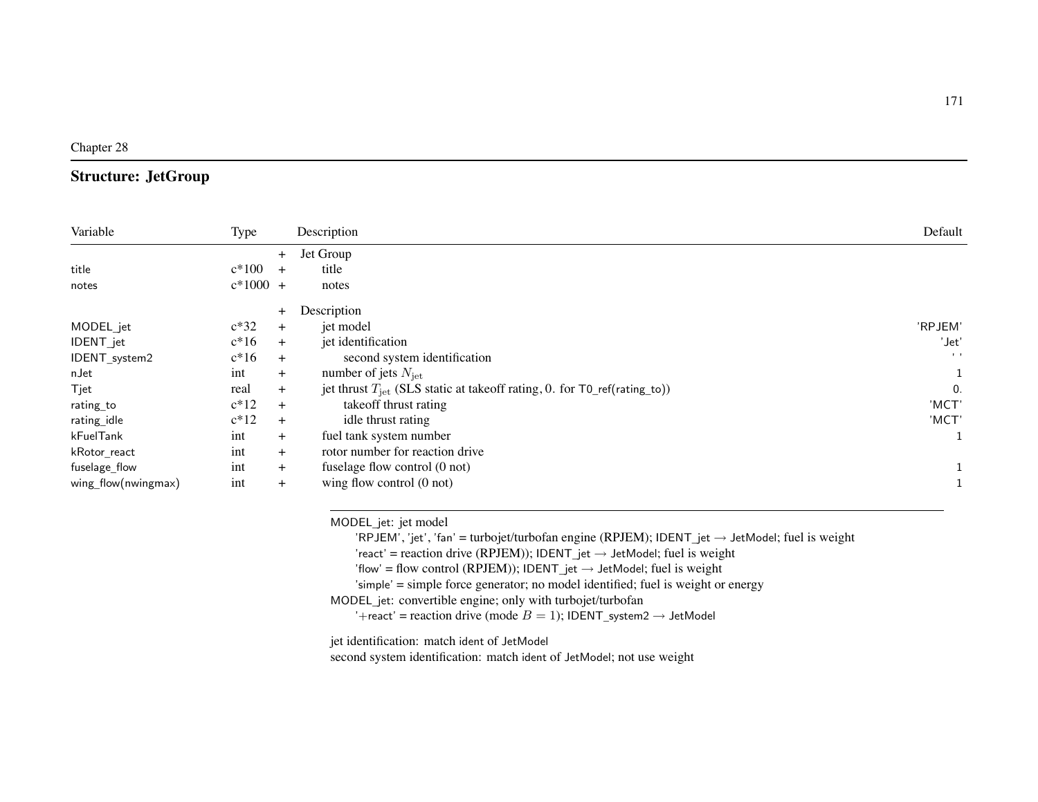Chapter 28

## Structure: JetGroup

| Variable | Type | | Description | Default |
|---|---|---|---|---|
| | | + | Jet Group | |
| title | c*100 | + | title | |
| notes | c*1000 | + | notes | |
| | | + | Description | |
| MODEL_jet | c*32 | + | jet model | 'RPJEM' |
| IDENT_jet | c*16 | + | jet identification | 'Jet' |
| IDENT_system2 | c*16 | + | second system identification | ' ' |
| nJet | int | + | number of jets $N_{\rm jet}$ | 1 |
| Tjet | real | + | jet thrust $T_{\rm jet}$ (SLS static at takeoff rating, 0. for T0_ref(rating_to)) | 0. |
| rating_to | c*12 | + | takeoff thrust rating | 'MCT' |
| rating_idle | c*12 | + | idle thrust rating | 'MCT' |
| kFuelTank | int | + | fuel tank system number | 1 |
| kRotor_react | int | + | rotor number for reaction drive | |
| fuselage_flow | int | + | fuselage flow control (0 not) | 1 |
| wing_flow(nwingmax) | int | + | wing flow control (0 not) | 1 |

MODEL_jet: jet model
- 'RPJEM', 'jet', 'fan' = turbojet/turbofan engine (RPJEM); IDENT_jet → JetModel; fuel is weight
- 'react' = reaction drive (RPJEM)); IDENT_jet → JetModel; fuel is weight
- 'flow' = flow control (RPJEM)); IDENT_jet → JetModel; fuel is weight
- 'simple' = simple force generator; no model identified; fuel is weight or energy

MODEL_jet: convertible engine; only with turbojet/turbofan
- '+react' = reaction drive (mode $B = 1$); IDENT_system2 → JetModel

jet identification: match ident of JetModel
second system identification: match ident of JetModel; not use weight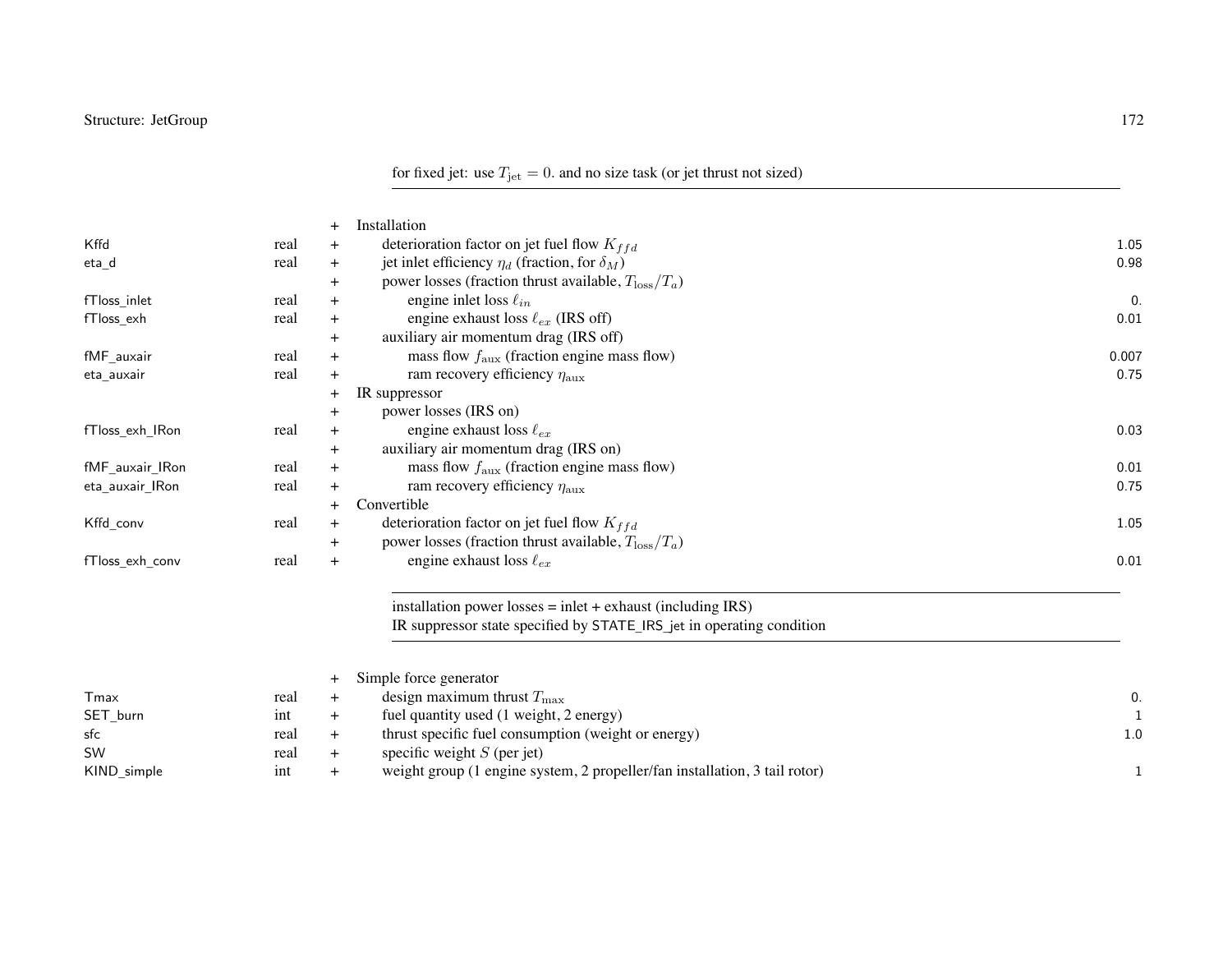for fixed jet: use $T_{\text{jet}} = 0.$ and no size task (or jet thrust not sized)

| Variable | Type | | Description | Default |
|---|---|---|---|---|
| | | + | Installation | |
| Kffd | real | + | deterioration factor on jet fuel flow $K_{ffd}$ | 1.05 |
| eta_d | real | + | jet inlet efficiency $\eta_d$ (fraction, for $\delta_M$) | 0.98 |
| | | + | power losses (fraction thrust available, $T_{\text{loss}}/T_a$) | |
| fTloss_inlet | real | + | engine inlet loss $\ell_{in}$ | 0. |
| fTloss_exh | real | + | engine exhaust loss $\ell_{ex}$ (IRS off) | 0.01 |
| | | + | auxiliary air momentum drag (IRS off) | |
| fMF_auxair | real | + | mass flow $f_{\text{aux}}$ (fraction engine mass flow) | 0.007 |
| eta_auxair | real | + | ram recovery efficiency $\eta_{\text{aux}}$ | 0.75 |
| | | + | IR suppressor | |
| | | + | power losses (IRS on) | |
| fTloss_exh_IRon | real | + | engine exhaust loss $\ell_{ex}$ | 0.03 |
| | | + | auxiliary air momentum drag (IRS on) | |
| fMF_auxair_IRon | real | + | mass flow $f_{\text{aux}}$ (fraction engine mass flow) | 0.01 |
| eta_auxair_IRon | real | + | ram recovery efficiency $\eta_{\text{aux}}$ | 0.75 |
| | | + | Convertible | |
| Kffd_conv | real | + | deterioration factor on jet fuel flow $K_{ffd}$ | 1.05 |
| | | + | power losses (fraction thrust available, $T_{\text{loss}}/T_a$) | |
| fTloss_exh_conv | real | + | engine exhaust loss $\ell_{ex}$ | 0.01 |

installation power losses = inlet + exhaust (including IRS)
IR suppressor state specified by STATE_IRS_jet in operating condition

| Variable | Type | | Description | Default |
|---|---|---|---|---|
| | | + | Simple force generator | |
| Tmax | real | + | design maximum thrust $T_{\max}$ | 0. |
| SET_burn | int | + | fuel quantity used (1 weight, 2 energy) | 1 |
| sfc | real | + | thrust specific fuel consumption (weight or energy) | 1.0 |
| SW | real | + | specific weight $S$ (per jet) | |
| KIND_simple | int | + | weight group (1 engine system, 2 propeller/fan installation, 3 tail rotor) | 1 |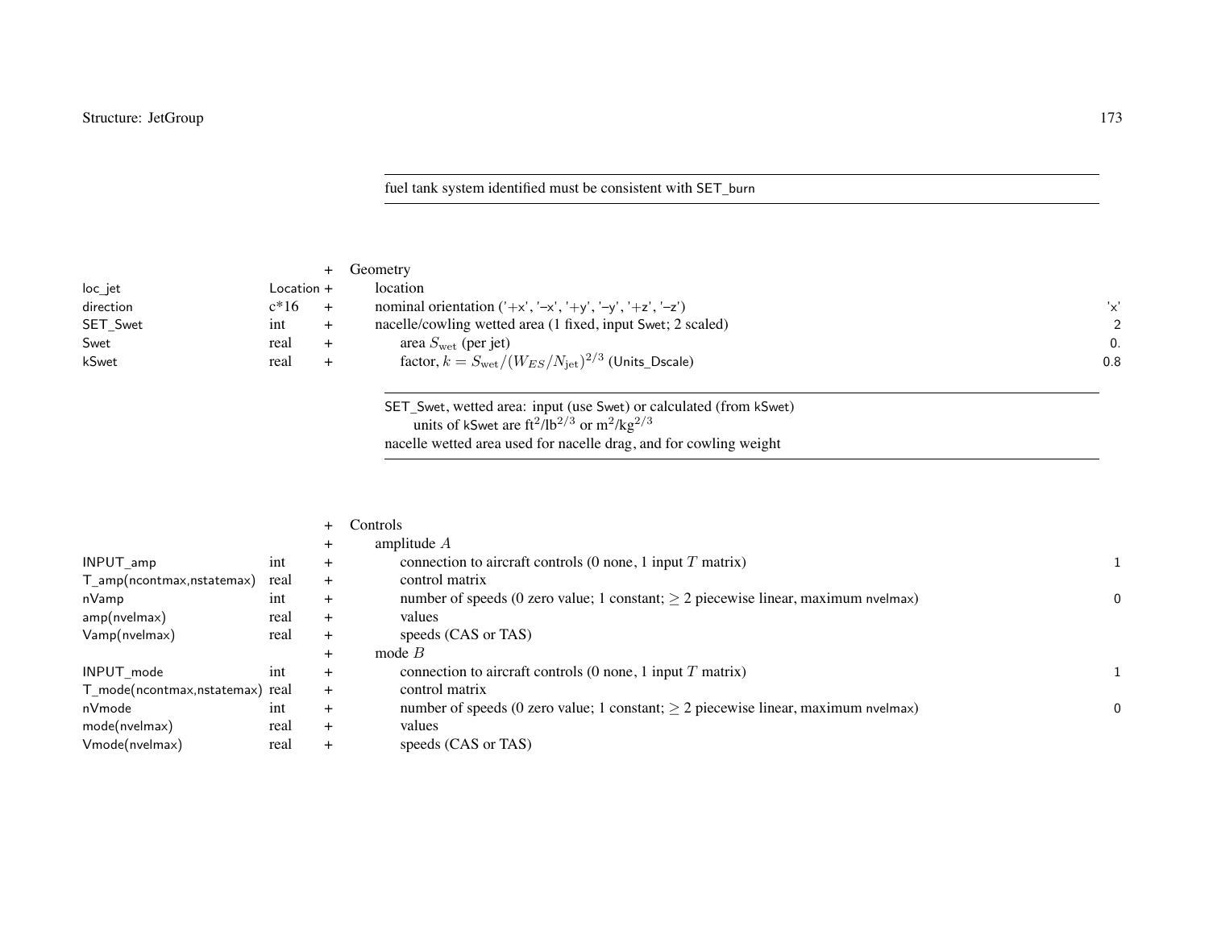fuel tank system identified must be consistent with SET_burn

| | | | | |
|---|---|---|---|---|
| | | + | Geometry | |
| loc_jet | Location | + | location | |
| direction | c*16 | + | nominal orientation ('+x', '−x', '+y', '−y', '+z', '−z') | 'x' |
| SET_Swet | int | + | nacelle/cowling wetted area (1 fixed, input Swet; 2 scaled) | 2 |
| Swet | real | + | area $S_{\text{wet}}$ (per jet) | 0. |
| kSwet | real | + | factor, $k = S_{\text{wet}}/(W_{ES}/N_{\text{jet}})^{2/3}$ (Units_Dscale) | 0.8 |

SET_Swet, wetted area: input (use Swet) or calculated (from kSwet)
units of kSwet are ft$^2$/lb$^{2/3}$ or m$^2$/kg$^{2/3}$
nacelle wetted area used for nacelle drag, and for cowling weight

| | | | | |
|---|---|---|---|---|
| | | + | Controls | |
| | | + | amplitude $A$ | |
| INPUT_amp | int | + | connection to aircraft controls (0 none, 1 input $T$ matrix) | 1 |
| T_amp(ncontmax,nstatemax) | real | + | control matrix | |
| nVamp | int | + | number of speeds (0 zero value; 1 constant; $\geq 2$ piecewise linear, maximum nvelmax) | 0 |
| amp(nvelmax) | real | + | values | |
| Vamp(nvelmax) | real | + | speeds (CAS or TAS) | |
| | | + | mode $B$ | |
| INPUT_mode | int | + | connection to aircraft controls (0 none, 1 input $T$ matrix) | 1 |
| T_mode(ncontmax,nstatemax) | real | + | control matrix | |
| nVmode | int | + | number of speeds (0 zero value; 1 constant; $\geq 2$ piecewise linear, maximum nvelmax) | 0 |
| mode(nvelmax) | real | + | values | |
| Vmode(nvelmax) | real | + | speeds (CAS or TAS) | |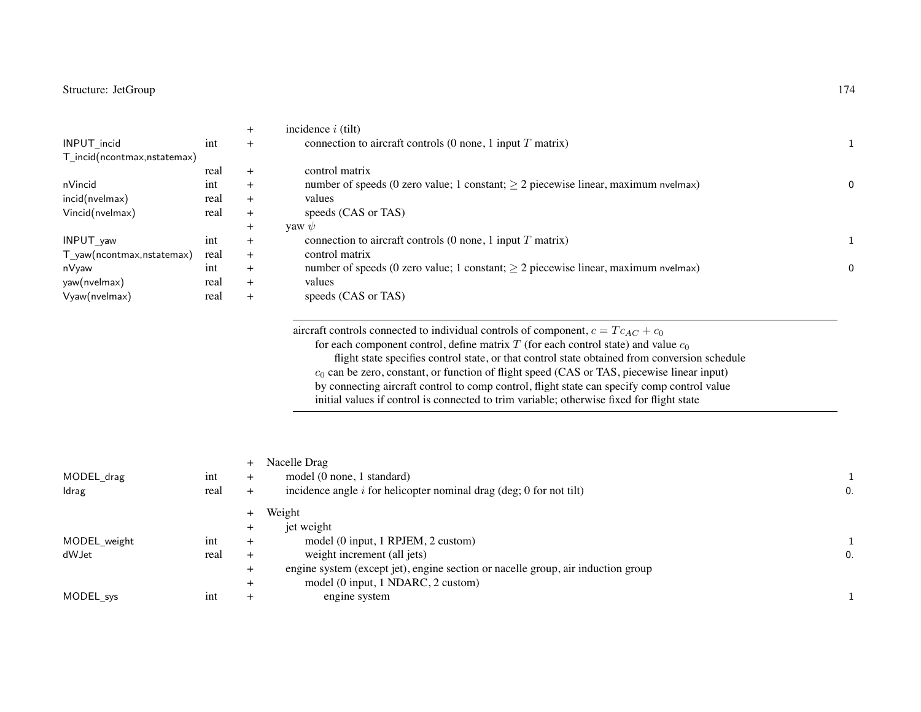| | | | | |
|---|---|---|---|---|
| | | + | incidence $i$ (tilt) | |
| INPUT_incid | int | + | connection to aircraft controls (0 none, 1 input $T$ matrix) | 1 |
| T_incid(ncontmax,nstatemax) | real | + | control matrix | |
| nVincid | int | + | number of speeds (0 zero value; 1 constant; $\geq 2$ piecewise linear, maximum nvelmax) | 0 |
| incid(nvelmax) | real | + | values | |
| Vincid(nvelmax) | real | + | speeds (CAS or TAS) | |
| | | + | yaw $\psi$ | |
| INPUT_yaw | int | + | connection to aircraft controls (0 none, 1 input $T$ matrix) | 1 |
| T_yaw(ncontmax,nstatemax) | real | + | control matrix | |
| nVyaw | int | + | number of speeds (0 zero value; 1 constant; $\geq 2$ piecewise linear, maximum nvelmax) | 0 |
| yaw(nvelmax) | real | + | values | |
| Vyaw(nvelmax) | real | + | speeds (CAS or TAS) | |

---

aircraft controls connected to individual controls of component, $c = Tc_{AC} + c_0$
- for each component control, define matrix $T$ (for each control state) and value $c_0$
  - flight state specifies control state, or that control state obtained from conversion schedule
- $c_0$ can be zero, constant, or function of flight speed (CAS or TAS, piecewise linear input)
- by connecting aircraft control to comp control, flight state can specify comp control value
- initial values if control is connected to trim variable; otherwise fixed for flight state

---

| | | | | |
|---|---|---|---|---|
| | | + | Nacelle Drag | |
| MODEL_drag | int | + | model (0 none, 1 standard) | 1 |
| Idrag | real | + | incidence angle $i$ for helicopter nominal drag (deg; 0 for not tilt) | 0. |
| | | + | Weight | |
| | | + | jet weight | |
| MODEL_weight | int | + | model (0 input, 1 RPJEM, 2 custom) | 1 |
| dWJet | real | + | weight increment (all jets) | 0. |
| | | + | engine system (except jet), engine section or nacelle group, air induction group | |
| | | + | model (0 input, 1 NDARC, 2 custom) | |
| MODEL_sys | int | + | engine system | 1 |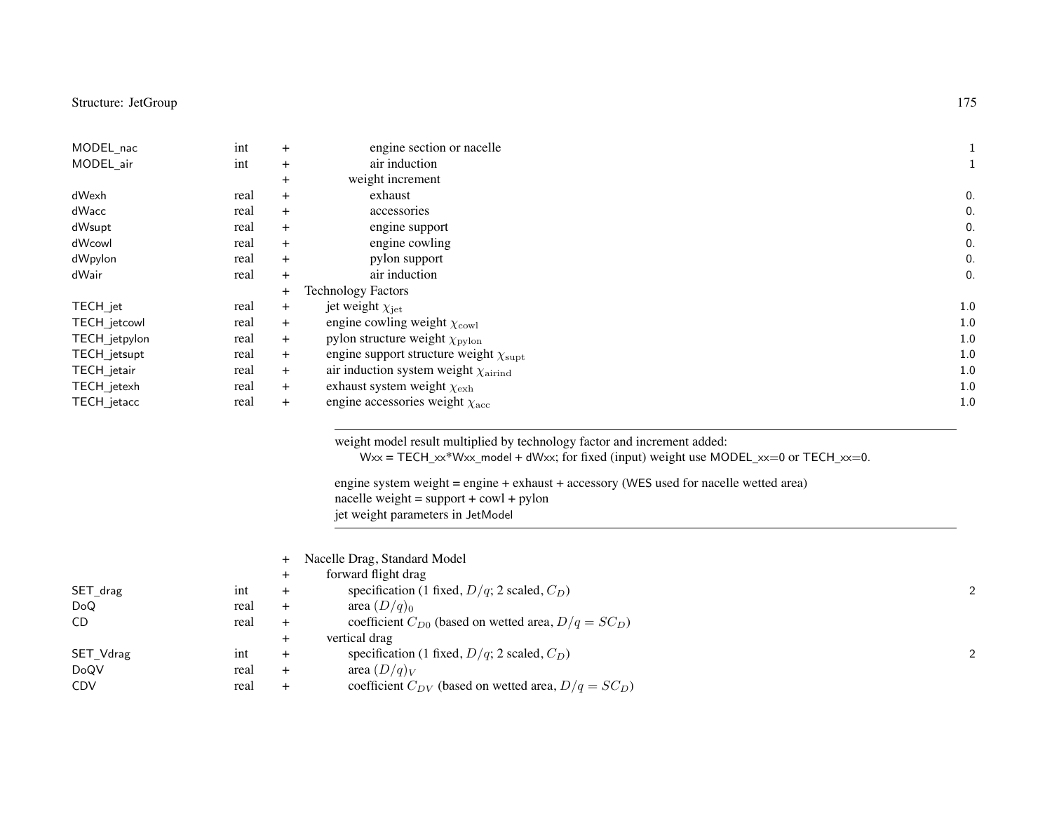| | | | | |
|---|---|---|---|---|
| MODEL_nac | int | + | engine section or nacelle | 1 |
| MODEL_air | int | + | air induction | 1 |
| | | + | weight increment | |
| dWexh | real | + | exhaust | 0. |
| dWacc | real | + | accessories | 0. |
| dWsupt | real | + | engine support | 0. |
| dWcowl | real | + | engine cowling | 0. |
| dWpylon | real | + | pylon support | 0. |
| dWair | real | + | air induction | 0. |
| | | + | Technology Factors | |
| TECH_jet | real | + | jet weight $\chi_{\rm jet}$ | 1.0 |
| TECH_jetcowl | real | + | engine cowling weight $\chi_{\rm cowl}$ | 1.0 |
| TECH_jetpylon | real | + | pylon structure weight $\chi_{\rm pylon}$ | 1.0 |
| TECH_jetsupt | real | + | engine support structure weight $\chi_{\rm supt}$ | 1.0 |
| TECH_jetair | real | + | air induction system weight $\chi_{\rm airind}$ | 1.0 |
| TECH_jetexh | real | + | exhaust system weight $\chi_{\rm exh}$ | 1.0 |
| TECH_jetacc | real | + | engine accessories weight $\chi_{\rm acc}$ | 1.0 |

---

weight model result multiplied by technology factor and increment added:
Wxx = TECH_xx*Wxx_model + dWxx; for fixed (input) weight use MODEL_xx=0 or TECH_xx=0.

engine system weight = engine + exhaust + accessory (WES used for nacelle wetted area)
nacelle weight = support + cowl + pylon
jet weight parameters in JetModel

---

| | | | | |
|---|---|---|---|---|
| | | + | Nacelle Drag, Standard Model | |
| | | + | forward flight drag | |
| SET_drag | int | + | specification (1 fixed, $D/q$; 2 scaled, $C_D$) | 2 |
| DoQ | real | + | area $(D/q)_0$ | |
| CD | real | + | coefficient $C_{D0}$ (based on wetted area, $D/q = SC_D$) | |
| | | + | vertical drag | |
| SET_Vdrag | int | + | specification (1 fixed, $D/q$; 2 scaled, $C_D$) | 2 |
| DoQV | real | + | area $(D/q)_V$ | |
| CDV | real | + | coefficient $C_{DV}$ (based on wetted area, $D/q = SC_D$) | |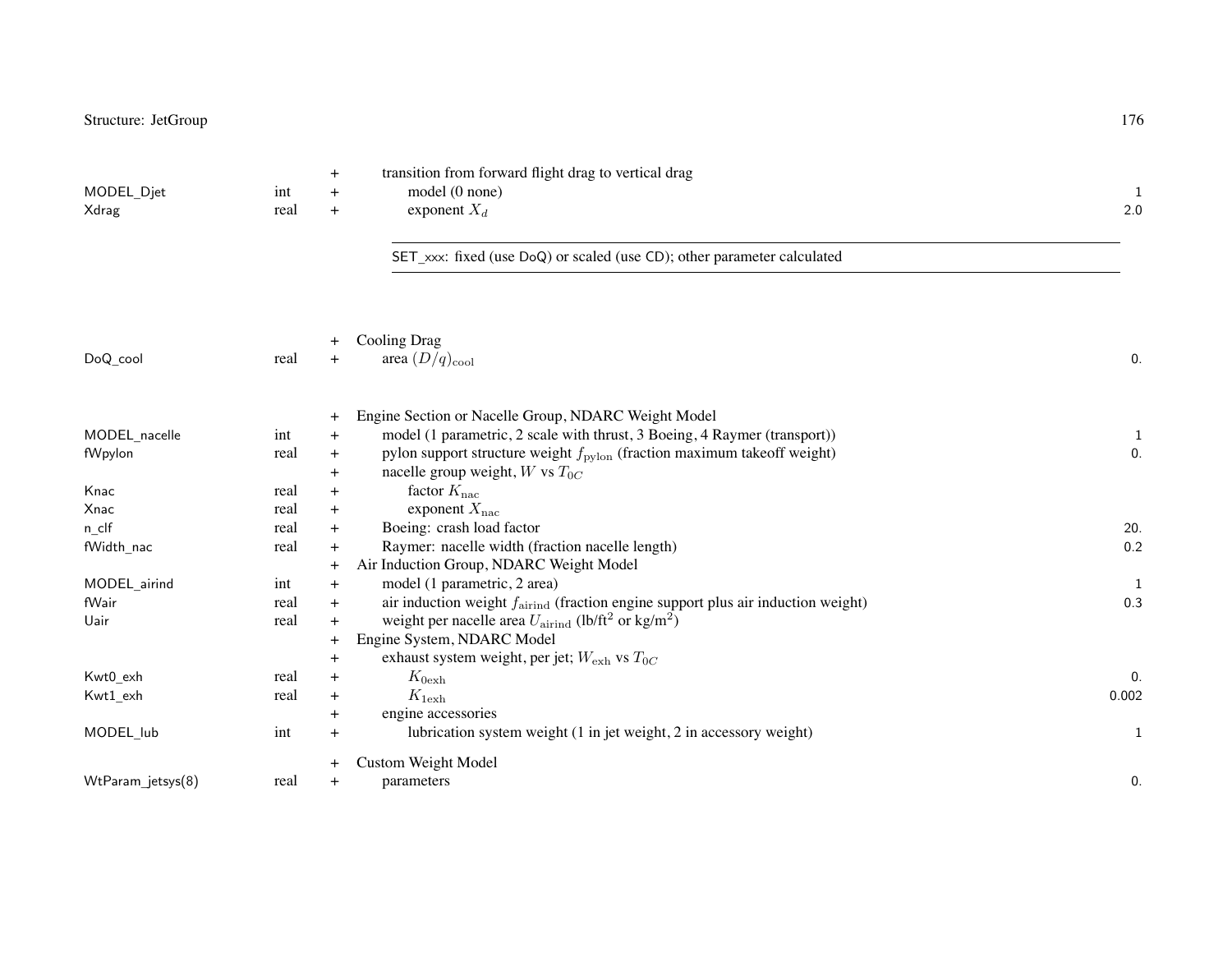| | | | | |
|---|---|---|---|---|
| | | + | transition from forward flight drag to vertical drag | |
| MODEL_Djet | int | + | model (0 none) | 1 |
| Xdrag | real | + | exponent $X_d$ | 2.0 |

SET_xxx: fixed (use DoQ) or scaled (use CD); other parameter calculated

| | | | | |
|---|---|---|---|---|
| | | + | Cooling Drag | |
| DoQ_cool | real | + | area $(D/q)_{\rm cool}$ | 0. |
| | | + | Engine Section or Nacelle Group, NDARC Weight Model | |
| MODEL_nacelle | int | + | model (1 parametric, 2 scale with thrust, 3 Boeing, 4 Raymer (transport)) | 1 |
| fWpylon | real | + | pylon support structure weight $f_{\rm pylon}$ (fraction maximum takeoff weight) | 0. |
| | | + | nacelle group weight, $W$ vs $T_{0C}$ | |
| Knac | real | + | factor $K_{\rm nac}$ | |
| Xnac | real | + | exponent $X_{\rm nac}$ | |
| n_clf | real | + | Boeing: crash load factor | 20. |
| fWidth_nac | real | + | Raymer: nacelle width (fraction nacelle length) | 0.2 |
| | | + | Air Induction Group, NDARC Weight Model | |
| MODEL_airind | int | + | model (1 parametric, 2 area) | 1 |
| fWair | real | + | air induction weight $f_{\rm airind}$ (fraction engine support plus air induction weight) | 0.3 |
| Uair | real | + | weight per nacelle area $U_{\rm airind}$ (lb/ft$^2$ or kg/m$^2$) | |
| | | + | Engine System, NDARC Model | |
| | | + | exhaust system weight, per jet; $W_{\rm exh}$ vs $T_{0C}$ | |
| Kwt0_exh | real | + | $K_{0\rm exh}$ | 0. |
| Kwt1_exh | real | + | $K_{1\rm exh}$ | 0.002 |
| | | + | engine accessories | |
| MODEL_lub | int | + | lubrication system weight (1 in jet weight, 2 in accessory weight) | 1 |
| | | + | Custom Weight Model | |
| WtParam_jetsys(8) | real | + | parameters | 0. |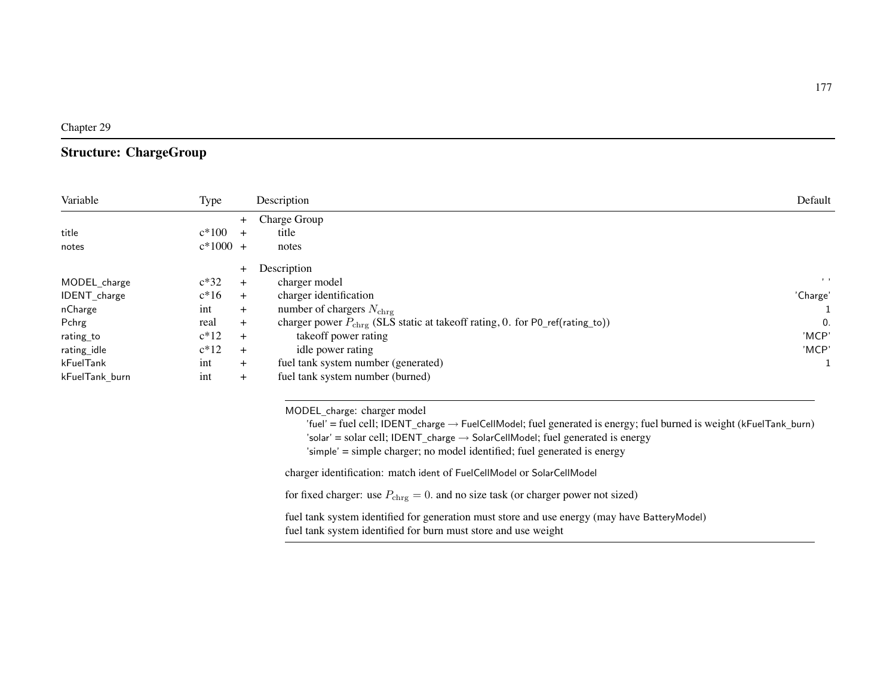Chapter 29

## Structure: ChargeGroup

| Variable | Type | | Description | Default |
|---|---|---|---|---|
| | | + | Charge Group | |
| title | c*100 | + | title | |
| notes | c*1000 | + | notes | |
| | | + | Description | |
| MODEL_charge | c*32 | + | charger model | ' ' |
| IDENT_charge | c*16 | + | charger identification | 'Charge' |
| nCharge | int | + | number of chargers $N_{\rm chrg}$ | 1 |
| Pchrg | real | + | charger power $P_{\rm chrg}$ (SLS static at takeoff rating, 0. for P0_ref(rating_to)) | 0. |
| rating_to | c*12 | + | takeoff power rating | 'MCP' |
| rating_idle | c*12 | + | idle power rating | 'MCP' |
| kFuelTank | int | + | fuel tank system number (generated) | 1 |
| kFuelTank_burn | int | + | fuel tank system number (burned) | |

MODEL_charge: charger model
- 'fuel' = fuel cell; IDENT_charge → FuelCellModel; fuel generated is energy; fuel burned is weight (kFuelTank_burn)
- 'solar' = solar cell; IDENT_charge → SolarCellModel; fuel generated is energy
- 'simple' = simple charger; no model identified; fuel generated is energy

charger identification: match ident of FuelCellModel or SolarCellModel

for fixed charger: use $P_{\rm chrg} = 0.$ and no size task (or charger power not sized)

fuel tank system identified for generation must store and use energy (may have BatteryModel)
fuel tank system identified for burn must store and use weight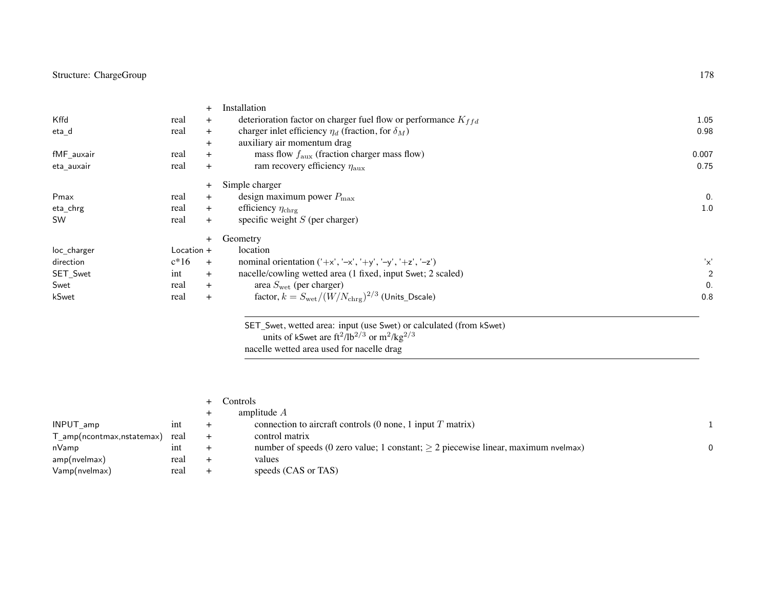| | | | | |
|---|---|---|---|---|
| | | + | Installation | |
| Kffd | real | + | deterioration factor on charger fuel flow or performance $K_{ffd}$ | 1.05 |
| eta_d | real | + | charger inlet efficiency $\eta_d$ (fraction, for $\delta_M$) | 0.98 |
| | | + | auxiliary air momentum drag | |
| fMF_auxair | real | + | mass flow $f_{\rm aux}$ (fraction charger mass flow) | 0.007 |
| eta_auxair | real | + | ram recovery efficiency $\eta_{\rm aux}$ | 0.75 |
| | | + | Simple charger | |
| Pmax | real | + | design maximum power $P_{\max}$ | 0. |
| eta_chrg | real | + | efficiency $\eta_{\rm chrg}$ | 1.0 |
| SW | real | + | specific weight $S$ (per charger) | |
| | | + | Geometry | |
| loc_charger | Location | + | location | |
| direction | c*16 | + | nominal orientation ('+x', '–x', '+y', '–y', '+z', '–z') | 'x' |
| SET_Swet | int | + | nacelle/cowling wetted area (1 fixed, input Swet; 2 scaled) | 2 |
| Swet | real | + | area $S_{\rm wet}$ (per charger) | 0. |
| kSwet | real | + | factor, $k = S_{\rm wet}/(W/N_{\rm chrg})^{2/3}$ (Units_Dscale) | 0.8 |

---

SET_Swet, wetted area: input (use Swet) or calculated (from kSwet)
units of kSwet are ft$^2$/lb$^{2/3}$ or m$^2$/kg$^{2/3}$
nacelle wetted area used for nacelle drag

---

| | | | | |
|---|---|---|---|---|
| | | + | Controls | |
| | | + | amplitude $A$ | |
| INPUT_amp | int | + | connection to aircraft controls (0 none, 1 input $T$ matrix) | 1 |
| T_amp(ncontmax,nstatemax) | real | + | control matrix | |
| nVamp | int | + | number of speeds (0 zero value; 1 constant; $\geq$ 2 piecewise linear, maximum nvelmax) | 0 |
| amp(nvelmax) | real | + | values | |
| Vamp(nvelmax) | real | + | speeds (CAS or TAS) | |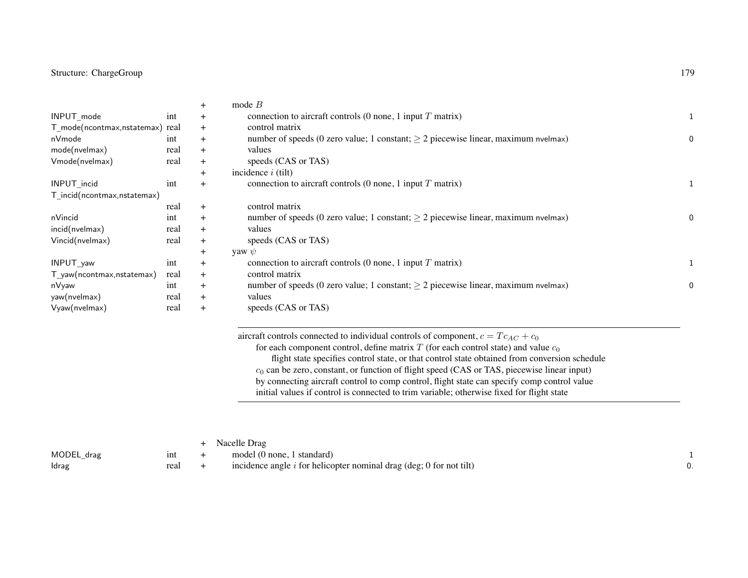| | | | | |
|---|---|---|---|---|
| | | + | mode $B$ | |
| INPUT_mode | int | + | connection to aircraft controls (0 none, 1 input $T$ matrix) | 1 |
| T_mode(ncontmax,nstatemax) | real | + | control matrix | |
| nVmode | int | + | number of speeds (0 zero value; 1 constant; $\geq 2$ piecewise linear, maximum nvelmax) | 0 |
| mode(nvelmax) | real | + | values | |
| Vmode(nvelmax) | real | + | speeds (CAS or TAS) | |
| | | + | incidence $i$ (tilt) | |
| INPUT_incid | int | + | connection to aircraft controls (0 none, 1 input $T$ matrix) | 1 |
| T_incid(ncontmax,nstatemax) | real | + | control matrix | |
| nVincid | int | + | number of speeds (0 zero value; 1 constant; $\geq 2$ piecewise linear, maximum nvelmax) | 0 |
| incid(nvelmax) | real | + | values | |
| Vincid(nvelmax) | real | + | speeds (CAS or TAS) | |
| | | + | yaw $\psi$ | |
| INPUT_yaw | int | + | connection to aircraft controls (0 none, 1 input $T$ matrix) | 1 |
| T_yaw(ncontmax,nstatemax) | real | + | control matrix | |
| nVyaw | int | + | number of speeds (0 zero value; 1 constant; $\geq 2$ piecewise linear, maximum nvelmax) | 0 |
| yaw(nvelmax) | real | + | values | |
| Vyaw(nvelmax) | real | + | speeds (CAS or TAS) | |

---

aircraft controls connected to individual controls of component, $c = Tc_{AC} + c_0$
- for each component control, define matrix $T$ (for each control state) and value $c_0$
  - flight state specifies control state, or that control state obtained from conversion schedule
- $c_0$ can be zero, constant, or function of flight speed (CAS or TAS, piecewise linear input)
- by connecting aircraft control to comp control, flight state can specify comp control value
- initial values if control is connected to trim variable; otherwise fixed for flight state

---

| | | | | |
|---|---|---|---|---|
| | | + | Nacelle Drag | |
| MODEL_drag | int | + | model (0 none, 1 standard) | 1 |
| Idrag | real | + | incidence angle $i$ for helicopter nominal drag (deg; 0 for not tilt) | 0. |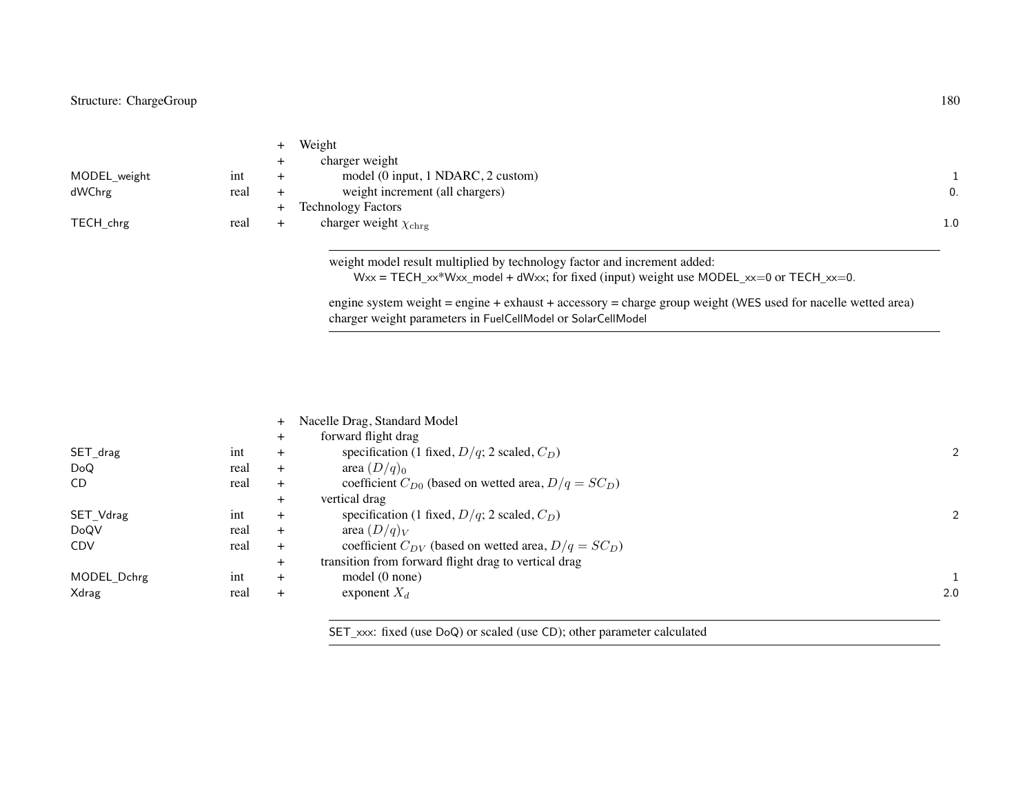| Variable | Type | | Description | Default |
|---|---|---|---|---|
| | | + | Weight | |
| | | + | charger weight | |
| MODEL_weight | int | + | model (0 input, 1 NDARC, 2 custom) | 1 |
| dWChrg | real | + | weight increment (all chargers) | 0. |
| | | + | Technology Factors | |
| TECH_chrg | real | + | charger weight $\chi_{\text{chrg}}$ | 1.0 |

---

weight model result multiplied by technology factor and increment added:
  Wxx = TECH_xx*Wxx_model + dWxx; for fixed (input) weight use MODEL_xx=0 or TECH_xx=0.

engine system weight = engine + exhaust + accessory = charge group weight (WES used for nacelle wetted area)
charger weight parameters in FuelCellModel or SolarCellModel

---

| Variable | Type | | Description | Default |
|---|---|---|---|---|
| | | + | Nacelle Drag, Standard Model | |
| | | + | forward flight drag | |
| SET_drag | int | + | specification (1 fixed, $D/q$; 2 scaled, $C_D$) | 2 |
| DoQ | real | + | area $(D/q)_0$ | |
| CD | real | + | coefficient $C_{D0}$ (based on wetted area, $D/q = SC_D$) | |
| | | + | vertical drag | |
| SET_Vdrag | int | + | specification (1 fixed, $D/q$; 2 scaled, $C_D$) | 2 |
| DoQV | real | + | area $(D/q)_V$ | |
| CDV | real | + | coefficient $C_{DV}$ (based on wetted area, $D/q = SC_D$) | |
| | | + | transition from forward flight drag to vertical drag | |
| MODEL_Dchrg | int | + | model (0 none) | 1 |
| Xdrag | real | + | exponent $X_d$ | 2.0 |

---

SET_xxx: fixed (use DoQ) or scaled (use CD); other parameter calculated

---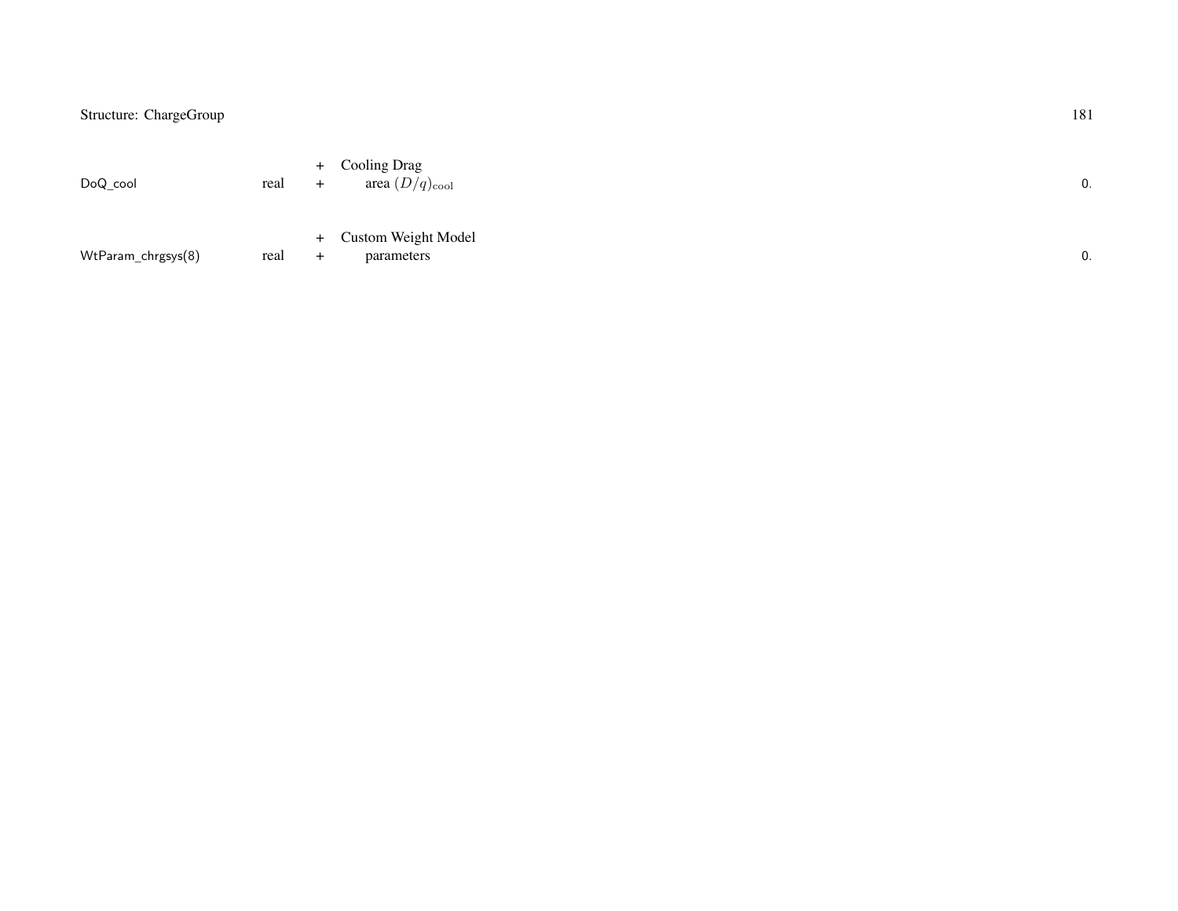| | | | | |
|---|---|---|---|---|
| DoQ_cool | real | + | Cooling Drag area $(D/q)_{\mathrm{cool}}$ | 0. |
| WtParam_chrgsys(8) | real | + | Custom Weight Model parameters | 0. |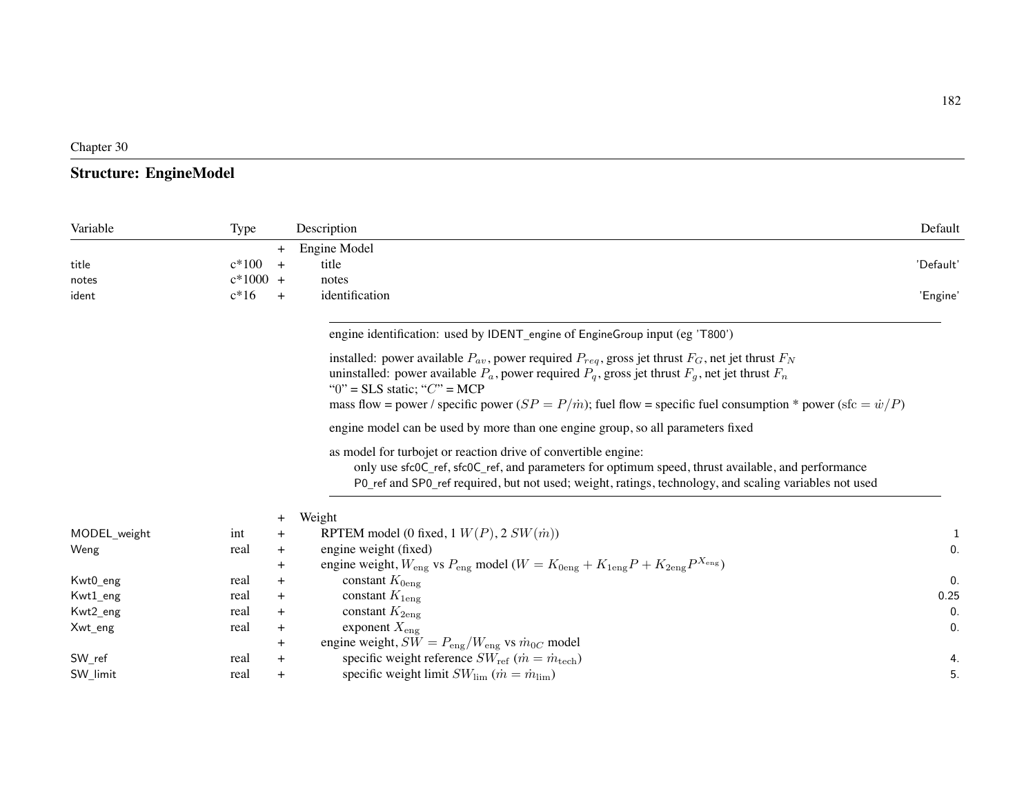Chapter 30

## Structure: EngineModel

| Variable | Type | | Description | Default |
|---|---|---|---|---|
| | | + | Engine Model | |
| title | c*100 | + | title | 'Default' |
| notes | c*1000 | + | notes | |
| ident | c*16 | + | identification | 'Engine' |

---

engine identification: used by IDENT_engine of EngineGroup input (eg 'T800')

installed: power available $P_{av}$, power required $P_{req}$, gross jet thrust $F_G$, net jet thrust $F_N$
uninstalled: power available $P_a$, power required $P_q$, gross jet thrust $F_g$, net jet thrust $F_n$
"0" = SLS static; "$C$" = MCP
mass flow = power / specific power ($SP = P/\dot{m}$); fuel flow = specific fuel consumption * power (sfc $= \dot{w}/P$)

engine model can be used by more than one engine group, so all parameters fixed

as model for turbojet or reaction drive of convertible engine:
only use sfc0C_ref, sfc0C_ref, and parameters for optimum speed, thrust available, and performance
P0_ref and SP0_ref required, but not used; weight, ratings, technology, and scaling variables not used

---

| Variable | Type | | Description | Default |
|---|---|---|---|---|
| | | + | Weight | |
| MODEL_weight | int | + | RPTEM model (0 fixed, 1 $W(P)$, 2 $SW(\dot{m})$) | 1 |
| Weng | real | + | engine weight (fixed) | 0. |
| | | + | engine weight, $W_{\rm eng}$ vs $P_{\rm eng}$ model ($W = K_{0\rm eng} + K_{1\rm eng}P + K_{2\rm eng}P^{X_{\rm eng}}$) | |
| Kwt0_eng | real | + | constant $K_{0\rm eng}$ | 0. |
| Kwt1_eng | real | + | constant $K_{1\rm eng}$ | 0.25 |
| Kwt2_eng | real | + | constant $K_{2\rm eng}$ | 0. |
| Xwt_eng | real | + | exponent $X_{\rm eng}$ | 0. |
| | | + | engine weight, $SW = P_{\rm eng}/W_{\rm eng}$ vs $\dot{m}_{0C}$ model | |
| SW_ref | real | + | specific weight reference $SW_{\rm ref}$ ($\dot{m} = \dot{m}_{\rm tech}$) | 4. |
| SW_limit | real | + | specific weight limit $SW_{\rm lim}$ ($\dot{m} = \dot{m}_{\rm lim}$) | 5. |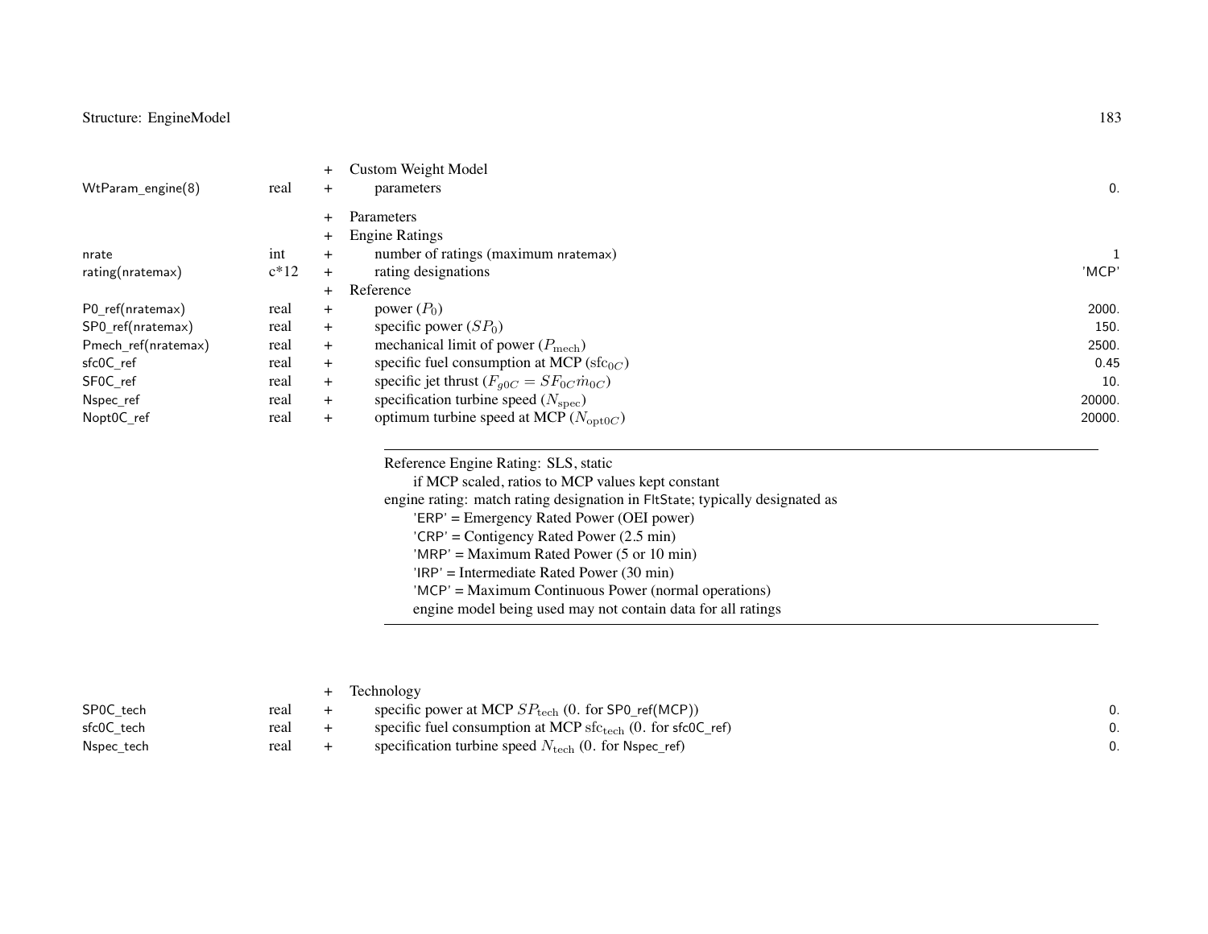| | | | | |
|---|---|---|---|---|
| | | + | Custom Weight Model | |
| WtParam_engine(8) | real | + | parameters | 0. |
| | | + | Parameters | |
| | | + | Engine Ratings | |
| nrate | int | + | number of ratings (maximum nratemax) | 1 |
| rating(nratemax) | c*12 | + | rating designations | 'MCP' |
| | | + | Reference | |
| P0_ref(nratemax) | real | + | power ($P_0$) | 2000. |
| SP0_ref(nratemax) | real | + | specific power ($SP_0$) | 150. |
| Pmech_ref(nratemax) | real | + | mechanical limit of power ($P_{\rm mech}$) | 2500. |
| sfc0C_ref | real | + | specific fuel consumption at MCP ($\mathrm{sfc}_{0C}$) | 0.45 |
| SF0C_ref | real | + | specific jet thrust ($F_{g0C} = SF_{0C}\dot{m}_{0C}$) | 10. |
| Nspec_ref | real | + | specification turbine speed ($N_{\rm spec}$) | 20000. |
| Nopt0C_ref | real | + | optimum turbine speed at MCP ($N_{{\rm opt}0C}$) | 20000. |

Reference Engine Rating: SLS, static
 if MCP scaled, ratios to MCP values kept constant
engine rating: match rating designation in FltState; typically designated as
 'ERP' = Emergency Rated Power (OEI power)
 'CRP' = Contigency Rated Power (2.5 min)
 'MRP' = Maximum Rated Power (5 or 10 min)
 'IRP' = Intermediate Rated Power (30 min)
 'MCP' = Maximum Continuous Power (normal operations)
 engine model being used may not contain data for all ratings

| | | | | |
|---|---|---|---|---|
| | | + | Technology | |
| SP0C_tech | real | + | specific power at MCP $SP_{\rm tech}$ (0. for SP0_ref(MCP)) | 0. |
| sfc0C_tech | real | + | specific fuel consumption at MCP $\mathrm{sfc}_{\rm tech}$ (0. for sfc0C_ref) | 0. |
| Nspec_tech | real | + | specification turbine speed $N_{\rm tech}$ (0. for Nspec_ref) | 0. |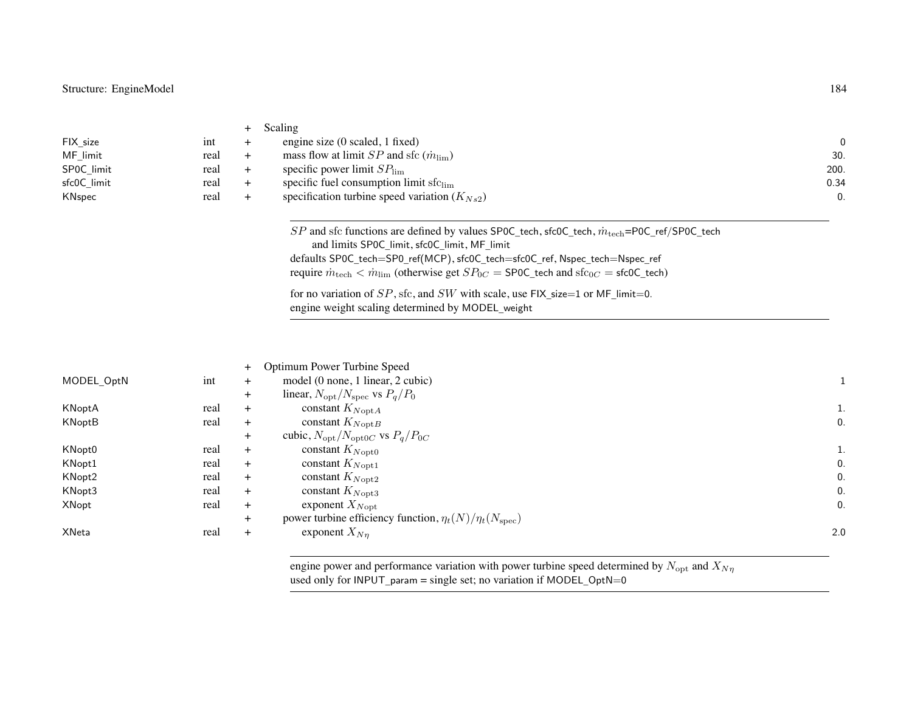| | | | | |
|---|---|---|---|---|
| | | + | Scaling | |
| FIX_size | int | + | engine size (0 scaled, 1 fixed) | 0 |
| MF_limit | real | + | mass flow at limit $SP$ and sfc ($\dot{m}_{\rm lim}$) | 30. |
| SP0C_limit | real | + | specific power limit $SP_{\rm lim}$ | 200. |
| sfc0C_limit | real | + | specific fuel consumption limit ${\rm sfc}_{\rm lim}$ | 0.34 |
| KNspec | real | + | specification turbine speed variation ($K_{Ns2}$) | 0. |

---

$SP$ and sfc functions are defined by values SP0C_tech, sfc0C_tech, $\dot{m}_{\rm tech}$=P0C_ref/SP0C_tech
 and limits SP0C_limit, sfc0C_limit, MF_limit
defaults SP0C_tech=SP0_ref(MCP), sfc0C_tech=sfc0C_ref, Nspec_tech=Nspec_ref
require $\dot{m}_{\rm tech} < \dot{m}_{\rm lim}$ (otherwise get $SP_{0C}$ = SP0C_tech and ${\rm sfc}_{0C}$ = sfc0C_tech)

for no variation of $SP$, sfc, and $SW$ with scale, use FIX_size=1 or MF_limit=0.
engine weight scaling determined by MODEL_weight

---

| | | | | |
|---|---|---|---|---|
| | | + | Optimum Power Turbine Speed | |
| MODEL_OptN | int | + | model (0 none, 1 linear, 2 cubic) | 1 |
| | | + | linear, $N_{\rm opt}/N_{\rm spec}$ vs $P_q/P_0$ | |
| KNoptA | real | + | constant $K_{N{\rm opt}A}$ | 1. |
| KNoptB | real | + | constant $K_{N{\rm opt}B}$ | 0. |
| | | + | cubic, $N_{\rm opt}/N_{{\rm opt}0C}$ vs $P_q/P_{0C}$ | |
| KNopt0 | real | + | constant $K_{N{\rm opt}0}$ | 1. |
| KNopt1 | real | + | constant $K_{N{\rm opt}1}$ | 0. |
| KNopt2 | real | + | constant $K_{N{\rm opt}2}$ | 0. |
| KNopt3 | real | + | constant $K_{N{\rm opt}3}$ | 0. |
| XNopt | real | + | exponent $X_{N{\rm opt}}$ | 0. |
| | | + | power turbine efficiency function, $\eta_t(N)/\eta_t(N_{\rm spec})$ | |
| XNeta | real | + | exponent $X_{N\eta}$ | 2.0 |

---

engine power and performance variation with power turbine speed determined by $N_{\rm opt}$ and $X_{N\eta}$
used only for INPUT_param = single set; no variation if MODEL_OptN=0

---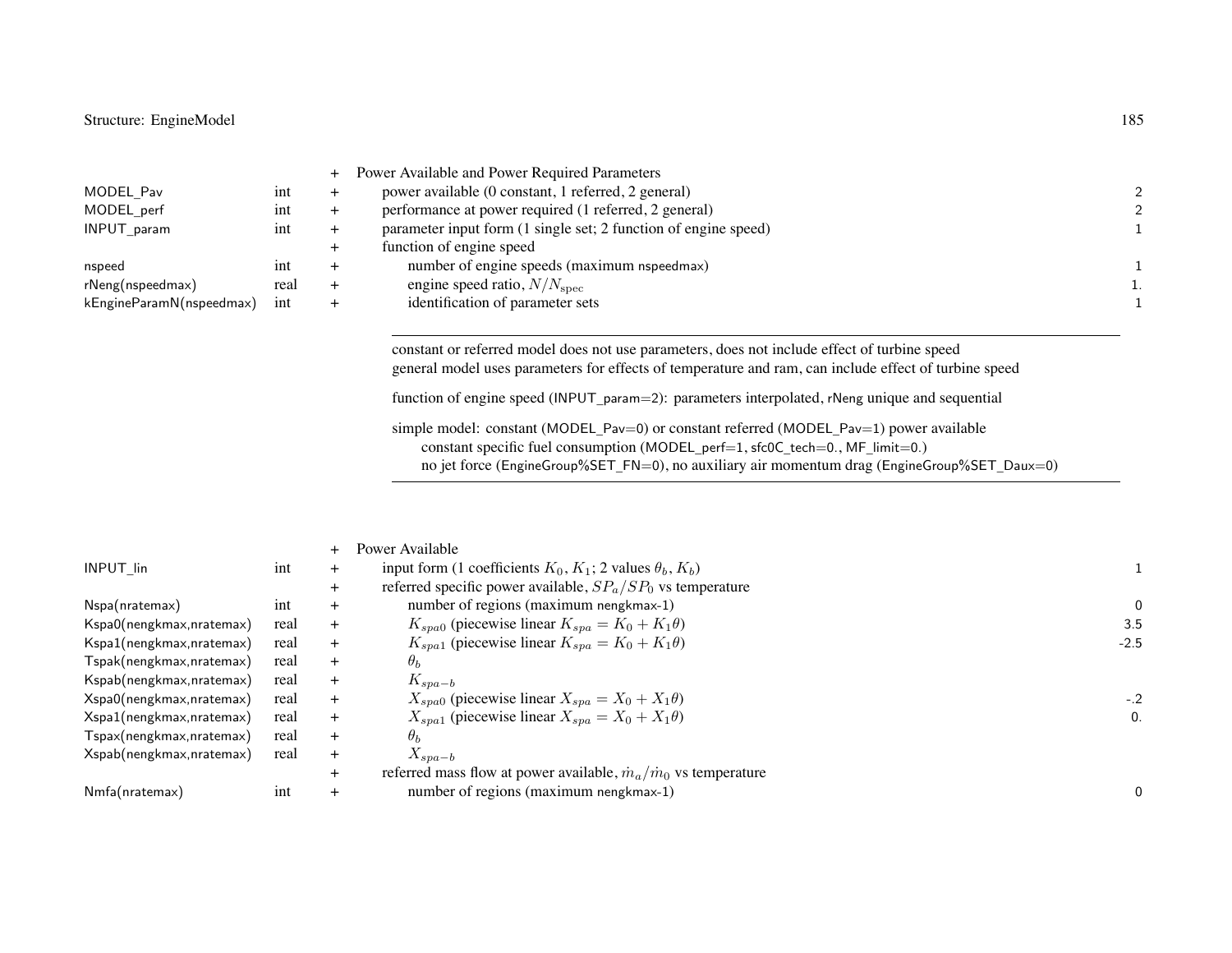| | | | | |
|---|---|---|---|---|
| | | + | Power Available and Power Required Parameters | |
| MODEL_Pav | int | + | power available (0 constant, 1 referred, 2 general) | 2 |
| MODEL_perf | int | + | performance at power required (1 referred, 2 general) | 2 |
| INPUT_param | int | + | parameter input form (1 single set; 2 function of engine speed) | 1 |
| | | + | function of engine speed | |
| nspeed | int | + | number of engine speeds (maximum nspeedmax) | 1 |
| rNeng(nspeedmax) | real | + | engine speed ratio, $N/N_{\rm spec}$ | 1. |
| kEngineParamN(nspeedmax) | int | + | identification of parameter sets | 1 |

constant or referred model does not use parameters, does not include effect of turbine speed
general model uses parameters for effects of temperature and ram, can include effect of turbine speed

function of engine speed (INPUT_param=2): parameters interpolated, rNeng unique and sequential

simple model: constant (MODEL_Pav=0) or constant referred (MODEL_Pav=1) power available
constant specific fuel consumption (MODEL_perf=1, sfc0C_tech=0., MF_limit=0.)
no jet force (EngineGroup%SET_FN=0), no auxiliary air momentum drag (EngineGroup%SET_Daux=0)

| | | | | |
|---|---|---|---|---|
| | | + | Power Available | |
| INPUT_lin | int | + | input form (1 coefficients $K_0$, $K_1$; 2 values $\theta_b$, $K_b$) | 1 |
| | | + | referred specific power available, $SP_a/SP_0$ vs temperature | |
| Nspa(nratemax) | int | + | number of regions (maximum nengkmax-1) | 0 |
| Kspa0(nengkmax,nratemax) | real | + | $K_{spa0}$ (piecewise linear $K_{spa} = K_0 + K_1\theta$) | 3.5 |
| Kspa1(nengkmax,nratemax) | real | + | $K_{spa1}$ (piecewise linear $K_{spa} = K_0 + K_1\theta$) | -2.5 |
| Tspak(nengkmax,nratemax) | real | + | $\theta_b$ | |
| Kspab(nengkmax,nratemax) | real | + | $K_{spa-b}$ | |
| Xspa0(nengkmax,nratemax) | real | + | $X_{spa0}$ (piecewise linear $X_{spa} = X_0 + X_1\theta$) | -.2 |
| Xspa1(nengkmax,nratemax) | real | + | $X_{spa1}$ (piecewise linear $X_{spa} = X_0 + X_1\theta$) | 0. |
| Tspax(nengkmax,nratemax) | real | + | $\theta_b$ | |
| Xspab(nengkmax,nratemax) | real | + | $X_{spa-b}$ | |
| | | + | referred mass flow at power available, $\dot{m}_a/\dot{m}_0$ vs temperature | |
| Nmfa(nratemax) | int | + | number of regions (maximum nengkmax-1) | 0 |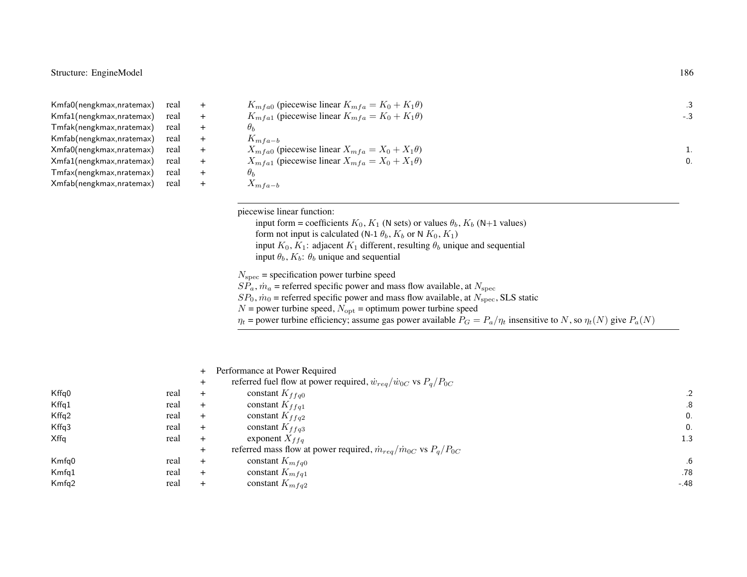| | | | | |
|---|---|---|---|---|
| Kmfa0(nengkmax,nratemax) | real | + | $K_{mfa0}$ (piecewise linear $K_{mfa} = K_0 + K_1\theta$) | .3 |
| Kmfa1(nengkmax,nratemax) | real | + | $K_{mfa1}$ (piecewise linear $K_{mfa} = K_0 + K_1\theta$) | -.3 |
| Tmfak(nengkmax,nratemax) | real | + | $\theta_b$ | |
| Kmfab(nengkmax,nratemax) | real | + | $K_{mfa-b}$ | |
| Xmfa0(nengkmax,nratemax) | real | + | $X_{mfa0}$ (piecewise linear $X_{mfa} = X_0 + X_1\theta$) | 1. |
| Xmfa1(nengkmax,nratemax) | real | + | $X_{mfa1}$ (piecewise linear $X_{mfa} = X_0 + X_1\theta$) | 0. |
| Tmfax(nengkmax,nratemax) | real | + | $\theta_b$ | |
| Xmfab(nengkmax,nratemax) | real | + | $X_{mfa-b}$ | |

---

piecewise linear function:
- input form = coefficients $K_0, K_1$ (N sets) or values $\theta_b, K_b$ (N+1 values)
- form not input is calculated (N-1 $\theta_b, K_b$ or N $K_0, K_1$)
- input $K_0, K_1$: adjacent $K_1$ different, resulting $\theta_b$ unique and sequential
- input $\theta_b, K_b$: $\theta_b$ unique and sequential

$N_{\rm spec}$ = specification power turbine speed
$SP_a, \dot{m}_a$ = referred specific power and mass flow available, at $N_{\rm spec}$
$SP_0, \dot{m}_0$ = referred specific power and mass flow available, at $N_{\rm spec}$, SLS static
$N$ = power turbine speed, $N_{\rm opt}$ = optimum power turbine speed
$\eta_t$ = power turbine efficiency; assume gas power available $P_G = P_a/\eta_t$ insensitive to $N$, so $\eta_t(N)$ give $P_a(N)$

---

| | | | | |
|---|---|---|---|---|
| | | + | Performance at Power Required | |
| | | + | referred fuel flow at power required, $\dot{w}_{req}/\dot{w}_{0C}$ vs $P_q/P_{0C}$ | |
| Kffq0 | real | + | constant $K_{ffq0}$ | .2 |
| Kffq1 | real | + | constant $K_{ffq1}$ | .8 |
| Kffq2 | real | + | constant $K_{ffq2}$ | 0. |
| Kffq3 | real | + | constant $K_{ffq3}$ | 0. |
| Xffq | real | + | exponent $X_{ffq}$ | 1.3 |
| | | + | referred mass flow at power required, $\dot{m}_{req}/\dot{m}_{0C}$ vs $P_q/P_{0C}$ | |
| Kmfq0 | real | + | constant $K_{mfq0}$ | .6 |
| Kmfq1 | real | + | constant $K_{mfq1}$ | .78 |
| Kmfq2 | real | + | constant $K_{mfq2}$ | -.48 |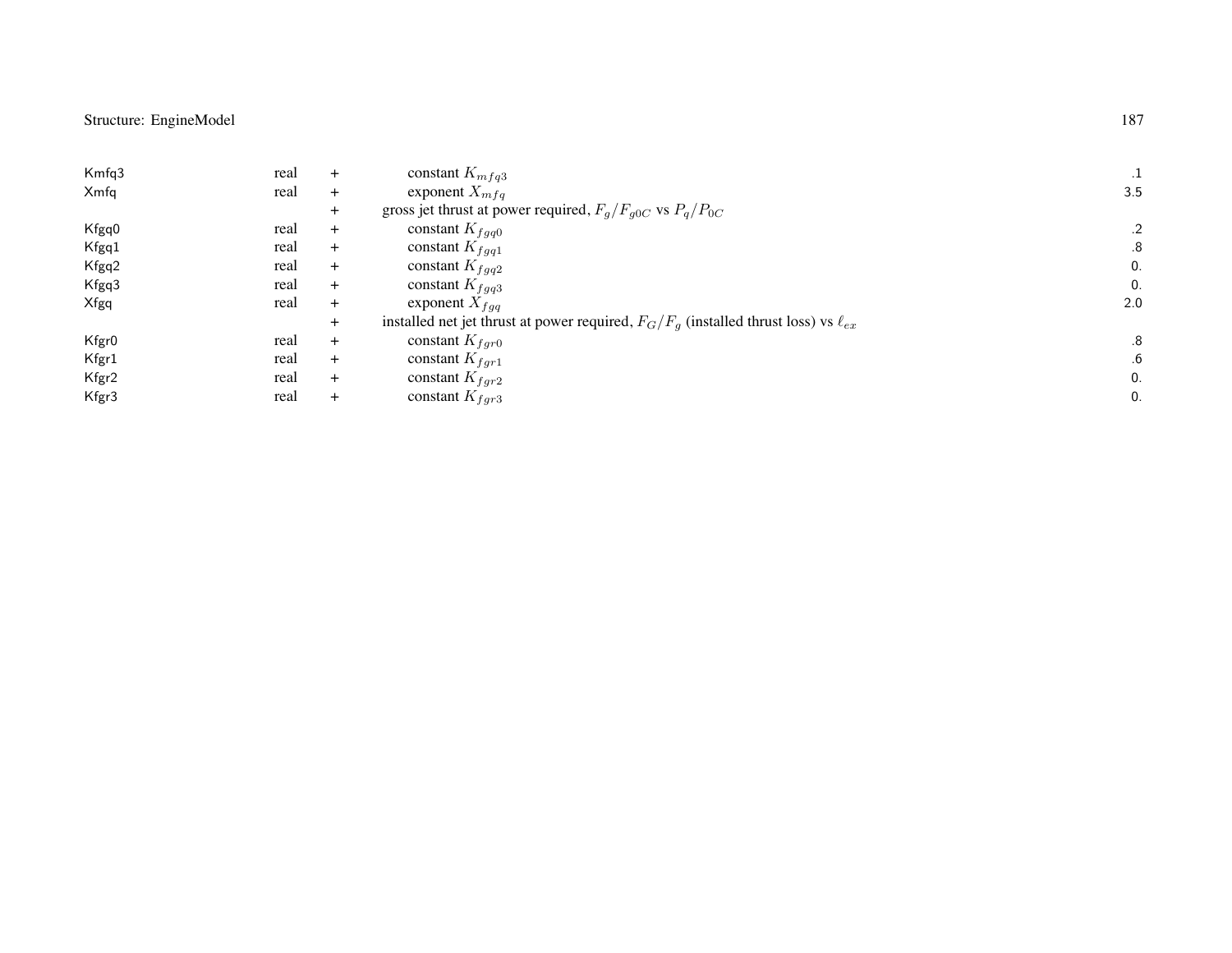| | | | | |
|---|---|---|---|---|
| Kmfq3 | real | + | constant $K_{mfq3}$ | .1 |
| Xmfq | real | + | exponent $X_{mfq}$ | 3.5 |
| | | + | gross jet thrust at power required, $F_g/F_{g0C}$ vs $P_q/P_{0C}$ | |
| Kfgq0 | real | + | constant $K_{fgq0}$ | .2 |
| Kfgq1 | real | + | constant $K_{fgq1}$ | .8 |
| Kfgq2 | real | + | constant $K_{fgq2}$ | 0. |
| Kfgq3 | real | + | constant $K_{fgq3}$ | 0. |
| Xfgq | real | + | exponent $X_{fgq}$ | 2.0 |
| | | + | installed net jet thrust at power required, $F_G/F_g$ (installed thrust loss) vs $\ell_{ex}$ | |
| Kfgr0 | real | + | constant $K_{fgr0}$ | .8 |
| Kfgr1 | real | + | constant $K_{fgr1}$ | .6 |
| Kfgr2 | real | + | constant $K_{fgr2}$ | 0. |
| Kfgr3 | real | + | constant $K_{fgr3}$ | 0. |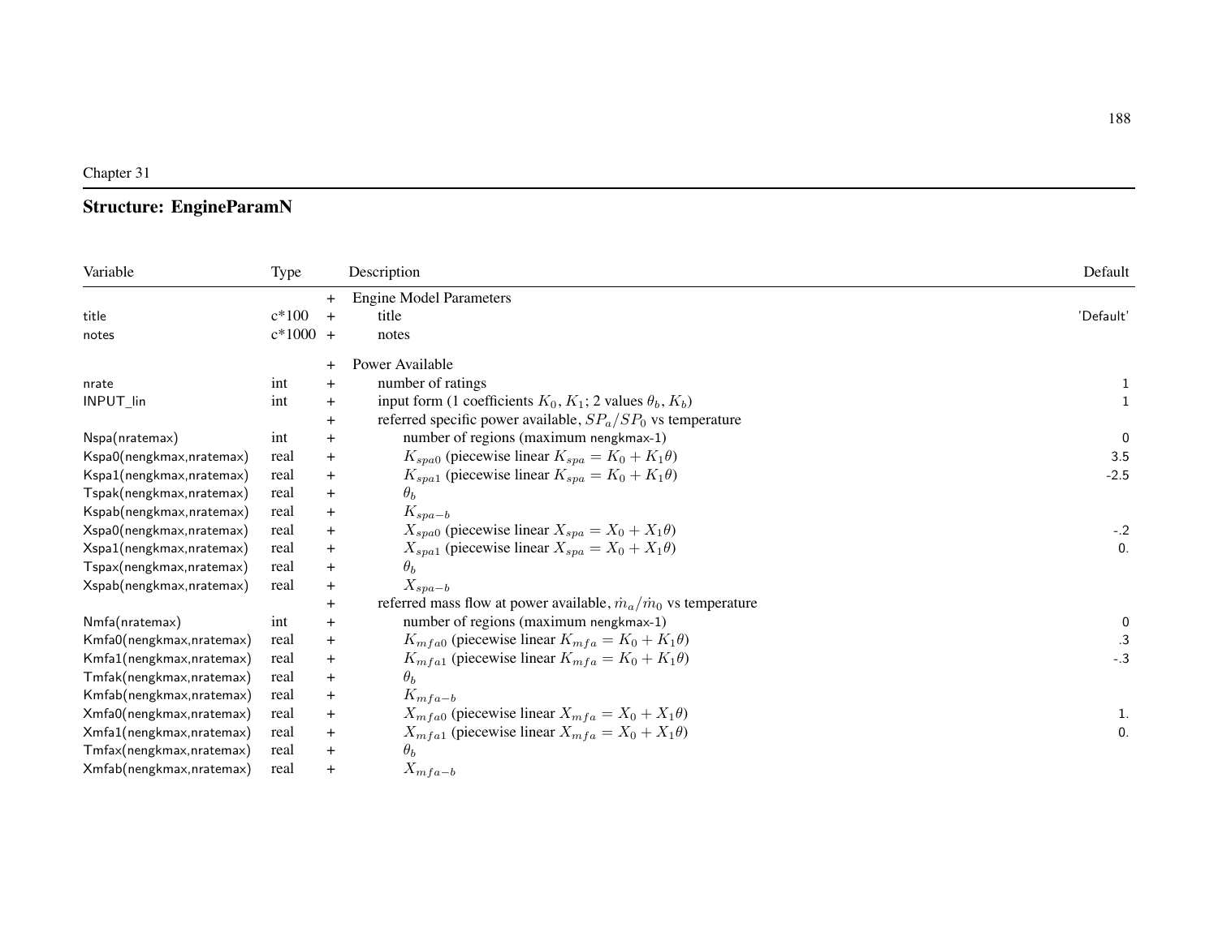Chapter 31

## Structure: EngineParamN

| Variable | Type | | Description | Default |
|---|---|---|---|---|
| | | + | Engine Model Parameters | |
| title | c*100 | + | title | 'Default' |
| notes | c*1000 | + | notes | |
| | | + | Power Available | |
| nrate | int | + | number of ratings | 1 |
| INPUT_lin | int | + | input form (1 coefficients $K_0$, $K_1$; 2 values $\theta_b$, $K_b$) | 1 |
| | | + | referred specific power available, $SP_a/SP_0$ vs temperature | |
| Nspa(nratemax) | int | + | number of regions (maximum nengkmax-1) | 0 |
| Kspa0(nengkmax,nratemax) | real | + | $K_{spa0}$ (piecewise linear $K_{spa} = K_0 + K_1\theta$) | 3.5 |
| Kspa1(nengkmax,nratemax) | real | + | $K_{spa1}$ (piecewise linear $K_{spa} = K_0 + K_1\theta$) | -2.5 |
| Tspak(nengkmax,nratemax) | real | + | $\theta_b$ | |
| Kspab(nengkmax,nratemax) | real | + | $K_{spa-b}$ | |
| Xspa0(nengkmax,nratemax) | real | + | $X_{spa0}$ (piecewise linear $X_{spa} = X_0 + X_1\theta$) | -.2 |
| Xspa1(nengkmax,nratemax) | real | + | $X_{spa1}$ (piecewise linear $X_{spa} = X_0 + X_1\theta$) | 0. |
| Tspax(nengkmax,nratemax) | real | + | $\theta_b$ | |
| Xspab(nengkmax,nratemax) | real | + | $X_{spa-b}$ | |
| | | + | referred mass flow at power available, $\dot{m}_a/\dot{m}_0$ vs temperature | |
| Nmfa(nratemax) | int | + | number of regions (maximum nengkmax-1) | 0 |
| Kmfa0(nengkmax,nratemax) | real | + | $K_{mfa0}$ (piecewise linear $K_{mfa} = K_0 + K_1\theta$) | .3 |
| Kmfa1(nengkmax,nratemax) | real | + | $K_{mfa1}$ (piecewise linear $K_{mfa} = K_0 + K_1\theta$) | -.3 |
| Tmfak(nengkmax,nratemax) | real | + | $\theta_b$ | |
| Kmfab(nengkmax,nratemax) | real | + | $K_{mfa-b}$ | |
| Xmfa0(nengkmax,nratemax) | real | + | $X_{mfa0}$ (piecewise linear $X_{mfa} = X_0 + X_1\theta$) | 1. |
| Xmfa1(nengkmax,nratemax) | real | + | $X_{mfa1}$ (piecewise linear $X_{mfa} = X_0 + X_1\theta$) | 0. |
| Tmfax(nengkmax,nratemax) | real | + | $\theta_b$ | |
| Xmfab(nengkmax,nratemax) | real | + | $X_{mfa-b}$ | |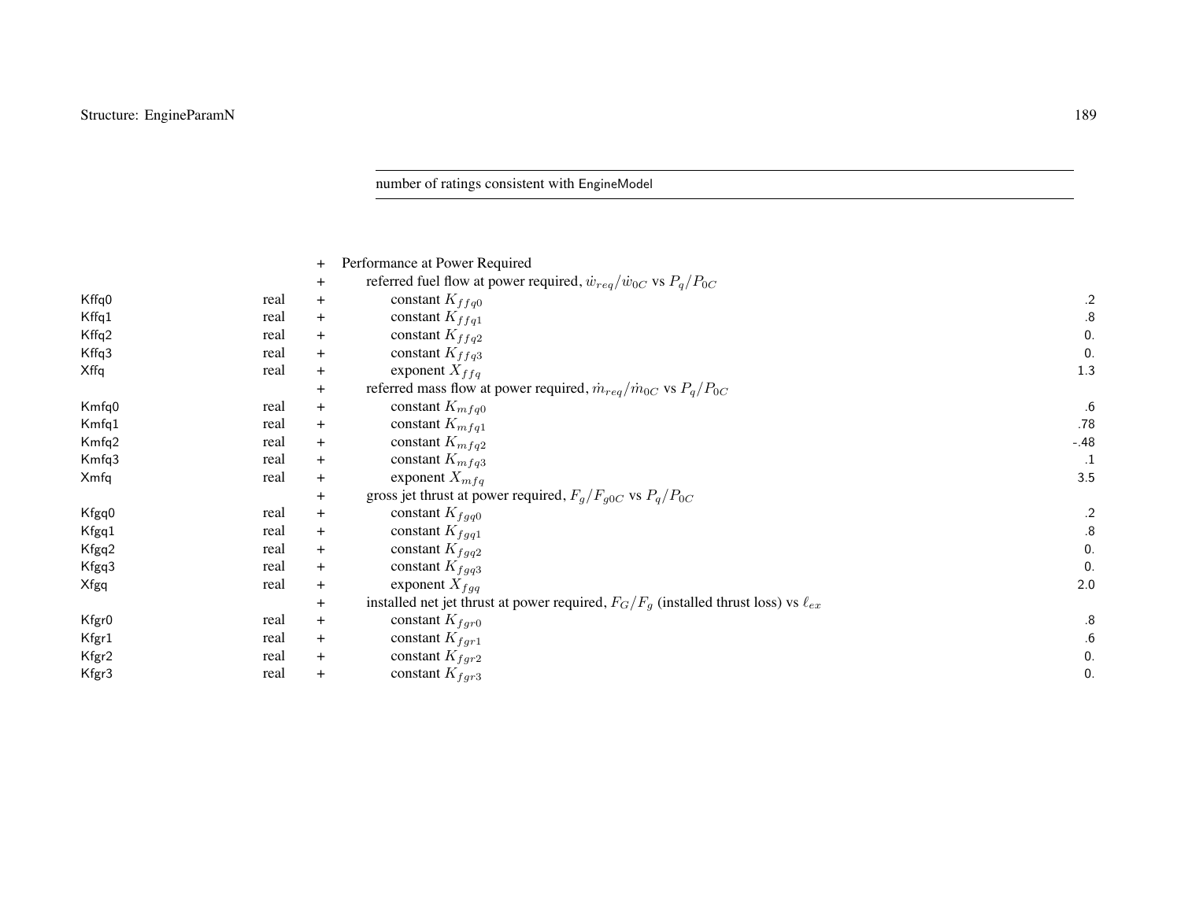number of ratings consistent with EngineModel

| | | | | |
|---|---|---|---|---|
| | | + | Performance at Power Required | |
| | | + | referred fuel flow at power required, $\dot{w}_{req}/\dot{w}_{0C}$ vs $P_q/P_{0C}$ | |
| Kffq0 | real | + | constant $K_{ffq0}$ | .2 |
| Kffq1 | real | + | constant $K_{ffq1}$ | .8 |
| Kffq2 | real | + | constant $K_{ffq2}$ | 0. |
| Kffq3 | real | + | constant $K_{ffq3}$ | 0. |
| Xffq | real | + | exponent $X_{ffq}$ | 1.3 |
| | | + | referred mass flow at power required, $\dot{m}_{req}/\dot{m}_{0C}$ vs $P_q/P_{0C}$ | |
| Kmfq0 | real | + | constant $K_{mfq0}$ | .6 |
| Kmfq1 | real | + | constant $K_{mfq1}$ | .78 |
| Kmfq2 | real | + | constant $K_{mfq2}$ | -.48 |
| Kmfq3 | real | + | constant $K_{mfq3}$ | .1 |
| Xmfq | real | + | exponent $X_{mfq}$ | 3.5 |
| | | + | gross jet thrust at power required, $F_g/F_{g0C}$ vs $P_q/P_{0C}$ | |
| Kfgq0 | real | + | constant $K_{fgq0}$ | .2 |
| Kfgq1 | real | + | constant $K_{fgq1}$ | .8 |
| Kfgq2 | real | + | constant $K_{fgq2}$ | 0. |
| Kfgq3 | real | + | constant $K_{fgq3}$ | 0. |
| Xfgq | real | + | exponent $X_{fgq}$ | 2.0 |
| | | + | installed net jet thrust at power required, $F_G/F_g$ (installed thrust loss) vs $\ell_{ex}$ | |
| Kfgr0 | real | + | constant $K_{fgr0}$ | .8 |
| Kfgr1 | real | + | constant $K_{fgr1}$ | .6 |
| Kfgr2 | real | + | constant $K_{fgr2}$ | 0. |
| Kfgr3 | real | + | constant $K_{fgr3}$ | 0. |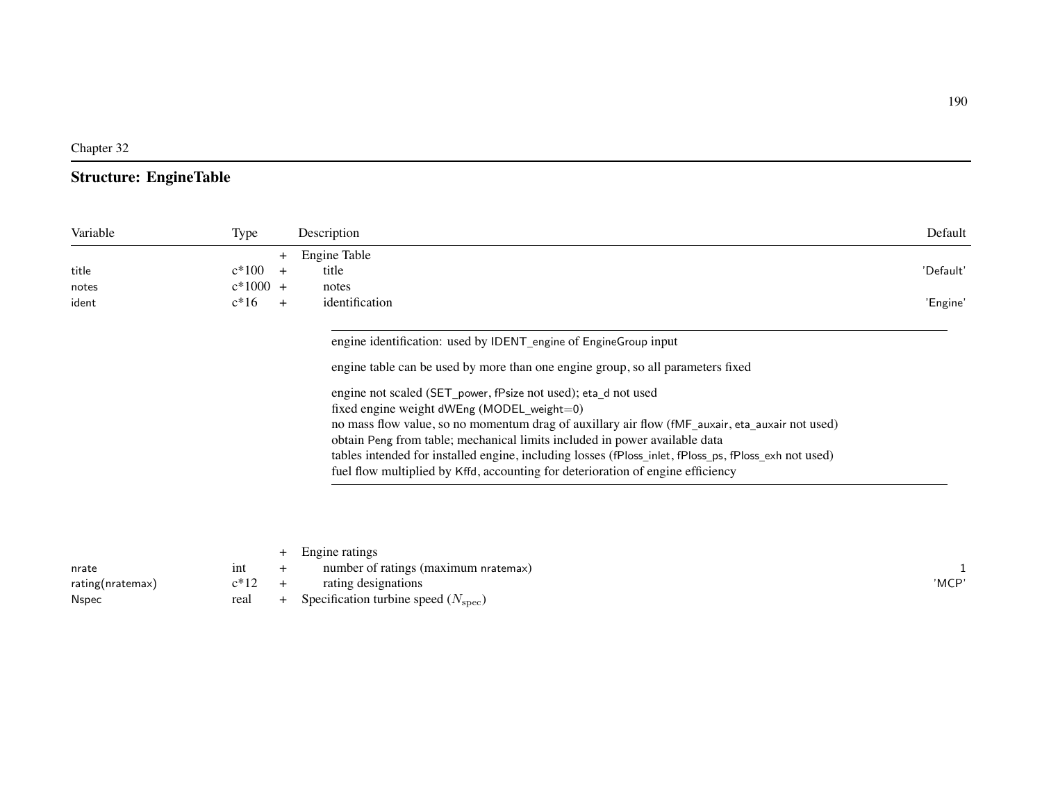Chapter 32

## Structure: EngineTable

| Variable | Type | | Description | Default |
|---|---|---|---|---|
| | | + | Engine Table | |
| title | c*100 | + | title | 'Default' |
| notes | c*1000 | + | notes | |
| ident | c*16 | + | identification | 'Engine' |

---

engine identification: used by IDENT_engine of EngineGroup input

engine table can be used by more than one engine group, so all parameters fixed

engine not scaled (SET_power, fPsize not used); eta_d not used
fixed engine weight dWEng (MODEL_weight=0)
no mass flow value, so no momentum drag of auxillary air flow (fMF_auxair, eta_auxair not used)
obtain Peng from table; mechanical limits included in power available data
tables intended for installed engine, including losses (fPloss_inlet, fPloss_ps, fPloss_exh not used)
fuel flow multiplied by Kffd, accounting for deterioration of engine efficiency

---

| Variable | Type | | Description | Default |
|---|---|---|---|---|
| | | + | Engine ratings | |
| nrate | int | + | number of ratings (maximum nratemax) | 1 |
| rating(nratemax) | c*12 | + | rating designations | 'MCP' |
| Nspec | real | + | Specification turbine speed ($N_{\text{spec}}$) | |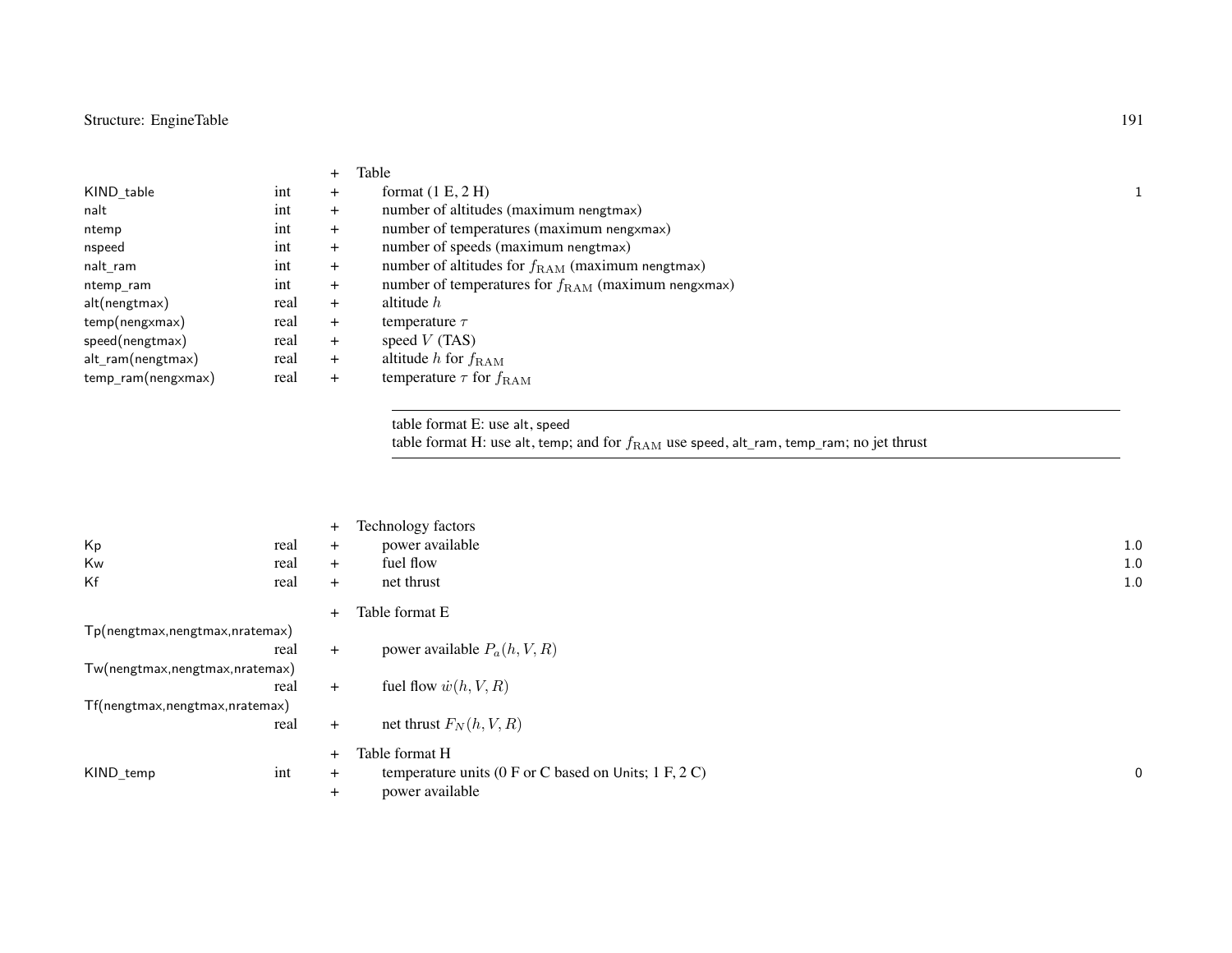| | | | | |
|---|---|---|---|---|
| | | + | Table | |
| KIND_table | int | + | format (1 E, 2 H) | 1 |
| nalt | int | + | number of altitudes (maximum nengtmax) | |
| ntemp | int | + | number of temperatures (maximum nengxmax) | |
| nspeed | int | + | number of speeds (maximum nengtmax) | |
| nalt_ram | int | + | number of altitudes for $f_{\mathrm{RAM}}$ (maximum nengtmax) | |
| ntemp_ram | int | + | number of temperatures for $f_{\mathrm{RAM}}$ (maximum nengxmax) | |
| alt(nengtmax) | real | + | altitude $h$ | |
| temp(nengxmax) | real | + | temperature $\tau$ | |
| speed(nengtmax) | real | + | speed $V$ (TAS) | |
| alt_ram(nengtmax) | real | + | altitude $h$ for $f_{\mathrm{RAM}}$ | |
| temp_ram(nengxmax) | real | + | temperature $\tau$ for $f_{\mathrm{RAM}}$ | |

table format E: use alt, speed
table format H: use alt, temp; and for $f_{\mathrm{RAM}}$ use speed, alt_ram, temp_ram; no jet thrust

| | | | | |
|---|---|---|---|---|
| | | + | Technology factors | |
| Kp | real | + | power available | 1.0 |
| Kw | real | + | fuel flow | 1.0 |
| Kf | real | + | net thrust | 1.0 |
| | | + | Table format E | |
| Tp(nengtmax,nengtmax,nratemax) | real | + | power available $P_a(h, V, R)$ | |
| Tw(nengtmax,nengtmax,nratemax) | real | + | fuel flow $\dot{w}(h, V, R)$ | |
| Tf(nengtmax,nengtmax,nratemax) | real | + | net thrust $F_N(h, V, R)$ | |
| | | + | Table format H | |
| KIND_temp | int | + | temperature units (0 F or C based on Units; 1 F, 2 C) | 0 |
| | | + | power available | |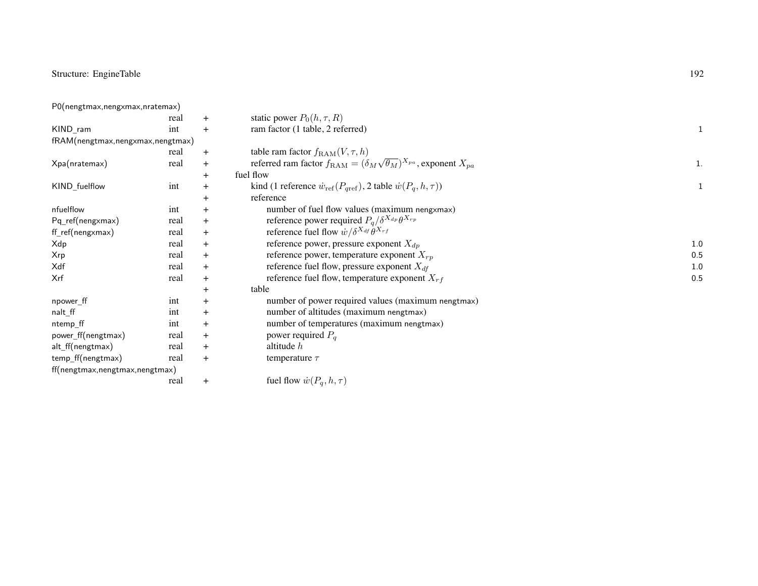| Variable | Type | | Description | Default |
|---|---|---|---|---|
| P0(nengtmax,nengxmax,nratemax) | real | + | static power $P_0(h, \tau, R)$ | |
| KIND_ram | int | + | ram factor (1 table, 2 referred) | 1 |
| fRAM(nengtmax,nengxmax,nengtmax) | real | + | table ram factor $f_{\mathrm{RAM}}(V, \tau, h)$ | |
| Xpa(nratemax) | real | + | referred ram factor $f_{\mathrm{RAM}} = (\delta_M \sqrt{\theta_M})^{X_{pa}}$, exponent $X_{pa}$ | 1. |
| | | + | fuel flow | |
| KIND_fuelflow | int | + | kind (1 reference $\dot{w}_{\mathrm{ref}}(P_{q\mathrm{ref}})$, 2 table $\dot{w}(P_q, h, \tau)$) | 1 |
| | | + | reference | |
| nfuelflow | int | + | number of fuel flow values (maximum nengxmax) | |
| Pq_ref(nengxmax) | real | + | reference power required $P_q/\delta^{X_{dp}}\theta^{X_{rp}}$ | |
| ff_ref(nengxmax) | real | + | reference fuel flow $\dot{w}/\delta^{X_{df}}\theta^{X_{rf}}$ | |
| Xdp | real | + | reference power, pressure exponent $X_{dp}$ | 1.0 |
| Xrp | real | + | reference power, temperature exponent $X_{rp}$ | 0.5 |
| Xdf | real | + | reference fuel flow, pressure exponent $X_{df}$ | 1.0 |
| Xrf | real | + | reference fuel flow, temperature exponent $X_{rf}$ | 0.5 |
| | | + | table | |
| npower_ff | int | + | number of power required values (maximum nengtmax) | |
| nalt_ff | int | + | number of altitudes (maximum nengtmax) | |
| ntemp_ff | int | + | number of temperatures (maximum nengtmax) | |
| power_ff(nengtmax) | real | + | power required $P_q$ | |
| alt_ff(nengtmax) | real | + | altitude $h$ | |
| temp_ff(nengtmax) | real | + | temperature $\tau$ | |
| ff(nengtmax,nengtmax,nengtmax) | real | + | fuel flow $\dot{w}(P_q, h, \tau)$ | |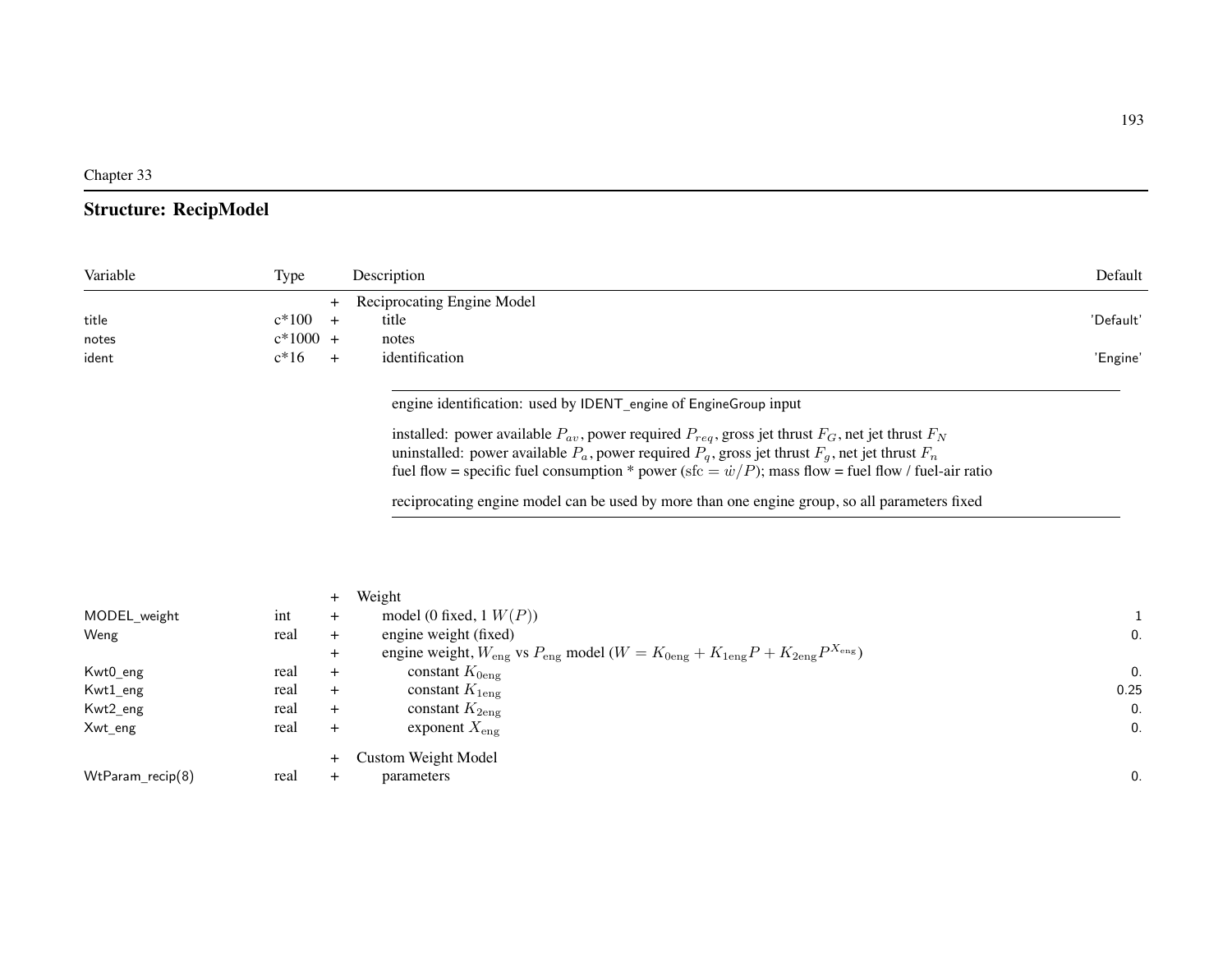Chapter 33

## Structure: RecipModel

| Variable | Type | | Description | Default |
|---|---|---|---|---|
| | | + | Reciprocating Engine Model | |
| title | c*100 | + | title | 'Default' |
| notes | c*1000 | + | notes | |
| ident | c*16 | + | identification | 'Engine' |

---

engine identification: used by IDENT_engine of EngineGroup input

installed: power available $P_{av}$, power required $P_{req}$, gross jet thrust $F_G$, net jet thrust $F_N$
uninstalled: power available $P_a$, power required $P_q$, gross jet thrust $F_g$, net jet thrust $F_n$
fuel flow = specific fuel consumption * power ($\text{sfc} = \dot{w}/P$); mass flow = fuel flow / fuel-air ratio

reciprocating engine model can be used by more than one engine group, so all parameters fixed

---

| Variable | Type | | Description | Default |
|---|---|---|---|---|
| | | + | Weight | |
| MODEL_weight | int | + | model (0 fixed, 1 $W(P)$) | 1 |
| Weng | real | + | engine weight (fixed) | 0. |
| | | + | engine weight, $W_{\text{eng}}$ vs $P_{\text{eng}}$ model ($W = K_{0\text{eng}} + K_{1\text{eng}} P + K_{2\text{eng}} P^{X_{\text{eng}}}$) | |
| Kwt0_eng | real | + | constant $K_{0\text{eng}}$ | 0. |
| Kwt1_eng | real | + | constant $K_{1\text{eng}}$ | 0.25 |
| Kwt2_eng | real | + | constant $K_{2\text{eng}}$ | 0. |
| Xwt_eng | real | + | exponent $X_{\text{eng}}$ | 0. |
| | | + | Custom Weight Model | |
| WtParam_recip(8) | real | + | parameters | 0. |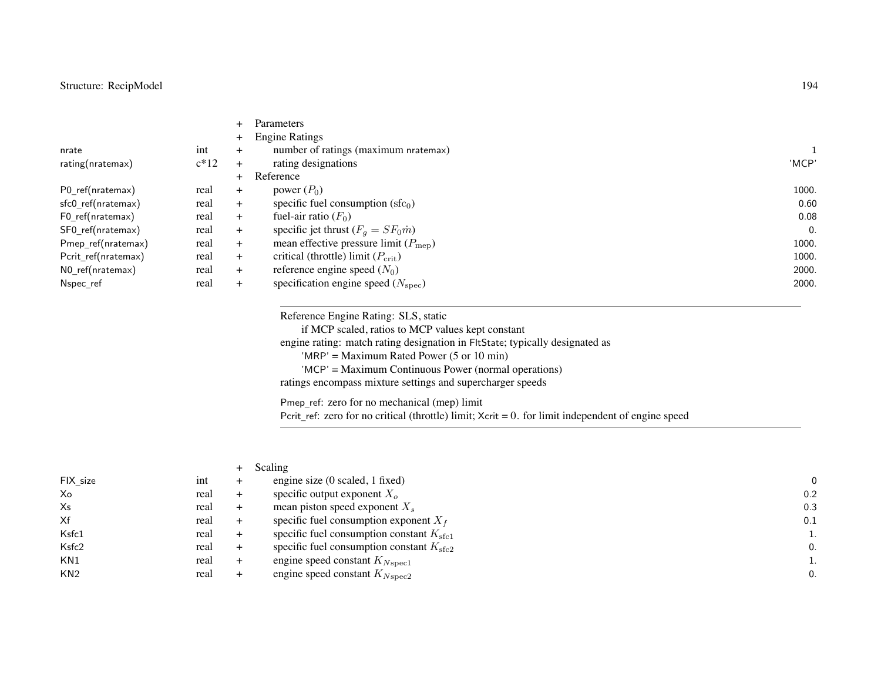| Variable | Type | | Description | Default |
|---|---|---|---|---|
| | | + | Parameters | |
| | | + | Engine Ratings | |
| nrate | int | + | number of ratings (maximum nratemax) | 1 |
| rating(nratemax) | c*12 | + | rating designations | 'MCP' |
| | | + | Reference | |
| P0_ref(nratemax) | real | + | power ($P_0$) | 1000. |
| sfc0_ref(nratemax) | real | + | specific fuel consumption ($\mathrm{sfc}_0$) | 0.60 |
| F0_ref(nratemax) | real | + | fuel-air ratio ($F_0$) | 0.08 |
| SF0_ref(nratemax) | real | + | specific jet thrust ($F_g = SF_0\dot{m}$) | 0. |
| Pmep_ref(nratemax) | real | + | mean effective pressure limit ($P_{\mathrm{mep}}$) | 1000. |
| Pcrit_ref(nratemax) | real | + | critical (throttle) limit ($P_{\mathrm{crit}}$) | 1000. |
| N0_ref(nratemax) | real | + | reference engine speed ($N_0$) | 2000. |
| Nspec_ref | real | + | specification engine speed ($N_{\mathrm{spec}}$) | 2000. |

---

Reference Engine Rating: SLS, static
  if MCP scaled, ratios to MCP values kept constant
engine rating: match rating designation in FltState; typically designated as
  'MRP' = Maximum Rated Power (5 or 10 min)
  'MCP' = Maximum Continuous Power (normal operations)
ratings encompass mixture settings and supercharger speeds

Pmep_ref: zero for no mechanical (mep) limit
Pcrit_ref: zero for no critical (throttle) limit; Xcrit = 0. for limit independent of engine speed

---

| Variable | Type | | Description | Default |
|---|---|---|---|---|
| | | + | Scaling | |
| FIX_size | int | + | engine size (0 scaled, 1 fixed) | 0 |
| Xo | real | + | specific output exponent $X_o$ | 0.2 |
| Xs | real | + | mean piston speed exponent $X_s$ | 0.3 |
| Xf | real | + | specific fuel consumption exponent $X_f$ | 0.1 |
| Ksfc1 | real | + | specific fuel consumption constant $K_{\mathrm{sfc1}}$ | 1. |
| Ksfc2 | real | + | specific fuel consumption constant $K_{\mathrm{sfc2}}$ | 0. |
| KN1 | real | + | engine speed constant $K_{N\mathrm{spec1}}$ | 1. |
| KN2 | real | + | engine speed constant $K_{N\mathrm{spec2}}$ | 0. |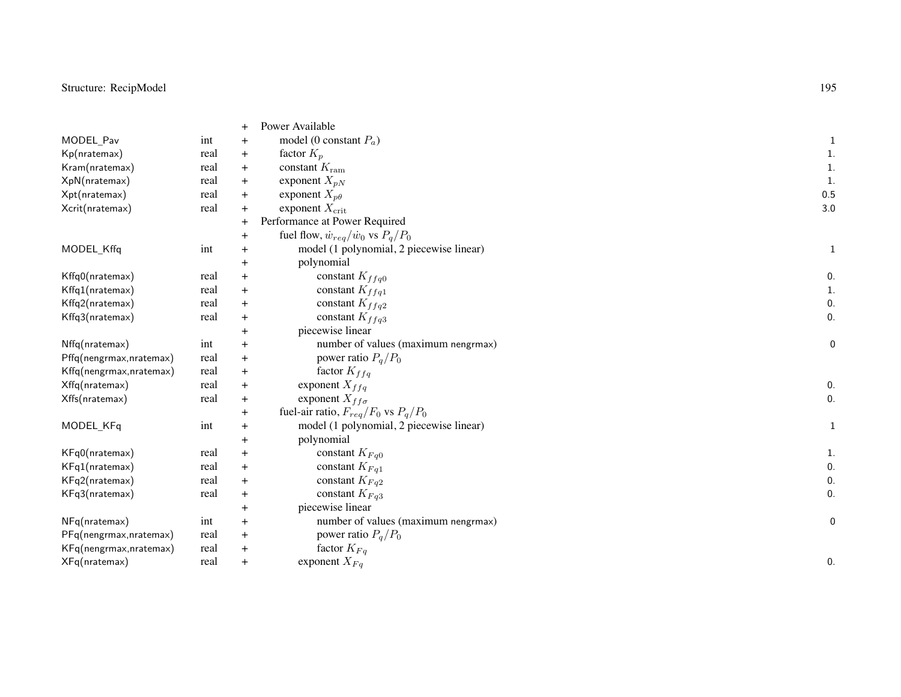| | | | | |
|---|---|---|---|---|
| | | + | Power Available | |
| MODEL_Pav | int | + | model (0 constant $P_a$) | 1 |
| Kp(nratemax) | real | + | factor $K_p$ | 1. |
| Kram(nratemax) | real | + | constant $K_{\rm ram}$ | 1. |
| XpN(nratemax) | real | + | exponent $X_{pN}$ | 1. |
| Xpt(nratemax) | real | + | exponent $X_{p\theta}$ | 0.5 |
| Xcrit(nratemax) | real | + | exponent $X_{\rm crit}$ | 3.0 |
| | | + | Performance at Power Required | |
| | | + | fuel flow, $\dot{w}_{req}/\dot{w}_0$ vs $P_q/P_0$ | |
| MODEL_Kffq | int | + | model (1 polynomial, 2 piecewise linear) | 1 |
| | | + | polynomial | |
| Kffq0(nratemax) | real | + | constant $K_{ffq0}$ | 0. |
| Kffq1(nratemax) | real | + | constant $K_{ffq1}$ | 1. |
| Kffq2(nratemax) | real | + | constant $K_{ffq2}$ | 0. |
| Kffq3(nratemax) | real | + | constant $K_{ffq3}$ | 0. |
| | | + | piecewise linear | |
| Nffq(nratemax) | int | + | number of values (maximum nengrmax) | 0 |
| Pffq(nengrmax,nratemax) | real | + | power ratio $P_q/P_0$ | |
| Kffq(nengrmax,nratemax) | real | + | factor $K_{ffq}$ | |
| Xffq(nratemax) | real | + | exponent $X_{ffq}$ | 0. |
| Xffs(nratemax) | real | + | exponent $X_{ff\sigma}$ | 0. |
| | | + | fuel-air ratio, $F_{req}/F_0$ vs $P_q/P_0$ | |
| MODEL_KFq | int | + | model (1 polynomial, 2 piecewise linear) | 1 |
| | | + | polynomial | |
| KFq0(nratemax) | real | + | constant $K_{Fq0}$ | 1. |
| KFq1(nratemax) | real | + | constant $K_{Fq1}$ | 0. |
| KFq2(nratemax) | real | + | constant $K_{Fq2}$ | 0. |
| KFq3(nratemax) | real | + | constant $K_{Fq3}$ | 0. |
| | | + | piecewise linear | |
| NFq(nratemax) | int | + | number of values (maximum nengrmax) | 0 |
| PFq(nengrmax,nratemax) | real | + | power ratio $P_q/P_0$ | |
| KFq(nengrmax,nratemax) | real | + | factor $K_{Fq}$ | |
| XFq(nratemax) | real | + | exponent $X_{Fq}$ | 0. |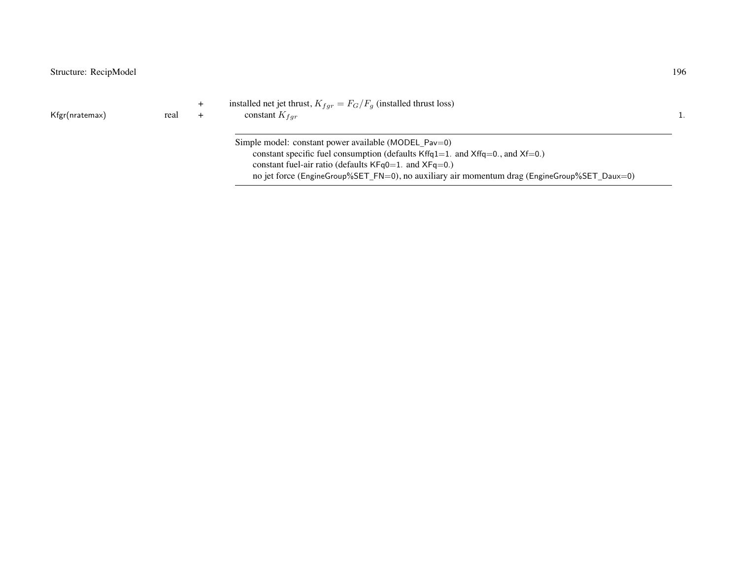| | | | | |
|---|---|---|---|---|
| | | + | installed net jet thrust, $K_{fgr} = F_G/F_g$ (installed thrust loss) | |
| Kfgr(nratemax) | real | + | constant $K_{fgr}$ | 1. |

---

Simple model: constant power available (MODEL_Pav=0)
- constant specific fuel consumption (defaults Kffq1=1. and Xffq=0., and Xf=0.)
- constant fuel-air ratio (defaults KFq0=1. and XFq=0.)
- no jet force (EngineGroup%SET_FN=0), no auxiliary air momentum drag (EngineGroup%SET_Daux=0)

---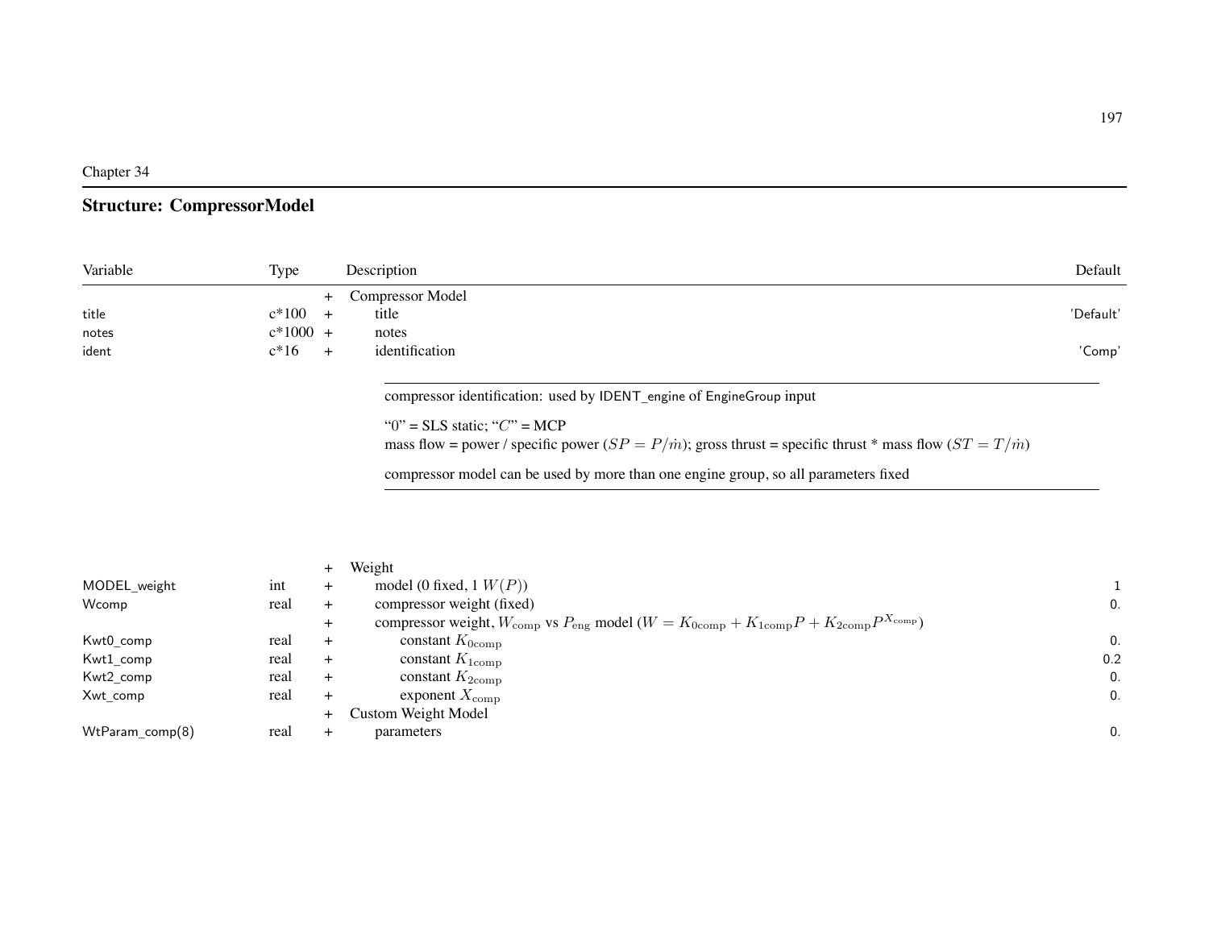Chapter 34

## Structure: CompressorModel

| Variable | Type | | Description | Default |
|---|---|---|---|---|
| | | + | Compressor Model | |
| title | c*100 | + | title | 'Default' |
| notes | c*1000 | + | notes | |
| ident | c*16 | + | identification | 'Comp' |

compressor identification: used by IDENT_engine of EngineGroup input

"0" = SLS static; "$C$" = MCP
mass flow = power / specific power ($SP = P/\dot{m}$); gross thrust = specific thrust * mass flow ($ST = T/\dot{m}$)

compressor model can be used by more than one engine group, so all parameters fixed

| Variable | Type | | Description | Default |
|---|---|---|---|---|
| | | + | Weight | |
| MODEL_weight | int | + | model (0 fixed, 1 $W(P)$) | 1 |
| Wcomp | real | + | compressor weight (fixed) | 0. |
| | | + | compressor weight, $W_{\rm comp}$ vs $P_{\rm eng}$ model ($W = K_{0\rm comp} + K_{1\rm comp}P + K_{2\rm comp}P^{X_{\rm comp}}$) | |
| Kwt0_comp | real | + | constant $K_{0\rm comp}$ | 0. |
| Kwt1_comp | real | + | constant $K_{1\rm comp}$ | 0.2 |
| Kwt2_comp | real | + | constant $K_{2\rm comp}$ | 0. |
| Xwt_comp | real | + | exponent $X_{\rm comp}$ | 0. |
| | | + | Custom Weight Model | |
| WtParam_comp(8) | real | + | parameters | 0. |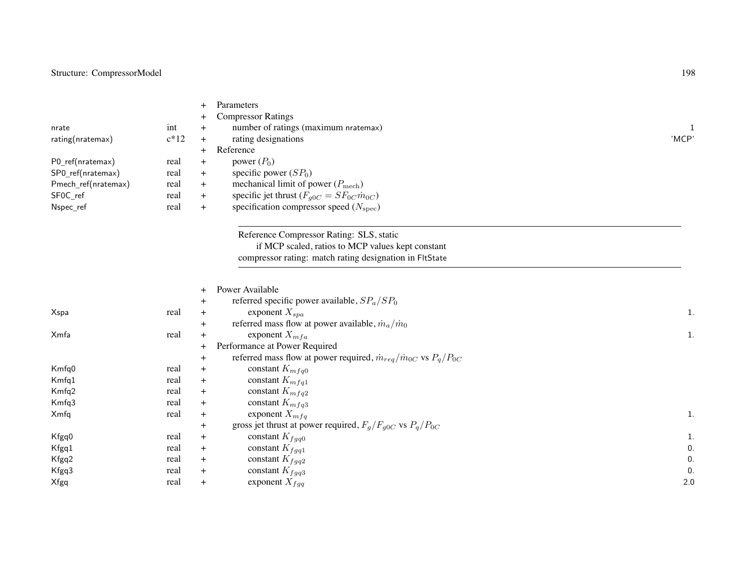| | | | | |
|---|---|---|---|---|
| | | + | Parameters | |
| | | + | Compressor Ratings | |
| nrate | int | + | number of ratings (maximum nratemax) | 1 |
| rating(nratemax) | c*12 | + | rating designations | 'MCP' |
| | | + | Reference | |
| P0_ref(nratemax) | real | + | power ($P_0$) | |
| SP0_ref(nratemax) | real | + | specific power ($SP_0$) | |
| Pmech_ref(nratemax) | real | + | mechanical limit of power ($P_{\text{mech}}$) | |
| SF0C_ref | real | + | specific jet thrust ($F_{g0C} = SF_{0C}\dot{m}_{0C}$) | |
| Nspec_ref | real | + | specification compressor speed ($N_{\text{spec}}$) | |

---

Reference Compressor Rating: SLS, static
    if MCP scaled, ratios to MCP values kept constant
compressor rating: match rating designation in FltState

---

| | | | | |
|---|---|---|---|---|
| | | + | Power Available | |
| | | + | referred specific power available, $SP_a/SP_0$ | |
| Xspa | real | + | exponent $X_{spa}$ | 1. |
| | | + | referred mass flow at power available, $\dot{m}_a/\dot{m}_0$ | |
| Xmfa | real | + | exponent $X_{mfa}$ | 1. |
| | | + | Performance at Power Required | |
| | | + | referred mass flow at power required, $\dot{m}_{req}/\dot{m}_{0C}$ vs $P_q/P_{0C}$ | |
| Kmfq0 | real | + | constant $K_{mfq0}$ | |
| Kmfq1 | real | + | constant $K_{mfq1}$ | |
| Kmfq2 | real | + | constant $K_{mfq2}$ | |
| Kmfq3 | real | + | constant $K_{mfq3}$ | |
| Xmfq | real | + | exponent $X_{mfq}$ | 1. |
| | | + | gross jet thrust at power required, $F_g/F_{g0C}$ vs $P_q/P_{0C}$ | |
| Kfgq0 | real | + | constant $K_{fgq0}$ | 1. |
| Kfgq1 | real | + | constant $K_{fgq1}$ | 0. |
| Kfgq2 | real | + | constant $K_{fgq2}$ | 0. |
| Kfgq3 | real | + | constant $K_{fgq3}$ | 0. |
| Xfgq | real | + | exponent $X_{fgq}$ | 2.0 |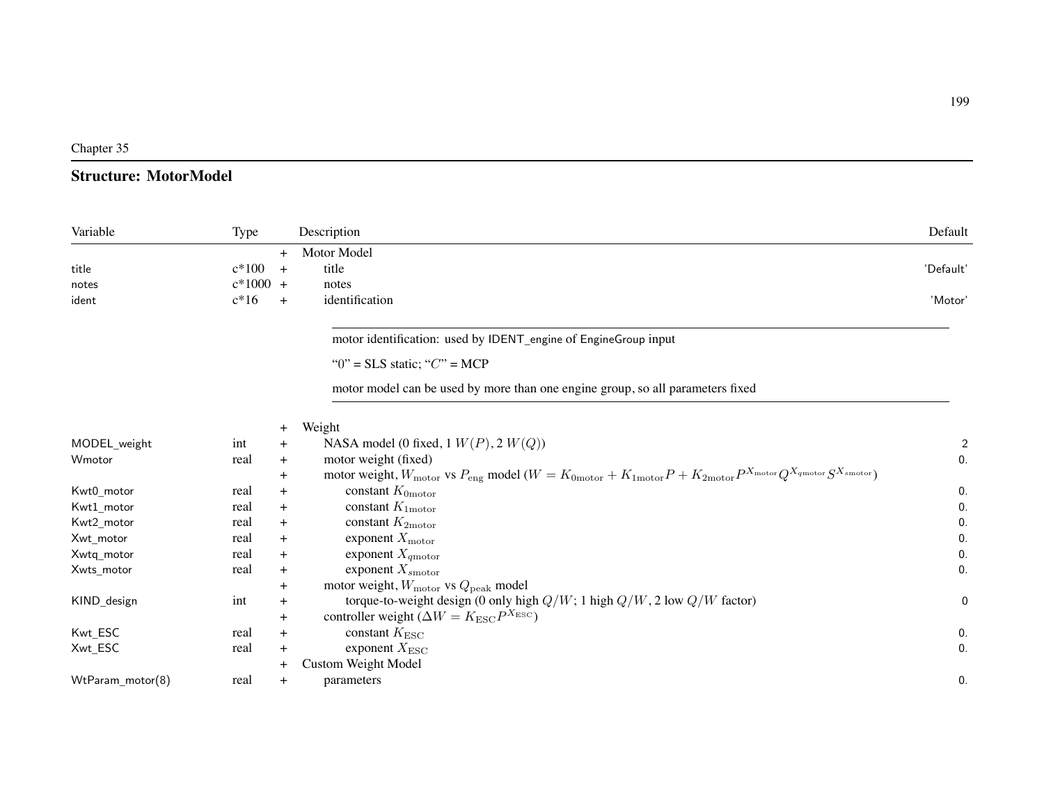Chapter 35

## Structure: MotorModel

| Variable | Type | | Description | Default |
|---|---|---|---|---|
| | | + | Motor Model | |
| title | c*100 | + | title | 'Default' |
| notes | c*1000 | + | notes | |
| ident | c*16 | + | identification | 'Motor' |

> motor identification: used by IDENT_engine of EngineGroup input
>
> "0" = SLS static; "$C$" = MCP
>
> motor model can be used by more than one engine group, so all parameters fixed

| Variable | Type | | Description | Default |
|---|---|---|---|---|
| | | + | Weight | |
| MODEL_weight | int | + | NASA model (0 fixed, 1 $W(P)$, 2 $W(Q)$) | 2 |
| Wmotor | real | + | motor weight (fixed) | 0. |
| | | + | motor weight, $W_{\rm motor}$ vs $P_{\rm eng}$ model ($W = K_{0{\rm motor}} + K_{1{\rm motor}}P + K_{2{\rm motor}}P^{X_{\rm motor}}Q^{X_{q{\rm motor}}}S^{X_{s{\rm motor}}}$) | |
| Kwt0_motor | real | + | constant $K_{0{\rm motor}}$ | 0. |
| Kwt1_motor | real | + | constant $K_{1{\rm motor}}$ | 0. |
| Kwt2_motor | real | + | constant $K_{2{\rm motor}}$ | 0. |
| Xwt_motor | real | + | exponent $X_{\rm motor}$ | 0. |
| Xwtq_motor | real | + | exponent $X_{q{\rm motor}}$ | 0. |
| Xwts_motor | real | + | exponent $X_{s{\rm motor}}$ | 0. |
| | | + | motor weight, $W_{\rm motor}$ vs $Q_{\rm peak}$ model | |
| KIND_design | int | + | torque-to-weight design (0 only high $Q/W$; 1 high $Q/W$, 2 low $Q/W$ factor) | 0 |
| | | + | controller weight ($\Delta W = K_{\rm ESC}P^{X_{\rm ESC}}$) | |
| Kwt_ESC | real | + | constant $K_{\rm ESC}$ | 0. |
| Xwt_ESC | real | + | exponent $X_{\rm ESC}$ | 0. |
| | | + | Custom Weight Model | |
| WtParam_motor(8) | real | + | parameters | 0. |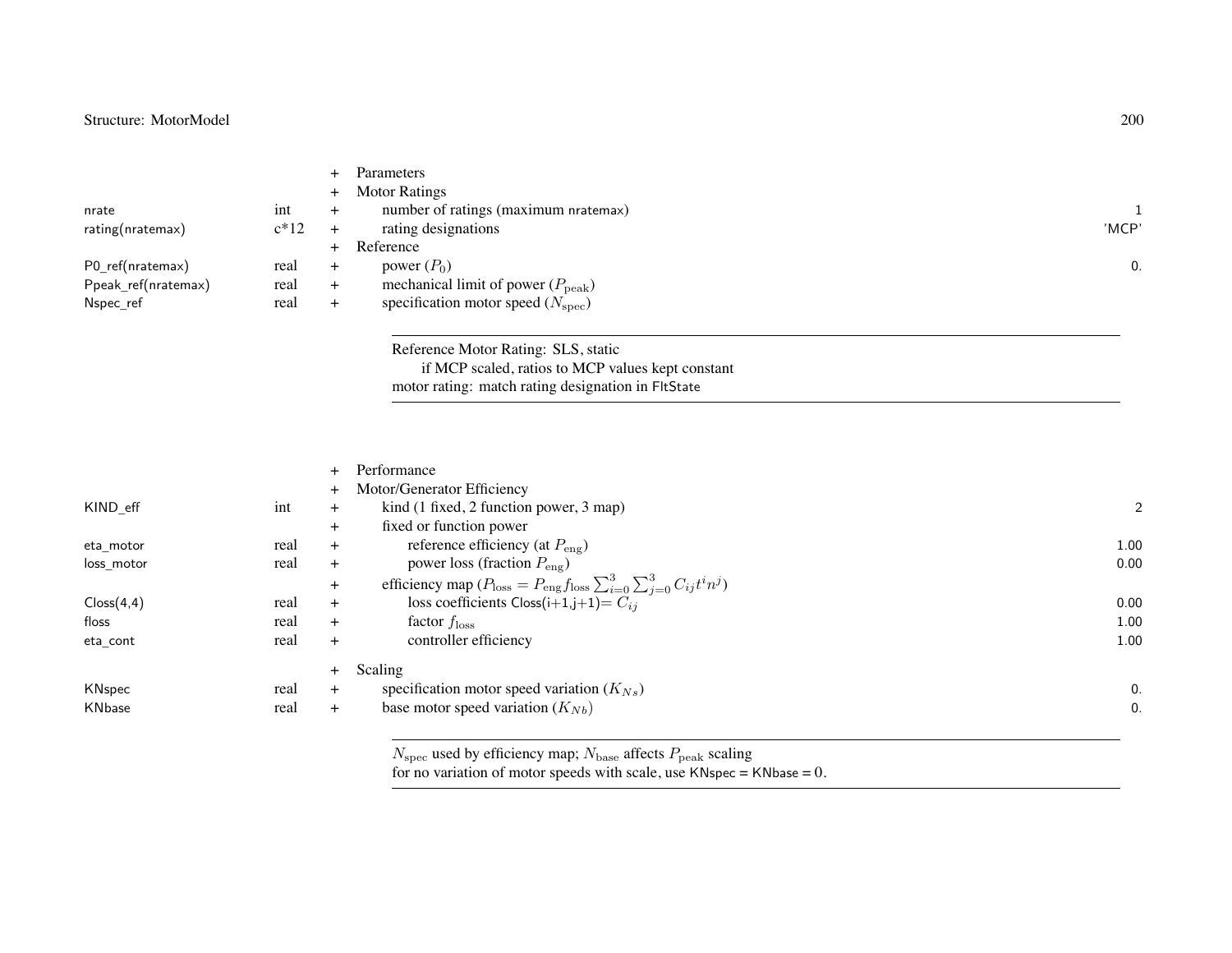| Variable | Type | | Description | Default |
|---|---|---|---|---|
| | | + | Parameters | |
| | | + | Motor Ratings | |
| nrate | int | + | number of ratings (maximum nratemax) | 1 |
| rating(nratemax) | c*12 | + | rating designations | 'MCP' |
| | | + | Reference | |
| P0_ref(nratemax) | real | + | power ($P_0$) | 0. |
| Ppeak_ref(nratemax) | real | + | mechanical limit of power ($P_{\rm peak}$) | |
| Nspec_ref | real | + | specification motor speed ($N_{\rm spec}$) | |

Reference Motor Rating: SLS, static
 if MCP scaled, ratios to MCP values kept constant
motor rating: match rating designation in FltState

| Variable | Type | | Description | Default |
|---|---|---|---|---|
| | | + | Performance | |
| | | + | Motor/Generator Efficiency | |
| KIND_eff | int | + | kind (1 fixed, 2 function power, 3 map) | 2 |
| | | + | fixed or function power | |
| eta_motor | real | + | reference efficiency (at $P_{\rm eng}$) | 1.00 |
| loss_motor | real | + | power loss (fraction $P_{\rm eng}$) | 0.00 |
| | | + | efficiency map ($P_{\rm loss} = P_{\rm eng} f_{\rm loss} \sum_{i=0}^{3} \sum_{j=0}^{3} C_{ij} t^i n^j$) | |
| Closs(4,4) | real | + | loss coefficients Closs(i+1,j+1)= $C_{ij}$ | 0.00 |
| floss | real | + | factor $f_{\rm loss}$ | 1.00 |
| eta_cont | real | + | controller efficiency | 1.00 |
| | | + | Scaling | |
| KNspec | real | + | specification motor speed variation ($K_{Ns}$) | 0. |
| KNbase | real | + | base motor speed variation ($K_{Nb}$) | 0. |

$N_{\rm spec}$ used by efficiency map; $N_{\rm base}$ affects $P_{\rm peak}$ scaling
for no variation of motor speeds with scale, use KNspec = KNbase = 0.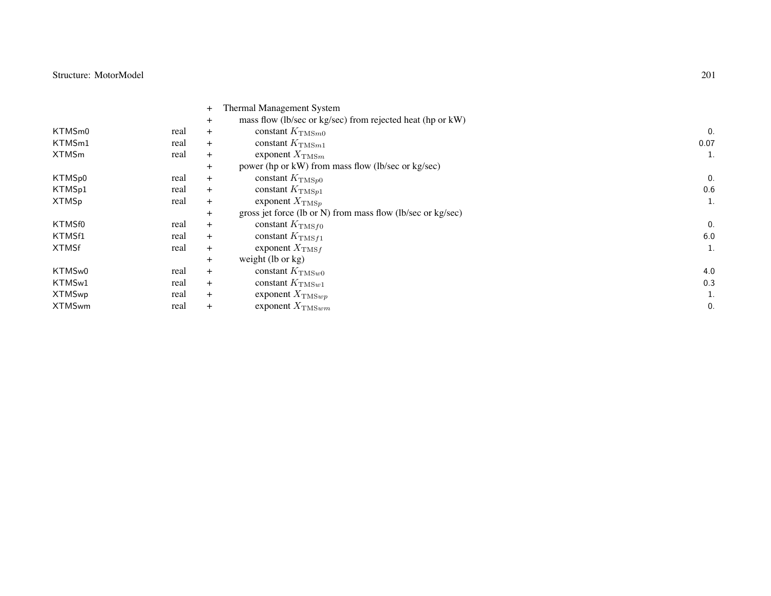| | | | | |
|---|---|---|---|---|
| | | + | Thermal Management System | |
| | | + | mass flow (lb/sec or kg/sec) from rejected heat (hp or kW) | |
| KTMSm0 | real | + | constant $K_{\mathrm{TMS}m0}$ | 0. |
| KTMSm1 | real | + | constant $K_{\mathrm{TMS}m1}$ | 0.07 |
| XTMSm | real | + | exponent $X_{\mathrm{TMS}m}$ | 1. |
| | | + | power (hp or kW) from mass flow (lb/sec or kg/sec) | |
| KTMSp0 | real | + | constant $K_{\mathrm{TMS}p0}$ | 0. |
| KTMSp1 | real | + | constant $K_{\mathrm{TMS}p1}$ | 0.6 |
| XTMSp | real | + | exponent $X_{\mathrm{TMS}p}$ | 1. |
| | | + | gross jet force (lb or N) from mass flow (lb/sec or kg/sec) | |
| KTMSf0 | real | + | constant $K_{\mathrm{TMS}f0}$ | 0. |
| KTMSf1 | real | + | constant $K_{\mathrm{TMS}f1}$ | 6.0 |
| XTMSf | real | + | exponent $X_{\mathrm{TMS}f}$ | 1. |
| | | + | weight (lb or kg) | |
| KTMSw0 | real | + | constant $K_{\mathrm{TMS}w0}$ | 4.0 |
| KTMSw1 | real | + | constant $K_{\mathrm{TMS}w1}$ | 0.3 |
| XTMSwp | real | + | exponent $X_{\mathrm{TMS}wp}$ | 1. |
| XTMSwm | real | + | exponent $X_{\mathrm{TMS}wm}$ | 0. |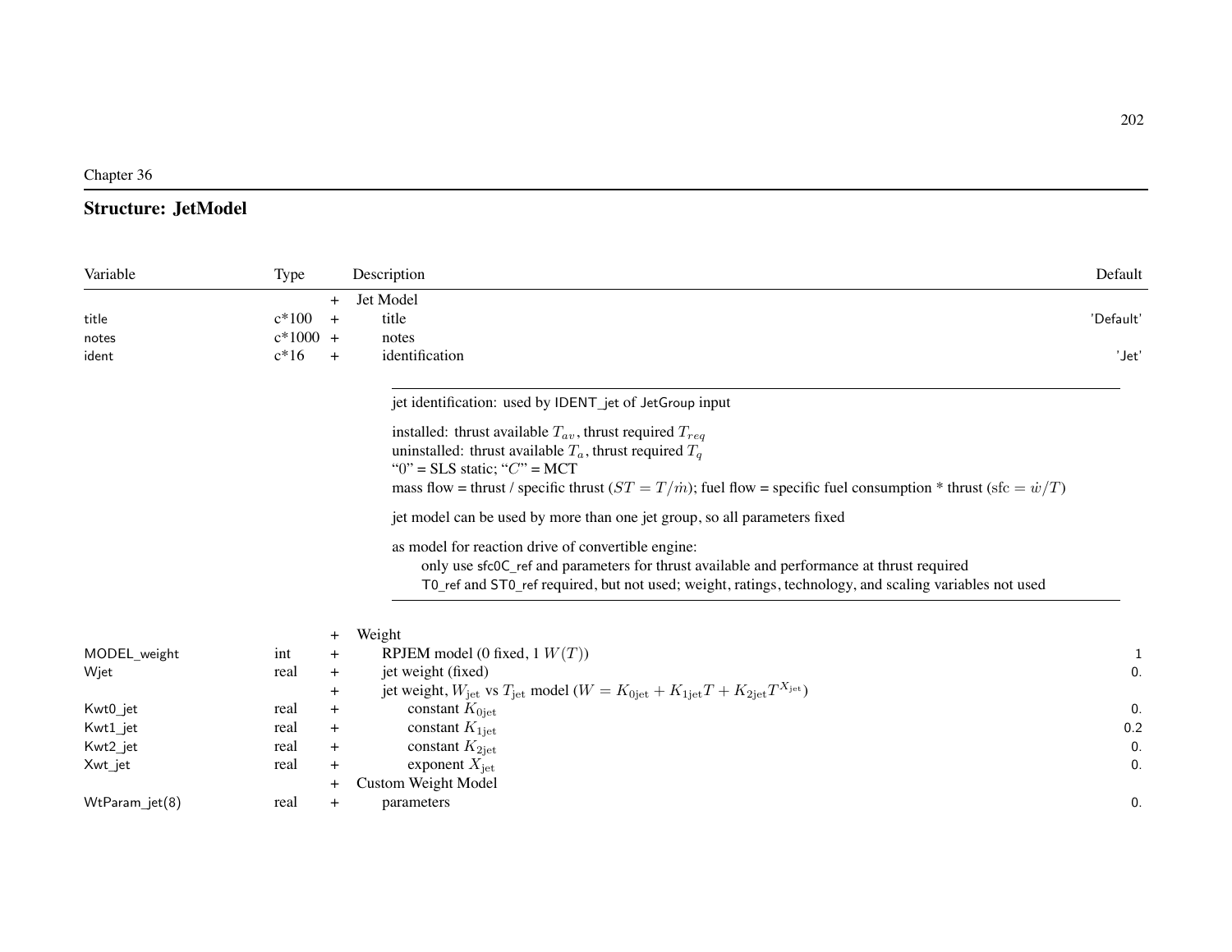Chapter 36

## Structure: JetModel

| Variable | Type | | Description | Default |
|---|---|---|---|---|
| | | + | Jet Model | |
| title | c*100 | + | title | 'Default' |
| notes | c*1000 | + | notes | |
| ident | c*16 | + | identification | 'Jet' |

> jet identification: used by IDENT_jet of JetGroup input
>
> installed: thrust available $T_{av}$, thrust required $T_{req}$
> uninstalled: thrust available $T_a$, thrust required $T_q$
> "0" = SLS static; "$C$" = MCT
> mass flow = thrust / specific thrust ($ST = T/\dot{m}$); fuel flow = specific fuel consumption * thrust ($\text{sfc} = \dot{w}/T$)
>
> jet model can be used by more than one jet group, so all parameters fixed
>
> as model for reaction drive of convertible engine:
> only use sfc0C_ref and parameters for thrust available and performance at thrust required
> T0_ref and ST0_ref required, but not used; weight, ratings, technology, and scaling variables not used

| Variable | Type | | Description | Default |
|---|---|---|---|---|
| | | + | Weight | |
| MODEL_weight | int | + | RPJEM model (0 fixed, 1 $W(T)$) | 1 |
| Wjet | real | + | jet weight (fixed) | 0. |
| | | + | jet weight, $W_{\text{jet}}$ vs $T_{\text{jet}}$ model ($W = K_{0\text{jet}} + K_{1\text{jet}}T + K_{2\text{jet}}T^{X_{\text{jet}}}$) | |
| Kwt0_jet | real | + | constant $K_{0\text{jet}}$ | 0. |
| Kwt1_jet | real | + | constant $K_{1\text{jet}}$ | 0.2 |
| Kwt2_jet | real | + | constant $K_{2\text{jet}}$ | 0. |
| Xwt_jet | real | + | exponent $X_{\text{jet}}$ | 0. |
| | | + | Custom Weight Model | |
| WtParam_jet(8) | real | + | parameters | 0. |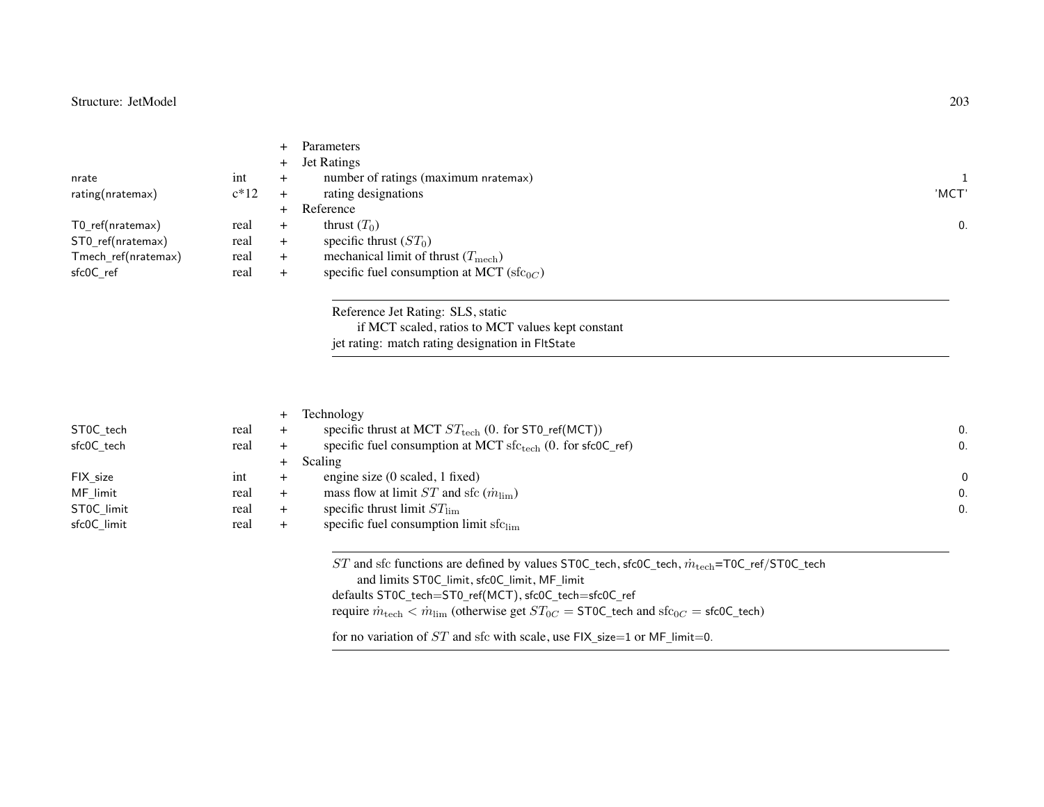| Variable | Type | | Description | Default |
|---|---|---|---|---|
| | | + | Parameters | |
| | | + | Jet Ratings | |
| nrate | int | + | number of ratings (maximum nratemax) | 1 |
| rating(nratemax) | c*12 | + | rating designations | 'MCT' |
| | | + | Reference | |
| T0_ref(nratemax) | real | + | thrust ($T_0$) | 0. |
| ST0_ref(nratemax) | real | + | specific thrust ($ST_0$) | |
| Tmech_ref(nratemax) | real | + | mechanical limit of thrust ($T_{\mathrm{mech}}$) | |
| sfc0C_ref | real | + | specific fuel consumption at MCT ($\mathrm{sfc}_{0C}$) | |

Reference Jet Rating: SLS, static
if MCT scaled, ratios to MCT values kept constant
jet rating: match rating designation in FltState

| Variable | Type | | Description | Default |
|---|---|---|---|---|
| | | + | Technology | |
| ST0C_tech | real | + | specific thrust at MCT $ST_{\mathrm{tech}}$ (0. for ST0_ref(MCT)) | 0. |
| sfc0C_tech | real | + | specific fuel consumption at MCT $\mathrm{sfc}_{\mathrm{tech}}$ (0. for sfc0C_ref) | 0. |
| | | + | Scaling | |
| FIX_size | int | + | engine size (0 scaled, 1 fixed) | 0 |
| MF_limit | real | + | mass flow at limit $ST$ and sfc ($\dot{m}_{\mathrm{lim}}$) | 0. |
| ST0C_limit | real | + | specific thrust limit $ST_{\mathrm{lim}}$ | 0. |
| sfc0C_limit | real | + | specific fuel consumption limit $\mathrm{sfc}_{\mathrm{lim}}$ | |

$ST$ and sfc functions are defined by values ST0C_tech, sfc0C_tech, $\dot{m}_{\mathrm{tech}}$=T0C_ref/ST0C_tech
and limits ST0C_limit, sfc0C_limit, MF_limit
defaults ST0C_tech=ST0_ref(MCT), sfc0C_tech=sfc0C_ref
require $\dot{m}_{\mathrm{tech}} < \dot{m}_{\mathrm{lim}}$ (otherwise get $ST_{0C}$ = ST0C_tech and $\mathrm{sfc}_{0C}$ = sfc0C_tech)

for no variation of $ST$ and sfc with scale, use FIX_size=1 or MF_limit=0.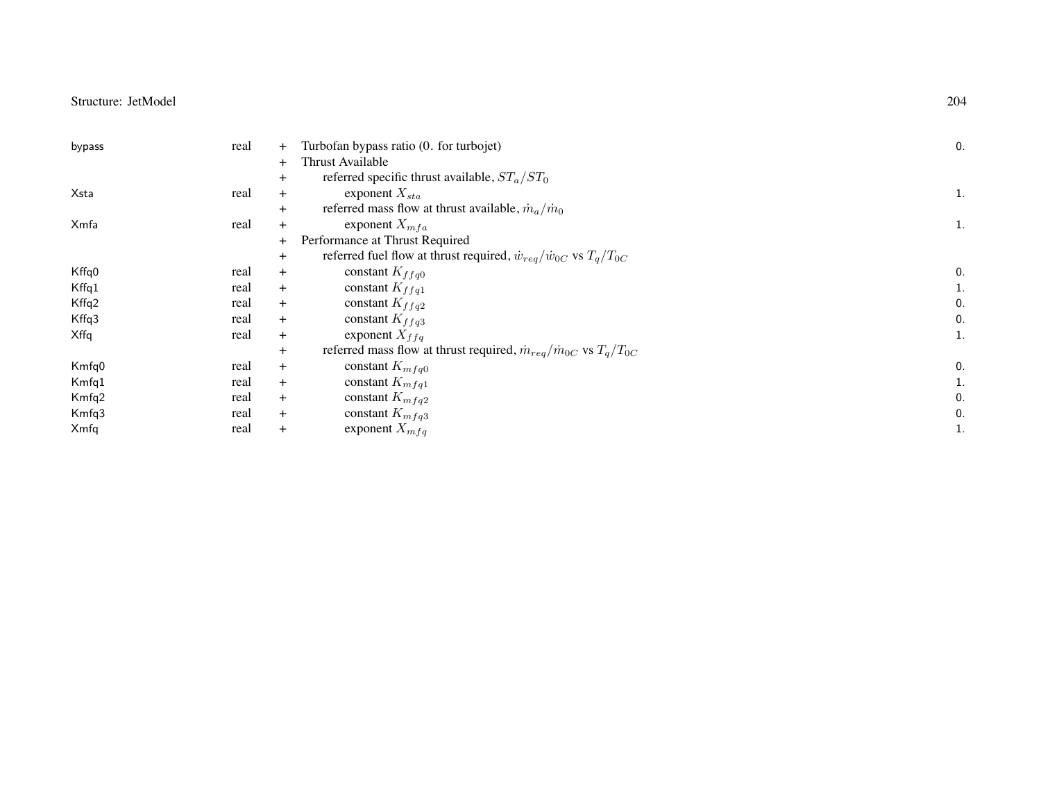| | | | | |
|---|---|---|---|---|
| bypass | real | + | Turbofan bypass ratio (0. for turbojet) | 0. |
| | | + | Thrust Available | |
| | | + | referred specific thrust available, $ST_a/ST_0$ | |
| Xsta | real | + | exponent $X_{sta}$ | 1. |
| | | + | referred mass flow at thrust available, $\dot{m}_a/\dot{m}_0$ | |
| Xmfa | real | + | exponent $X_{mfa}$ | 1. |
| | | + | Performance at Thrust Required | |
| | | + | referred fuel flow at thrust required, $\dot{w}_{req}/\dot{w}_{0C}$ vs $T_q/T_{0C}$ | |
| Kffq0 | real | + | constant $K_{ffq0}$ | 0. |
| Kffq1 | real | + | constant $K_{ffq1}$ | 1. |
| Kffq2 | real | + | constant $K_{ffq2}$ | 0. |
| Kffq3 | real | + | constant $K_{ffq3}$ | 0. |
| Xffq | real | + | exponent $X_{ffq}$ | 1. |
| | | + | referred mass flow at thrust required, $\dot{m}_{req}/\dot{m}_{0C}$ vs $T_q/T_{0C}$ | |
| Kmfq0 | real | + | constant $K_{mfq0}$ | 0. |
| Kmfq1 | real | + | constant $K_{mfq1}$ | 1. |
| Kmfq2 | real | + | constant $K_{mfq2}$ | 0. |
| Kmfq3 | real | + | constant $K_{mfq3}$ | 0. |
| Xmfq | real | + | exponent $X_{mfq}$ | 1. |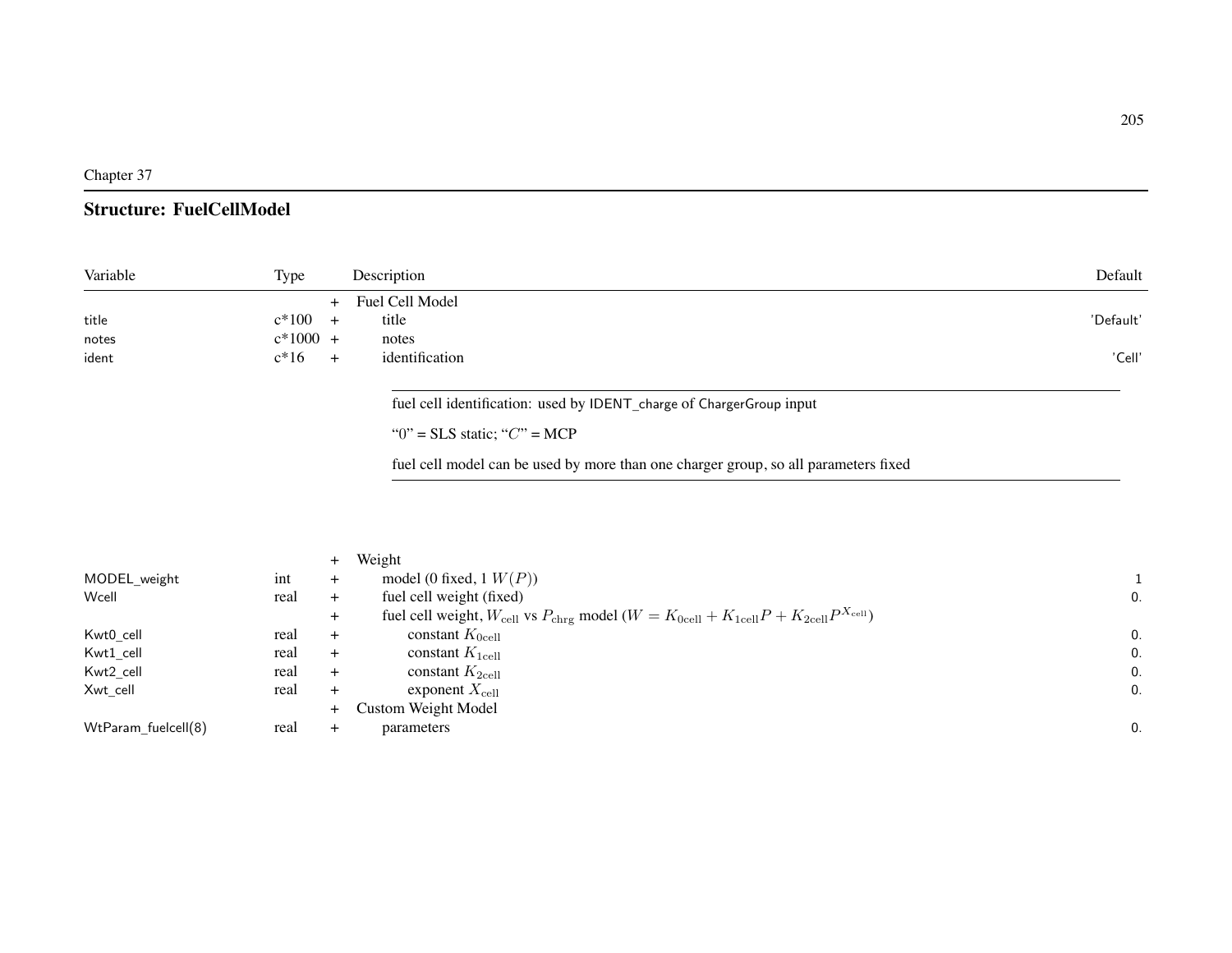Chapter 37

## Structure: FuelCellModel

| Variable | Type | | Description | Default |
|---|---|---|---|---|
| | | + | Fuel Cell Model | |
| title | c*100 | + | title | 'Default' |
| notes | c*1000 | + | notes | |
| ident | c*16 | + | identification | 'Cell' |

fuel cell identification: used by IDENT_charge of ChargerGroup input

"0" = SLS static; "$C$" = MCP

fuel cell model can be used by more than one charger group, so all parameters fixed

| Variable | Type | | Description | Default |
|---|---|---|---|---|
| | | + | Weight | |
| MODEL_weight | int | + | model (0 fixed, 1 $W(P)$) | 1 |
| Wcell | real | + | fuel cell weight (fixed) | 0. |
| | | + | fuel cell weight, $W_{\text{cell}}$ vs $P_{\text{chrg}}$ model ($W = K_{0\text{cell}} + K_{1\text{cell}}P + K_{2\text{cell}}P^{X_{\text{cell}}}$) | |
| Kwt0_cell | real | + | constant $K_{0\text{cell}}$ | 0. |
| Kwt1_cell | real | + | constant $K_{1\text{cell}}$ | 0. |
| Kwt2_cell | real | + | constant $K_{2\text{cell}}$ | 0. |
| Xwt_cell | real | + | exponent $X_{\text{cell}}$ | 0. |
| | | + | Custom Weight Model | |
| WtParam_fuelcell(8) | real | + | parameters | 0. |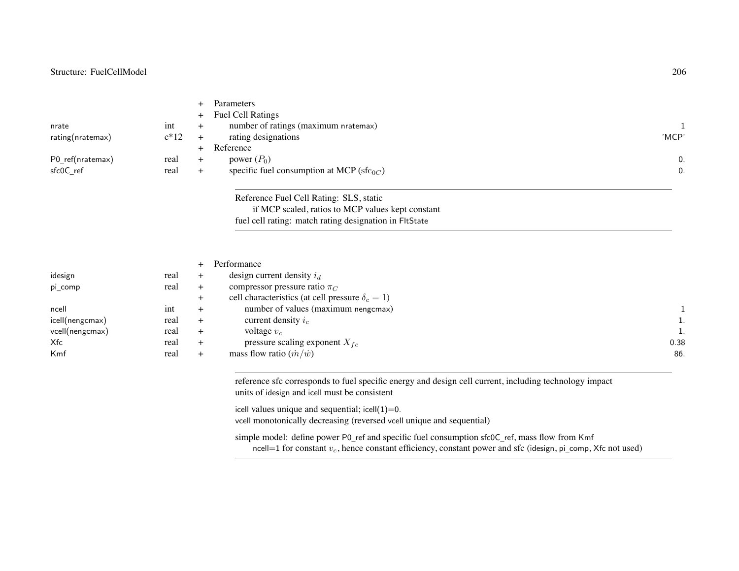| | | | | |
|---|---|---|---|---|
| | | + | Parameters | |
| | | + | Fuel Cell Ratings | |
| nrate | int | + | number of ratings (maximum nratemax) | 1 |
| rating(nratemax) | c*12 | + | rating designations | 'MCP' |
| | | + | Reference | |
| P0_ref(nratemax) | real | + | power ($P_0$) | 0. |
| sfc0C_ref | real | + | specific fuel consumption at MCP ($\text{sfc}_{0C}$) | 0. |

Reference Fuel Cell Rating: SLS, static
  if MCP scaled, ratios to MCP values kept constant
fuel cell rating: match rating designation in FltState

| | | | | |
|---|---|---|---|---|
| | | + | Performance | |
| idesign | real | + | design current density $i_d$ | |
| pi_comp | real | + | compressor pressure ratio $\pi_C$ | |
| | | + | cell characteristics (at cell pressure $\delta_c = 1$) | |
| ncell | int | + | number of values (maximum nengcmax) | 1 |
| icell(nengcmax) | real | + | current density $i_c$ | 1. |
| vcell(nengcmax) | real | + | voltage $v_c$ | 1. |
| Xfc | real | + | pressure scaling exponent $X_{fc}$ | 0.38 |
| Kmf | real | + | mass flow ratio ($\dot{m}/\dot{w}$) | 86. |

reference sfc corresponds to fuel specific energy and design cell current, including technology impact
units of idesign and icell must be consistent

icell values unique and sequential; icell(1)=0.
vcell monotonically decreasing (reversed vcell unique and sequential)

simple model: define power P0_ref and specific fuel consumption sfc0C_ref, mass flow from Kmf
  ncell=1 for constant $v_c$, hence constant efficiency, constant power and sfc (idesign, pi_comp, Xfc not used)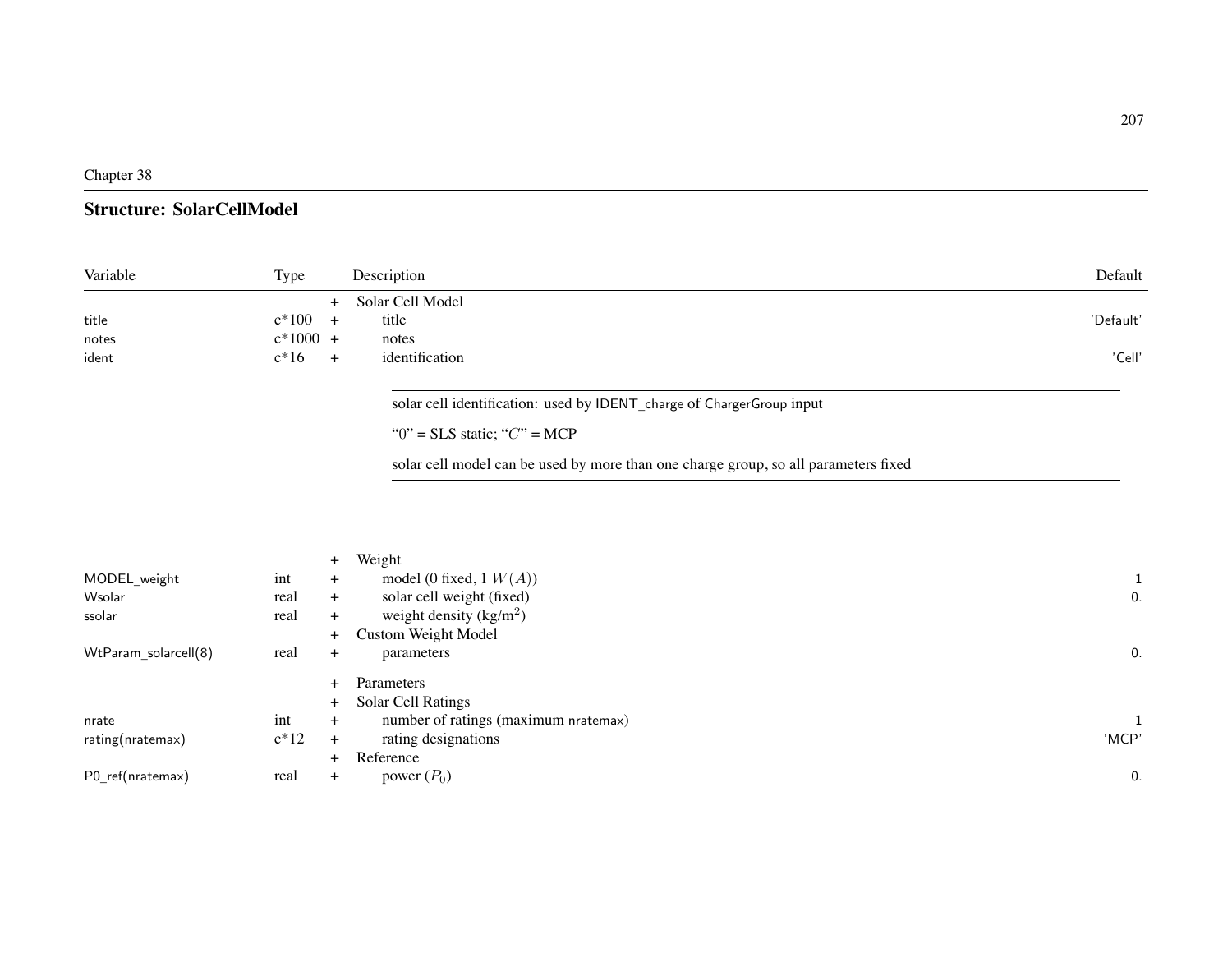Chapter 38

## Structure: SolarCellModel

| Variable | Type | | Description | Default |
|---|---|---|---|---|
| | | + | Solar Cell Model | |
| title | c*100 | + | title | 'Default' |
| notes | c*1000 | + | notes | |
| ident | c*16 | + | identification | 'Cell' |

solar cell identification: used by IDENT_charge of ChargerGroup input

"0" = SLS static; "$C$" = MCP

solar cell model can be used by more than one charge group, so all parameters fixed

| Variable | Type | | Description | Default |
|---|---|---|---|---|
| | | + | Weight | |
| MODEL_weight | int | + | model (0 fixed, 1 $W(A)$) | 1 |
| Wsolar | real | + | solar cell weight (fixed) | 0. |
| ssolar | real | + | weight density (kg/m$^2$) | |
| | | + | Custom Weight Model | |
| WtParam_solarcell(8) | real | + | parameters | 0. |
| | | + | Parameters | |
| | | + | Solar Cell Ratings | |
| nrate | int | + | number of ratings (maximum nratemax) | 1 |
| rating(nratemax) | c*12 | + | rating designations | 'MCP' |
| | | + | Reference | |
| P0_ref(nratemax) | real | + | power ($P_0$) | 0. |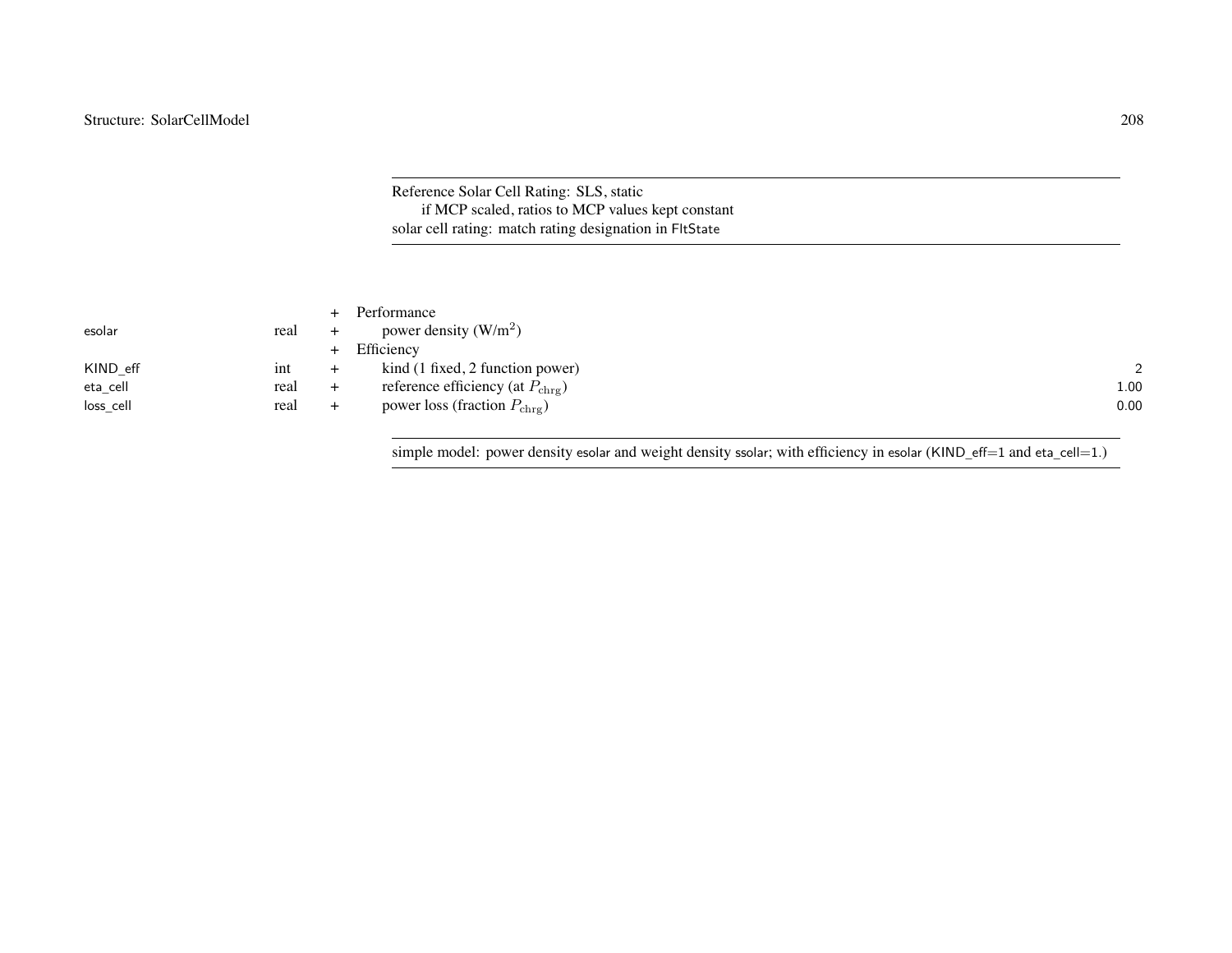Reference Solar Cell Rating: SLS, static
  if MCP scaled, ratios to MCP values kept constant
solar cell rating: match rating designation in FltState

| | | | | |
|---|---|---|---|---|
| | | + | Performance | |
| esolar | real | + | power density (W/$m^2$) | |
| | | + | Efficiency | |
| KIND_eff | int | + | kind (1 fixed, 2 function power) | 2 |
| eta_cell | real | + | reference efficiency (at $P_{\rm chrg}$) | 1.00 |
| loss_cell | real | + | power loss (fraction $P_{\rm chrg}$) | 0.00 |

simple model: power density esolar and weight density ssolar; with efficiency in esolar (KIND_eff=1 and eta_cell=1.)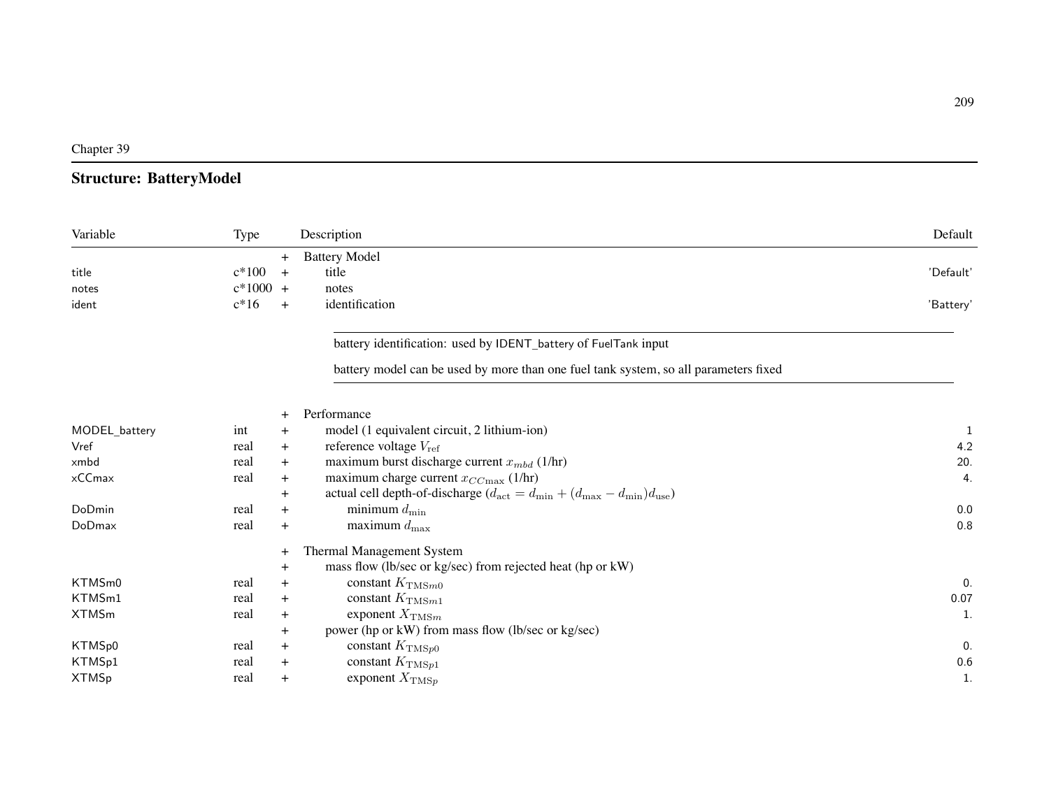Chapter 39

## Structure: BatteryModel

| Variable | Type | | Description | Default |
|---|---|---|---|---|
| | | + | Battery Model | |
| title | c*100 | + | title | 'Default' |
| notes | c*1000 | + | notes | |
| ident | c*16 | + | identification | 'Battery' |

---

battery identification: used by IDENT_battery of FuelTank input

battery model can be used by more than one fuel tank system, so all parameters fixed

---

| Variable | Type | | Description | Default |
|---|---|---|---|---|
| | | + | Performance | |
| MODEL_battery | int | + | model (1 equivalent circuit, 2 lithium-ion) | 1 |
| Vref | real | + | reference voltage $V_{\rm ref}$ | 4.2 |
| xmbd | real | + | maximum burst discharge current $x_{mbd}$ (1/hr) | 20. |
| xCCmax | real | + | maximum charge current $x_{CC\max}$ (1/hr) | 4. |
| | | + | actual cell depth-of-discharge ($d_{\rm act} = d_{\min} + (d_{\max} - d_{\min}) d_{\rm use}$) | |
| DoDmin | real | + | minimum $d_{\min}$ | 0.0 |
| DoDmax | real | + | maximum $d_{\max}$ | 0.8 |
| | | + | Thermal Management System | |
| | | + | mass flow (lb/sec or kg/sec) from rejected heat (hp or kW) | |
| KTMSm0 | real | + | constant $K_{{\rm TMS}m0}$ | 0. |
| KTMSm1 | real | + | constant $K_{{\rm TMS}m1}$ | 0.07 |
| XTMSm | real | + | exponent $X_{{\rm TMS}m}$ | 1. |
| | | + | power (hp or kW) from mass flow (lb/sec or kg/sec) | |
| KTMSp0 | real | + | constant $K_{{\rm TMS}p0}$ | 0. |
| KTMSp1 | real | + | constant $K_{{\rm TMS}p1}$ | 0.6 |
| XTMSp | real | + | exponent $X_{{\rm TMS}p}$ | 1. |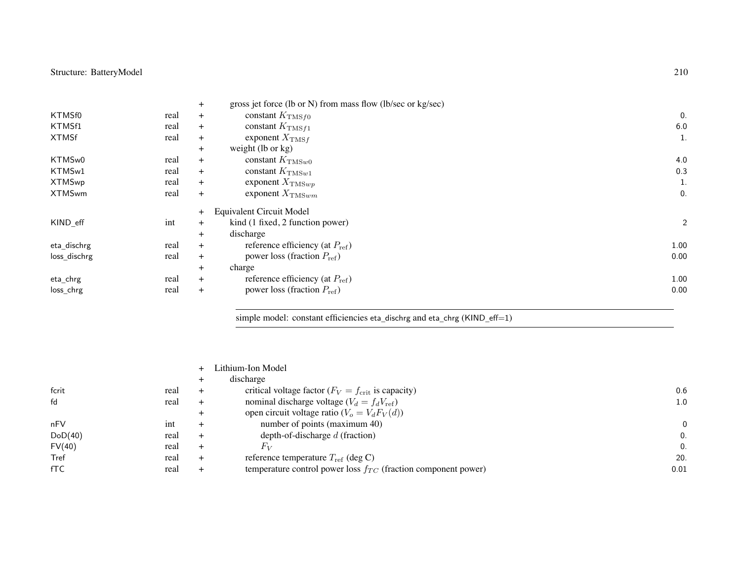| Variable | Type | | Description | Default |
|---|---|---|---|---|
| | | + | gross jet force (lb or N) from mass flow (lb/sec or kg/sec) | |
| KTMSf0 | real | + | constant $K_{\text{TMS}f0}$ | 0. |
| KTMSf1 | real | + | constant $K_{\text{TMS}f1}$ | 6.0 |
| XTMSf | real | + | exponent $X_{\text{TMS}f}$ | 1. |
| | | + | weight (lb or kg) | |
| KTMSw0 | real | + | constant $K_{\text{TMS}w0}$ | 4.0 |
| KTMSw1 | real | + | constant $K_{\text{TMS}w1}$ | 0.3 |
| XTMSwp | real | + | exponent $X_{\text{TMS}wp}$ | 1. |
| XTMSwm | real | + | exponent $X_{\text{TMS}wm}$ | 0. |
| | | + | Equivalent Circuit Model | |
| KIND_eff | int | + | kind (1 fixed, 2 function power) | 2 |
| | | + | discharge | |
| eta_dischrg | real | + | reference efficiency (at $P_{\text{ref}}$) | 1.00 |
| loss_dischrg | real | + | power loss (fraction $P_{\text{ref}}$) | 0.00 |
| | | + | charge | |
| eta_chrg | real | + | reference efficiency (at $P_{\text{ref}}$) | 1.00 |
| loss_chrg | real | + | power loss (fraction $P_{\text{ref}}$) | 0.00 |

simple model: constant efficiencies eta_dischrg and eta_chrg (KIND_eff=1)

| Variable | Type | | Description | Default |
|---|---|---|---|---|
| | | + | Lithium-Ion Model | |
| | | + | discharge | |
| fcrit | real | + | critical voltage factor ($F_V = f_{\text{crit}}$ is capacity) | 0.6 |
| fd | real | + | nominal discharge voltage ($V_d = f_d V_{\text{ref}}$) | 1.0 |
| | | + | open circuit voltage ratio ($V_o = V_d F_V(d)$) | |
| nFV | int | + | number of points (maximum 40) | 0 |
| DoD(40) | real | + | depth-of-discharge $d$ (fraction) | 0. |
| FV(40) | real | + | $F_V$ | 0. |
| Tref | real | + | reference temperature $T_{\text{ref}}$ (deg C) | 20. |
| fTC | real | + | temperature control power loss $f_{TC}$ (fraction component power) | 0.01 |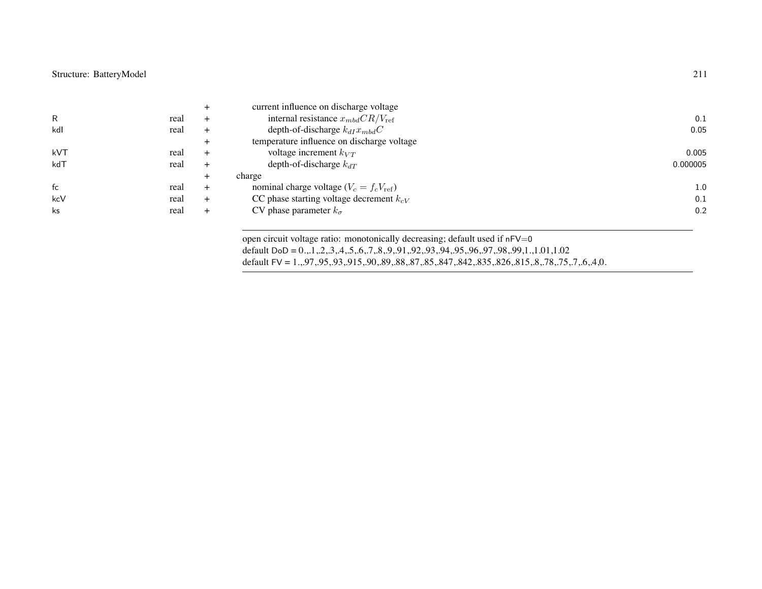| | | | | |
|---|---|---|---|---|
| | | + | current influence on discharge voltage | |
| R | real | + | internal resistance $x_{mbd}CR/V_{\text{ref}}$ | 0.1 |
| kdI | real | + | depth-of-discharge $k_{dI}x_{mbd}C$ | 0.05 |
| | | + | temperature influence on discharge voltage | |
| kVT | real | + | voltage increment $k_{VT}$ | 0.005 |
| kdT | real | + | depth-of-discharge $k_{dT}$ | 0.000005 |
| | | + | charge | |
| fc | real | + | nominal charge voltage ($V_c = f_c V_{\text{ref}}$) | 1.0 |
| kcV | real | + | CC phase starting voltage decrement $k_{cV}$ | 0.1 |
| ks | real | + | CV phase parameter $k_{\sigma}$ | 0.2 |

---

open circuit voltage ratio: monotonically decreasing; default used if nFV=0
default DoD = 0.,.1,.2,.3,.4,.5,.6,.7,.8,.9,.91,.92,.93,.94,.95,.96,.97,.98,.99,1.,1.01,1.02
default FV = 1.,.97,.95,.93,.915,.90,.89,.88,.87,.85,.847,.842,.835,.826,.815,.8,.78,.75,.7,.6,.4,0.

---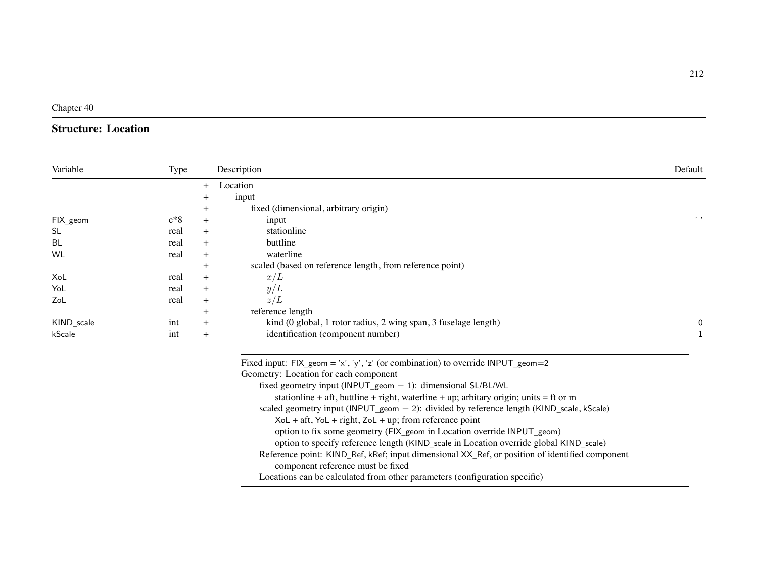Chapter 40

## Structure: Location

| Variable | Type | | Description | Default |
|---|---|---|---|---|
| | | + | Location | |
| | | + | input | |
| | | + | fixed (dimensional, arbitrary origin) | |
| FIX_geom | c*8 | + | input | ' ' |
| SL | real | + | stationline | |
| BL | real | + | buttline | |
| WL | real | + | waterline | |
| | | + | scaled (based on reference length, from reference point) | |
| XoL | real | + | $x/L$ | |
| YoL | real | + | $y/L$ | |
| ZoL | real | + | $z/L$ | |
| | | + | reference length | |
| KIND_scale | int | + | kind (0 global, 1 rotor radius, 2 wing span, 3 fuselage length) | 0 |
| kScale | int | + | identification (component number) | 1 |

---

Fixed input: FIX_geom = 'x', 'y', 'z' (or combination) to override INPUT_geom=2
Geometry: Location for each component
- fixed geometry input (INPUT_geom = 1): dimensional SL/BL/WL
  - stationline + aft, buttline + right, waterline + up; arbitary origin; units = ft or m
- scaled geometry input (INPUT_geom = 2): divided by reference length (KIND_scale, kScale)
  - XoL + aft, YoL + right, ZoL + up; from reference point
  - option to fix some geometry (FIX_geom in Location override INPUT_geom)
  - option to specify reference length (KIND_scale in Location override global KIND_scale)
- Reference point: KIND_Ref, kRef; input dimensional XX_Ref, or position of identified component
  - component reference must be fixed
- Locations can be calculated from other parameters (configuration specific)

---